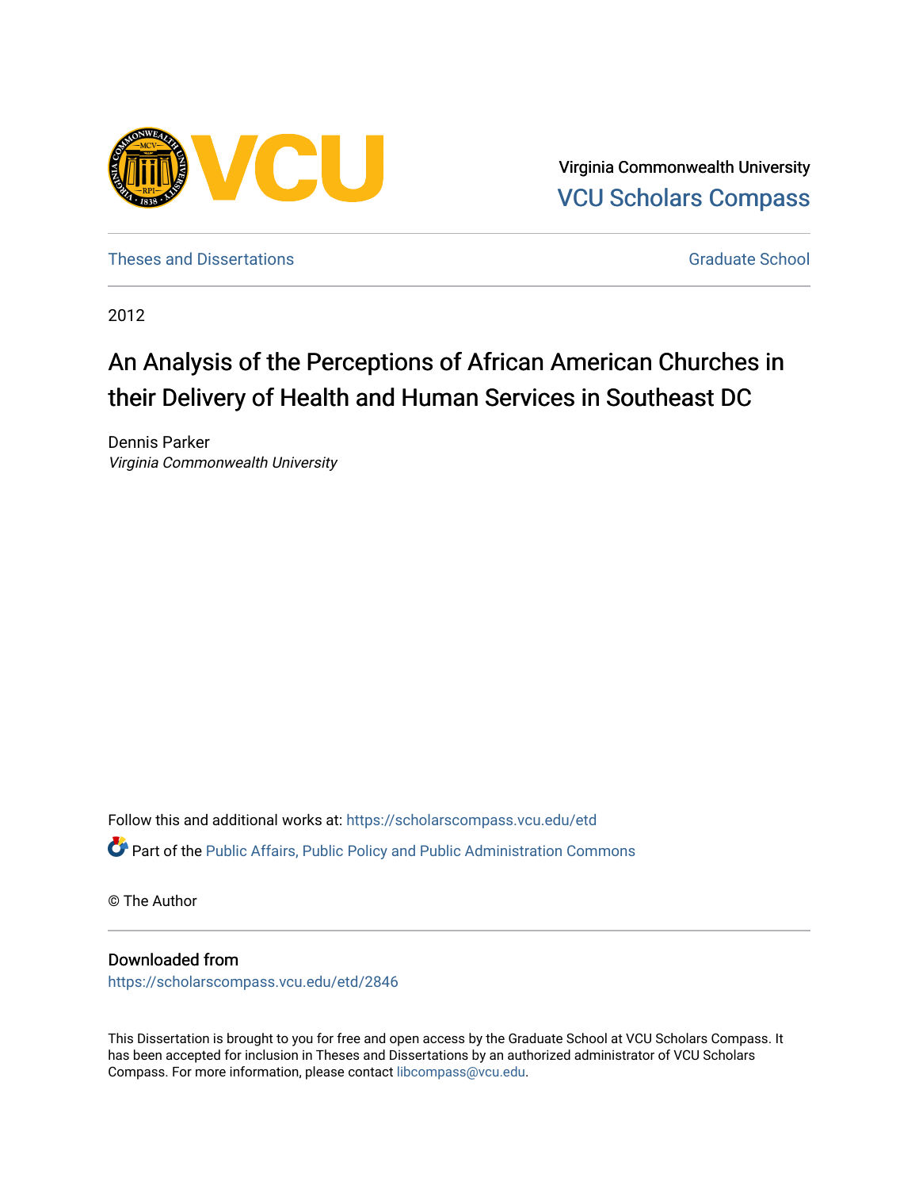Virginia Commonwealth University
VCU Scholars Compass

Theses and Dissertations

Graduate School

2012

# An Analysis of the Perceptions of African American Churches in their Delivery of Health and Human Services in Southeast DC

Dennis Parker
*Virginia Commonwealth University*

Follow this and additional works at: https://scholarscompass.vcu.edu/etd

Part of the Public Affairs, Public Policy and Public Administration Commons

© The Author

## Downloaded from

https://scholarscompass.vcu.edu/etd/2846

This Dissertation is brought to you for free and open access by the Graduate School at VCU Scholars Compass. It has been accepted for inclusion in Theses and Dissertations by an authorized administrator of VCU Scholars Compass. For more information, please contact libcompass@vcu.edu.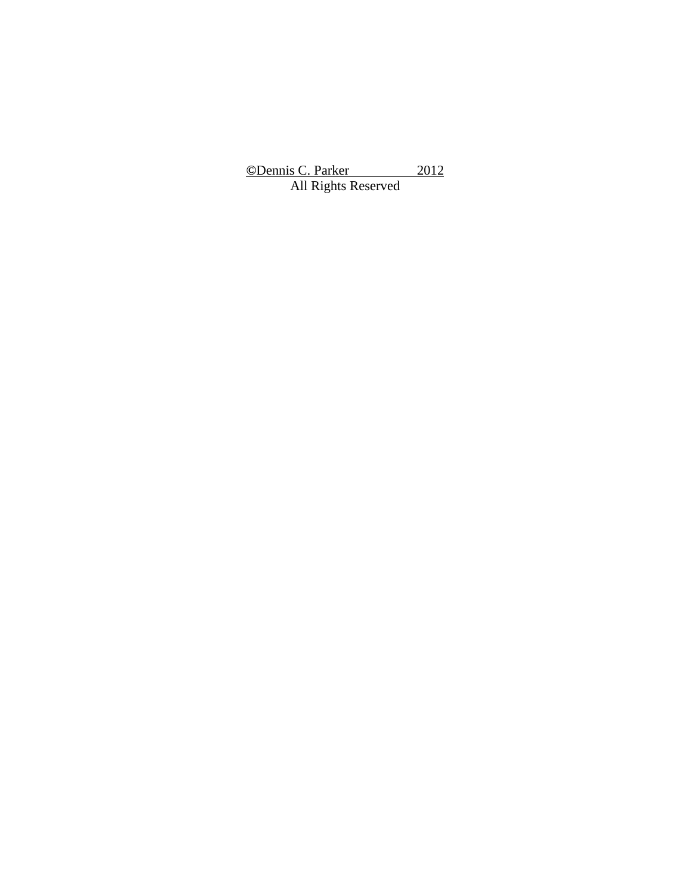©Dennis C. Parker 2012

All Rights Reserved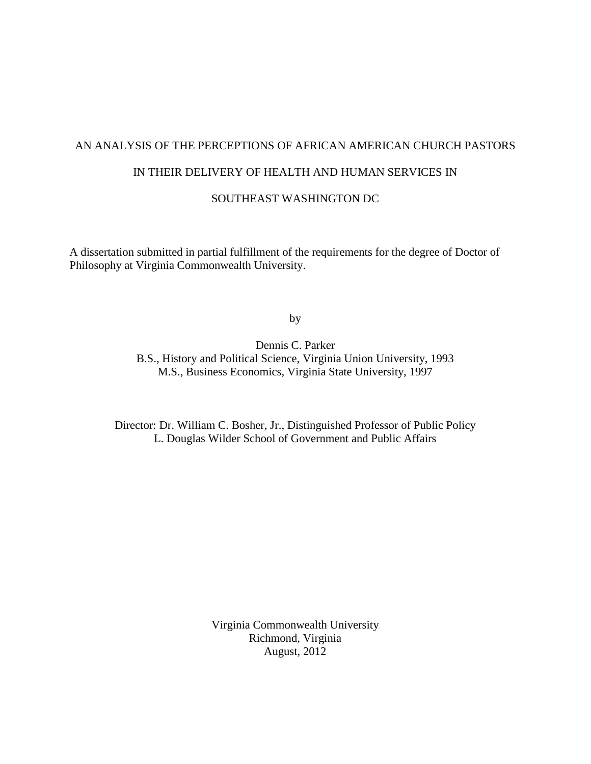# AN ANALYSIS OF THE PERCEPTIONS OF AFRICAN AMERICAN CHURCH PASTORS IN THEIR DELIVERY OF HEALTH AND HUMAN SERVICES IN SOUTHEAST WASHINGTON DC

A dissertation submitted in partial fulfillment of the requirements for the degree of Doctor of Philosophy at Virginia Commonwealth University.

by

Dennis C. Parker
B.S., History and Political Science, Virginia Union University, 1993
M.S., Business Economics, Virginia State University, 1997

Director: Dr. William C. Bosher, Jr., Distinguished Professor of Public Policy
L. Douglas Wilder School of Government and Public Affairs

Virginia Commonwealth University
Richmond, Virginia
August, 2012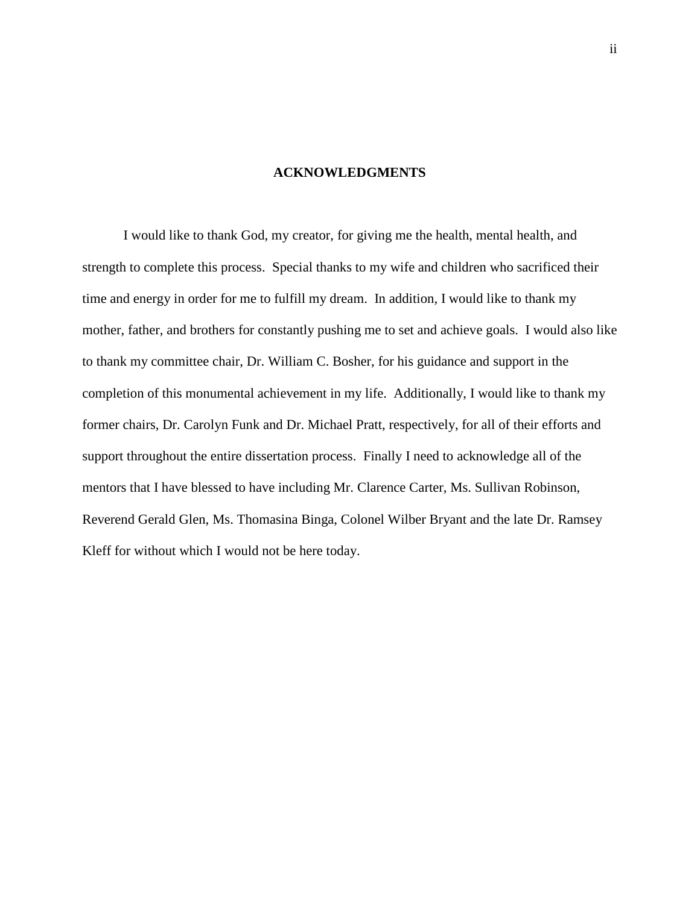# ACKNOWLEDGMENTS

I would like to thank God, my creator, for giving me the health, mental health, and strength to complete this process. Special thanks to my wife and children who sacrificed their time and energy in order for me to fulfill my dream. In addition, I would like to thank my mother, father, and brothers for constantly pushing me to set and achieve goals. I would also like to thank my committee chair, Dr. William C. Bosher, for his guidance and support in the completion of this monumental achievement in my life. Additionally, I would like to thank my former chairs, Dr. Carolyn Funk and Dr. Michael Pratt, respectively, for all of their efforts and support throughout the entire dissertation process. Finally I need to acknowledge all of the mentors that I have blessed to have including Mr. Clarence Carter, Ms. Sullivan Robinson, Reverend Gerald Glen, Ms. Thomasina Binga, Colonel Wilber Bryant and the late Dr. Ramsey Kleff for without which I would not be here today.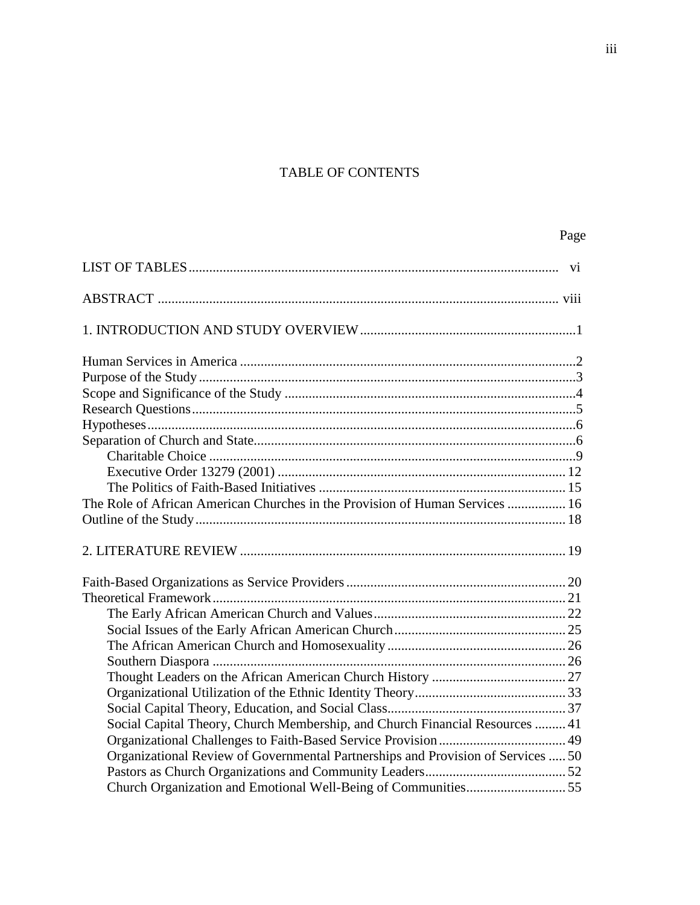# TABLE OF CONTENTS

Page

LIST OF TABLES ........ vi

ABSTRACT ........ viii

1. INTRODUCTION AND STUDY OVERVIEW ........ 1

Human Services in America ........ 2
Purpose of the Study ........ 3
Scope and Significance of the Study ........ 4
Research Questions ........ 5
Hypotheses ........ 6
Separation of Church and State ........ 6
  Charitable Choice ........ 9
  Executive Order 13279 (2001) ........ 12
  The Politics of Faith-Based Initiatives ........ 15
The Role of African American Churches in the Provision of Human Services ........ 16
Outline of the Study ........ 18

2. LITERATURE REVIEW ........ 19

Faith-Based Organizations as Service Providers ........ 20
Theoretical Framework ........ 21
  The Early African American Church and Values ........ 22
  Social Issues of the Early African American Church ........ 25
  The African American Church and Homosexuality ........ 26
  Southern Diaspora ........ 26
  Thought Leaders on the African American Church History ........ 27
  Organizational Utilization of the Ethnic Identity Theory ........ 33
  Social Capital Theory, Education, and Social Class ........ 37
  Social Capital Theory, Church Membership, and Church Financial Resources ........ 41
  Organizational Challenges to Faith-Based Service Provision ........ 49
  Organizational Review of Governmental Partnerships and Provision of Services ........ 50
  Pastors as Church Organizations and Community Leaders ........ 52
  Church Organization and Emotional Well-Being of Communities ........ 55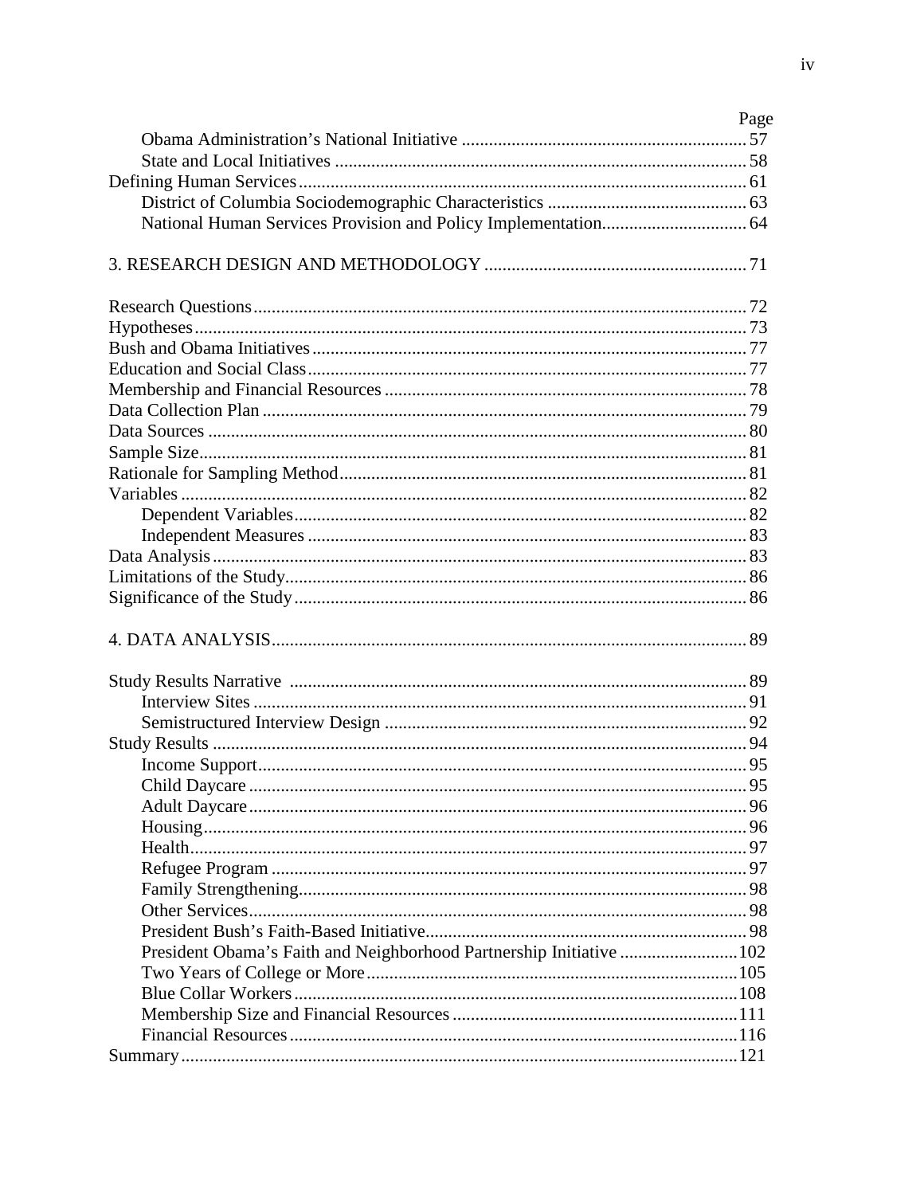| | Page |
|---|---|
| Obama Administration's National Initiative | 57 |
| State and Local Initiatives | 58 |
| Defining Human Services | 61 |
| District of Columbia Sociodemographic Characteristics | 63 |
| National Human Services Provision and Policy Implementation | 64 |
| 3. RESEARCH DESIGN AND METHODOLOGY | 71 |
| Research Questions | 72 |
| Hypotheses | 73 |
| Bush and Obama Initiatives | 77 |
| Education and Social Class | 77 |
| Membership and Financial Resources | 78 |
| Data Collection Plan | 79 |
| Data Sources | 80 |
| Sample Size | 81 |
| Rationale for Sampling Method | 81 |
| Variables | 82 |
| Dependent Variables | 82 |
| Independent Measures | 83 |
| Data Analysis | 83 |
| Limitations of the Study | 86 |
| Significance of the Study | 86 |
| 4. DATA ANALYSIS | 89 |
| Study Results Narrative | 89 |
| Interview Sites | 91 |
| Semistructured Interview Design | 92 |
| Study Results | 94 |
| Income Support | 95 |
| Child Daycare | 95 |
| Adult Daycare | 96 |
| Housing | 96 |
| Health | 97 |
| Refugee Program | 97 |
| Family Strengthening | 98 |
| Other Services | 98 |
| President Bush's Faith-Based Initiative | 98 |
| President Obama's Faith and Neighborhood Partnership Initiative | 102 |
| Two Years of College or More | 105 |
| Blue Collar Workers | 108 |
| Membership Size and Financial Resources | 111 |
| Financial Resources | 116 |
| Summary | 121 |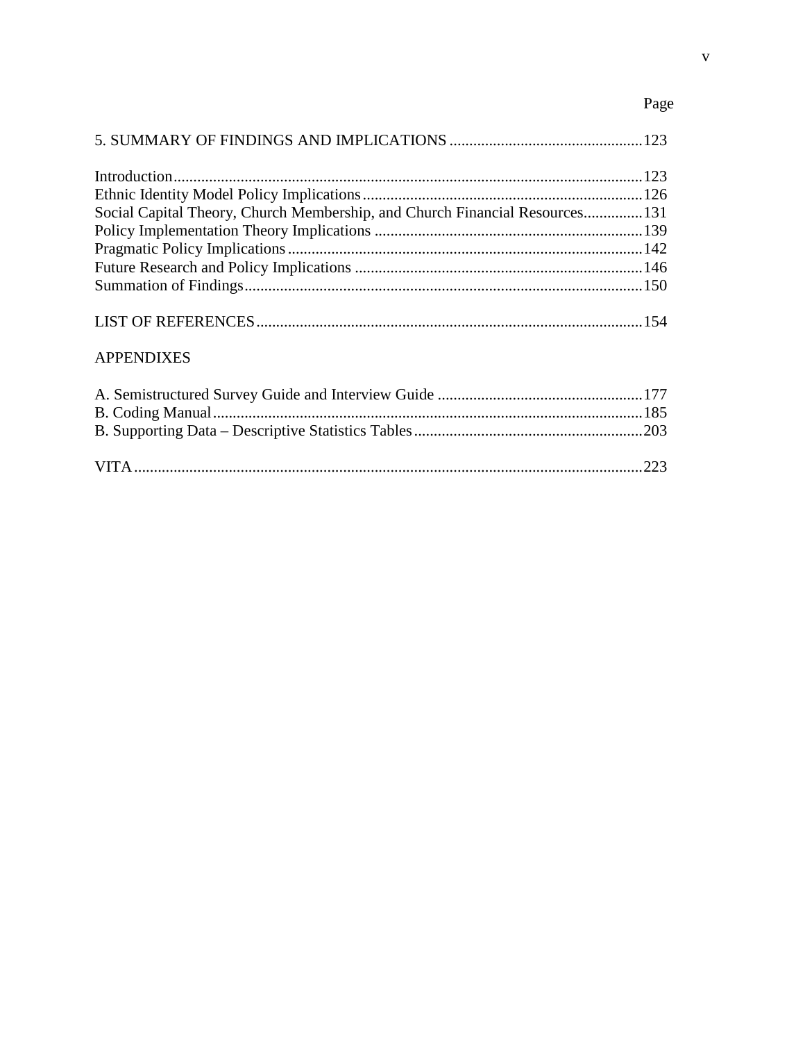Page

5. SUMMARY OF FINDINGS AND IMPLICATIONS .......... 123

Introduction .......... 123
Ethnic Identity Model Policy Implications .......... 126
Social Capital Theory, Church Membership, and Church Financial Resources .......... 131
Policy Implementation Theory Implications .......... 139
Pragmatic Policy Implications .......... 142
Future Research and Policy Implications .......... 146
Summation of Findings .......... 150

LIST OF REFERENCES .......... 154

APPENDIXES

A. Semistructured Survey Guide and Interview Guide .......... 177
B. Coding Manual .......... 185
B. Supporting Data – Descriptive Statistics Tables .......... 203

VITA .......... 223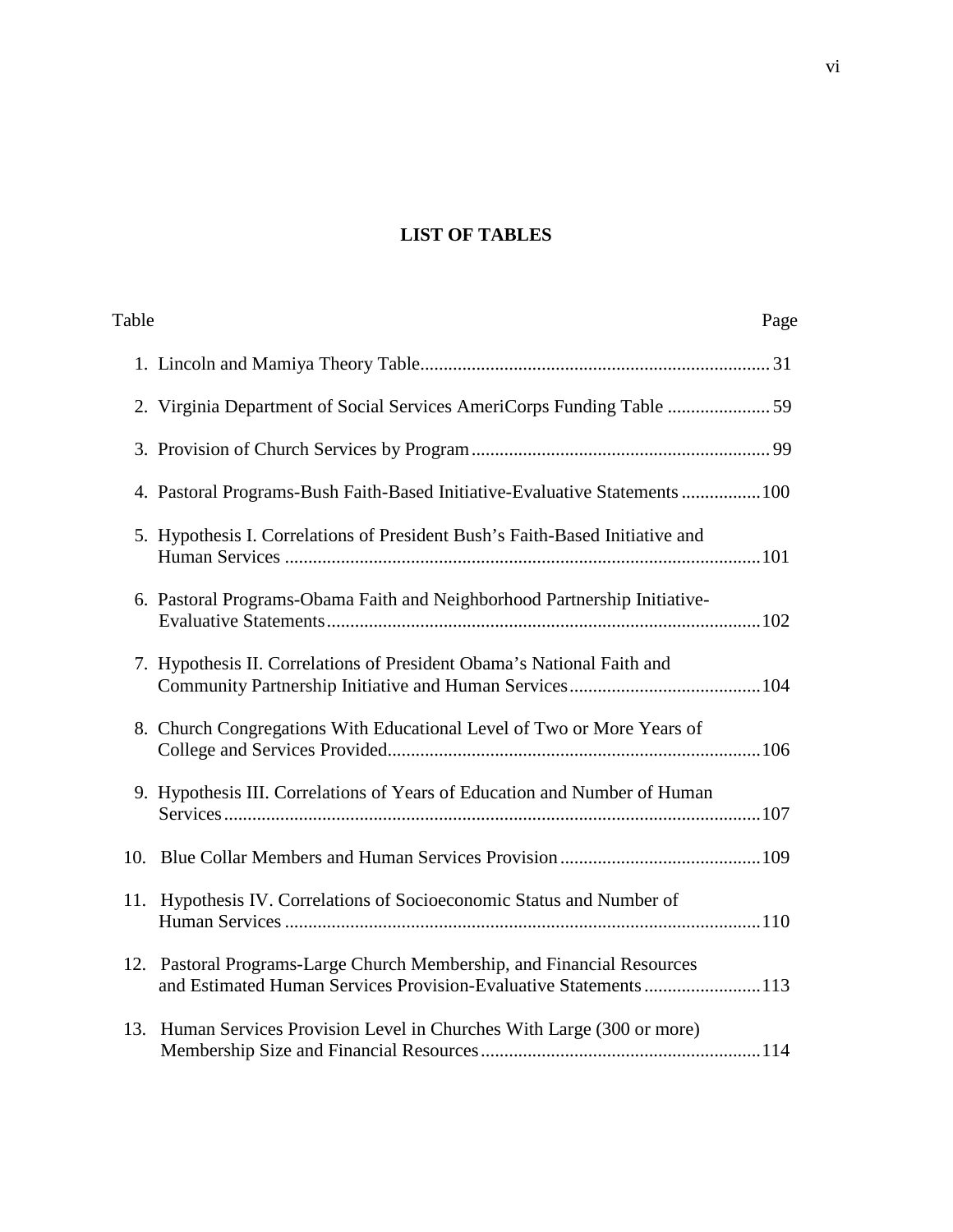# LIST OF TABLES

| Table | | Page |
|---|---|---|
| 1. | Lincoln and Mamiya Theory Table | 31 |
| 2. | Virginia Department of Social Services AmeriCorps Funding Table | 59 |
| 3. | Provision of Church Services by Program | 99 |
| 4. | Pastoral Programs-Bush Faith-Based Initiative-Evaluative Statements | 100 |
| 5. | Hypothesis I. Correlations of President Bush's Faith-Based Initiative and Human Services | 101 |
| 6. | Pastoral Programs-Obama Faith and Neighborhood Partnership Initiative-Evaluative Statements | 102 |
| 7. | Hypothesis II. Correlations of President Obama's National Faith and Community Partnership Initiative and Human Services | 104 |
| 8. | Church Congregations With Educational Level of Two or More Years of College and Services Provided | 106 |
| 9. | Hypothesis III. Correlations of Years of Education and Number of Human Services | 107 |
| 10. | Blue Collar Members and Human Services Provision | 109 |
| 11. | Hypothesis IV. Correlations of Socioeconomic Status and Number of Human Services | 110 |
| 12. | Pastoral Programs-Large Church Membership, and Financial Resources and Estimated Human Services Provision-Evaluative Statements | 113 |
| 13. | Human Services Provision Level in Churches With Large (300 or more) Membership Size and Financial Resources | 114 |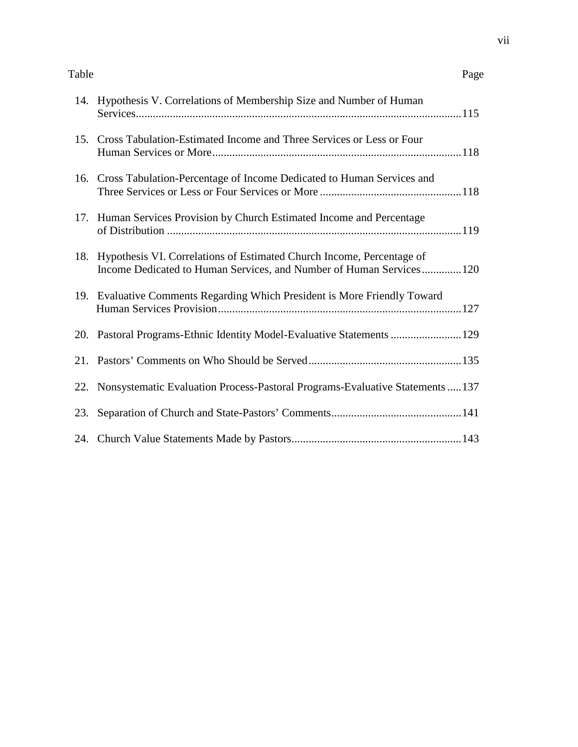| Table | | Page |
|---|---|---|
| 14. | Hypothesis V. Correlations of Membership Size and Number of Human Services | 115 |
| 15. | Cross Tabulation-Estimated Income and Three Services or Less or Four Human Services or More | 118 |
| 16. | Cross Tabulation-Percentage of Income Dedicated to Human Services and Three Services or Less or Four Services or More | 118 |
| 17. | Human Services Provision by Church Estimated Income and Percentage of Distribution | 119 |
| 18. | Hypothesis VI. Correlations of Estimated Church Income, Percentage of Income Dedicated to Human Services, and Number of Human Services | 120 |
| 19. | Evaluative Comments Regarding Which President is More Friendly Toward Human Services Provision | 127 |
| 20. | Pastoral Programs-Ethnic Identity Model-Evaluative Statements | 129 |
| 21. | Pastors' Comments on Who Should be Served | 135 |
| 22. | Nonsystematic Evaluation Process-Pastoral Programs-Evaluative Statements | 137 |
| 23. | Separation of Church and State-Pastors' Comments | 141 |
| 24. | Church Value Statements Made by Pastors | 143 |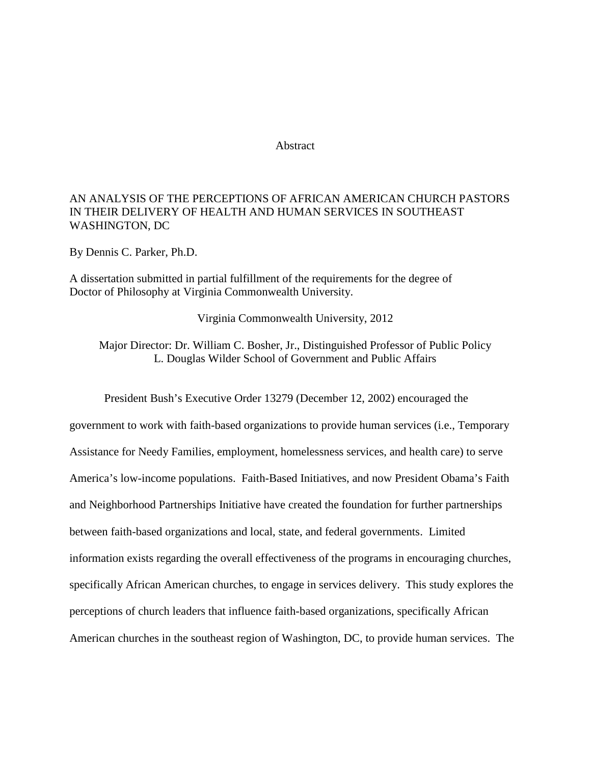# Abstract

AN ANALYSIS OF THE PERCEPTIONS OF AFRICAN AMERICAN CHURCH PASTORS IN THEIR DELIVERY OF HEALTH AND HUMAN SERVICES IN SOUTHEAST WASHINGTON, DC

By Dennis C. Parker, Ph.D.

A dissertation submitted in partial fulfillment of the requirements for the degree of Doctor of Philosophy at Virginia Commonwealth University.

Virginia Commonwealth University, 2012

Major Director: Dr. William C. Bosher, Jr., Distinguished Professor of Public Policy
L. Douglas Wilder School of Government and Public Affairs

President Bush's Executive Order 13279 (December 12, 2002) encouraged the government to work with faith-based organizations to provide human services (i.e., Temporary Assistance for Needy Families, employment, homelessness services, and health care) to serve America's low-income populations. Faith-Based Initiatives, and now President Obama's Faith and Neighborhood Partnerships Initiative have created the foundation for further partnerships between faith-based organizations and local, state, and federal governments. Limited information exists regarding the overall effectiveness of the programs in encouraging churches, specifically African American churches, to engage in services delivery. This study explores the perceptions of church leaders that influence faith-based organizations, specifically African American churches in the southeast region of Washington, DC, to provide human services. The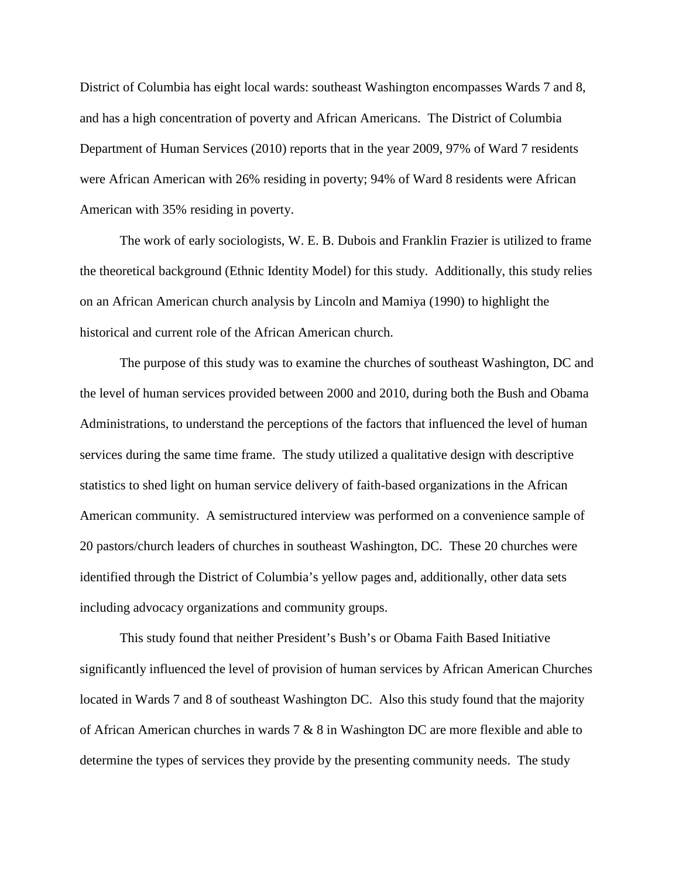District of Columbia has eight local wards: southeast Washington encompasses Wards 7 and 8, and has a high concentration of poverty and African Americans. The District of Columbia Department of Human Services (2010) reports that in the year 2009, 97% of Ward 7 residents were African American with 26% residing in poverty; 94% of Ward 8 residents were African American with 35% residing in poverty.

The work of early sociologists, W. E. B. Dubois and Franklin Frazier is utilized to frame the theoretical background (Ethnic Identity Model) for this study. Additionally, this study relies on an African American church analysis by Lincoln and Mamiya (1990) to highlight the historical and current role of the African American church.

The purpose of this study was to examine the churches of southeast Washington, DC and the level of human services provided between 2000 and 2010, during both the Bush and Obama Administrations, to understand the perceptions of the factors that influenced the level of human services during the same time frame. The study utilized a qualitative design with descriptive statistics to shed light on human service delivery of faith-based organizations in the African American community. A semistructured interview was performed on a convenience sample of 20 pastors/church leaders of churches in southeast Washington, DC. These 20 churches were identified through the District of Columbia's yellow pages and, additionally, other data sets including advocacy organizations and community groups.

This study found that neither President's Bush's or Obama Faith Based Initiative significantly influenced the level of provision of human services by African American Churches located in Wards 7 and 8 of southeast Washington DC. Also this study found that the majority of African American churches in wards 7 & 8 in Washington DC are more flexible and able to determine the types of services they provide by the presenting community needs. The study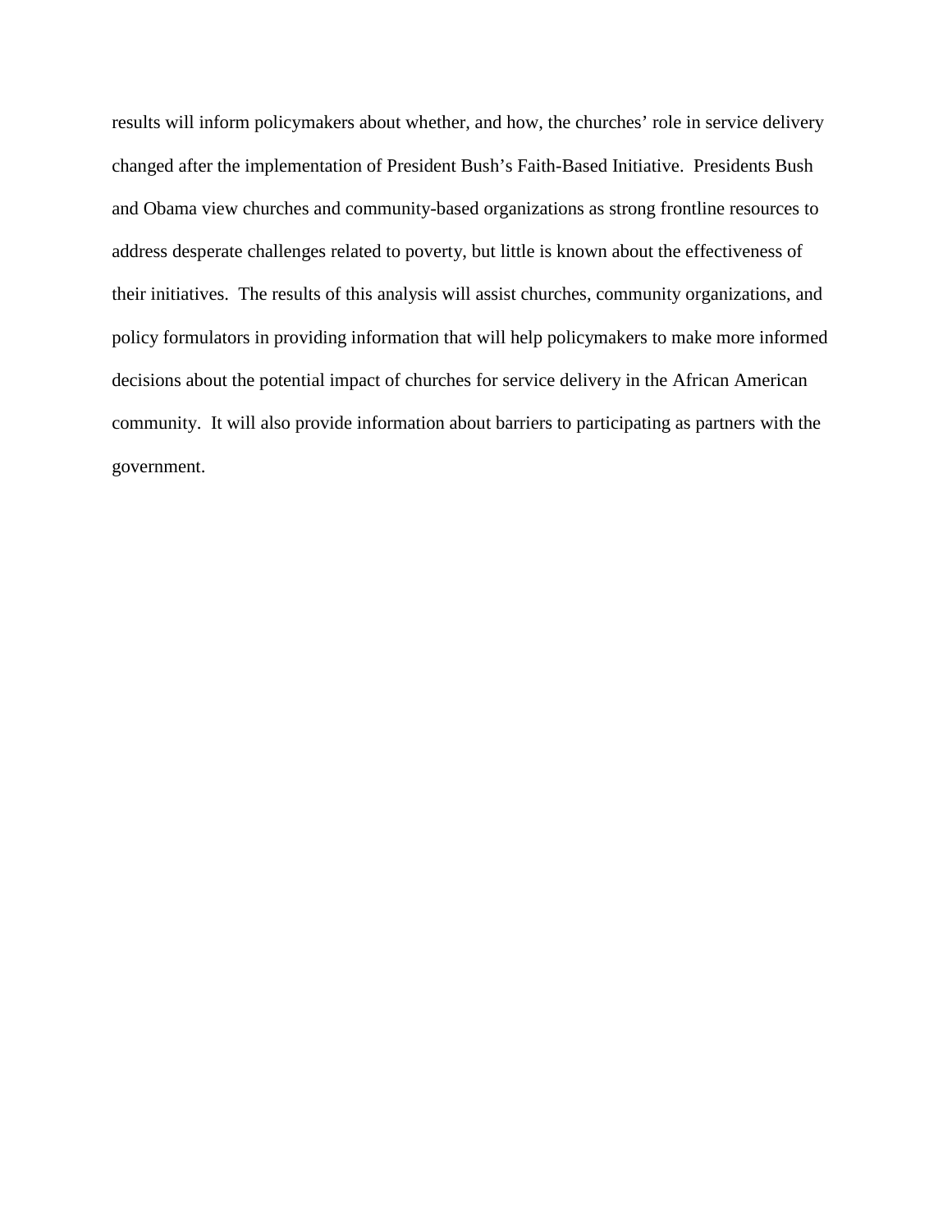results will inform policymakers about whether, and how, the churches' role in service delivery changed after the implementation of President Bush's Faith-Based Initiative. Presidents Bush and Obama view churches and community-based organizations as strong frontline resources to address desperate challenges related to poverty, but little is known about the effectiveness of their initiatives. The results of this analysis will assist churches, community organizations, and policy formulators in providing information that will help policymakers to make more informed decisions about the potential impact of churches for service delivery in the African American community. It will also provide information about barriers to participating as partners with the government.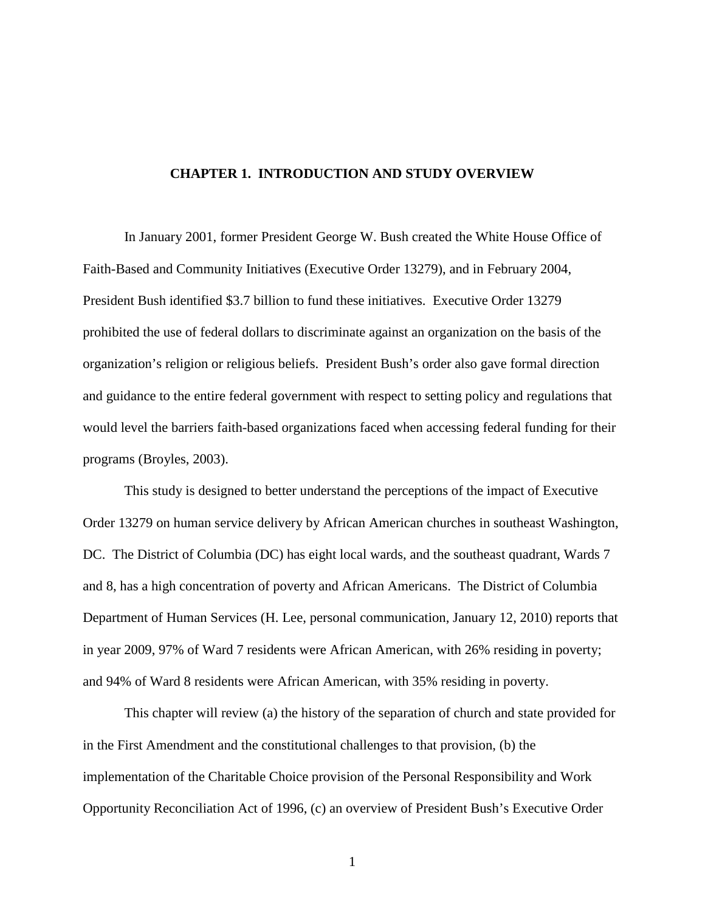# CHAPTER 1. INTRODUCTION AND STUDY OVERVIEW

In January 2001, former President George W. Bush created the White House Office of Faith-Based and Community Initiatives (Executive Order 13279), and in February 2004, President Bush identified $3.7 billion to fund these initiatives. Executive Order 13279 prohibited the use of federal dollars to discriminate against an organization on the basis of the organization's religion or religious beliefs. President Bush's order also gave formal direction and guidance to the entire federal government with respect to setting policy and regulations that would level the barriers faith-based organizations faced when accessing federal funding for their programs (Broyles, 2003).

This study is designed to better understand the perceptions of the impact of Executive Order 13279 on human service delivery by African American churches in southeast Washington, DC. The District of Columbia (DC) has eight local wards, and the southeast quadrant, Wards 7 and 8, has a high concentration of poverty and African Americans. The District of Columbia Department of Human Services (H. Lee, personal communication, January 12, 2010) reports that in year 2009, 97% of Ward 7 residents were African American, with 26% residing in poverty; and 94% of Ward 8 residents were African American, with 35% residing in poverty.

This chapter will review (a) the history of the separation of church and state provided for in the First Amendment and the constitutional challenges to that provision, (b) the implementation of the Charitable Choice provision of the Personal Responsibility and Work Opportunity Reconciliation Act of 1996, (c) an overview of President Bush's Executive Order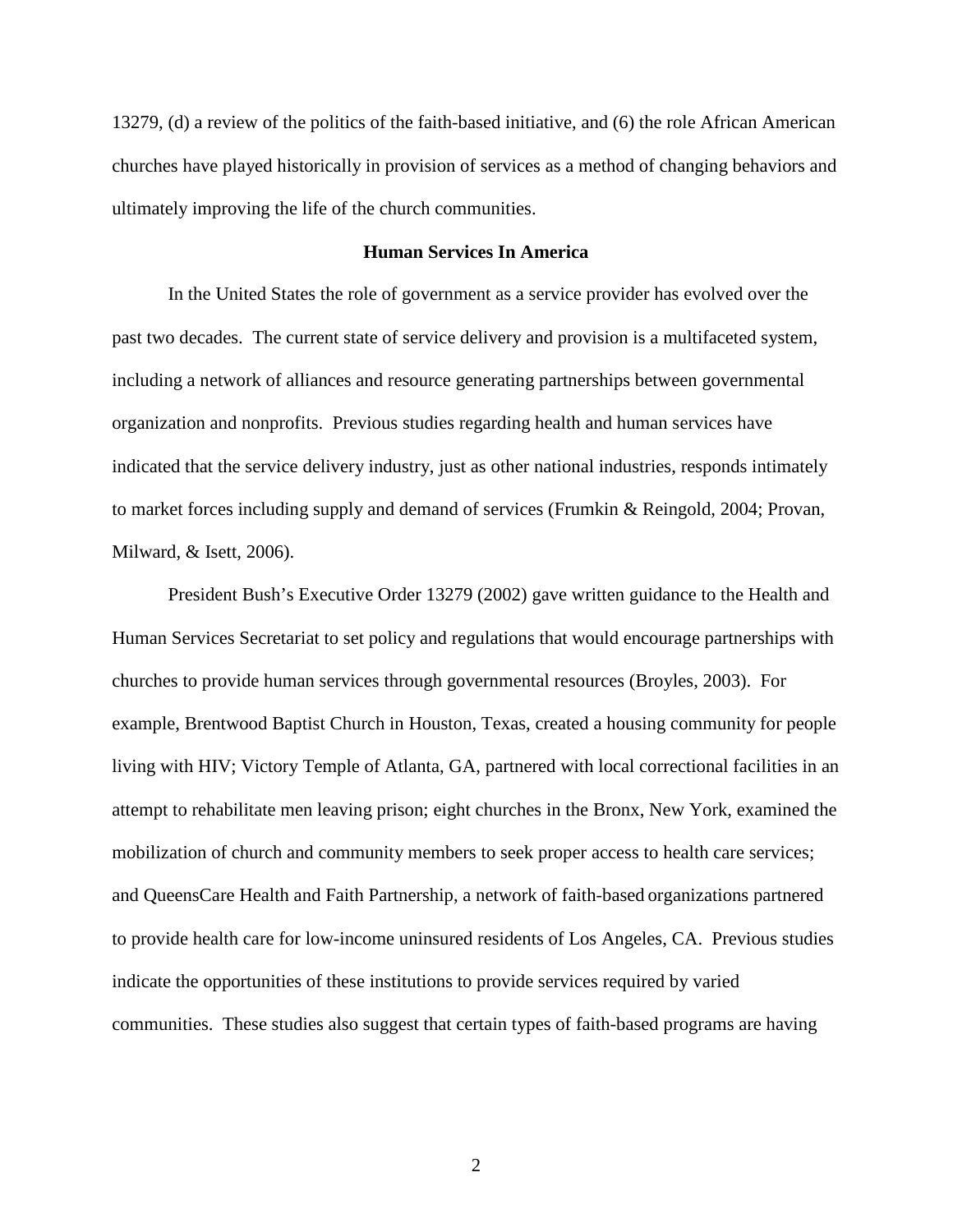13279, (d) a review of the politics of the faith-based initiative, and (6) the role African American churches have played historically in provision of services as a method of changing behaviors and ultimately improving the life of the church communities.

## Human Services In America

In the United States the role of government as a service provider has evolved over the past two decades. The current state of service delivery and provision is a multifaceted system, including a network of alliances and resource generating partnerships between governmental organization and nonprofits. Previous studies regarding health and human services have indicated that the service delivery industry, just as other national industries, responds intimately to market forces including supply and demand of services (Frumkin & Reingold, 2004; Provan, Milward, & Isett, 2006).

President Bush's Executive Order 13279 (2002) gave written guidance to the Health and Human Services Secretariat to set policy and regulations that would encourage partnerships with churches to provide human services through governmental resources (Broyles, 2003). For example, Brentwood Baptist Church in Houston, Texas, created a housing community for people living with HIV; Victory Temple of Atlanta, GA, partnered with local correctional facilities in an attempt to rehabilitate men leaving prison; eight churches in the Bronx, New York, examined the mobilization of church and community members to seek proper access to health care services; and QueensCare Health and Faith Partnership, a network of faith-based organizations partnered to provide health care for low-income uninsured residents of Los Angeles, CA. Previous studies indicate the opportunities of these institutions to provide services required by varied communities. These studies also suggest that certain types of faith-based programs are having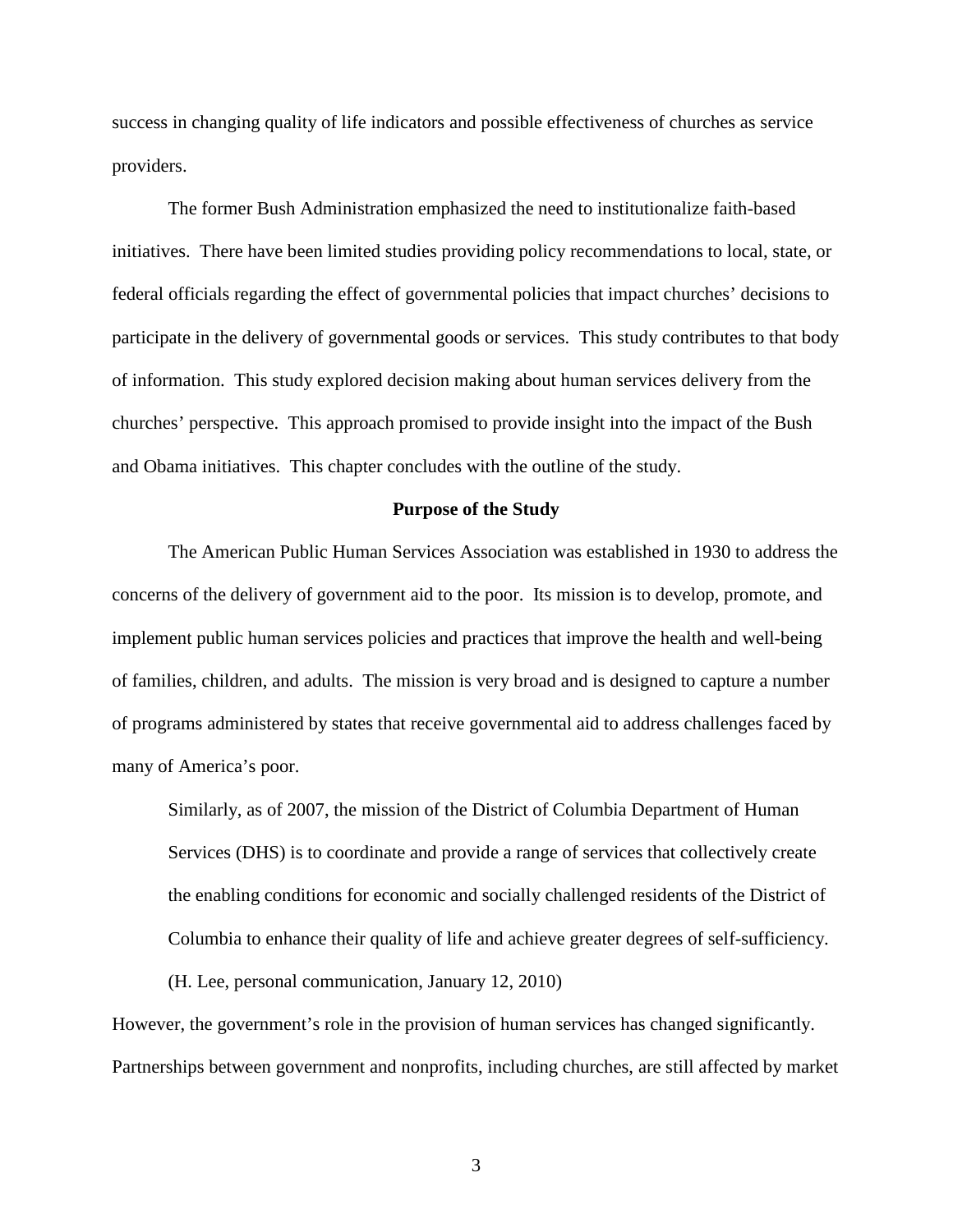success in changing quality of life indicators and possible effectiveness of churches as service providers.

The former Bush Administration emphasized the need to institutionalize faith-based initiatives. There have been limited studies providing policy recommendations to local, state, or federal officials regarding the effect of governmental policies that impact churches' decisions to participate in the delivery of governmental goods or services. This study contributes to that body of information. This study explored decision making about human services delivery from the churches' perspective. This approach promised to provide insight into the impact of the Bush and Obama initiatives. This chapter concludes with the outline of the study.

## Purpose of the Study

The American Public Human Services Association was established in 1930 to address the concerns of the delivery of government aid to the poor. Its mission is to develop, promote, and implement public human services policies and practices that improve the health and well-being of families, children, and adults. The mission is very broad and is designed to capture a number of programs administered by states that receive governmental aid to address challenges faced by many of America's poor.

> Similarly, as of 2007, the mission of the District of Columbia Department of Human Services (DHS) is to coordinate and provide a range of services that collectively create the enabling conditions for economic and socially challenged residents of the District of Columbia to enhance their quality of life and achieve greater degrees of self-sufficiency. (H. Lee, personal communication, January 12, 2010)

However, the government's role in the provision of human services has changed significantly. Partnerships between government and nonprofits, including churches, are still affected by market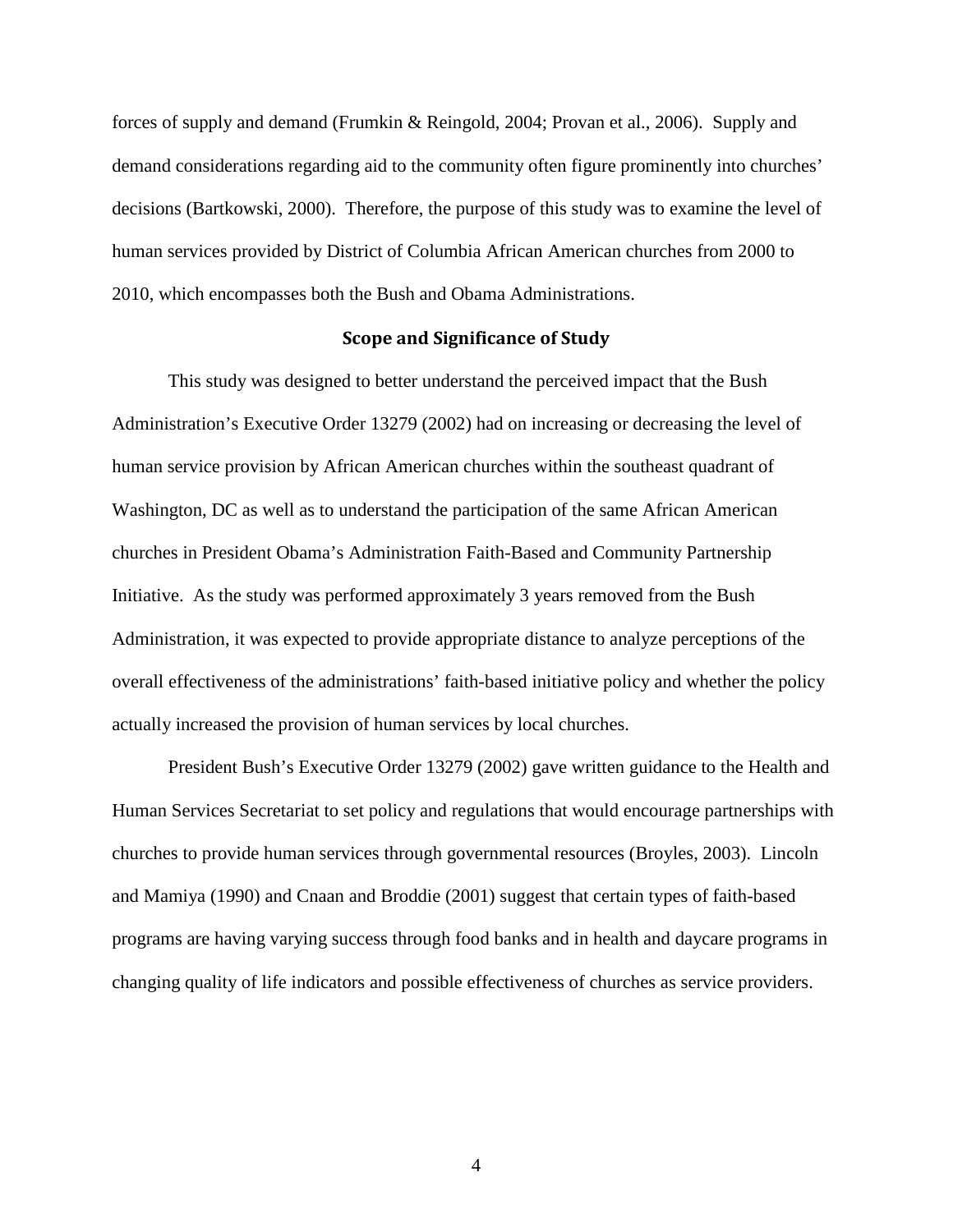forces of supply and demand (Frumkin & Reingold, 2004; Provan et al., 2006). Supply and demand considerations regarding aid to the community often figure prominently into churches' decisions (Bartkowski, 2000). Therefore, the purpose of this study was to examine the level of human services provided by District of Columbia African American churches from 2000 to 2010, which encompasses both the Bush and Obama Administrations.

## Scope and Significance of Study

This study was designed to better understand the perceived impact that the Bush Administration's Executive Order 13279 (2002) had on increasing or decreasing the level of human service provision by African American churches within the southeast quadrant of Washington, DC as well as to understand the participation of the same African American churches in President Obama's Administration Faith-Based and Community Partnership Initiative. As the study was performed approximately 3 years removed from the Bush Administration, it was expected to provide appropriate distance to analyze perceptions of the overall effectiveness of the administrations' faith-based initiative policy and whether the policy actually increased the provision of human services by local churches.

President Bush's Executive Order 13279 (2002) gave written guidance to the Health and Human Services Secretariat to set policy and regulations that would encourage partnerships with churches to provide human services through governmental resources (Broyles, 2003). Lincoln and Mamiya (1990) and Cnaan and Broddie (2001) suggest that certain types of faith-based programs are having varying success through food banks and in health and daycare programs in changing quality of life indicators and possible effectiveness of churches as service providers.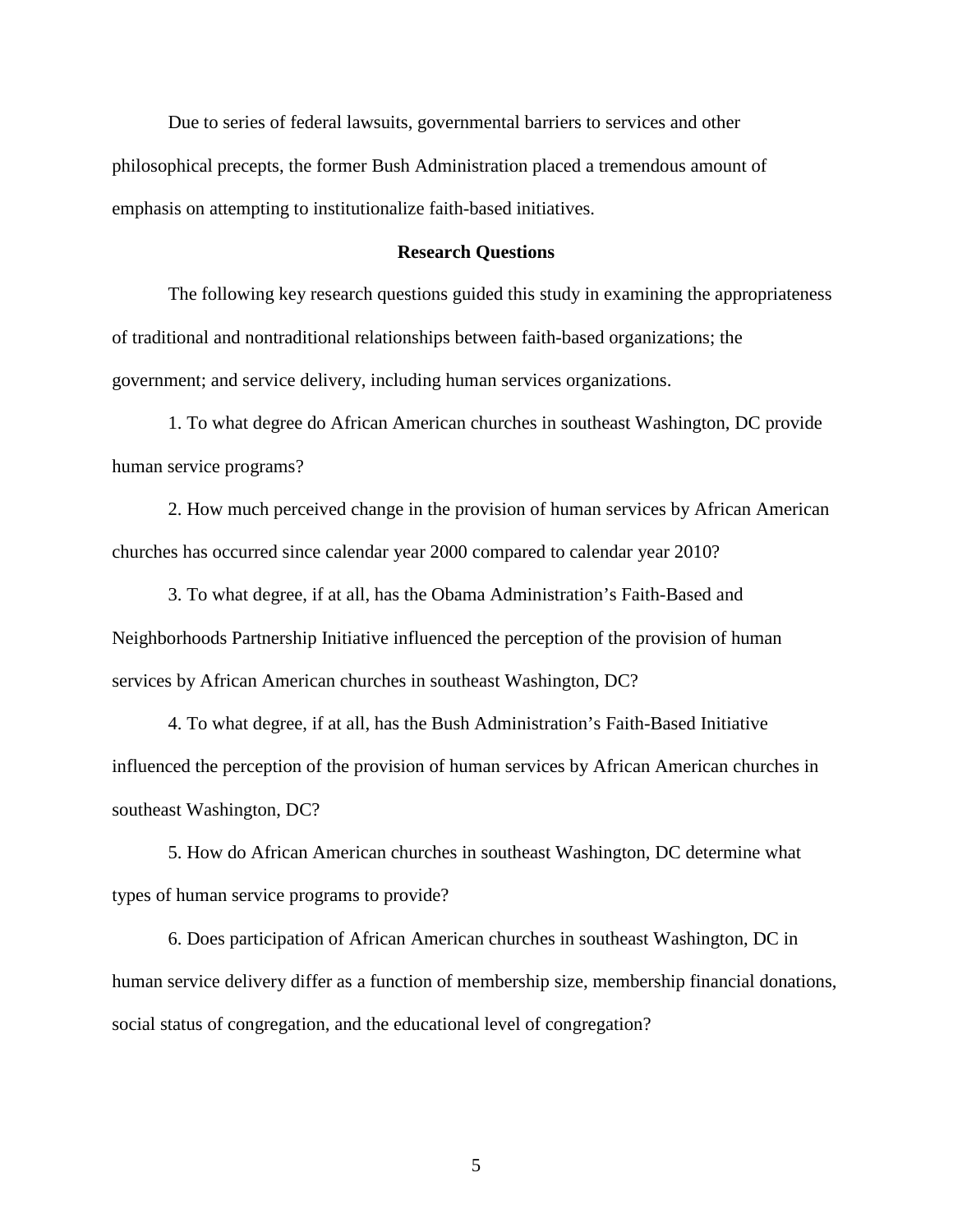Due to series of federal lawsuits, governmental barriers to services and other philosophical precepts, the former Bush Administration placed a tremendous amount of emphasis on attempting to institutionalize faith-based initiatives.

## Research Questions

The following key research questions guided this study in examining the appropriateness of traditional and nontraditional relationships between faith-based organizations; the government; and service delivery, including human services organizations.

1. To what degree do African American churches in southeast Washington, DC provide human service programs?

2. How much perceived change in the provision of human services by African American churches has occurred since calendar year 2000 compared to calendar year 2010?

3. To what degree, if at all, has the Obama Administration's Faith-Based and Neighborhoods Partnership Initiative influenced the perception of the provision of human services by African American churches in southeast Washington, DC?

4. To what degree, if at all, has the Bush Administration's Faith-Based Initiative influenced the perception of the provision of human services by African American churches in southeast Washington, DC?

5. How do African American churches in southeast Washington, DC determine what types of human service programs to provide?

6. Does participation of African American churches in southeast Washington, DC in human service delivery differ as a function of membership size, membership financial donations, social status of congregation, and the educational level of congregation?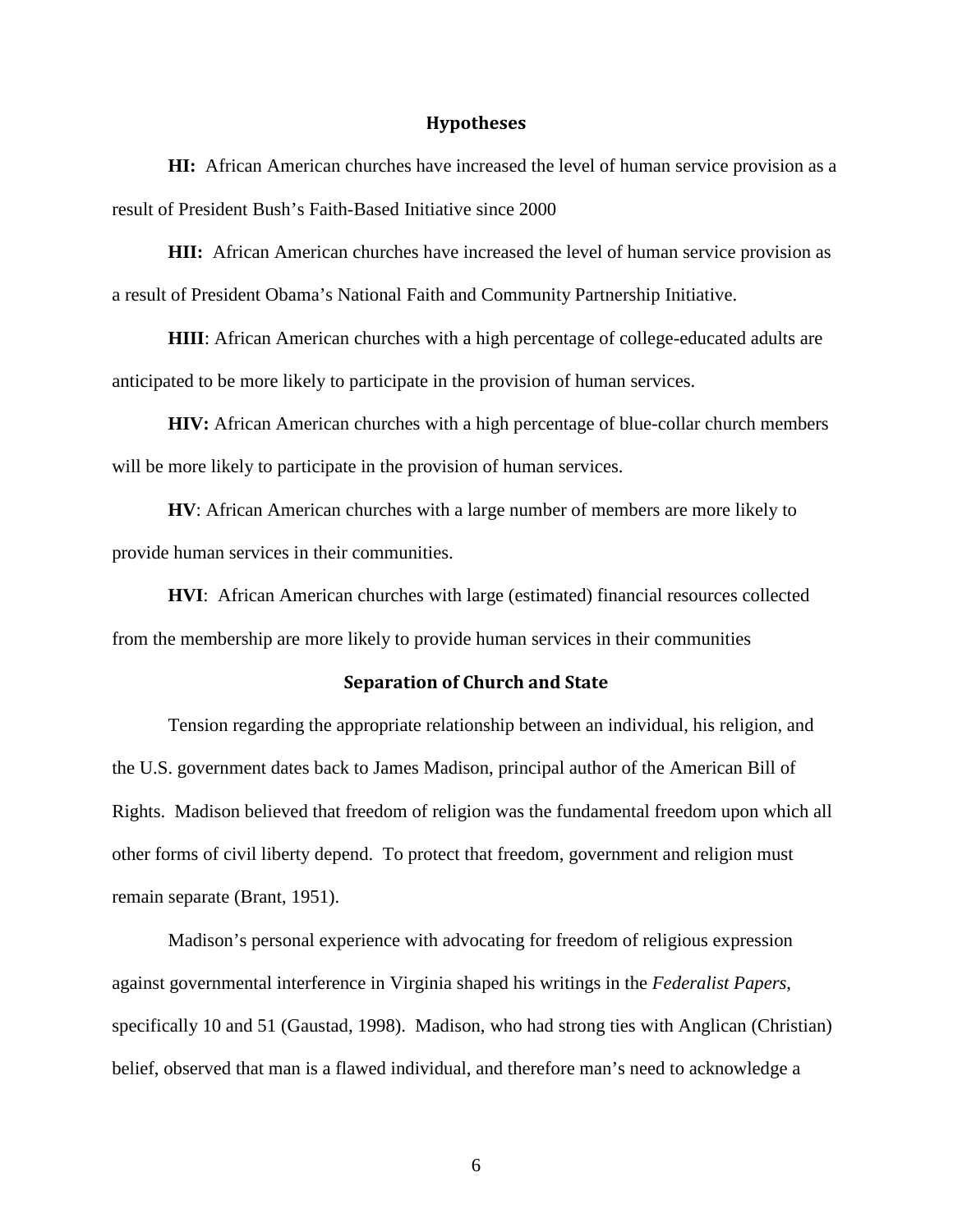## Hypotheses

**HI:** African American churches have increased the level of human service provision as a result of President Bush's Faith-Based Initiative since 2000

**HII:** African American churches have increased the level of human service provision as a result of President Obama's National Faith and Community Partnership Initiative.

**HIII**: African American churches with a high percentage of college-educated adults are anticipated to be more likely to participate in the provision of human services.

**HIV:** African American churches with a high percentage of blue-collar church members will be more likely to participate in the provision of human services.

**HV**: African American churches with a large number of members are more likely to provide human services in their communities.

**HVI**: African American churches with large (estimated) financial resources collected from the membership are more likely to provide human services in their communities

## Separation of Church and State

Tension regarding the appropriate relationship between an individual, his religion, and the U.S. government dates back to James Madison, principal author of the American Bill of Rights. Madison believed that freedom of religion was the fundamental freedom upon which all other forms of civil liberty depend. To protect that freedom, government and religion must remain separate (Brant, 1951).

Madison's personal experience with advocating for freedom of religious expression against governmental interference in Virginia shaped his writings in the *Federalist Papers,* specifically 10 and 51 (Gaustad, 1998). Madison, who had strong ties with Anglican (Christian) belief, observed that man is a flawed individual, and therefore man's need to acknowledge a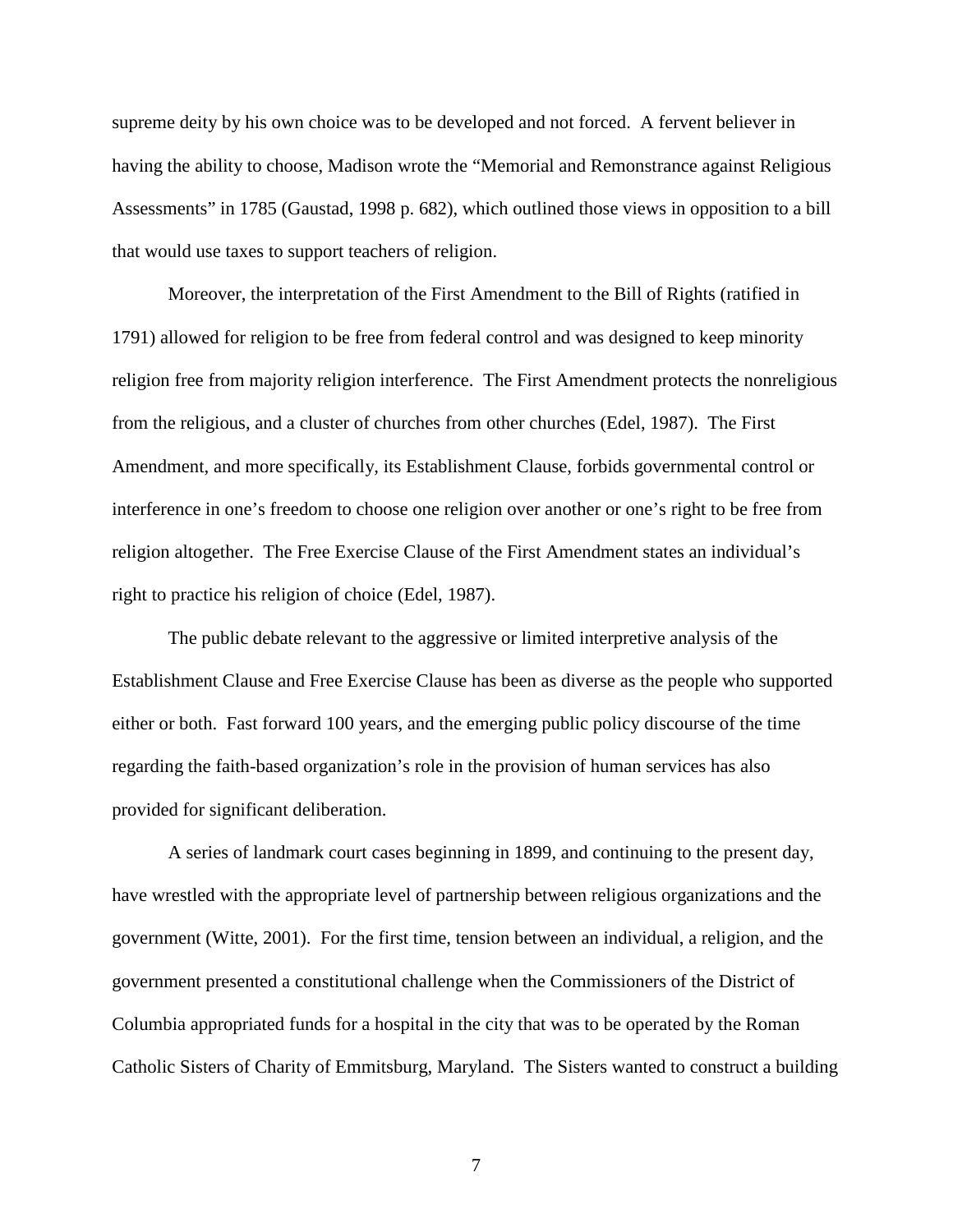supreme deity by his own choice was to be developed and not forced. A fervent believer in having the ability to choose, Madison wrote the "Memorial and Remonstrance against Religious Assessments" in 1785 (Gaustad, 1998 p. 682), which outlined those views in opposition to a bill that would use taxes to support teachers of religion.

Moreover, the interpretation of the First Amendment to the Bill of Rights (ratified in 1791) allowed for religion to be free from federal control and was designed to keep minority religion free from majority religion interference. The First Amendment protects the nonreligious from the religious, and a cluster of churches from other churches (Edel, 1987). The First Amendment, and more specifically, its Establishment Clause, forbids governmental control or interference in one's freedom to choose one religion over another or one's right to be free from religion altogether. The Free Exercise Clause of the First Amendment states an individual's right to practice his religion of choice (Edel, 1987).

The public debate relevant to the aggressive or limited interpretive analysis of the Establishment Clause and Free Exercise Clause has been as diverse as the people who supported either or both. Fast forward 100 years, and the emerging public policy discourse of the time regarding the faith-based organization's role in the provision of human services has also provided for significant deliberation.

A series of landmark court cases beginning in 1899, and continuing to the present day, have wrestled with the appropriate level of partnership between religious organizations and the government (Witte, 2001). For the first time, tension between an individual, a religion, and the government presented a constitutional challenge when the Commissioners of the District of Columbia appropriated funds for a hospital in the city that was to be operated by the Roman Catholic Sisters of Charity of Emmitsburg, Maryland. The Sisters wanted to construct a building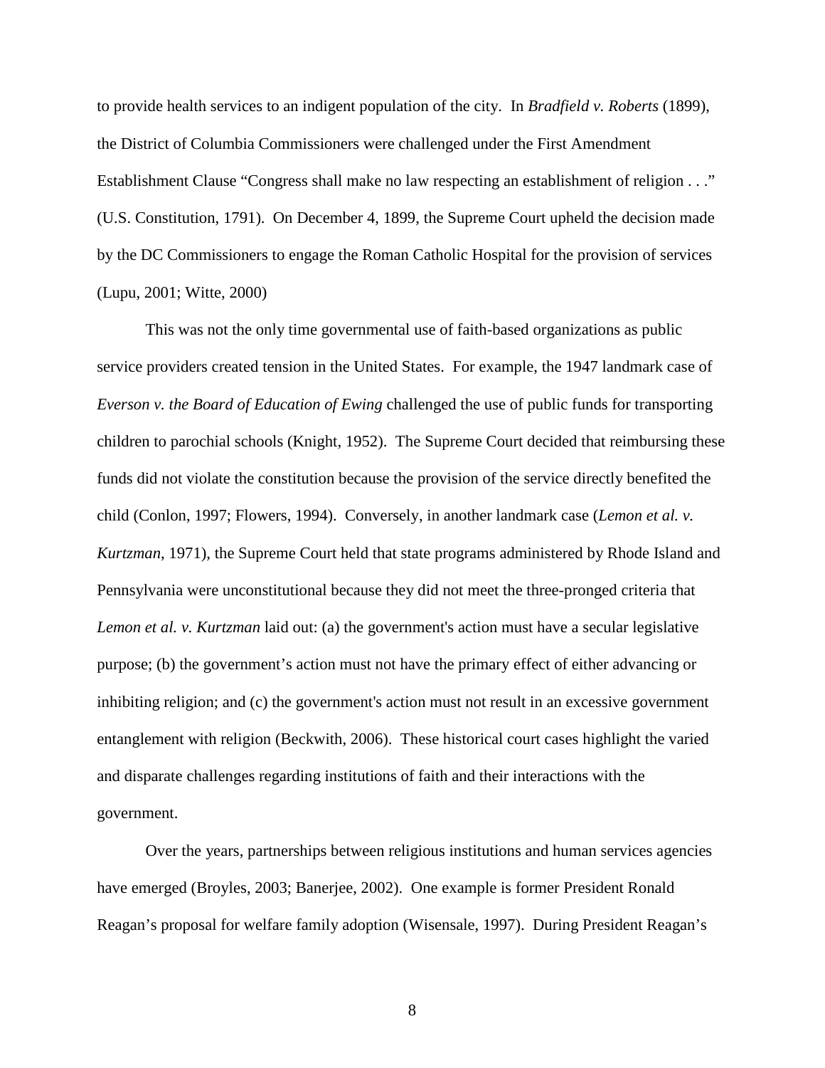to provide health services to an indigent population of the city. In *Bradfield v. Roberts* (1899), the District of Columbia Commissioners were challenged under the First Amendment Establishment Clause "Congress shall make no law respecting an establishment of religion . . ." (U.S. Constitution, 1791). On December 4, 1899, the Supreme Court upheld the decision made by the DC Commissioners to engage the Roman Catholic Hospital for the provision of services (Lupu, 2001; Witte, 2000)

This was not the only time governmental use of faith-based organizations as public service providers created tension in the United States. For example, the 1947 landmark case of *Everson v. the Board of Education of Ewing* challenged the use of public funds for transporting children to parochial schools (Knight, 1952). The Supreme Court decided that reimbursing these funds did not violate the constitution because the provision of the service directly benefited the child (Conlon, 1997; Flowers, 1994). Conversely, in another landmark case (*Lemon et al. v. Kurtzman*, 1971), the Supreme Court held that state programs administered by Rhode Island and Pennsylvania were unconstitutional because they did not meet the three-pronged criteria that *Lemon et al. v. Kurtzman* laid out: (a) the government's action must have a secular legislative purpose; (b) the government's action must not have the primary effect of either advancing or inhibiting religion; and (c) the government's action must not result in an excessive government entanglement with religion (Beckwith, 2006). These historical court cases highlight the varied and disparate challenges regarding institutions of faith and their interactions with the government.

Over the years, partnerships between religious institutions and human services agencies have emerged (Broyles, 2003; Banerjee, 2002). One example is former President Ronald Reagan's proposal for welfare family adoption (Wisensale, 1997). During President Reagan's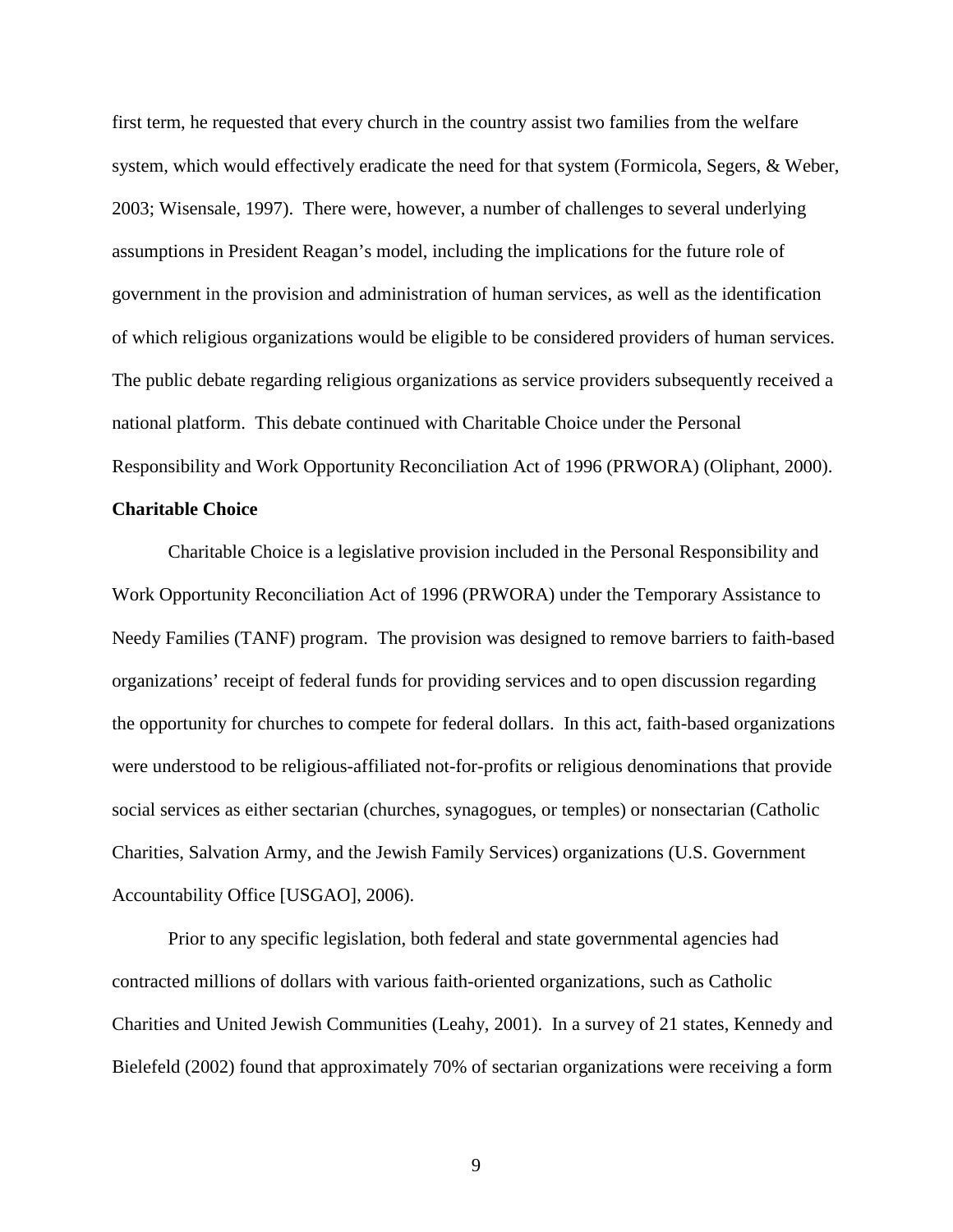first term, he requested that every church in the country assist two families from the welfare system, which would effectively eradicate the need for that system (Formicola, Segers, & Weber, 2003; Wisensale, 1997). There were, however, a number of challenges to several underlying assumptions in President Reagan's model, including the implications for the future role of government in the provision and administration of human services, as well as the identification of which religious organizations would be eligible to be considered providers of human services. The public debate regarding religious organizations as service providers subsequently received a national platform. This debate continued with Charitable Choice under the Personal Responsibility and Work Opportunity Reconciliation Act of 1996 (PRWORA) (Oliphant, 2000).

**Charitable Choice**

Charitable Choice is a legislative provision included in the Personal Responsibility and Work Opportunity Reconciliation Act of 1996 (PRWORA) under the Temporary Assistance to Needy Families (TANF) program. The provision was designed to remove barriers to faith-based organizations' receipt of federal funds for providing services and to open discussion regarding the opportunity for churches to compete for federal dollars. In this act, faith-based organizations were understood to be religious-affiliated not-for-profits or religious denominations that provide social services as either sectarian (churches, synagogues, or temples) or nonsectarian (Catholic Charities, Salvation Army, and the Jewish Family Services) organizations (U.S. Government Accountability Office [USGAO], 2006).

Prior to any specific legislation, both federal and state governmental agencies had contracted millions of dollars with various faith-oriented organizations, such as Catholic Charities and United Jewish Communities (Leahy, 2001). In a survey of 21 states, Kennedy and Bielefeld (2002) found that approximately 70% of sectarian organizations were receiving a form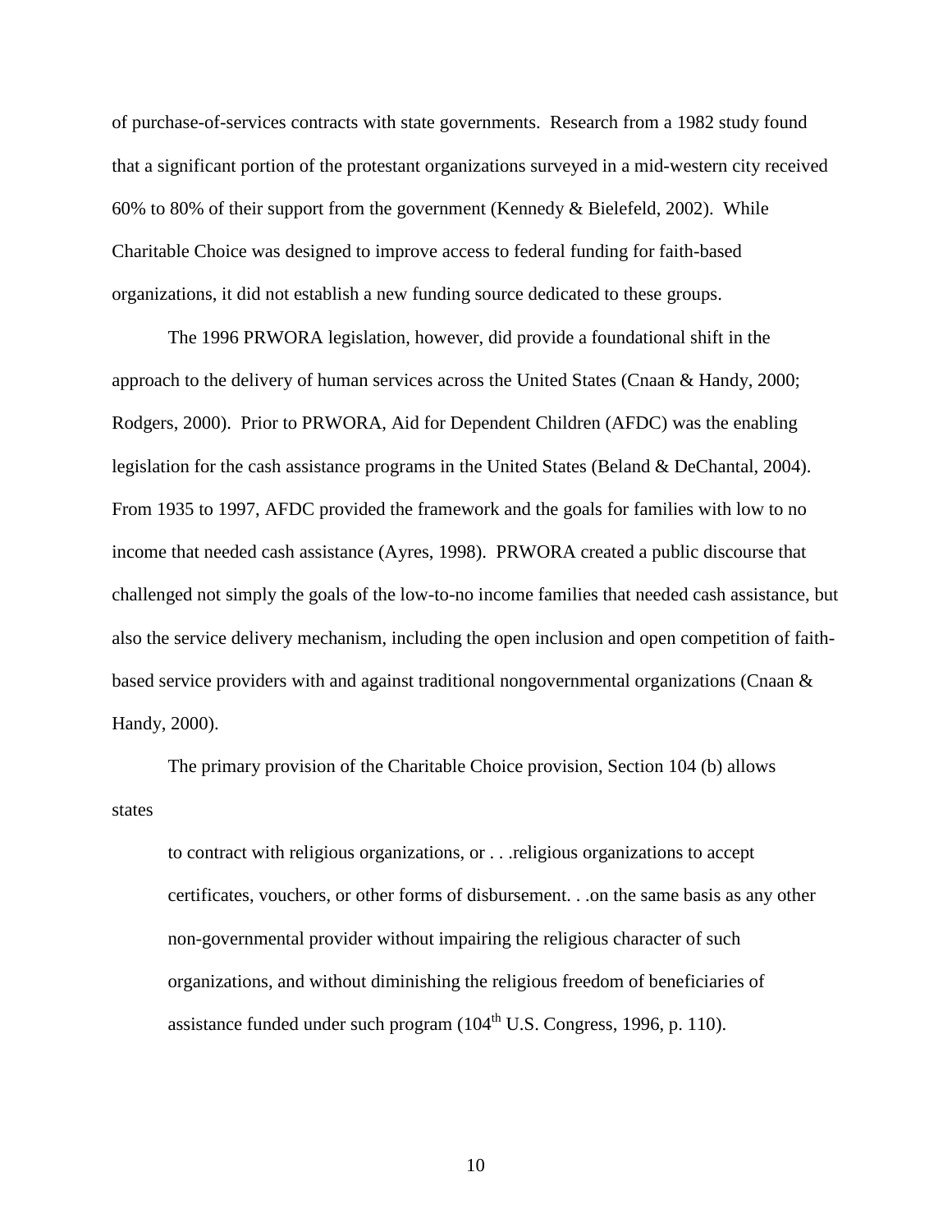of purchase-of-services contracts with state governments. Research from a 1982 study found that a significant portion of the protestant organizations surveyed in a mid-western city received 60% to 80% of their support from the government (Kennedy & Bielefeld, 2002). While Charitable Choice was designed to improve access to federal funding for faith-based organizations, it did not establish a new funding source dedicated to these groups.

The 1996 PRWORA legislation, however, did provide a foundational shift in the approach to the delivery of human services across the United States (Cnaan & Handy, 2000; Rodgers, 2000). Prior to PRWORA, Aid for Dependent Children (AFDC) was the enabling legislation for the cash assistance programs in the United States (Beland & DeChantal, 2004). From 1935 to 1997, AFDC provided the framework and the goals for families with low to no income that needed cash assistance (Ayres, 1998). PRWORA created a public discourse that challenged not simply the goals of the low-to-no income families that needed cash assistance, but also the service delivery mechanism, including the open inclusion and open competition of faith-based service providers with and against traditional nongovernmental organizations (Cnaan & Handy, 2000).

The primary provision of the Charitable Choice provision, Section 104 (b) allows states

> to contract with religious organizations, or . . .religious organizations to accept certificates, vouchers, or other forms of disbursement. . .on the same basis as any other non-governmental provider without impairing the religious character of such organizations, and without diminishing the religious freedom of beneficiaries of assistance funded under such program (104th U.S. Congress, 1996, p. 110).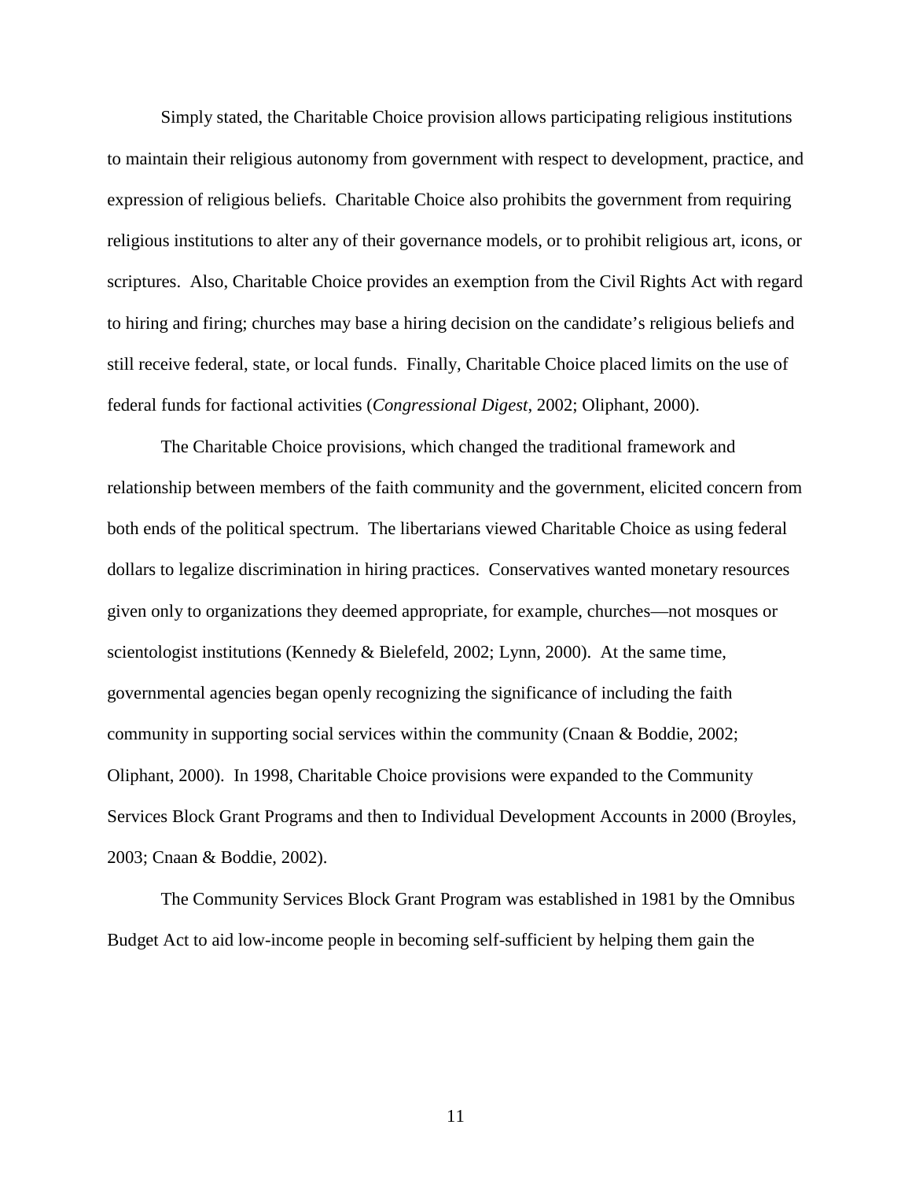Simply stated, the Charitable Choice provision allows participating religious institutions to maintain their religious autonomy from government with respect to development, practice, and expression of religious beliefs. Charitable Choice also prohibits the government from requiring religious institutions to alter any of their governance models, or to prohibit religious art, icons, or scriptures. Also, Charitable Choice provides an exemption from the Civil Rights Act with regard to hiring and firing; churches may base a hiring decision on the candidate's religious beliefs and still receive federal, state, or local funds. Finally, Charitable Choice placed limits on the use of federal funds for factional activities (*Congressional Digest*, 2002; Oliphant, 2000).

The Charitable Choice provisions, which changed the traditional framework and relationship between members of the faith community and the government, elicited concern from both ends of the political spectrum. The libertarians viewed Charitable Choice as using federal dollars to legalize discrimination in hiring practices. Conservatives wanted monetary resources given only to organizations they deemed appropriate, for example, churches—not mosques or scientologist institutions (Kennedy & Bielefeld, 2002; Lynn, 2000). At the same time, governmental agencies began openly recognizing the significance of including the faith community in supporting social services within the community (Cnaan & Boddie, 2002; Oliphant, 2000). In 1998, Charitable Choice provisions were expanded to the Community Services Block Grant Programs and then to Individual Development Accounts in 2000 (Broyles, 2003; Cnaan & Boddie, 2002).

The Community Services Block Grant Program was established in 1981 by the Omnibus Budget Act to aid low-income people in becoming self-sufficient by helping them gain the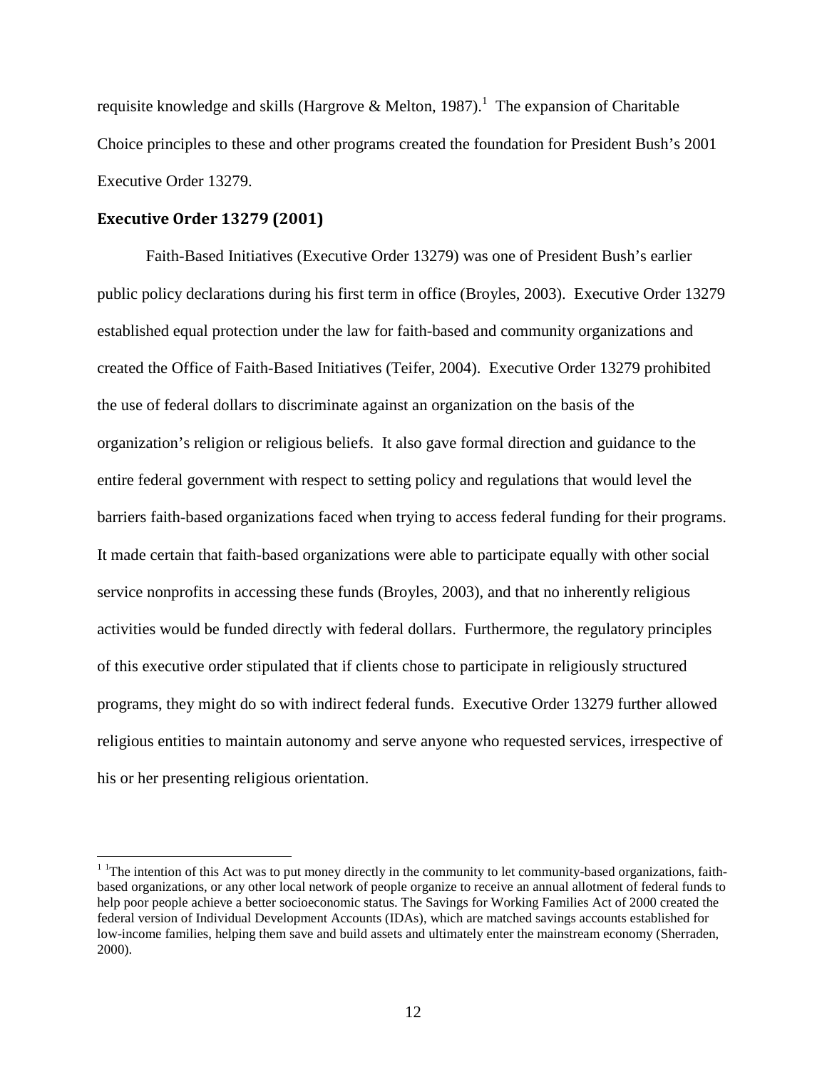requisite knowledge and skills (Hargrove & Melton, 1987).[1] The expansion of Charitable Choice principles to these and other programs created the foundation for President Bush's 2001 Executive Order 13279.

### Executive Order 13279 (2001)

Faith-Based Initiatives (Executive Order 13279) was one of President Bush's earlier public policy declarations during his first term in office (Broyles, 2003). Executive Order 13279 established equal protection under the law for faith-based and community organizations and created the Office of Faith-Based Initiatives (Teifer, 2004). Executive Order 13279 prohibited the use of federal dollars to discriminate against an organization on the basis of the organization's religion or religious beliefs. It also gave formal direction and guidance to the entire federal government with respect to setting policy and regulations that would level the barriers faith-based organizations faced when trying to access federal funding for their programs. It made certain that faith-based organizations were able to participate equally with other social service nonprofits in accessing these funds (Broyles, 2003), and that no inherently religious activities would be funded directly with federal dollars. Furthermore, the regulatory principles of this executive order stipulated that if clients chose to participate in religiously structured programs, they might do so with indirect federal funds. Executive Order 13279 further allowed religious entities to maintain autonomy and serve anyone who requested services, irrespective of his or her presenting religious orientation.

---

[1] [1]The intention of this Act was to put money directly in the community to let community-based organizations, faith-based organizations, or any other local network of people organize to receive an annual allotment of federal funds to help poor people achieve a better socioeconomic status. The Savings for Working Families Act of 2000 created the federal version of Individual Development Accounts (IDAs), which are matched savings accounts established for low-income families, helping them save and build assets and ultimately enter the mainstream economy (Sherraden, 2000).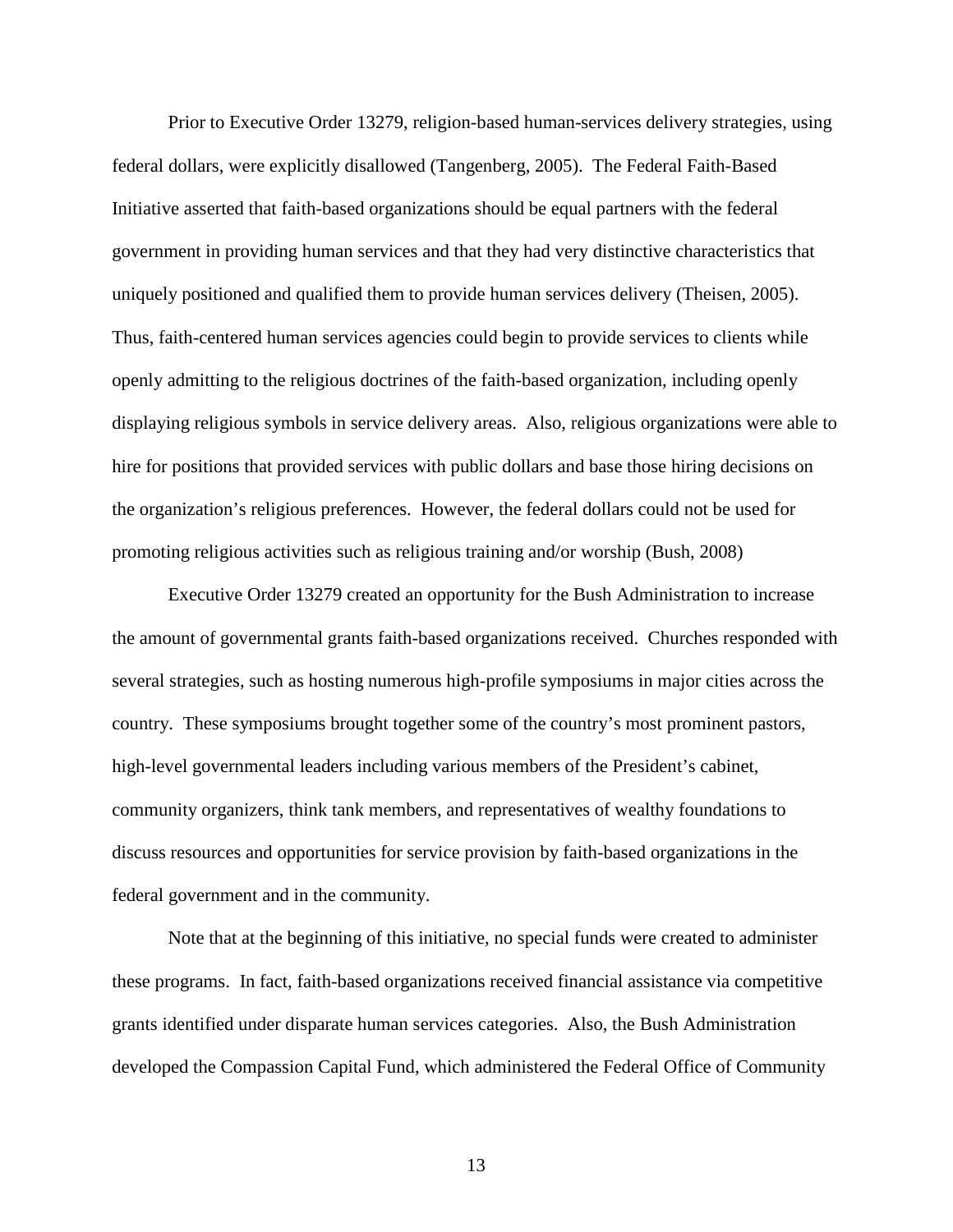Prior to Executive Order 13279, religion-based human-services delivery strategies, using federal dollars, were explicitly disallowed (Tangenberg, 2005). The Federal Faith-Based Initiative asserted that faith-based organizations should be equal partners with the federal government in providing human services and that they had very distinctive characteristics that uniquely positioned and qualified them to provide human services delivery (Theisen, 2005). Thus, faith-centered human services agencies could begin to provide services to clients while openly admitting to the religious doctrines of the faith-based organization, including openly displaying religious symbols in service delivery areas. Also, religious organizations were able to hire for positions that provided services with public dollars and base those hiring decisions on the organization's religious preferences. However, the federal dollars could not be used for promoting religious activities such as religious training and/or worship (Bush, 2008)

Executive Order 13279 created an opportunity for the Bush Administration to increase the amount of governmental grants faith-based organizations received. Churches responded with several strategies, such as hosting numerous high-profile symposiums in major cities across the country. These symposiums brought together some of the country's most prominent pastors, high-level governmental leaders including various members of the President's cabinet, community organizers, think tank members, and representatives of wealthy foundations to discuss resources and opportunities for service provision by faith-based organizations in the federal government and in the community.

Note that at the beginning of this initiative, no special funds were created to administer these programs. In fact, faith-based organizations received financial assistance via competitive grants identified under disparate human services categories. Also, the Bush Administration developed the Compassion Capital Fund, which administered the Federal Office of Community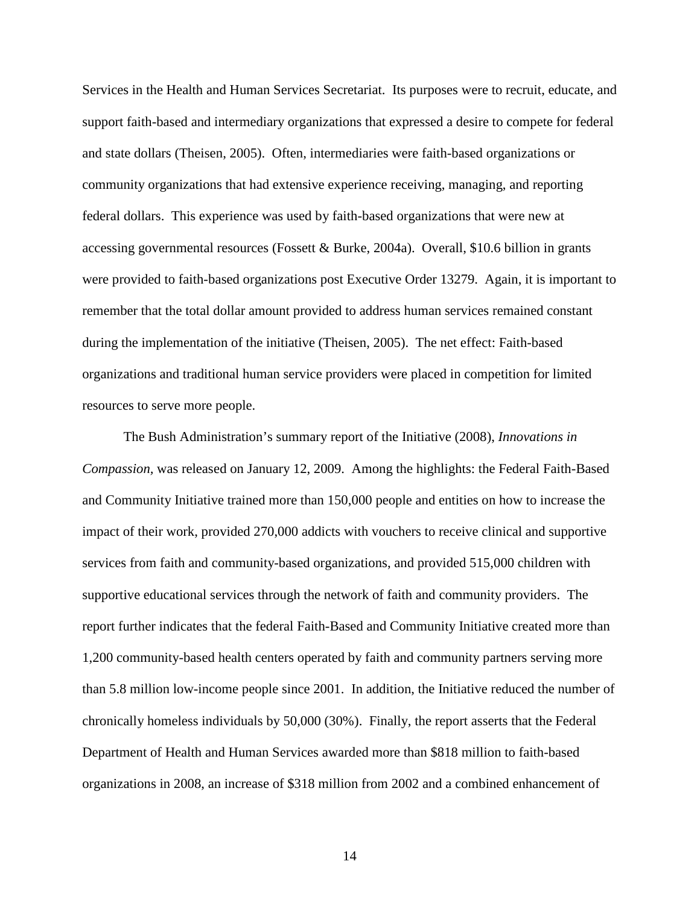Services in the Health and Human Services Secretariat. Its purposes were to recruit, educate, and support faith-based and intermediary organizations that expressed a desire to compete for federal and state dollars (Theisen, 2005). Often, intermediaries were faith-based organizations or community organizations that had extensive experience receiving, managing, and reporting federal dollars. This experience was used by faith-based organizations that were new at accessing governmental resources (Fossett & Burke, 2004a). Overall, $10.6 billion in grants were provided to faith-based organizations post Executive Order 13279. Again, it is important to remember that the total dollar amount provided to address human services remained constant during the implementation of the initiative (Theisen, 2005). The net effect: Faith-based organizations and traditional human service providers were placed in competition for limited resources to serve more people.

The Bush Administration's summary report of the Initiative (2008), *Innovations in Compassion*, was released on January 12, 2009. Among the highlights: the Federal Faith-Based and Community Initiative trained more than 150,000 people and entities on how to increase the impact of their work, provided 270,000 addicts with vouchers to receive clinical and supportive services from faith and community-based organizations, and provided 515,000 children with supportive educational services through the network of faith and community providers. The report further indicates that the federal Faith-Based and Community Initiative created more than 1,200 community-based health centers operated by faith and community partners serving more than 5.8 million low-income people since 2001. In addition, the Initiative reduced the number of chronically homeless individuals by 50,000 (30%). Finally, the report asserts that the Federal Department of Health and Human Services awarded more than $818 million to faith-based organizations in 2008, an increase of $318 million from 2002 and a combined enhancement of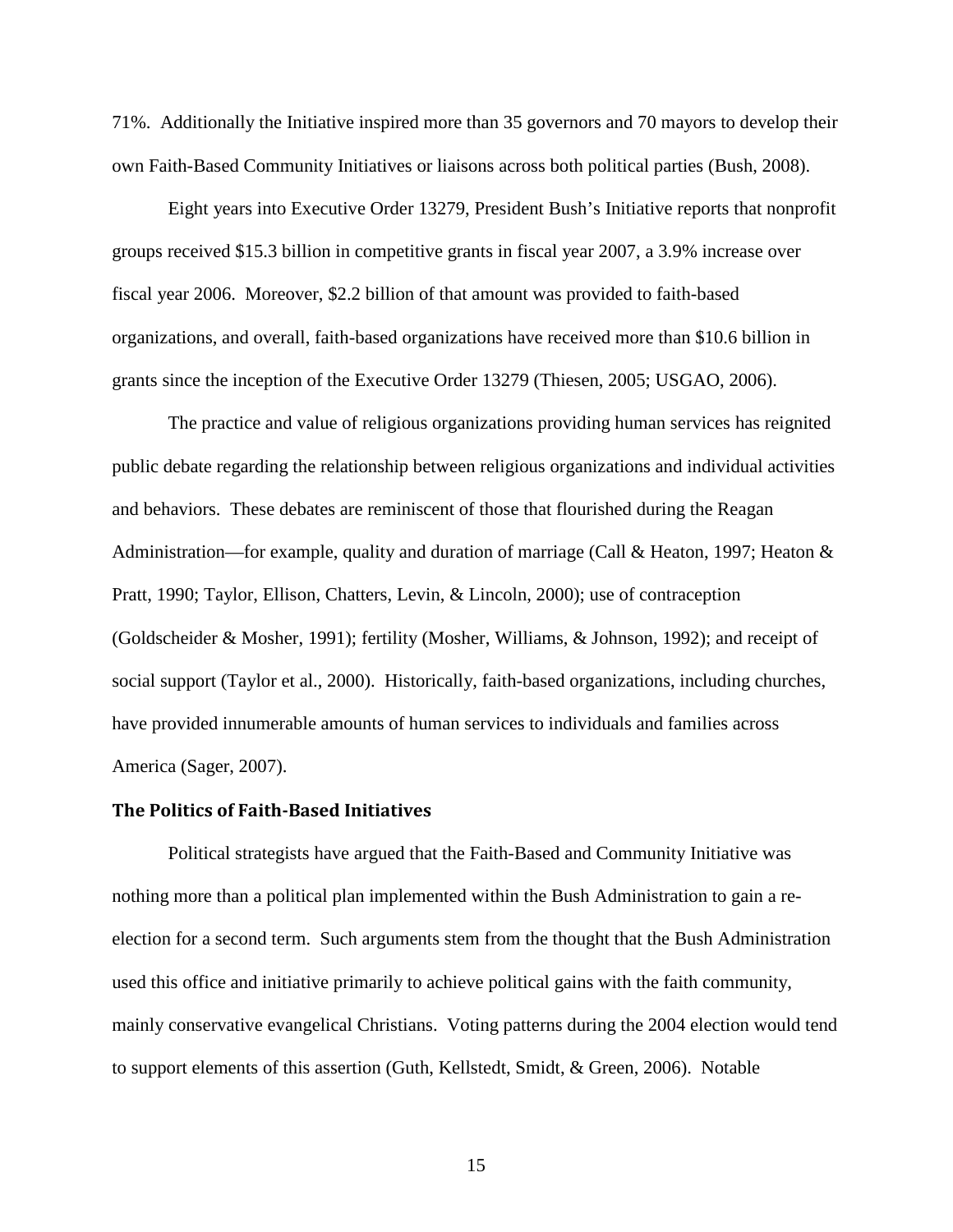71%. Additionally the Initiative inspired more than 35 governors and 70 mayors to develop their own Faith-Based Community Initiatives or liaisons across both political parties (Bush, 2008).

Eight years into Executive Order 13279, President Bush's Initiative reports that nonprofit groups received $15.3 billion in competitive grants in fiscal year 2007, a 3.9% increase over fiscal year 2006. Moreover, $2.2 billion of that amount was provided to faith-based organizations, and overall, faith-based organizations have received more than $10.6 billion in grants since the inception of the Executive Order 13279 (Thiesen, 2005; USGAO, 2006).

The practice and value of religious organizations providing human services has reignited public debate regarding the relationship between religious organizations and individual activities and behaviors. These debates are reminiscent of those that flourished during the Reagan Administration—for example, quality and duration of marriage (Call & Heaton, 1997; Heaton & Pratt, 1990; Taylor, Ellison, Chatters, Levin, & Lincoln, 2000); use of contraception (Goldscheider & Mosher, 1991); fertility (Mosher, Williams, & Johnson, 1992); and receipt of social support (Taylor et al., 2000). Historically, faith-based organizations, including churches, have provided innumerable amounts of human services to individuals and families across America (Sager, 2007).

### The Politics of Faith-Based Initiatives

Political strategists have argued that the Faith-Based and Community Initiative was nothing more than a political plan implemented within the Bush Administration to gain a re-election for a second term. Such arguments stem from the thought that the Bush Administration used this office and initiative primarily to achieve political gains with the faith community, mainly conservative evangelical Christians. Voting patterns during the 2004 election would tend to support elements of this assertion (Guth, Kellstedt, Smidt, & Green, 2006). Notable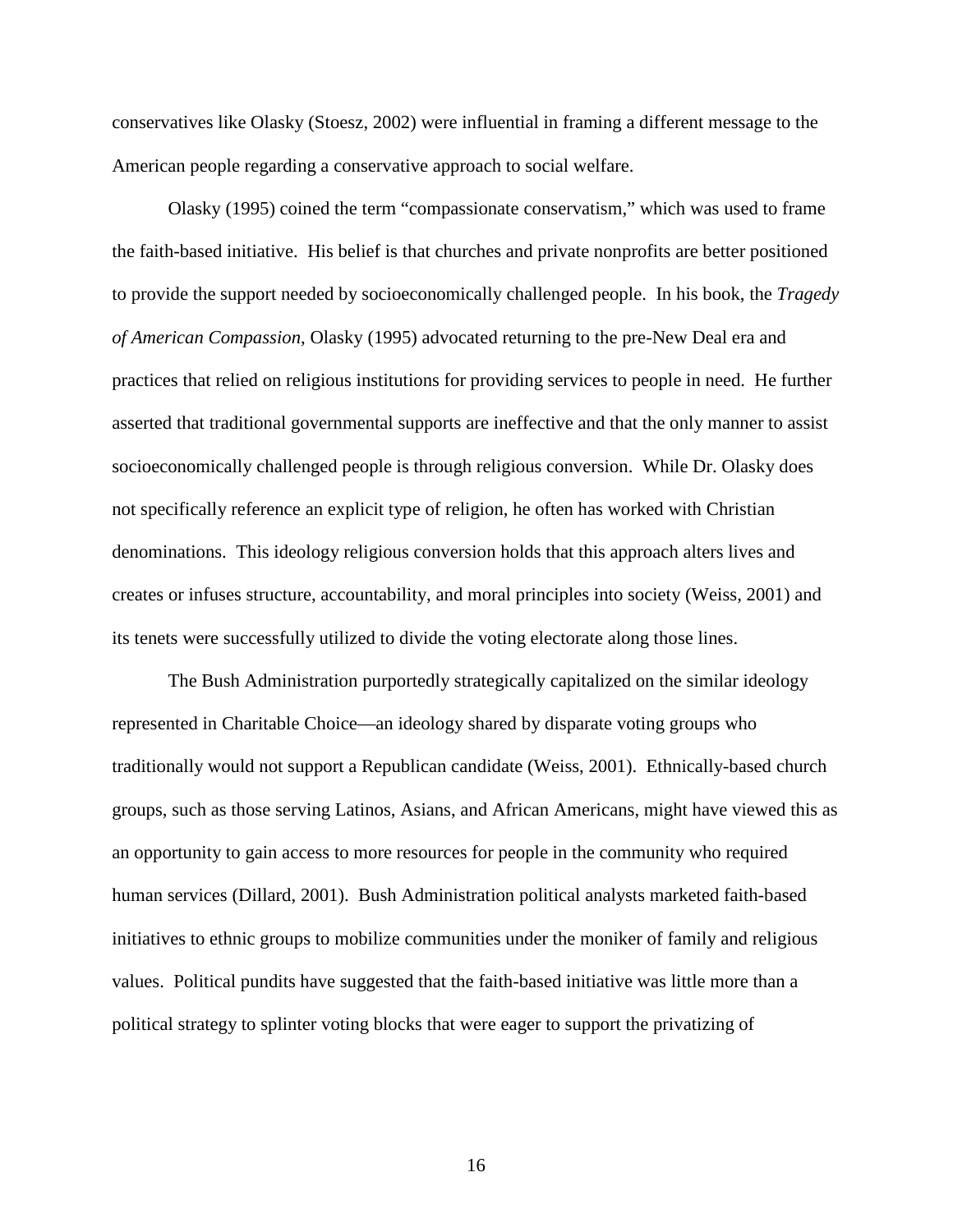conservatives like Olasky (Stoesz, 2002) were influential in framing a different message to the American people regarding a conservative approach to social welfare.

Olasky (1995) coined the term "compassionate conservatism," which was used to frame the faith-based initiative. His belief is that churches and private nonprofits are better positioned to provide the support needed by socioeconomically challenged people. In his book, the *Tragedy of American Compassion*, Olasky (1995) advocated returning to the pre-New Deal era and practices that relied on religious institutions for providing services to people in need. He further asserted that traditional governmental supports are ineffective and that the only manner to assist socioeconomically challenged people is through religious conversion. While Dr. Olasky does not specifically reference an explicit type of religion, he often has worked with Christian denominations. This ideology religious conversion holds that this approach alters lives and creates or infuses structure, accountability, and moral principles into society (Weiss, 2001) and its tenets were successfully utilized to divide the voting electorate along those lines.

The Bush Administration purportedly strategically capitalized on the similar ideology represented in Charitable Choice—an ideology shared by disparate voting groups who traditionally would not support a Republican candidate (Weiss, 2001). Ethnically-based church groups, such as those serving Latinos, Asians, and African Americans, might have viewed this as an opportunity to gain access to more resources for people in the community who required human services (Dillard, 2001). Bush Administration political analysts marketed faith-based initiatives to ethnic groups to mobilize communities under the moniker of family and religious values. Political pundits have suggested that the faith-based initiative was little more than a political strategy to splinter voting blocks that were eager to support the privatizing of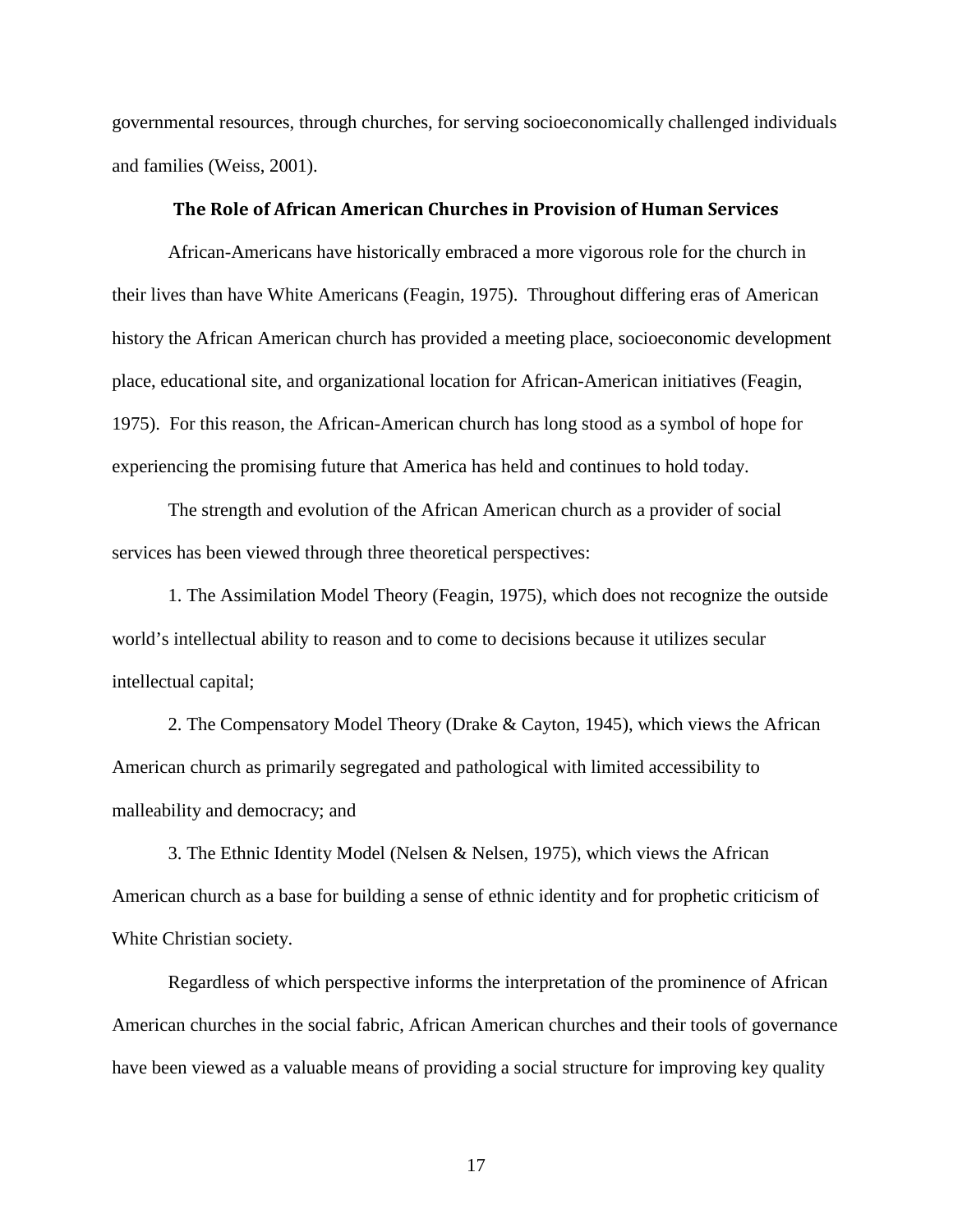governmental resources, through churches, for serving socioeconomically challenged individuals and families (Weiss, 2001).

## The Role of African American Churches in Provision of Human Services

African-Americans have historically embraced a more vigorous role for the church in their lives than have White Americans (Feagin, 1975). Throughout differing eras of American history the African American church has provided a meeting place, socioeconomic development place, educational site, and organizational location for African-American initiatives (Feagin, 1975). For this reason, the African-American church has long stood as a symbol of hope for experiencing the promising future that America has held and continues to hold today.

The strength and evolution of the African American church as a provider of social services has been viewed through three theoretical perspectives:

1. The Assimilation Model Theory (Feagin, 1975), which does not recognize the outside world's intellectual ability to reason and to come to decisions because it utilizes secular intellectual capital;

2. The Compensatory Model Theory (Drake & Cayton, 1945), which views the African American church as primarily segregated and pathological with limited accessibility to malleability and democracy; and

3. The Ethnic Identity Model (Nelsen & Nelsen, 1975), which views the African American church as a base for building a sense of ethnic identity and for prophetic criticism of White Christian society.

Regardless of which perspective informs the interpretation of the prominence of African American churches in the social fabric, African American churches and their tools of governance have been viewed as a valuable means of providing a social structure for improving key quality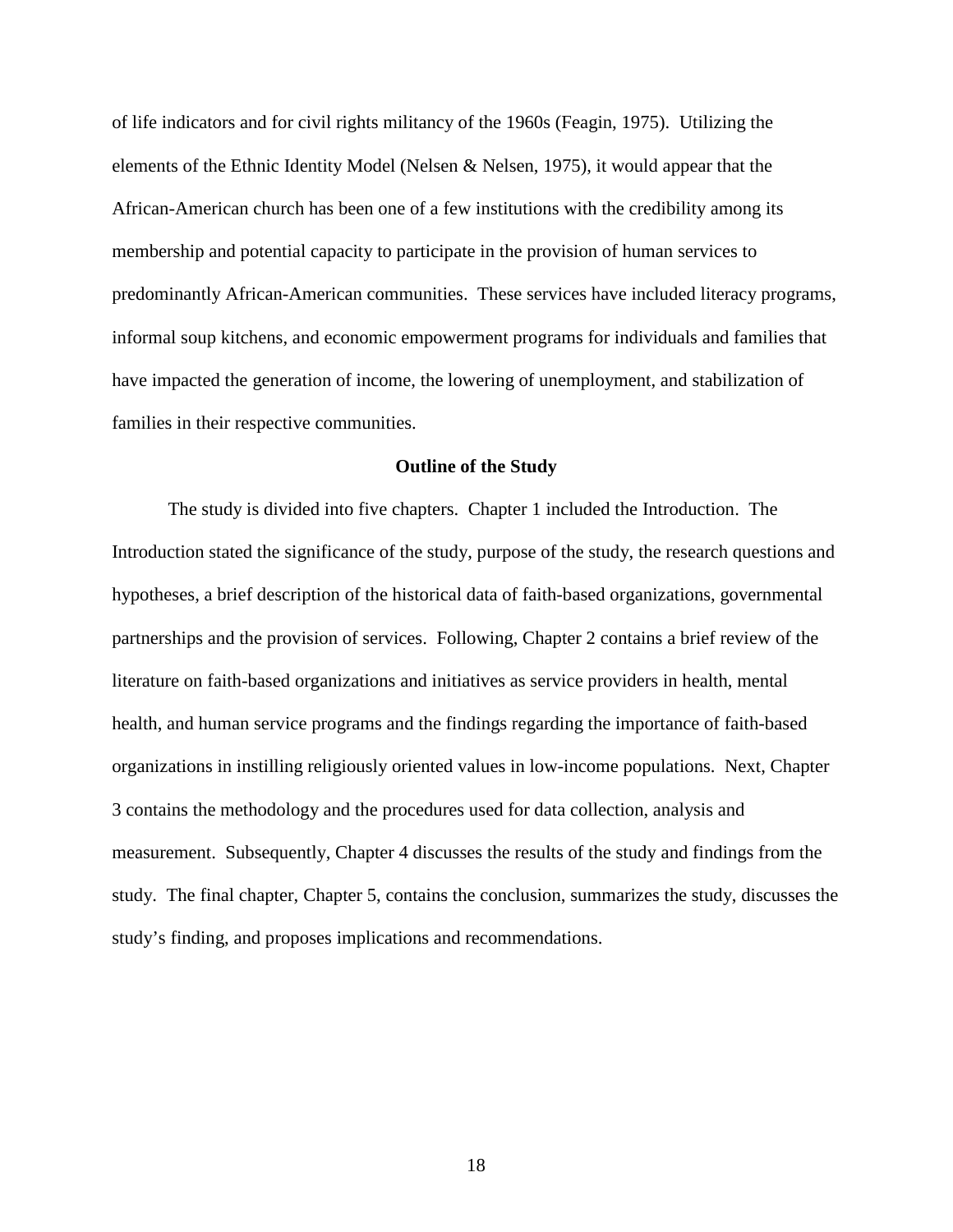of life indicators and for civil rights militancy of the 1960s (Feagin, 1975). Utilizing the elements of the Ethnic Identity Model (Nelsen & Nelsen, 1975), it would appear that the African-American church has been one of a few institutions with the credibility among its membership and potential capacity to participate in the provision of human services to predominantly African-American communities. These services have included literacy programs, informal soup kitchens, and economic empowerment programs for individuals and families that have impacted the generation of income, the lowering of unemployment, and stabilization of families in their respective communities.

## Outline of the Study

The study is divided into five chapters. Chapter 1 included the Introduction. The Introduction stated the significance of the study, purpose of the study, the research questions and hypotheses, a brief description of the historical data of faith-based organizations, governmental partnerships and the provision of services. Following, Chapter 2 contains a brief review of the literature on faith-based organizations and initiatives as service providers in health, mental health, and human service programs and the findings regarding the importance of faith-based organizations in instilling religiously oriented values in low-income populations. Next, Chapter 3 contains the methodology and the procedures used for data collection, analysis and measurement. Subsequently, Chapter 4 discusses the results of the study and findings from the study. The final chapter, Chapter 5, contains the conclusion, summarizes the study, discusses the study's finding, and proposes implications and recommendations.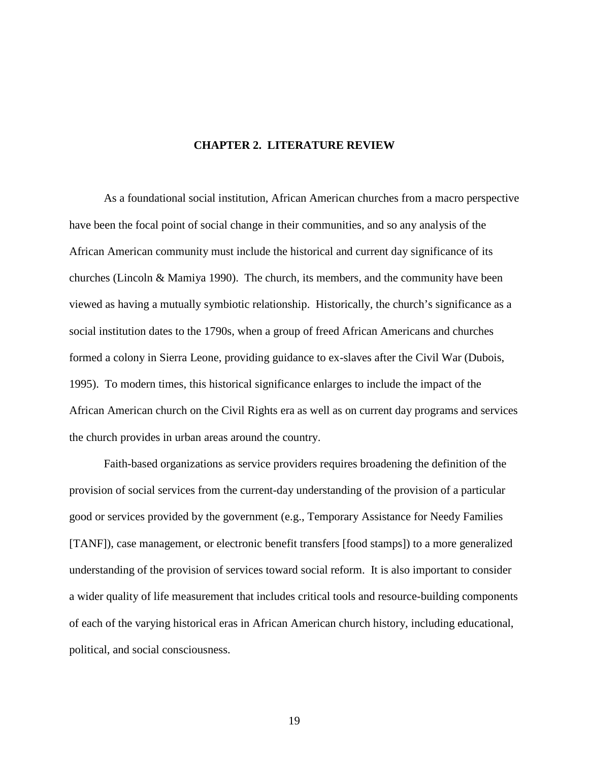# CHAPTER 2. LITERATURE REVIEW

As a foundational social institution, African American churches from a macro perspective have been the focal point of social change in their communities, and so any analysis of the African American community must include the historical and current day significance of its churches (Lincoln & Mamiya 1990). The church, its members, and the community have been viewed as having a mutually symbiotic relationship. Historically, the church's significance as a social institution dates to the 1790s, when a group of freed African Americans and churches formed a colony in Sierra Leone, providing guidance to ex-slaves after the Civil War (Dubois, 1995). To modern times, this historical significance enlarges to include the impact of the African American church on the Civil Rights era as well as on current day programs and services the church provides in urban areas around the country.

Faith-based organizations as service providers requires broadening the definition of the provision of social services from the current-day understanding of the provision of a particular good or services provided by the government (e.g., Temporary Assistance for Needy Families [TANF]), case management, or electronic benefit transfers [food stamps]) to a more generalized understanding of the provision of services toward social reform. It is also important to consider a wider quality of life measurement that includes critical tools and resource-building components of each of the varying historical eras in African American church history, including educational, political, and social consciousness.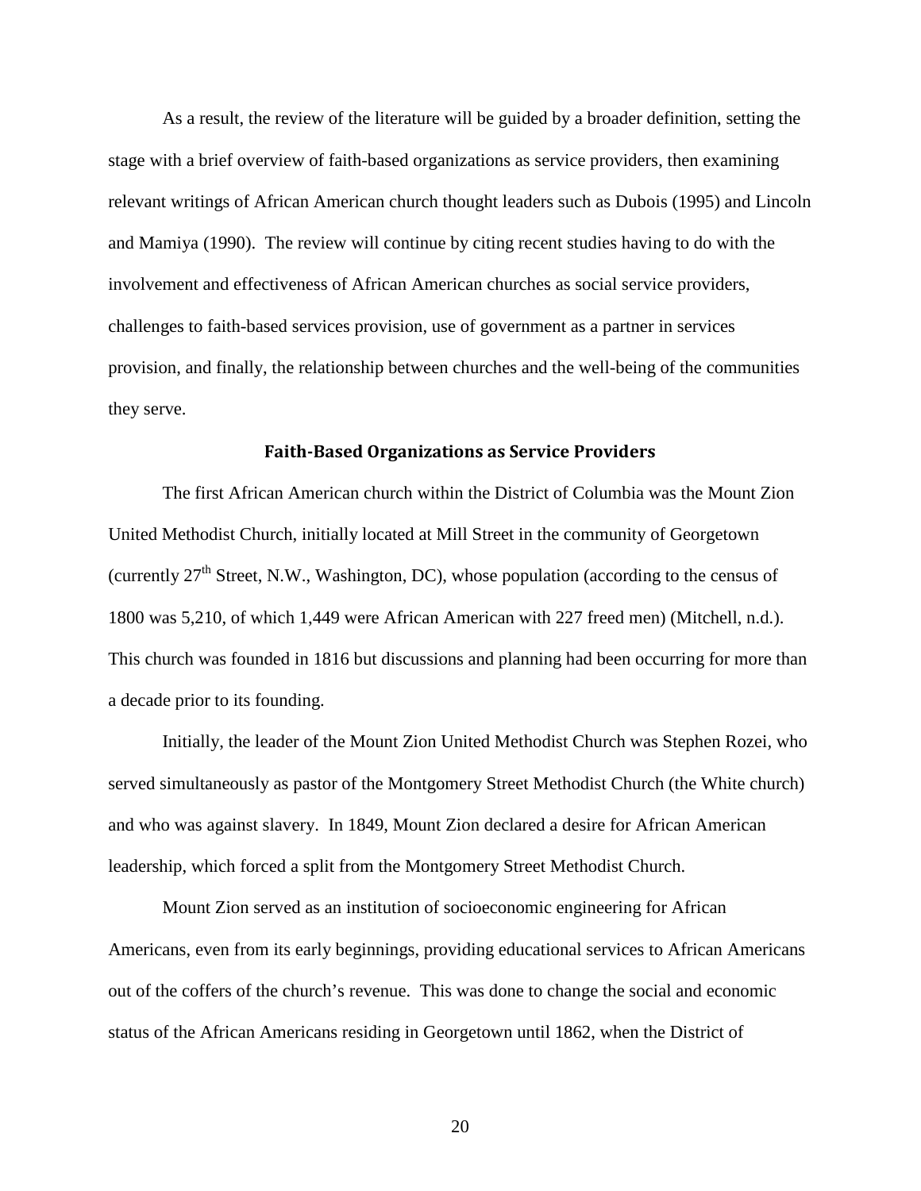As a result, the review of the literature will be guided by a broader definition, setting the stage with a brief overview of faith-based organizations as service providers, then examining relevant writings of African American church thought leaders such as Dubois (1995) and Lincoln and Mamiya (1990). The review will continue by citing recent studies having to do with the involvement and effectiveness of African American churches as social service providers, challenges to faith-based services provision, use of government as a partner in services provision, and finally, the relationship between churches and the well-being of the communities they serve.

## Faith-Based Organizations as Service Providers

The first African American church within the District of Columbia was the Mount Zion United Methodist Church, initially located at Mill Street in the community of Georgetown (currently 27th Street, N.W., Washington, DC), whose population (according to the census of 1800 was 5,210, of which 1,449 were African American with 227 freed men) (Mitchell, n.d.). This church was founded in 1816 but discussions and planning had been occurring for more than a decade prior to its founding.

Initially, the leader of the Mount Zion United Methodist Church was Stephen Rozei, who served simultaneously as pastor of the Montgomery Street Methodist Church (the White church) and who was against slavery. In 1849, Mount Zion declared a desire for African American leadership, which forced a split from the Montgomery Street Methodist Church.

Mount Zion served as an institution of socioeconomic engineering for African Americans, even from its early beginnings, providing educational services to African Americans out of the coffers of the church's revenue. This was done to change the social and economic status of the African Americans residing in Georgetown until 1862, when the District of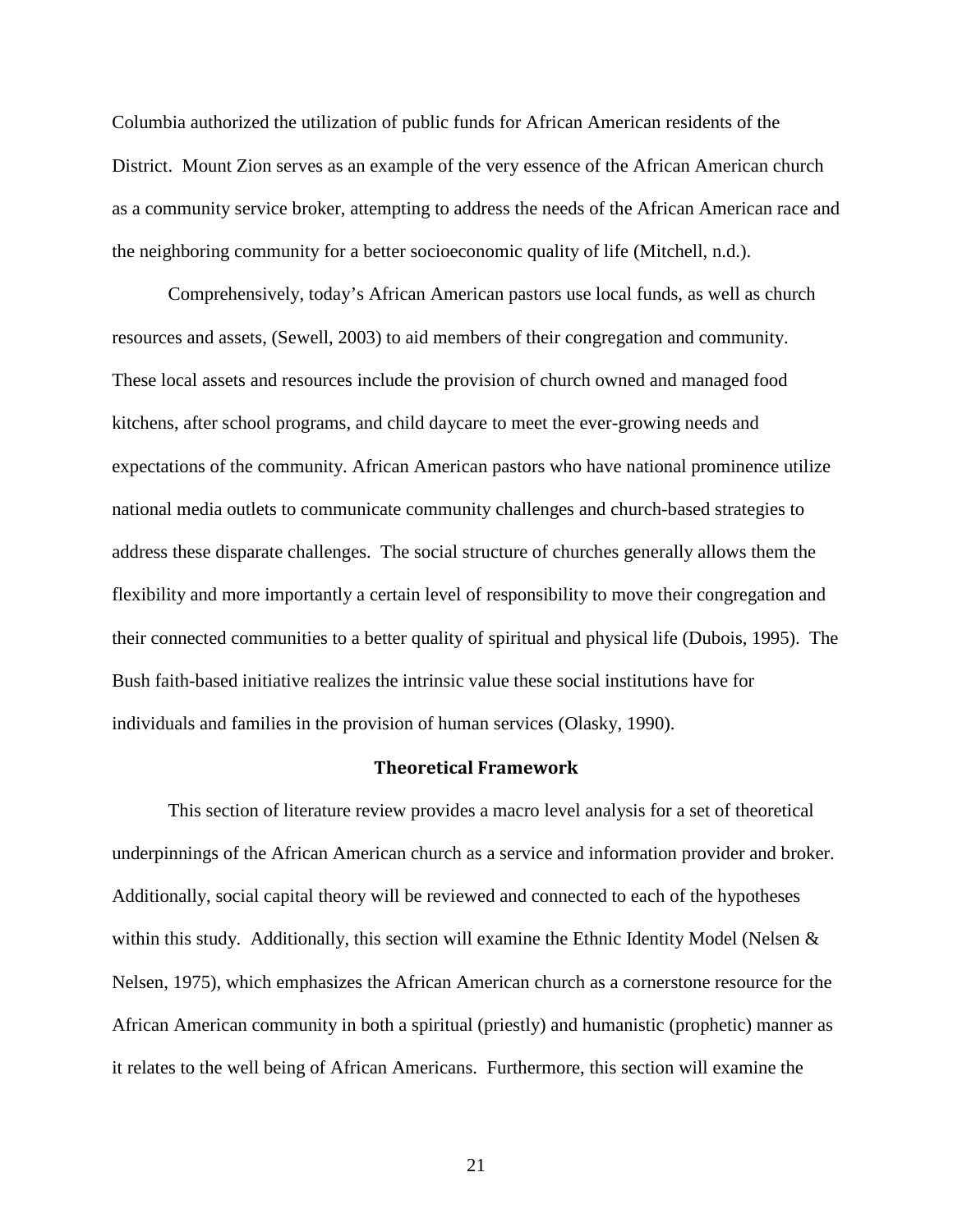Columbia authorized the utilization of public funds for African American residents of the District. Mount Zion serves as an example of the very essence of the African American church as a community service broker, attempting to address the needs of the African American race and the neighboring community for a better socioeconomic quality of life (Mitchell, n.d.).

Comprehensively, today's African American pastors use local funds, as well as church resources and assets, (Sewell, 2003) to aid members of their congregation and community. These local assets and resources include the provision of church owned and managed food kitchens, after school programs, and child daycare to meet the ever-growing needs and expectations of the community. African American pastors who have national prominence utilize national media outlets to communicate community challenges and church-based strategies to address these disparate challenges. The social structure of churches generally allows them the flexibility and more importantly a certain level of responsibility to move their congregation and their connected communities to a better quality of spiritual and physical life (Dubois, 1995). The Bush faith-based initiative realizes the intrinsic value these social institutions have for individuals and families in the provision of human services (Olasky, 1990).

## Theoretical Framework

This section of literature review provides a macro level analysis for a set of theoretical underpinnings of the African American church as a service and information provider and broker. Additionally, social capital theory will be reviewed and connected to each of the hypotheses within this study. Additionally, this section will examine the Ethnic Identity Model (Nelsen & Nelsen, 1975), which emphasizes the African American church as a cornerstone resource for the African American community in both a spiritual (priestly) and humanistic (prophetic) manner as it relates to the well being of African Americans. Furthermore, this section will examine the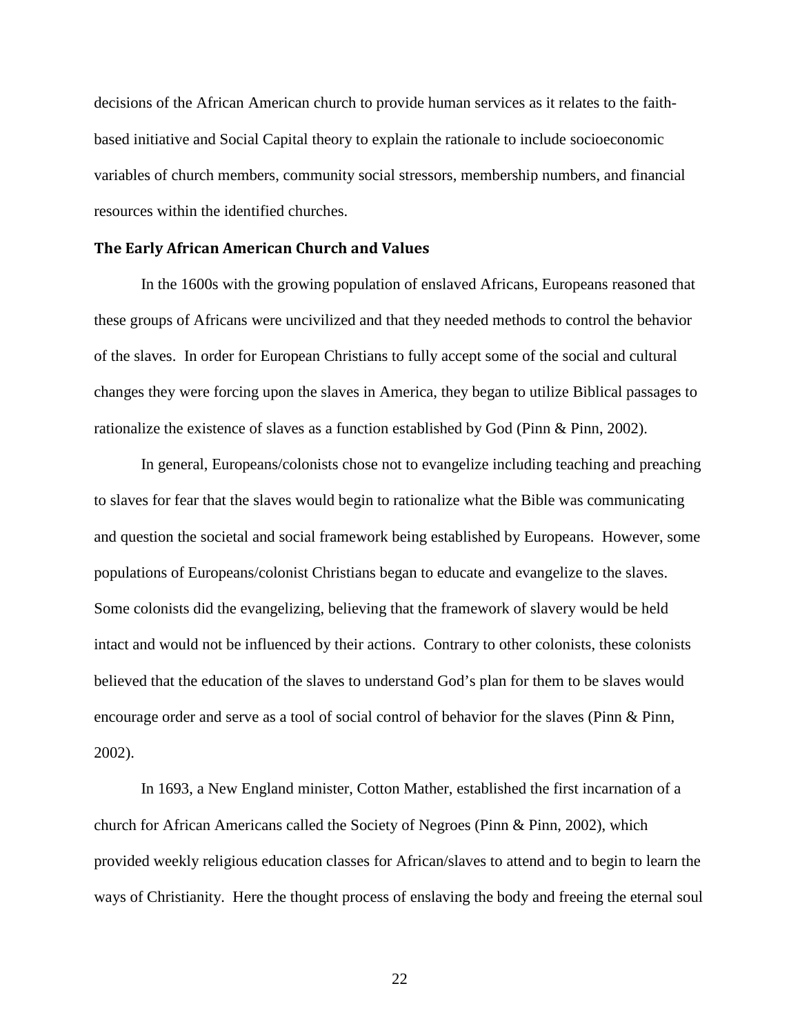decisions of the African American church to provide human services as it relates to the faith-based initiative and Social Capital theory to explain the rationale to include socioeconomic variables of church members, community social stressors, membership numbers, and financial resources within the identified churches.

### The Early African American Church and Values

In the 1600s with the growing population of enslaved Africans, Europeans reasoned that these groups of Africans were uncivilized and that they needed methods to control the behavior of the slaves. In order for European Christians to fully accept some of the social and cultural changes they were forcing upon the slaves in America, they began to utilize Biblical passages to rationalize the existence of slaves as a function established by God (Pinn & Pinn, 2002).

In general, Europeans/colonists chose not to evangelize including teaching and preaching to slaves for fear that the slaves would begin to rationalize what the Bible was communicating and question the societal and social framework being established by Europeans. However, some populations of Europeans/colonist Christians began to educate and evangelize to the slaves. Some colonists did the evangelizing, believing that the framework of slavery would be held intact and would not be influenced by their actions. Contrary to other colonists, these colonists believed that the education of the slaves to understand God's plan for them to be slaves would encourage order and serve as a tool of social control of behavior for the slaves (Pinn & Pinn, 2002).

In 1693, a New England minister, Cotton Mather, established the first incarnation of a church for African Americans called the Society of Negroes (Pinn & Pinn, 2002), which provided weekly religious education classes for African/slaves to attend and to begin to learn the ways of Christianity. Here the thought process of enslaving the body and freeing the eternal soul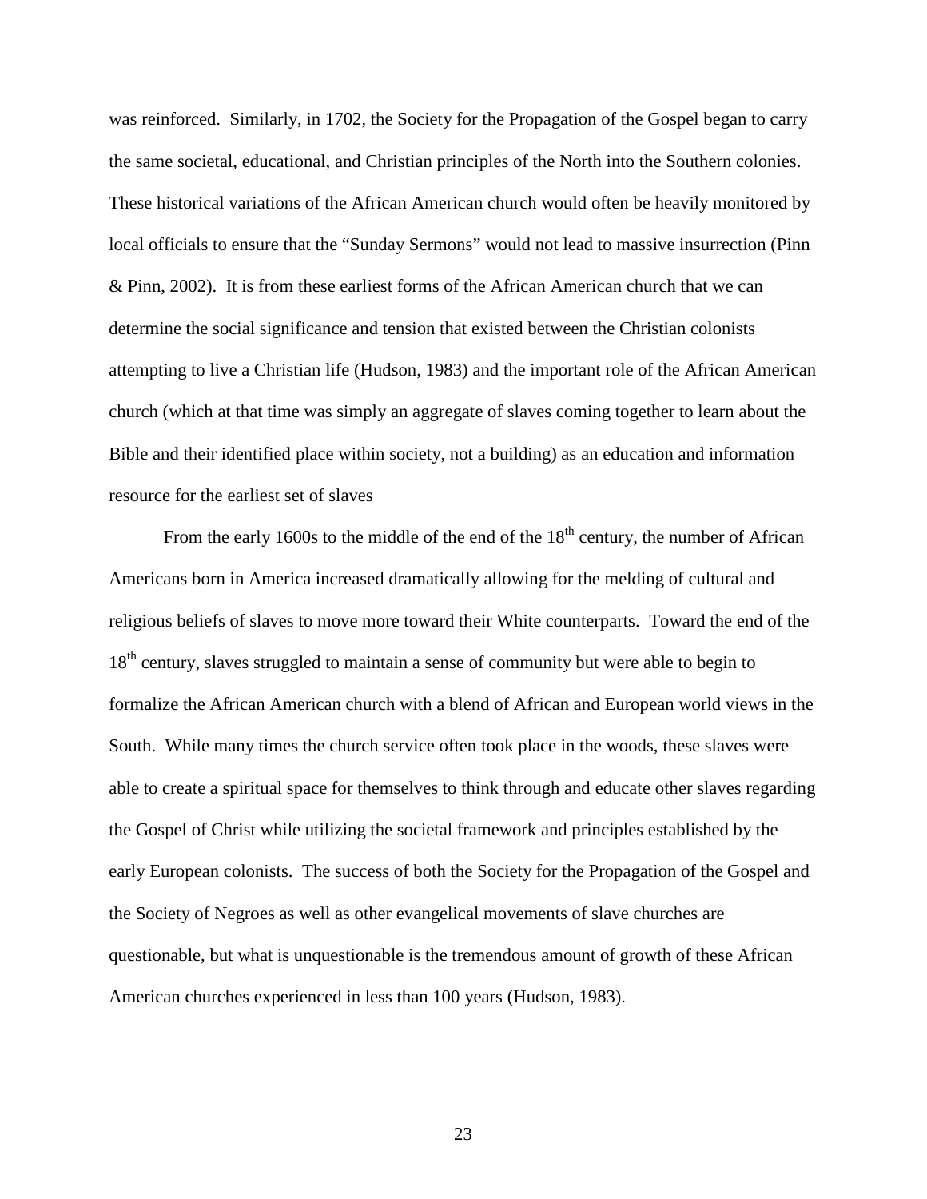was reinforced. Similarly, in 1702, the Society for the Propagation of the Gospel began to carry the same societal, educational, and Christian principles of the North into the Southern colonies. These historical variations of the African American church would often be heavily monitored by local officials to ensure that the "Sunday Sermons" would not lead to massive insurrection (Pinn & Pinn, 2002). It is from these earliest forms of the African American church that we can determine the social significance and tension that existed between the Christian colonists attempting to live a Christian life (Hudson, 1983) and the important role of the African American church (which at that time was simply an aggregate of slaves coming together to learn about the Bible and their identified place within society, not a building) as an education and information resource for the earliest set of slaves

From the early 1600s to the middle of the end of the 18th century, the number of African Americans born in America increased dramatically allowing for the melding of cultural and religious beliefs of slaves to move more toward their White counterparts. Toward the end of the 18th century, slaves struggled to maintain a sense of community but were able to begin to formalize the African American church with a blend of African and European world views in the South. While many times the church service often took place in the woods, these slaves were able to create a spiritual space for themselves to think through and educate other slaves regarding the Gospel of Christ while utilizing the societal framework and principles established by the early European colonists. The success of both the Society for the Propagation of the Gospel and the Society of Negroes as well as other evangelical movements of slave churches are questionable, but what is unquestionable is the tremendous amount of growth of these African American churches experienced in less than 100 years (Hudson, 1983).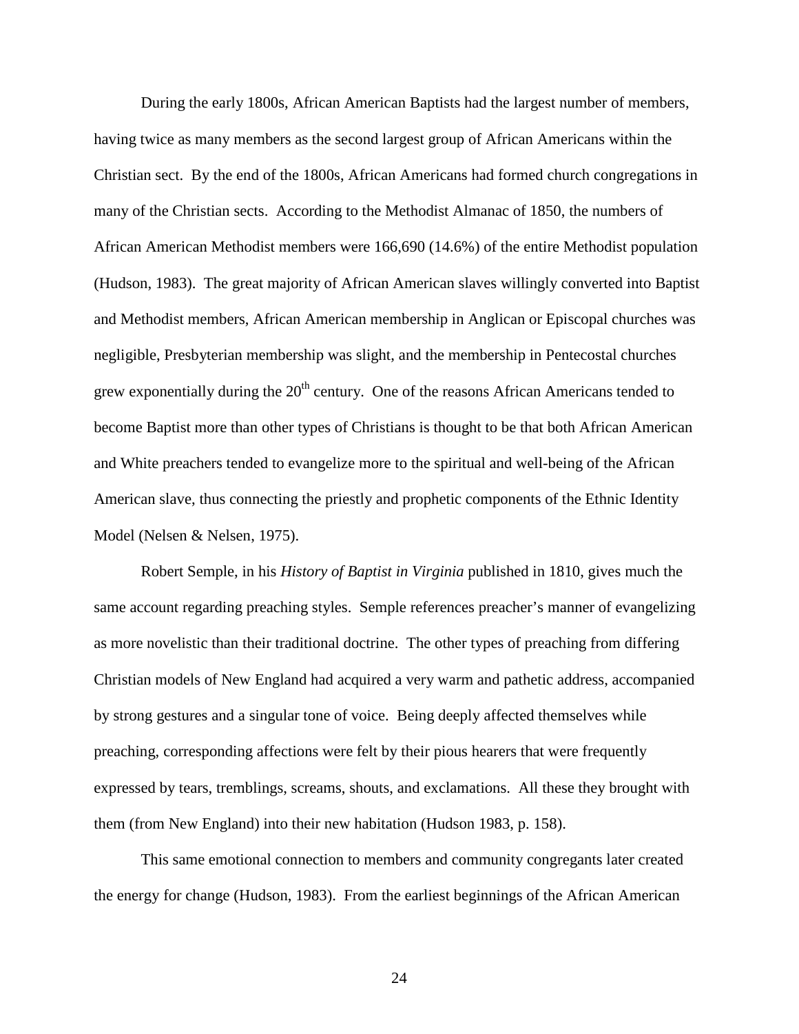During the early 1800s, African American Baptists had the largest number of members, having twice as many members as the second largest group of African Americans within the Christian sect. By the end of the 1800s, African Americans had formed church congregations in many of the Christian sects. According to the Methodist Almanac of 1850, the numbers of African American Methodist members were 166,690 (14.6%) of the entire Methodist population (Hudson, 1983). The great majority of African American slaves willingly converted into Baptist and Methodist members, African American membership in Anglican or Episcopal churches was negligible, Presbyterian membership was slight, and the membership in Pentecostal churches grew exponentially during the 20th century. One of the reasons African Americans tended to become Baptist more than other types of Christians is thought to be that both African American and White preachers tended to evangelize more to the spiritual and well-being of the African American slave, thus connecting the priestly and prophetic components of the Ethnic Identity Model (Nelsen & Nelsen, 1975).

Robert Semple, in his *History of Baptist in Virginia* published in 1810, gives much the same account regarding preaching styles. Semple references preacher's manner of evangelizing as more novelistic than their traditional doctrine. The other types of preaching from differing Christian models of New England had acquired a very warm and pathetic address, accompanied by strong gestures and a singular tone of voice. Being deeply affected themselves while preaching, corresponding affections were felt by their pious hearers that were frequently expressed by tears, tremblings, screams, shouts, and exclamations. All these they brought with them (from New England) into their new habitation (Hudson 1983, p. 158).

This same emotional connection to members and community congregants later created the energy for change (Hudson, 1983). From the earliest beginnings of the African American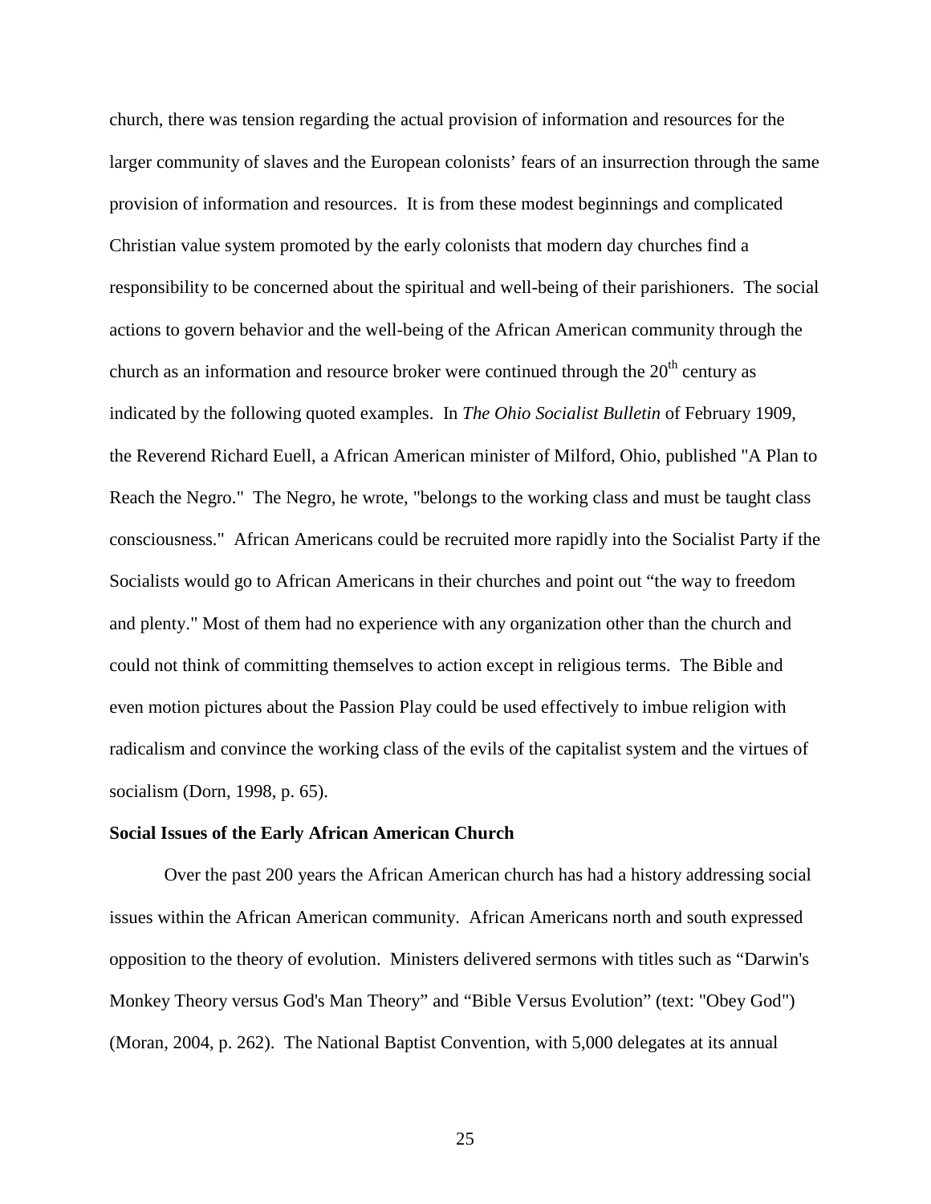church, there was tension regarding the actual provision of information and resources for the larger community of slaves and the European colonists' fears of an insurrection through the same provision of information and resources. It is from these modest beginnings and complicated Christian value system promoted by the early colonists that modern day churches find a responsibility to be concerned about the spiritual and well-being of their parishioners. The social actions to govern behavior and the well-being of the African American community through the church as an information and resource broker were continued through the 20th century as indicated by the following quoted examples. In *The Ohio Socialist Bulletin* of February 1909, the Reverend Richard Euell, a African American minister of Milford, Ohio, published "A Plan to Reach the Negro." The Negro, he wrote, "belongs to the working class and must be taught class consciousness." African Americans could be recruited more rapidly into the Socialist Party if the Socialists would go to African Americans in their churches and point out "the way to freedom and plenty." Most of them had no experience with any organization other than the church and could not think of committing themselves to action except in religious terms. The Bible and even motion pictures about the Passion Play could be used effectively to imbue religion with radicalism and convince the working class of the evils of the capitalist system and the virtues of socialism (Dorn, 1998, p. 65).

**Social Issues of the Early African American Church**

Over the past 200 years the African American church has had a history addressing social issues within the African American community. African Americans north and south expressed opposition to the theory of evolution. Ministers delivered sermons with titles such as "Darwin's Monkey Theory versus God's Man Theory" and "Bible Versus Evolution" (text: "Obey God") (Moran, 2004, p. 262). The National Baptist Convention, with 5,000 delegates at its annual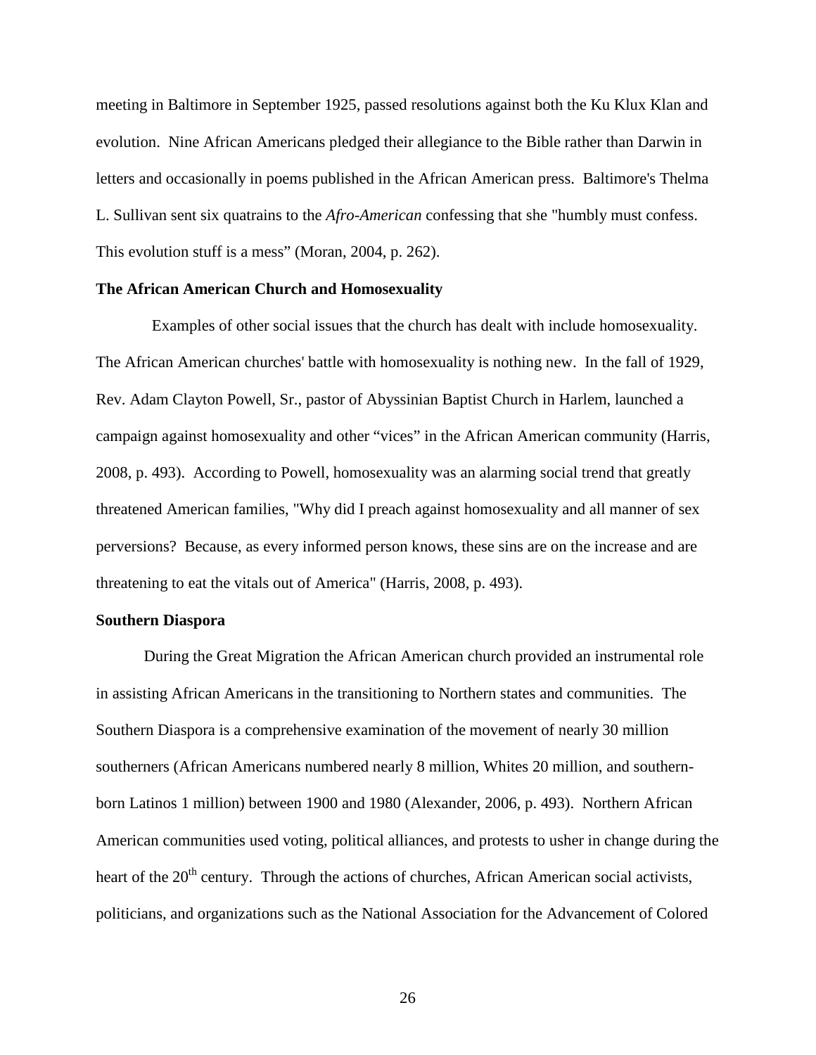meeting in Baltimore in September 1925, passed resolutions against both the Ku Klux Klan and evolution. Nine African Americans pledged their allegiance to the Bible rather than Darwin in letters and occasionally in poems published in the African American press. Baltimore's Thelma L. Sullivan sent six quatrains to the *Afro-American* confessing that she "humbly must confess. This evolution stuff is a mess" (Moran, 2004, p. 262).

**The African American Church and Homosexuality**

Examples of other social issues that the church has dealt with include homosexuality. The African American churches' battle with homosexuality is nothing new. In the fall of 1929, Rev. Adam Clayton Powell, Sr., pastor of Abyssinian Baptist Church in Harlem, launched a campaign against homosexuality and other "vices" in the African American community (Harris, 2008, p. 493). According to Powell, homosexuality was an alarming social trend that greatly threatened American families, "Why did I preach against homosexuality and all manner of sex perversions? Because, as every informed person knows, these sins are on the increase and are threatening to eat the vitals out of America" (Harris, 2008, p. 493).

**Southern Diaspora**

During the Great Migration the African American church provided an instrumental role in assisting African Americans in the transitioning to Northern states and communities. The Southern Diaspora is a comprehensive examination of the movement of nearly 30 million southerners (African Americans numbered nearly 8 million, Whites 20 million, and southern-born Latinos 1 million) between 1900 and 1980 (Alexander, 2006, p. 493). Northern African American communities used voting, political alliances, and protests to usher in change during the heart of the 20th century. Through the actions of churches, African American social activists, politicians, and organizations such as the National Association for the Advancement of Colored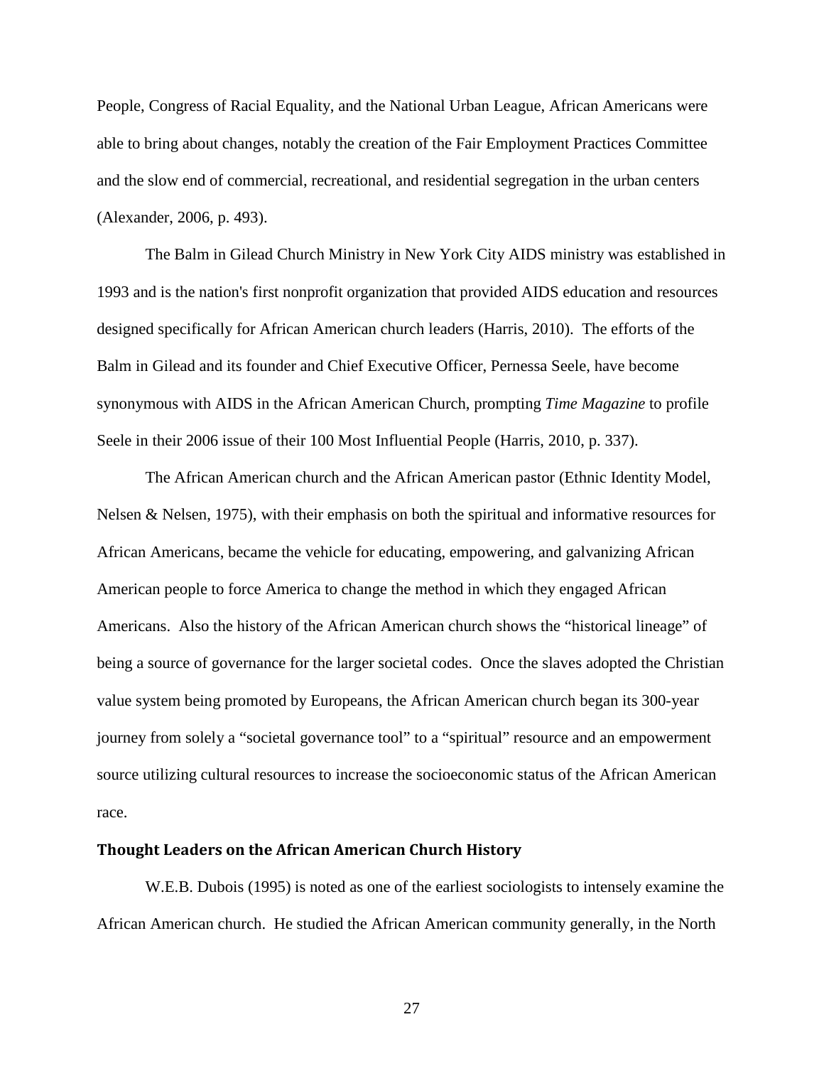People, Congress of Racial Equality, and the National Urban League, African Americans were able to bring about changes, notably the creation of the Fair Employment Practices Committee and the slow end of commercial, recreational, and residential segregation in the urban centers (Alexander, 2006, p. 493).

The Balm in Gilead Church Ministry in New York City AIDS ministry was established in 1993 and is the nation's first nonprofit organization that provided AIDS education and resources designed specifically for African American church leaders (Harris, 2010). The efforts of the Balm in Gilead and its founder and Chief Executive Officer, Pernessa Seele, have become synonymous with AIDS in the African American Church, prompting *Time Magazine* to profile Seele in their 2006 issue of their 100 Most Influential People (Harris, 2010, p. 337).

The African American church and the African American pastor (Ethnic Identity Model, Nelsen & Nelsen, 1975), with their emphasis on both the spiritual and informative resources for African Americans, became the vehicle for educating, empowering, and galvanizing African American people to force America to change the method in which they engaged African Americans. Also the history of the African American church shows the "historical lineage" of being a source of governance for the larger societal codes. Once the slaves adopted the Christian value system being promoted by Europeans, the African American church began its 300-year journey from solely a "societal governance tool" to a "spiritual" resource and an empowerment source utilizing cultural resources to increase the socioeconomic status of the African American race.

### Thought Leaders on the African American Church History

W.E.B. Dubois (1995) is noted as one of the earliest sociologists to intensely examine the African American church. He studied the African American community generally, in the North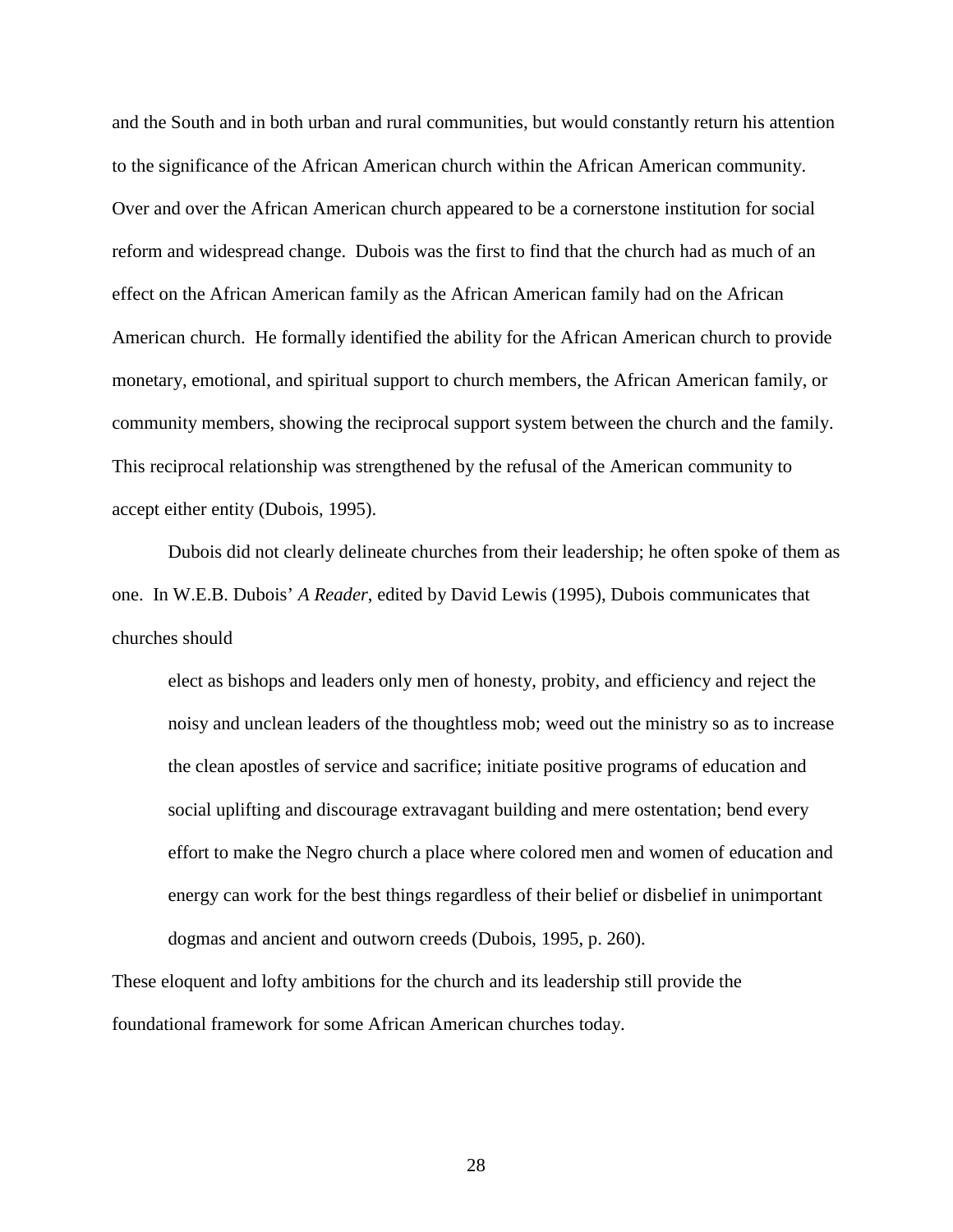and the South and in both urban and rural communities, but would constantly return his attention to the significance of the African American church within the African American community. Over and over the African American church appeared to be a cornerstone institution for social reform and widespread change. Dubois was the first to find that the church had as much of an effect on the African American family as the African American family had on the African American church. He formally identified the ability for the African American church to provide monetary, emotional, and spiritual support to church members, the African American family, or community members, showing the reciprocal support system between the church and the family. This reciprocal relationship was strengthened by the refusal of the American community to accept either entity (Dubois, 1995).

Dubois did not clearly delineate churches from their leadership; he often spoke of them as one. In W.E.B. Dubois' *A Reader*, edited by David Lewis (1995), Dubois communicates that churches should

> elect as bishops and leaders only men of honesty, probity, and efficiency and reject the noisy and unclean leaders of the thoughtless mob; weed out the ministry so as to increase the clean apostles of service and sacrifice; initiate positive programs of education and social uplifting and discourage extravagant building and mere ostentation; bend every effort to make the Negro church a place where colored men and women of education and energy can work for the best things regardless of their belief or disbelief in unimportant dogmas and ancient and outworn creeds (Dubois, 1995, p. 260).

These eloquent and lofty ambitions for the church and its leadership still provide the foundational framework for some African American churches today.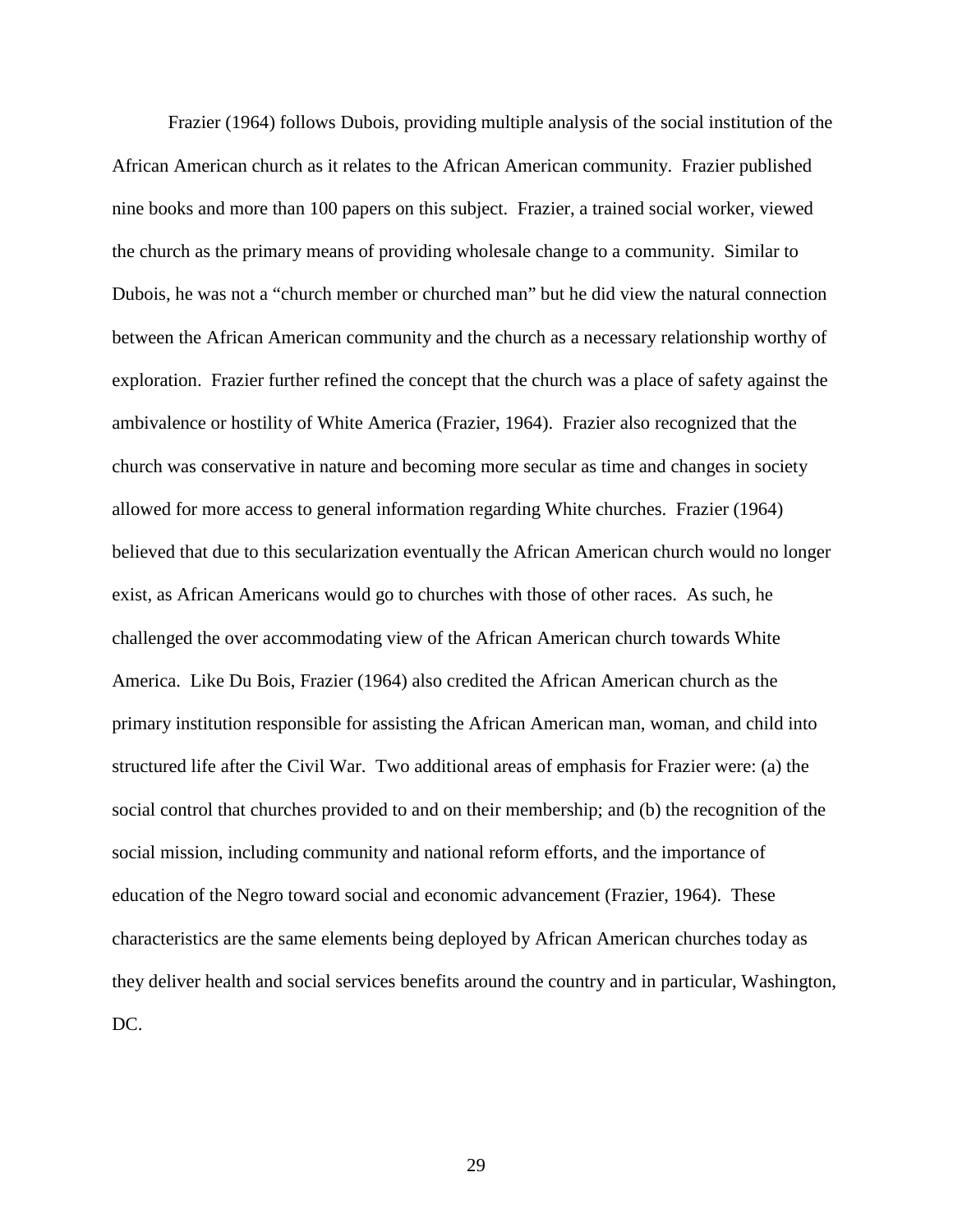Frazier (1964) follows Dubois, providing multiple analysis of the social institution of the African American church as it relates to the African American community. Frazier published nine books and more than 100 papers on this subject. Frazier, a trained social worker, viewed the church as the primary means of providing wholesale change to a community. Similar to Dubois, he was not a "church member or churched man" but he did view the natural connection between the African American community and the church as a necessary relationship worthy of exploration. Frazier further refined the concept that the church was a place of safety against the ambivalence or hostility of White America (Frazier, 1964). Frazier also recognized that the church was conservative in nature and becoming more secular as time and changes in society allowed for more access to general information regarding White churches. Frazier (1964) believed that due to this secularization eventually the African American church would no longer exist, as African Americans would go to churches with those of other races. As such, he challenged the over accommodating view of the African American church towards White America. Like Du Bois, Frazier (1964) also credited the African American church as the primary institution responsible for assisting the African American man, woman, and child into structured life after the Civil War. Two additional areas of emphasis for Frazier were: (a) the social control that churches provided to and on their membership; and (b) the recognition of the social mission, including community and national reform efforts, and the importance of education of the Negro toward social and economic advancement (Frazier, 1964). These characteristics are the same elements being deployed by African American churches today as they deliver health and social services benefits around the country and in particular, Washington, DC.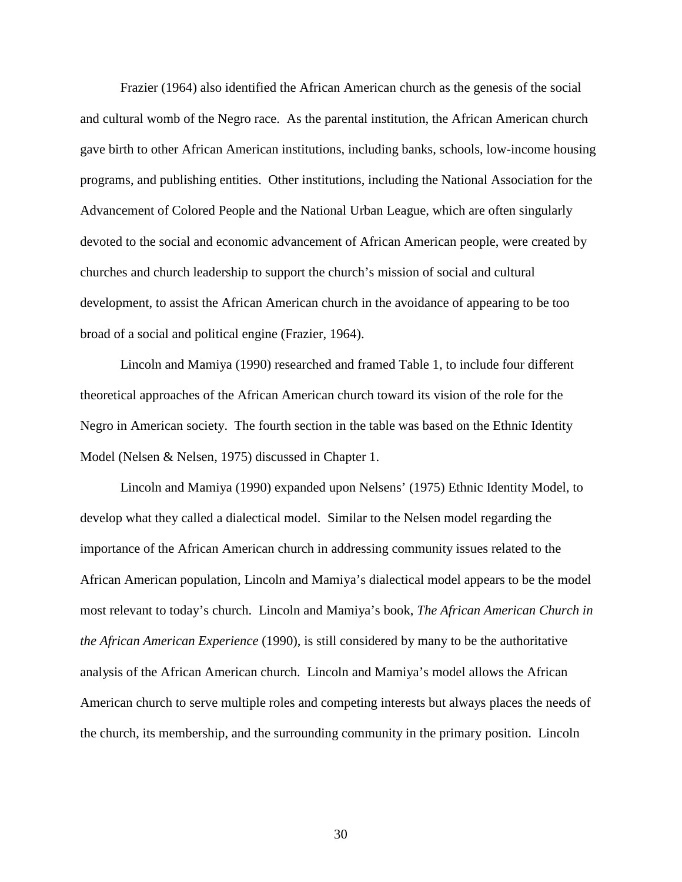Frazier (1964) also identified the African American church as the genesis of the social and cultural womb of the Negro race. As the parental institution, the African American church gave birth to other African American institutions, including banks, schools, low-income housing programs, and publishing entities. Other institutions, including the National Association for the Advancement of Colored People and the National Urban League, which are often singularly devoted to the social and economic advancement of African American people, were created by churches and church leadership to support the church's mission of social and cultural development, to assist the African American church in the avoidance of appearing to be too broad of a social and political engine (Frazier, 1964).

Lincoln and Mamiya (1990) researched and framed Table 1, to include four different theoretical approaches of the African American church toward its vision of the role for the Negro in American society. The fourth section in the table was based on the Ethnic Identity Model (Nelsen & Nelsen, 1975) discussed in Chapter 1.

Lincoln and Mamiya (1990) expanded upon Nelsens' (1975) Ethnic Identity Model, to develop what they called a dialectical model. Similar to the Nelsen model regarding the importance of the African American church in addressing community issues related to the African American population, Lincoln and Mamiya's dialectical model appears to be the model most relevant to today's church. Lincoln and Mamiya's book, *The African American Church in the African American Experience* (1990), is still considered by many to be the authoritative analysis of the African American church. Lincoln and Mamiya's model allows the African American church to serve multiple roles and competing interests but always places the needs of the church, its membership, and the surrounding community in the primary position. Lincoln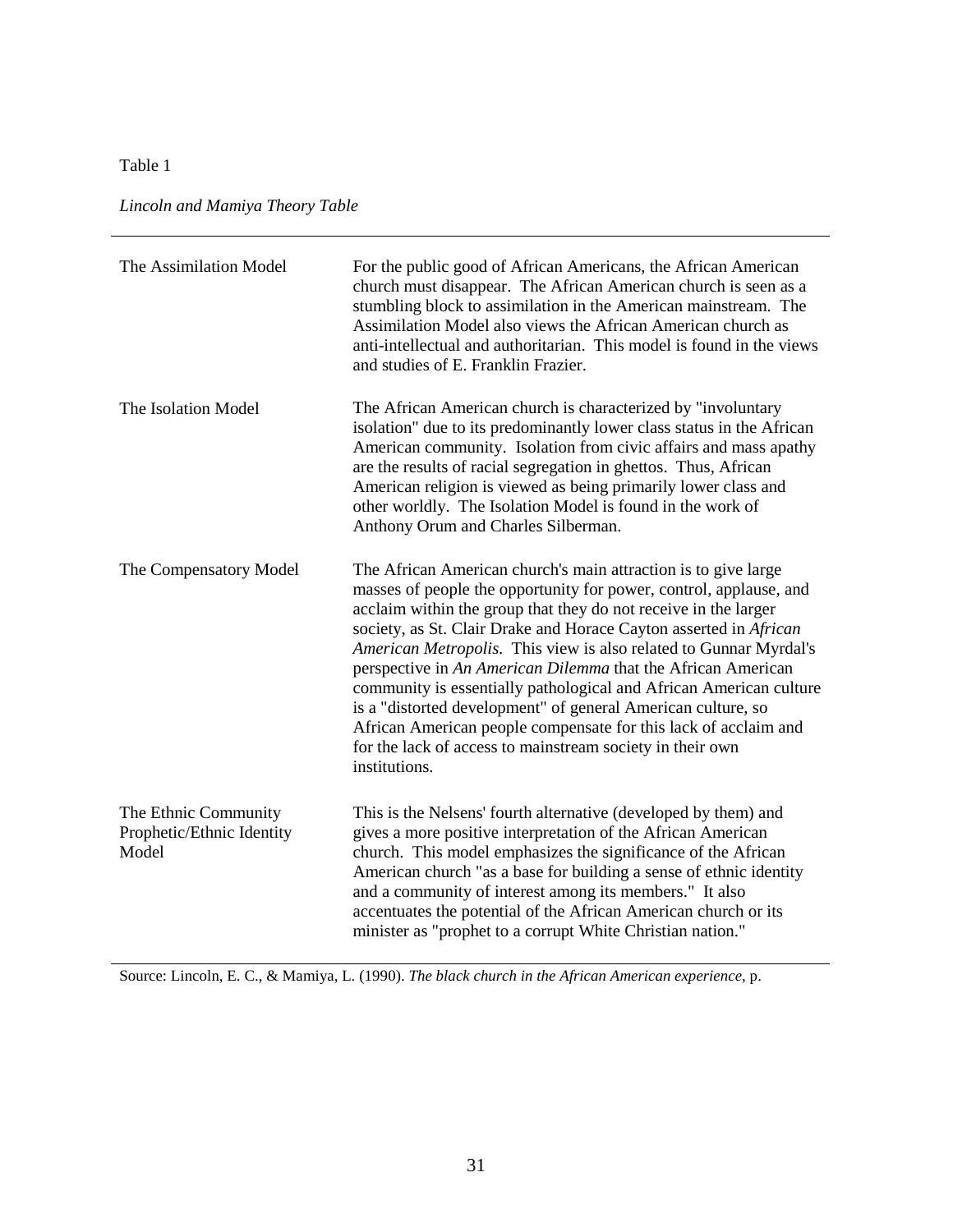Table 1

*Lincoln and Mamiya Theory Table*

| Model | Description |
|---|---|
| The Assimilation Model | For the public good of African Americans, the African American church must disappear. The African American church is seen as a stumbling block to assimilation in the American mainstream. The Assimilation Model also views the African American church as anti-intellectual and authoritarian. This model is found in the views and studies of E. Franklin Frazier. |
| The Isolation Model | The African American church is characterized by "involuntary isolation" due to its predominantly lower class status in the African American community. Isolation from civic affairs and mass apathy are the results of racial segregation in ghettos. Thus, African American religion is viewed as being primarily lower class and other worldly. The Isolation Model is found in the work of Anthony Orum and Charles Silberman. |
| The Compensatory Model | The African American church's main attraction is to give large masses of people the opportunity for power, control, applause, and acclaim within the group that they do not receive in the larger society, as St. Clair Drake and Horace Cayton asserted in *African American Metropolis.* This view is also related to Gunnar Myrdal's perspective in *An American Dilemma* that the African American community is essentially pathological and African American culture is a "distorted development" of general American culture, so African American people compensate for this lack of acclaim and for the lack of access to mainstream society in their own institutions. |
| The Ethnic Community Prophetic/Ethnic Identity Model | This is the Nelsens' fourth alternative (developed by them) and gives a more positive interpretation of the African American church. This model emphasizes the significance of the African American church "as a base for building a sense of ethnic identity and a community of interest among its members." It also accentuates the potential of the African American church or its minister as "prophet to a corrupt White Christian nation." |

Source: Lincoln, E. C., & Mamiya, L. (1990). *The black church in the African American experience,* p.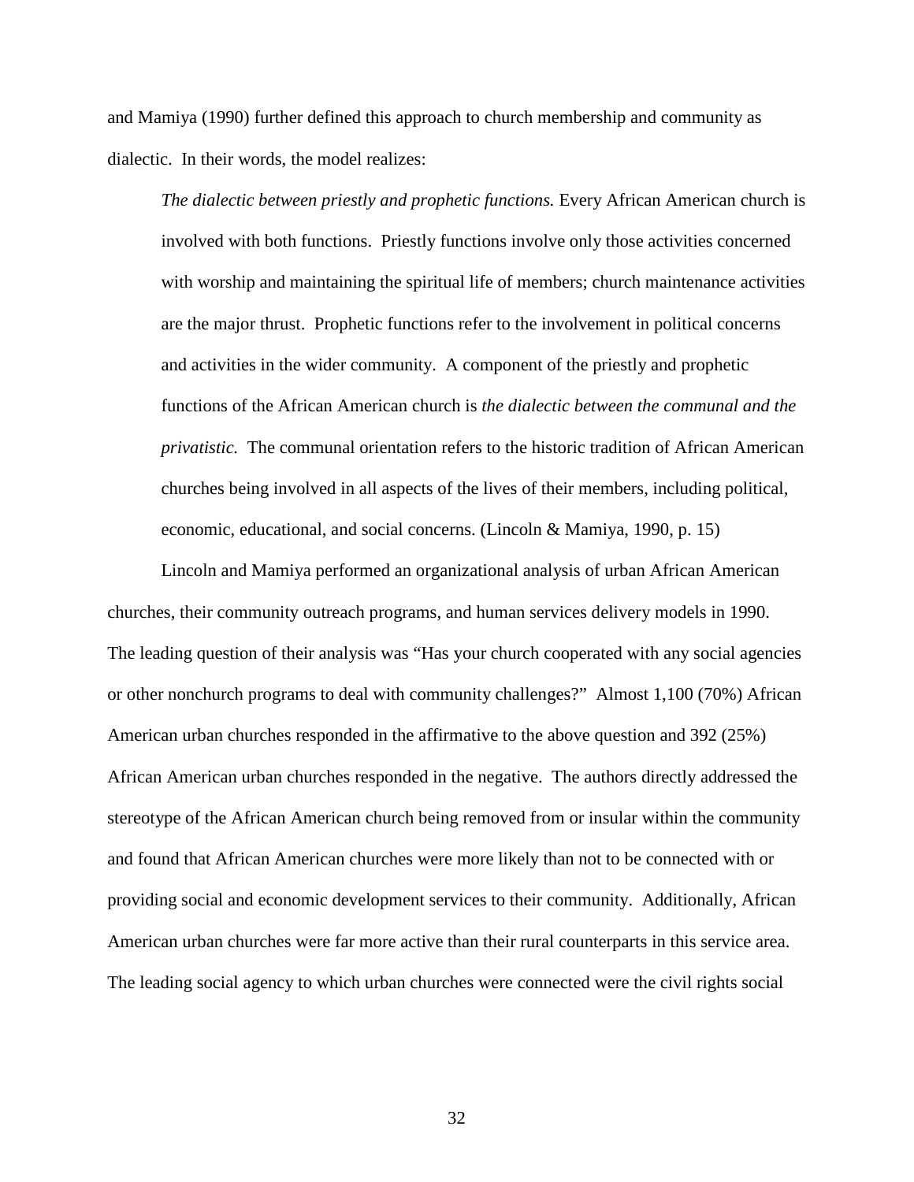and Mamiya (1990) further defined this approach to church membership and community as dialectic. In their words, the model realizes:

> *The dialectic between priestly and prophetic functions.* Every African American church is involved with both functions. Priestly functions involve only those activities concerned with worship and maintaining the spiritual life of members; church maintenance activities are the major thrust. Prophetic functions refer to the involvement in political concerns and activities in the wider community. A component of the priestly and prophetic functions of the African American church is *the dialectic between the communal and the privatistic.* The communal orientation refers to the historic tradition of African American churches being involved in all aspects of the lives of their members, including political, economic, educational, and social concerns. (Lincoln & Mamiya, 1990, p. 15)

Lincoln and Mamiya performed an organizational analysis of urban African American churches, their community outreach programs, and human services delivery models in 1990. The leading question of their analysis was "Has your church cooperated with any social agencies or other nonchurch programs to deal with community challenges?" Almost 1,100 (70%) African American urban churches responded in the affirmative to the above question and 392 (25%) African American urban churches responded in the negative. The authors directly addressed the stereotype of the African American church being removed from or insular within the community and found that African American churches were more likely than not to be connected with or providing social and economic development services to their community. Additionally, African American urban churches were far more active than their rural counterparts in this service area. The leading social agency to which urban churches were connected were the civil rights social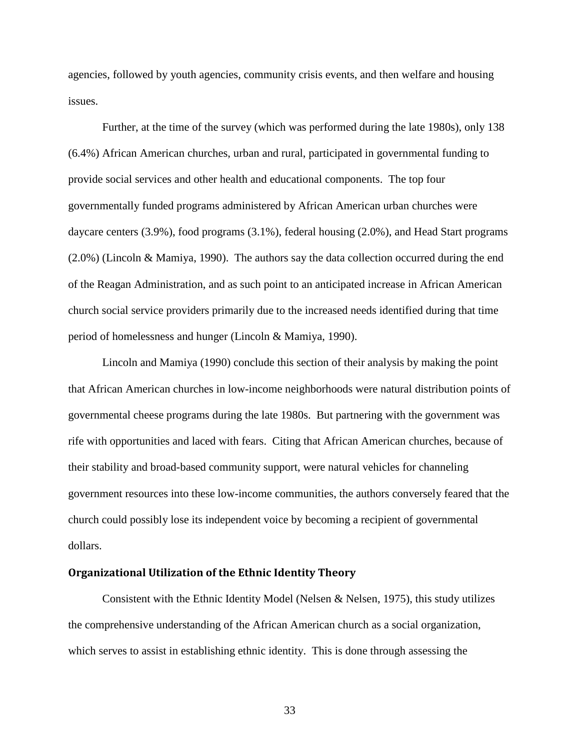agencies, followed by youth agencies, community crisis events, and then welfare and housing issues.

Further, at the time of the survey (which was performed during the late 1980s), only 138 (6.4%) African American churches, urban and rural, participated in governmental funding to provide social services and other health and educational components. The top four governmentally funded programs administered by African American urban churches were daycare centers (3.9%), food programs (3.1%), federal housing (2.0%), and Head Start programs (2.0%) (Lincoln & Mamiya, 1990). The authors say the data collection occurred during the end of the Reagan Administration, and as such point to an anticipated increase in African American church social service providers primarily due to the increased needs identified during that time period of homelessness and hunger (Lincoln & Mamiya, 1990).

Lincoln and Mamiya (1990) conclude this section of their analysis by making the point that African American churches in low-income neighborhoods were natural distribution points of governmental cheese programs during the late 1980s. But partnering with the government was rife with opportunities and laced with fears. Citing that African American churches, because of their stability and broad-based community support, were natural vehicles for channeling government resources into these low-income communities, the authors conversely feared that the church could possibly lose its independent voice by becoming a recipient of governmental dollars.

## Organizational Utilization of the Ethnic Identity Theory

Consistent with the Ethnic Identity Model (Nelsen & Nelsen, 1975), this study utilizes the comprehensive understanding of the African American church as a social organization, which serves to assist in establishing ethnic identity. This is done through assessing the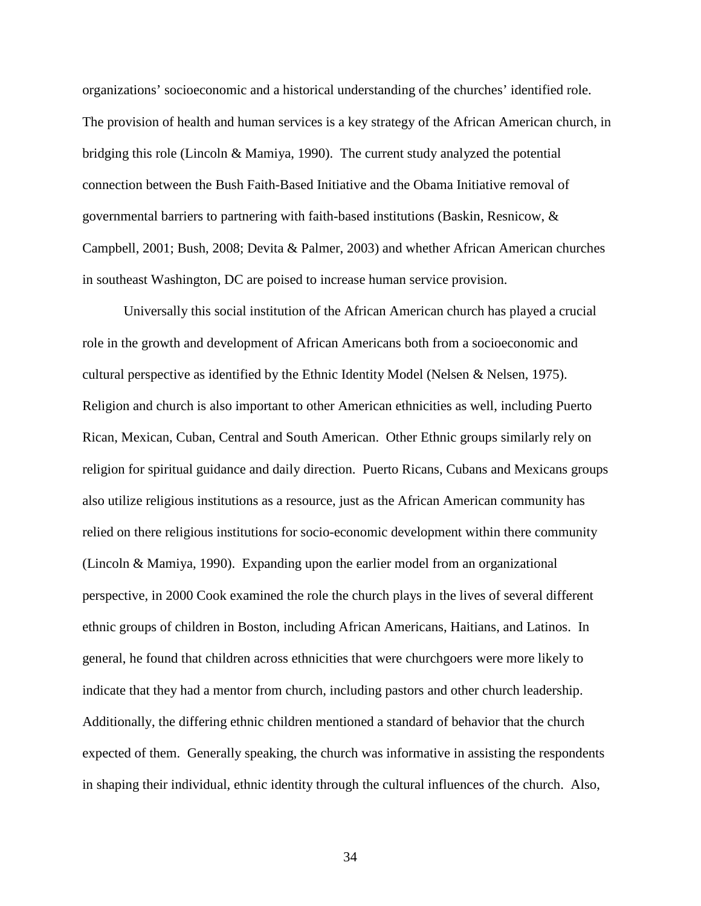organizations' socioeconomic and a historical understanding of the churches' identified role. The provision of health and human services is a key strategy of the African American church, in bridging this role (Lincoln & Mamiya, 1990). The current study analyzed the potential connection between the Bush Faith-Based Initiative and the Obama Initiative removal of governmental barriers to partnering with faith-based institutions (Baskin, Resnicow, & Campbell, 2001; Bush, 2008; Devita & Palmer, 2003) and whether African American churches in southeast Washington, DC are poised to increase human service provision.

Universally this social institution of the African American church has played a crucial role in the growth and development of African Americans both from a socioeconomic and cultural perspective as identified by the Ethnic Identity Model (Nelsen & Nelsen, 1975). Religion and church is also important to other American ethnicities as well, including Puerto Rican, Mexican, Cuban, Central and South American. Other Ethnic groups similarly rely on religion for spiritual guidance and daily direction. Puerto Ricans, Cubans and Mexicans groups also utilize religious institutions as a resource, just as the African American community has relied on there religious institutions for socio-economic development within there community (Lincoln & Mamiya, 1990). Expanding upon the earlier model from an organizational perspective, in 2000 Cook examined the role the church plays in the lives of several different ethnic groups of children in Boston, including African Americans, Haitians, and Latinos. In general, he found that children across ethnicities that were churchgoers were more likely to indicate that they had a mentor from church, including pastors and other church leadership. Additionally, the differing ethnic children mentioned a standard of behavior that the church expected of them. Generally speaking, the church was informative in assisting the respondents in shaping their individual, ethnic identity through the cultural influences of the church. Also,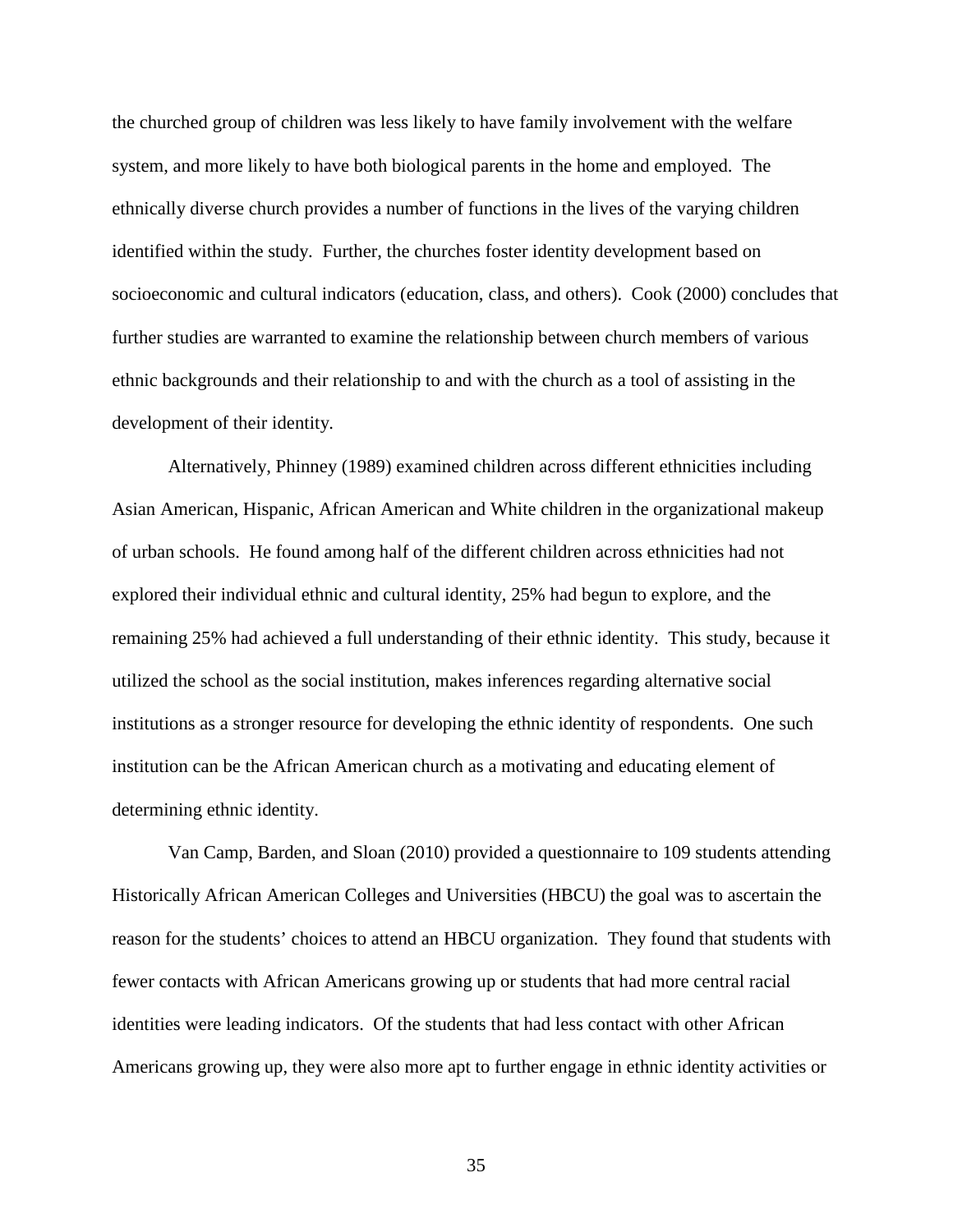the churched group of children was less likely to have family involvement with the welfare system, and more likely to have both biological parents in the home and employed. The ethnically diverse church provides a number of functions in the lives of the varying children identified within the study. Further, the churches foster identity development based on socioeconomic and cultural indicators (education, class, and others). Cook (2000) concludes that further studies are warranted to examine the relationship between church members of various ethnic backgrounds and their relationship to and with the church as a tool of assisting in the development of their identity.

Alternatively, Phinney (1989) examined children across different ethnicities including Asian American, Hispanic, African American and White children in the organizational makeup of urban schools. He found among half of the different children across ethnicities had not explored their individual ethnic and cultural identity, 25% had begun to explore, and the remaining 25% had achieved a full understanding of their ethnic identity. This study, because it utilized the school as the social institution, makes inferences regarding alternative social institutions as a stronger resource for developing the ethnic identity of respondents. One such institution can be the African American church as a motivating and educating element of determining ethnic identity.

Van Camp, Barden, and Sloan (2010) provided a questionnaire to 109 students attending Historically African American Colleges and Universities (HBCU) the goal was to ascertain the reason for the students' choices to attend an HBCU organization. They found that students with fewer contacts with African Americans growing up or students that had more central racial identities were leading indicators. Of the students that had less contact with other African Americans growing up, they were also more apt to further engage in ethnic identity activities or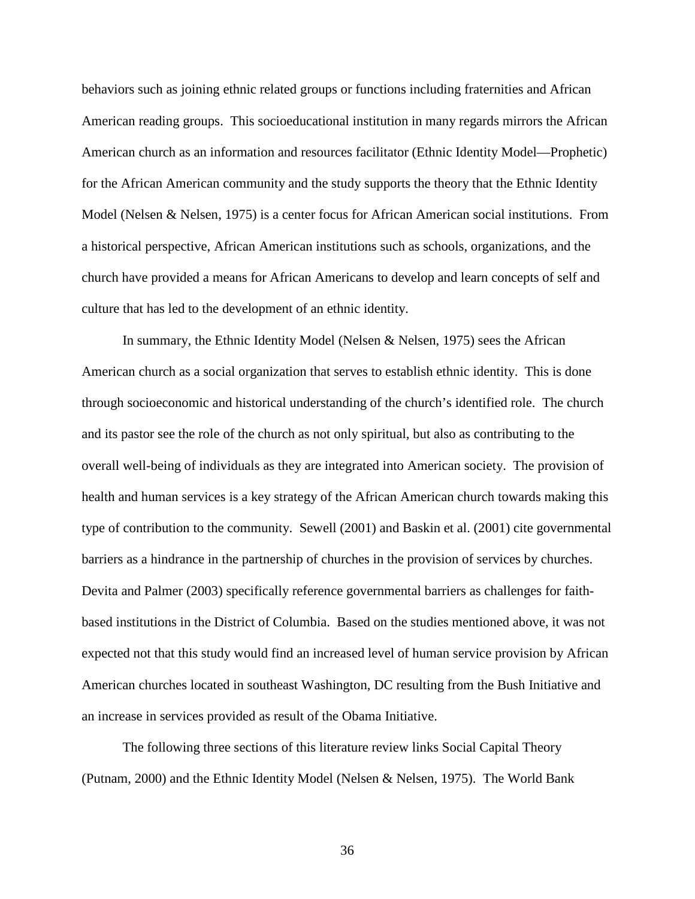behaviors such as joining ethnic related groups or functions including fraternities and African American reading groups. This socioeducational institution in many regards mirrors the African American church as an information and resources facilitator (Ethnic Identity Model—Prophetic) for the African American community and the study supports the theory that the Ethnic Identity Model (Nelsen & Nelsen, 1975) is a center focus for African American social institutions. From a historical perspective, African American institutions such as schools, organizations, and the church have provided a means for African Americans to develop and learn concepts of self and culture that has led to the development of an ethnic identity.

In summary, the Ethnic Identity Model (Nelsen & Nelsen, 1975) sees the African American church as a social organization that serves to establish ethnic identity. This is done through socioeconomic and historical understanding of the church's identified role. The church and its pastor see the role of the church as not only spiritual, but also as contributing to the overall well-being of individuals as they are integrated into American society. The provision of health and human services is a key strategy of the African American church towards making this type of contribution to the community. Sewell (2001) and Baskin et al. (2001) cite governmental barriers as a hindrance in the partnership of churches in the provision of services by churches. Devita and Palmer (2003) specifically reference governmental barriers as challenges for faith-based institutions in the District of Columbia. Based on the studies mentioned above, it was not expected not that this study would find an increased level of human service provision by African American churches located in southeast Washington, DC resulting from the Bush Initiative and an increase in services provided as result of the Obama Initiative.

The following three sections of this literature review links Social Capital Theory (Putnam, 2000) and the Ethnic Identity Model (Nelsen & Nelsen, 1975). The World Bank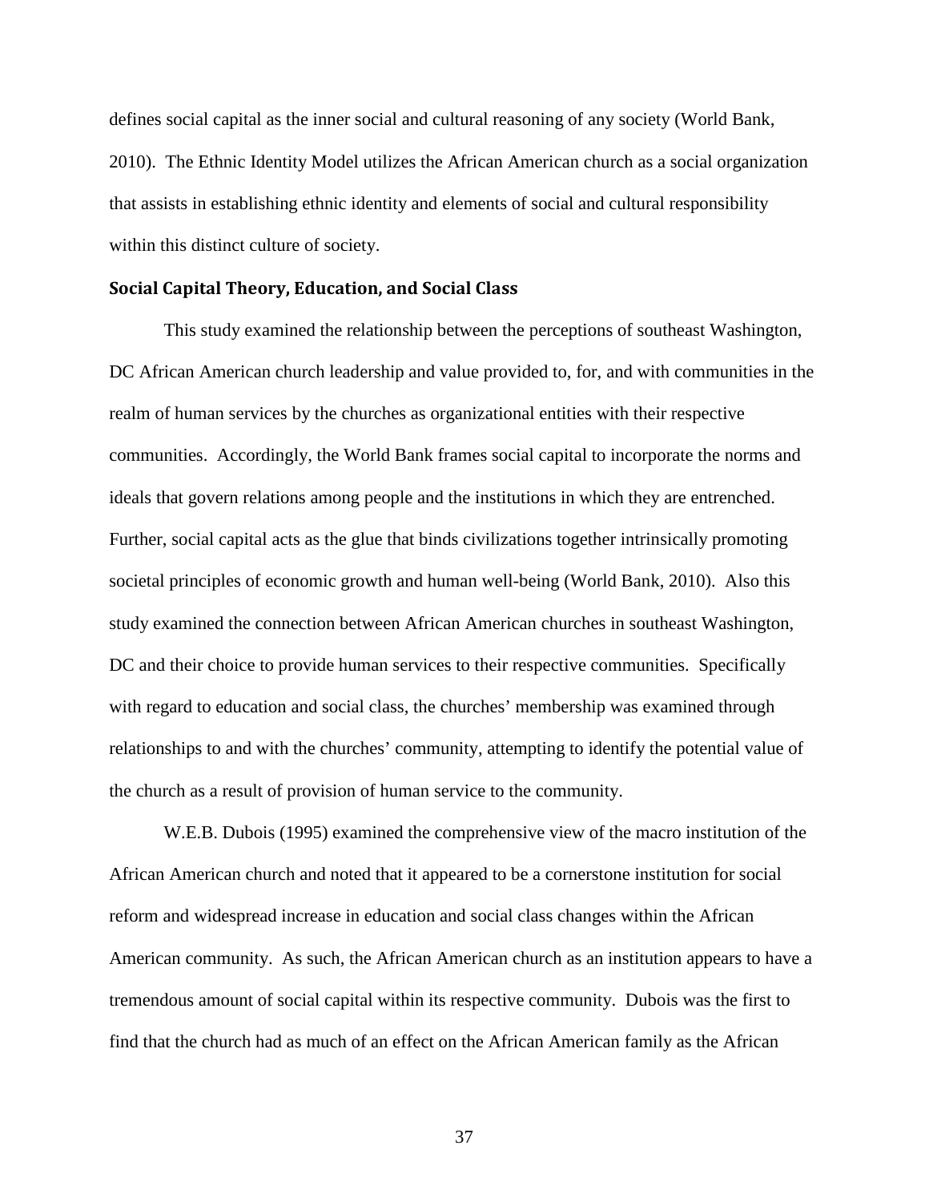defines social capital as the inner social and cultural reasoning of any society (World Bank, 2010). The Ethnic Identity Model utilizes the African American church as a social organization that assists in establishing ethnic identity and elements of social and cultural responsibility within this distinct culture of society.

### Social Capital Theory, Education, and Social Class

This study examined the relationship between the perceptions of southeast Washington, DC African American church leadership and value provided to, for, and with communities in the realm of human services by the churches as organizational entities with their respective communities. Accordingly, the World Bank frames social capital to incorporate the norms and ideals that govern relations among people and the institutions in which they are entrenched. Further, social capital acts as the glue that binds civilizations together intrinsically promoting societal principles of economic growth and human well-being (World Bank, 2010). Also this study examined the connection between African American churches in southeast Washington, DC and their choice to provide human services to their respective communities. Specifically with regard to education and social class, the churches' membership was examined through relationships to and with the churches' community, attempting to identify the potential value of the church as a result of provision of human service to the community.

W.E.B. Dubois (1995) examined the comprehensive view of the macro institution of the African American church and noted that it appeared to be a cornerstone institution for social reform and widespread increase in education and social class changes within the African American community. As such, the African American church as an institution appears to have a tremendous amount of social capital within its respective community. Dubois was the first to find that the church had as much of an effect on the African American family as the African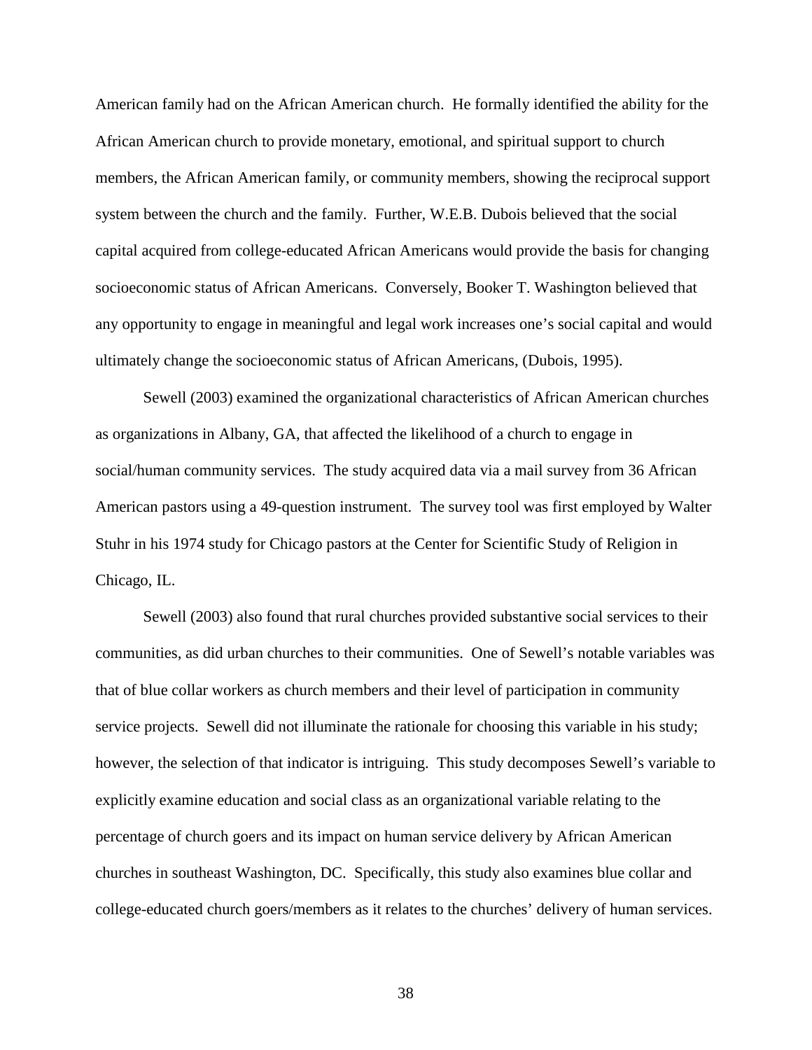American family had on the African American church. He formally identified the ability for the African American church to provide monetary, emotional, and spiritual support to church members, the African American family, or community members, showing the reciprocal support system between the church and the family. Further, W.E.B. Dubois believed that the social capital acquired from college-educated African Americans would provide the basis for changing socioeconomic status of African Americans. Conversely, Booker T. Washington believed that any opportunity to engage in meaningful and legal work increases one's social capital and would ultimately change the socioeconomic status of African Americans, (Dubois, 1995).

Sewell (2003) examined the organizational characteristics of African American churches as organizations in Albany, GA, that affected the likelihood of a church to engage in social/human community services. The study acquired data via a mail survey from 36 African American pastors using a 49-question instrument. The survey tool was first employed by Walter Stuhr in his 1974 study for Chicago pastors at the Center for Scientific Study of Religion in Chicago, IL.

Sewell (2003) also found that rural churches provided substantive social services to their communities, as did urban churches to their communities. One of Sewell's notable variables was that of blue collar workers as church members and their level of participation in community service projects. Sewell did not illuminate the rationale for choosing this variable in his study; however, the selection of that indicator is intriguing. This study decomposes Sewell's variable to explicitly examine education and social class as an organizational variable relating to the percentage of church goers and its impact on human service delivery by African American churches in southeast Washington, DC. Specifically, this study also examines blue collar and college-educated church goers/members as it relates to the churches' delivery of human services.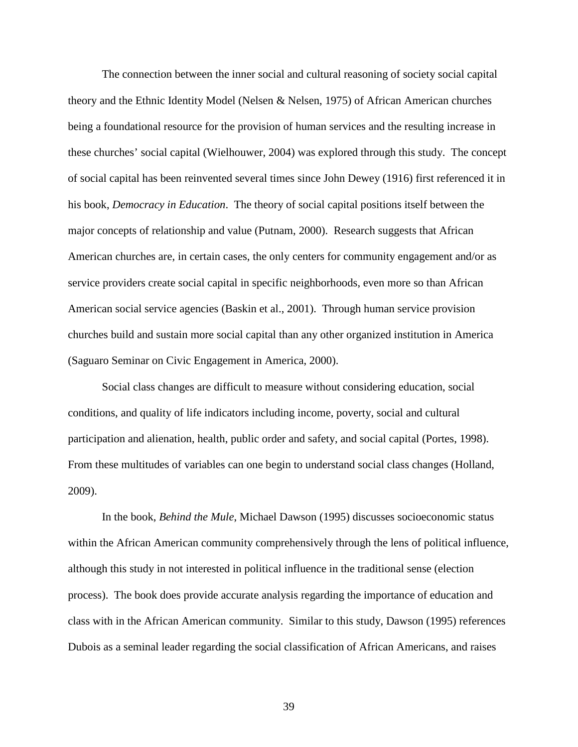The connection between the inner social and cultural reasoning of society social capital theory and the Ethnic Identity Model (Nelsen & Nelsen, 1975) of African American churches being a foundational resource for the provision of human services and the resulting increase in these churches' social capital (Wielhouwer, 2004) was explored through this study. The concept of social capital has been reinvented several times since John Dewey (1916) first referenced it in his book, *Democracy in Education*. The theory of social capital positions itself between the major concepts of relationship and value (Putnam, 2000). Research suggests that African American churches are, in certain cases, the only centers for community engagement and/or as service providers create social capital in specific neighborhoods, even more so than African American social service agencies (Baskin et al., 2001). Through human service provision churches build and sustain more social capital than any other organized institution in America (Saguaro Seminar on Civic Engagement in America, 2000).

Social class changes are difficult to measure without considering education, social conditions, and quality of life indicators including income, poverty, social and cultural participation and alienation, health, public order and safety, and social capital (Portes, 1998). From these multitudes of variables can one begin to understand social class changes (Holland, 2009).

In the book, *Behind the Mule*, Michael Dawson (1995) discusses socioeconomic status within the African American community comprehensively through the lens of political influence, although this study in not interested in political influence in the traditional sense (election process). The book does provide accurate analysis regarding the importance of education and class with in the African American community. Similar to this study, Dawson (1995) references Dubois as a seminal leader regarding the social classification of African Americans, and raises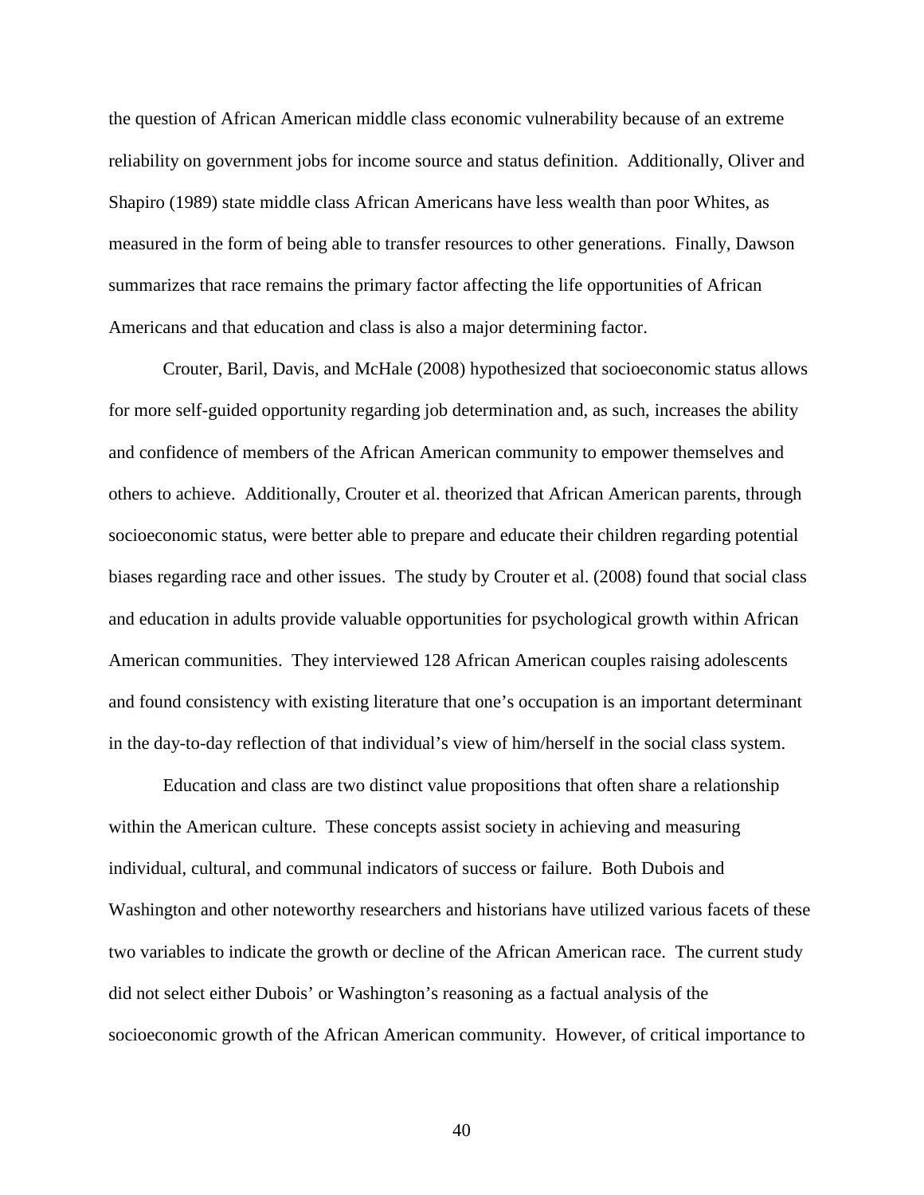the question of African American middle class economic vulnerability because of an extreme reliability on government jobs for income source and status definition. Additionally, Oliver and Shapiro (1989) state middle class African Americans have less wealth than poor Whites, as measured in the form of being able to transfer resources to other generations. Finally, Dawson summarizes that race remains the primary factor affecting the life opportunities of African Americans and that education and class is also a major determining factor.

Crouter, Baril, Davis, and McHale (2008) hypothesized that socioeconomic status allows for more self-guided opportunity regarding job determination and, as such, increases the ability and confidence of members of the African American community to empower themselves and others to achieve. Additionally, Crouter et al. theorized that African American parents, through socioeconomic status, were better able to prepare and educate their children regarding potential biases regarding race and other issues. The study by Crouter et al. (2008) found that social class and education in adults provide valuable opportunities for psychological growth within African American communities. They interviewed 128 African American couples raising adolescents and found consistency with existing literature that one's occupation is an important determinant in the day-to-day reflection of that individual's view of him/herself in the social class system.

Education and class are two distinct value propositions that often share a relationship within the American culture. These concepts assist society in achieving and measuring individual, cultural, and communal indicators of success or failure. Both Dubois and Washington and other noteworthy researchers and historians have utilized various facets of these two variables to indicate the growth or decline of the African American race. The current study did not select either Dubois' or Washington's reasoning as a factual analysis of the socioeconomic growth of the African American community. However, of critical importance to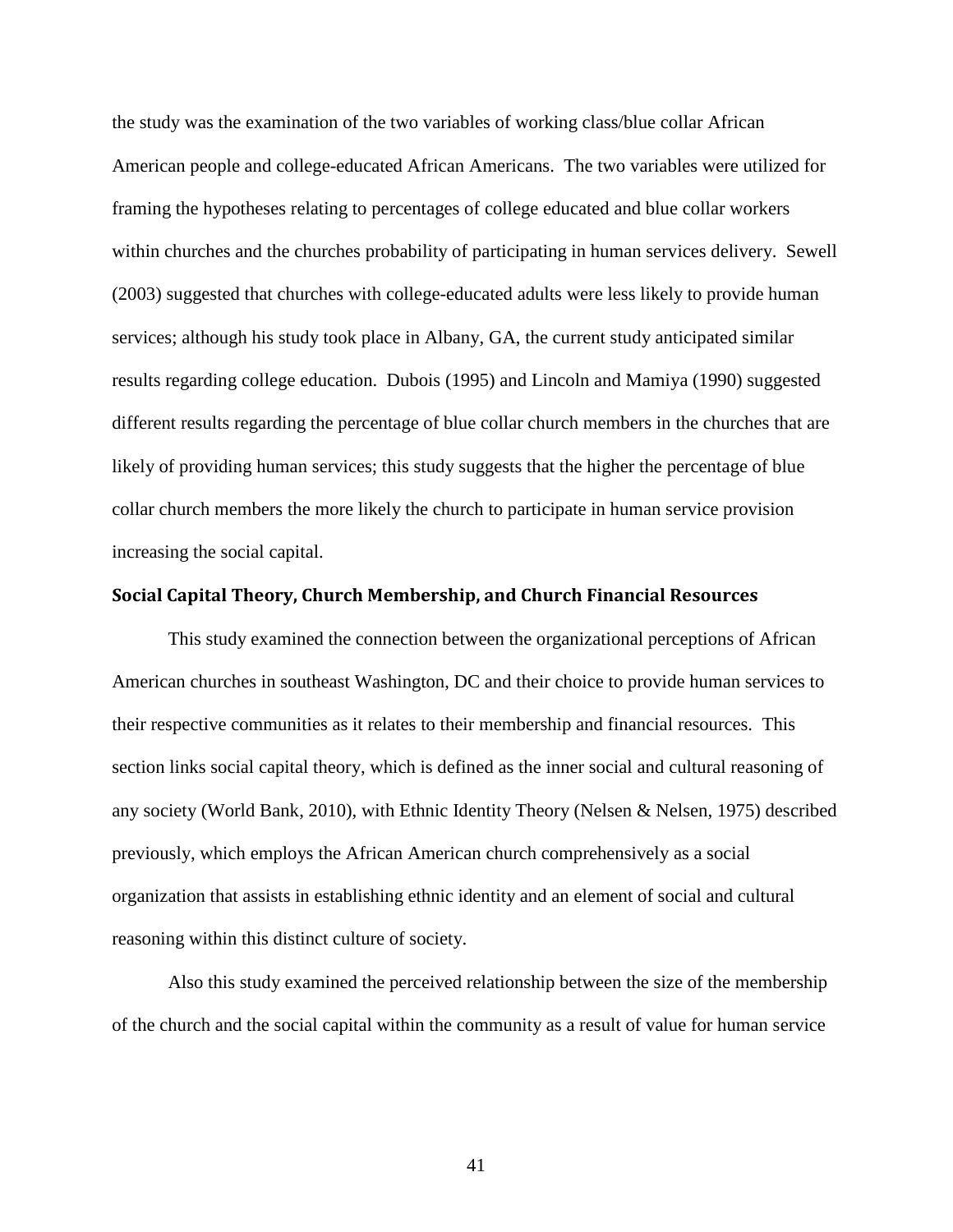the study was the examination of the two variables of working class/blue collar African American people and college-educated African Americans. The two variables were utilized for framing the hypotheses relating to percentages of college educated and blue collar workers within churches and the churches probability of participating in human services delivery. Sewell (2003) suggested that churches with college-educated adults were less likely to provide human services; although his study took place in Albany, GA, the current study anticipated similar results regarding college education. Dubois (1995) and Lincoln and Mamiya (1990) suggested different results regarding the percentage of blue collar church members in the churches that are likely of providing human services; this study suggests that the higher the percentage of blue collar church members the more likely the church to participate in human service provision increasing the social capital.

## Social Capital Theory, Church Membership, and Church Financial Resources

This study examined the connection between the organizational perceptions of African American churches in southeast Washington, DC and their choice to provide human services to their respective communities as it relates to their membership and financial resources. This section links social capital theory, which is defined as the inner social and cultural reasoning of any society (World Bank, 2010), with Ethnic Identity Theory (Nelsen & Nelsen, 1975) described previously, which employs the African American church comprehensively as a social organization that assists in establishing ethnic identity and an element of social and cultural reasoning within this distinct culture of society.

Also this study examined the perceived relationship between the size of the membership of the church and the social capital within the community as a result of value for human service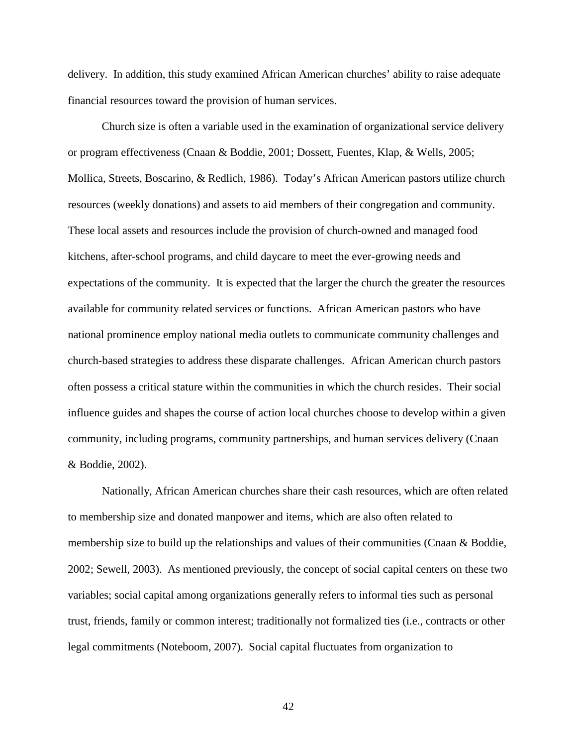delivery. In addition, this study examined African American churches' ability to raise adequate financial resources toward the provision of human services.

Church size is often a variable used in the examination of organizational service delivery or program effectiveness (Cnaan & Boddie, 2001; Dossett, Fuentes, Klap, & Wells, 2005; Mollica, Streets, Boscarino, & Redlich, 1986). Today's African American pastors utilize church resources (weekly donations) and assets to aid members of their congregation and community. These local assets and resources include the provision of church-owned and managed food kitchens, after-school programs, and child daycare to meet the ever-growing needs and expectations of the community. It is expected that the larger the church the greater the resources available for community related services or functions. African American pastors who have national prominence employ national media outlets to communicate community challenges and church-based strategies to address these disparate challenges. African American church pastors often possess a critical stature within the communities in which the church resides. Their social influence guides and shapes the course of action local churches choose to develop within a given community, including programs, community partnerships, and human services delivery (Cnaan & Boddie, 2002).

Nationally, African American churches share their cash resources, which are often related to membership size and donated manpower and items, which are also often related to membership size to build up the relationships and values of their communities (Cnaan & Boddie, 2002; Sewell, 2003). As mentioned previously, the concept of social capital centers on these two variables; social capital among organizations generally refers to informal ties such as personal trust, friends, family or common interest; traditionally not formalized ties (i.e., contracts or other legal commitments (Noteboom, 2007). Social capital fluctuates from organization to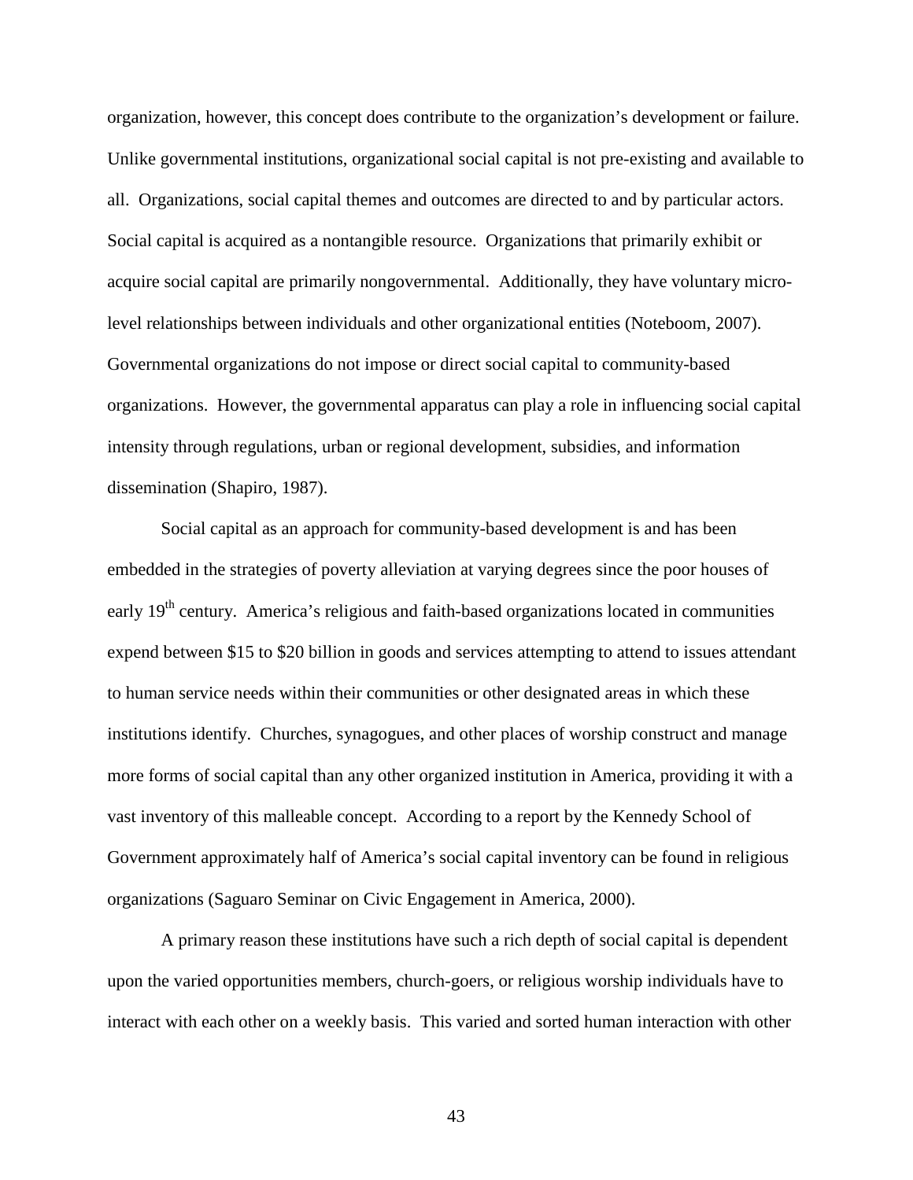organization, however, this concept does contribute to the organization's development or failure. Unlike governmental institutions, organizational social capital is not pre-existing and available to all. Organizations, social capital themes and outcomes are directed to and by particular actors. Social capital is acquired as a nontangible resource. Organizations that primarily exhibit or acquire social capital are primarily nongovernmental. Additionally, they have voluntary micro-level relationships between individuals and other organizational entities (Noteboom, 2007). Governmental organizations do not impose or direct social capital to community-based organizations. However, the governmental apparatus can play a role in influencing social capital intensity through regulations, urban or regional development, subsidies, and information dissemination (Shapiro, 1987).

Social capital as an approach for community-based development is and has been embedded in the strategies of poverty alleviation at varying degrees since the poor houses of early 19th century. America's religious and faith-based organizations located in communities expend between $15 to $20 billion in goods and services attempting to attend to issues attendant to human service needs within their communities or other designated areas in which these institutions identify. Churches, synagogues, and other places of worship construct and manage more forms of social capital than any other organized institution in America, providing it with a vast inventory of this malleable concept. According to a report by the Kennedy School of Government approximately half of America's social capital inventory can be found in religious organizations (Saguaro Seminar on Civic Engagement in America, 2000).

A primary reason these institutions have such a rich depth of social capital is dependent upon the varied opportunities members, church-goers, or religious worship individuals have to interact with each other on a weekly basis. This varied and sorted human interaction with other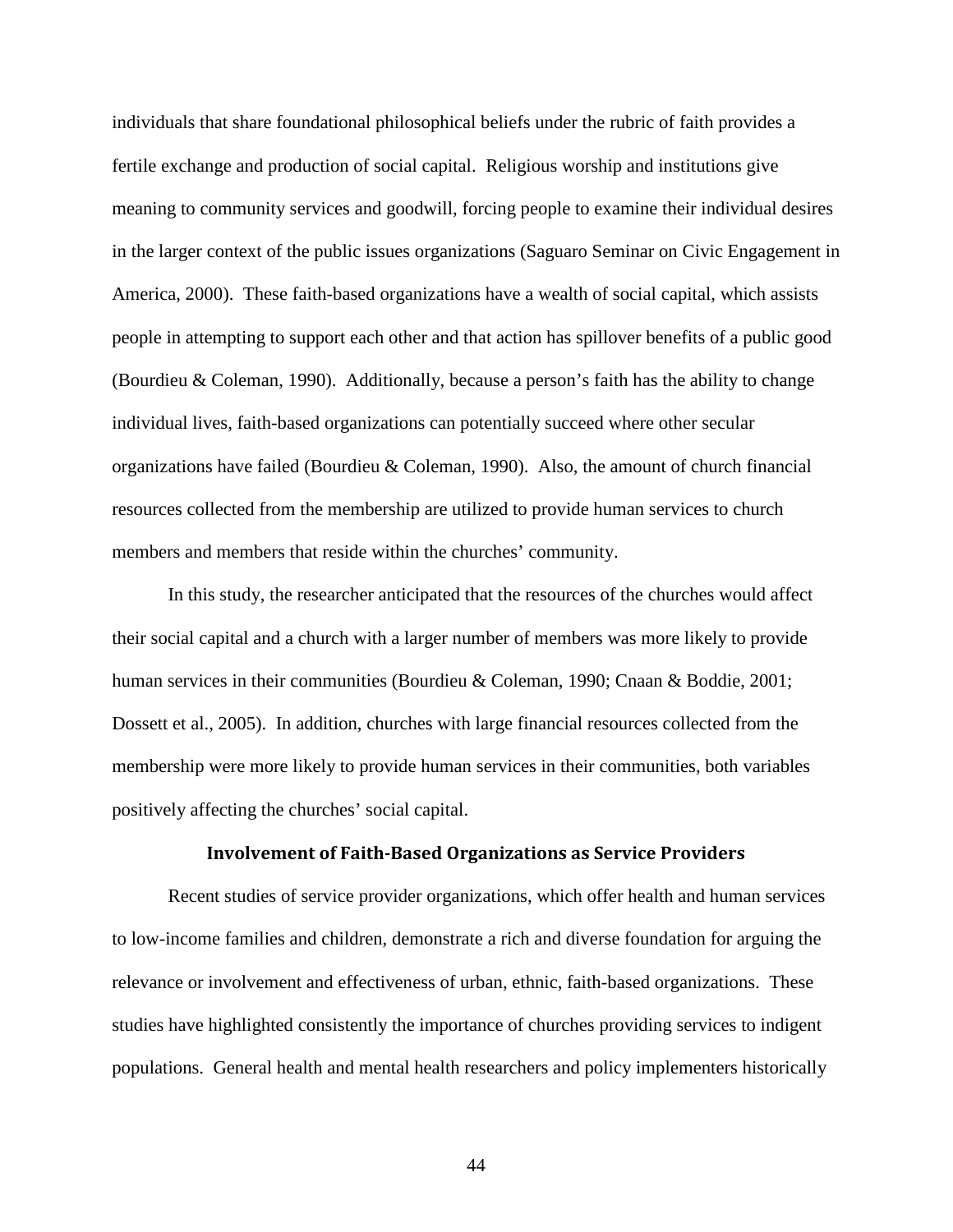individuals that share foundational philosophical beliefs under the rubric of faith provides a fertile exchange and production of social capital. Religious worship and institutions give meaning to community services and goodwill, forcing people to examine their individual desires in the larger context of the public issues organizations (Saguaro Seminar on Civic Engagement in America, 2000). These faith-based organizations have a wealth of social capital, which assists people in attempting to support each other and that action has spillover benefits of a public good (Bourdieu & Coleman, 1990). Additionally, because a person's faith has the ability to change individual lives, faith-based organizations can potentially succeed where other secular organizations have failed (Bourdieu & Coleman, 1990). Also, the amount of church financial resources collected from the membership are utilized to provide human services to church members and members that reside within the churches' community.

In this study, the researcher anticipated that the resources of the churches would affect their social capital and a church with a larger number of members was more likely to provide human services in their communities (Bourdieu & Coleman, 1990; Cnaan & Boddie, 2001; Dossett et al., 2005). In addition, churches with large financial resources collected from the membership were more likely to provide human services in their communities, both variables positively affecting the churches' social capital.

## Involvement of Faith-Based Organizations as Service Providers

Recent studies of service provider organizations, which offer health and human services to low-income families and children, demonstrate a rich and diverse foundation for arguing the relevance or involvement and effectiveness of urban, ethnic, faith-based organizations. These studies have highlighted consistently the importance of churches providing services to indigent populations. General health and mental health researchers and policy implementers historically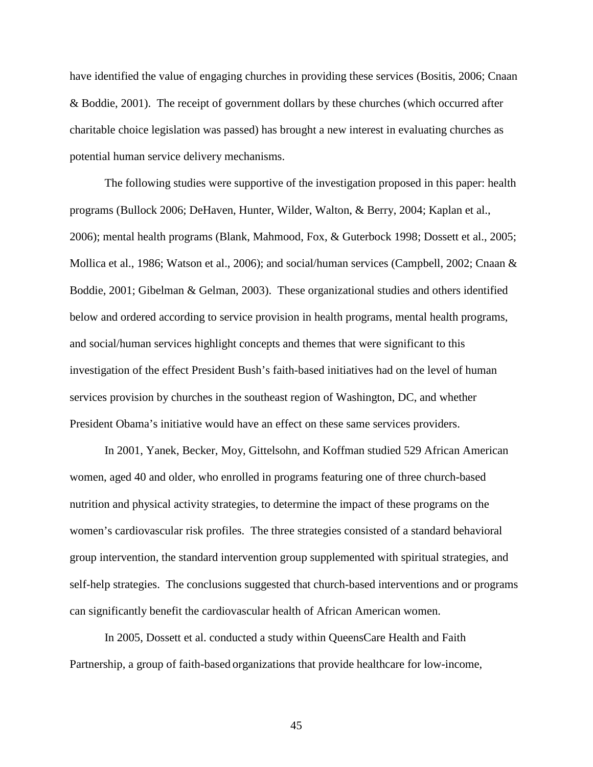have identified the value of engaging churches in providing these services (Bositis, 2006; Cnaan & Boddie, 2001). The receipt of government dollars by these churches (which occurred after charitable choice legislation was passed) has brought a new interest in evaluating churches as potential human service delivery mechanisms.

The following studies were supportive of the investigation proposed in this paper: health programs (Bullock 2006; DeHaven, Hunter, Wilder, Walton, & Berry, 2004; Kaplan et al., 2006); mental health programs (Blank, Mahmood, Fox, & Guterbock 1998; Dossett et al., 2005; Mollica et al., 1986; Watson et al., 2006); and social/human services (Campbell, 2002; Cnaan & Boddie, 2001; Gibelman & Gelman, 2003). These organizational studies and others identified below and ordered according to service provision in health programs, mental health programs, and social/human services highlight concepts and themes that were significant to this investigation of the effect President Bush's faith-based initiatives had on the level of human services provision by churches in the southeast region of Washington, DC, and whether President Obama's initiative would have an effect on these same services providers.

In 2001, Yanek, Becker, Moy, Gittelsohn, and Koffman studied 529 African American women, aged 40 and older, who enrolled in programs featuring one of three church-based nutrition and physical activity strategies, to determine the impact of these programs on the women's cardiovascular risk profiles. The three strategies consisted of a standard behavioral group intervention, the standard intervention group supplemented with spiritual strategies, and self-help strategies. The conclusions suggested that church-based interventions and or programs can significantly benefit the cardiovascular health of African American women.

In 2005, Dossett et al. conducted a study within QueensCare Health and Faith Partnership, a group of faith-based organizations that provide healthcare for low-income,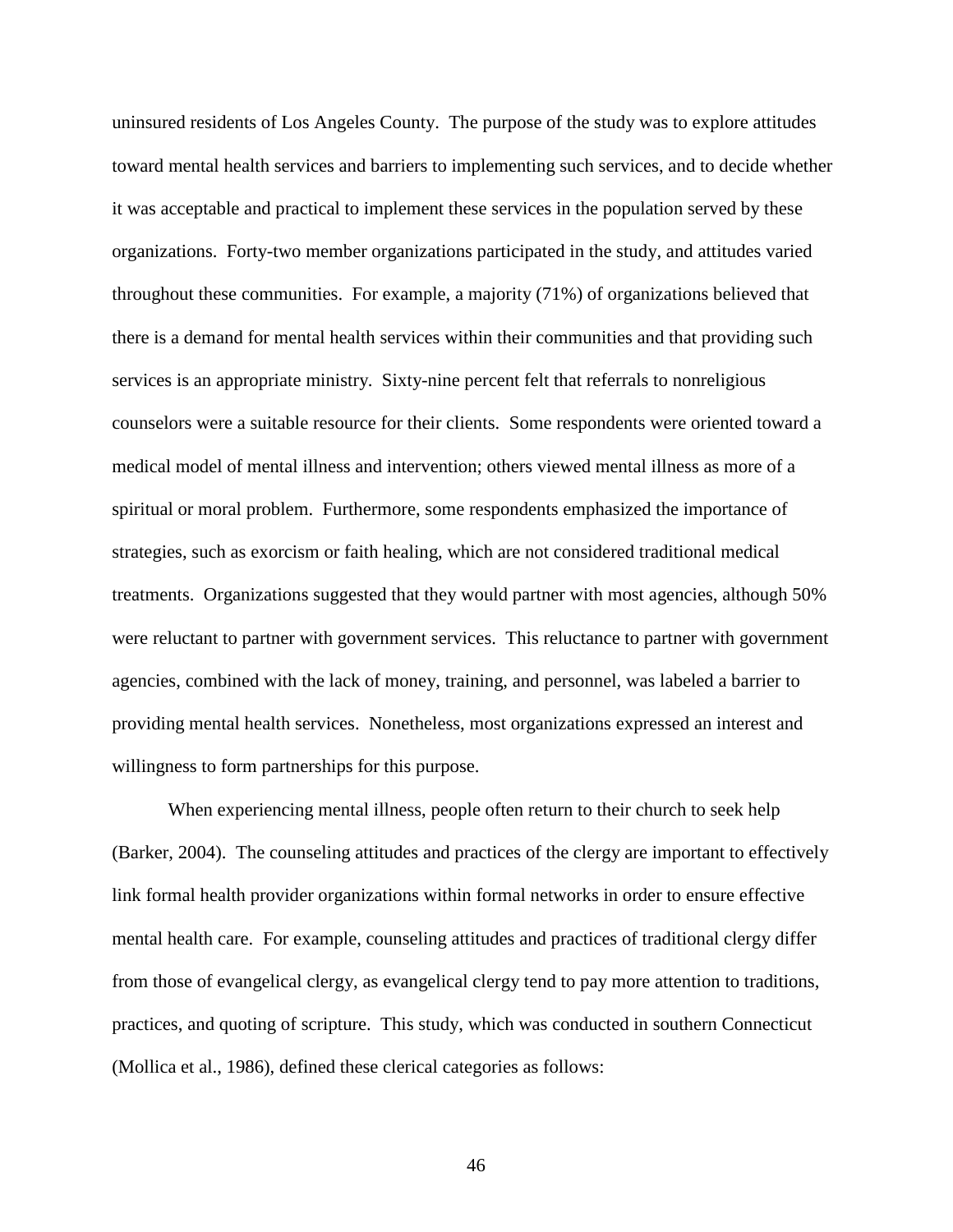uninsured residents of Los Angeles County. The purpose of the study was to explore attitudes toward mental health services and barriers to implementing such services, and to decide whether it was acceptable and practical to implement these services in the population served by these organizations. Forty-two member organizations participated in the study, and attitudes varied throughout these communities. For example, a majority (71%) of organizations believed that there is a demand for mental health services within their communities and that providing such services is an appropriate ministry. Sixty-nine percent felt that referrals to nonreligious counselors were a suitable resource for their clients. Some respondents were oriented toward a medical model of mental illness and intervention; others viewed mental illness as more of a spiritual or moral problem. Furthermore, some respondents emphasized the importance of strategies, such as exorcism or faith healing, which are not considered traditional medical treatments. Organizations suggested that they would partner with most agencies, although 50% were reluctant to partner with government services. This reluctance to partner with government agencies, combined with the lack of money, training, and personnel, was labeled a barrier to providing mental health services. Nonetheless, most organizations expressed an interest and willingness to form partnerships for this purpose.

When experiencing mental illness, people often return to their church to seek help (Barker, 2004). The counseling attitudes and practices of the clergy are important to effectively link formal health provider organizations within formal networks in order to ensure effective mental health care. For example, counseling attitudes and practices of traditional clergy differ from those of evangelical clergy, as evangelical clergy tend to pay more attention to traditions, practices, and quoting of scripture. This study, which was conducted in southern Connecticut (Mollica et al., 1986), defined these clerical categories as follows: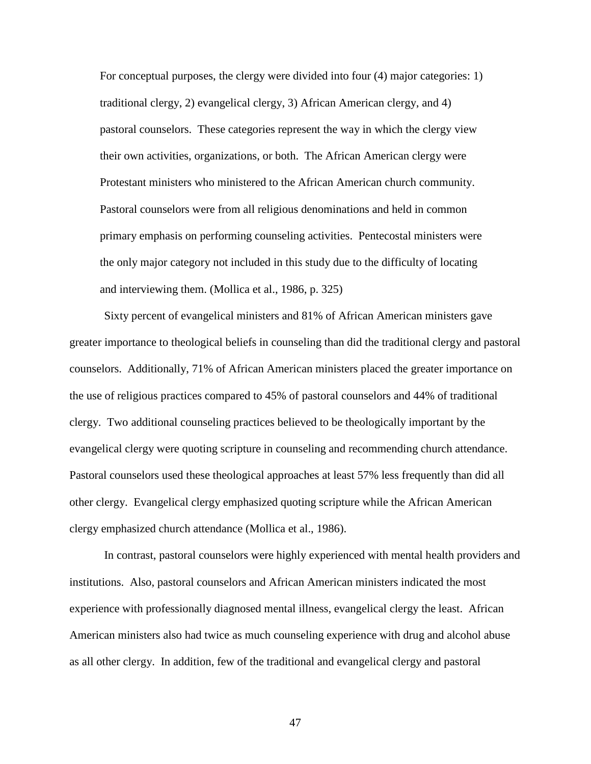> For conceptual purposes, the clergy were divided into four (4) major categories: 1) traditional clergy, 2) evangelical clergy, 3) African American clergy, and 4) pastoral counselors. These categories represent the way in which the clergy view their own activities, organizations, or both. The African American clergy were Protestant ministers who ministered to the African American church community. Pastoral counselors were from all religious denominations and held in common primary emphasis on performing counseling activities. Pentecostal ministers were the only major category not included in this study due to the difficulty of locating and interviewing them. (Mollica et al., 1986, p. 325)

Sixty percent of evangelical ministers and 81% of African American ministers gave greater importance to theological beliefs in counseling than did the traditional clergy and pastoral counselors. Additionally, 71% of African American ministers placed the greater importance on the use of religious practices compared to 45% of pastoral counselors and 44% of traditional clergy. Two additional counseling practices believed to be theologically important by the evangelical clergy were quoting scripture in counseling and recommending church attendance. Pastoral counselors used these theological approaches at least 57% less frequently than did all other clergy. Evangelical clergy emphasized quoting scripture while the African American clergy emphasized church attendance (Mollica et al., 1986).

In contrast, pastoral counselors were highly experienced with mental health providers and institutions. Also, pastoral counselors and African American ministers indicated the most experience with professionally diagnosed mental illness, evangelical clergy the least. African American ministers also had twice as much counseling experience with drug and alcohol abuse as all other clergy. In addition, few of the traditional and evangelical clergy and pastoral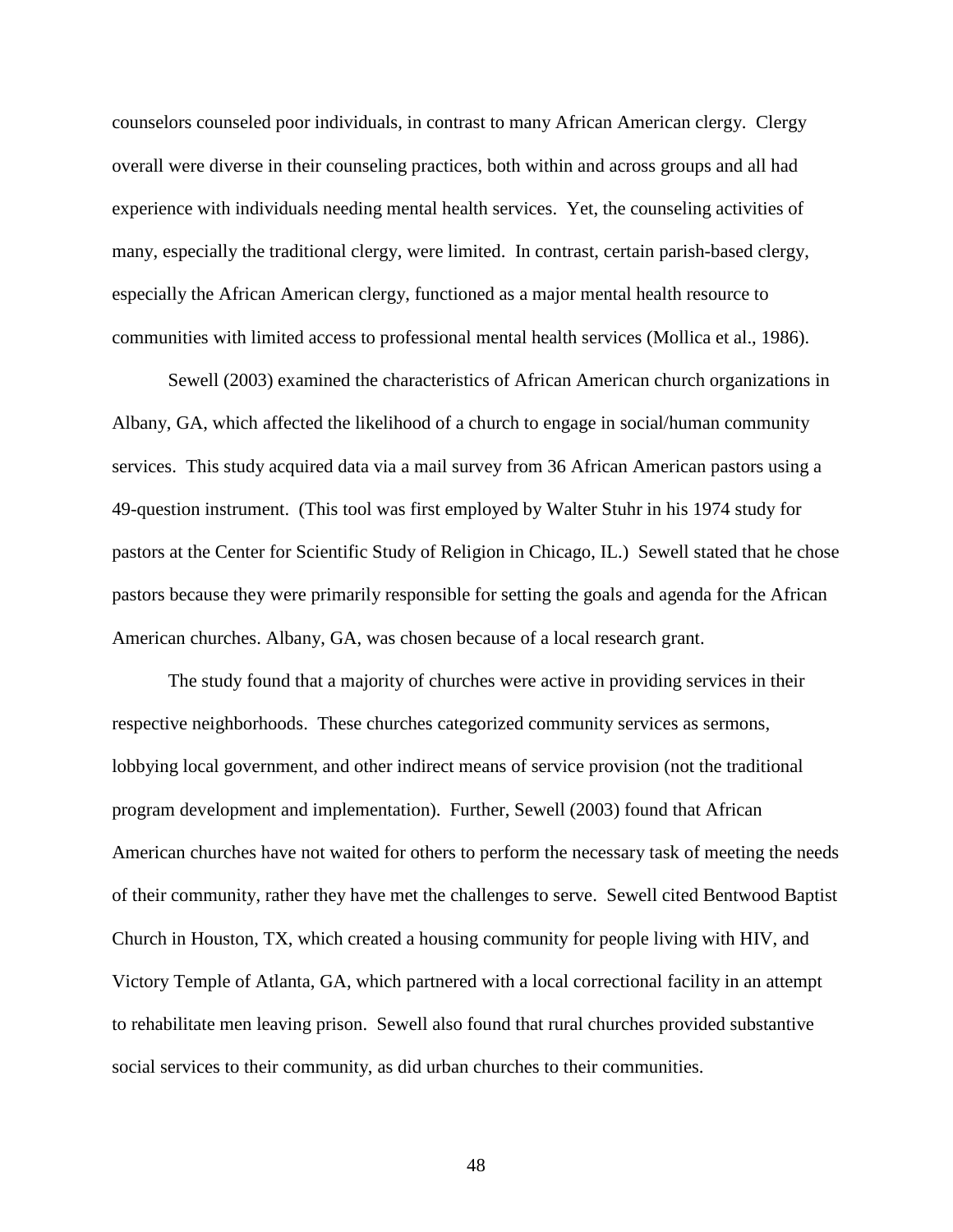counselors counseled poor individuals, in contrast to many African American clergy. Clergy overall were diverse in their counseling practices, both within and across groups and all had experience with individuals needing mental health services. Yet, the counseling activities of many, especially the traditional clergy, were limited. In contrast, certain parish-based clergy, especially the African American clergy, functioned as a major mental health resource to communities with limited access to professional mental health services (Mollica et al., 1986).

Sewell (2003) examined the characteristics of African American church organizations in Albany, GA, which affected the likelihood of a church to engage in social/human community services. This study acquired data via a mail survey from 36 African American pastors using a 49-question instrument. (This tool was first employed by Walter Stuhr in his 1974 study for pastors at the Center for Scientific Study of Religion in Chicago, IL.) Sewell stated that he chose pastors because they were primarily responsible for setting the goals and agenda for the African American churches. Albany, GA, was chosen because of a local research grant.

The study found that a majority of churches were active in providing services in their respective neighborhoods. These churches categorized community services as sermons, lobbying local government, and other indirect means of service provision (not the traditional program development and implementation). Further, Sewell (2003) found that African American churches have not waited for others to perform the necessary task of meeting the needs of their community, rather they have met the challenges to serve. Sewell cited Bentwood Baptist Church in Houston, TX, which created a housing community for people living with HIV, and Victory Temple of Atlanta, GA, which partnered with a local correctional facility in an attempt to rehabilitate men leaving prison. Sewell also found that rural churches provided substantive social services to their community, as did urban churches to their communities.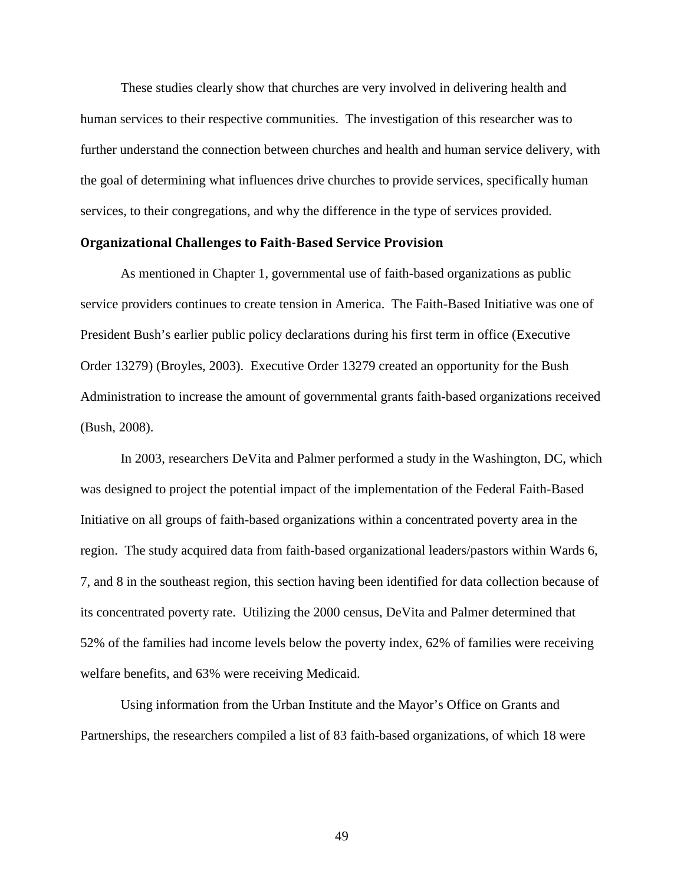These studies clearly show that churches are very involved in delivering health and human services to their respective communities. The investigation of this researcher was to further understand the connection between churches and health and human service delivery, with the goal of determining what influences drive churches to provide services, specifically human services, to their congregations, and why the difference in the type of services provided.

### Organizational Challenges to Faith-Based Service Provision

As mentioned in Chapter 1, governmental use of faith-based organizations as public service providers continues to create tension in America. The Faith-Based Initiative was one of President Bush's earlier public policy declarations during his first term in office (Executive Order 13279) (Broyles, 2003). Executive Order 13279 created an opportunity for the Bush Administration to increase the amount of governmental grants faith-based organizations received (Bush, 2008).

In 2003, researchers DeVita and Palmer performed a study in the Washington, DC, which was designed to project the potential impact of the implementation of the Federal Faith-Based Initiative on all groups of faith-based organizations within a concentrated poverty area in the region. The study acquired data from faith-based organizational leaders/pastors within Wards 6, 7, and 8 in the southeast region, this section having been identified for data collection because of its concentrated poverty rate. Utilizing the 2000 census, DeVita and Palmer determined that 52% of the families had income levels below the poverty index, 62% of families were receiving welfare benefits, and 63% were receiving Medicaid.

Using information from the Urban Institute and the Mayor's Office on Grants and Partnerships, the researchers compiled a list of 83 faith-based organizations, of which 18 were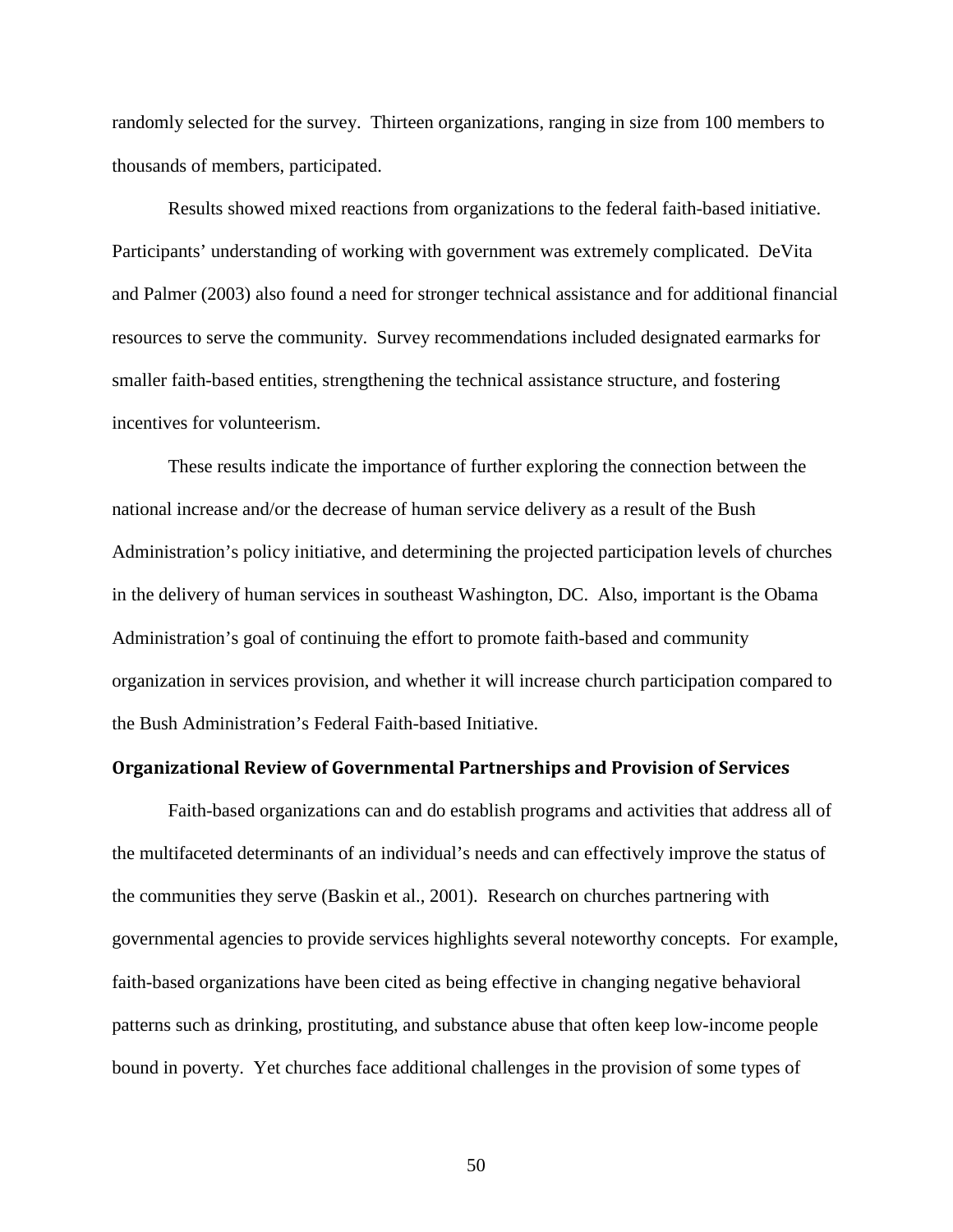randomly selected for the survey. Thirteen organizations, ranging in size from 100 members to thousands of members, participated.

Results showed mixed reactions from organizations to the federal faith-based initiative. Participants' understanding of working with government was extremely complicated. DeVita and Palmer (2003) also found a need for stronger technical assistance and for additional financial resources to serve the community. Survey recommendations included designated earmarks for smaller faith-based entities, strengthening the technical assistance structure, and fostering incentives for volunteerism.

These results indicate the importance of further exploring the connection between the national increase and/or the decrease of human service delivery as a result of the Bush Administration's policy initiative, and determining the projected participation levels of churches in the delivery of human services in southeast Washington, DC. Also, important is the Obama Administration's goal of continuing the effort to promote faith-based and community organization in services provision, and whether it will increase church participation compared to the Bush Administration's Federal Faith-based Initiative.

## Organizational Review of Governmental Partnerships and Provision of Services

Faith-based organizations can and do establish programs and activities that address all of the multifaceted determinants of an individual's needs and can effectively improve the status of the communities they serve (Baskin et al., 2001). Research on churches partnering with governmental agencies to provide services highlights several noteworthy concepts. For example, faith-based organizations have been cited as being effective in changing negative behavioral patterns such as drinking, prostituting, and substance abuse that often keep low-income people bound in poverty. Yet churches face additional challenges in the provision of some types of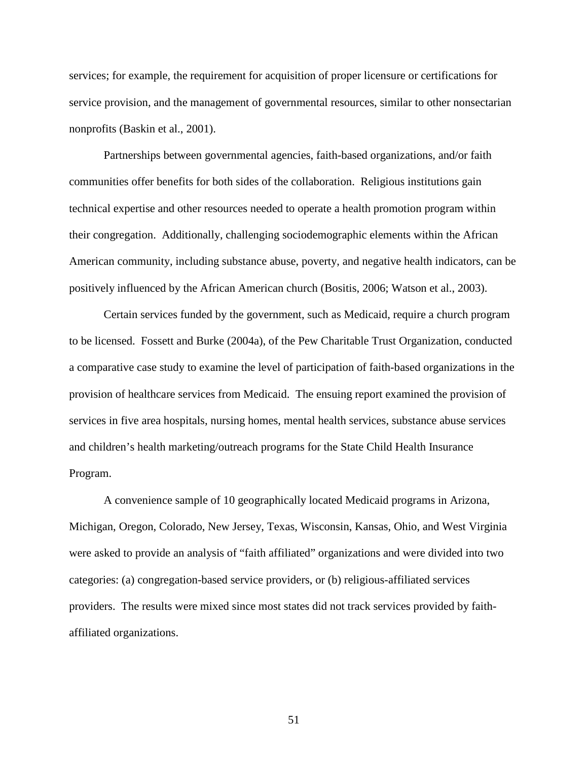services; for example, the requirement for acquisition of proper licensure or certifications for service provision, and the management of governmental resources, similar to other nonsectarian nonprofits (Baskin et al., 2001).

Partnerships between governmental agencies, faith-based organizations, and/or faith communities offer benefits for both sides of the collaboration. Religious institutions gain technical expertise and other resources needed to operate a health promotion program within their congregation. Additionally, challenging sociodemographic elements within the African American community, including substance abuse, poverty, and negative health indicators, can be positively influenced by the African American church (Bositis, 2006; Watson et al., 2003).

Certain services funded by the government, such as Medicaid, require a church program to be licensed. Fossett and Burke (2004a), of the Pew Charitable Trust Organization, conducted a comparative case study to examine the level of participation of faith-based organizations in the provision of healthcare services from Medicaid. The ensuing report examined the provision of services in five area hospitals, nursing homes, mental health services, substance abuse services and children's health marketing/outreach programs for the State Child Health Insurance Program.

A convenience sample of 10 geographically located Medicaid programs in Arizona, Michigan, Oregon, Colorado, New Jersey, Texas, Wisconsin, Kansas, Ohio, and West Virginia were asked to provide an analysis of "faith affiliated" organizations and were divided into two categories: (a) congregation-based service providers, or (b) religious-affiliated services providers. The results were mixed since most states did not track services provided by faith-affiliated organizations.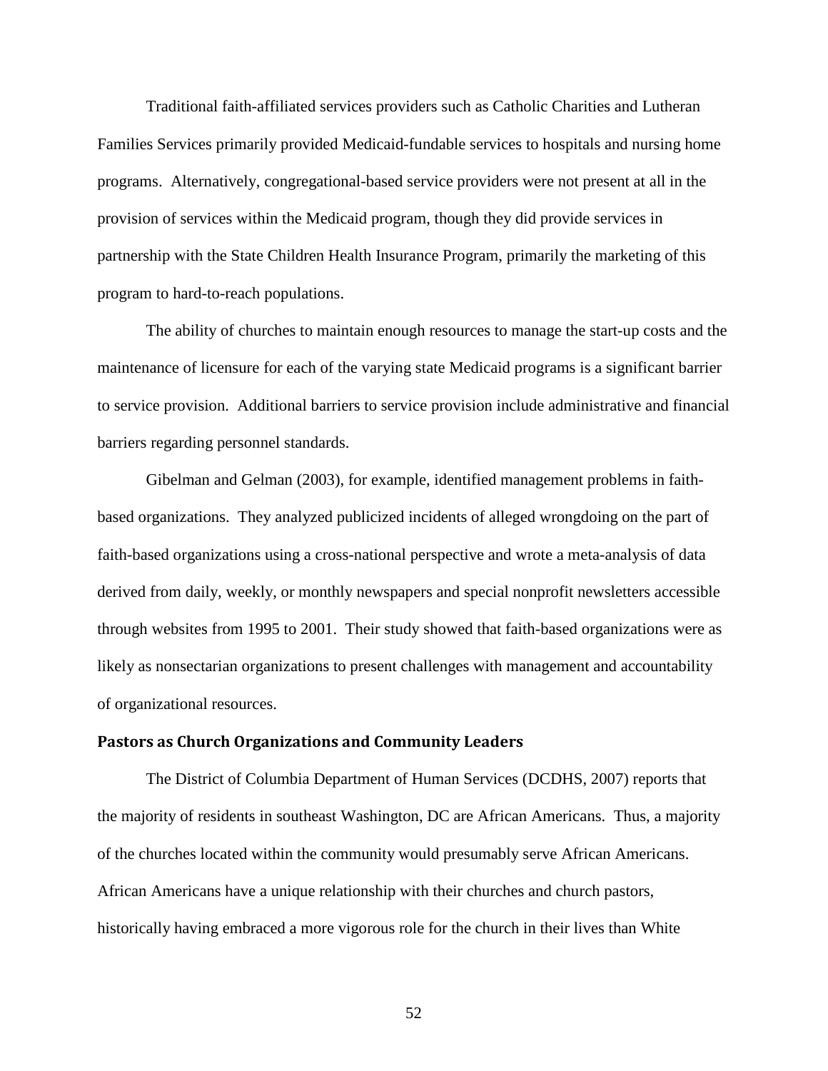Traditional faith-affiliated services providers such as Catholic Charities and Lutheran Families Services primarily provided Medicaid-fundable services to hospitals and nursing home programs. Alternatively, congregational-based service providers were not present at all in the provision of services within the Medicaid program, though they did provide services in partnership with the State Children Health Insurance Program, primarily the marketing of this program to hard-to-reach populations.

The ability of churches to maintain enough resources to manage the start-up costs and the maintenance of licensure for each of the varying state Medicaid programs is a significant barrier to service provision. Additional barriers to service provision include administrative and financial barriers regarding personnel standards.

Gibelman and Gelman (2003), for example, identified management problems in faith-based organizations. They analyzed publicized incidents of alleged wrongdoing on the part of faith-based organizations using a cross-national perspective and wrote a meta-analysis of data derived from daily, weekly, or monthly newspapers and special nonprofit newsletters accessible through websites from 1995 to 2001. Their study showed that faith-based organizations were as likely as nonsectarian organizations to present challenges with management and accountability of organizational resources.

### Pastors as Church Organizations and Community Leaders

The District of Columbia Department of Human Services (DCDHS, 2007) reports that the majority of residents in southeast Washington, DC are African Americans. Thus, a majority of the churches located within the community would presumably serve African Americans. African Americans have a unique relationship with their churches and church pastors, historically having embraced a more vigorous role for the church in their lives than White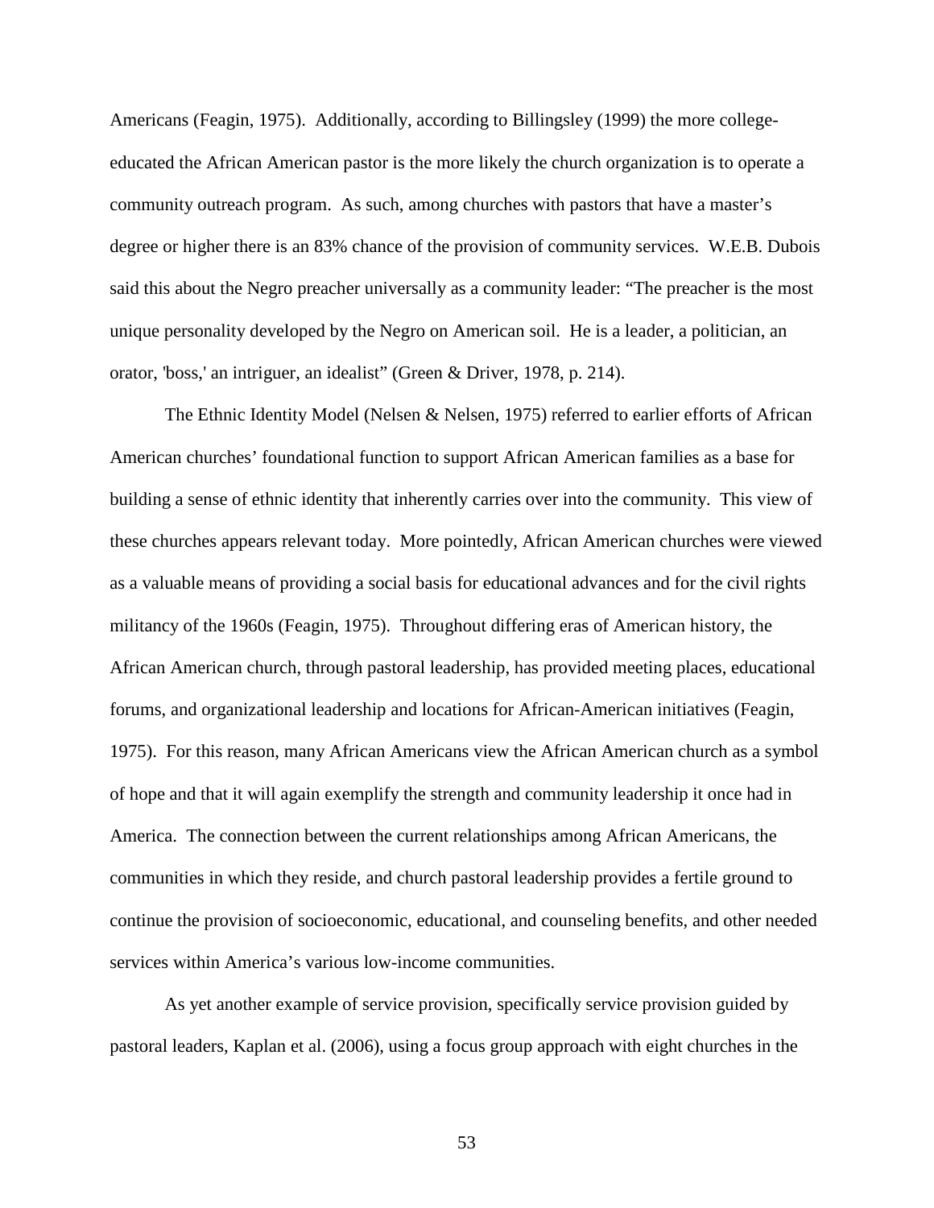Americans (Feagin, 1975). Additionally, according to Billingsley (1999) the more college-educated the African American pastor is the more likely the church organization is to operate a community outreach program. As such, among churches with pastors that have a master's degree or higher there is an 83% chance of the provision of community services. W.E.B. Dubois said this about the Negro preacher universally as a community leader: "The preacher is the most unique personality developed by the Negro on American soil. He is a leader, a politician, an orator, 'boss,' an intriguer, an idealist" (Green & Driver, 1978, p. 214).

The Ethnic Identity Model (Nelsen & Nelsen, 1975) referred to earlier efforts of African American churches' foundational function to support African American families as a base for building a sense of ethnic identity that inherently carries over into the community. This view of these churches appears relevant today. More pointedly, African American churches were viewed as a valuable means of providing a social basis for educational advances and for the civil rights militancy of the 1960s (Feagin, 1975). Throughout differing eras of American history, the African American church, through pastoral leadership, has provided meeting places, educational forums, and organizational leadership and locations for African-American initiatives (Feagin, 1975). For this reason, many African Americans view the African American church as a symbol of hope and that it will again exemplify the strength and community leadership it once had in America. The connection between the current relationships among African Americans, the communities in which they reside, and church pastoral leadership provides a fertile ground to continue the provision of socioeconomic, educational, and counseling benefits, and other needed services within America's various low-income communities.

As yet another example of service provision, specifically service provision guided by pastoral leaders, Kaplan et al. (2006), using a focus group approach with eight churches in the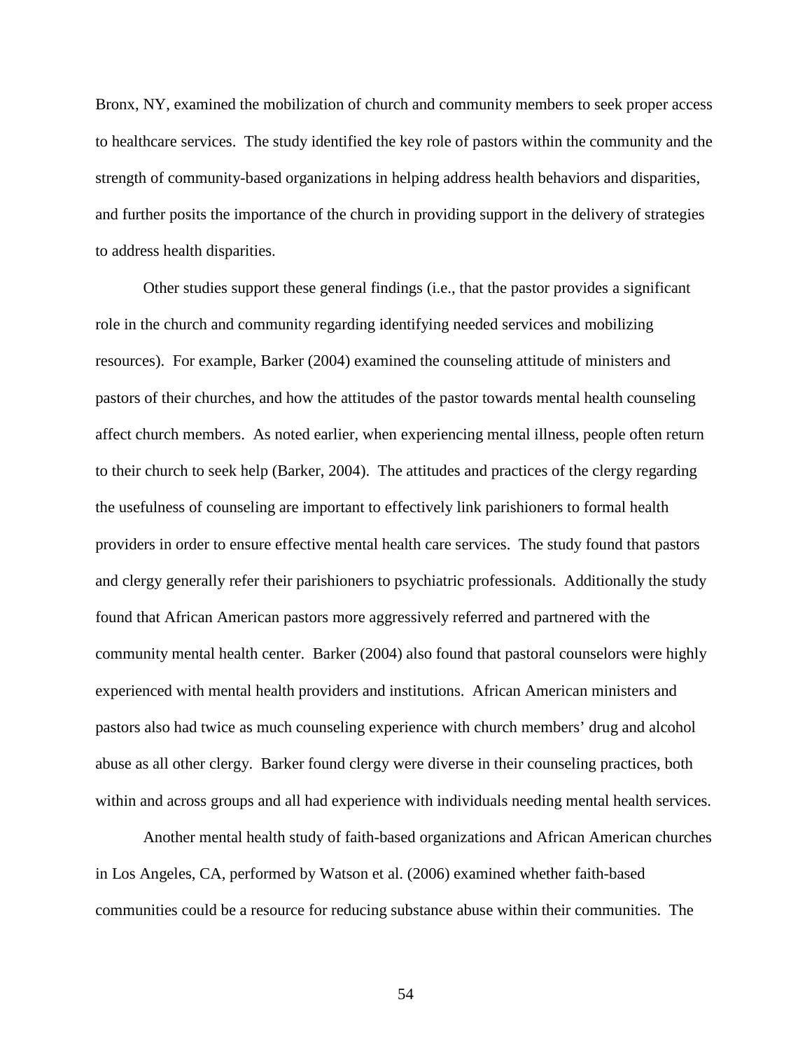Bronx, NY, examined the mobilization of church and community members to seek proper access to healthcare services. The study identified the key role of pastors within the community and the strength of community-based organizations in helping address health behaviors and disparities, and further posits the importance of the church in providing support in the delivery of strategies to address health disparities.

Other studies support these general findings (i.e., that the pastor provides a significant role in the church and community regarding identifying needed services and mobilizing resources). For example, Barker (2004) examined the counseling attitude of ministers and pastors of their churches, and how the attitudes of the pastor towards mental health counseling affect church members. As noted earlier, when experiencing mental illness, people often return to their church to seek help (Barker, 2004). The attitudes and practices of the clergy regarding the usefulness of counseling are important to effectively link parishioners to formal health providers in order to ensure effective mental health care services. The study found that pastors and clergy generally refer their parishioners to psychiatric professionals. Additionally the study found that African American pastors more aggressively referred and partnered with the community mental health center. Barker (2004) also found that pastoral counselors were highly experienced with mental health providers and institutions. African American ministers and pastors also had twice as much counseling experience with church members' drug and alcohol abuse as all other clergy. Barker found clergy were diverse in their counseling practices, both within and across groups and all had experience with individuals needing mental health services.

Another mental health study of faith-based organizations and African American churches in Los Angeles, CA, performed by Watson et al. (2006) examined whether faith-based communities could be a resource for reducing substance abuse within their communities. The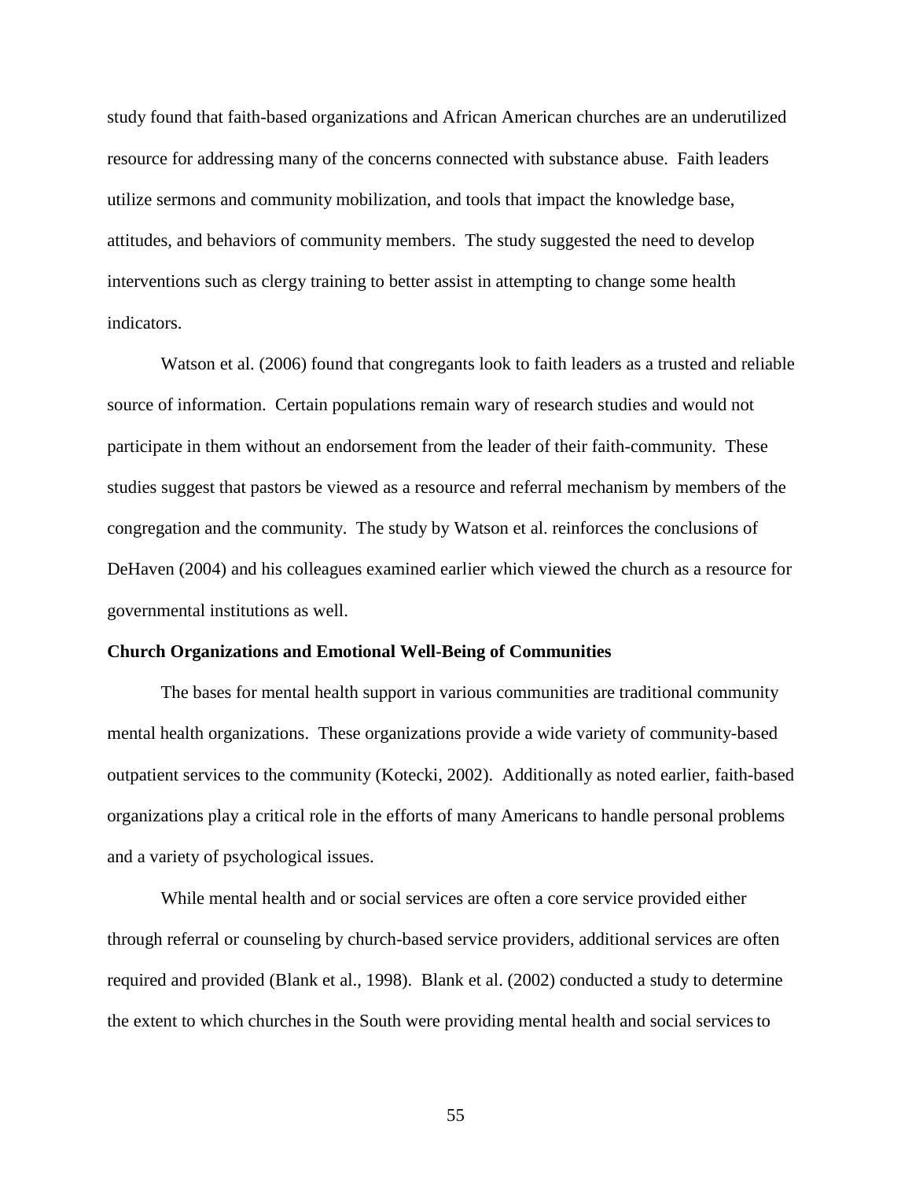study found that faith-based organizations and African American churches are an underutilized resource for addressing many of the concerns connected with substance abuse. Faith leaders utilize sermons and community mobilization, and tools that impact the knowledge base, attitudes, and behaviors of community members. The study suggested the need to develop interventions such as clergy training to better assist in attempting to change some health indicators.

Watson et al. (2006) found that congregants look to faith leaders as a trusted and reliable source of information. Certain populations remain wary of research studies and would not participate in them without an endorsement from the leader of their faith-community. These studies suggest that pastors be viewed as a resource and referral mechanism by members of the congregation and the community. The study by Watson et al. reinforces the conclusions of DeHaven (2004) and his colleagues examined earlier which viewed the church as a resource for governmental institutions as well.

**Church Organizations and Emotional Well-Being of Communities**

The bases for mental health support in various communities are traditional community mental health organizations. These organizations provide a wide variety of community-based outpatient services to the community (Kotecki, 2002). Additionally as noted earlier, faith-based organizations play a critical role in the efforts of many Americans to handle personal problems and a variety of psychological issues.

While mental health and or social services are often a core service provided either through referral or counseling by church-based service providers, additional services are often required and provided (Blank et al., 1998). Blank et al. (2002) conducted a study to determine the extent to which churches in the South were providing mental health and social services to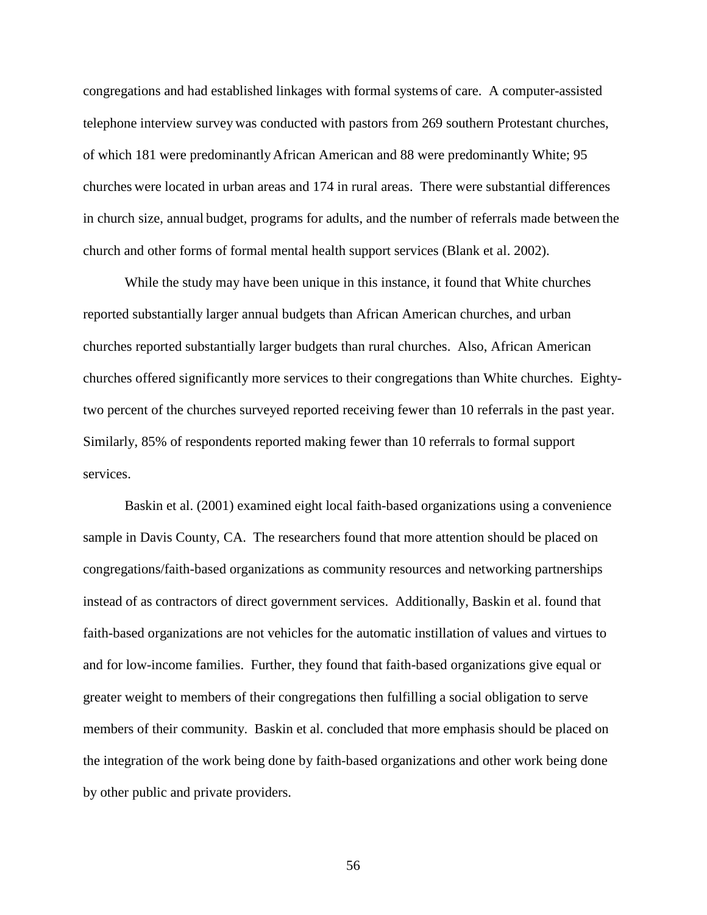congregations and had established linkages with formal systems of care. A computer-assisted telephone interview survey was conducted with pastors from 269 southern Protestant churches, of which 181 were predominantly African American and 88 were predominantly White; 95 churches were located in urban areas and 174 in rural areas. There were substantial differences in church size, annual budget, programs for adults, and the number of referrals made between the church and other forms of formal mental health support services (Blank et al. 2002).

While the study may have been unique in this instance, it found that White churches reported substantially larger annual budgets than African American churches, and urban churches reported substantially larger budgets than rural churches. Also, African American churches offered significantly more services to their congregations than White churches. Eighty-two percent of the churches surveyed reported receiving fewer than 10 referrals in the past year. Similarly, 85% of respondents reported making fewer than 10 referrals to formal support services.

Baskin et al. (2001) examined eight local faith-based organizations using a convenience sample in Davis County, CA. The researchers found that more attention should be placed on congregations/faith-based organizations as community resources and networking partnerships instead of as contractors of direct government services. Additionally, Baskin et al. found that faith-based organizations are not vehicles for the automatic instillation of values and virtues to and for low-income families. Further, they found that faith-based organizations give equal or greater weight to members of their congregations then fulfilling a social obligation to serve members of their community. Baskin et al. concluded that more emphasis should be placed on the integration of the work being done by faith-based organizations and other work being done by other public and private providers.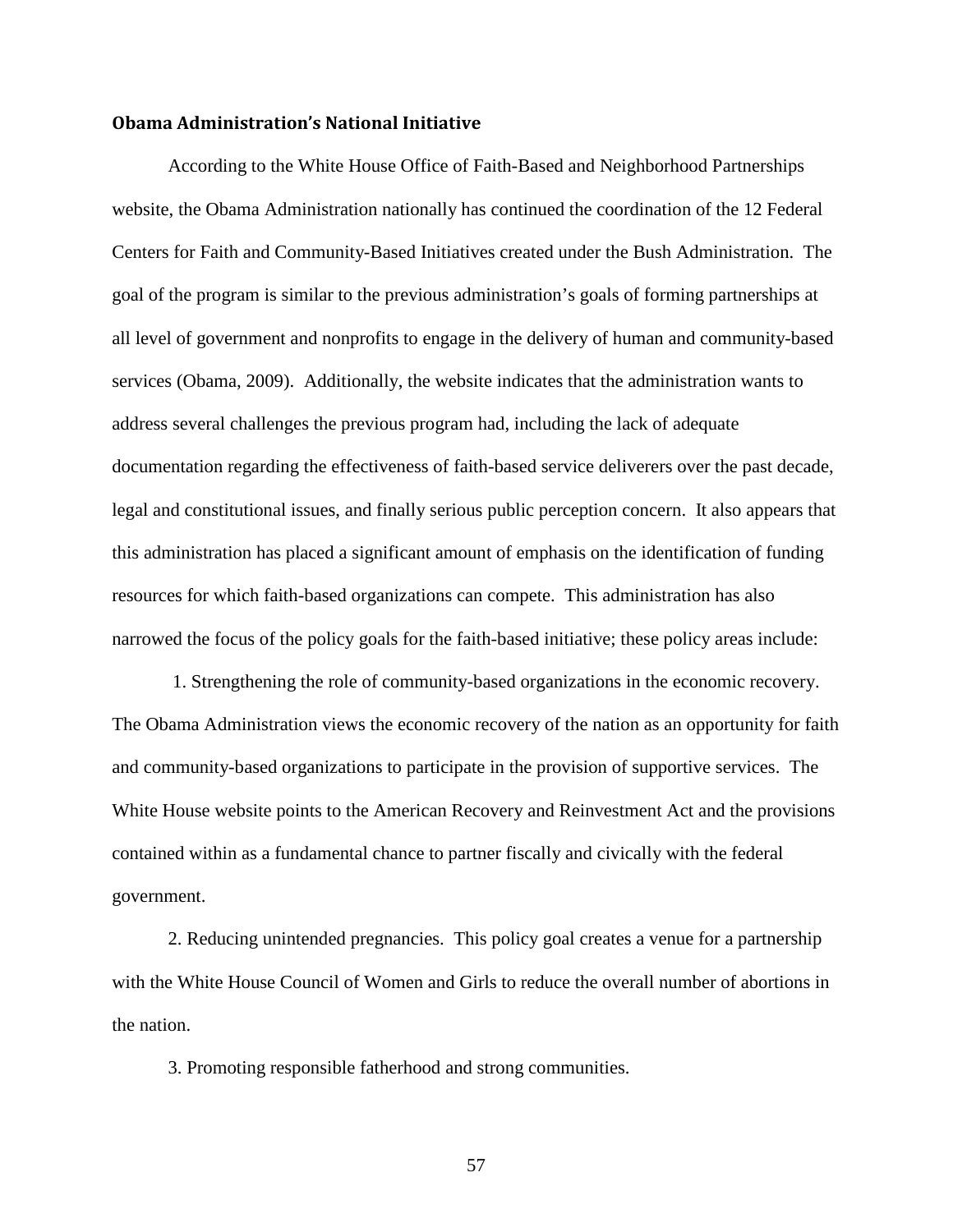**Obama Administration's National Initiative**

According to the White House Office of Faith-Based and Neighborhood Partnerships website, the Obama Administration nationally has continued the coordination of the 12 Federal Centers for Faith and Community-Based Initiatives created under the Bush Administration. The goal of the program is similar to the previous administration's goals of forming partnerships at all level of government and nonprofits to engage in the delivery of human and community-based services (Obama, 2009). Additionally, the website indicates that the administration wants to address several challenges the previous program had, including the lack of adequate documentation regarding the effectiveness of faith-based service deliverers over the past decade, legal and constitutional issues, and finally serious public perception concern. It also appears that this administration has placed a significant amount of emphasis on the identification of funding resources for which faith-based organizations can compete. This administration has also narrowed the focus of the policy goals for the faith-based initiative; these policy areas include:

1. Strengthening the role of community-based organizations in the economic recovery. The Obama Administration views the economic recovery of the nation as an opportunity for faith and community-based organizations to participate in the provision of supportive services. The White House website points to the American Recovery and Reinvestment Act and the provisions contained within as a fundamental chance to partner fiscally and civically with the federal government.

2. Reducing unintended pregnancies. This policy goal creates a venue for a partnership with the White House Council of Women and Girls to reduce the overall number of abortions in the nation.

3. Promoting responsible fatherhood and strong communities.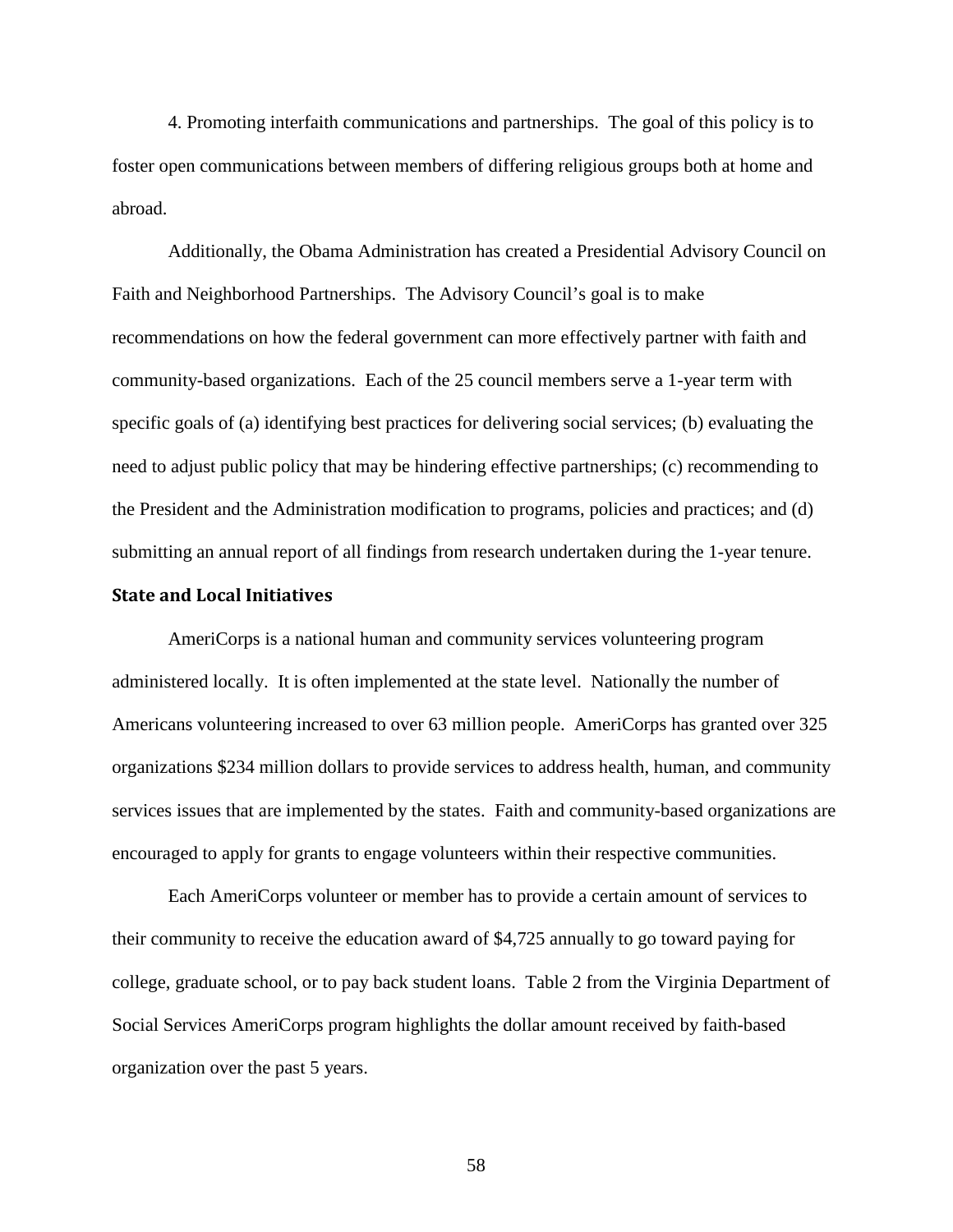4. Promoting interfaith communications and partnerships. The goal of this policy is to foster open communications between members of differing religious groups both at home and abroad.

Additionally, the Obama Administration has created a Presidential Advisory Council on Faith and Neighborhood Partnerships. The Advisory Council's goal is to make recommendations on how the federal government can more effectively partner with faith and community-based organizations. Each of the 25 council members serve a 1-year term with specific goals of (a) identifying best practices for delivering social services; (b) evaluating the need to adjust public policy that may be hindering effective partnerships; (c) recommending to the President and the Administration modification to programs, policies and practices; and (d) submitting an annual report of all findings from research undertaken during the 1-year tenure.

**State and Local Initiatives**

AmeriCorps is a national human and community services volunteering program administered locally. It is often implemented at the state level. Nationally the number of Americans volunteering increased to over 63 million people. AmeriCorps has granted over 325 organizations $234 million dollars to provide services to address health, human, and community services issues that are implemented by the states. Faith and community-based organizations are encouraged to apply for grants to engage volunteers within their respective communities.

Each AmeriCorps volunteer or member has to provide a certain amount of services to their community to receive the education award of $4,725 annually to go toward paying for college, graduate school, or to pay back student loans. Table 2 from the Virginia Department of Social Services AmeriCorps program highlights the dollar amount received by faith-based organization over the past 5 years.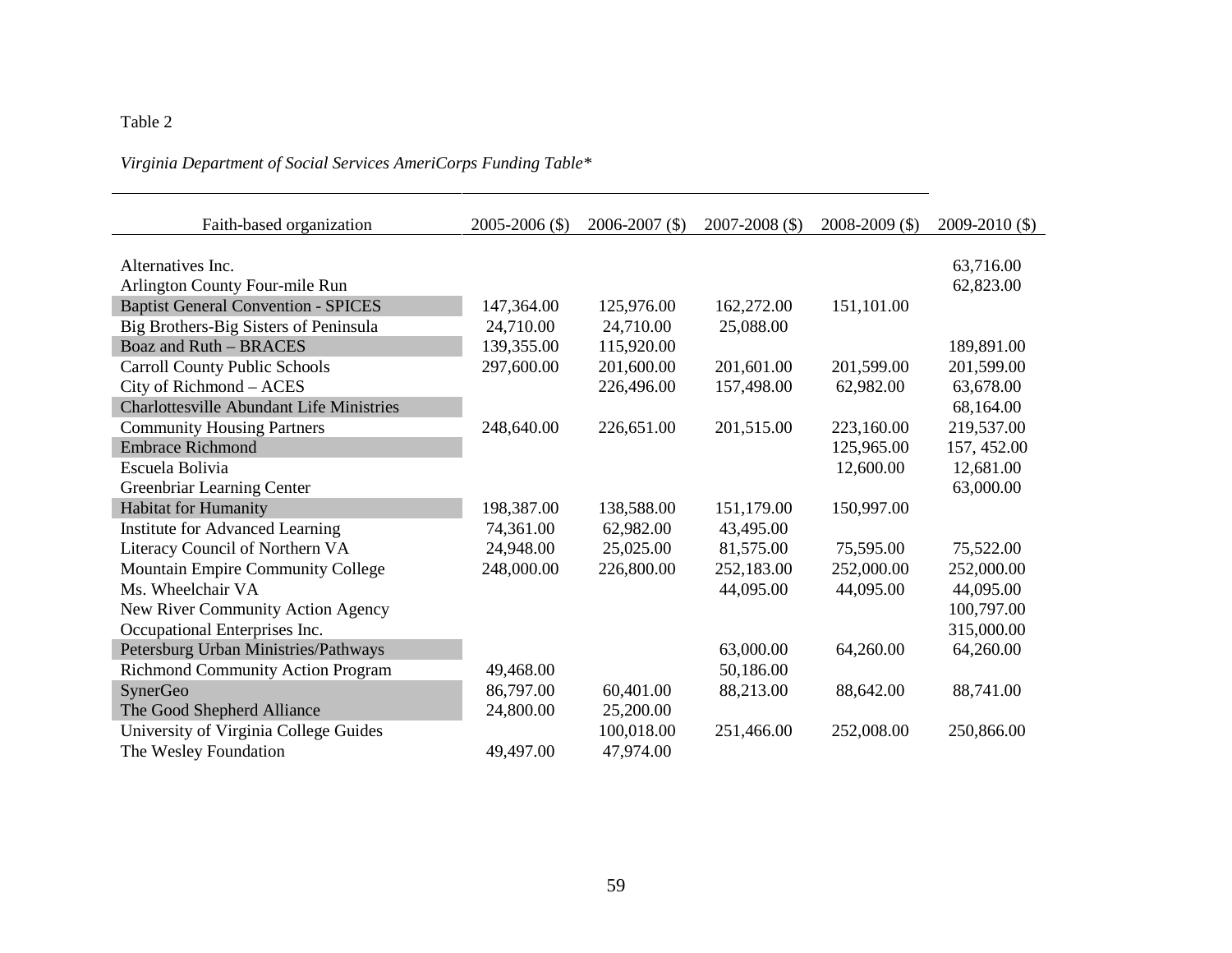Table 2

*Virginia Department of Social Services AmeriCorps Funding Table**

| Faith-based organization | 2005-2006 ($) | 2006-2007 ($) | 2007-2008 ($) | 2008-2009 ($) | 2009-2010 ($) |
|---|---|---|---|---|---|
| Alternatives Inc. | | | | | 63,716.00 |
| Arlington County Four-mile Run | | | | | 62,823.00 |
| Baptist General Convention - SPICES | 147,364.00 | 125,976.00 | 162,272.00 | 151,101.00 | |
| Big Brothers-Big Sisters of Peninsula | 24,710.00 | 24,710.00 | 25,088.00 | | |
| Boaz and Ruth – BRACES | 139,355.00 | 115,920.00 | | | 189,891.00 |
| Carroll County Public Schools | 297,600.00 | 201,600.00 | 201,601.00 | 201,599.00 | 201,599.00 |
| City of Richmond – ACES | | 226,496.00 | 157,498.00 | 62,982.00 | 63,678.00 |
| Charlottesville Abundant Life Ministries | | | | | 68,164.00 |
| Community Housing Partners | 248,640.00 | 226,651.00 | 201,515.00 | 223,160.00 | 219,537.00 |
| Embrace Richmond | | | | 125,965.00 | 157, 452.00 |
| Escuela Bolivia | | | | 12,600.00 | 12,681.00 |
| Greenbriar Learning Center | | | | | 63,000.00 |
| Habitat for Humanity | 198,387.00 | 138,588.00 | 151,179.00 | 150,997.00 | |
| Institute for Advanced Learning | 74,361.00 | 62,982.00 | 43,495.00 | | |
| Literacy Council of Northern VA | 24,948.00 | 25,025.00 | 81,575.00 | 75,595.00 | 75,522.00 |
| Mountain Empire Community College | 248,000.00 | 226,800.00 | 252,183.00 | 252,000.00 | 252,000.00 |
| Ms. Wheelchair VA | | | 44,095.00 | 44,095.00 | 44,095.00 |
| New River Community Action Agency | | | | | 100,797.00 |
| Occupational Enterprises Inc. | | | | | 315,000.00 |
| Petersburg Urban Ministries/Pathways | | | 63,000.00 | 64,260.00 | 64,260.00 |
| Richmond Community Action Program | 49,468.00 | | 50,186.00 | | |
| SynerGeo | 86,797.00 | 60,401.00 | 88,213.00 | 88,642.00 | 88,741.00 |
| The Good Shepherd Alliance | 24,800.00 | 25,200.00 | | | |
| University of Virginia College Guides | | 100,018.00 | 251,466.00 | 252,008.00 | 250,866.00 |
| The Wesley Foundation | 49,497.00 | 47,974.00 | | | |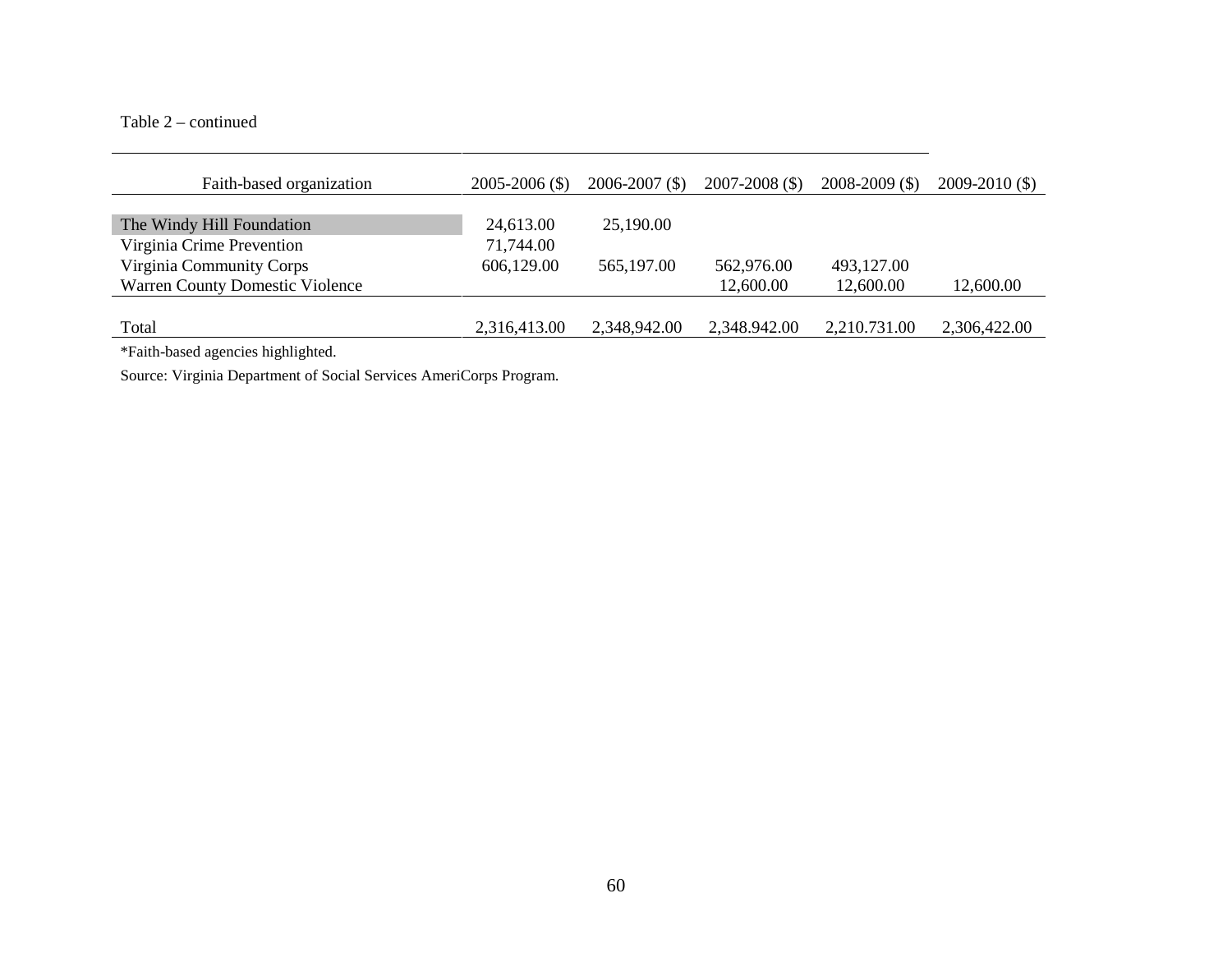Table 2 – continued

| Faith-based organization | 2005-2006 ($) | 2006-2007 ($) | 2007-2008 ($) | 2008-2009 ($) | 2009-2010 ($) |
|---|---|---|---|---|---|
| The Windy Hill Foundation | 24,613.00 | 25,190.00 | | | |
| Virginia Crime Prevention | 71,744.00 | | | | |
| Virginia Community Corps | 606,129.00 | 565,197.00 | 562,976.00 | 493,127.00 | |
| Warren County Domestic Violence | | | 12,600.00 | 12,600.00 | 12,600.00 |
| Total | 2,316,413.00 | 2,348,942.00 | 2,348.942.00 | 2,210.731.00 | 2,306,422.00 |

*Faith-based agencies highlighted.

Source: Virginia Department of Social Services AmeriCorps Program.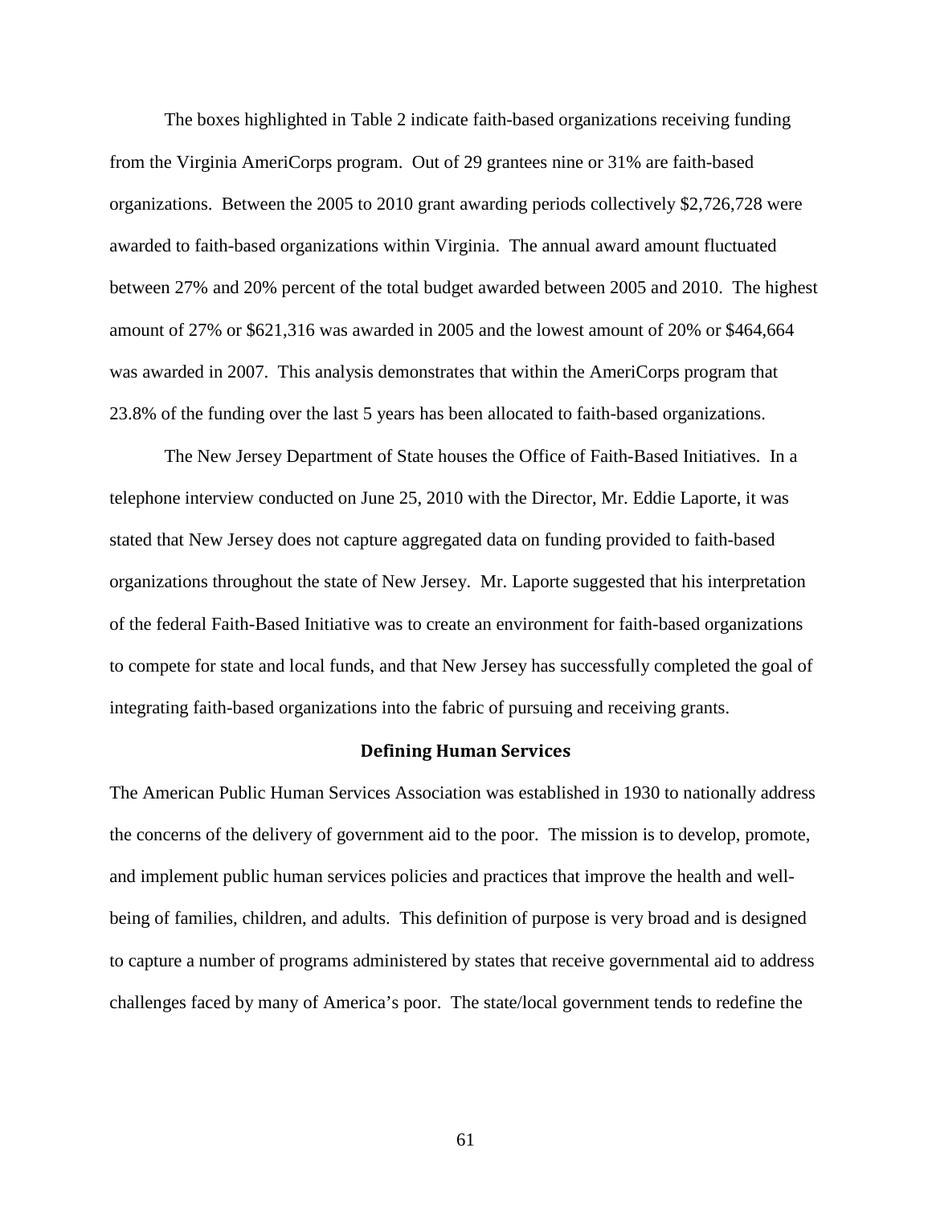The boxes highlighted in Table 2 indicate faith-based organizations receiving funding from the Virginia AmeriCorps program. Out of 29 grantees nine or 31% are faith-based organizations. Between the 2005 to 2010 grant awarding periods collectively $2,726,728 were awarded to faith-based organizations within Virginia. The annual award amount fluctuated between 27% and 20% percent of the total budget awarded between 2005 and 2010. The highest amount of 27% or $621,316 was awarded in 2005 and the lowest amount of 20% or $464,664 was awarded in 2007. This analysis demonstrates that within the AmeriCorps program that 23.8% of the funding over the last 5 years has been allocated to faith-based organizations.

The New Jersey Department of State houses the Office of Faith-Based Initiatives. In a telephone interview conducted on June 25, 2010 with the Director, Mr. Eddie Laporte, it was stated that New Jersey does not capture aggregated data on funding provided to faith-based organizations throughout the state of New Jersey. Mr. Laporte suggested that his interpretation of the federal Faith-Based Initiative was to create an environment for faith-based organizations to compete for state and local funds, and that New Jersey has successfully completed the goal of integrating faith-based organizations into the fabric of pursuing and receiving grants.

### Defining Human Services

The American Public Human Services Association was established in 1930 to nationally address the concerns of the delivery of government aid to the poor. The mission is to develop, promote, and implement public human services policies and practices that improve the health and well-being of families, children, and adults. This definition of purpose is very broad and is designed to capture a number of programs administered by states that receive governmental aid to address challenges faced by many of America's poor. The state/local government tends to redefine the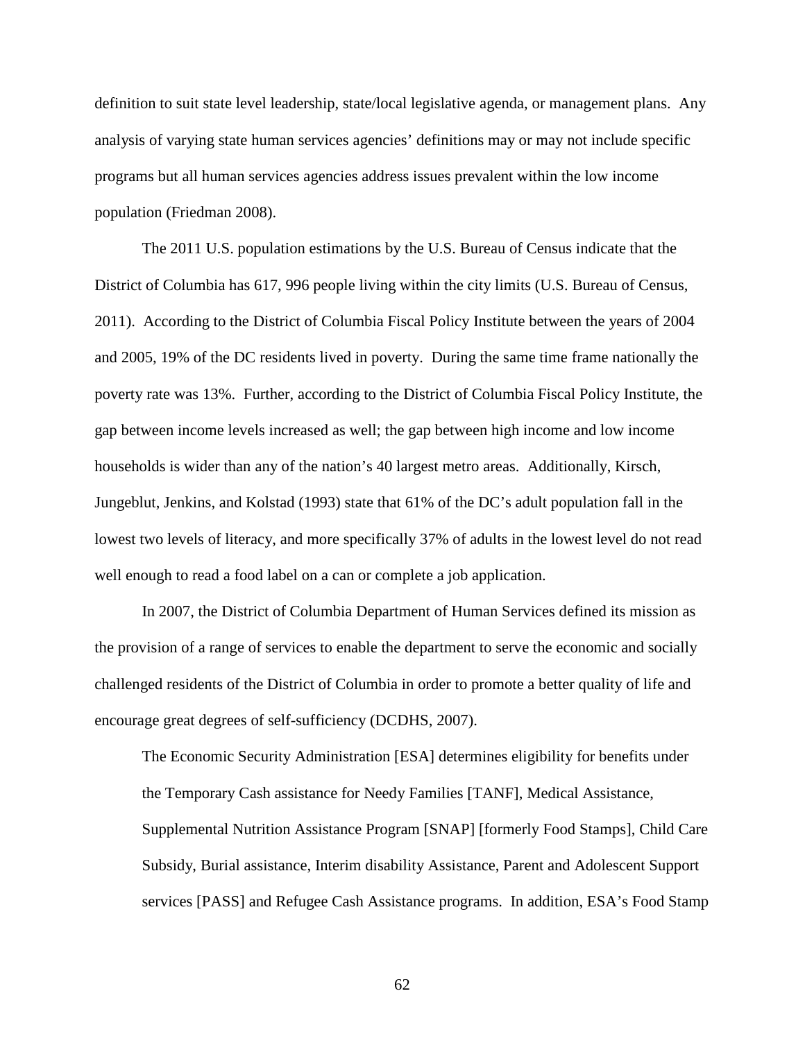definition to suit state level leadership, state/local legislative agenda, or management plans. Any analysis of varying state human services agencies' definitions may or may not include specific programs but all human services agencies address issues prevalent within the low income population (Friedman 2008).

The 2011 U.S. population estimations by the U.S. Bureau of Census indicate that the District of Columbia has 617, 996 people living within the city limits (U.S. Bureau of Census, 2011). According to the District of Columbia Fiscal Policy Institute between the years of 2004 and 2005, 19% of the DC residents lived in poverty. During the same time frame nationally the poverty rate was 13%. Further, according to the District of Columbia Fiscal Policy Institute, the gap between income levels increased as well; the gap between high income and low income households is wider than any of the nation's 40 largest metro areas. Additionally, Kirsch, Jungeblut, Jenkins, and Kolstad (1993) state that 61% of the DC's adult population fall in the lowest two levels of literacy, and more specifically 37% of adults in the lowest level do not read well enough to read a food label on a can or complete a job application.

In 2007, the District of Columbia Department of Human Services defined its mission as the provision of a range of services to enable the department to serve the economic and socially challenged residents of the District of Columbia in order to promote a better quality of life and encourage great degrees of self-sufficiency (DCDHS, 2007).

> The Economic Security Administration [ESA] determines eligibility for benefits under the Temporary Cash assistance for Needy Families [TANF], Medical Assistance, Supplemental Nutrition Assistance Program [SNAP] [formerly Food Stamps], Child Care Subsidy, Burial assistance, Interim disability Assistance, Parent and Adolescent Support services [PASS] and Refugee Cash Assistance programs. In addition, ESA's Food Stamp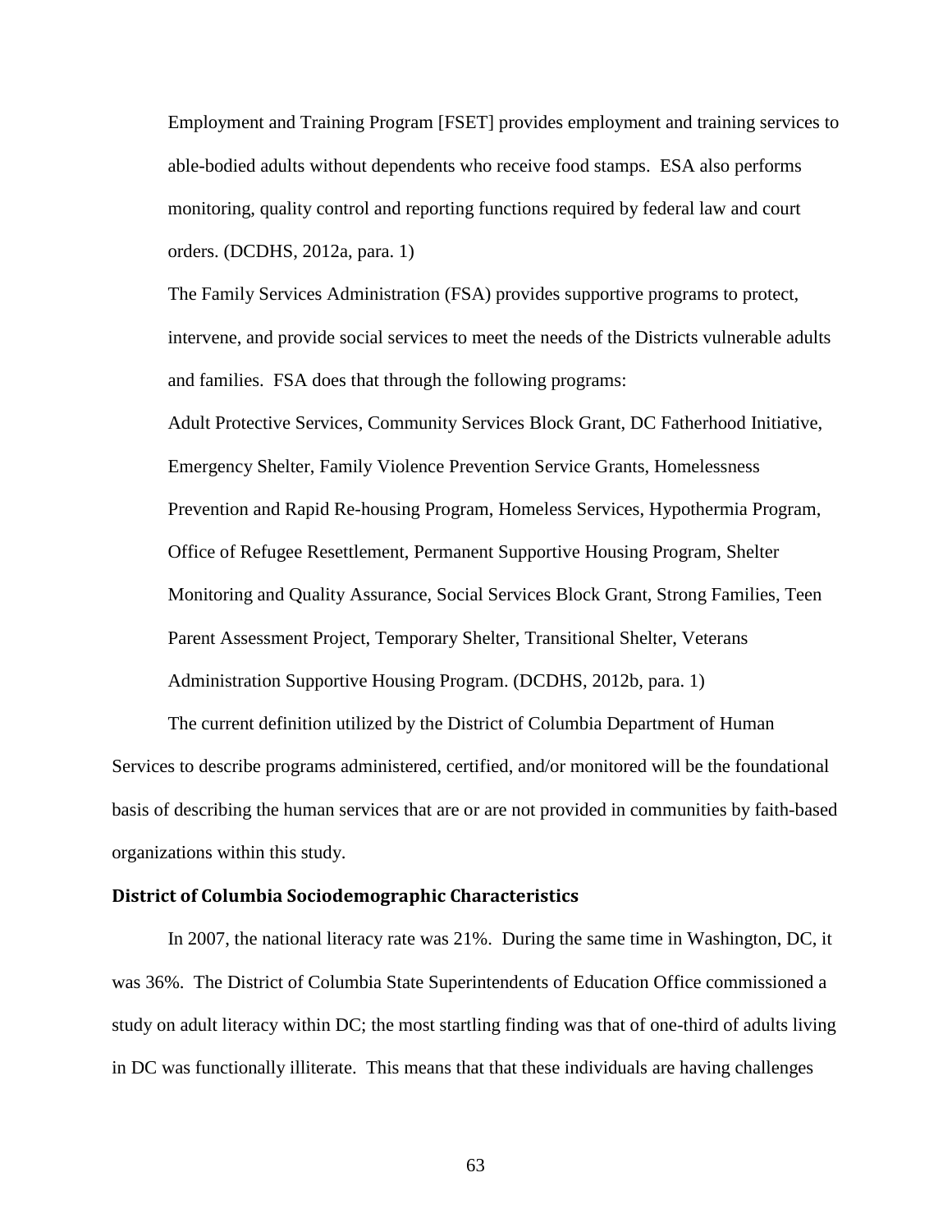Employment and Training Program [FSET] provides employment and training services to able-bodied adults without dependents who receive food stamps. ESA also performs monitoring, quality control and reporting functions required by federal law and court orders. (DCDHS, 2012a, para. 1)

The Family Services Administration (FSA) provides supportive programs to protect, intervene, and provide social services to meet the needs of the Districts vulnerable adults and families. FSA does that through the following programs:

Adult Protective Services, Community Services Block Grant, DC Fatherhood Initiative, Emergency Shelter, Family Violence Prevention Service Grants, Homelessness Prevention and Rapid Re-housing Program, Homeless Services, Hypothermia Program, Office of Refugee Resettlement, Permanent Supportive Housing Program, Shelter Monitoring and Quality Assurance, Social Services Block Grant, Strong Families, Teen Parent Assessment Project, Temporary Shelter, Transitional Shelter, Veterans Administration Supportive Housing Program. (DCDHS, 2012b, para. 1)

The current definition utilized by the District of Columbia Department of Human Services to describe programs administered, certified, and/or monitored will be the foundational basis of describing the human services that are or are not provided in communities by faith-based organizations within this study.

## District of Columbia Sociodemographic Characteristics

In 2007, the national literacy rate was 21%. During the same time in Washington, DC, it was 36%. The District of Columbia State Superintendents of Education Office commissioned a study on adult literacy within DC; the most startling finding was that of one-third of adults living in DC was functionally illiterate. This means that that these individuals are having challenges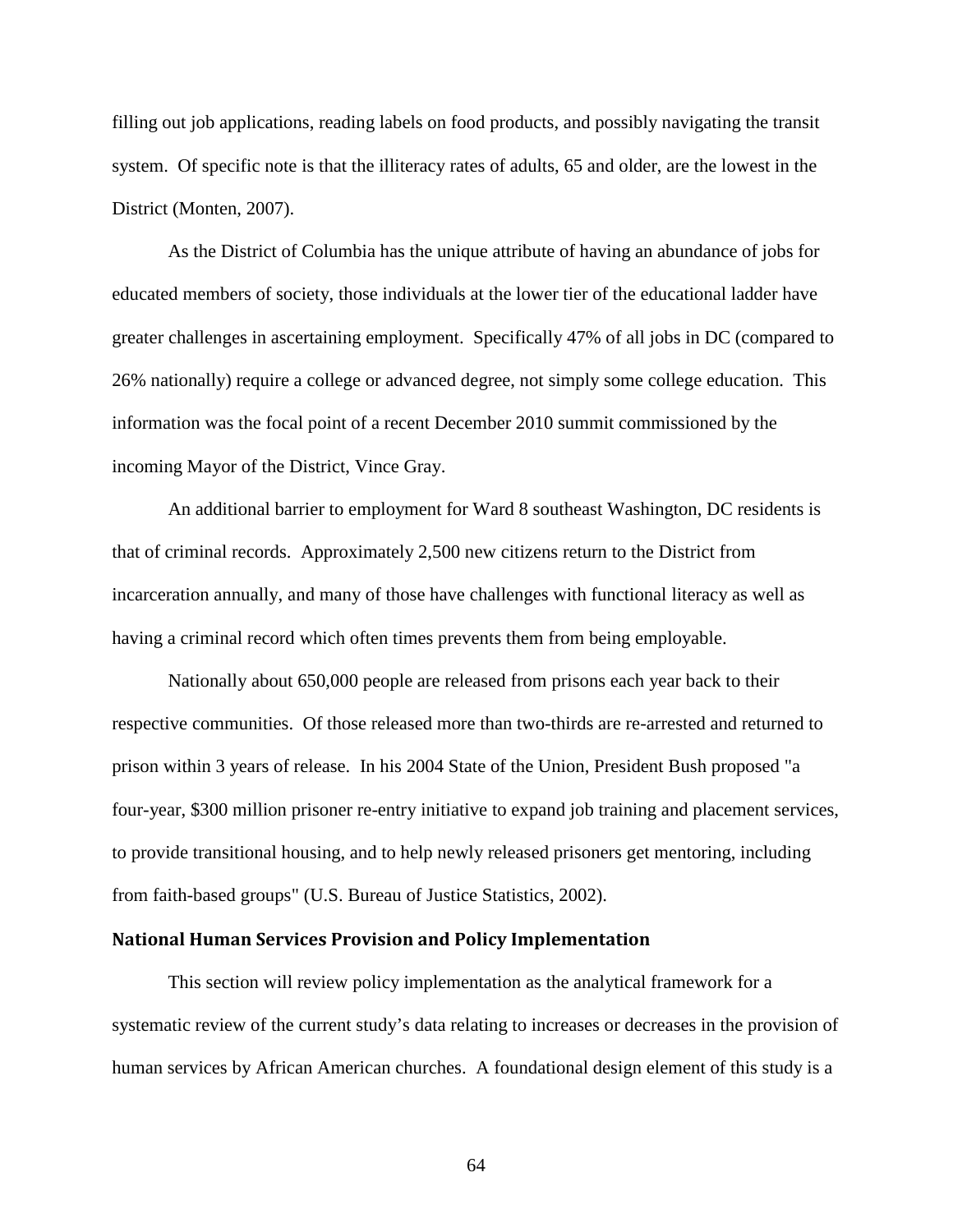filling out job applications, reading labels on food products, and possibly navigating the transit system. Of specific note is that the illiteracy rates of adults, 65 and older, are the lowest in the District (Monten, 2007).

As the District of Columbia has the unique attribute of having an abundance of jobs for educated members of society, those individuals at the lower tier of the educational ladder have greater challenges in ascertaining employment. Specifically 47% of all jobs in DC (compared to 26% nationally) require a college or advanced degree, not simply some college education. This information was the focal point of a recent December 2010 summit commissioned by the incoming Mayor of the District, Vince Gray.

An additional barrier to employment for Ward 8 southeast Washington, DC residents is that of criminal records. Approximately 2,500 new citizens return to the District from incarceration annually, and many of those have challenges with functional literacy as well as having a criminal record which often times prevents them from being employable.

Nationally about 650,000 people are released from prisons each year back to their respective communities. Of those released more than two-thirds are re-arrested and returned to prison within 3 years of release. In his 2004 State of the Union, President Bush proposed "a four-year, $300 million prisoner re-entry initiative to expand job training and placement services, to provide transitional housing, and to help newly released prisoners get mentoring, including from faith-based groups" (U.S. Bureau of Justice Statistics, 2002).

## National Human Services Provision and Policy Implementation

This section will review policy implementation as the analytical framework for a systematic review of the current study's data relating to increases or decreases in the provision of human services by African American churches. A foundational design element of this study is a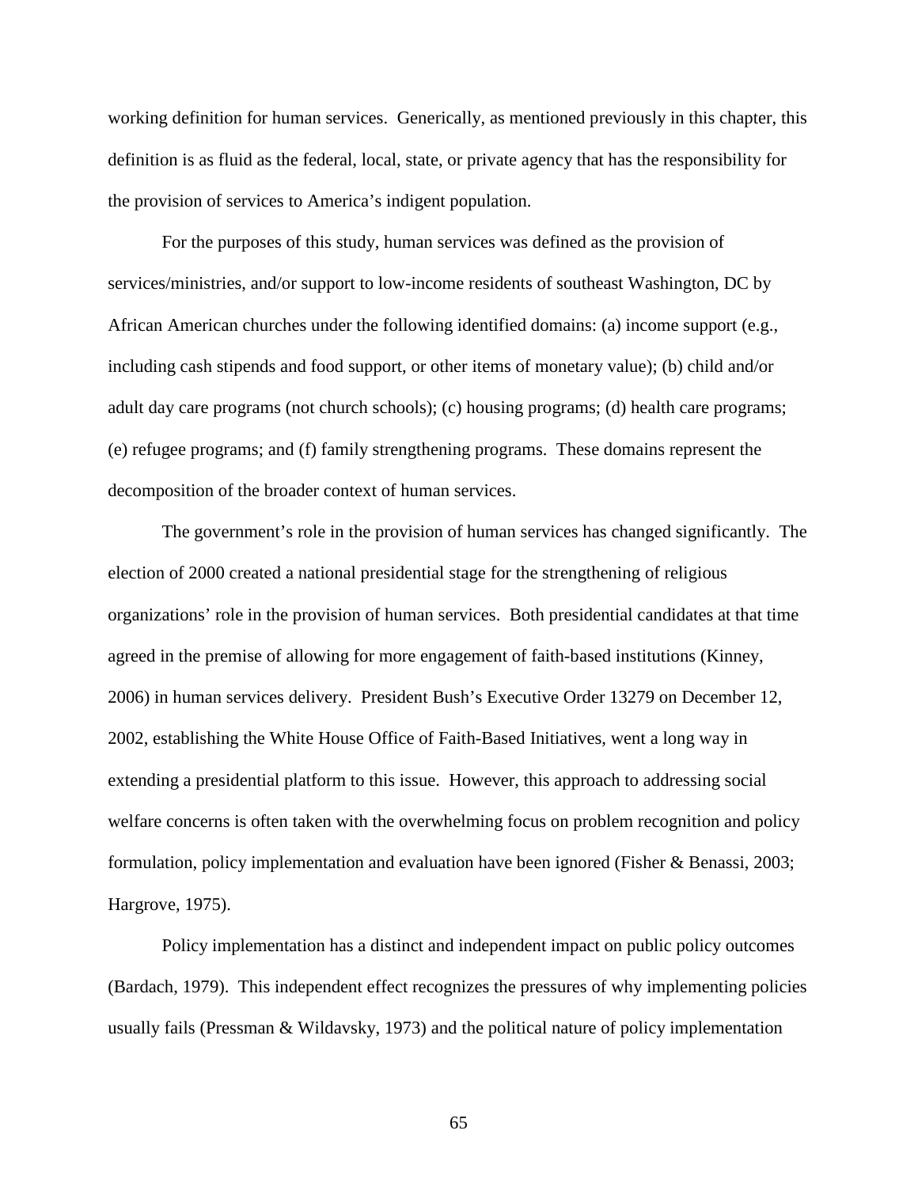working definition for human services. Generically, as mentioned previously in this chapter, this definition is as fluid as the federal, local, state, or private agency that has the responsibility for the provision of services to America's indigent population.

For the purposes of this study, human services was defined as the provision of services/ministries, and/or support to low-income residents of southeast Washington, DC by African American churches under the following identified domains: (a) income support (e.g., including cash stipends and food support, or other items of monetary value); (b) child and/or adult day care programs (not church schools); (c) housing programs; (d) health care programs; (e) refugee programs; and (f) family strengthening programs. These domains represent the decomposition of the broader context of human services.

The government's role in the provision of human services has changed significantly. The election of 2000 created a national presidential stage for the strengthening of religious organizations' role in the provision of human services. Both presidential candidates at that time agreed in the premise of allowing for more engagement of faith-based institutions (Kinney, 2006) in human services delivery. President Bush's Executive Order 13279 on December 12, 2002, establishing the White House Office of Faith-Based Initiatives, went a long way in extending a presidential platform to this issue. However, this approach to addressing social welfare concerns is often taken with the overwhelming focus on problem recognition and policy formulation, policy implementation and evaluation have been ignored (Fisher & Benassi, 2003; Hargrove, 1975).

Policy implementation has a distinct and independent impact on public policy outcomes (Bardach, 1979). This independent effect recognizes the pressures of why implementing policies usually fails (Pressman & Wildavsky, 1973) and the political nature of policy implementation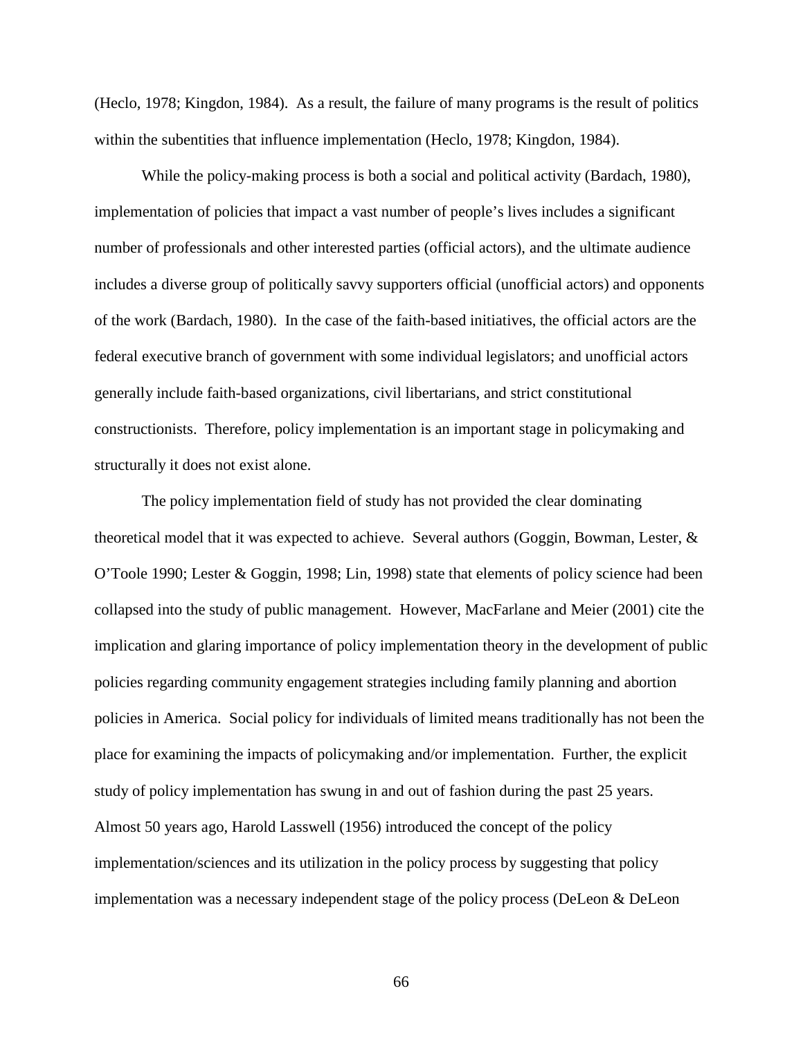(Heclo, 1978; Kingdon, 1984). As a result, the failure of many programs is the result of politics within the subentities that influence implementation (Heclo, 1978; Kingdon, 1984).

While the policy-making process is both a social and political activity (Bardach, 1980), implementation of policies that impact a vast number of people's lives includes a significant number of professionals and other interested parties (official actors), and the ultimate audience includes a diverse group of politically savvy supporters official (unofficial actors) and opponents of the work (Bardach, 1980). In the case of the faith-based initiatives, the official actors are the federal executive branch of government with some individual legislators; and unofficial actors generally include faith-based organizations, civil libertarians, and strict constitutional constructionists. Therefore, policy implementation is an important stage in policymaking and structurally it does not exist alone.

The policy implementation field of study has not provided the clear dominating theoretical model that it was expected to achieve. Several authors (Goggin, Bowman, Lester, & O'Toole 1990; Lester & Goggin, 1998; Lin, 1998) state that elements of policy science had been collapsed into the study of public management. However, MacFarlane and Meier (2001) cite the implication and glaring importance of policy implementation theory in the development of public policies regarding community engagement strategies including family planning and abortion policies in America. Social policy for individuals of limited means traditionally has not been the place for examining the impacts of policymaking and/or implementation. Further, the explicit study of policy implementation has swung in and out of fashion during the past 25 years. Almost 50 years ago, Harold Lasswell (1956) introduced the concept of the policy implementation/sciences and its utilization in the policy process by suggesting that policy implementation was a necessary independent stage of the policy process (DeLeon & DeLeon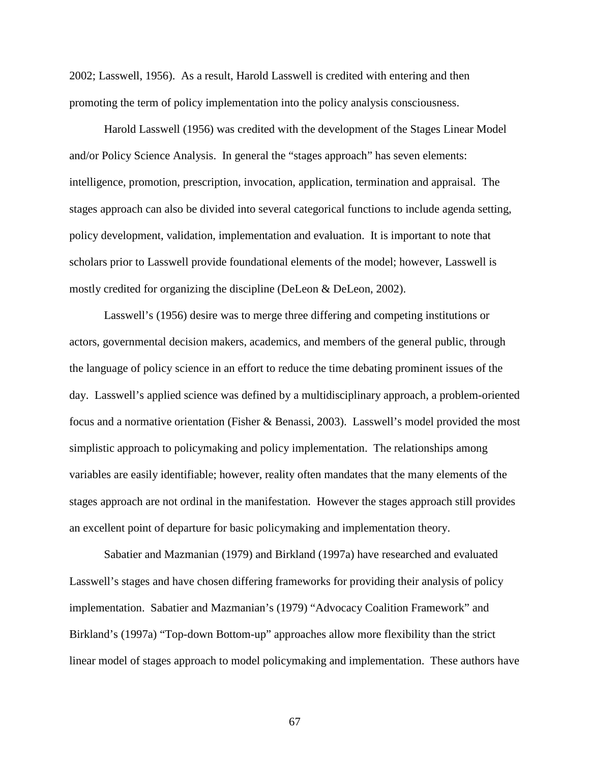2002; Lasswell, 1956). As a result, Harold Lasswell is credited with entering and then promoting the term of policy implementation into the policy analysis consciousness.

Harold Lasswell (1956) was credited with the development of the Stages Linear Model and/or Policy Science Analysis. In general the "stages approach" has seven elements: intelligence, promotion, prescription, invocation, application, termination and appraisal. The stages approach can also be divided into several categorical functions to include agenda setting, policy development, validation, implementation and evaluation. It is important to note that scholars prior to Lasswell provide foundational elements of the model; however, Lasswell is mostly credited for organizing the discipline (DeLeon & DeLeon, 2002).

Lasswell's (1956) desire was to merge three differing and competing institutions or actors, governmental decision makers, academics, and members of the general public, through the language of policy science in an effort to reduce the time debating prominent issues of the day. Lasswell's applied science was defined by a multidisciplinary approach, a problem-oriented focus and a normative orientation (Fisher & Benassi, 2003). Lasswell's model provided the most simplistic approach to policymaking and policy implementation. The relationships among variables are easily identifiable; however, reality often mandates that the many elements of the stages approach are not ordinal in the manifestation. However the stages approach still provides an excellent point of departure for basic policymaking and implementation theory.

Sabatier and Mazmanian (1979) and Birkland (1997a) have researched and evaluated Lasswell's stages and have chosen differing frameworks for providing their analysis of policy implementation. Sabatier and Mazmanian's (1979) "Advocacy Coalition Framework" and Birkland's (1997a) "Top-down Bottom-up" approaches allow more flexibility than the strict linear model of stages approach to model policymaking and implementation. These authors have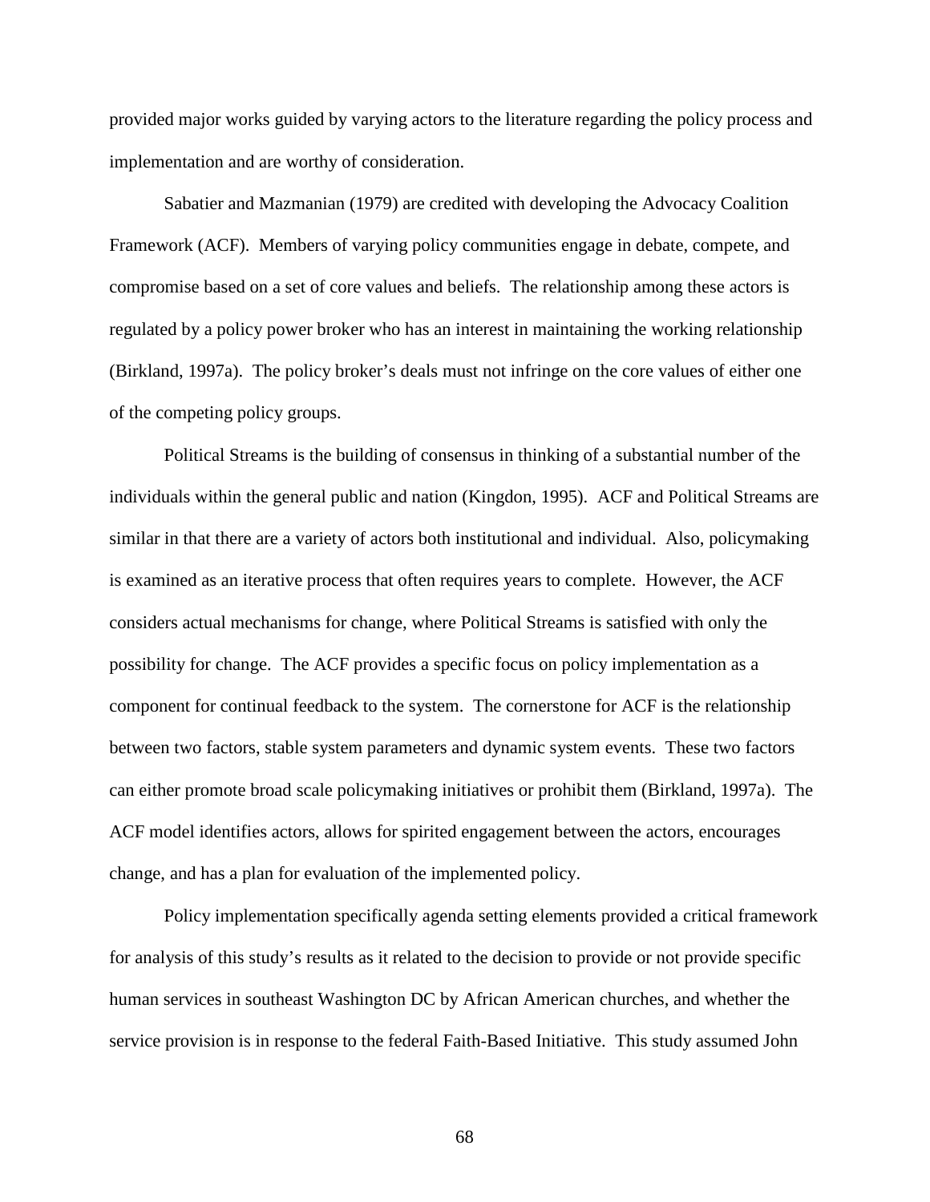provided major works guided by varying actors to the literature regarding the policy process and implementation and are worthy of consideration.

Sabatier and Mazmanian (1979) are credited with developing the Advocacy Coalition Framework (ACF). Members of varying policy communities engage in debate, compete, and compromise based on a set of core values and beliefs. The relationship among these actors is regulated by a policy power broker who has an interest in maintaining the working relationship (Birkland, 1997a). The policy broker's deals must not infringe on the core values of either one of the competing policy groups.

Political Streams is the building of consensus in thinking of a substantial number of the individuals within the general public and nation (Kingdon, 1995). ACF and Political Streams are similar in that there are a variety of actors both institutional and individual. Also, policymaking is examined as an iterative process that often requires years to complete. However, the ACF considers actual mechanisms for change, where Political Streams is satisfied with only the possibility for change. The ACF provides a specific focus on policy implementation as a component for continual feedback to the system. The cornerstone for ACF is the relationship between two factors, stable system parameters and dynamic system events. These two factors can either promote broad scale policymaking initiatives or prohibit them (Birkland, 1997a). The ACF model identifies actors, allows for spirited engagement between the actors, encourages change, and has a plan for evaluation of the implemented policy.

Policy implementation specifically agenda setting elements provided a critical framework for analysis of this study's results as it related to the decision to provide or not provide specific human services in southeast Washington DC by African American churches, and whether the service provision is in response to the federal Faith-Based Initiative. This study assumed John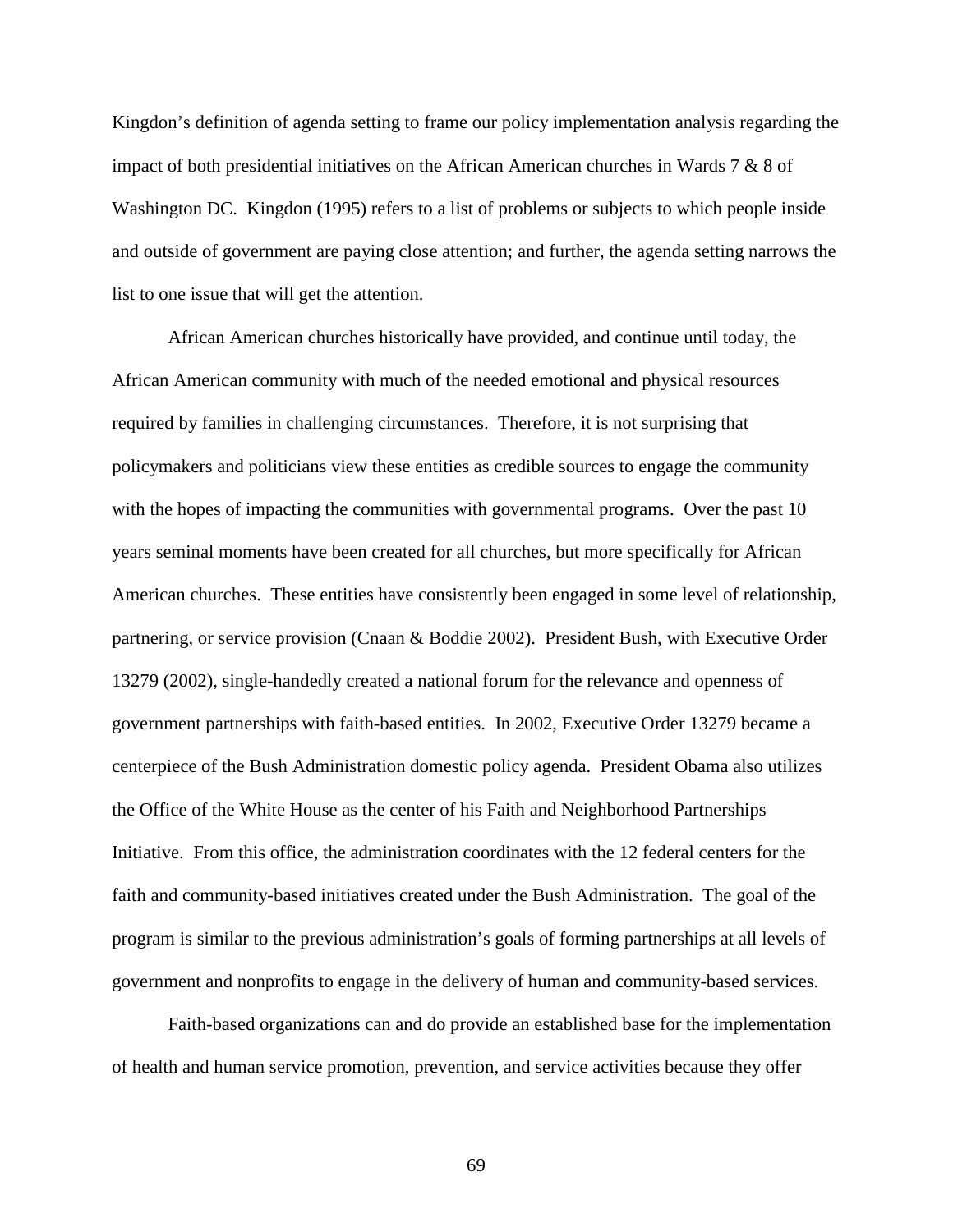Kingdon's definition of agenda setting to frame our policy implementation analysis regarding the impact of both presidential initiatives on the African American churches in Wards 7 & 8 of Washington DC. Kingdon (1995) refers to a list of problems or subjects to which people inside and outside of government are paying close attention; and further, the agenda setting narrows the list to one issue that will get the attention.

African American churches historically have provided, and continue until today, the African American community with much of the needed emotional and physical resources required by families in challenging circumstances. Therefore, it is not surprising that policymakers and politicians view these entities as credible sources to engage the community with the hopes of impacting the communities with governmental programs. Over the past 10 years seminal moments have been created for all churches, but more specifically for African American churches. These entities have consistently been engaged in some level of relationship, partnering, or service provision (Cnaan & Boddie 2002). President Bush, with Executive Order 13279 (2002), single-handedly created a national forum for the relevance and openness of government partnerships with faith-based entities. In 2002, Executive Order 13279 became a centerpiece of the Bush Administration domestic policy agenda. President Obama also utilizes the Office of the White House as the center of his Faith and Neighborhood Partnerships Initiative. From this office, the administration coordinates with the 12 federal centers for the faith and community-based initiatives created under the Bush Administration. The goal of the program is similar to the previous administration's goals of forming partnerships at all levels of government and nonprofits to engage in the delivery of human and community-based services.

Faith-based organizations can and do provide an established base for the implementation of health and human service promotion, prevention, and service activities because they offer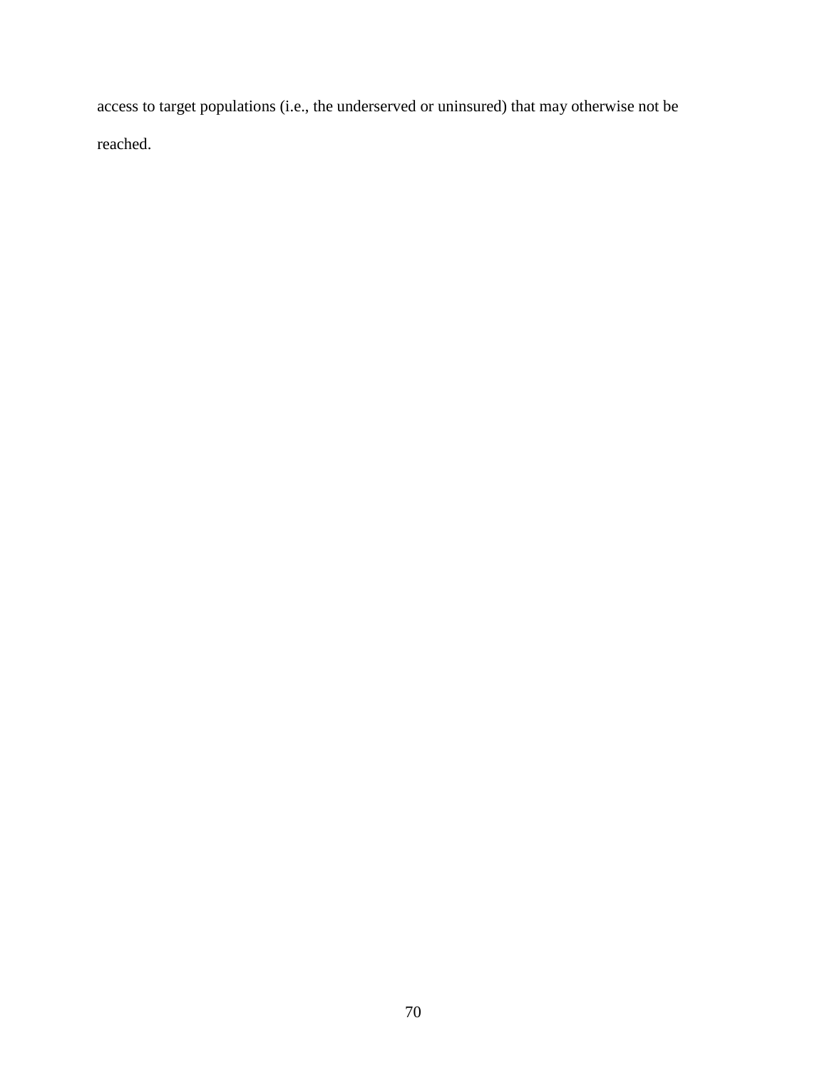access to target populations (i.e., the underserved or uninsured) that may otherwise not be reached.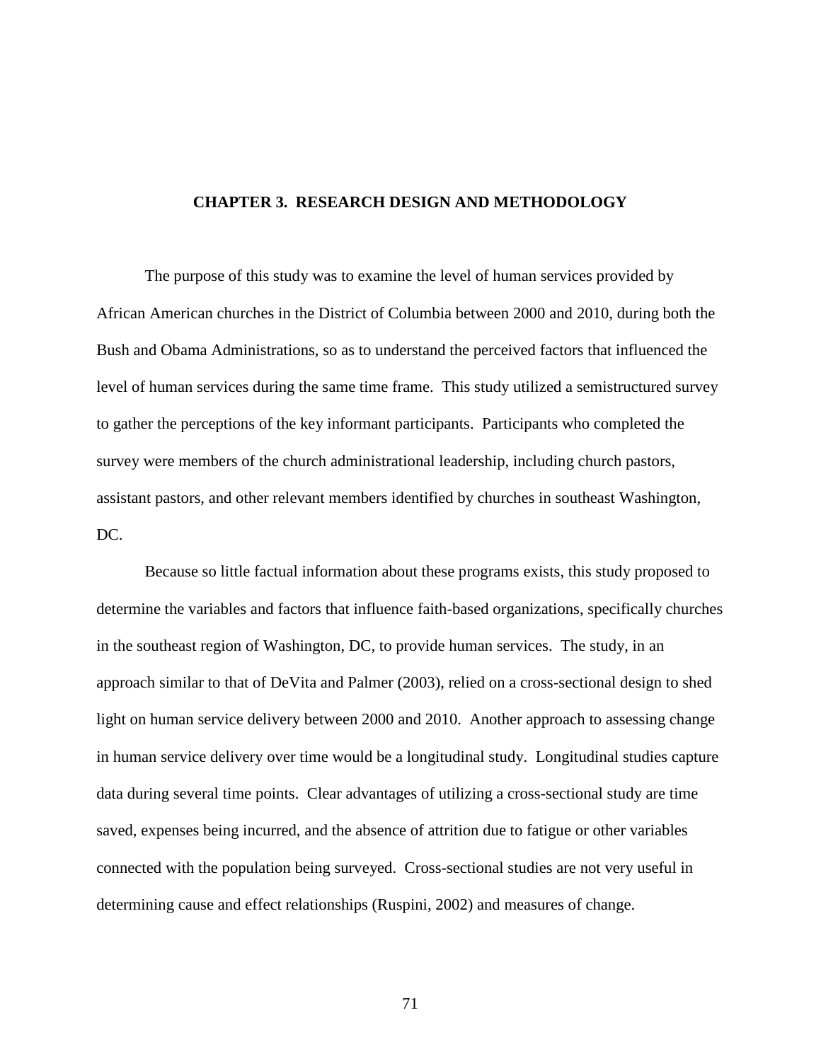# CHAPTER 3. RESEARCH DESIGN AND METHODOLOGY

The purpose of this study was to examine the level of human services provided by African American churches in the District of Columbia between 2000 and 2010, during both the Bush and Obama Administrations, so as to understand the perceived factors that influenced the level of human services during the same time frame. This study utilized a semistructured survey to gather the perceptions of the key informant participants. Participants who completed the survey were members of the church administrational leadership, including church pastors, assistant pastors, and other relevant members identified by churches in southeast Washington, DC.

Because so little factual information about these programs exists, this study proposed to determine the variables and factors that influence faith-based organizations, specifically churches in the southeast region of Washington, DC, to provide human services. The study, in an approach similar to that of DeVita and Palmer (2003), relied on a cross-sectional design to shed light on human service delivery between 2000 and 2010. Another approach to assessing change in human service delivery over time would be a longitudinal study. Longitudinal studies capture data during several time points. Clear advantages of utilizing a cross-sectional study are time saved, expenses being incurred, and the absence of attrition due to fatigue or other variables connected with the population being surveyed. Cross-sectional studies are not very useful in determining cause and effect relationships (Ruspini, 2002) and measures of change.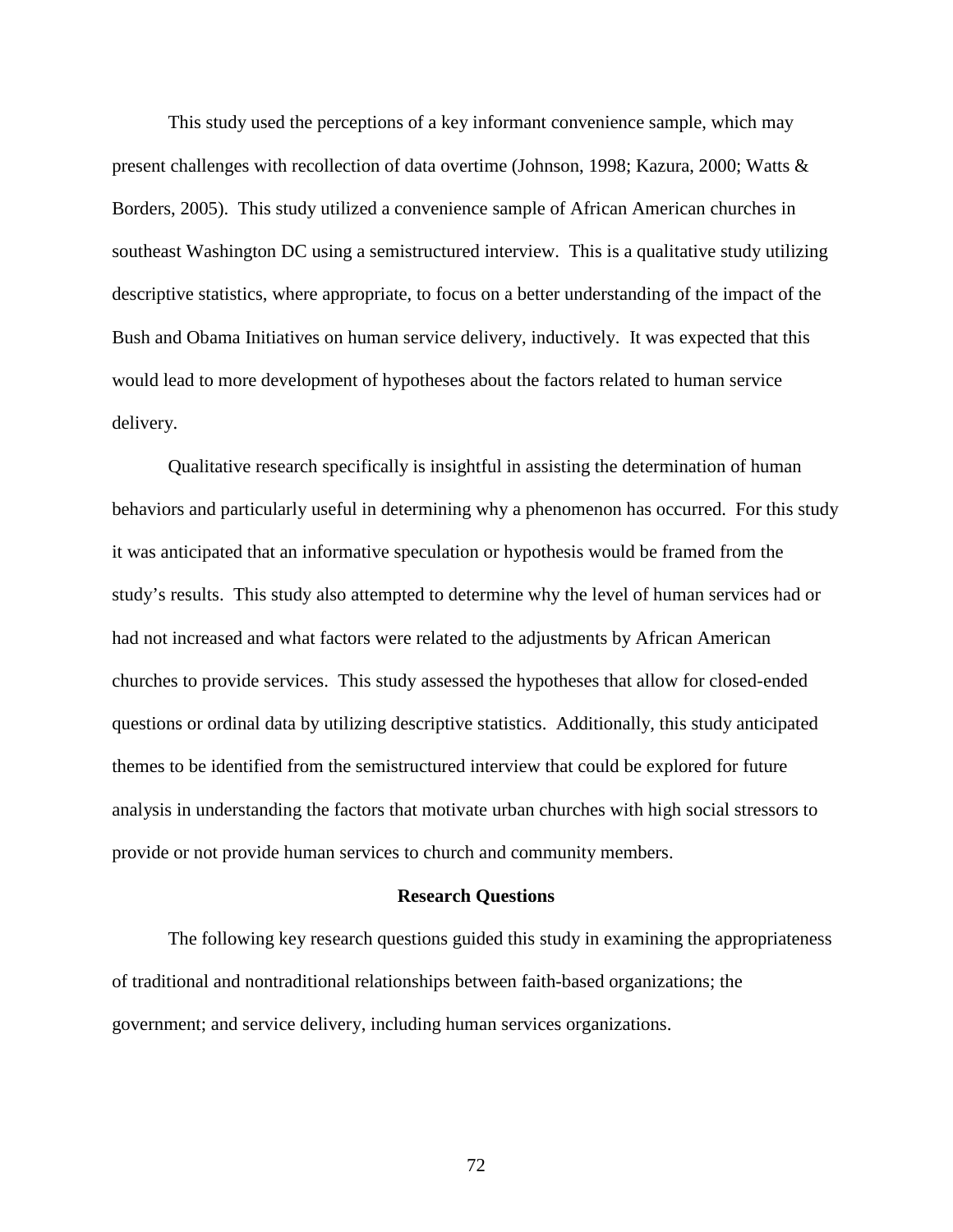This study used the perceptions of a key informant convenience sample, which may present challenges with recollection of data overtime (Johnson, 1998; Kazura, 2000; Watts & Borders, 2005). This study utilized a convenience sample of African American churches in southeast Washington DC using a semistructured interview. This is a qualitative study utilizing descriptive statistics, where appropriate, to focus on a better understanding of the impact of the Bush and Obama Initiatives on human service delivery, inductively. It was expected that this would lead to more development of hypotheses about the factors related to human service delivery.

Qualitative research specifically is insightful in assisting the determination of human behaviors and particularly useful in determining why a phenomenon has occurred. For this study it was anticipated that an informative speculation or hypothesis would be framed from the study's results. This study also attempted to determine why the level of human services had or had not increased and what factors were related to the adjustments by African American churches to provide services. This study assessed the hypotheses that allow for closed-ended questions or ordinal data by utilizing descriptive statistics. Additionally, this study anticipated themes to be identified from the semistructured interview that could be explored for future analysis in understanding the factors that motivate urban churches with high social stressors to provide or not provide human services to church and community members.

## Research Questions

The following key research questions guided this study in examining the appropriateness of traditional and nontraditional relationships between faith-based organizations; the government; and service delivery, including human services organizations.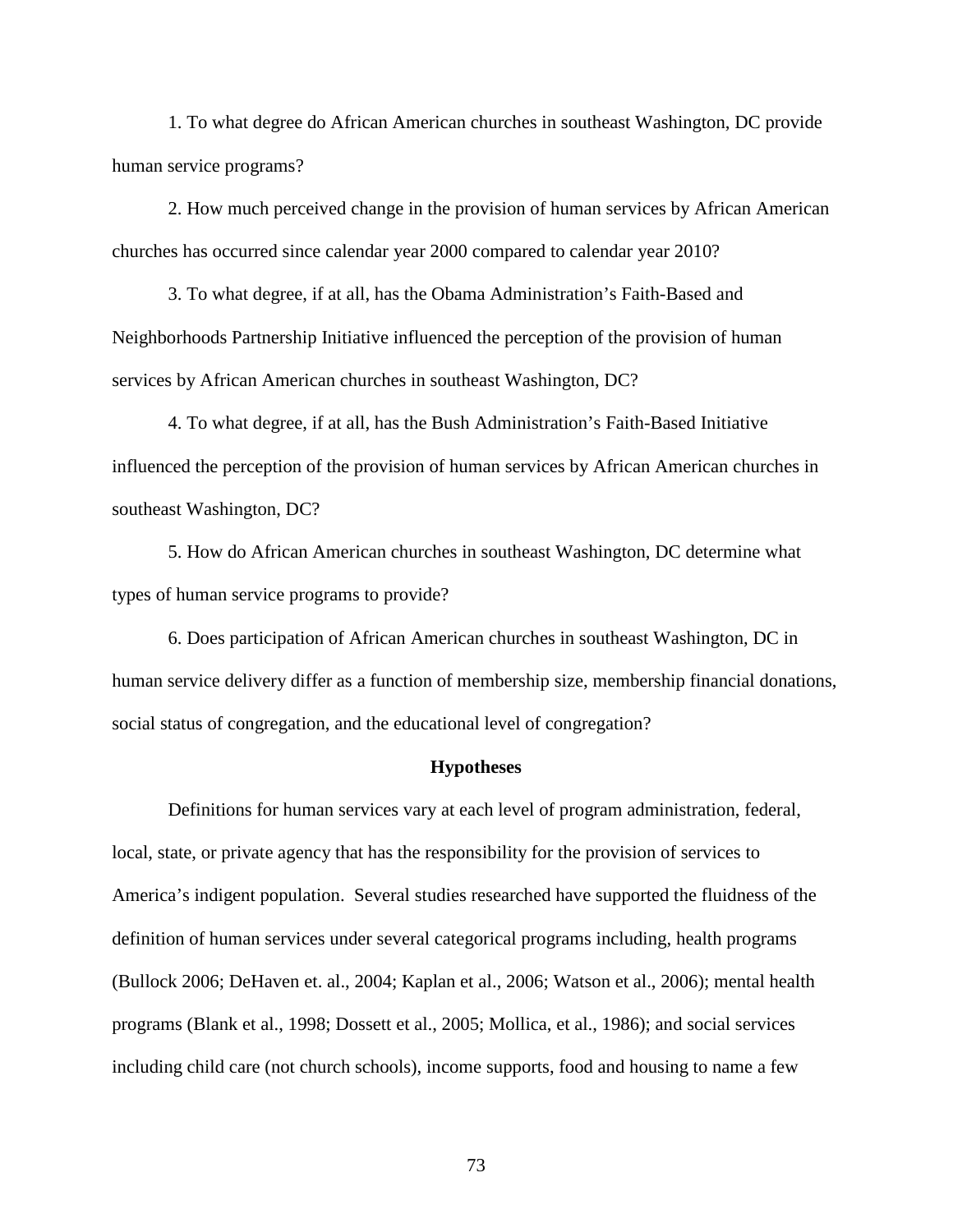1. To what degree do African American churches in southeast Washington, DC provide human service programs?

2. How much perceived change in the provision of human services by African American churches has occurred since calendar year 2000 compared to calendar year 2010?

3. To what degree, if at all, has the Obama Administration's Faith-Based and Neighborhoods Partnership Initiative influenced the perception of the provision of human services by African American churches in southeast Washington, DC?

4. To what degree, if at all, has the Bush Administration's Faith-Based Initiative influenced the perception of the provision of human services by African American churches in southeast Washington, DC?

5. How do African American churches in southeast Washington, DC determine what types of human service programs to provide?

6. Does participation of African American churches in southeast Washington, DC in human service delivery differ as a function of membership size, membership financial donations, social status of congregation, and the educational level of congregation?

## Hypotheses

Definitions for human services vary at each level of program administration, federal, local, state, or private agency that has the responsibility for the provision of services to America's indigent population. Several studies researched have supported the fluidness of the definition of human services under several categorical programs including, health programs (Bullock 2006; DeHaven et. al., 2004; Kaplan et al., 2006; Watson et al., 2006); mental health programs (Blank et al., 1998; Dossett et al., 2005; Mollica, et al., 1986); and social services including child care (not church schools), income supports, food and housing to name a few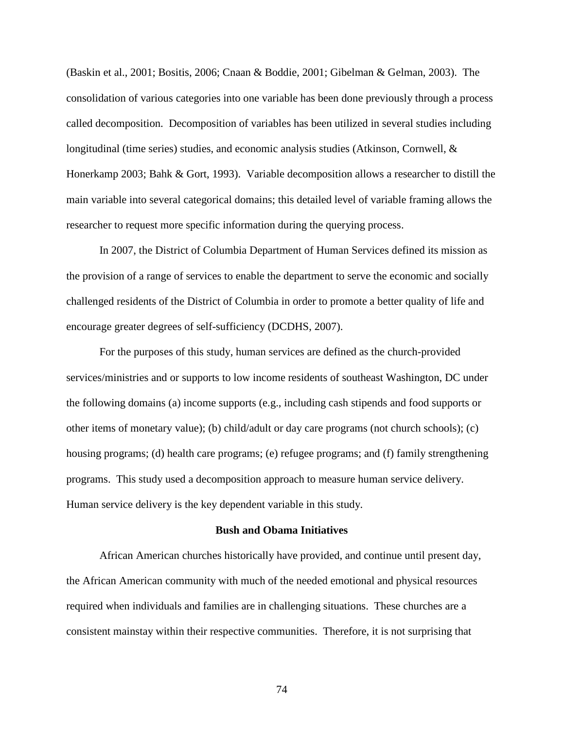(Baskin et al., 2001; Bositis, 2006; Cnaan & Boddie, 2001; Gibelman & Gelman, 2003). The consolidation of various categories into one variable has been done previously through a process called decomposition. Decomposition of variables has been utilized in several studies including longitudinal (time series) studies, and economic analysis studies (Atkinson, Cornwell, & Honerkamp 2003; Bahk & Gort, 1993). Variable decomposition allows a researcher to distill the main variable into several categorical domains; this detailed level of variable framing allows the researcher to request more specific information during the querying process.

In 2007, the District of Columbia Department of Human Services defined its mission as the provision of a range of services to enable the department to serve the economic and socially challenged residents of the District of Columbia in order to promote a better quality of life and encourage greater degrees of self-sufficiency (DCDHS, 2007).

For the purposes of this study, human services are defined as the church-provided services/ministries and or supports to low income residents of southeast Washington, DC under the following domains (a) income supports (e.g., including cash stipends and food supports or other items of monetary value); (b) child/adult or day care programs (not church schools); (c) housing programs; (d) health care programs; (e) refugee programs; and (f) family strengthening programs. This study used a decomposition approach to measure human service delivery. Human service delivery is the key dependent variable in this study.

## Bush and Obama Initiatives

African American churches historically have provided, and continue until present day, the African American community with much of the needed emotional and physical resources required when individuals and families are in challenging situations. These churches are a consistent mainstay within their respective communities. Therefore, it is not surprising that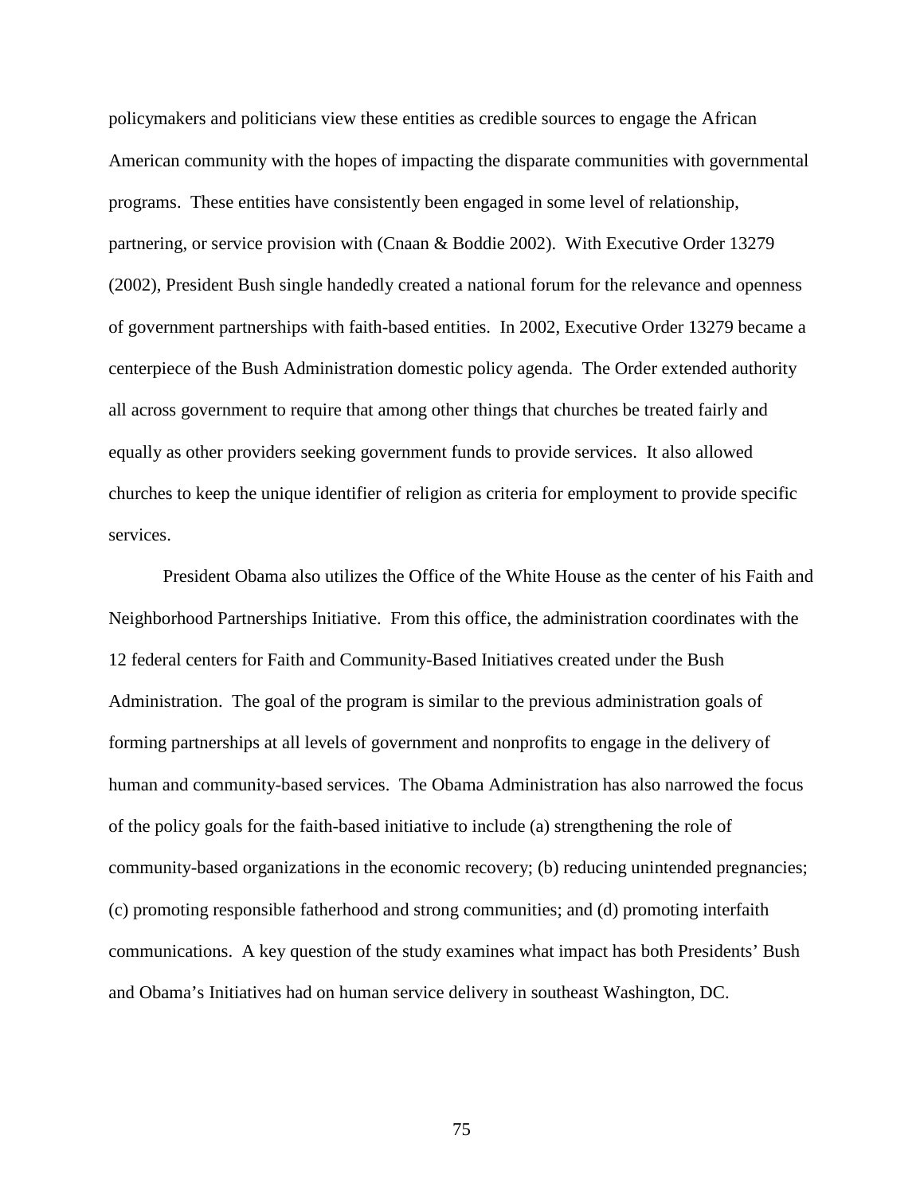policymakers and politicians view these entities as credible sources to engage the African American community with the hopes of impacting the disparate communities with governmental programs. These entities have consistently been engaged in some level of relationship, partnering, or service provision with (Cnaan & Boddie 2002). With Executive Order 13279 (2002), President Bush single handedly created a national forum for the relevance and openness of government partnerships with faith-based entities. In 2002, Executive Order 13279 became a centerpiece of the Bush Administration domestic policy agenda. The Order extended authority all across government to require that among other things that churches be treated fairly and equally as other providers seeking government funds to provide services. It also allowed churches to keep the unique identifier of religion as criteria for employment to provide specific services.

President Obama also utilizes the Office of the White House as the center of his Faith and Neighborhood Partnerships Initiative. From this office, the administration coordinates with the 12 federal centers for Faith and Community-Based Initiatives created under the Bush Administration. The goal of the program is similar to the previous administration goals of forming partnerships at all levels of government and nonprofits to engage in the delivery of human and community-based services. The Obama Administration has also narrowed the focus of the policy goals for the faith-based initiative to include (a) strengthening the role of community-based organizations in the economic recovery; (b) reducing unintended pregnancies; (c) promoting responsible fatherhood and strong communities; and (d) promoting interfaith communications. A key question of the study examines what impact has both Presidents' Bush and Obama's Initiatives had on human service delivery in southeast Washington, DC.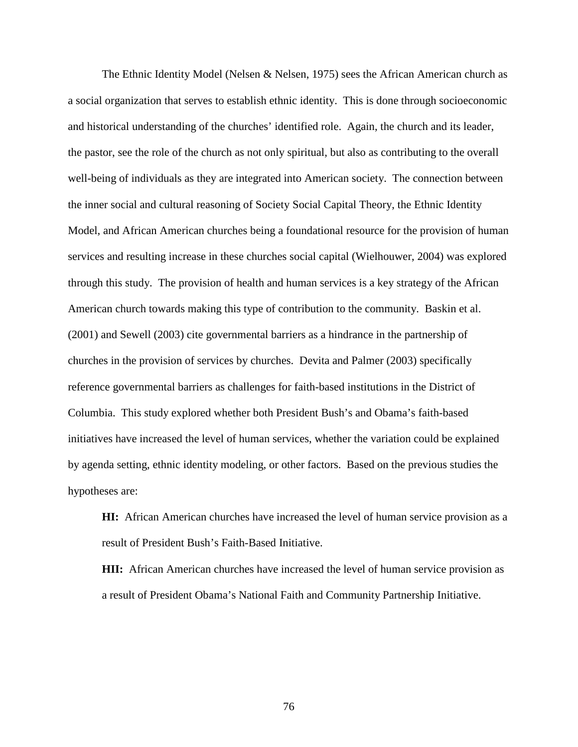The Ethnic Identity Model (Nelsen & Nelsen, 1975) sees the African American church as a social organization that serves to establish ethnic identity. This is done through socioeconomic and historical understanding of the churches' identified role. Again, the church and its leader, the pastor, see the role of the church as not only spiritual, but also as contributing to the overall well-being of individuals as they are integrated into American society. The connection between the inner social and cultural reasoning of Society Social Capital Theory, the Ethnic Identity Model, and African American churches being a foundational resource for the provision of human services and resulting increase in these churches social capital (Wielhouwer, 2004) was explored through this study. The provision of health and human services is a key strategy of the African American church towards making this type of contribution to the community. Baskin et al. (2001) and Sewell (2003) cite governmental barriers as a hindrance in the partnership of churches in the provision of services by churches. Devita and Palmer (2003) specifically reference governmental barriers as challenges for faith-based institutions in the District of Columbia. This study explored whether both President Bush's and Obama's faith-based initiatives have increased the level of human services, whether the variation could be explained by agenda setting, ethnic identity modeling, or other factors. Based on the previous studies the hypotheses are:

**HI:** African American churches have increased the level of human service provision as a result of President Bush's Faith-Based Initiative.

**HII:** African American churches have increased the level of human service provision as a result of President Obama's National Faith and Community Partnership Initiative.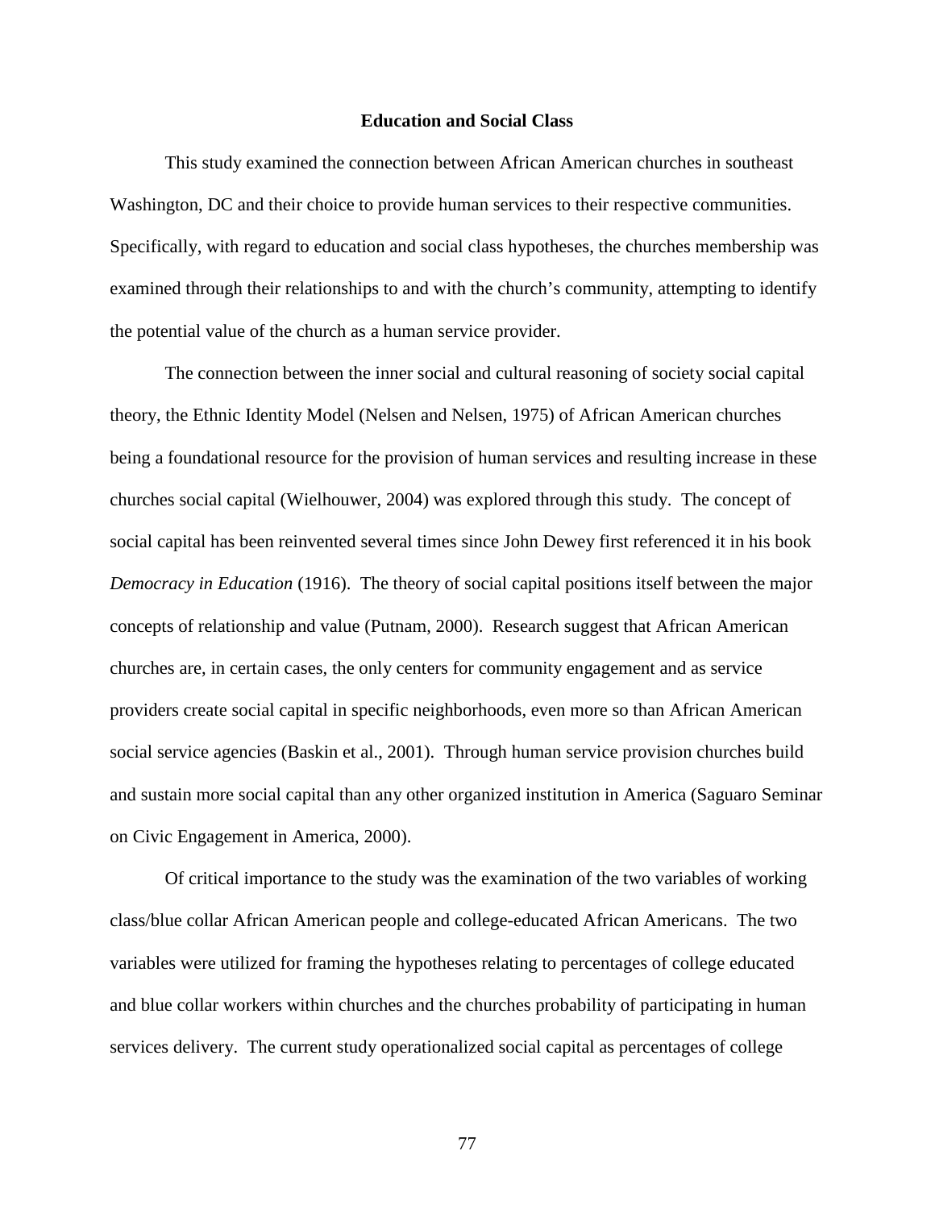## Education and Social Class

This study examined the connection between African American churches in southeast Washington, DC and their choice to provide human services to their respective communities. Specifically, with regard to education and social class hypotheses, the churches membership was examined through their relationships to and with the church's community, attempting to identify the potential value of the church as a human service provider.

The connection between the inner social and cultural reasoning of society social capital theory, the Ethnic Identity Model (Nelsen and Nelsen, 1975) of African American churches being a foundational resource for the provision of human services and resulting increase in these churches social capital (Wielhouwer, 2004) was explored through this study. The concept of social capital has been reinvented several times since John Dewey first referenced it in his book *Democracy in Education* (1916). The theory of social capital positions itself between the major concepts of relationship and value (Putnam, 2000). Research suggest that African American churches are, in certain cases, the only centers for community engagement and as service providers create social capital in specific neighborhoods, even more so than African American social service agencies (Baskin et al., 2001). Through human service provision churches build and sustain more social capital than any other organized institution in America (Saguaro Seminar on Civic Engagement in America, 2000).

Of critical importance to the study was the examination of the two variables of working class/blue collar African American people and college-educated African Americans. The two variables were utilized for framing the hypotheses relating to percentages of college educated and blue collar workers within churches and the churches probability of participating in human services delivery. The current study operationalized social capital as percentages of college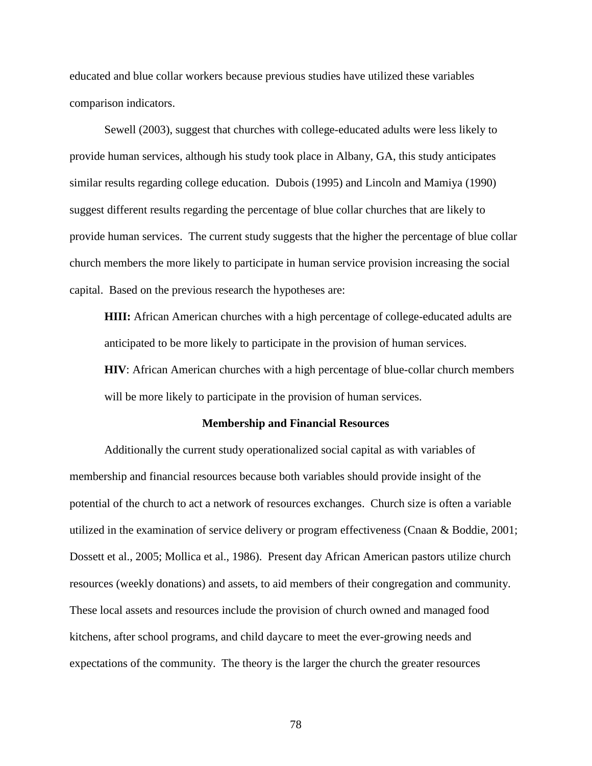educated and blue collar workers because previous studies have utilized these variables comparison indicators.

Sewell (2003), suggest that churches with college-educated adults were less likely to provide human services, although his study took place in Albany, GA, this study anticipates similar results regarding college education. Dubois (1995) and Lincoln and Mamiya (1990) suggest different results regarding the percentage of blue collar churches that are likely to provide human services. The current study suggests that the higher the percentage of blue collar church members the more likely to participate in human service provision increasing the social capital. Based on the previous research the hypotheses are:

**HIII:** African American churches with a high percentage of college-educated adults are anticipated to be more likely to participate in the provision of human services.

**HIV**: African American churches with a high percentage of blue-collar church members will be more likely to participate in the provision of human services.

**Membership and Financial Resources**

Additionally the current study operationalized social capital as with variables of membership and financial resources because both variables should provide insight of the potential of the church to act a network of resources exchanges. Church size is often a variable utilized in the examination of service delivery or program effectiveness (Cnaan & Boddie, 2001; Dossett et al., 2005; Mollica et al., 1986). Present day African American pastors utilize church resources (weekly donations) and assets, to aid members of their congregation and community. These local assets and resources include the provision of church owned and managed food kitchens, after school programs, and child daycare to meet the ever-growing needs and expectations of the community. The theory is the larger the church the greater resources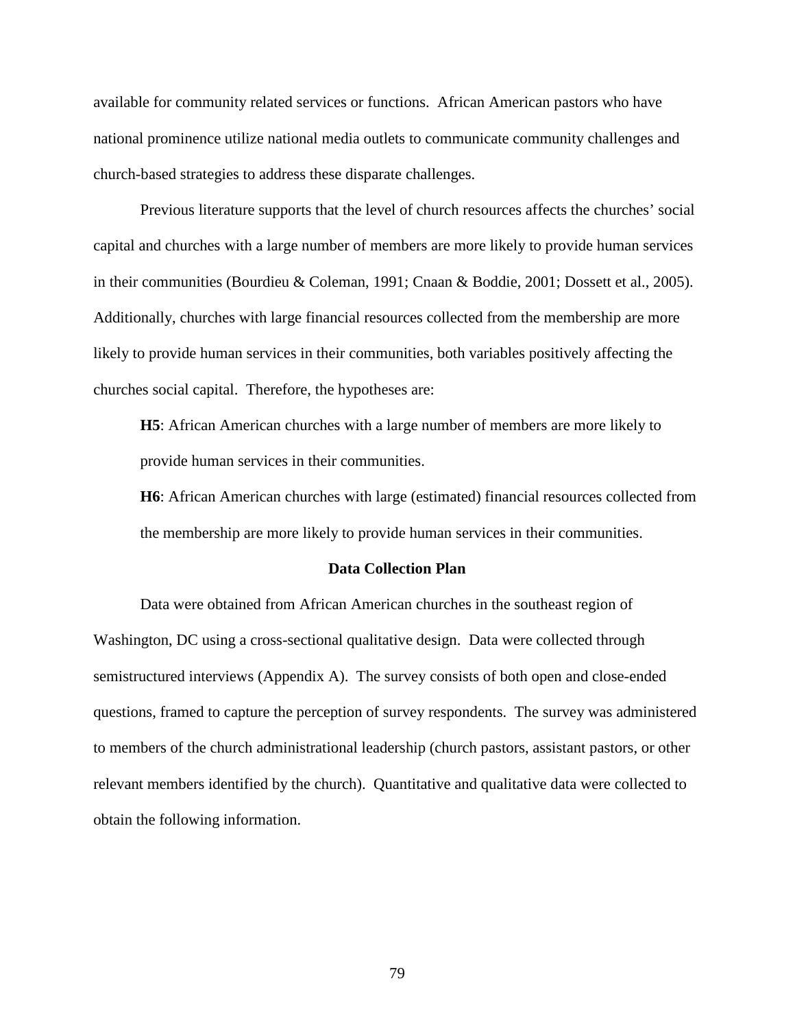available for community related services or functions. African American pastors who have national prominence utilize national media outlets to communicate community challenges and church-based strategies to address these disparate challenges.

Previous literature supports that the level of church resources affects the churches' social capital and churches with a large number of members are more likely to provide human services in their communities (Bourdieu & Coleman, 1991; Cnaan & Boddie, 2001; Dossett et al., 2005). Additionally, churches with large financial resources collected from the membership are more likely to provide human services in their communities, both variables positively affecting the churches social capital. Therefore, the hypotheses are:

> **H5**: African American churches with a large number of members are more likely to provide human services in their communities.
>
> **H6**: African American churches with large (estimated) financial resources collected from the membership are more likely to provide human services in their communities.

### Data Collection Plan

Data were obtained from African American churches in the southeast region of Washington, DC using a cross-sectional qualitative design. Data were collected through semistructured interviews (Appendix A). The survey consists of both open and close-ended questions, framed to capture the perception of survey respondents. The survey was administered to members of the church administrational leadership (church pastors, assistant pastors, or other relevant members identified by the church). Quantitative and qualitative data were collected to obtain the following information.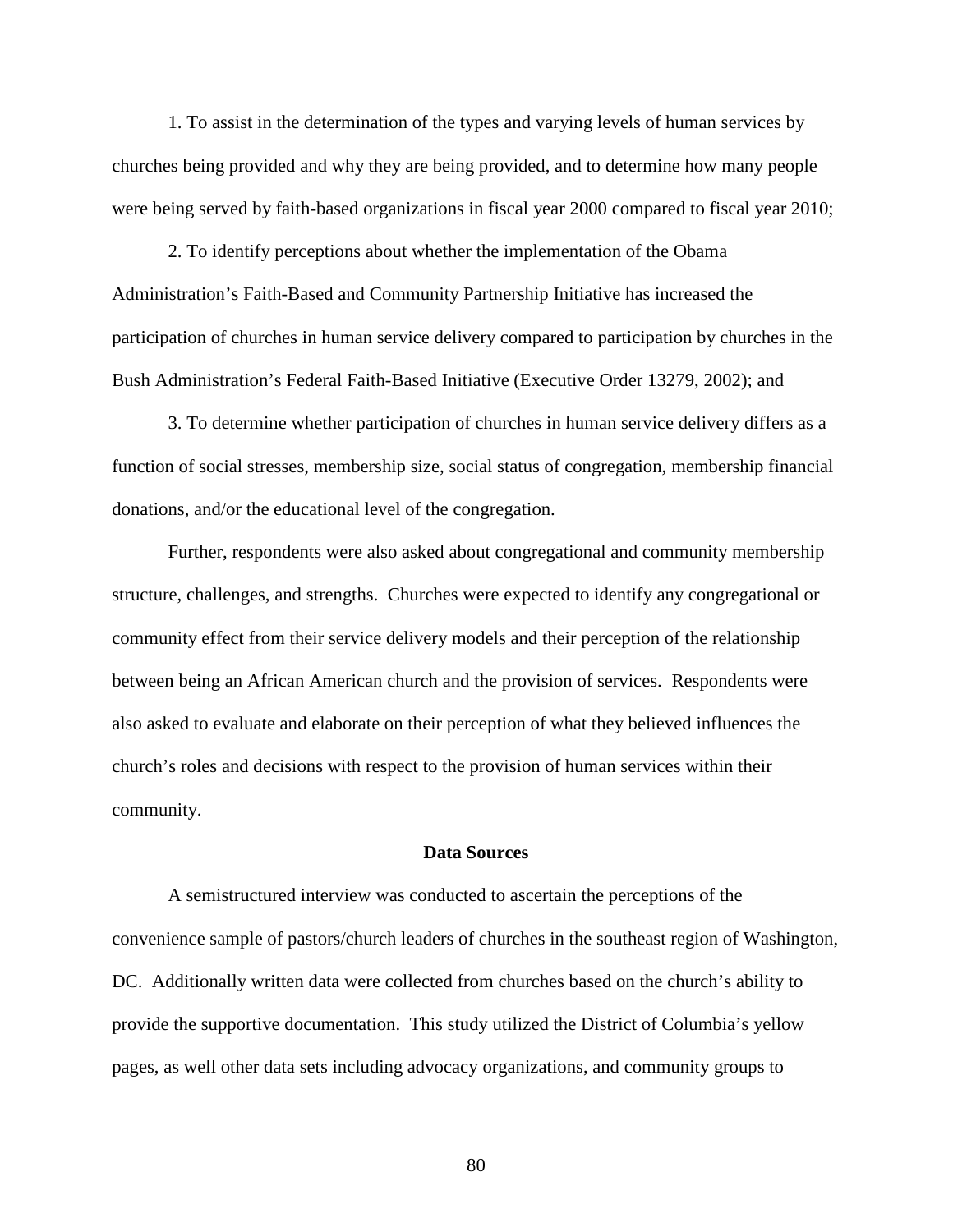1. To assist in the determination of the types and varying levels of human services by churches being provided and why they are being provided, and to determine how many people were being served by faith-based organizations in fiscal year 2000 compared to fiscal year 2010;

2. To identify perceptions about whether the implementation of the Obama Administration's Faith-Based and Community Partnership Initiative has increased the participation of churches in human service delivery compared to participation by churches in the Bush Administration's Federal Faith-Based Initiative (Executive Order 13279, 2002); and

3. To determine whether participation of churches in human service delivery differs as a function of social stresses, membership size, social status of congregation, membership financial donations, and/or the educational level of the congregation.

Further, respondents were also asked about congregational and community membership structure, challenges, and strengths. Churches were expected to identify any congregational or community effect from their service delivery models and their perception of the relationship between being an African American church and the provision of services. Respondents were also asked to evaluate and elaborate on their perception of what they believed influences the church's roles and decisions with respect to the provision of human services within their community.

## Data Sources

A semistructured interview was conducted to ascertain the perceptions of the convenience sample of pastors/church leaders of churches in the southeast region of Washington, DC. Additionally written data were collected from churches based on the church's ability to provide the supportive documentation. This study utilized the District of Columbia's yellow pages, as well other data sets including advocacy organizations, and community groups to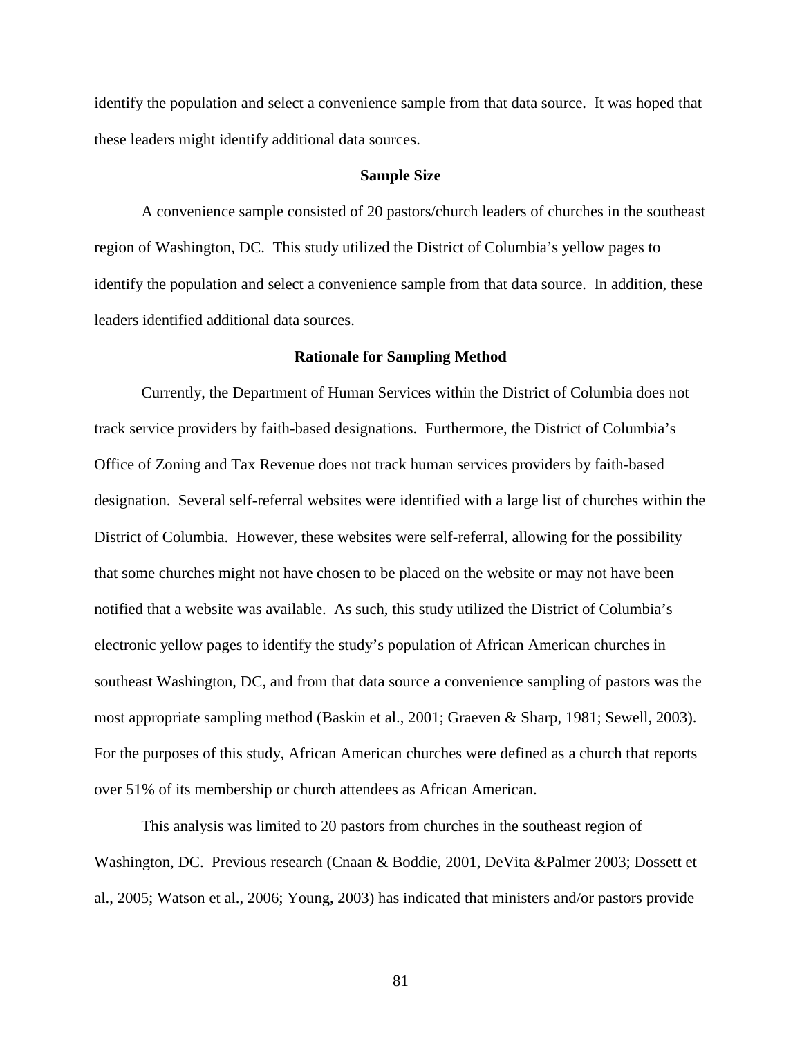identify the population and select a convenience sample from that data source. It was hoped that these leaders might identify additional data sources.

### Sample Size

A convenience sample consisted of 20 pastors/church leaders of churches in the southeast region of Washington, DC. This study utilized the District of Columbia's yellow pages to identify the population and select a convenience sample from that data source. In addition, these leaders identified additional data sources.

### Rationale for Sampling Method

Currently, the Department of Human Services within the District of Columbia does not track service providers by faith-based designations. Furthermore, the District of Columbia's Office of Zoning and Tax Revenue does not track human services providers by faith-based designation. Several self-referral websites were identified with a large list of churches within the District of Columbia. However, these websites were self-referral, allowing for the possibility that some churches might not have chosen to be placed on the website or may not have been notified that a website was available. As such, this study utilized the District of Columbia's electronic yellow pages to identify the study's population of African American churches in southeast Washington, DC, and from that data source a convenience sampling of pastors was the most appropriate sampling method (Baskin et al., 2001; Graeven & Sharp, 1981; Sewell, 2003). For the purposes of this study, African American churches were defined as a church that reports over 51% of its membership or church attendees as African American.

This analysis was limited to 20 pastors from churches in the southeast region of Washington, DC. Previous research (Cnaan & Boddie, 2001, DeVita &Palmer 2003; Dossett et al., 2005; Watson et al., 2006; Young, 2003) has indicated that ministers and/or pastors provide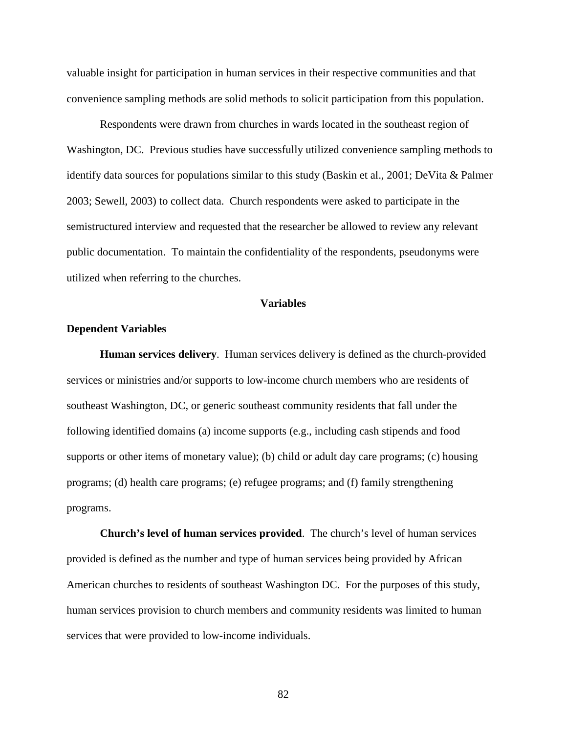valuable insight for participation in human services in their respective communities and that convenience sampling methods are solid methods to solicit participation from this population.

Respondents were drawn from churches in wards located in the southeast region of Washington, DC. Previous studies have successfully utilized convenience sampling methods to identify data sources for populations similar to this study (Baskin et al., 2001; DeVita & Palmer 2003; Sewell, 2003) to collect data. Church respondents were asked to participate in the semistructured interview and requested that the researcher be allowed to review any relevant public documentation. To maintain the confidentiality of the respondents, pseudonyms were utilized when referring to the churches.

## Variables

### Dependent Variables

**Human services delivery**. Human services delivery is defined as the church-provided services or ministries and/or supports to low-income church members who are residents of southeast Washington, DC, or generic southeast community residents that fall under the following identified domains (a) income supports (e.g., including cash stipends and food supports or other items of monetary value); (b) child or adult day care programs; (c) housing programs; (d) health care programs; (e) refugee programs; and (f) family strengthening programs.

**Church's level of human services provided**. The church's level of human services provided is defined as the number and type of human services being provided by African American churches to residents of southeast Washington DC. For the purposes of this study, human services provision to church members and community residents was limited to human services that were provided to low-income individuals.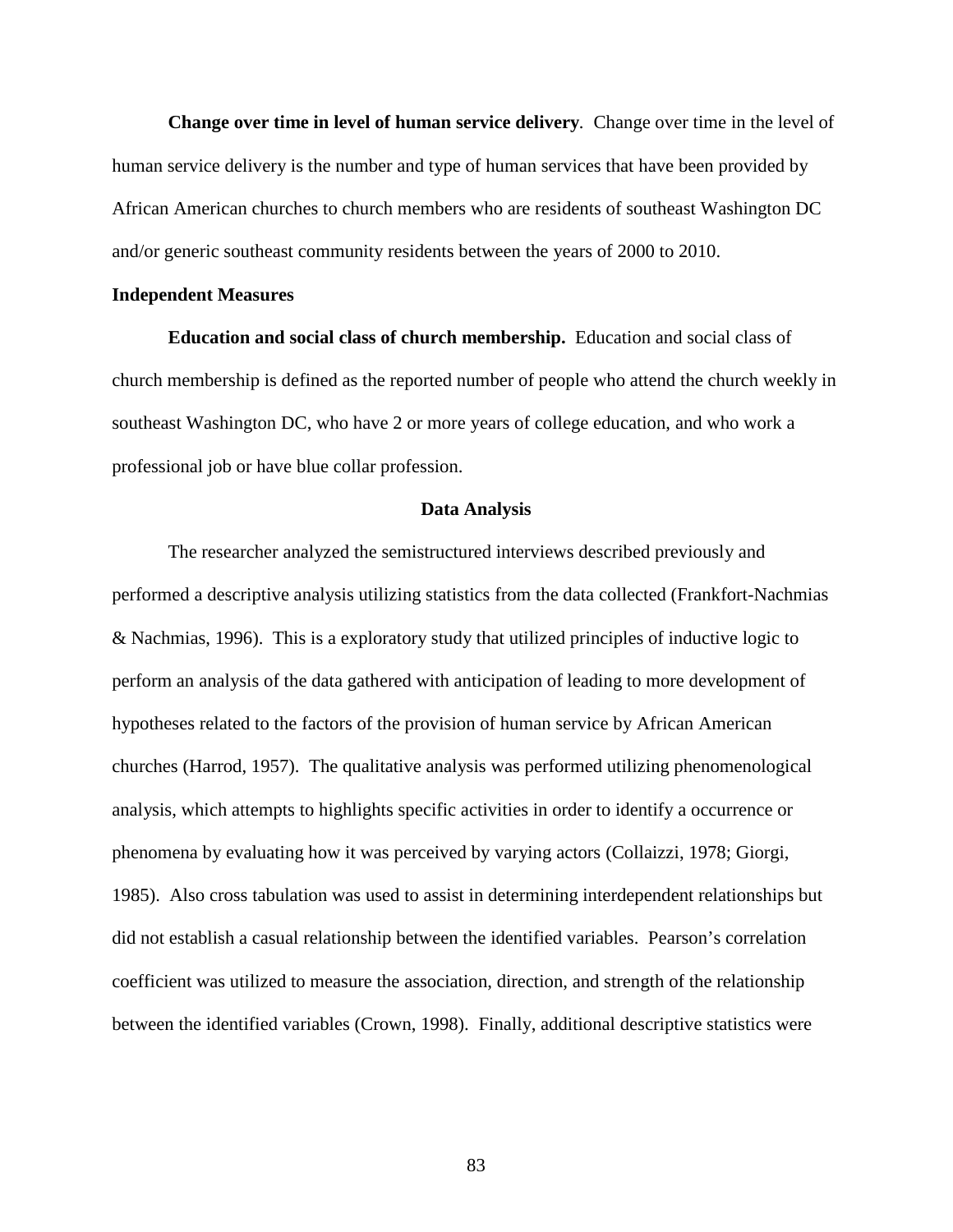**Change over time in level of human service delivery**. Change over time in the level of human service delivery is the number and type of human services that have been provided by African American churches to church members who are residents of southeast Washington DC and/or generic southeast community residents between the years of 2000 to 2010.

### Independent Measures

**Education and social class of church membership.** Education and social class of church membership is defined as the reported number of people who attend the church weekly in southeast Washington DC, who have 2 or more years of college education, and who work a professional job or have blue collar profession.

## Data Analysis

The researcher analyzed the semistructured interviews described previously and performed a descriptive analysis utilizing statistics from the data collected (Frankfort-Nachmias & Nachmias, 1996). This is a exploratory study that utilized principles of inductive logic to perform an analysis of the data gathered with anticipation of leading to more development of hypotheses related to the factors of the provision of human service by African American churches (Harrod, 1957). The qualitative analysis was performed utilizing phenomenological analysis, which attempts to highlights specific activities in order to identify a occurrence or phenomena by evaluating how it was perceived by varying actors (Collaizzi, 1978; Giorgi, 1985). Also cross tabulation was used to assist in determining interdependent relationships but did not establish a casual relationship between the identified variables. Pearson's correlation coefficient was utilized to measure the association, direction, and strength of the relationship between the identified variables (Crown, 1998). Finally, additional descriptive statistics were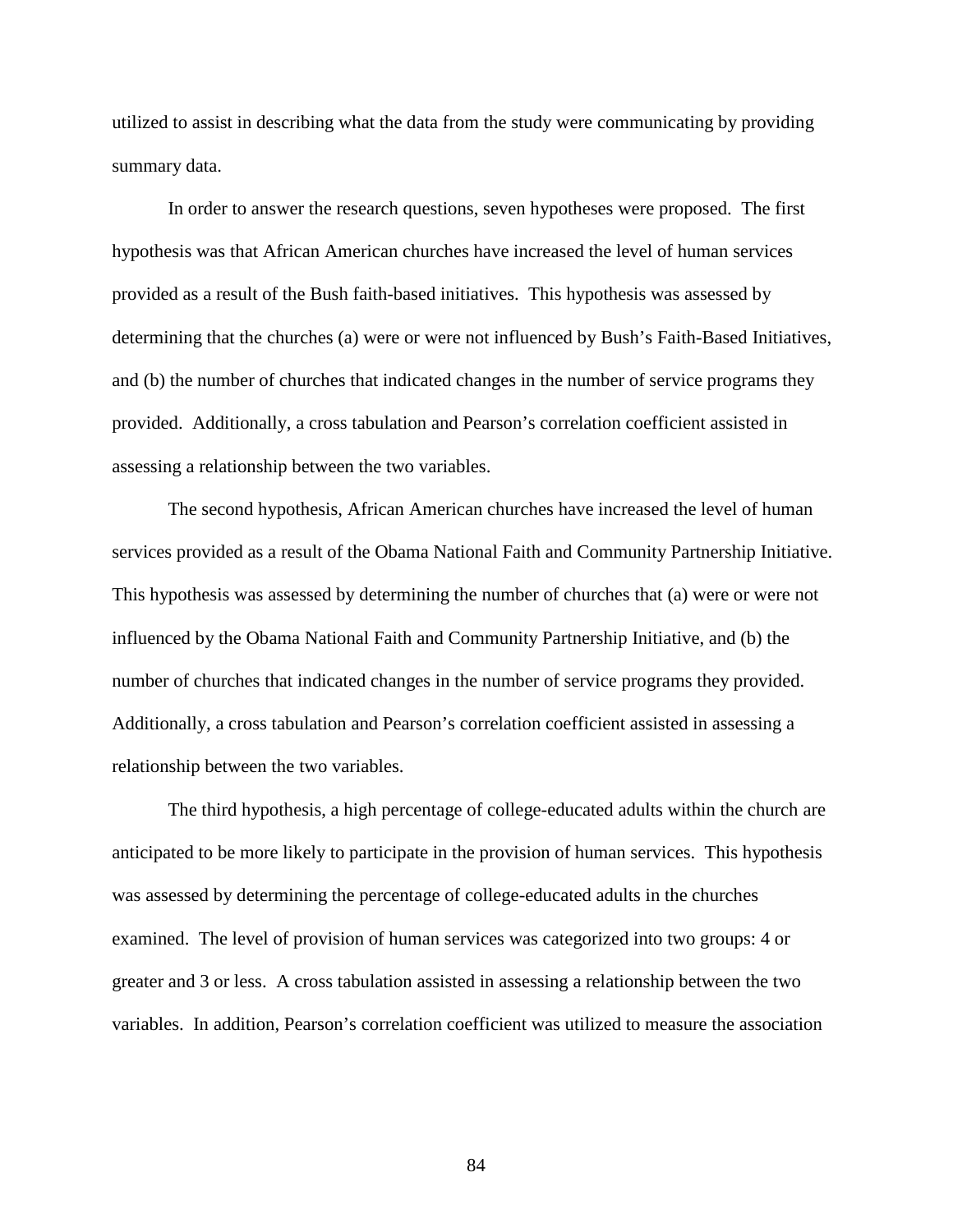utilized to assist in describing what the data from the study were communicating by providing summary data.

In order to answer the research questions, seven hypotheses were proposed. The first hypothesis was that African American churches have increased the level of human services provided as a result of the Bush faith-based initiatives. This hypothesis was assessed by determining that the churches (a) were or were not influenced by Bush's Faith-Based Initiatives, and (b) the number of churches that indicated changes in the number of service programs they provided. Additionally, a cross tabulation and Pearson's correlation coefficient assisted in assessing a relationship between the two variables.

The second hypothesis, African American churches have increased the level of human services provided as a result of the Obama National Faith and Community Partnership Initiative. This hypothesis was assessed by determining the number of churches that (a) were or were not influenced by the Obama National Faith and Community Partnership Initiative, and (b) the number of churches that indicated changes in the number of service programs they provided. Additionally, a cross tabulation and Pearson's correlation coefficient assisted in assessing a relationship between the two variables.

The third hypothesis, a high percentage of college-educated adults within the church are anticipated to be more likely to participate in the provision of human services. This hypothesis was assessed by determining the percentage of college-educated adults in the churches examined. The level of provision of human services was categorized into two groups: 4 or greater and 3 or less. A cross tabulation assisted in assessing a relationship between the two variables. In addition, Pearson's correlation coefficient was utilized to measure the association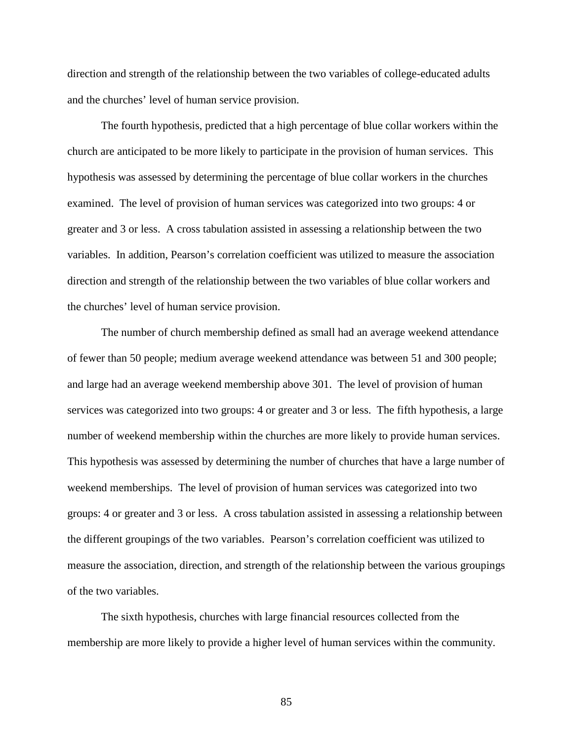direction and strength of the relationship between the two variables of college-educated adults and the churches' level of human service provision.

The fourth hypothesis, predicted that a high percentage of blue collar workers within the church are anticipated to be more likely to participate in the provision of human services. This hypothesis was assessed by determining the percentage of blue collar workers in the churches examined. The level of provision of human services was categorized into two groups: 4 or greater and 3 or less. A cross tabulation assisted in assessing a relationship between the two variables. In addition, Pearson's correlation coefficient was utilized to measure the association direction and strength of the relationship between the two variables of blue collar workers and the churches' level of human service provision.

The number of church membership defined as small had an average weekend attendance of fewer than 50 people; medium average weekend attendance was between 51 and 300 people; and large had an average weekend membership above 301. The level of provision of human services was categorized into two groups: 4 or greater and 3 or less. The fifth hypothesis, a large number of weekend membership within the churches are more likely to provide human services. This hypothesis was assessed by determining the number of churches that have a large number of weekend memberships. The level of provision of human services was categorized into two groups: 4 or greater and 3 or less. A cross tabulation assisted in assessing a relationship between the different groupings of the two variables. Pearson's correlation coefficient was utilized to measure the association, direction, and strength of the relationship between the various groupings of the two variables.

The sixth hypothesis, churches with large financial resources collected from the membership are more likely to provide a higher level of human services within the community.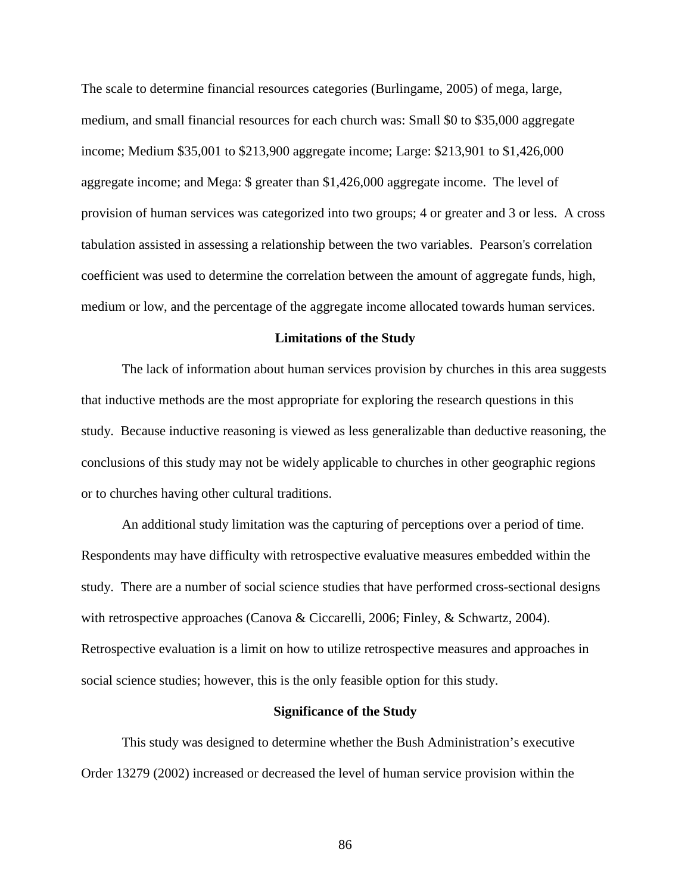The scale to determine financial resources categories (Burlingame, 2005) of mega, large, medium, and small financial resources for each church was: Small $0 to $35,000 aggregate income; Medium $35,001 to $213,900 aggregate income; Large: $213,901 to $1,426,000 aggregate income; and Mega: $ greater than $1,426,000 aggregate income. The level of provision of human services was categorized into two groups; 4 or greater and 3 or less. A cross tabulation assisted in assessing a relationship between the two variables. Pearson's correlation coefficient was used to determine the correlation between the amount of aggregate funds, high, medium or low, and the percentage of the aggregate income allocated towards human services.

## Limitations of the Study

The lack of information about human services provision by churches in this area suggests that inductive methods are the most appropriate for exploring the research questions in this study. Because inductive reasoning is viewed as less generalizable than deductive reasoning, the conclusions of this study may not be widely applicable to churches in other geographic regions or to churches having other cultural traditions.

An additional study limitation was the capturing of perceptions over a period of time. Respondents may have difficulty with retrospective evaluative measures embedded within the study. There are a number of social science studies that have performed cross-sectional designs with retrospective approaches (Canova & Ciccarelli, 2006; Finley, & Schwartz, 2004). Retrospective evaluation is a limit on how to utilize retrospective measures and approaches in social science studies; however, this is the only feasible option for this study.

## Significance of the Study

This study was designed to determine whether the Bush Administration's executive Order 13279 (2002) increased or decreased the level of human service provision within the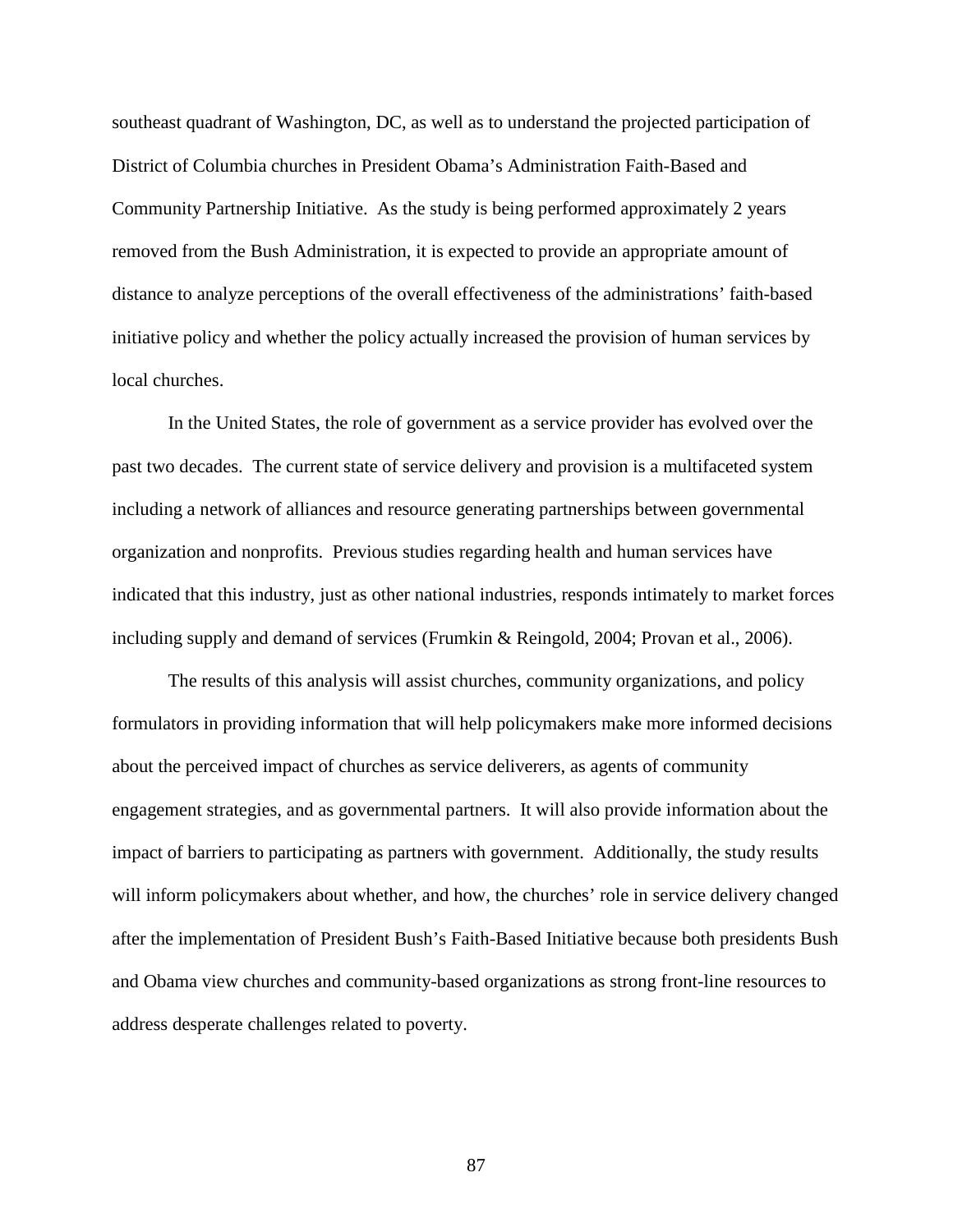southeast quadrant of Washington, DC, as well as to understand the projected participation of District of Columbia churches in President Obama's Administration Faith-Based and Community Partnership Initiative. As the study is being performed approximately 2 years removed from the Bush Administration, it is expected to provide an appropriate amount of distance to analyze perceptions of the overall effectiveness of the administrations' faith-based initiative policy and whether the policy actually increased the provision of human services by local churches.

In the United States, the role of government as a service provider has evolved over the past two decades. The current state of service delivery and provision is a multifaceted system including a network of alliances and resource generating partnerships between governmental organization and nonprofits. Previous studies regarding health and human services have indicated that this industry, just as other national industries, responds intimately to market forces including supply and demand of services (Frumkin & Reingold, 2004; Provan et al., 2006).

The results of this analysis will assist churches, community organizations, and policy formulators in providing information that will help policymakers make more informed decisions about the perceived impact of churches as service deliverers, as agents of community engagement strategies, and as governmental partners. It will also provide information about the impact of barriers to participating as partners with government. Additionally, the study results will inform policymakers about whether, and how, the churches' role in service delivery changed after the implementation of President Bush's Faith-Based Initiative because both presidents Bush and Obama view churches and community-based organizations as strong front-line resources to address desperate challenges related to poverty.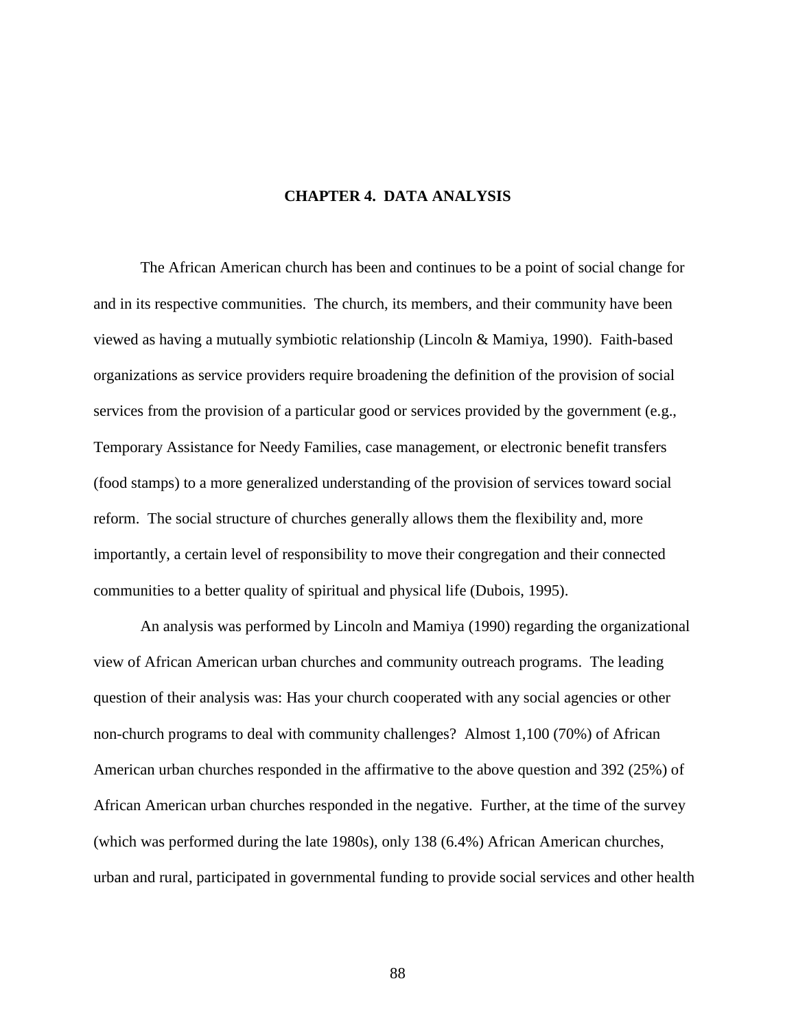# CHAPTER 4. DATA ANALYSIS

The African American church has been and continues to be a point of social change for and in its respective communities. The church, its members, and their community have been viewed as having a mutually symbiotic relationship (Lincoln & Mamiya, 1990). Faith-based organizations as service providers require broadening the definition of the provision of social services from the provision of a particular good or services provided by the government (e.g., Temporary Assistance for Needy Families, case management, or electronic benefit transfers (food stamps) to a more generalized understanding of the provision of services toward social reform. The social structure of churches generally allows them the flexibility and, more importantly, a certain level of responsibility to move their congregation and their connected communities to a better quality of spiritual and physical life (Dubois, 1995).

An analysis was performed by Lincoln and Mamiya (1990) regarding the organizational view of African American urban churches and community outreach programs. The leading question of their analysis was: Has your church cooperated with any social agencies or other non-church programs to deal with community challenges? Almost 1,100 (70%) of African American urban churches responded in the affirmative to the above question and 392 (25%) of African American urban churches responded in the negative. Further, at the time of the survey (which was performed during the late 1980s), only 138 (6.4%) African American churches, urban and rural, participated in governmental funding to provide social services and other health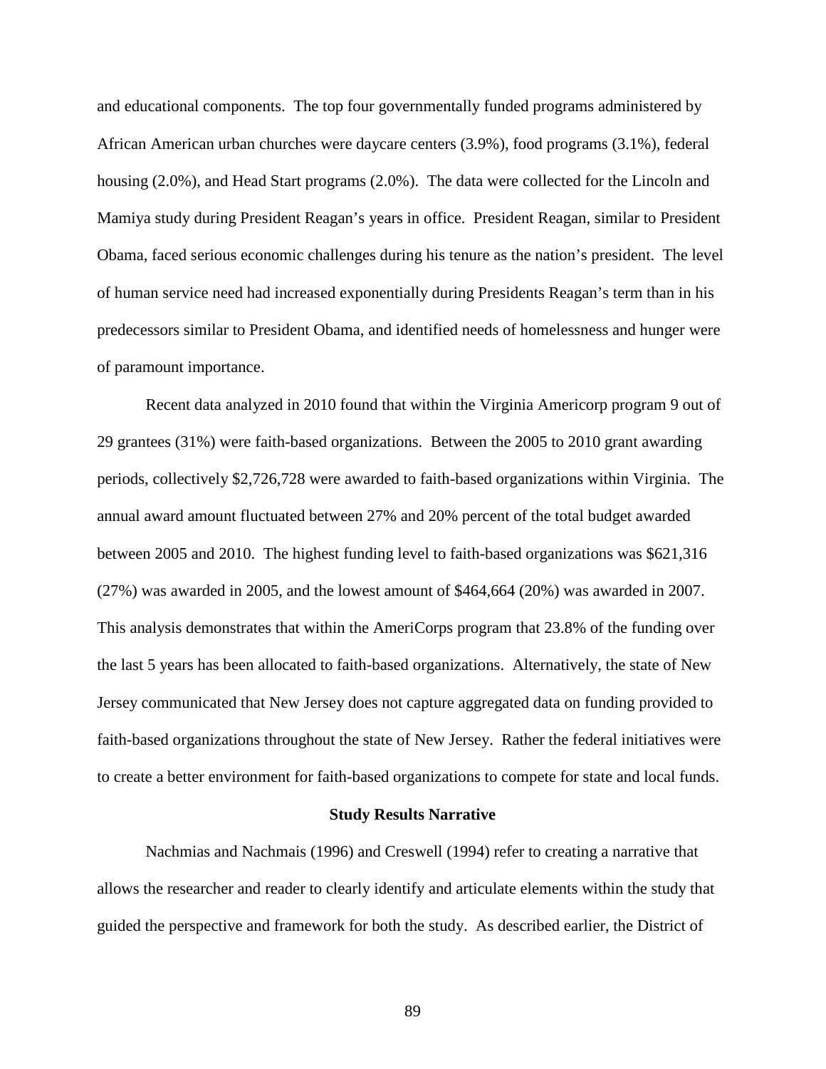and educational components. The top four governmentally funded programs administered by African American urban churches were daycare centers (3.9%), food programs (3.1%), federal housing (2.0%), and Head Start programs (2.0%). The data were collected for the Lincoln and Mamiya study during President Reagan's years in office. President Reagan, similar to President Obama, faced serious economic challenges during his tenure as the nation's president. The level of human service need had increased exponentially during Presidents Reagan's term than in his predecessors similar to President Obama, and identified needs of homelessness and hunger were of paramount importance.

Recent data analyzed in 2010 found that within the Virginia Americorp program 9 out of 29 grantees (31%) were faith-based organizations. Between the 2005 to 2010 grant awarding periods, collectively $2,726,728 were awarded to faith-based organizations within Virginia. The annual award amount fluctuated between 27% and 20% percent of the total budget awarded between 2005 and 2010. The highest funding level to faith-based organizations was $621,316 (27%) was awarded in 2005, and the lowest amount of $464,664 (20%) was awarded in 2007. This analysis demonstrates that within the AmeriCorps program that 23.8% of the funding over the last 5 years has been allocated to faith-based organizations. Alternatively, the state of New Jersey communicated that New Jersey does not capture aggregated data on funding provided to faith-based organizations throughout the state of New Jersey. Rather the federal initiatives were to create a better environment for faith-based organizations to compete for state and local funds.

### Study Results Narrative

Nachmias and Nachmais (1996) and Creswell (1994) refer to creating a narrative that allows the researcher and reader to clearly identify and articulate elements within the study that guided the perspective and framework for both the study. As described earlier, the District of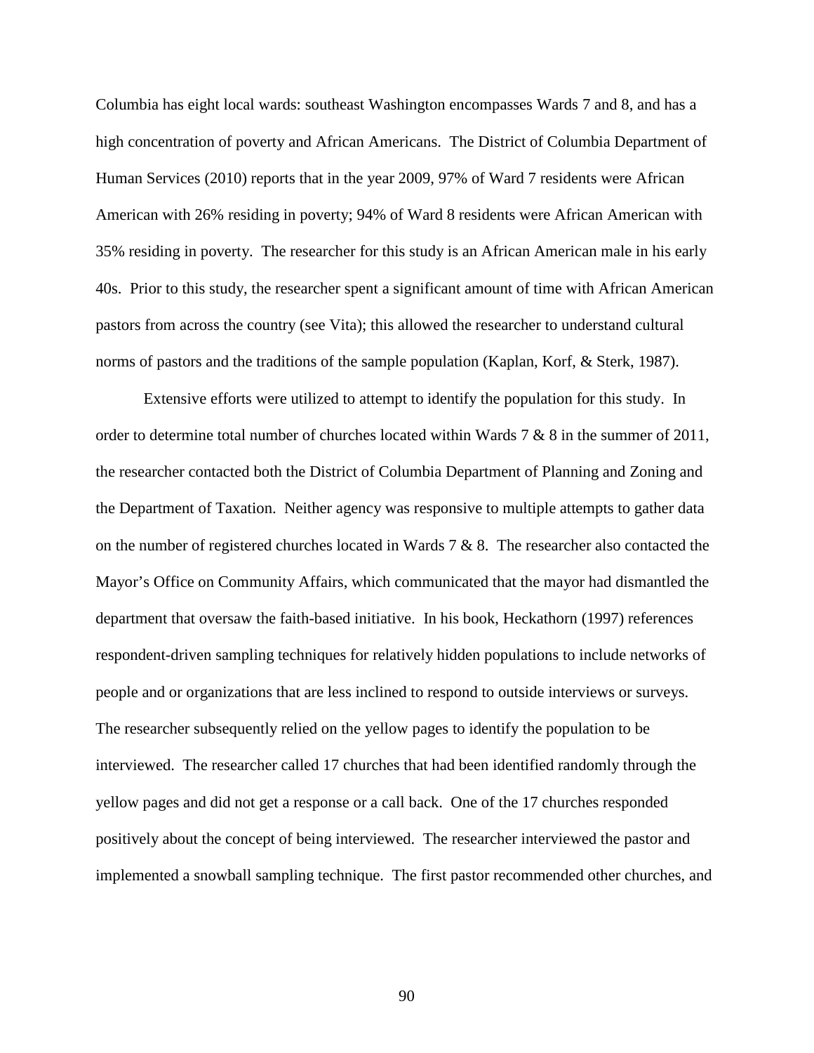Columbia has eight local wards: southeast Washington encompasses Wards 7 and 8, and has a high concentration of poverty and African Americans. The District of Columbia Department of Human Services (2010) reports that in the year 2009, 97% of Ward 7 residents were African American with 26% residing in poverty; 94% of Ward 8 residents were African American with 35% residing in poverty. The researcher for this study is an African American male in his early 40s. Prior to this study, the researcher spent a significant amount of time with African American pastors from across the country (see Vita); this allowed the researcher to understand cultural norms of pastors and the traditions of the sample population (Kaplan, Korf, & Sterk, 1987).

Extensive efforts were utilized to attempt to identify the population for this study. In order to determine total number of churches located within Wards 7 & 8 in the summer of 2011, the researcher contacted both the District of Columbia Department of Planning and Zoning and the Department of Taxation. Neither agency was responsive to multiple attempts to gather data on the number of registered churches located in Wards 7 & 8. The researcher also contacted the Mayor's Office on Community Affairs, which communicated that the mayor had dismantled the department that oversaw the faith-based initiative. In his book, Heckathorn (1997) references respondent-driven sampling techniques for relatively hidden populations to include networks of people and or organizations that are less inclined to respond to outside interviews or surveys. The researcher subsequently relied on the yellow pages to identify the population to be interviewed. The researcher called 17 churches that had been identified randomly through the yellow pages and did not get a response or a call back. One of the 17 churches responded positively about the concept of being interviewed. The researcher interviewed the pastor and implemented a snowball sampling technique. The first pastor recommended other churches, and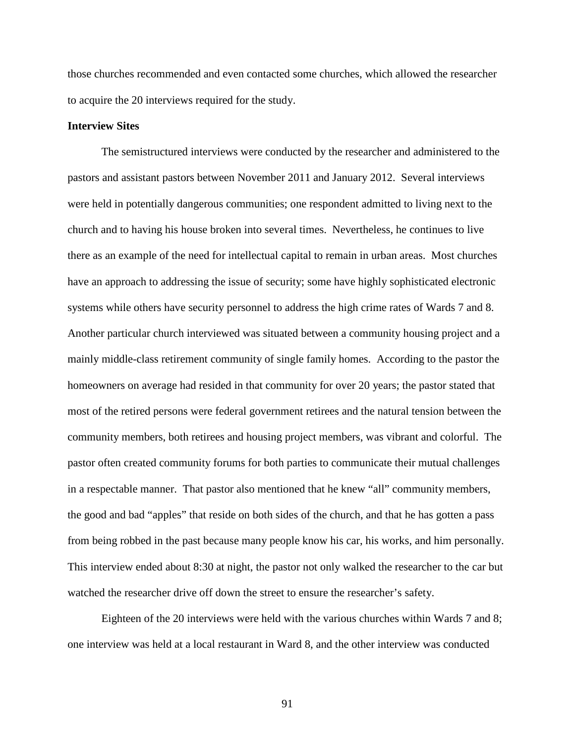those churches recommended and even contacted some churches, which allowed the researcher to acquire the 20 interviews required for the study.

**Interview Sites**

The semistructured interviews were conducted by the researcher and administered to the pastors and assistant pastors between November 2011 and January 2012. Several interviews were held in potentially dangerous communities; one respondent admitted to living next to the church and to having his house broken into several times. Nevertheless, he continues to live there as an example of the need for intellectual capital to remain in urban areas. Most churches have an approach to addressing the issue of security; some have highly sophisticated electronic systems while others have security personnel to address the high crime rates of Wards 7 and 8. Another particular church interviewed was situated between a community housing project and a mainly middle-class retirement community of single family homes. According to the pastor the homeowners on average had resided in that community for over 20 years; the pastor stated that most of the retired persons were federal government retirees and the natural tension between the community members, both retirees and housing project members, was vibrant and colorful. The pastor often created community forums for both parties to communicate their mutual challenges in a respectable manner. That pastor also mentioned that he knew "all" community members, the good and bad "apples" that reside on both sides of the church, and that he has gotten a pass from being robbed in the past because many people know his car, his works, and him personally. This interview ended about 8:30 at night, the pastor not only walked the researcher to the car but watched the researcher drive off down the street to ensure the researcher's safety.

Eighteen of the 20 interviews were held with the various churches within Wards 7 and 8; one interview was held at a local restaurant in Ward 8, and the other interview was conducted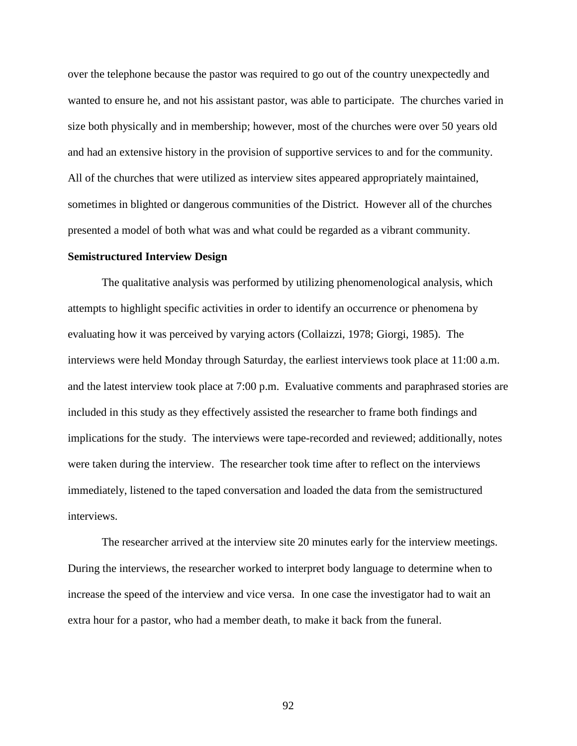over the telephone because the pastor was required to go out of the country unexpectedly and wanted to ensure he, and not his assistant pastor, was able to participate. The churches varied in size both physically and in membership; however, most of the churches were over 50 years old and had an extensive history in the provision of supportive services to and for the community. All of the churches that were utilized as interview sites appeared appropriately maintained, sometimes in blighted or dangerous communities of the District. However all of the churches presented a model of both what was and what could be regarded as a vibrant community.

**Semistructured Interview Design**

The qualitative analysis was performed by utilizing phenomenological analysis, which attempts to highlight specific activities in order to identify an occurrence or phenomena by evaluating how it was perceived by varying actors (Collaizzi, 1978; Giorgi, 1985). The interviews were held Monday through Saturday, the earliest interviews took place at 11:00 a.m. and the latest interview took place at 7:00 p.m. Evaluative comments and paraphrased stories are included in this study as they effectively assisted the researcher to frame both findings and implications for the study. The interviews were tape-recorded and reviewed; additionally, notes were taken during the interview. The researcher took time after to reflect on the interviews immediately, listened to the taped conversation and loaded the data from the semistructured interviews.

The researcher arrived at the interview site 20 minutes early for the interview meetings. During the interviews, the researcher worked to interpret body language to determine when to increase the speed of the interview and vice versa. In one case the investigator had to wait an extra hour for a pastor, who had a member death, to make it back from the funeral.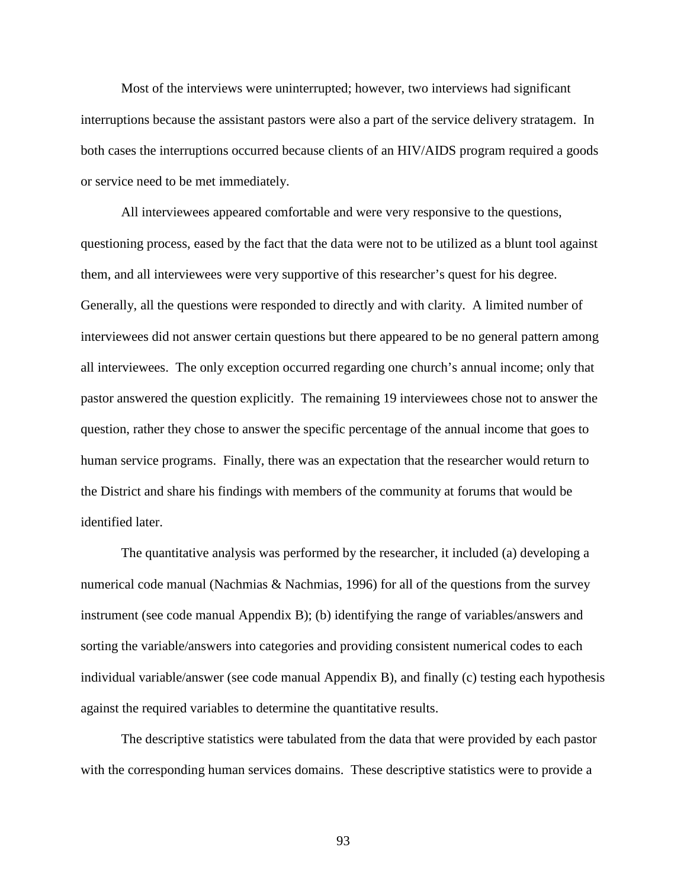Most of the interviews were uninterrupted; however, two interviews had significant interruptions because the assistant pastors were also a part of the service delivery stratagem. In both cases the interruptions occurred because clients of an HIV/AIDS program required a goods or service need to be met immediately.

All interviewees appeared comfortable and were very responsive to the questions, questioning process, eased by the fact that the data were not to be utilized as a blunt tool against them, and all interviewees were very supportive of this researcher's quest for his degree. Generally, all the questions were responded to directly and with clarity. A limited number of interviewees did not answer certain questions but there appeared to be no general pattern among all interviewees. The only exception occurred regarding one church's annual income; only that pastor answered the question explicitly. The remaining 19 interviewees chose not to answer the question, rather they chose to answer the specific percentage of the annual income that goes to human service programs. Finally, there was an expectation that the researcher would return to the District and share his findings with members of the community at forums that would be identified later.

The quantitative analysis was performed by the researcher, it included (a) developing a numerical code manual (Nachmias & Nachmias, 1996) for all of the questions from the survey instrument (see code manual Appendix B); (b) identifying the range of variables/answers and sorting the variable/answers into categories and providing consistent numerical codes to each individual variable/answer (see code manual Appendix B), and finally (c) testing each hypothesis against the required variables to determine the quantitative results.

The descriptive statistics were tabulated from the data that were provided by each pastor with the corresponding human services domains. These descriptive statistics were to provide a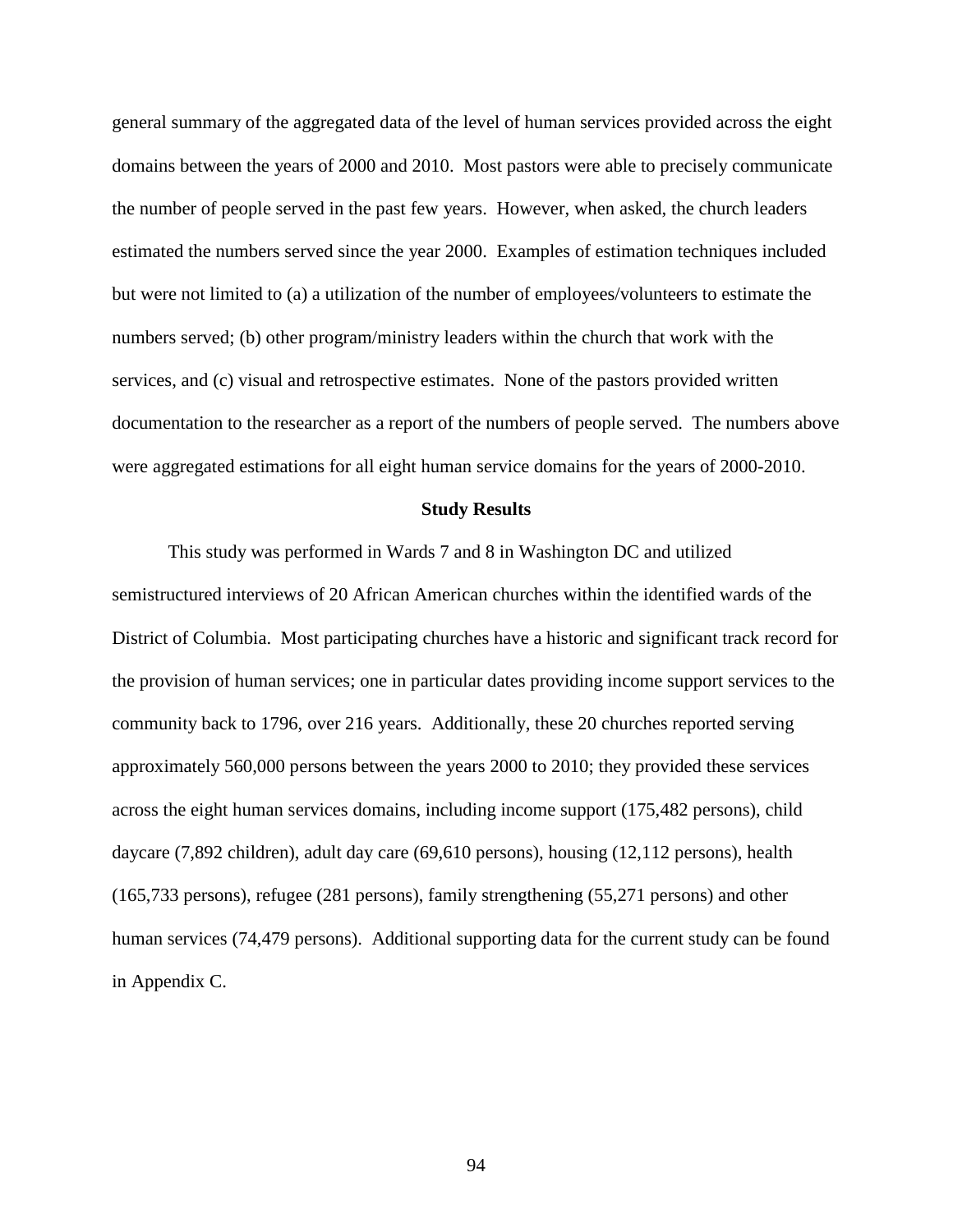general summary of the aggregated data of the level of human services provided across the eight domains between the years of 2000 and 2010. Most pastors were able to precisely communicate the number of people served in the past few years. However, when asked, the church leaders estimated the numbers served since the year 2000. Examples of estimation techniques included but were not limited to (a) a utilization of the number of employees/volunteers to estimate the numbers served; (b) other program/ministry leaders within the church that work with the services, and (c) visual and retrospective estimates. None of the pastors provided written documentation to the researcher as a report of the numbers of people served. The numbers above were aggregated estimations for all eight human service domains for the years of 2000-2010.

**Study Results**

This study was performed in Wards 7 and 8 in Washington DC and utilized semistructured interviews of 20 African American churches within the identified wards of the District of Columbia. Most participating churches have a historic and significant track record for the provision of human services; one in particular dates providing income support services to the community back to 1796, over 216 years. Additionally, these 20 churches reported serving approximately 560,000 persons between the years 2000 to 2010; they provided these services across the eight human services domains, including income support (175,482 persons), child daycare (7,892 children), adult day care (69,610 persons), housing (12,112 persons), health (165,733 persons), refugee (281 persons), family strengthening (55,271 persons) and other human services (74,479 persons). Additional supporting data for the current study can be found in Appendix C.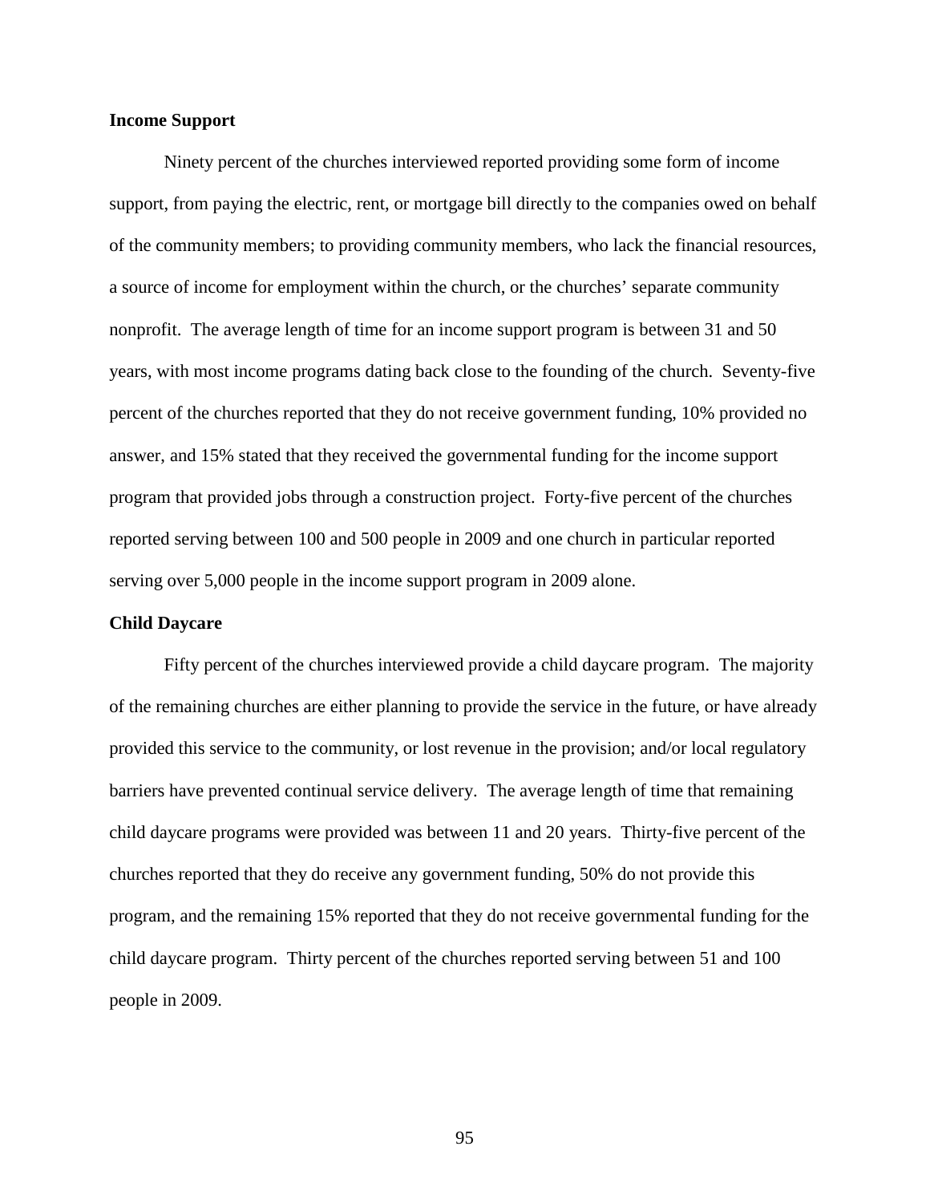**Income Support**

Ninety percent of the churches interviewed reported providing some form of income support, from paying the electric, rent, or mortgage bill directly to the companies owed on behalf of the community members; to providing community members, who lack the financial resources, a source of income for employment within the church, or the churches' separate community nonprofit. The average length of time for an income support program is between 31 and 50 years, with most income programs dating back close to the founding of the church. Seventy-five percent of the churches reported that they do not receive government funding, 10% provided no answer, and 15% stated that they received the governmental funding for the income support program that provided jobs through a construction project. Forty-five percent of the churches reported serving between 100 and 500 people in 2009 and one church in particular reported serving over 5,000 people in the income support program in 2009 alone.

**Child Daycare**

Fifty percent of the churches interviewed provide a child daycare program. The majority of the remaining churches are either planning to provide the service in the future, or have already provided this service to the community, or lost revenue in the provision; and/or local regulatory barriers have prevented continual service delivery. The average length of time that remaining child daycare programs were provided was between 11 and 20 years. Thirty-five percent of the churches reported that they do receive any government funding, 50% do not provide this program, and the remaining 15% reported that they do not receive governmental funding for the child daycare program. Thirty percent of the churches reported serving between 51 and 100 people in 2009.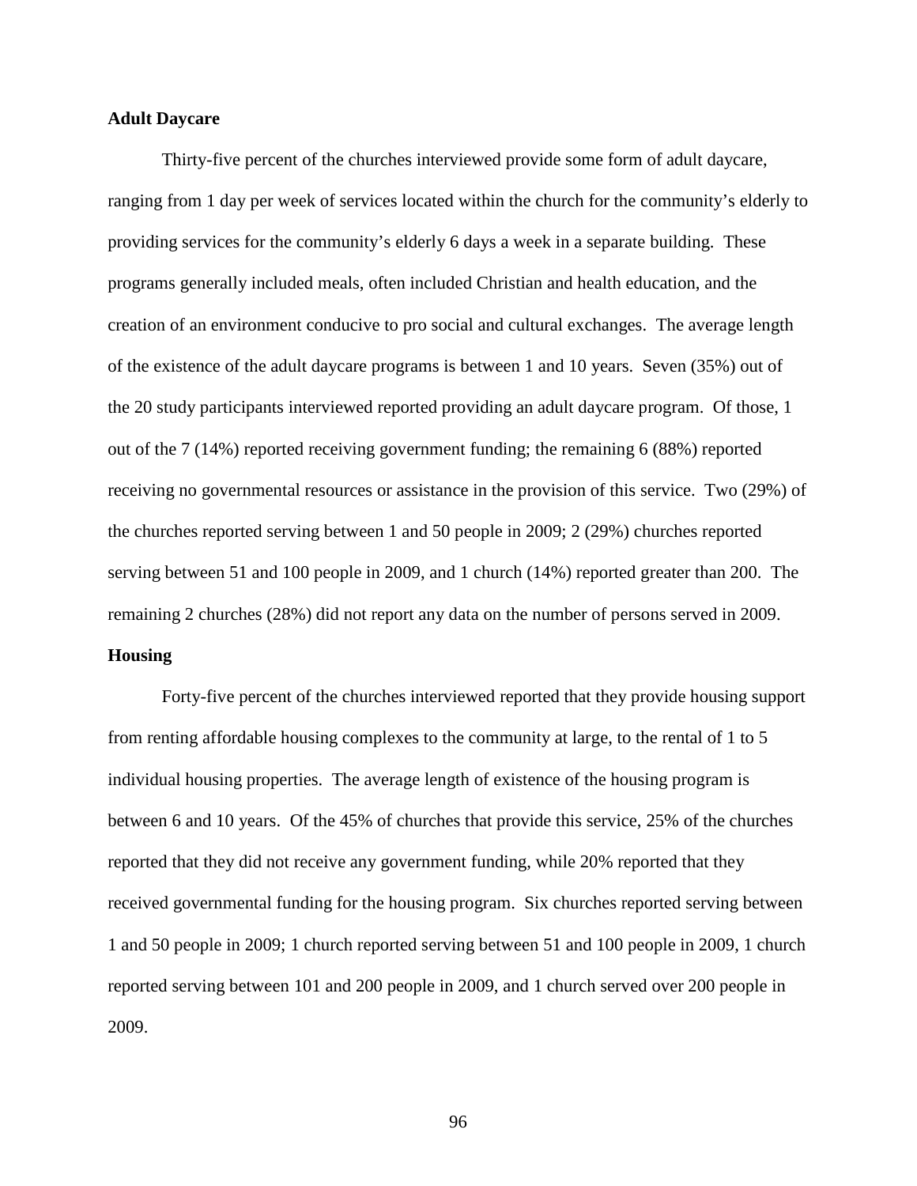**Adult Daycare**

Thirty-five percent of the churches interviewed provide some form of adult daycare, ranging from 1 day per week of services located within the church for the community's elderly to providing services for the community's elderly 6 days a week in a separate building. These programs generally included meals, often included Christian and health education, and the creation of an environment conducive to pro social and cultural exchanges. The average length of the existence of the adult daycare programs is between 1 and 10 years. Seven (35%) out of the 20 study participants interviewed reported providing an adult daycare program. Of those, 1 out of the 7 (14%) reported receiving government funding; the remaining 6 (88%) reported receiving no governmental resources or assistance in the provision of this service. Two (29%) of the churches reported serving between 1 and 50 people in 2009; 2 (29%) churches reported serving between 51 and 100 people in 2009, and 1 church (14%) reported greater than 200. The remaining 2 churches (28%) did not report any data on the number of persons served in 2009.

**Housing**

Forty-five percent of the churches interviewed reported that they provide housing support from renting affordable housing complexes to the community at large, to the rental of 1 to 5 individual housing properties. The average length of existence of the housing program is between 6 and 10 years. Of the 45% of churches that provide this service, 25% of the churches reported that they did not receive any government funding, while 20% reported that they received governmental funding for the housing program. Six churches reported serving between 1 and 50 people in 2009; 1 church reported serving between 51 and 100 people in 2009, 1 church reported serving between 101 and 200 people in 2009, and 1 church served over 200 people in 2009.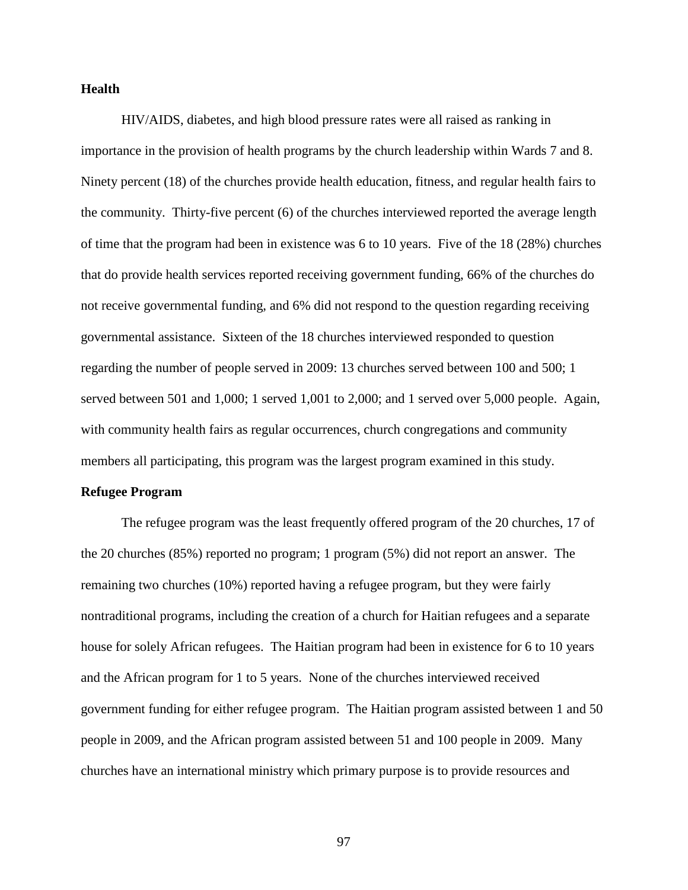**Health**

HIV/AIDS, diabetes, and high blood pressure rates were all raised as ranking in importance in the provision of health programs by the church leadership within Wards 7 and 8. Ninety percent (18) of the churches provide health education, fitness, and regular health fairs to the community. Thirty-five percent (6) of the churches interviewed reported the average length of time that the program had been in existence was 6 to 10 years. Five of the 18 (28%) churches that do provide health services reported receiving government funding, 66% of the churches do not receive governmental funding, and 6% did not respond to the question regarding receiving governmental assistance. Sixteen of the 18 churches interviewed responded to question regarding the number of people served in 2009: 13 churches served between 100 and 500; 1 served between 501 and 1,000; 1 served 1,001 to 2,000; and 1 served over 5,000 people. Again, with community health fairs as regular occurrences, church congregations and community members all participating, this program was the largest program examined in this study.

**Refugee Program**

The refugee program was the least frequently offered program of the 20 churches, 17 of the 20 churches (85%) reported no program; 1 program (5%) did not report an answer. The remaining two churches (10%) reported having a refugee program, but they were fairly nontraditional programs, including the creation of a church for Haitian refugees and a separate house for solely African refugees. The Haitian program had been in existence for 6 to 10 years and the African program for 1 to 5 years. None of the churches interviewed received government funding for either refugee program. The Haitian program assisted between 1 and 50 people in 2009, and the African program assisted between 51 and 100 people in 2009. Many churches have an international ministry which primary purpose is to provide resources and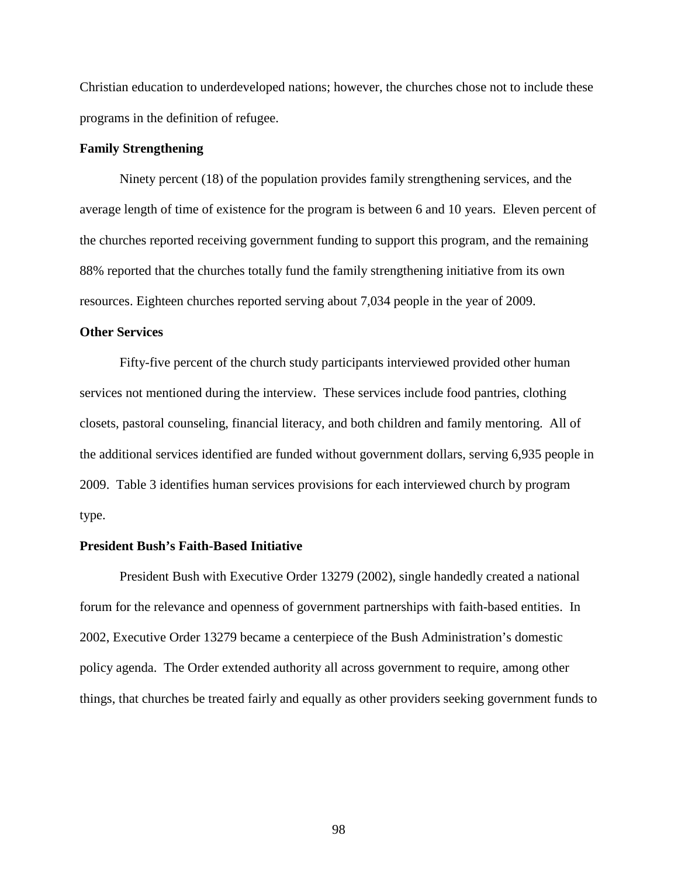Christian education to underdeveloped nations; however, the churches chose not to include these programs in the definition of refugee.

**Family Strengthening**

Ninety percent (18) of the population provides family strengthening services, and the average length of time of existence for the program is between 6 and 10 years. Eleven percent of the churches reported receiving government funding to support this program, and the remaining 88% reported that the churches totally fund the family strengthening initiative from its own resources. Eighteen churches reported serving about 7,034 people in the year of 2009.

**Other Services**

Fifty-five percent of the church study participants interviewed provided other human services not mentioned during the interview. These services include food pantries, clothing closets, pastoral counseling, financial literacy, and both children and family mentoring. All of the additional services identified are funded without government dollars, serving 6,935 people in 2009. Table 3 identifies human services provisions for each interviewed church by program type.

**President Bush's Faith-Based Initiative**

President Bush with Executive Order 13279 (2002), single handedly created a national forum for the relevance and openness of government partnerships with faith-based entities. In 2002, Executive Order 13279 became a centerpiece of the Bush Administration's domestic policy agenda. The Order extended authority all across government to require, among other things, that churches be treated fairly and equally as other providers seeking government funds to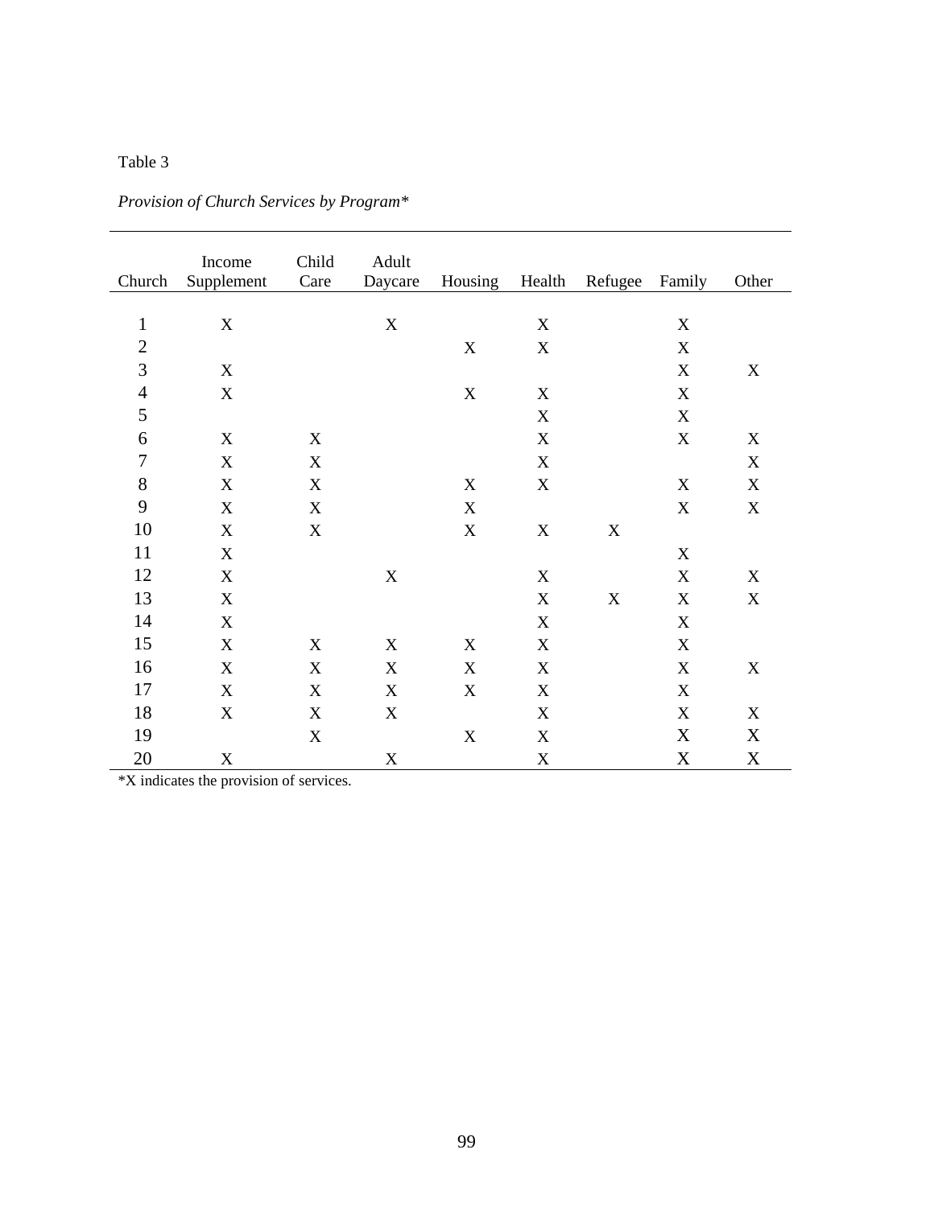Table 3

*Provision of Church Services by Program**

| Church | Income Supplement | Child Care | Adult Daycare | Housing | Health | Refugee | Family | Other |
|---|---|---|---|---|---|---|---|---|
| 1 | X | | X | | X | | X | |
| 2 | | | | X | X | | X | |
| 3 | X | | | | | | X | X |
| 4 | X | | | X | X | | X | |
| 5 | | | | | X | | X | |
| 6 | X | X | | | X | | X | X |
| 7 | X | X | | | X | | | X |
| 8 | X | X | | X | X | | X | X |
| 9 | X | X | | X | | | X | X |
| 10 | X | X | | X | X | X | | |
| 11 | X | | | | | | X | |
| 12 | X | | X | | X | | X | X |
| 13 | X | | | | X | X | X | X |
| 14 | X | | | | X | | X | |
| 15 | X | X | X | X | X | | X | |
| 16 | X | X | X | X | X | | X | X |
| 17 | X | X | X | X | X | | X | |
| 18 | X | X | X | | X | | X | X |
| 19 | | X | | X | X | | X | X |
| 20 | X | | X | | X | | X | X |

*X indicates the provision of services.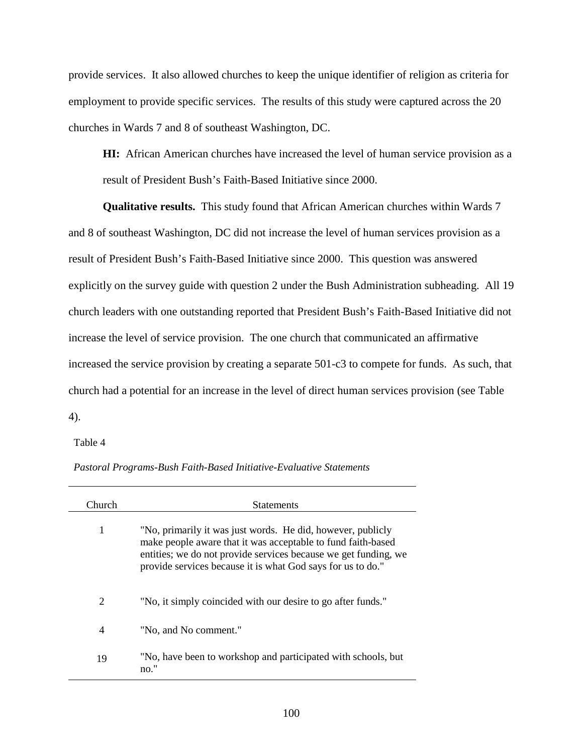provide services. It also allowed churches to keep the unique identifier of religion as criteria for employment to provide specific services. The results of this study were captured across the 20 churches in Wards 7 and 8 of southeast Washington, DC.

**HI:** African American churches have increased the level of human service provision as a result of President Bush's Faith-Based Initiative since 2000.

**Qualitative results.** This study found that African American churches within Wards 7 and 8 of southeast Washington, DC did not increase the level of human services provision as a result of President Bush's Faith-Based Initiative since 2000. This question was answered explicitly on the survey guide with question 2 under the Bush Administration subheading. All 19 church leaders with one outstanding reported that President Bush's Faith-Based Initiative did not increase the level of service provision. The one church that communicated an affirmative increased the service provision by creating a separate 501-c3 to compete for funds. As such, that church had a potential for an increase in the level of direct human services provision (see Table 4).

Table 4

*Pastoral Programs-Bush Faith-Based Initiative-Evaluative Statements*

| Church | Statements |
|---|---|
| 1 | "No, primarily it was just words. He did, however, publicly make people aware that it was acceptable to fund faith-based entities; we do not provide services because we get funding, we provide services because it is what God says for us to do." |
| 2 | "No, it simply coincided with our desire to go after funds." |
| 4 | "No, and No comment." |
| 19 | "No, have been to workshop and participated with schools, but no." |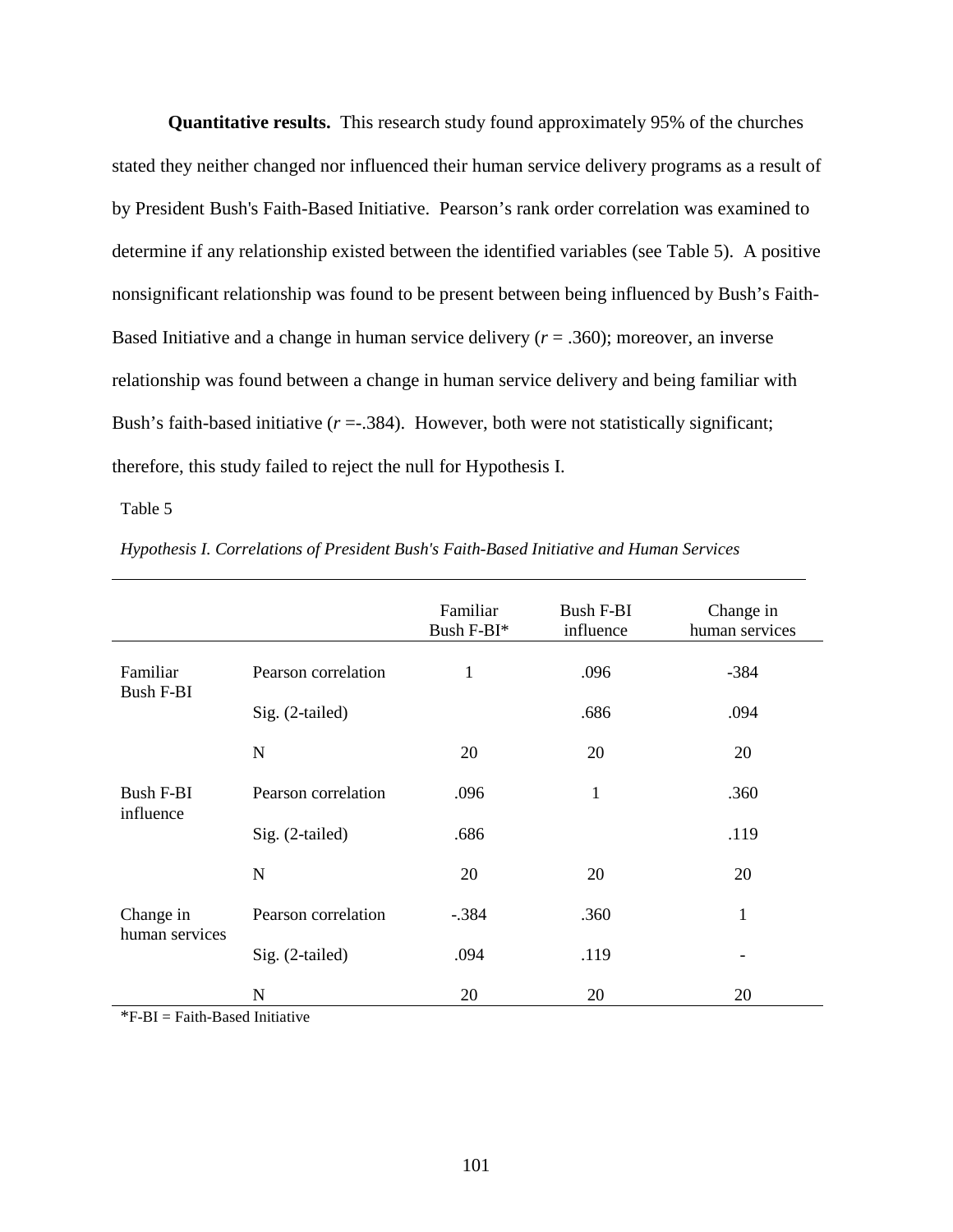**Quantitative results.** This research study found approximately 95% of the churches stated they neither changed nor influenced their human service delivery programs as a result of by President Bush's Faith-Based Initiative. Pearson's rank order correlation was examined to determine if any relationship existed between the identified variables (see Table 5). A positive nonsignificant relationship was found to be present between being influenced by Bush's Faith-Based Initiative and a change in human service delivery ($r$ = .360); moreover, an inverse relationship was found between a change in human service delivery and being familiar with Bush's faith-based initiative ($r$ =-.384). However, both were not statistically significant; therefore, this study failed to reject the null for Hypothesis I.

Table 5

*Hypothesis I. Correlations of President Bush's Faith-Based Initiative and Human Services*

| | | Familiar Bush F-BI* | Bush F-BI influence | Change in human services |
|---|---|---|---|---|
| Familiar Bush F-BI | Pearson correlation | 1 | .096 | -384 |
| | Sig. (2-tailed) | | .686 | .094 |
| | N | 20 | 20 | 20 |
| Bush F-BI influence | Pearson correlation | .096 | 1 | .360 |
| | Sig. (2-tailed) | .686 | | .119 |
| | N | 20 | 20 | 20 |
| Change in human services | Pearson correlation | -.384 | .360 | 1 |
| | Sig. (2-tailed) | .094 | .119 | - |
| | N | 20 | 20 | 20 |

*F-BI = Faith-Based Initiative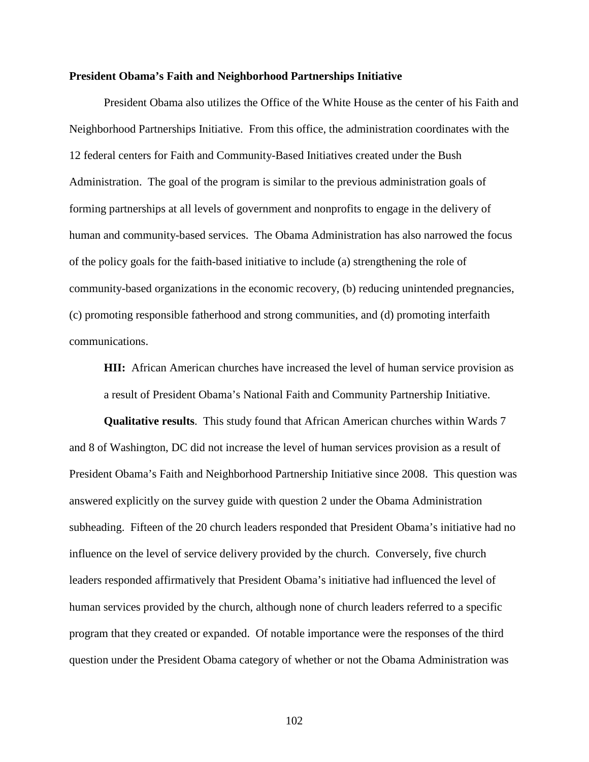**President Obama's Faith and Neighborhood Partnerships Initiative**

President Obama also utilizes the Office of the White House as the center of his Faith and Neighborhood Partnerships Initiative. From this office, the administration coordinates with the 12 federal centers for Faith and Community-Based Initiatives created under the Bush Administration. The goal of the program is similar to the previous administration goals of forming partnerships at all levels of government and nonprofits to engage in the delivery of human and community-based services. The Obama Administration has also narrowed the focus of the policy goals for the faith-based initiative to include (a) strengthening the role of community-based organizations in the economic recovery, (b) reducing unintended pregnancies, (c) promoting responsible fatherhood and strong communities, and (d) promoting interfaith communications.

> **HII:** African American churches have increased the level of human service provision as a result of President Obama's National Faith and Community Partnership Initiative.

**Qualitative results**. This study found that African American churches within Wards 7 and 8 of Washington, DC did not increase the level of human services provision as a result of President Obama's Faith and Neighborhood Partnership Initiative since 2008. This question was answered explicitly on the survey guide with question 2 under the Obama Administration subheading. Fifteen of the 20 church leaders responded that President Obama's initiative had no influence on the level of service delivery provided by the church. Conversely, five church leaders responded affirmatively that President Obama's initiative had influenced the level of human services provided by the church, although none of church leaders referred to a specific program that they created or expanded. Of notable importance were the responses of the third question under the President Obama category of whether or not the Obama Administration was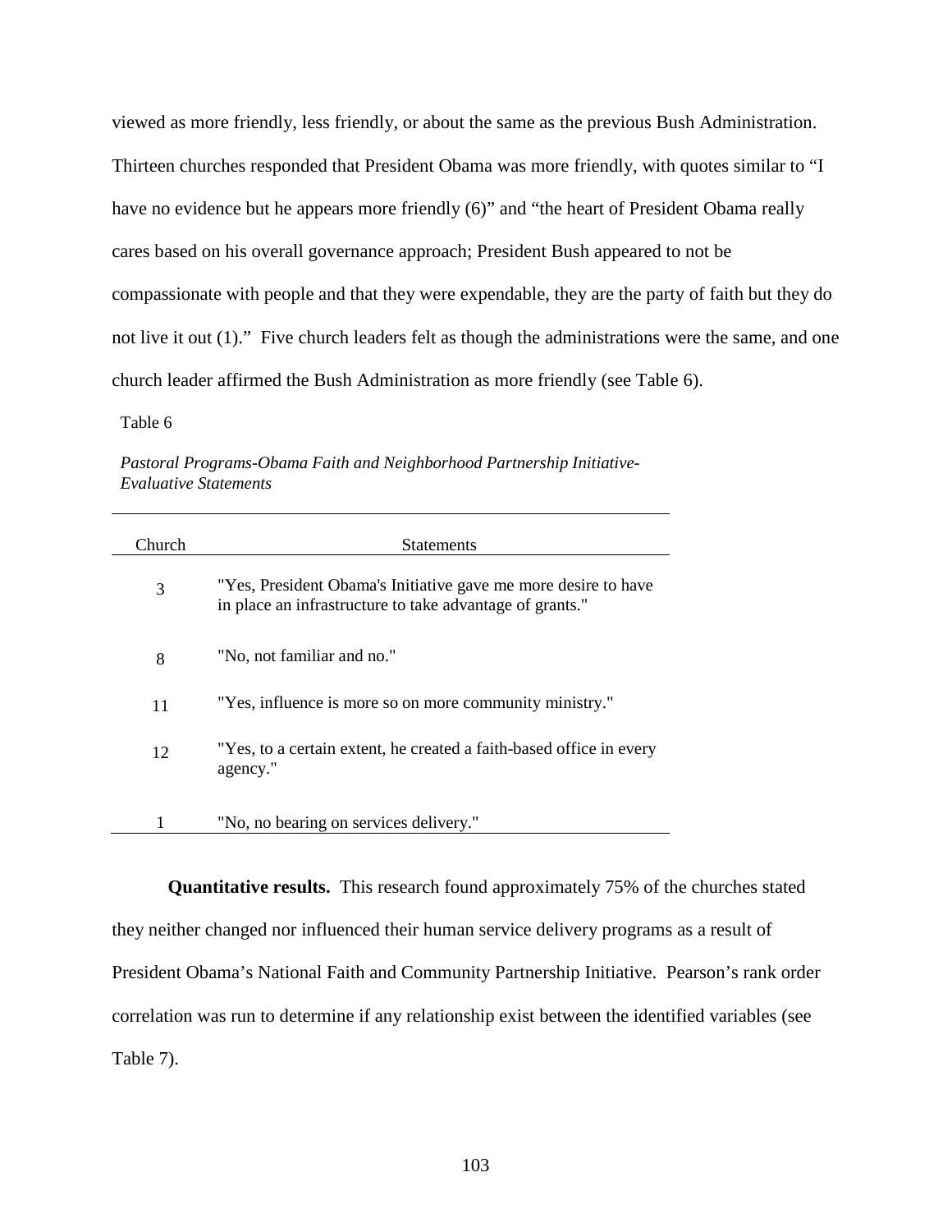viewed as more friendly, less friendly, or about the same as the previous Bush Administration. Thirteen churches responded that President Obama was more friendly, with quotes similar to "I have no evidence but he appears more friendly (6)" and "the heart of President Obama really cares based on his overall governance approach; President Bush appeared to not be compassionate with people and that they were expendable, they are the party of faith but they do not live it out (1)." Five church leaders felt as though the administrations were the same, and one church leader affirmed the Bush Administration as more friendly (see Table 6).

Table 6

*Pastoral Programs-Obama Faith and Neighborhood Partnership Initiative-Evaluative Statements*

| Church | Statements |
|---|---|
| 3 | "Yes, President Obama's Initiative gave me more desire to have in place an infrastructure to take advantage of grants." |
| 8 | "No, not familiar and no." |
| 11 | "Yes, influence is more so on more community ministry." |
| 12 | "Yes, to a certain extent, he created a faith-based office in every agency." |
| 1 | "No, no bearing on services delivery." |

**Quantitative results.** This research found approximately 75% of the churches stated they neither changed nor influenced their human service delivery programs as a result of President Obama's National Faith and Community Partnership Initiative. Pearson's rank order correlation was run to determine if any relationship exist between the identified variables (see Table 7).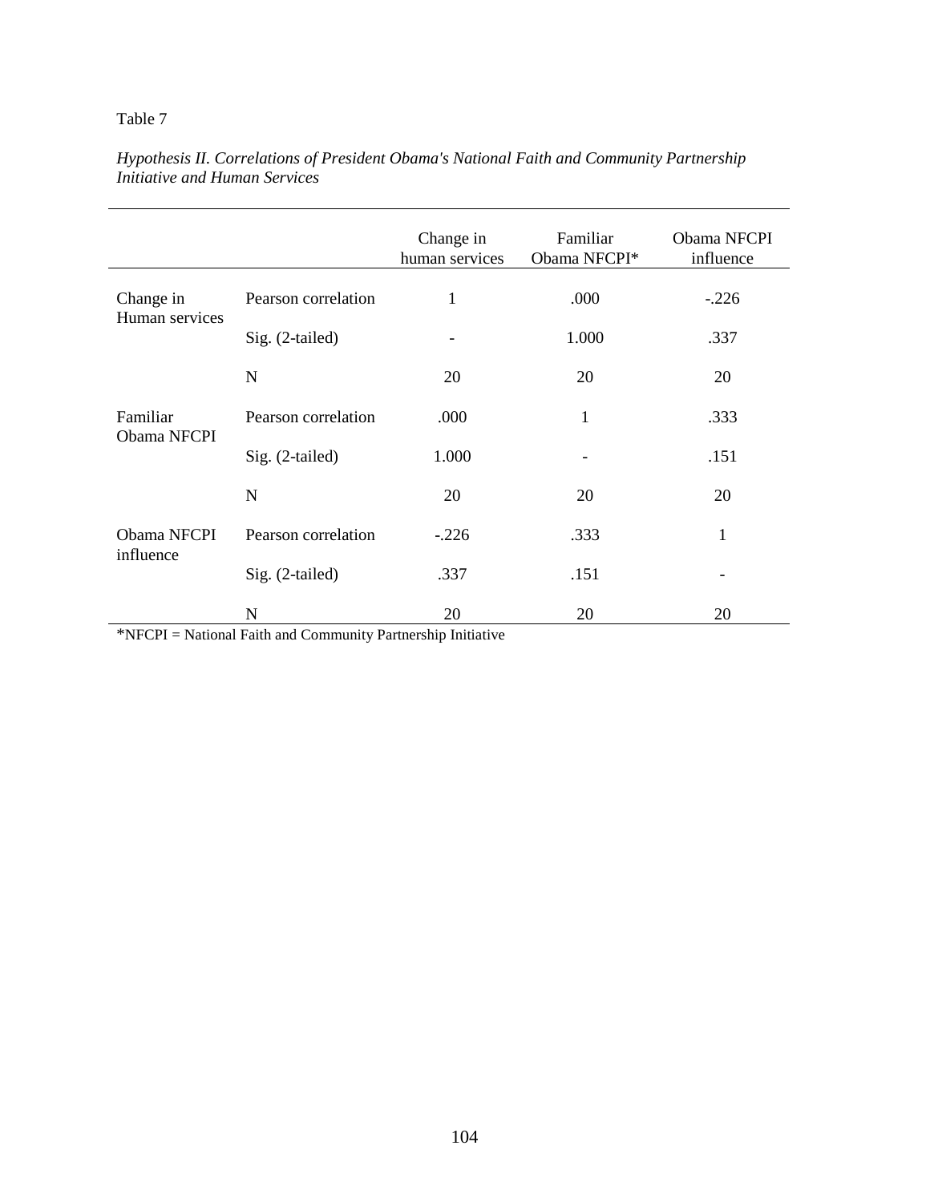Table 7

*Hypothesis II. Correlations of President Obama's National Faith and Community Partnership Initiative and Human Services*

| | | Change in human services | Familiar Obama NFCPI* | Obama NFCPI influence |
|---|---|---|---|---|
| Change in Human services | Pearson correlation | 1 | .000 | -.226 |
| | Sig. (2-tailed) | - | 1.000 | .337 |
| | N | 20 | 20 | 20 |
| Familiar Obama NFCPI | Pearson correlation | .000 | 1 | .333 |
| | Sig. (2-tailed) | 1.000 | - | .151 |
| | N | 20 | 20 | 20 |
| Obama NFCPI influence | Pearson correlation | -.226 | .333 | 1 |
| | Sig. (2-tailed) | .337 | .151 | - |
| | N | 20 | 20 | 20 |

*NFCPI = National Faith and Community Partnership Initiative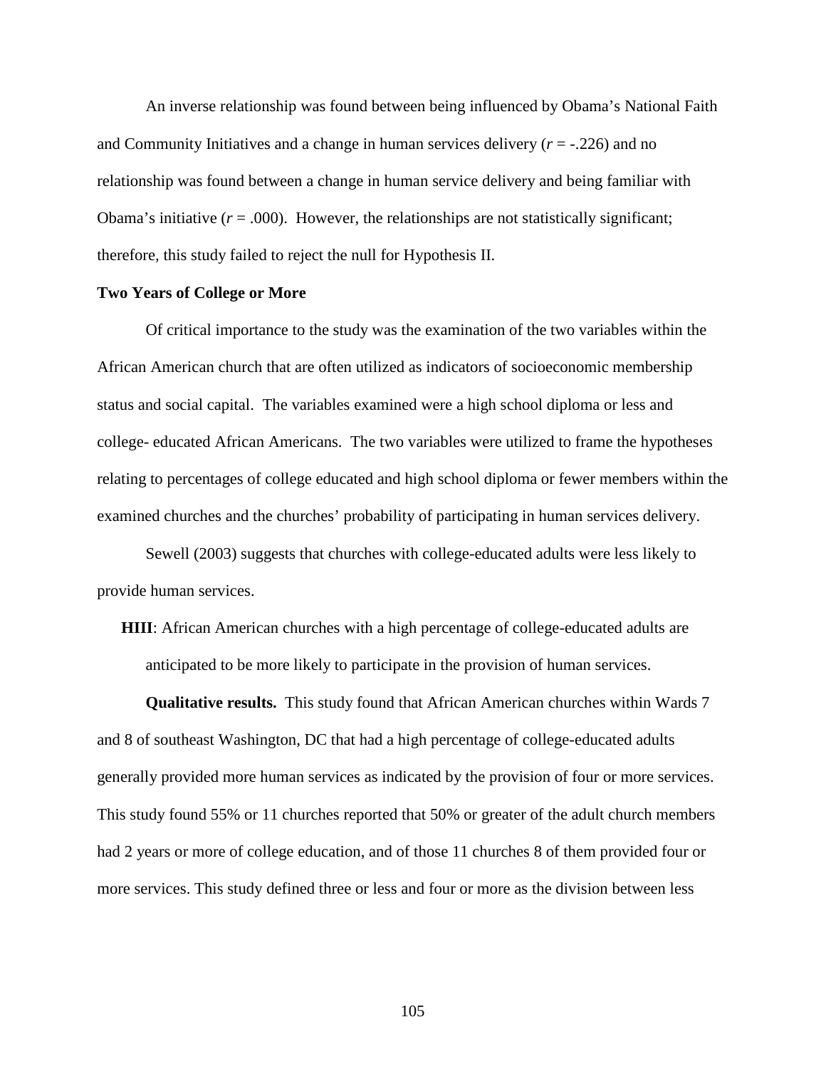An inverse relationship was found between being influenced by Obama's National Faith and Community Initiatives and a change in human services delivery ($r$ = -.226) and no relationship was found between a change in human service delivery and being familiar with Obama's initiative ($r$ = .000). However, the relationships are not statistically significant; therefore, this study failed to reject the null for Hypothesis II.

**Two Years of College or More**

Of critical importance to the study was the examination of the two variables within the African American church that are often utilized as indicators of socioeconomic membership status and social capital. The variables examined were a high school diploma or less and college- educated African Americans. The two variables were utilized to frame the hypotheses relating to percentages of college educated and high school diploma or fewer members within the examined churches and the churches' probability of participating in human services delivery.

Sewell (2003) suggests that churches with college-educated adults were less likely to provide human services.

**HIII**: African American churches with a high percentage of college-educated adults are anticipated to be more likely to participate in the provision of human services.

**Qualitative results.** This study found that African American churches within Wards 7 and 8 of southeast Washington, DC that had a high percentage of college-educated adults generally provided more human services as indicated by the provision of four or more services. This study found 55% or 11 churches reported that 50% or greater of the adult church members had 2 years or more of college education, and of those 11 churches 8 of them provided four or more services. This study defined three or less and four or more as the division between less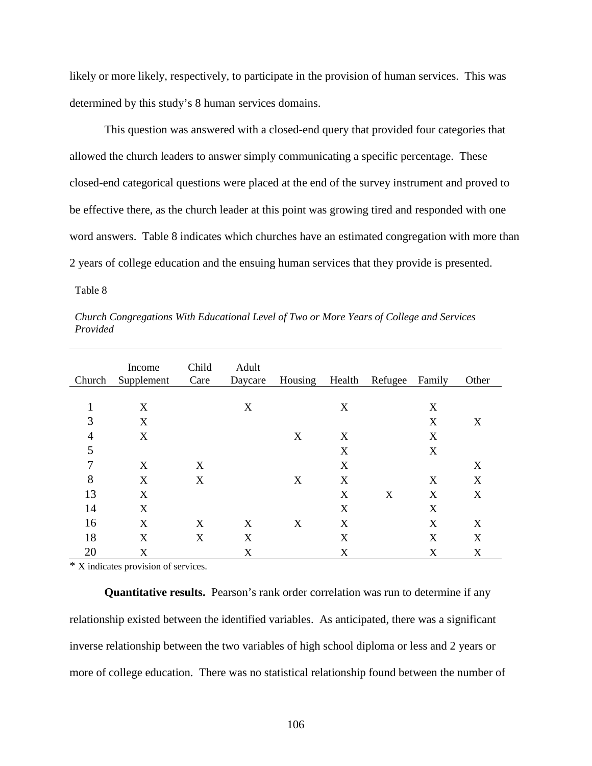likely or more likely, respectively, to participate in the provision of human services. This was determined by this study's 8 human services domains.

This question was answered with a closed-end query that provided four categories that allowed the church leaders to answer simply communicating a specific percentage. These closed-end categorical questions were placed at the end of the survey instrument and proved to be effective there, as the church leader at this point was growing tired and responded with one word answers. Table 8 indicates which churches have an estimated congregation with more than 2 years of college education and the ensuing human services that they provide is presented.

Table 8

*Church Congregations With Educational Level of Two or More Years of College and Services Provided*

| Church | Income Supplement | Child Care | Adult Daycare | Housing | Health | Refugee | Family | Other |
|---|---|---|---|---|---|---|---|---|
| 1 | X | | X | | X | | X | |
| 3 | X | | | | | | X | X |
| 4 | X | | | X | X | | X | |
| 5 | | | | | X | | X | |
| 7 | X | X | | | X | | | X |
| 8 | X | X | | X | X | | X | X |
| 13 | X | | | | X | X | X | X |
| 14 | X | | | | X | | X | |
| 16 | X | X | X | X | X | | X | X |
| 18 | X | X | X | | X | | X | X |
| 20 | X | | X | | X | | X | X |

* X indicates provision of services.

**Quantitative results.** Pearson's rank order correlation was run to determine if any relationship existed between the identified variables. As anticipated, there was a significant inverse relationship between the two variables of high school diploma or less and 2 years or more of college education. There was no statistical relationship found between the number of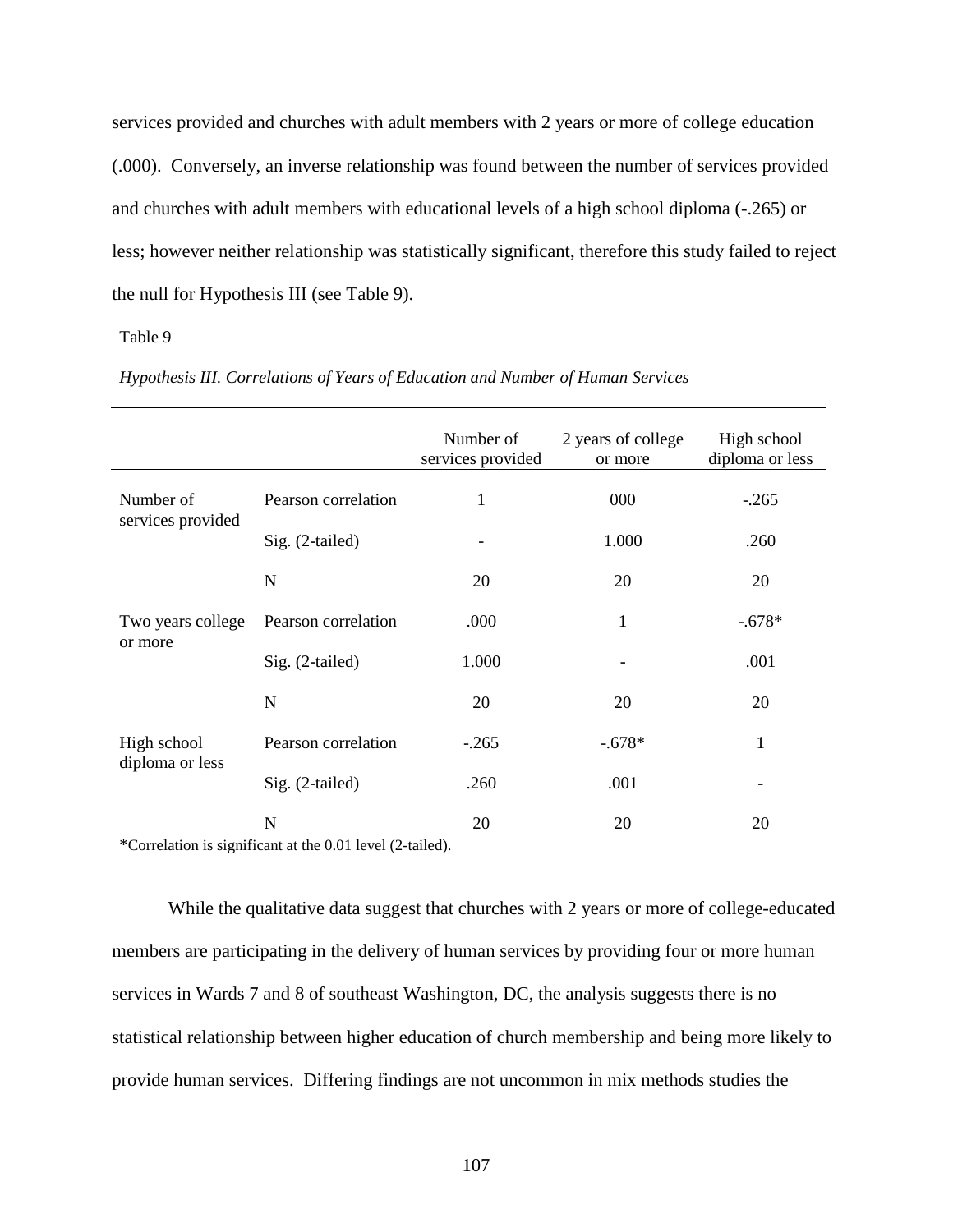services provided and churches with adult members with 2 years or more of college education (.000). Conversely, an inverse relationship was found between the number of services provided and churches with adult members with educational levels of a high school diploma (-.265) or less; however neither relationship was statistically significant, therefore this study failed to reject the null for Hypothesis III (see Table 9).

Table 9

*Hypothesis III. Correlations of Years of Education and Number of Human Services*

| | | Number of services provided | 2 years of college or more | High school diploma or less |
|---|---|---|---|---|
| Number of services provided | Pearson correlation | 1 | 000 | -.265 |
| | Sig. (2-tailed) | - | 1.000 | .260 |
| | N | 20 | 20 | 20 |
| Two years college or more | Pearson correlation | .000 | 1 | -.678* |
| | Sig. (2-tailed) | 1.000 | - | .001 |
| | N | 20 | 20 | 20 |
| High school diploma or less | Pearson correlation | -.265 | -.678* | 1 |
| | Sig. (2-tailed) | .260 | .001 | - |
| | N | 20 | 20 | 20 |

*Correlation is significant at the 0.01 level (2-tailed).

While the qualitative data suggest that churches with 2 years or more of college-educated members are participating in the delivery of human services by providing four or more human services in Wards 7 and 8 of southeast Washington, DC, the analysis suggests there is no statistical relationship between higher education of church membership and being more likely to provide human services. Differing findings are not uncommon in mix methods studies the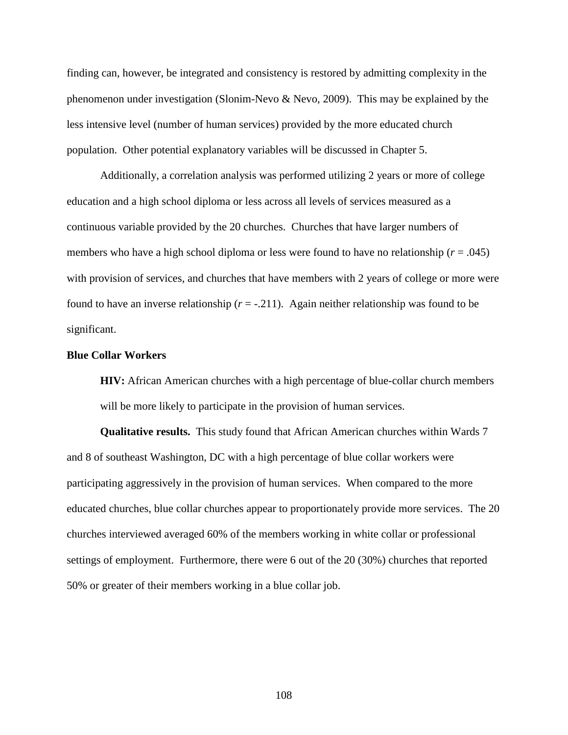finding can, however, be integrated and consistency is restored by admitting complexity in the phenomenon under investigation (Slonim-Nevo & Nevo, 2009). This may be explained by the less intensive level (number of human services) provided by the more educated church population. Other potential explanatory variables will be discussed in Chapter 5.

Additionally, a correlation analysis was performed utilizing 2 years or more of college education and a high school diploma or less across all levels of services measured as a continuous variable provided by the 20 churches. Churches that have larger numbers of members who have a high school diploma or less were found to have no relationship ($r = .045$) with provision of services, and churches that have members with 2 years of college or more were found to have an inverse relationship ($r = -.211$). Again neither relationship was found to be significant.

### Blue Collar Workers

**HIV:** African American churches with a high percentage of blue-collar church members will be more likely to participate in the provision of human services.

**Qualitative results.** This study found that African American churches within Wards 7 and 8 of southeast Washington, DC with a high percentage of blue collar workers were participating aggressively in the provision of human services. When compared to the more educated churches, blue collar churches appear to proportionately provide more services. The 20 churches interviewed averaged 60% of the members working in white collar or professional settings of employment. Furthermore, there were 6 out of the 20 (30%) churches that reported 50% or greater of their members working in a blue collar job.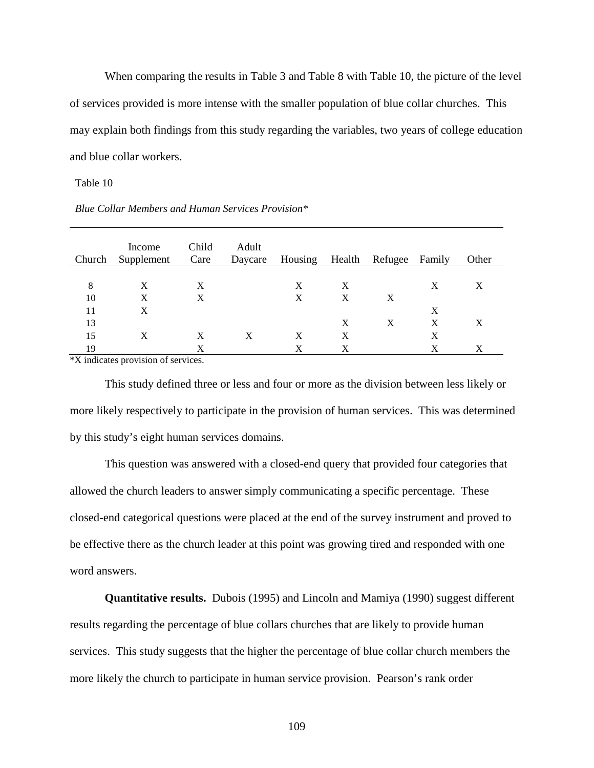When comparing the results in Table 3 and Table 8 with Table 10, the picture of the level of services provided is more intense with the smaller population of blue collar churches. This may explain both findings from this study regarding the variables, two years of college education and blue collar workers.

Table 10

*Blue Collar Members and Human Services Provision**

| Church | Income Supplement | Child Care | Adult Daycare | Housing | Health | Refugee | Family | Other |
|---|---|---|---|---|---|---|---|---|
| 8 | X | X | | X | X | | X | X |
| 10 | X | X | | X | X | X | | |
| 11 | X | | | | | | X | |
| 13 | | | | | X | X | X | X |
| 15 | X | X | X | X | X | | X | |
| 19 | | X | | X | X | | X | X |

*X indicates provision of services.

This study defined three or less and four or more as the division between less likely or more likely respectively to participate in the provision of human services. This was determined by this study's eight human services domains.

This question was answered with a closed-end query that provided four categories that allowed the church leaders to answer simply communicating a specific percentage. These closed-end categorical questions were placed at the end of the survey instrument and proved to be effective there as the church leader at this point was growing tired and responded with one word answers.

**Quantitative results.** Dubois (1995) and Lincoln and Mamiya (1990) suggest different results regarding the percentage of blue collars churches that are likely to provide human services. This study suggests that the higher the percentage of blue collar church members the more likely the church to participate in human service provision. Pearson's rank order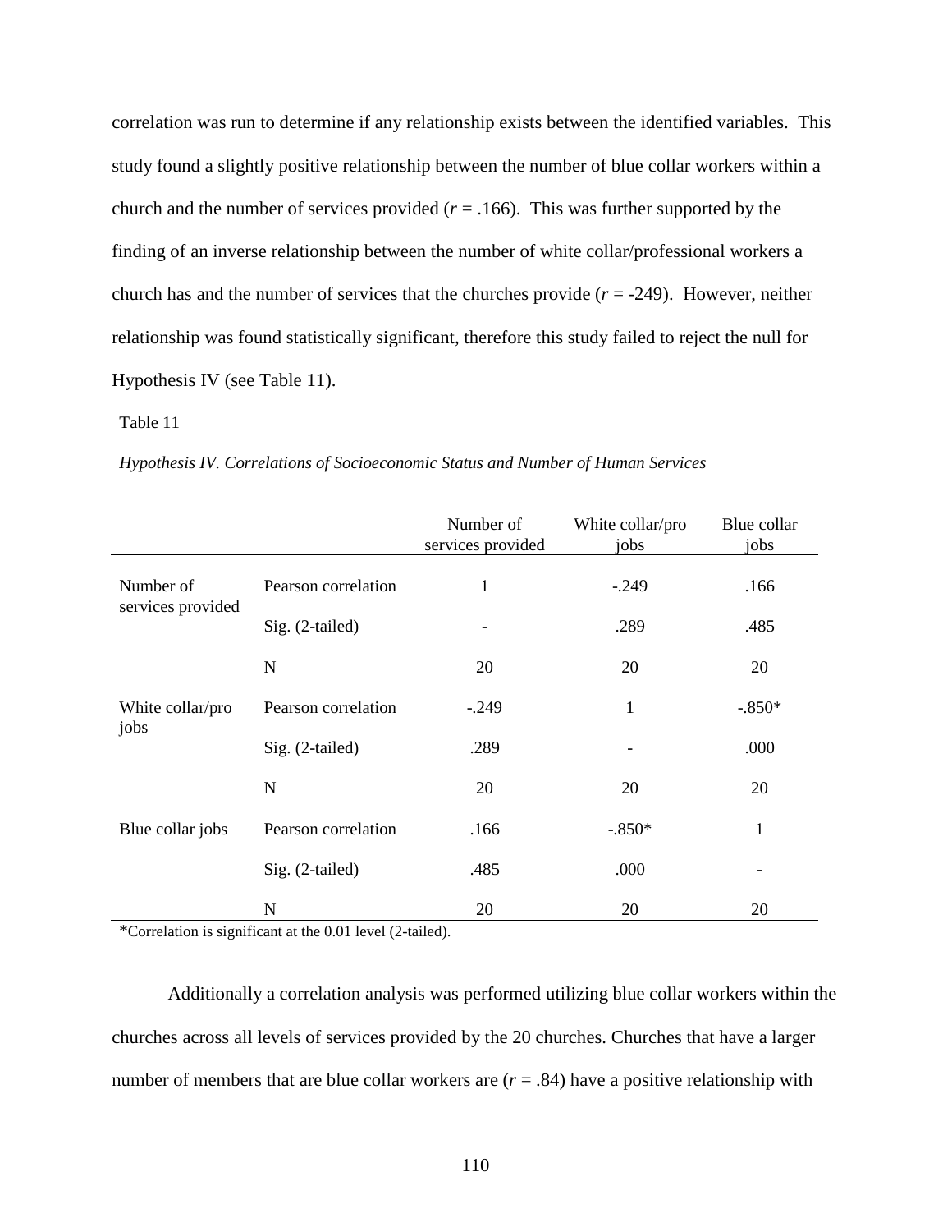correlation was run to determine if any relationship exists between the identified variables. This study found a slightly positive relationship between the number of blue collar workers within a church and the number of services provided ($r$ = .166). This was further supported by the finding of an inverse relationship between the number of white collar/professional workers a church has and the number of services that the churches provide ($r$ = -249). However, neither relationship was found statistically significant, therefore this study failed to reject the null for Hypothesis IV (see Table 11).

Table 11

*Hypothesis IV. Correlations of Socioeconomic Status and Number of Human Services*

| | | Number of services provided | White collar/pro jobs | Blue collar jobs |
|---|---|---|---|---|
| Number of services provided | Pearson correlation | 1 | -.249 | .166 |
| | Sig. (2-tailed) | - | .289 | .485 |
| | N | 20 | 20 | 20 |
| White collar/pro jobs | Pearson correlation | -.249 | 1 | -.850* |
| | Sig. (2-tailed) | .289 | - | .000 |
| | N | 20 | 20 | 20 |
| Blue collar jobs | Pearson correlation | .166 | -.850* | 1 |
| | Sig. (2-tailed) | .485 | .000 | - |
| | N | 20 | 20 | 20 |

*Correlation is significant at the 0.01 level (2-tailed).

Additionally a correlation analysis was performed utilizing blue collar workers within the churches across all levels of services provided by the 20 churches. Churches that have a larger number of members that are blue collar workers are ($r$ = .84) have a positive relationship with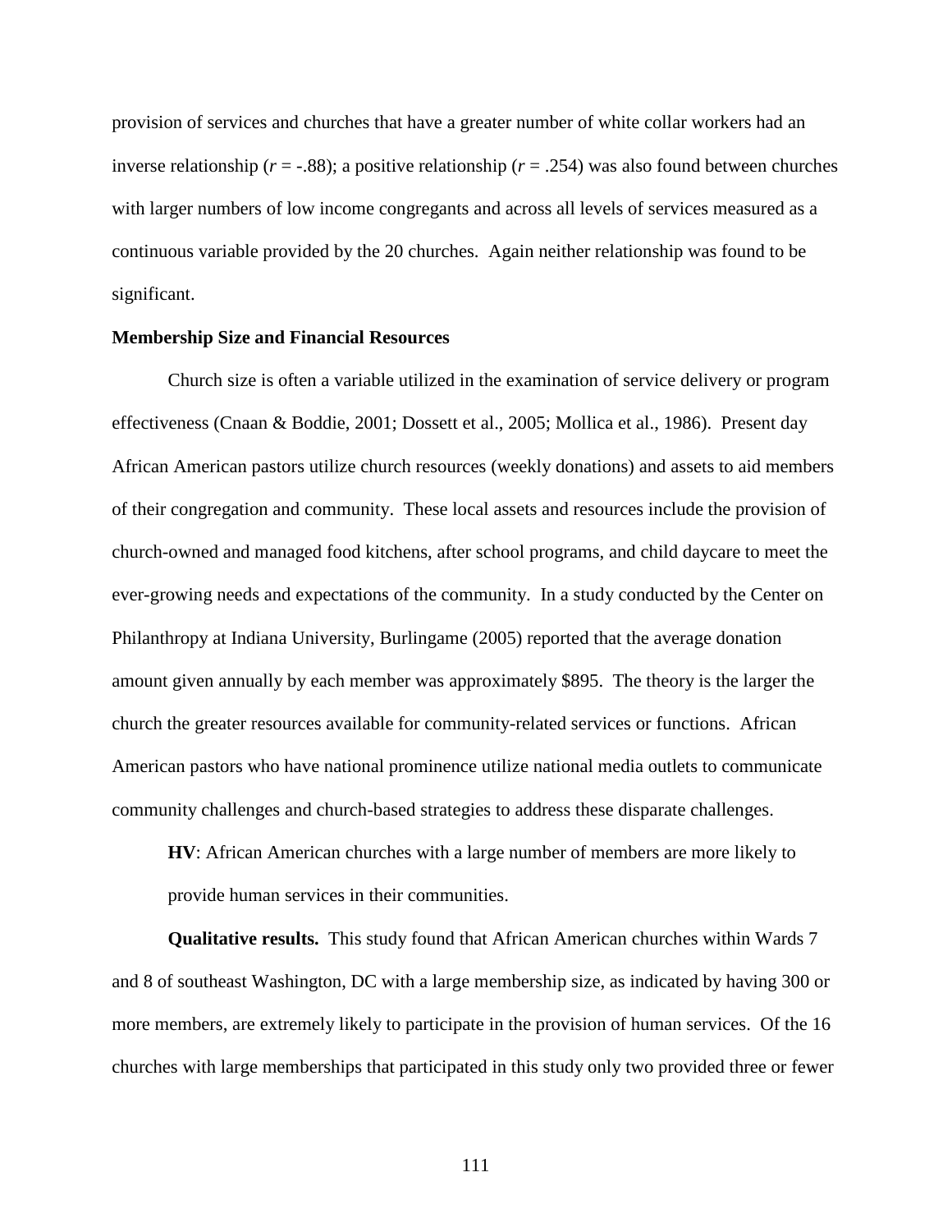provision of services and churches that have a greater number of white collar workers had an inverse relationship ($r = -.88$); a positive relationship ($r = .254$) was also found between churches with larger numbers of low income congregants and across all levels of services measured as a continuous variable provided by the 20 churches. Again neither relationship was found to be significant.

**Membership Size and Financial Resources**

Church size is often a variable utilized in the examination of service delivery or program effectiveness (Cnaan & Boddie, 2001; Dossett et al., 2005; Mollica et al., 1986). Present day African American pastors utilize church resources (weekly donations) and assets to aid members of their congregation and community. These local assets and resources include the provision of church-owned and managed food kitchens, after school programs, and child daycare to meet the ever-growing needs and expectations of the community. In a study conducted by the Center on Philanthropy at Indiana University, Burlingame (2005) reported that the average donation amount given annually by each member was approximately $895. The theory is the larger the church the greater resources available for community-related services or functions. African American pastors who have national prominence utilize national media outlets to communicate community challenges and church-based strategies to address these disparate challenges.

> **HV**: African American churches with a large number of members are more likely to provide human services in their communities.

**Qualitative results.** This study found that African American churches within Wards 7 and 8 of southeast Washington, DC with a large membership size, as indicated by having 300 or more members, are extremely likely to participate in the provision of human services. Of the 16 churches with large memberships that participated in this study only two provided three or fewer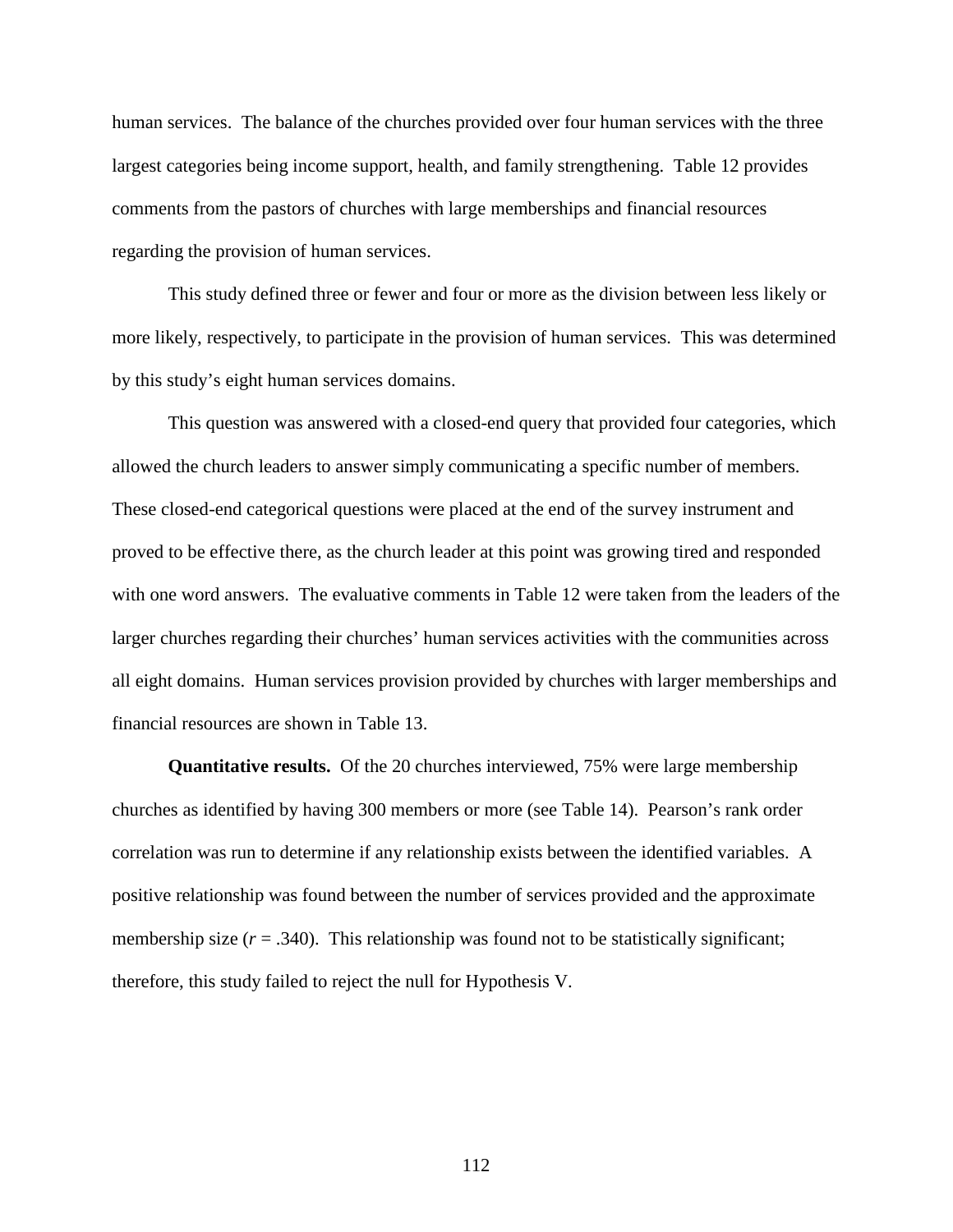human services. The balance of the churches provided over four human services with the three largest categories being income support, health, and family strengthening. Table 12 provides comments from the pastors of churches with large memberships and financial resources regarding the provision of human services.

This study defined three or fewer and four or more as the division between less likely or more likely, respectively, to participate in the provision of human services. This was determined by this study's eight human services domains.

This question was answered with a closed-end query that provided four categories, which allowed the church leaders to answer simply communicating a specific number of members. These closed-end categorical questions were placed at the end of the survey instrument and proved to be effective there, as the church leader at this point was growing tired and responded with one word answers. The evaluative comments in Table 12 were taken from the leaders of the larger churches regarding their churches' human services activities with the communities across all eight domains. Human services provision provided by churches with larger memberships and financial resources are shown in Table 13.

**Quantitative results.** Of the 20 churches interviewed, 75% were large membership churches as identified by having 300 members or more (see Table 14). Pearson's rank order correlation was run to determine if any relationship exists between the identified variables. A positive relationship was found between the number of services provided and the approximate membership size ($r$ = .340). This relationship was found not to be statistically significant; therefore, this study failed to reject the null for Hypothesis V.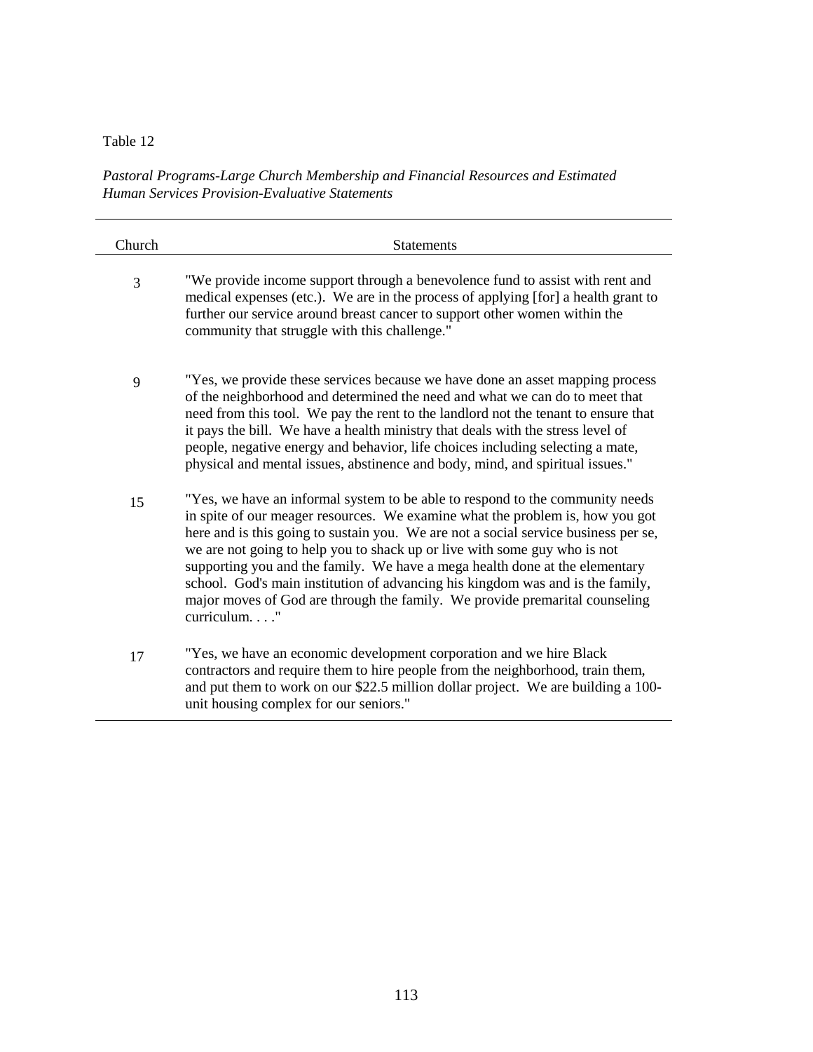Table 12

*Pastoral Programs-Large Church Membership and Financial Resources and Estimated Human Services Provision-Evaluative Statements*

| Church | Statements |
|---|---|
| 3 | "We provide income support through a benevolence fund to assist with rent and medical expenses (etc.). We are in the process of applying [for] a health grant to further our service around breast cancer to support other women within the community that struggle with this challenge." |
| 9 | "Yes, we provide these services because we have done an asset mapping process of the neighborhood and determined the need and what we can do to meet that need from this tool. We pay the rent to the landlord not the tenant to ensure that it pays the bill. We have a health ministry that deals with the stress level of people, negative energy and behavior, life choices including selecting a mate, physical and mental issues, abstinence and body, mind, and spiritual issues." |
| 15 | "Yes, we have an informal system to be able to respond to the community needs in spite of our meager resources. We examine what the problem is, how you got here and is this going to sustain you. We are not a social service business per se, we are not going to help you to shack up or live with some guy who is not supporting you and the family. We have a mega health done at the elementary school. God's main institution of advancing his kingdom was and is the family, major moves of God are through the family. We provide premarital counseling curriculum. . . ." |
| 17 | "Yes, we have an economic development corporation and we hire Black contractors and require them to hire people from the neighborhood, train them, and put them to work on our $22.5 million dollar project. We are building a 100-unit housing complex for our seniors." |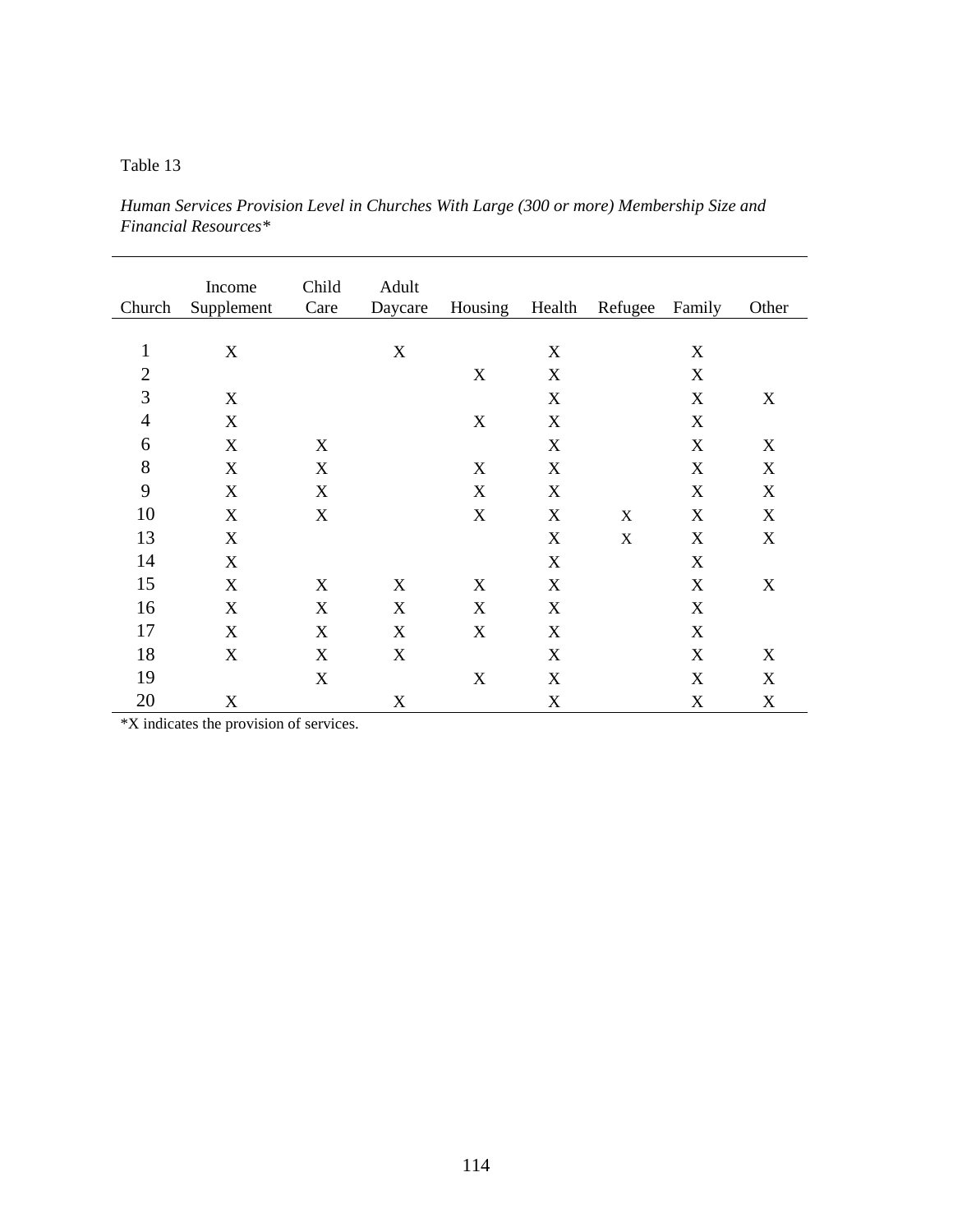Table 13

*Human Services Provision Level in Churches With Large (300 or more) Membership Size and Financial Resources**

| Church | Income Supplement | Child Care | Adult Daycare | Housing | Health | Refugee | Family | Other |
|---|---|---|---|---|---|---|---|---|
| 1 | X | | X | | X | | X | |
| 2 | | | | X | X | | X | |
| 3 | X | | | | X | | X | X |
| 4 | X | | | X | X | | X | |
| 6 | X | X | | | X | | X | X |
| 8 | X | X | | X | X | | X | X |
| 9 | X | X | | X | X | | X | X |
| 10 | X | X | | X | X | X | X | X |
| 13 | X | | | | X | X | X | X |
| 14 | X | | | | X | | X | |
| 15 | X | X | X | X | X | | X | X |
| 16 | X | X | X | X | X | | X | |
| 17 | X | X | X | X | X | | X | |
| 18 | X | X | X | | X | | X | X |
| 19 | | X | | X | X | | X | X |
| 20 | X | | X | | X | | X | X |

*X indicates the provision of services.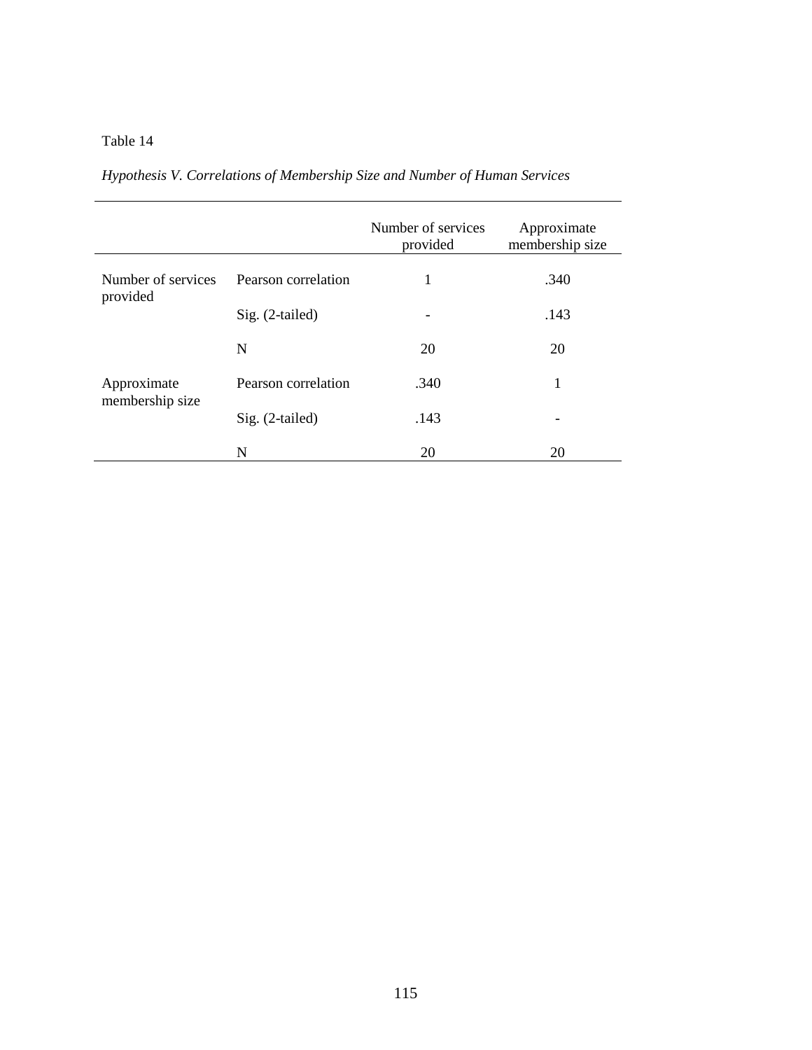Table 14

*Hypothesis V. Correlations of Membership Size and Number of Human Services*

| | | Number of services provided | Approximate membership size |
|---|---|---|---|
| Number of services provided | Pearson correlation | 1 | .340 |
| | Sig. (2-tailed) | - | .143 |
| | N | 20 | 20 |
| Approximate membership size | Pearson correlation | .340 | 1 |
| | Sig. (2-tailed) | .143 | - |
| | N | 20 | 20 |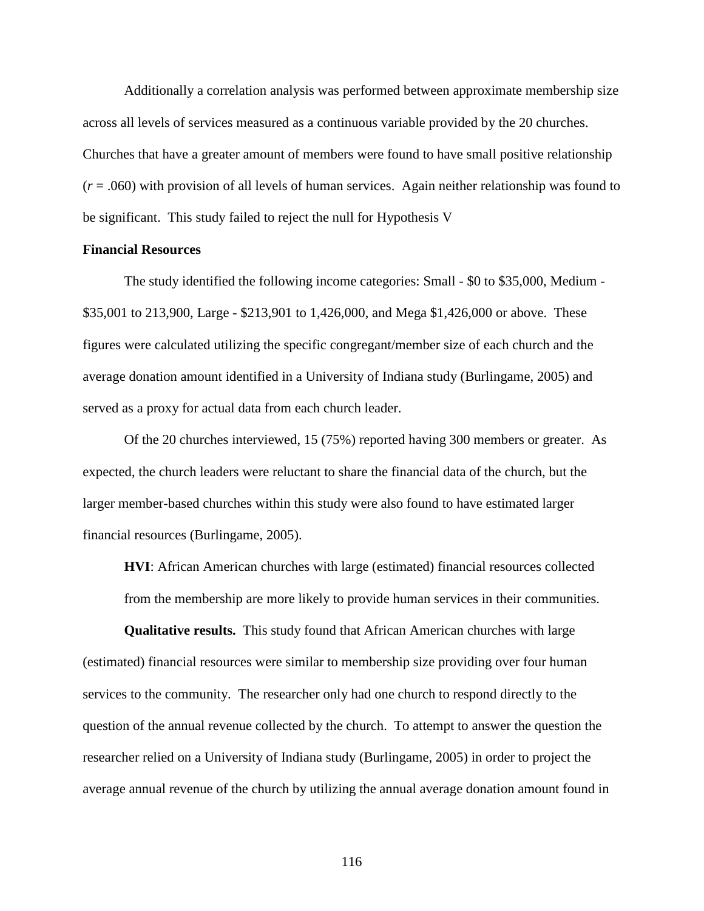Additionally a correlation analysis was performed between approximate membership size across all levels of services measured as a continuous variable provided by the 20 churches. Churches that have a greater amount of members were found to have small positive relationship ($r = .060$) with provision of all levels of human services. Again neither relationship was found to be significant. This study failed to reject the null for Hypothesis V

**Financial Resources**

The study identified the following income categories: Small - $0 to $35,000, Medium - $35,001 to 213,900, Large - $213,901 to 1,426,000, and Mega $1,426,000 or above. These figures were calculated utilizing the specific congregant/member size of each church and the average donation amount identified in a University of Indiana study (Burlingame, 2005) and served as a proxy for actual data from each church leader.

Of the 20 churches interviewed, 15 (75%) reported having 300 members or greater. As expected, the church leaders were reluctant to share the financial data of the church, but the larger member-based churches within this study were also found to have estimated larger financial resources (Burlingame, 2005).

> **HVI**: African American churches with large (estimated) financial resources collected from the membership are more likely to provide human services in their communities.

**Qualitative results.** This study found that African American churches with large (estimated) financial resources were similar to membership size providing over four human services to the community. The researcher only had one church to respond directly to the question of the annual revenue collected by the church. To attempt to answer the question the researcher relied on a University of Indiana study (Burlingame, 2005) in order to project the average annual revenue of the church by utilizing the annual average donation amount found in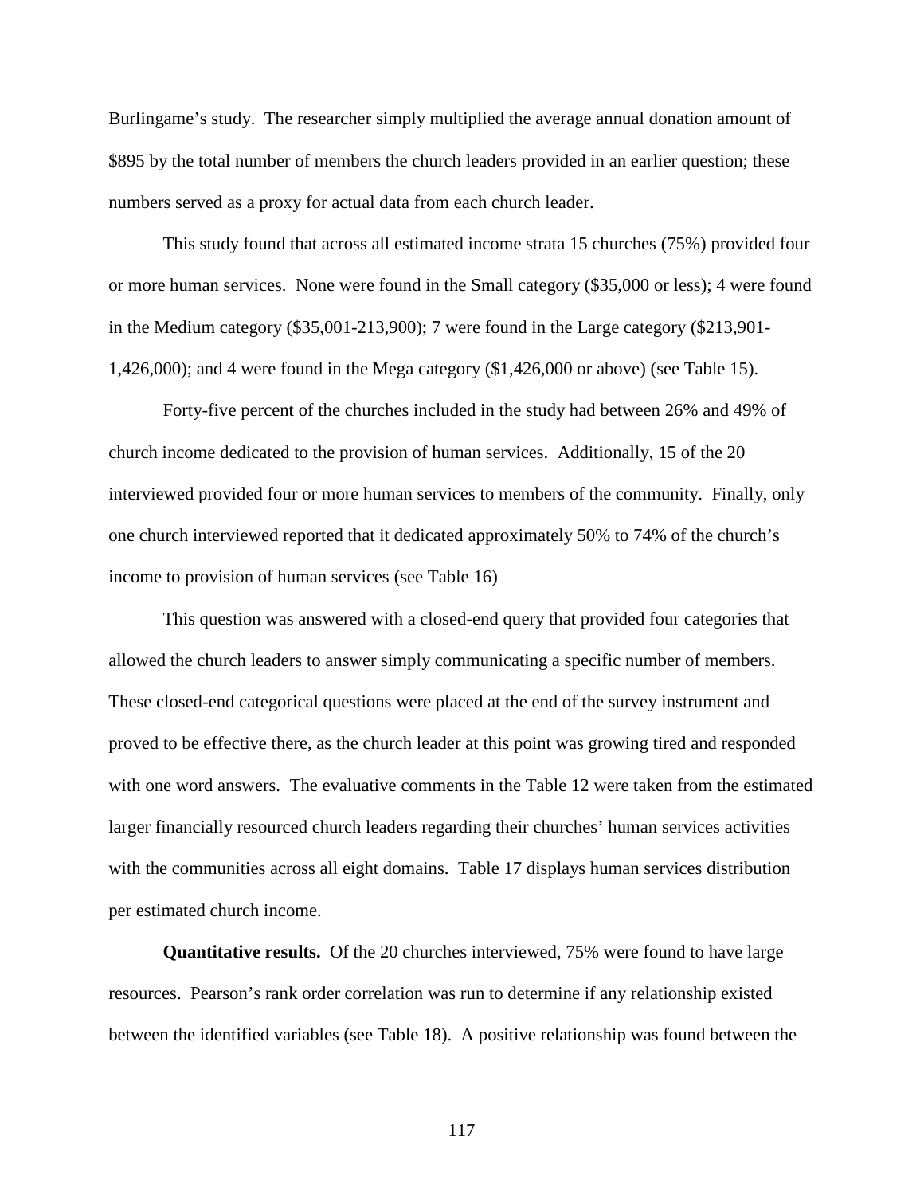Burlingame's study. The researcher simply multiplied the average annual donation amount of $895 by the total number of members the church leaders provided in an earlier question; these numbers served as a proxy for actual data from each church leader.

This study found that across all estimated income strata 15 churches (75%) provided four or more human services. None were found in the Small category ($35,000 or less); 4 were found in the Medium category ($35,001-213,900); 7 were found in the Large category ($213,901-1,426,000); and 4 were found in the Mega category ($1,426,000 or above) (see Table 15).

Forty-five percent of the churches included in the study had between 26% and 49% of church income dedicated to the provision of human services. Additionally, 15 of the 20 interviewed provided four or more human services to members of the community. Finally, only one church interviewed reported that it dedicated approximately 50% to 74% of the church's income to provision of human services (see Table 16)

This question was answered with a closed-end query that provided four categories that allowed the church leaders to answer simply communicating a specific number of members. These closed-end categorical questions were placed at the end of the survey instrument and proved to be effective there, as the church leader at this point was growing tired and responded with one word answers. The evaluative comments in the Table 12 were taken from the estimated larger financially resourced church leaders regarding their churches' human services activities with the communities across all eight domains. Table 17 displays human services distribution per estimated church income.

**Quantitative results.** Of the 20 churches interviewed, 75% were found to have large resources. Pearson's rank order correlation was run to determine if any relationship existed between the identified variables (see Table 18). A positive relationship was found between the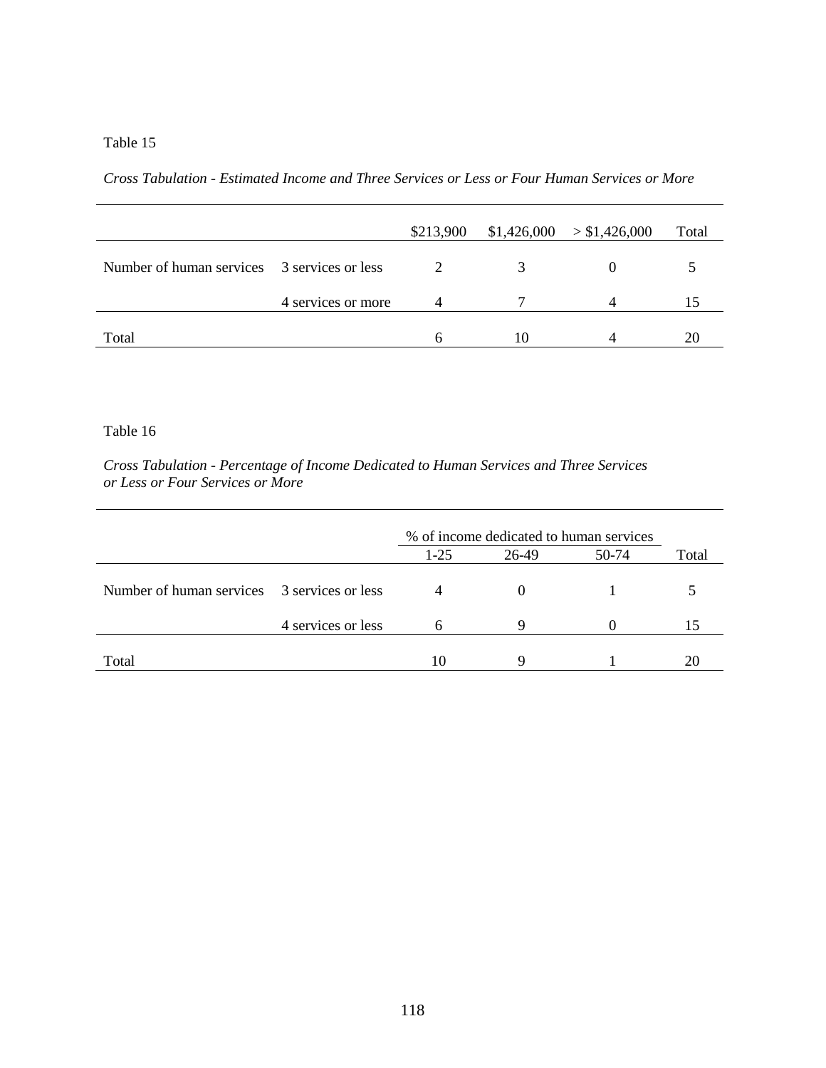Table 15

*Cross Tabulation - Estimated Income and Three Services or Less or Four Human Services or More*

| | | \$213,900 | \$1,426,000 | > \$1,426,000 | Total |
|---|---|---|---|---|---|
| Number of human services | 3 services or less | 2 | 3 | 0 | 5 |
| | 4 services or more | 4 | 7 | 4 | 15 |
| Total | | 6 | 10 | 4 | 20 |

Table 16

*Cross Tabulation - Percentage of Income Dedicated to Human Services and Three Services or Less or Four Services or More*

| | | % of income dedicated to human services | | | |
|---|---|---|---|---|---|
| | | 1-25 | 26-49 | 50-74 | Total |
| Number of human services | 3 services or less | 4 | 0 | 1 | 5 |
| | 4 services or less | 6 | 9 | 0 | 15 |
| Total | | 10 | 9 | 1 | 20 |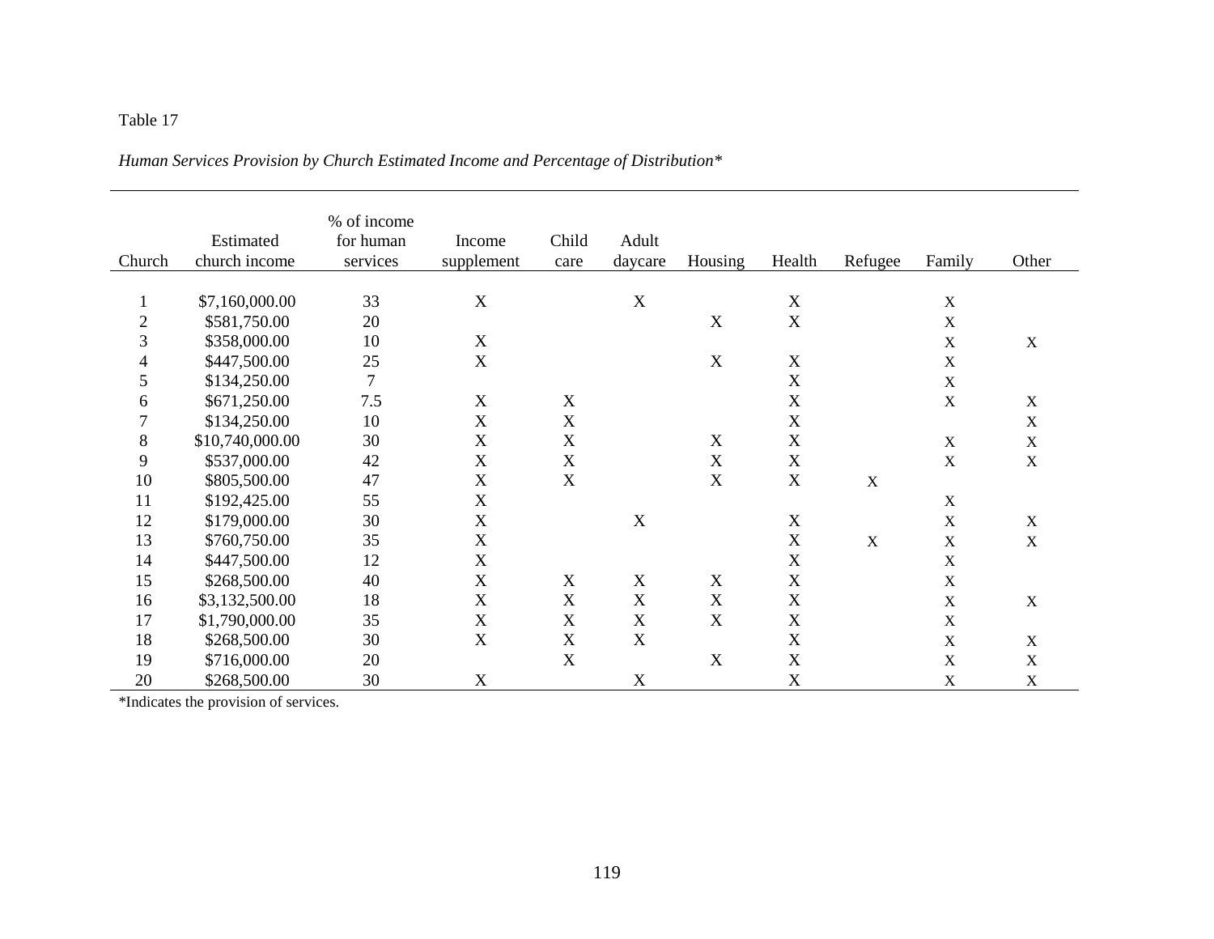Table 17

*Human Services Provision by Church Estimated Income and Percentage of Distribution**

| Church | Estimated church income | % of income for human services | Income supplement | Child care | Adult daycare | Housing | Health | Refugee | Family | Other |
|---|---|---|---|---|---|---|---|---|---|---|
| 1 | $7,160,000.00 | 33 | X | | X | | X | | X | |
| 2 | $581,750.00 | 20 | | | | X | X | | X | |
| 3 | $358,000.00 | 10 | X | | | | | | X | X |
| 4 | $447,500.00 | 25 | X | | | X | X | | X | |
| 5 | $134,250.00 | 7 | | | | | X | | X | |
| 6 | $671,250.00 | 7.5 | X | X | | | X | | X | X |
| 7 | $134,250.00 | 10 | X | X | | | X | | | X |
| 8 | $10,740,000.00 | 30 | X | X | | X | X | | X | X |
| 9 | $537,000.00 | 42 | X | X | | X | X | | X | X |
| 10 | $805,500.00 | 47 | X | X | | X | X | X | | |
| 11 | $192,425.00 | 55 | X | | | | | | X | |
| 12 | $179,000.00 | 30 | X | | X | | X | | X | X |
| 13 | $760,750.00 | 35 | X | | | | X | X | X | X |
| 14 | $447,500.00 | 12 | X | | | | X | | X | |
| 15 | $268,500.00 | 40 | X | X | X | X | X | | X | |
| 16 | $3,132,500.00 | 18 | X | X | X | X | X | | X | X |
| 17 | $1,790,000.00 | 35 | X | X | X | X | X | | X | |
| 18 | $268,500.00 | 30 | X | X | X | | X | | X | X |
| 19 | $716,000.00 | 20 | | X | | X | X | | X | X |
| 20 | $268,500.00 | 30 | X | | X | | X | | X | X |

*Indicates the provision of services.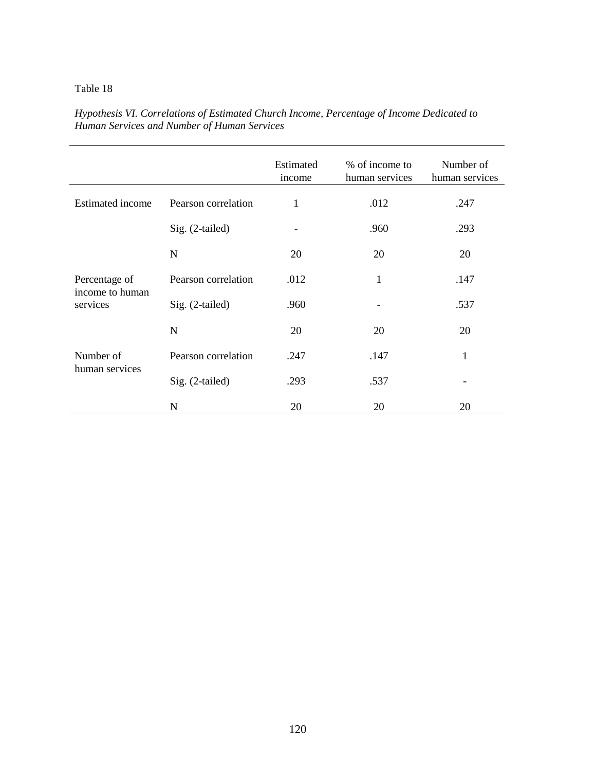Table 18

*Hypothesis VI. Correlations of Estimated Church Income, Percentage of Income Dedicated to Human Services and Number of Human Services*

| | | Estimated income | % of income to human services | Number of human services |
|---|---|---|---|---|
| Estimated income | Pearson correlation | 1 | .012 | .247 |
| | Sig. (2-tailed) | - | .960 | .293 |
| | N | 20 | 20 | 20 |
| Percentage of income to human services | Pearson correlation | .012 | 1 | .147 |
| | Sig. (2-tailed) | .960 | - | .537 |
| | N | 20 | 20 | 20 |
| Number of human services | Pearson correlation | .247 | .147 | 1 |
| | Sig. (2-tailed) | .293 | .537 | - |
| | N | 20 | 20 | 20 |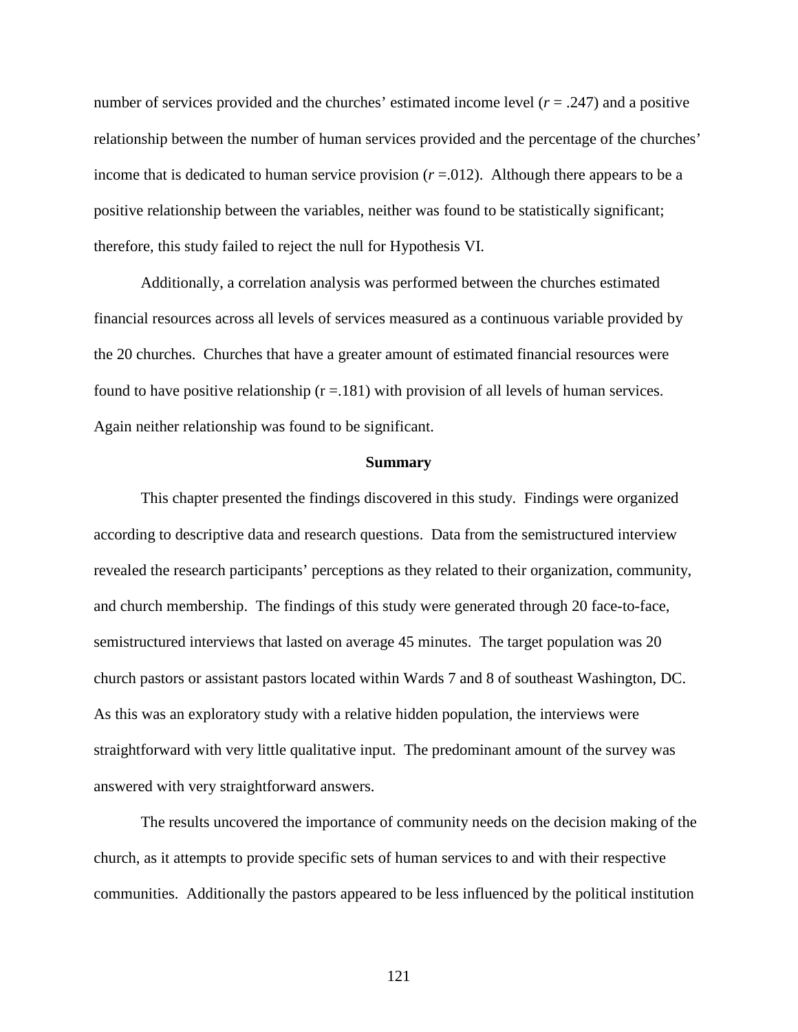number of services provided and the churches' estimated income level ($r = .247$) and a positive relationship between the number of human services provided and the percentage of the churches' income that is dedicated to human service provision ($r = .012$). Although there appears to be a positive relationship between the variables, neither was found to be statistically significant; therefore, this study failed to reject the null for Hypothesis VI.

Additionally, a correlation analysis was performed between the churches estimated financial resources across all levels of services measured as a continuous variable provided by the 20 churches. Churches that have a greater amount of estimated financial resources were found to have positive relationship ($r = .181$) with provision of all levels of human services. Again neither relationship was found to be significant.

## Summary

This chapter presented the findings discovered in this study. Findings were organized according to descriptive data and research questions. Data from the semistructured interview revealed the research participants' perceptions as they related to their organization, community, and church membership. The findings of this study were generated through 20 face-to-face, semistructured interviews that lasted on average 45 minutes. The target population was 20 church pastors or assistant pastors located within Wards 7 and 8 of southeast Washington, DC. As this was an exploratory study with a relative hidden population, the interviews were straightforward with very little qualitative input. The predominant amount of the survey was answered with very straightforward answers.

The results uncovered the importance of community needs on the decision making of the church, as it attempts to provide specific sets of human services to and with their respective communities. Additionally the pastors appeared to be less influenced by the political institution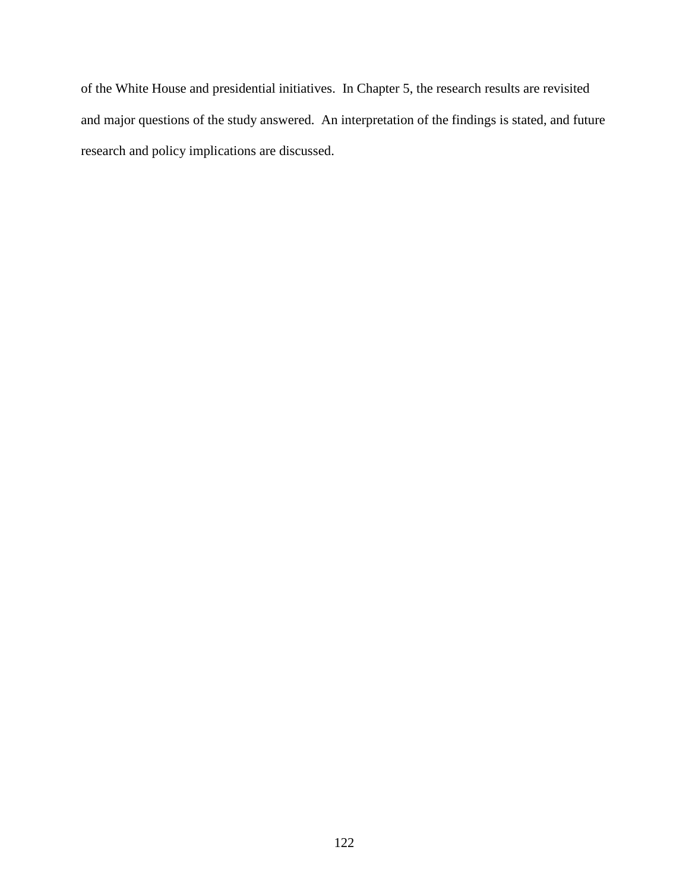of the White House and presidential initiatives.  In Chapter 5, the research results are revisited and major questions of the study answered.  An interpretation of the findings is stated, and future research and policy implications are discussed.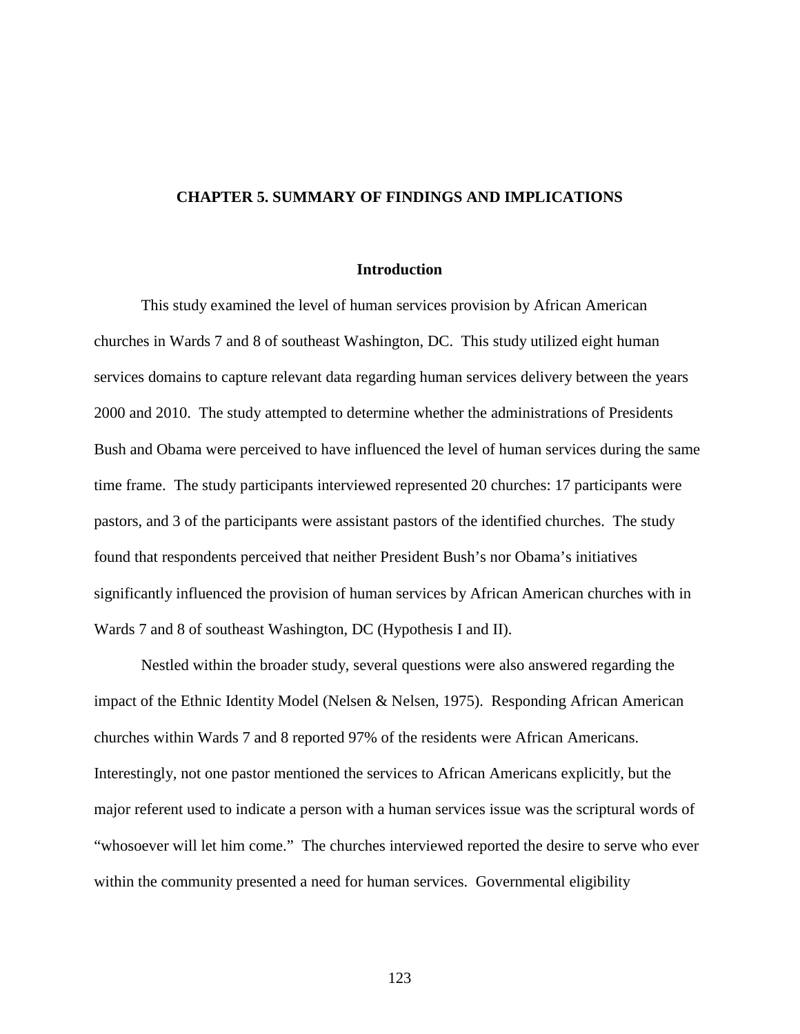# CHAPTER 5. SUMMARY OF FINDINGS AND IMPLICATIONS

## Introduction

This study examined the level of human services provision by African American churches in Wards 7 and 8 of southeast Washington, DC. This study utilized eight human services domains to capture relevant data regarding human services delivery between the years 2000 and 2010. The study attempted to determine whether the administrations of Presidents Bush and Obama were perceived to have influenced the level of human services during the same time frame. The study participants interviewed represented 20 churches: 17 participants were pastors, and 3 of the participants were assistant pastors of the identified churches. The study found that respondents perceived that neither President Bush's nor Obama's initiatives significantly influenced the provision of human services by African American churches with in Wards 7 and 8 of southeast Washington, DC (Hypothesis I and II).

Nestled within the broader study, several questions were also answered regarding the impact of the Ethnic Identity Model (Nelsen & Nelsen, 1975). Responding African American churches within Wards 7 and 8 reported 97% of the residents were African Americans. Interestingly, not one pastor mentioned the services to African Americans explicitly, but the major referent used to indicate a person with a human services issue was the scriptural words of "whosoever will let him come." The churches interviewed reported the desire to serve who ever within the community presented a need for human services. Governmental eligibility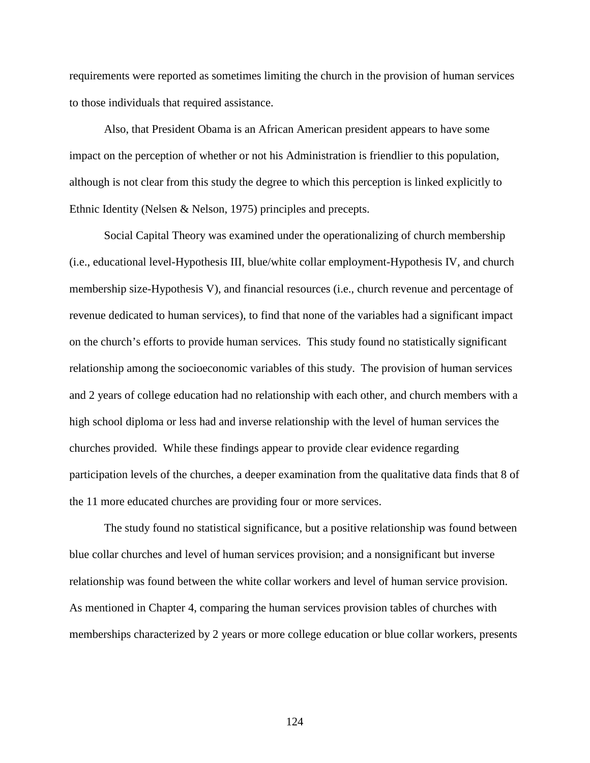requirements were reported as sometimes limiting the church in the provision of human services to those individuals that required assistance.

Also, that President Obama is an African American president appears to have some impact on the perception of whether or not his Administration is friendlier to this population, although is not clear from this study the degree to which this perception is linked explicitly to Ethnic Identity (Nelsen & Nelson, 1975) principles and precepts.

Social Capital Theory was examined under the operationalizing of church membership (i.e., educational level-Hypothesis III, blue/white collar employment-Hypothesis IV, and church membership size-Hypothesis V), and financial resources (i.e., church revenue and percentage of revenue dedicated to human services), to find that none of the variables had a significant impact on the church's efforts to provide human services. This study found no statistically significant relationship among the socioeconomic variables of this study. The provision of human services and 2 years of college education had no relationship with each other, and church members with a high school diploma or less had and inverse relationship with the level of human services the churches provided. While these findings appear to provide clear evidence regarding participation levels of the churches, a deeper examination from the qualitative data finds that 8 of the 11 more educated churches are providing four or more services.

The study found no statistical significance, but a positive relationship was found between blue collar churches and level of human services provision; and a nonsignificant but inverse relationship was found between the white collar workers and level of human service provision. As mentioned in Chapter 4, comparing the human services provision tables of churches with memberships characterized by 2 years or more college education or blue collar workers, presents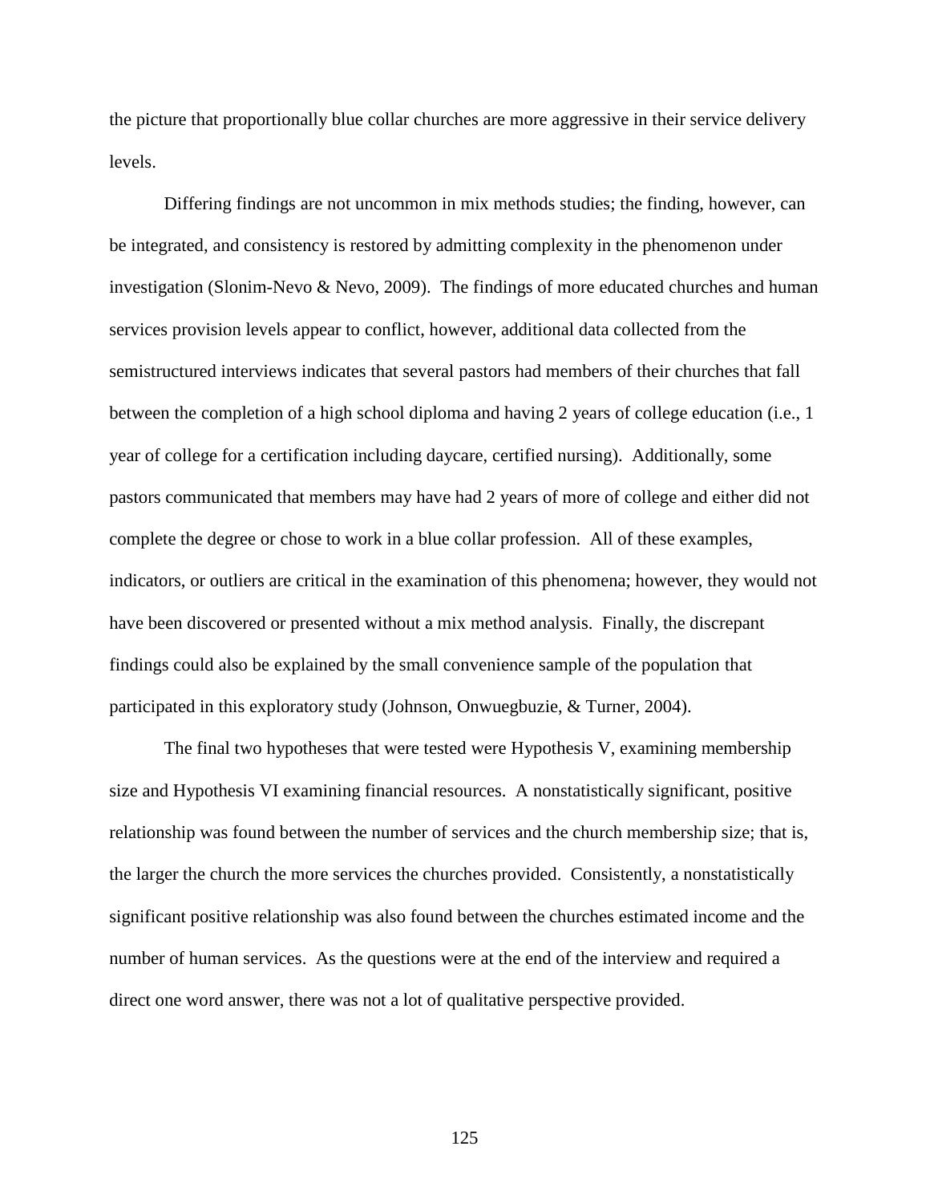the picture that proportionally blue collar churches are more aggressive in their service delivery levels.

Differing findings are not uncommon in mix methods studies; the finding, however, can be integrated, and consistency is restored by admitting complexity in the phenomenon under investigation (Slonim-Nevo & Nevo, 2009). The findings of more educated churches and human services provision levels appear to conflict, however, additional data collected from the semistructured interviews indicates that several pastors had members of their churches that fall between the completion of a high school diploma and having 2 years of college education (i.e., 1 year of college for a certification including daycare, certified nursing). Additionally, some pastors communicated that members may have had 2 years of more of college and either did not complete the degree or chose to work in a blue collar profession. All of these examples, indicators, or outliers are critical in the examination of this phenomena; however, they would not have been discovered or presented without a mix method analysis. Finally, the discrepant findings could also be explained by the small convenience sample of the population that participated in this exploratory study (Johnson, Onwuegbuzie, & Turner, 2004).

The final two hypotheses that were tested were Hypothesis V, examining membership size and Hypothesis VI examining financial resources. A nonstatistically significant, positive relationship was found between the number of services and the church membership size; that is, the larger the church the more services the churches provided. Consistently, a nonstatistically significant positive relationship was also found between the churches estimated income and the number of human services. As the questions were at the end of the interview and required a direct one word answer, there was not a lot of qualitative perspective provided.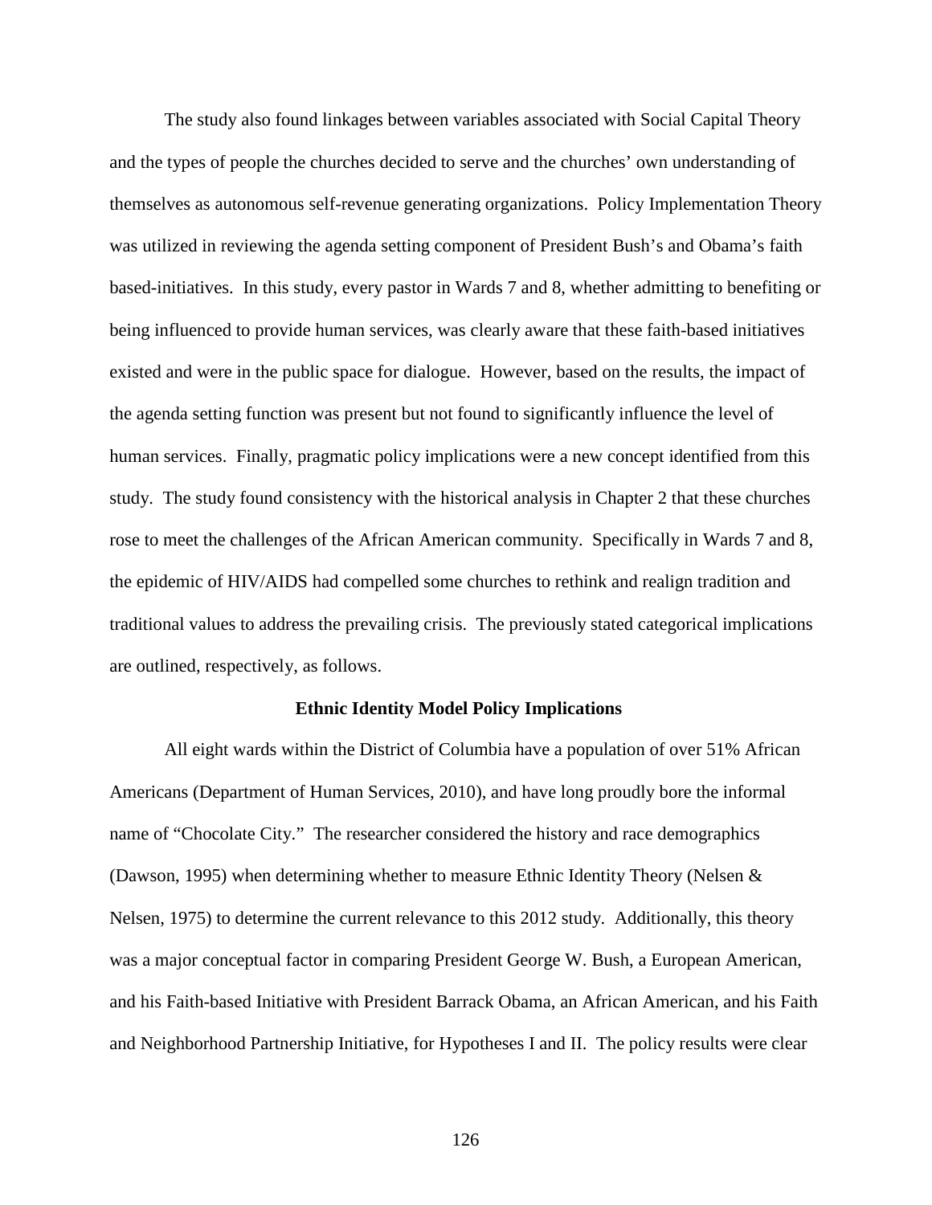The study also found linkages between variables associated with Social Capital Theory and the types of people the churches decided to serve and the churches' own understanding of themselves as autonomous self-revenue generating organizations. Policy Implementation Theory was utilized in reviewing the agenda setting component of President Bush's and Obama's faith based-initiatives. In this study, every pastor in Wards 7 and 8, whether admitting to benefiting or being influenced to provide human services, was clearly aware that these faith-based initiatives existed and were in the public space for dialogue. However, based on the results, the impact of the agenda setting function was present but not found to significantly influence the level of human services. Finally, pragmatic policy implications were a new concept identified from this study. The study found consistency with the historical analysis in Chapter 2 that these churches rose to meet the challenges of the African American community. Specifically in Wards 7 and 8, the epidemic of HIV/AIDS had compelled some churches to rethink and realign tradition and traditional values to address the prevailing crisis. The previously stated categorical implications are outlined, respectively, as follows.

## Ethnic Identity Model Policy Implications

All eight wards within the District of Columbia have a population of over 51% African Americans (Department of Human Services, 2010), and have long proudly bore the informal name of "Chocolate City." The researcher considered the history and race demographics (Dawson, 1995) when determining whether to measure Ethnic Identity Theory (Nelsen & Nelsen, 1975) to determine the current relevance to this 2012 study. Additionally, this theory was a major conceptual factor in comparing President George W. Bush, a European American, and his Faith-based Initiative with President Barrack Obama, an African American, and his Faith and Neighborhood Partnership Initiative, for Hypotheses I and II. The policy results were clear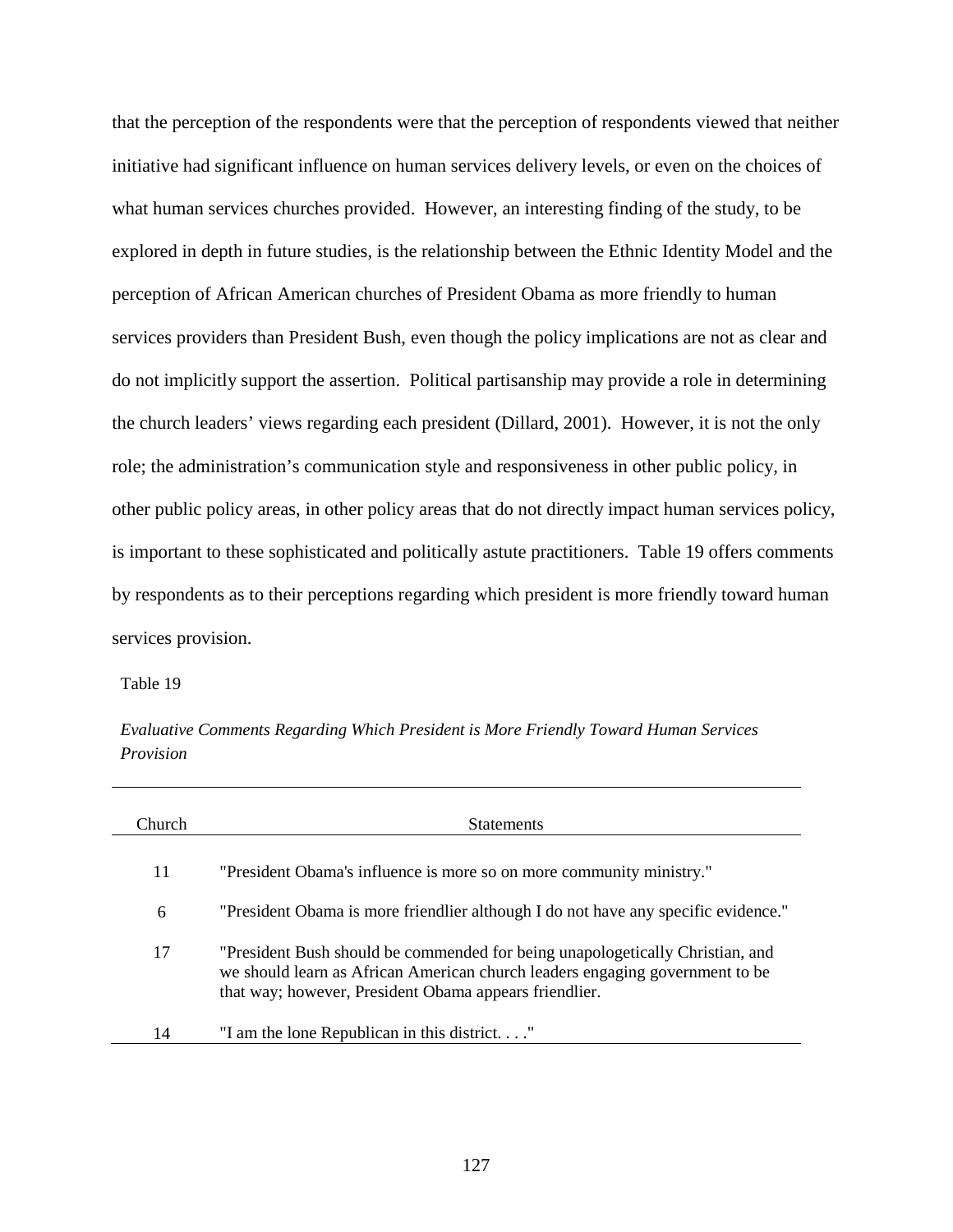that the perception of the respondents were that the perception of respondents viewed that neither initiative had significant influence on human services delivery levels, or even on the choices of what human services churches provided. However, an interesting finding of the study, to be explored in depth in future studies, is the relationship between the Ethnic Identity Model and the perception of African American churches of President Obama as more friendly to human services providers than President Bush, even though the policy implications are not as clear and do not implicitly support the assertion. Political partisanship may provide a role in determining the church leaders' views regarding each president (Dillard, 2001). However, it is not the only role; the administration's communication style and responsiveness in other public policy, in other public policy areas, in other policy areas that do not directly impact human services policy, is important to these sophisticated and politically astute practitioners. Table 19 offers comments by respondents as to their perceptions regarding which president is more friendly toward human services provision.

Table 19

*Evaluative Comments Regarding Which President is More Friendly Toward Human Services Provision*

| Church | Statements |
|---|---|
| 11 | "President Obama's influence is more so on more community ministry." |
| 6 | "President Obama is more friendlier although I do not have any specific evidence." |
| 17 | "President Bush should be commended for being unapologetically Christian, and we should learn as African American church leaders engaging government to be that way; however, President Obama appears friendlier. |
| 14 | "I am the lone Republican in this district. . . ." |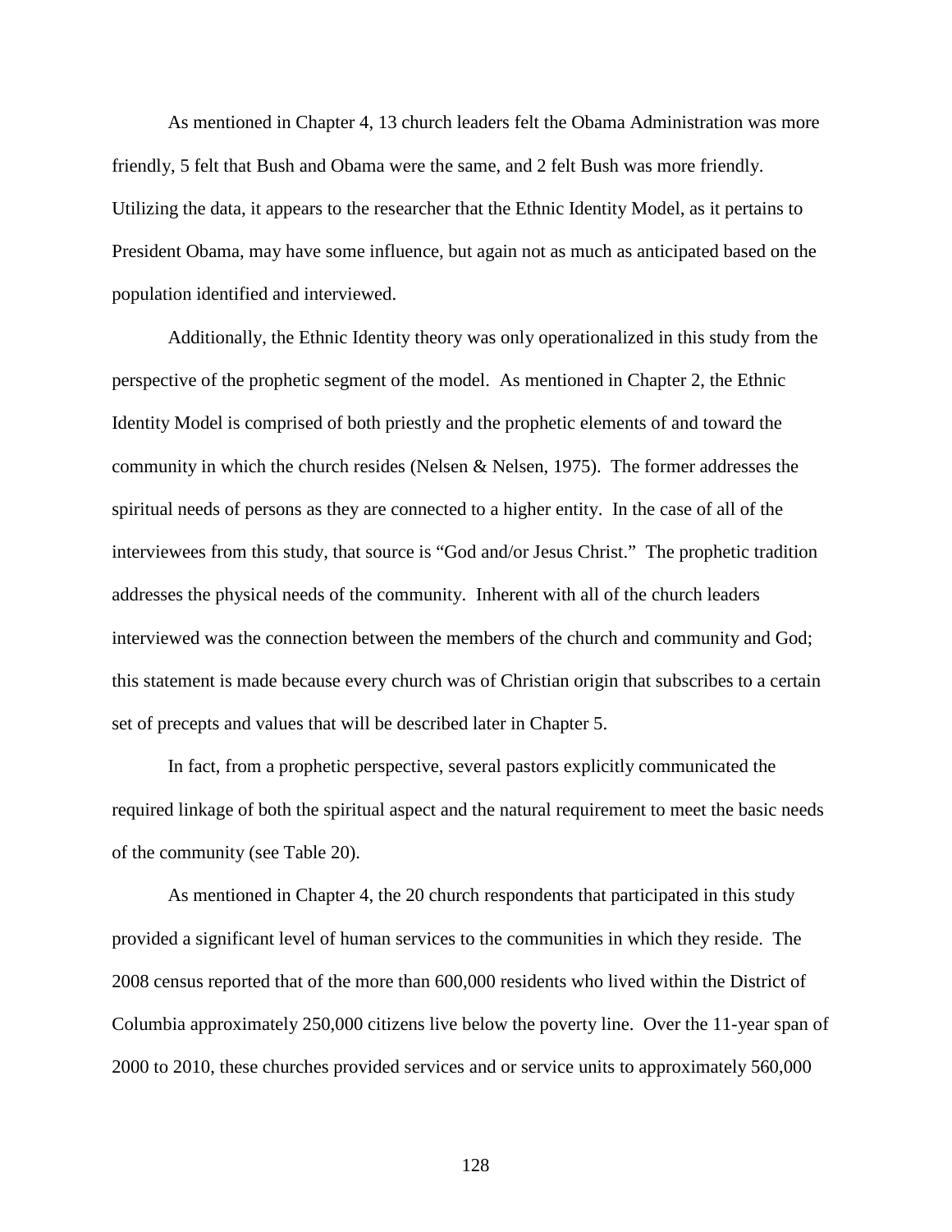As mentioned in Chapter 4, 13 church leaders felt the Obama Administration was more friendly, 5 felt that Bush and Obama were the same, and 2 felt Bush was more friendly. Utilizing the data, it appears to the researcher that the Ethnic Identity Model, as it pertains to President Obama, may have some influence, but again not as much as anticipated based on the population identified and interviewed.

Additionally, the Ethnic Identity theory was only operationalized in this study from the perspective of the prophetic segment of the model. As mentioned in Chapter 2, the Ethnic Identity Model is comprised of both priestly and the prophetic elements of and toward the community in which the church resides (Nelsen & Nelsen, 1975). The former addresses the spiritual needs of persons as they are connected to a higher entity. In the case of all of the interviewees from this study, that source is "God and/or Jesus Christ." The prophetic tradition addresses the physical needs of the community. Inherent with all of the church leaders interviewed was the connection between the members of the church and community and God; this statement is made because every church was of Christian origin that subscribes to a certain set of precepts and values that will be described later in Chapter 5.

In fact, from a prophetic perspective, several pastors explicitly communicated the required linkage of both the spiritual aspect and the natural requirement to meet the basic needs of the community (see Table 20).

As mentioned in Chapter 4, the 20 church respondents that participated in this study provided a significant level of human services to the communities in which they reside. The 2008 census reported that of the more than 600,000 residents who lived within the District of Columbia approximately 250,000 citizens live below the poverty line. Over the 11-year span of 2000 to 2010, these churches provided services and or service units to approximately 560,000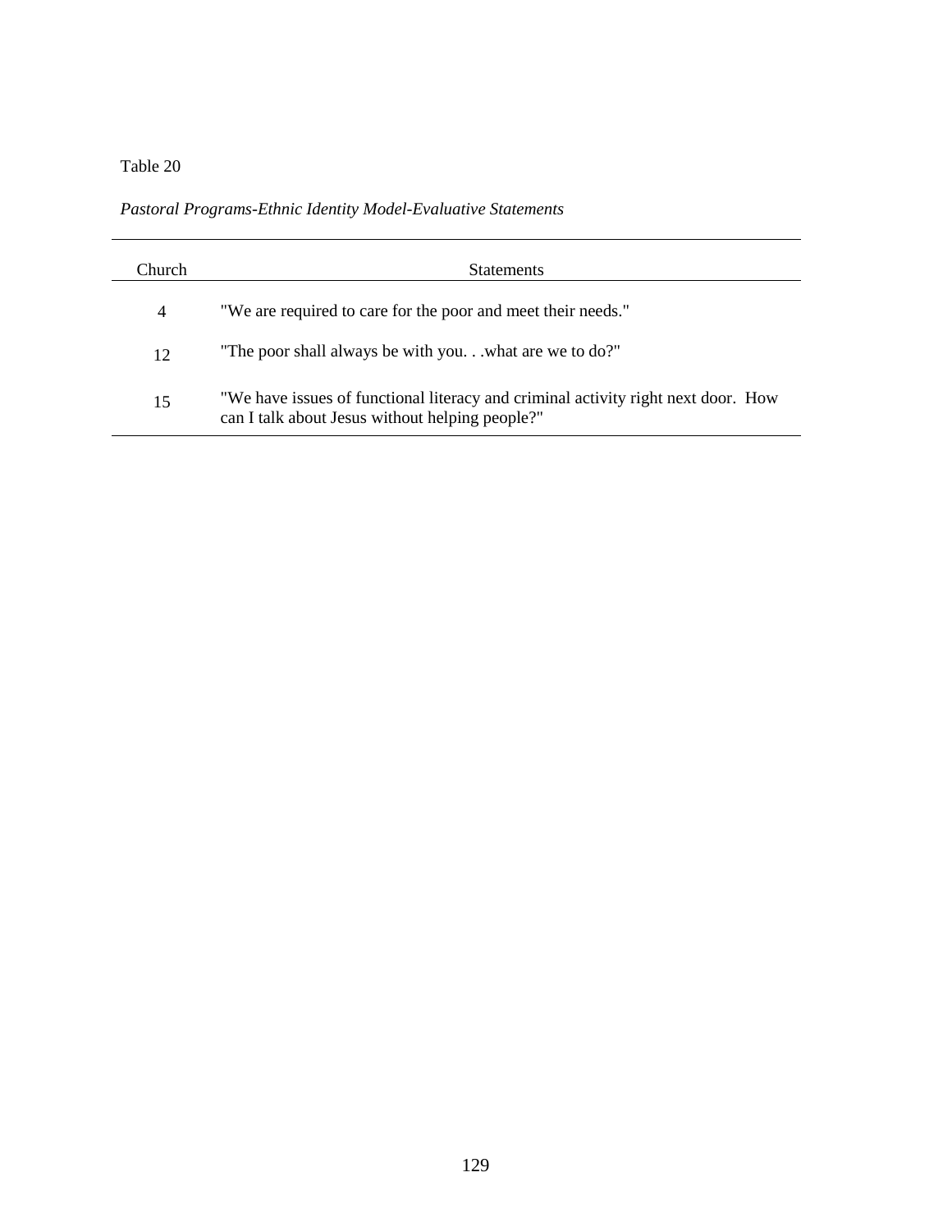Table 20

*Pastoral Programs-Ethnic Identity Model-Evaluative Statements*

| Church | Statements |
|---|---|
| 4 | "We are required to care for the poor and meet their needs." |
| 12 | "The poor shall always be with you. . .what are we to do?" |
| 15 | "We have issues of functional literacy and criminal activity right next door. How can I talk about Jesus without helping people?" |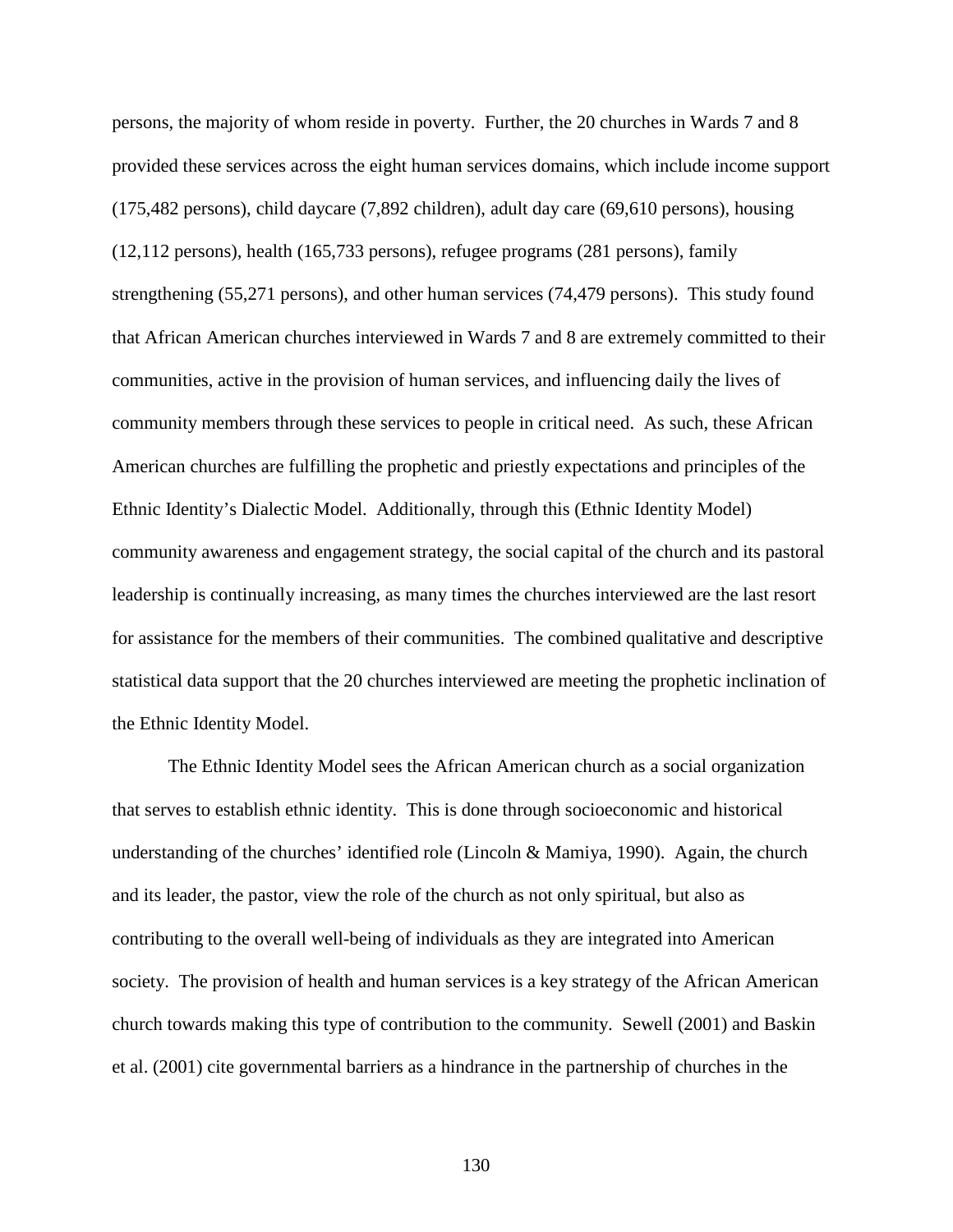persons, the majority of whom reside in poverty. Further, the 20 churches in Wards 7 and 8 provided these services across the eight human services domains, which include income support (175,482 persons), child daycare (7,892 children), adult day care (69,610 persons), housing (12,112 persons), health (165,733 persons), refugee programs (281 persons), family strengthening (55,271 persons), and other human services (74,479 persons). This study found that African American churches interviewed in Wards 7 and 8 are extremely committed to their communities, active in the provision of human services, and influencing daily the lives of community members through these services to people in critical need. As such, these African American churches are fulfilling the prophetic and priestly expectations and principles of the Ethnic Identity's Dialectic Model. Additionally, through this (Ethnic Identity Model) community awareness and engagement strategy, the social capital of the church and its pastoral leadership is continually increasing, as many times the churches interviewed are the last resort for assistance for the members of their communities. The combined qualitative and descriptive statistical data support that the 20 churches interviewed are meeting the prophetic inclination of the Ethnic Identity Model.

The Ethnic Identity Model sees the African American church as a social organization that serves to establish ethnic identity. This is done through socioeconomic and historical understanding of the churches' identified role (Lincoln & Mamiya, 1990). Again, the church and its leader, the pastor, view the role of the church as not only spiritual, but also as contributing to the overall well-being of individuals as they are integrated into American society. The provision of health and human services is a key strategy of the African American church towards making this type of contribution to the community. Sewell (2001) and Baskin et al. (2001) cite governmental barriers as a hindrance in the partnership of churches in the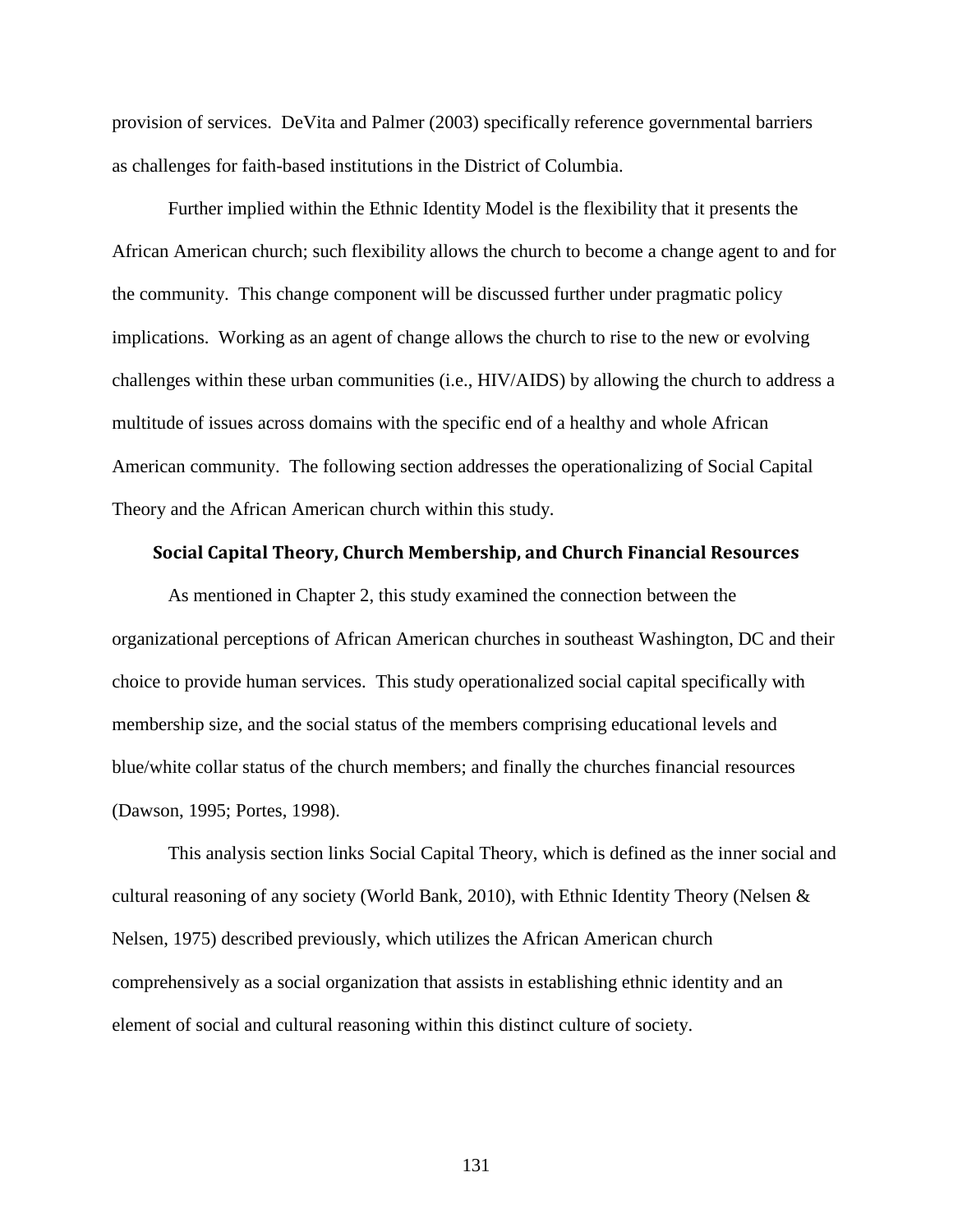provision of services. DeVita and Palmer (2003) specifically reference governmental barriers as challenges for faith-based institutions in the District of Columbia.

Further implied within the Ethnic Identity Model is the flexibility that it presents the African American church; such flexibility allows the church to become a change agent to and for the community. This change component will be discussed further under pragmatic policy implications. Working as an agent of change allows the church to rise to the new or evolving challenges within these urban communities (i.e., HIV/AIDS) by allowing the church to address a multitude of issues across domains with the specific end of a healthy and whole African American community. The following section addresses the operationalizing of Social Capital Theory and the African American church within this study.

### Social Capital Theory, Church Membership, and Church Financial Resources

As mentioned in Chapter 2, this study examined the connection between the organizational perceptions of African American churches in southeast Washington, DC and their choice to provide human services. This study operationalized social capital specifically with membership size, and the social status of the members comprising educational levels and blue/white collar status of the church members; and finally the churches financial resources (Dawson, 1995; Portes, 1998).

This analysis section links Social Capital Theory, which is defined as the inner social and cultural reasoning of any society (World Bank, 2010), with Ethnic Identity Theory (Nelsen & Nelsen, 1975) described previously, which utilizes the African American church comprehensively as a social organization that assists in establishing ethnic identity and an element of social and cultural reasoning within this distinct culture of society.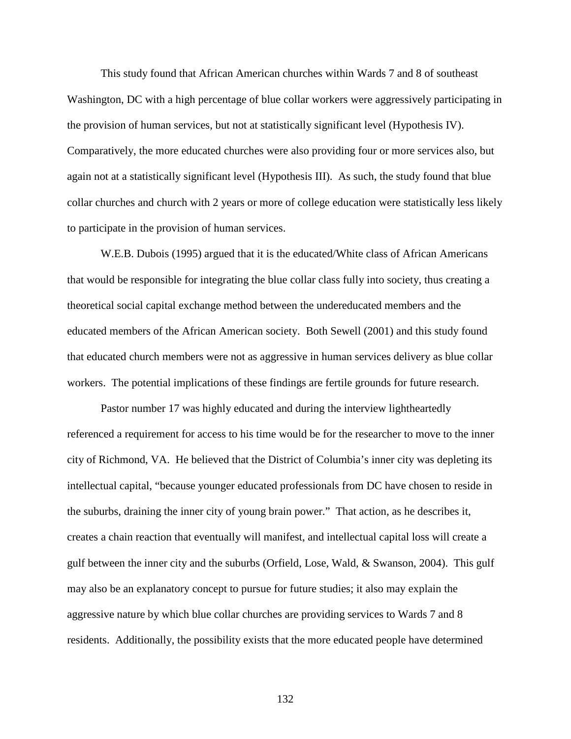This study found that African American churches within Wards 7 and 8 of southeast Washington, DC with a high percentage of blue collar workers were aggressively participating in the provision of human services, but not at statistically significant level (Hypothesis IV). Comparatively, the more educated churches were also providing four or more services also, but again not at a statistically significant level (Hypothesis III). As such, the study found that blue collar churches and church with 2 years or more of college education were statistically less likely to participate in the provision of human services.

W.E.B. Dubois (1995) argued that it is the educated/White class of African Americans that would be responsible for integrating the blue collar class fully into society, thus creating a theoretical social capital exchange method between the undereducated members and the educated members of the African American society. Both Sewell (2001) and this study found that educated church members were not as aggressive in human services delivery as blue collar workers. The potential implications of these findings are fertile grounds for future research.

Pastor number 17 was highly educated and during the interview lightheartedly referenced a requirement for access to his time would be for the researcher to move to the inner city of Richmond, VA. He believed that the District of Columbia's inner city was depleting its intellectual capital, "because younger educated professionals from DC have chosen to reside in the suburbs, draining the inner city of young brain power." That action, as he describes it, creates a chain reaction that eventually will manifest, and intellectual capital loss will create a gulf between the inner city and the suburbs (Orfield, Lose, Wald, & Swanson, 2004). This gulf may also be an explanatory concept to pursue for future studies; it also may explain the aggressive nature by which blue collar churches are providing services to Wards 7 and 8 residents. Additionally, the possibility exists that the more educated people have determined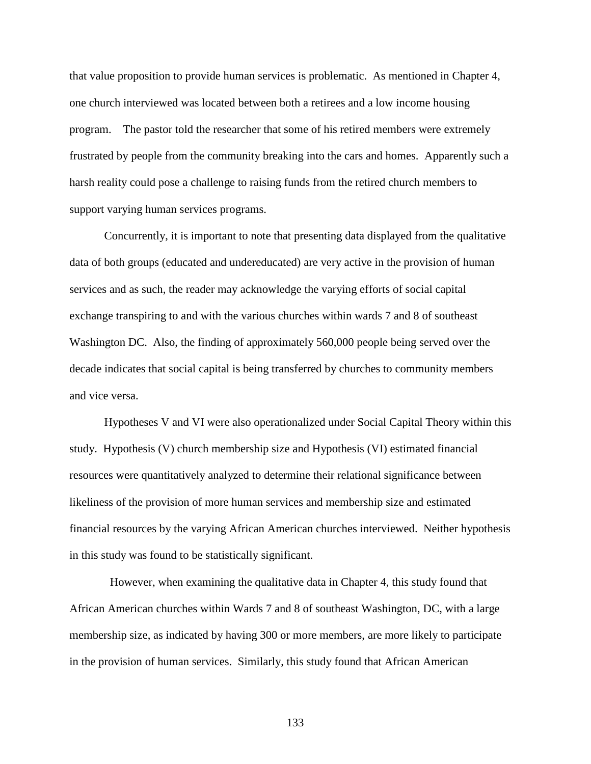that value proposition to provide human services is problematic. As mentioned in Chapter 4, one church interviewed was located between both a retirees and a low income housing program. The pastor told the researcher that some of his retired members were extremely frustrated by people from the community breaking into the cars and homes. Apparently such a harsh reality could pose a challenge to raising funds from the retired church members to support varying human services programs.

Concurrently, it is important to note that presenting data displayed from the qualitative data of both groups (educated and undereducated) are very active in the provision of human services and as such, the reader may acknowledge the varying efforts of social capital exchange transpiring to and with the various churches within wards 7 and 8 of southeast Washington DC. Also, the finding of approximately 560,000 people being served over the decade indicates that social capital is being transferred by churches to community members and vice versa.

Hypotheses V and VI were also operationalized under Social Capital Theory within this study. Hypothesis (V) church membership size and Hypothesis (VI) estimated financial resources were quantitatively analyzed to determine their relational significance between likeliness of the provision of more human services and membership size and estimated financial resources by the varying African American churches interviewed. Neither hypothesis in this study was found to be statistically significant.

However, when examining the qualitative data in Chapter 4, this study found that African American churches within Wards 7 and 8 of southeast Washington, DC, with a large membership size, as indicated by having 300 or more members, are more likely to participate in the provision of human services. Similarly, this study found that African American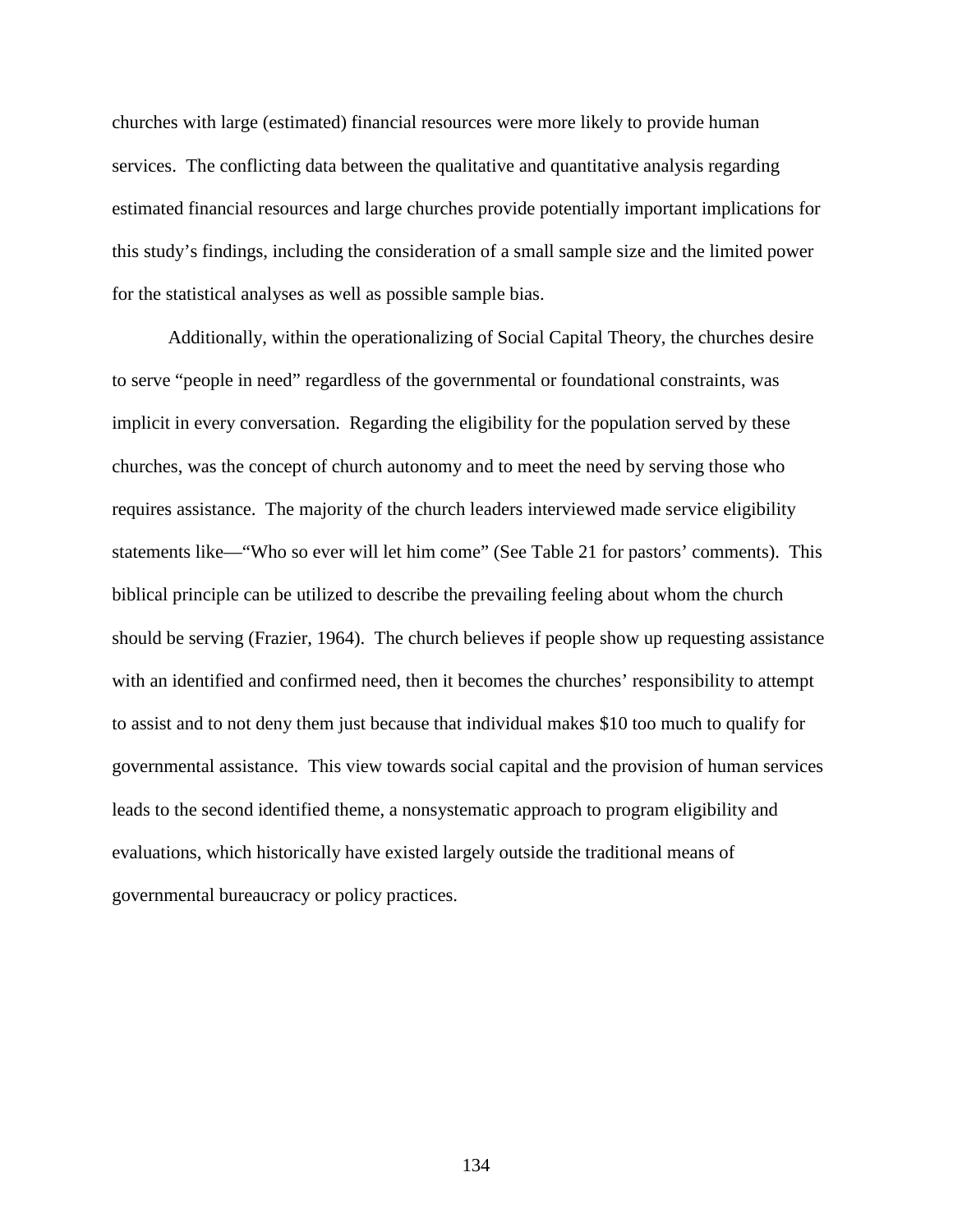churches with large (estimated) financial resources were more likely to provide human services. The conflicting data between the qualitative and quantitative analysis regarding estimated financial resources and large churches provide potentially important implications for this study's findings, including the consideration of a small sample size and the limited power for the statistical analyses as well as possible sample bias.

Additionally, within the operationalizing of Social Capital Theory, the churches desire to serve "people in need" regardless of the governmental or foundational constraints, was implicit in every conversation. Regarding the eligibility for the population served by these churches, was the concept of church autonomy and to meet the need by serving those who requires assistance. The majority of the church leaders interviewed made service eligibility statements like—"Who so ever will let him come" (See Table 21 for pastors' comments). This biblical principle can be utilized to describe the prevailing feeling about whom the church should be serving (Frazier, 1964). The church believes if people show up requesting assistance with an identified and confirmed need, then it becomes the churches' responsibility to attempt to assist and to not deny them just because that individual makes $10 too much to qualify for governmental assistance. This view towards social capital and the provision of human services leads to the second identified theme, a nonsystematic approach to program eligibility and evaluations, which historically have existed largely outside the traditional means of governmental bureaucracy or policy practices.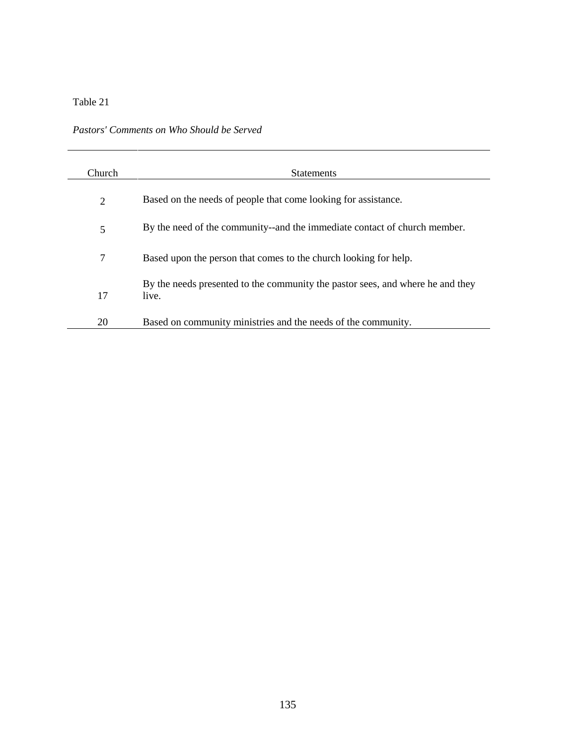Table 21

*Pastors' Comments on Who Should be Served*

| Church | Statements |
| --- | --- |
| 2 | Based on the needs of people that come looking for assistance. |
| 5 | By the need of the community--and the immediate contact of church member. |
| 7 | Based upon the person that comes to the church looking for help. |
| 17 | By the needs presented to the community the pastor sees, and where he and they live. |
| 20 | Based on community ministries and the needs of the community. |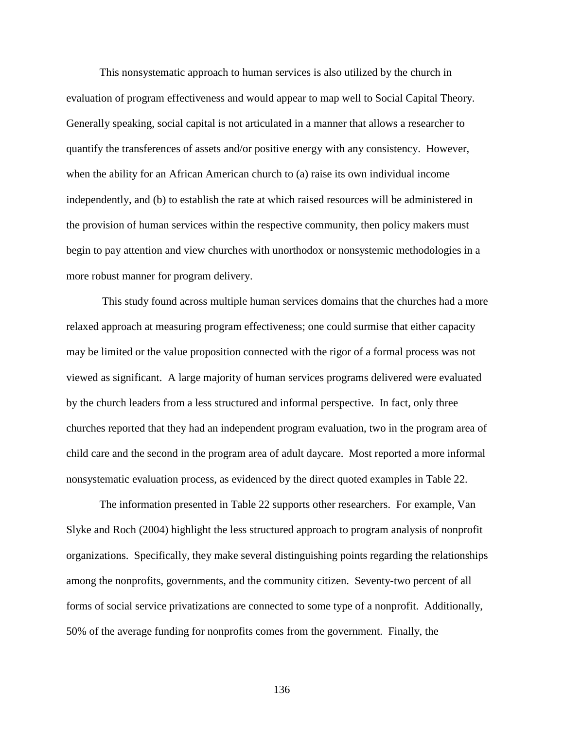This nonsystematic approach to human services is also utilized by the church in evaluation of program effectiveness and would appear to map well to Social Capital Theory. Generally speaking, social capital is not articulated in a manner that allows a researcher to quantify the transferences of assets and/or positive energy with any consistency. However, when the ability for an African American church to (a) raise its own individual income independently, and (b) to establish the rate at which raised resources will be administered in the provision of human services within the respective community, then policy makers must begin to pay attention and view churches with unorthodox or nonsystemic methodologies in a more robust manner for program delivery.

This study found across multiple human services domains that the churches had a more relaxed approach at measuring program effectiveness; one could surmise that either capacity may be limited or the value proposition connected with the rigor of a formal process was not viewed as significant. A large majority of human services programs delivered were evaluated by the church leaders from a less structured and informal perspective. In fact, only three churches reported that they had an independent program evaluation, two in the program area of child care and the second in the program area of adult daycare. Most reported a more informal nonsystematic evaluation process, as evidenced by the direct quoted examples in Table 22.

The information presented in Table 22 supports other researchers. For example, Van Slyke and Roch (2004) highlight the less structured approach to program analysis of nonprofit organizations. Specifically, they make several distinguishing points regarding the relationships among the nonprofits, governments, and the community citizen. Seventy-two percent of all forms of social service privatizations are connected to some type of a nonprofit. Additionally, 50% of the average funding for nonprofits comes from the government. Finally, the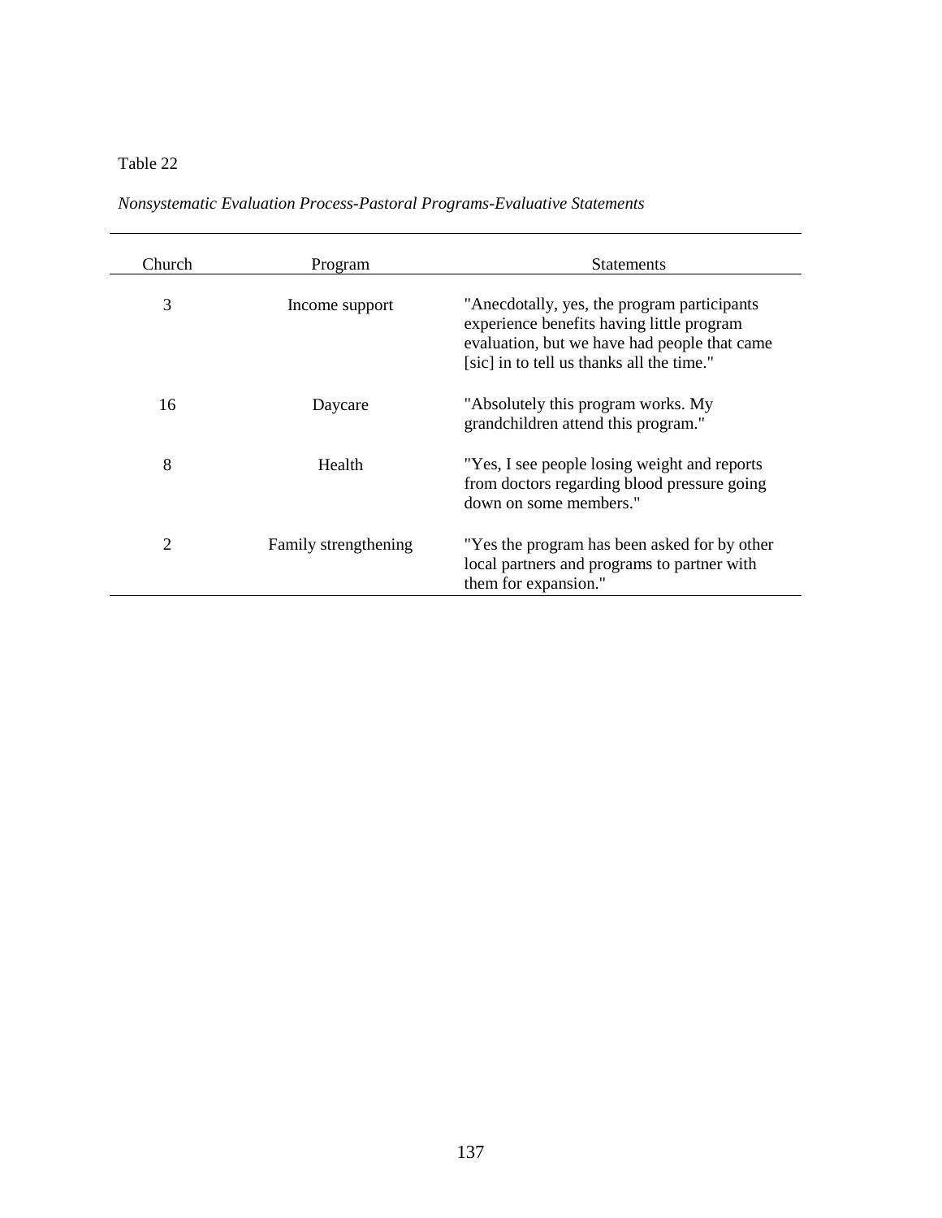Table 22

*Nonsystematic Evaluation Process-Pastoral Programs-Evaluative Statements*

| Church | Program | Statements |
|---|---|---|
| 3 | Income support | "Anecdotally, yes, the program participants experience benefits having little program evaluation, but we have had people that came [sic] in to tell us thanks all the time." |
| 16 | Daycare | "Absolutely this program works. My grandchildren attend this program." |
| 8 | Health | "Yes, I see people losing weight and reports from doctors regarding blood pressure going down on some members." |
| 2 | Family strengthening | "Yes the program has been asked for by other local partners and programs to partner with them for expansion." |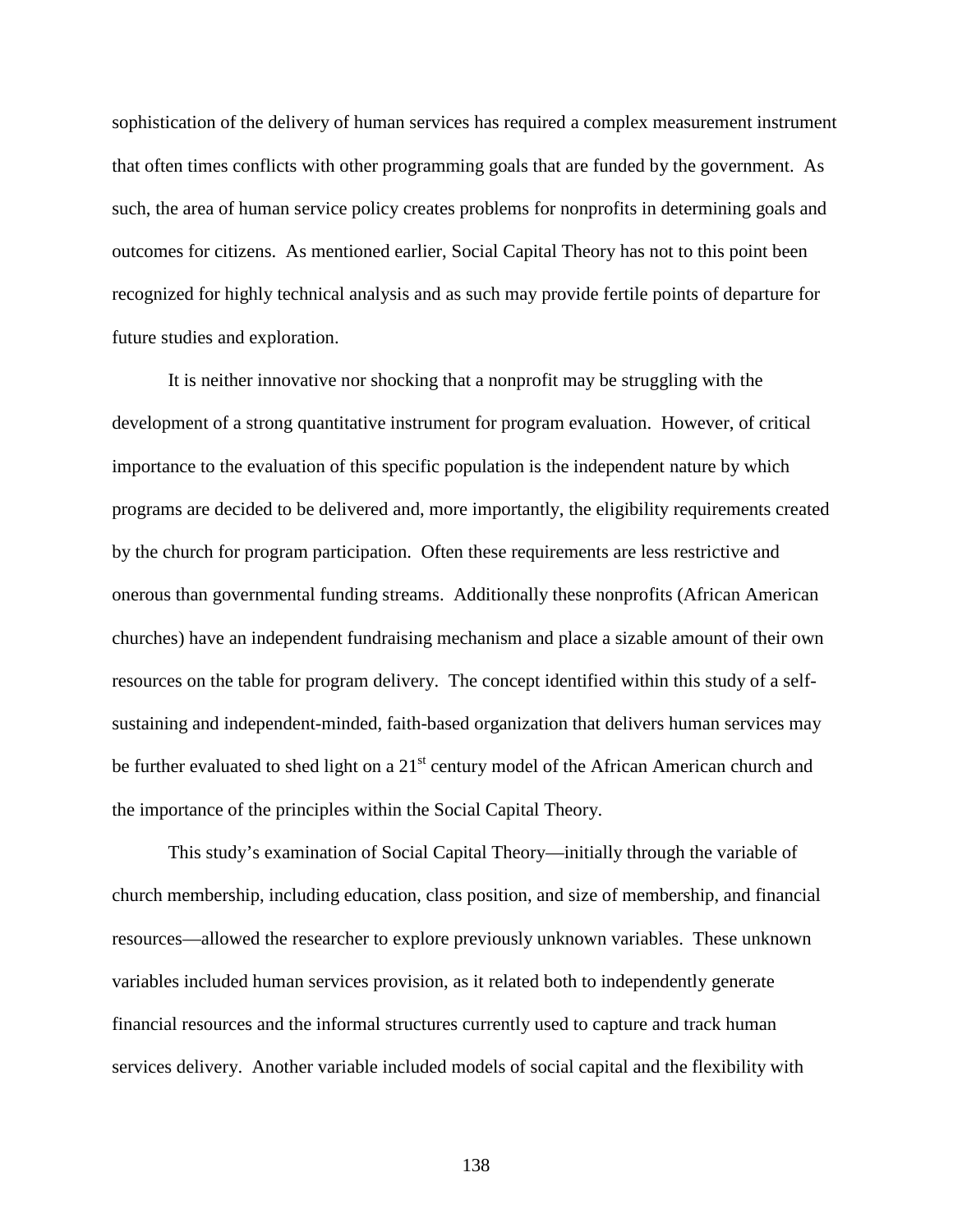sophistication of the delivery of human services has required a complex measurement instrument that often times conflicts with other programming goals that are funded by the government. As such, the area of human service policy creates problems for nonprofits in determining goals and outcomes for citizens. As mentioned earlier, Social Capital Theory has not to this point been recognized for highly technical analysis and as such may provide fertile points of departure for future studies and exploration.

It is neither innovative nor shocking that a nonprofit may be struggling with the development of a strong quantitative instrument for program evaluation. However, of critical importance to the evaluation of this specific population is the independent nature by which programs are decided to be delivered and, more importantly, the eligibility requirements created by the church for program participation. Often these requirements are less restrictive and onerous than governmental funding streams. Additionally these nonprofits (African American churches) have an independent fundraising mechanism and place a sizable amount of their own resources on the table for program delivery. The concept identified within this study of a self-sustaining and independent-minded, faith-based organization that delivers human services may be further evaluated to shed light on a 21st century model of the African American church and the importance of the principles within the Social Capital Theory.

This study's examination of Social Capital Theory—initially through the variable of church membership, including education, class position, and size of membership, and financial resources—allowed the researcher to explore previously unknown variables. These unknown variables included human services provision, as it related both to independently generate financial resources and the informal structures currently used to capture and track human services delivery. Another variable included models of social capital and the flexibility with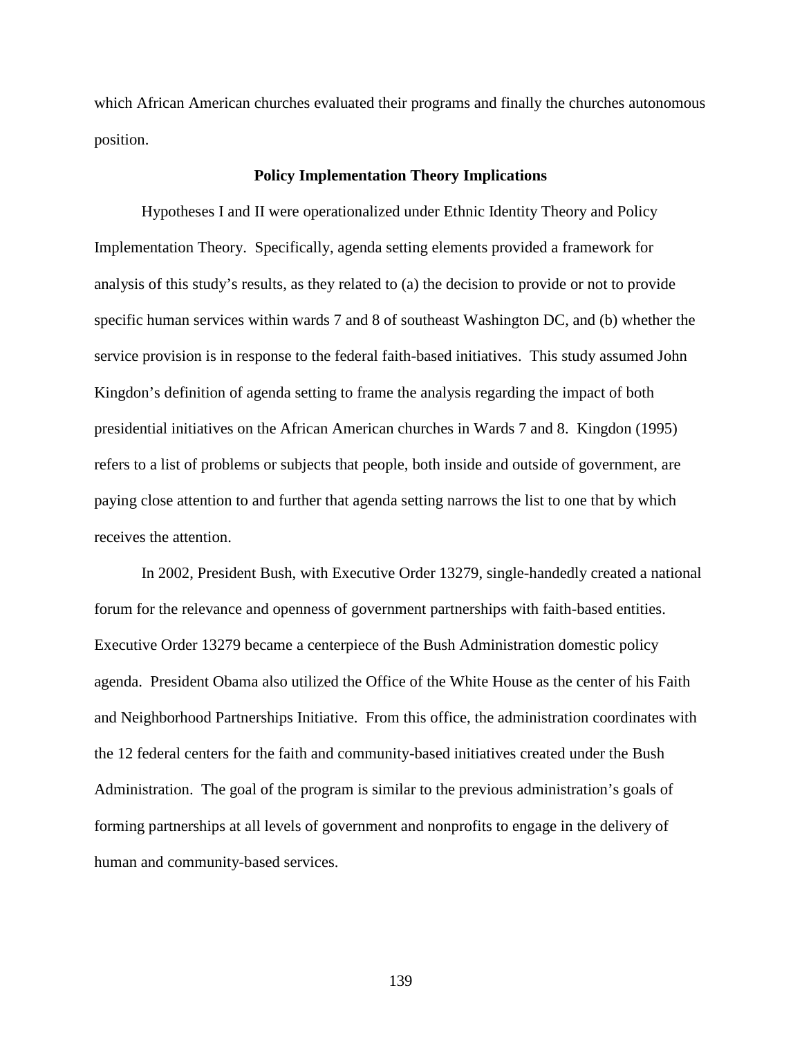which African American churches evaluated their programs and finally the churches autonomous position.

## Policy Implementation Theory Implications

Hypotheses I and II were operationalized under Ethnic Identity Theory and Policy Implementation Theory. Specifically, agenda setting elements provided a framework for analysis of this study's results, as they related to (a) the decision to provide or not to provide specific human services within wards 7 and 8 of southeast Washington DC, and (b) whether the service provision is in response to the federal faith-based initiatives. This study assumed John Kingdon's definition of agenda setting to frame the analysis regarding the impact of both presidential initiatives on the African American churches in Wards 7 and 8. Kingdon (1995) refers to a list of problems or subjects that people, both inside and outside of government, are paying close attention to and further that agenda setting narrows the list to one that by which receives the attention.

In 2002, President Bush, with Executive Order 13279, single-handedly created a national forum for the relevance and openness of government partnerships with faith-based entities. Executive Order 13279 became a centerpiece of the Bush Administration domestic policy agenda. President Obama also utilized the Office of the White House as the center of his Faith and Neighborhood Partnerships Initiative. From this office, the administration coordinates with the 12 federal centers for the faith and community-based initiatives created under the Bush Administration. The goal of the program is similar to the previous administration's goals of forming partnerships at all levels of government and nonprofits to engage in the delivery of human and community-based services.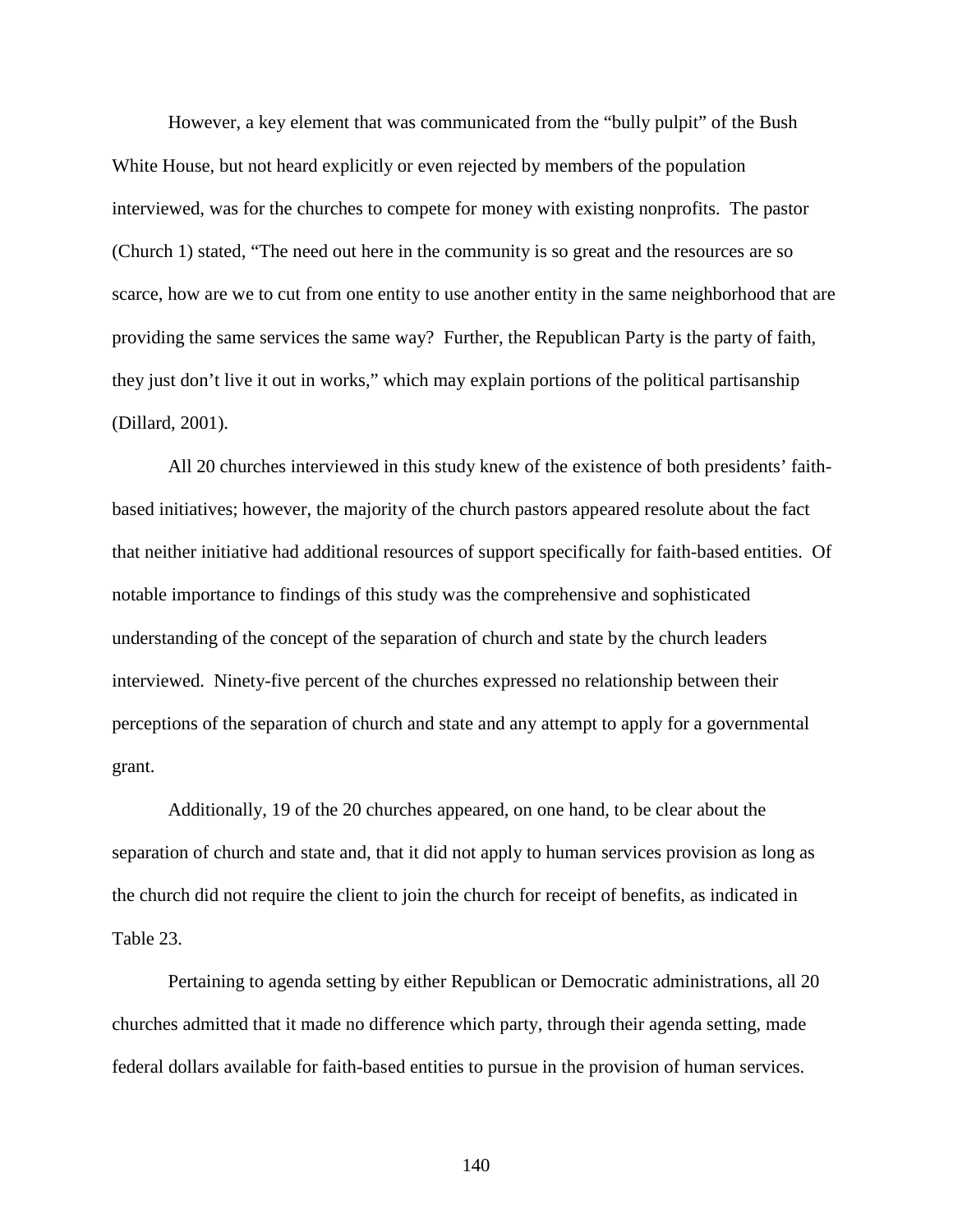However, a key element that was communicated from the "bully pulpit" of the Bush White House, but not heard explicitly or even rejected by members of the population interviewed, was for the churches to compete for money with existing nonprofits. The pastor (Church 1) stated, "The need out here in the community is so great and the resources are so scarce, how are we to cut from one entity to use another entity in the same neighborhood that are providing the same services the same way? Further, the Republican Party is the party of faith, they just don't live it out in works," which may explain portions of the political partisanship (Dillard, 2001).

All 20 churches interviewed in this study knew of the existence of both presidents' faith-based initiatives; however, the majority of the church pastors appeared resolute about the fact that neither initiative had additional resources of support specifically for faith-based entities. Of notable importance to findings of this study was the comprehensive and sophisticated understanding of the concept of the separation of church and state by the church leaders interviewed. Ninety-five percent of the churches expressed no relationship between their perceptions of the separation of church and state and any attempt to apply for a governmental grant.

Additionally, 19 of the 20 churches appeared, on one hand, to be clear about the separation of church and state and, that it did not apply to human services provision as long as the church did not require the client to join the church for receipt of benefits, as indicated in Table 23.

Pertaining to agenda setting by either Republican or Democratic administrations, all 20 churches admitted that it made no difference which party, through their agenda setting, made federal dollars available for faith-based entities to pursue in the provision of human services.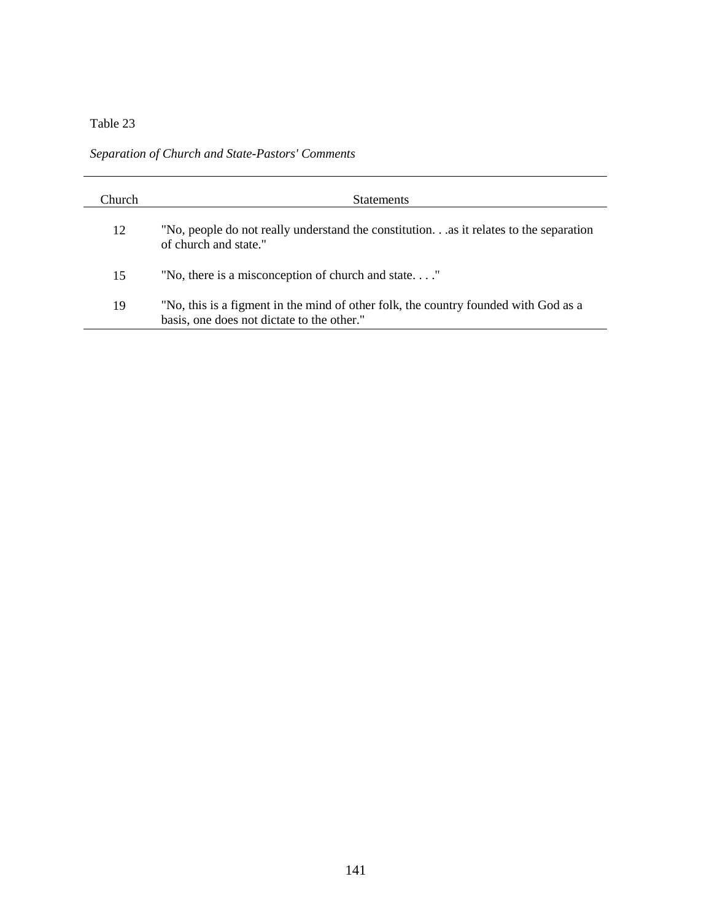Table 23

*Separation of Church and State-Pastors' Comments*

| Church | Statements |
|---|---|
| 12 | "No, people do not really understand the constitution. . .as it relates to the separation of church and state." |
| 15 | "No, there is a misconception of church and state. . . ." |
| 19 | "No, this is a figment in the mind of other folk, the country founded with God as a basis, one does not dictate to the other." |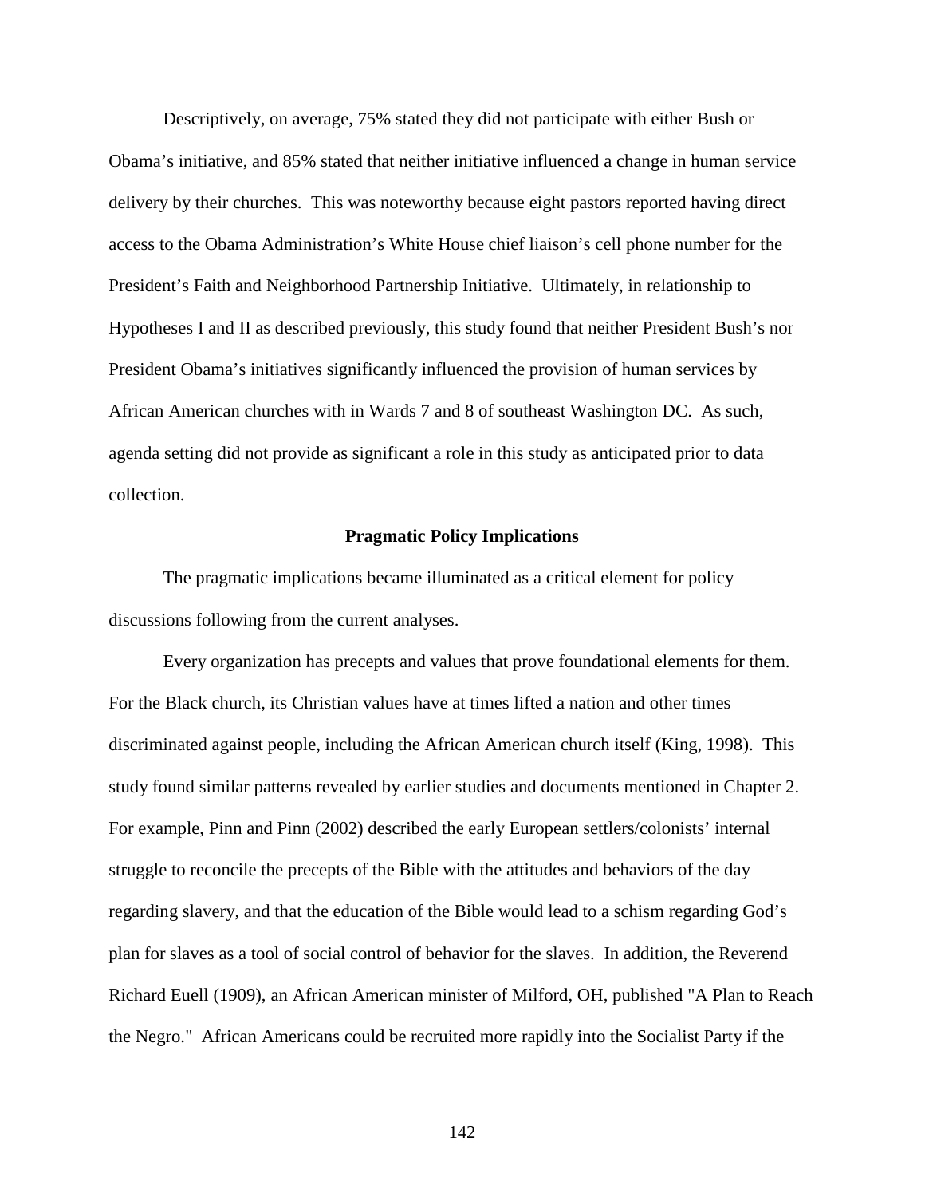Descriptively, on average, 75% stated they did not participate with either Bush or Obama's initiative, and 85% stated that neither initiative influenced a change in human service delivery by their churches. This was noteworthy because eight pastors reported having direct access to the Obama Administration's White House chief liaison's cell phone number for the President's Faith and Neighborhood Partnership Initiative. Ultimately, in relationship to Hypotheses I and II as described previously, this study found that neither President Bush's nor President Obama's initiatives significantly influenced the provision of human services by African American churches with in Wards 7 and 8 of southeast Washington DC. As such, agenda setting did not provide as significant a role in this study as anticipated prior to data collection.

## Pragmatic Policy Implications

The pragmatic implications became illuminated as a critical element for policy discussions following from the current analyses.

Every organization has precepts and values that prove foundational elements for them. For the Black church, its Christian values have at times lifted a nation and other times discriminated against people, including the African American church itself (King, 1998). This study found similar patterns revealed by earlier studies and documents mentioned in Chapter 2. For example, Pinn and Pinn (2002) described the early European settlers/colonists' internal struggle to reconcile the precepts of the Bible with the attitudes and behaviors of the day regarding slavery, and that the education of the Bible would lead to a schism regarding God's plan for slaves as a tool of social control of behavior for the slaves. In addition, the Reverend Richard Euell (1909), an African American minister of Milford, OH, published "A Plan to Reach the Negro." African Americans could be recruited more rapidly into the Socialist Party if the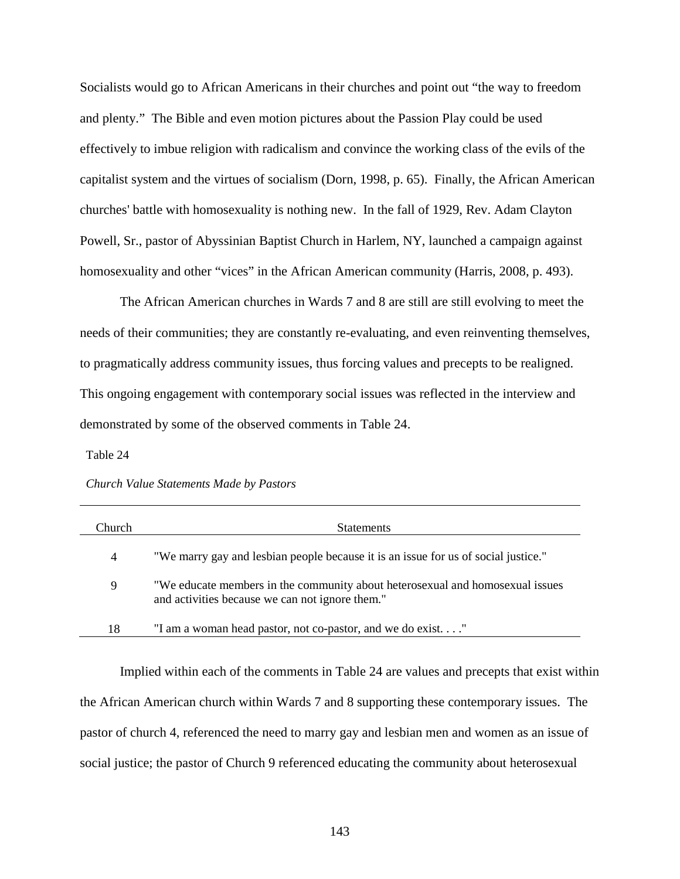Socialists would go to African Americans in their churches and point out "the way to freedom and plenty." The Bible and even motion pictures about the Passion Play could be used effectively to imbue religion with radicalism and convince the working class of the evils of the capitalist system and the virtues of socialism (Dorn, 1998, p. 65). Finally, the African American churches' battle with homosexuality is nothing new. In the fall of 1929, Rev. Adam Clayton Powell, Sr., pastor of Abyssinian Baptist Church in Harlem, NY, launched a campaign against homosexuality and other "vices" in the African American community (Harris, 2008, p. 493).

The African American churches in Wards 7 and 8 are still are still evolving to meet the needs of their communities; they are constantly re-evaluating, and even reinventing themselves, to pragmatically address community issues, thus forcing values and precepts to be realigned. This ongoing engagement with contemporary social issues was reflected in the interview and demonstrated by some of the observed comments in Table 24.

Table 24

*Church Value Statements Made by Pastors*

| Church | Statements |
|---|---|
| 4 | "We marry gay and lesbian people because it is an issue for us of social justice." |
| 9 | "We educate members in the community about heterosexual and homosexual issues and activities because we can not ignore them." |
| 18 | "I am a woman head pastor, not co-pastor, and we do exist. . . ." |

Implied within each of the comments in Table 24 are values and precepts that exist within the African American church within Wards 7 and 8 supporting these contemporary issues. The pastor of church 4, referenced the need to marry gay and lesbian men and women as an issue of social justice; the pastor of Church 9 referenced educating the community about heterosexual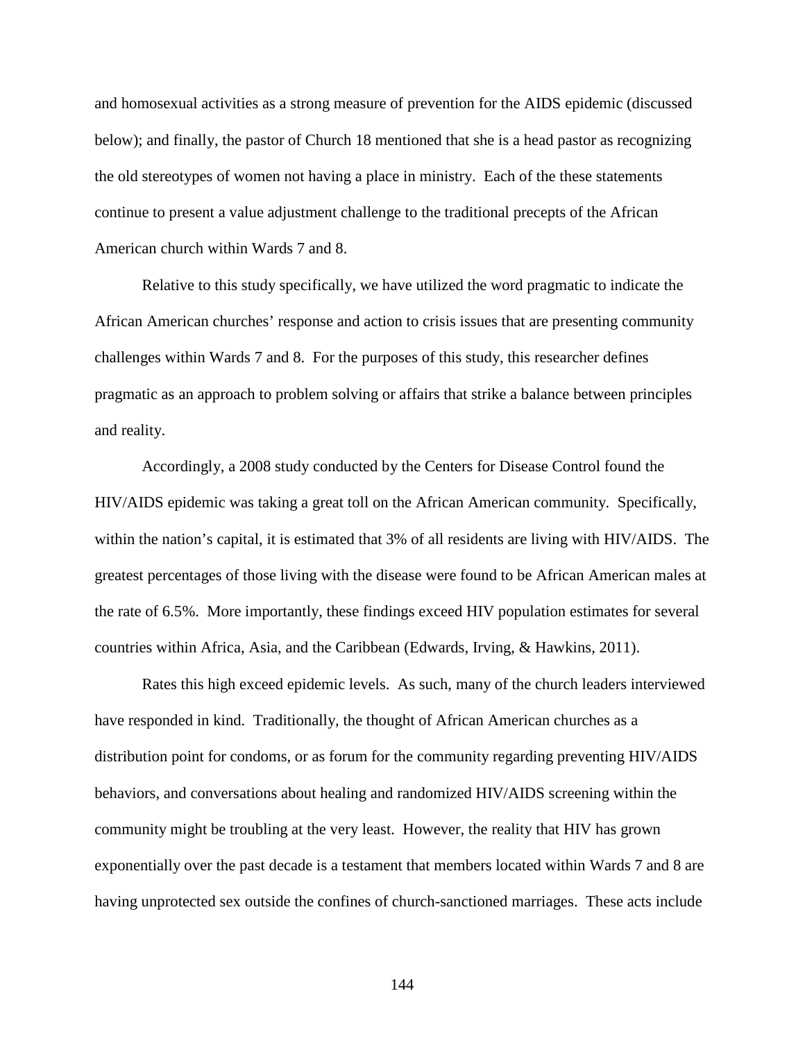and homosexual activities as a strong measure of prevention for the AIDS epidemic (discussed below); and finally, the pastor of Church 18 mentioned that she is a head pastor as recognizing the old stereotypes of women not having a place in ministry. Each of the these statements continue to present a value adjustment challenge to the traditional precepts of the African American church within Wards 7 and 8.

Relative to this study specifically, we have utilized the word pragmatic to indicate the African American churches' response and action to crisis issues that are presenting community challenges within Wards 7 and 8. For the purposes of this study, this researcher defines pragmatic as an approach to problem solving or affairs that strike a balance between principles and reality.

Accordingly, a 2008 study conducted by the Centers for Disease Control found the HIV/AIDS epidemic was taking a great toll on the African American community. Specifically, within the nation's capital, it is estimated that 3% of all residents are living with HIV/AIDS. The greatest percentages of those living with the disease were found to be African American males at the rate of 6.5%. More importantly, these findings exceed HIV population estimates for several countries within Africa, Asia, and the Caribbean (Edwards, Irving, & Hawkins, 2011).

Rates this high exceed epidemic levels. As such, many of the church leaders interviewed have responded in kind. Traditionally, the thought of African American churches as a distribution point for condoms, or as forum for the community regarding preventing HIV/AIDS behaviors, and conversations about healing and randomized HIV/AIDS screening within the community might be troubling at the very least. However, the reality that HIV has grown exponentially over the past decade is a testament that members located within Wards 7 and 8 are having unprotected sex outside the confines of church-sanctioned marriages. These acts include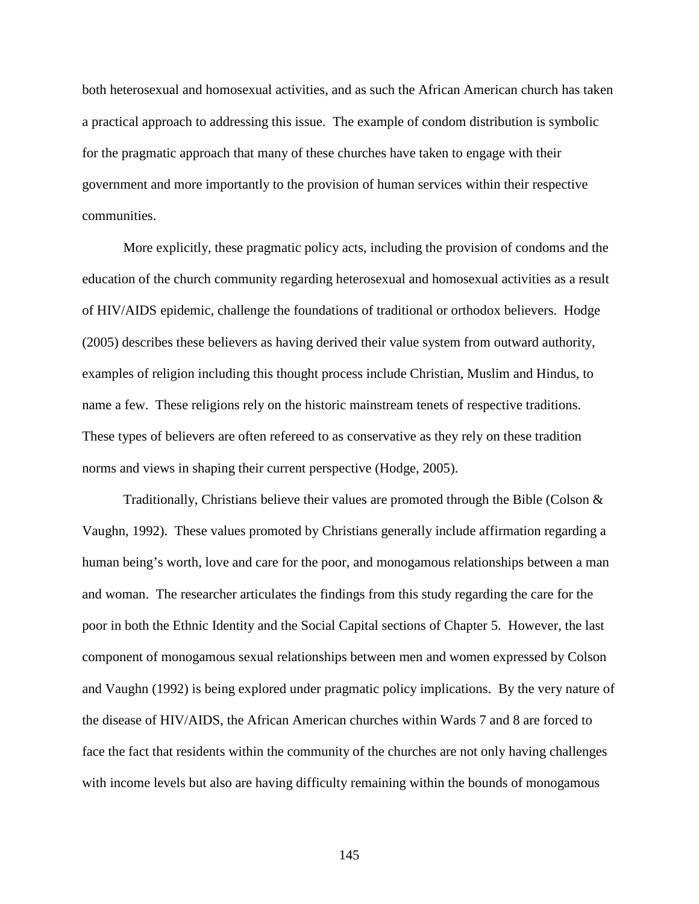both heterosexual and homosexual activities, and as such the African American church has taken a practical approach to addressing this issue. The example of condom distribution is symbolic for the pragmatic approach that many of these churches have taken to engage with their government and more importantly to the provision of human services within their respective communities.

More explicitly, these pragmatic policy acts, including the provision of condoms and the education of the church community regarding heterosexual and homosexual activities as a result of HIV/AIDS epidemic, challenge the foundations of traditional or orthodox believers. Hodge (2005) describes these believers as having derived their value system from outward authority, examples of religion including this thought process include Christian, Muslim and Hindus, to name a few. These religions rely on the historic mainstream tenets of respective traditions. These types of believers are often refereed to as conservative as they rely on these tradition norms and views in shaping their current perspective (Hodge, 2005).

Traditionally, Christians believe their values are promoted through the Bible (Colson & Vaughn, 1992). These values promoted by Christians generally include affirmation regarding a human being's worth, love and care for the poor, and monogamous relationships between a man and woman. The researcher articulates the findings from this study regarding the care for the poor in both the Ethnic Identity and the Social Capital sections of Chapter 5. However, the last component of monogamous sexual relationships between men and women expressed by Colson and Vaughn (1992) is being explored under pragmatic policy implications. By the very nature of the disease of HIV/AIDS, the African American churches within Wards 7 and 8 are forced to face the fact that residents within the community of the churches are not only having challenges with income levels but also are having difficulty remaining within the bounds of monogamous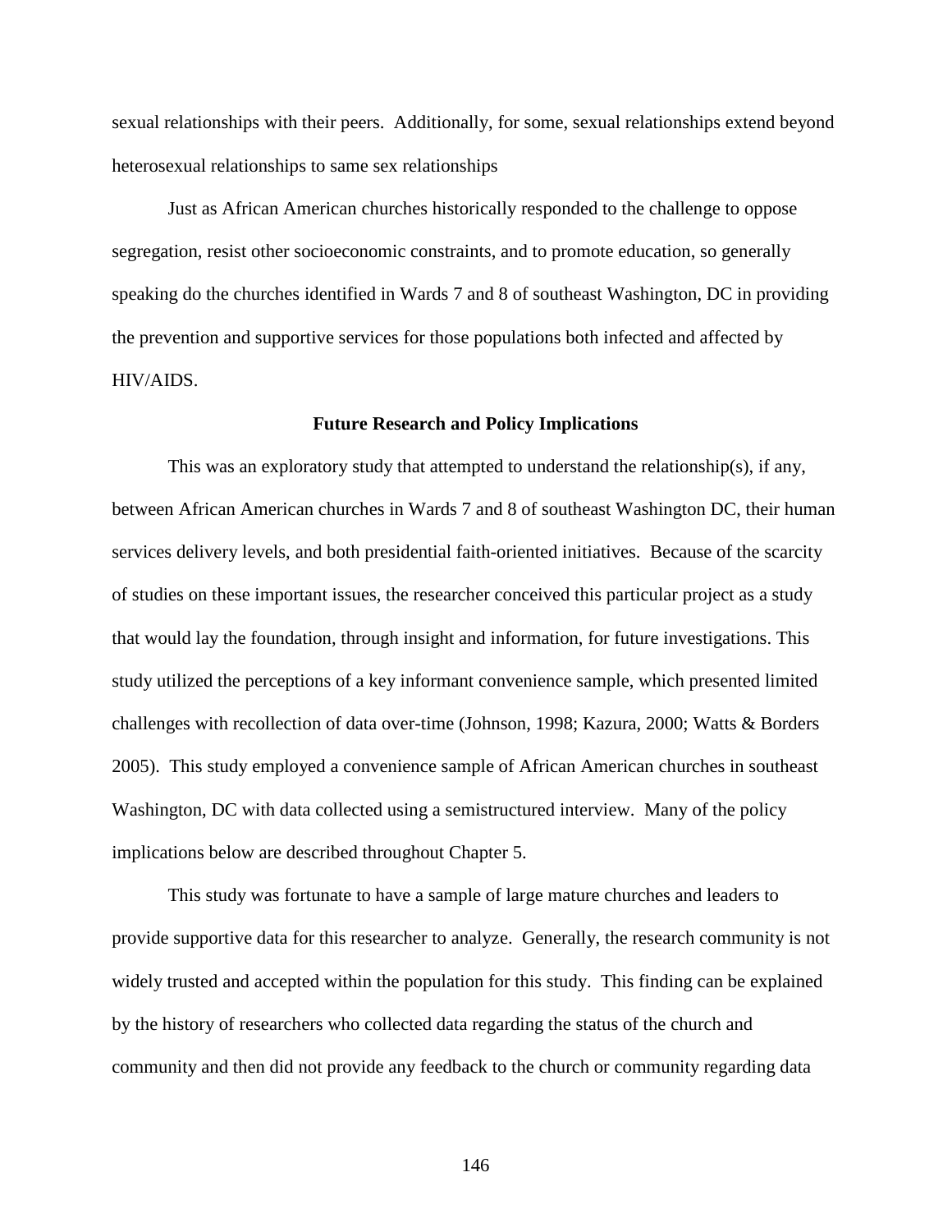sexual relationships with their peers. Additionally, for some, sexual relationships extend beyond heterosexual relationships to same sex relationships

Just as African American churches historically responded to the challenge to oppose segregation, resist other socioeconomic constraints, and to promote education, so generally speaking do the churches identified in Wards 7 and 8 of southeast Washington, DC in providing the prevention and supportive services for those populations both infected and affected by HIV/AIDS.

## Future Research and Policy Implications

This was an exploratory study that attempted to understand the relationship(s), if any, between African American churches in Wards 7 and 8 of southeast Washington DC, their human services delivery levels, and both presidential faith-oriented initiatives. Because of the scarcity of studies on these important issues, the researcher conceived this particular project as a study that would lay the foundation, through insight and information, for future investigations. This study utilized the perceptions of a key informant convenience sample, which presented limited challenges with recollection of data over-time (Johnson, 1998; Kazura, 2000; Watts & Borders 2005). This study employed a convenience sample of African American churches in southeast Washington, DC with data collected using a semistructured interview. Many of the policy implications below are described throughout Chapter 5.

This study was fortunate to have a sample of large mature churches and leaders to provide supportive data for this researcher to analyze. Generally, the research community is not widely trusted and accepted within the population for this study. This finding can be explained by the history of researchers who collected data regarding the status of the church and community and then did not provide any feedback to the church or community regarding data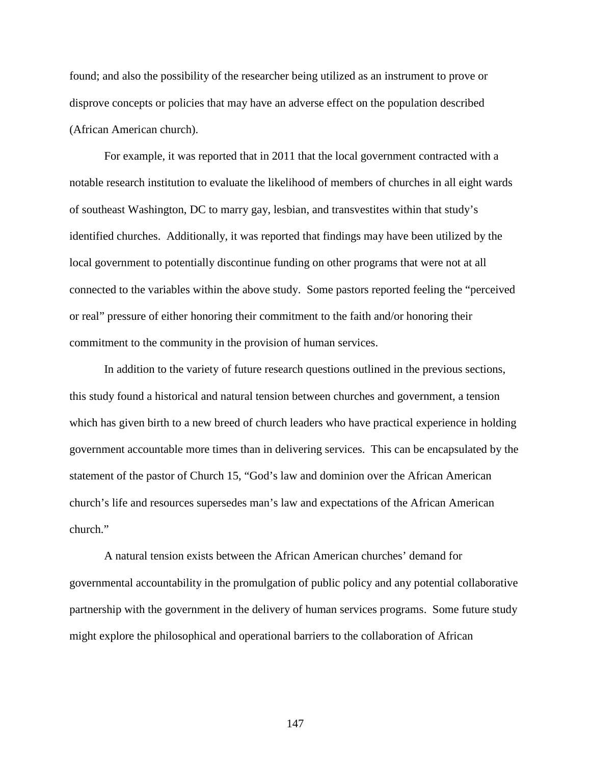found; and also the possibility of the researcher being utilized as an instrument to prove or disprove concepts or policies that may have an adverse effect on the population described (African American church).

For example, it was reported that in 2011 that the local government contracted with a notable research institution to evaluate the likelihood of members of churches in all eight wards of southeast Washington, DC to marry gay, lesbian, and transvestites within that study's identified churches. Additionally, it was reported that findings may have been utilized by the local government to potentially discontinue funding on other programs that were not at all connected to the variables within the above study. Some pastors reported feeling the "perceived or real" pressure of either honoring their commitment to the faith and/or honoring their commitment to the community in the provision of human services.

In addition to the variety of future research questions outlined in the previous sections, this study found a historical and natural tension between churches and government, a tension which has given birth to a new breed of church leaders who have practical experience in holding government accountable more times than in delivering services. This can be encapsulated by the statement of the pastor of Church 15, "God's law and dominion over the African American church's life and resources supersedes man's law and expectations of the African American church."

A natural tension exists between the African American churches' demand for governmental accountability in the promulgation of public policy and any potential collaborative partnership with the government in the delivery of human services programs. Some future study might explore the philosophical and operational barriers to the collaboration of African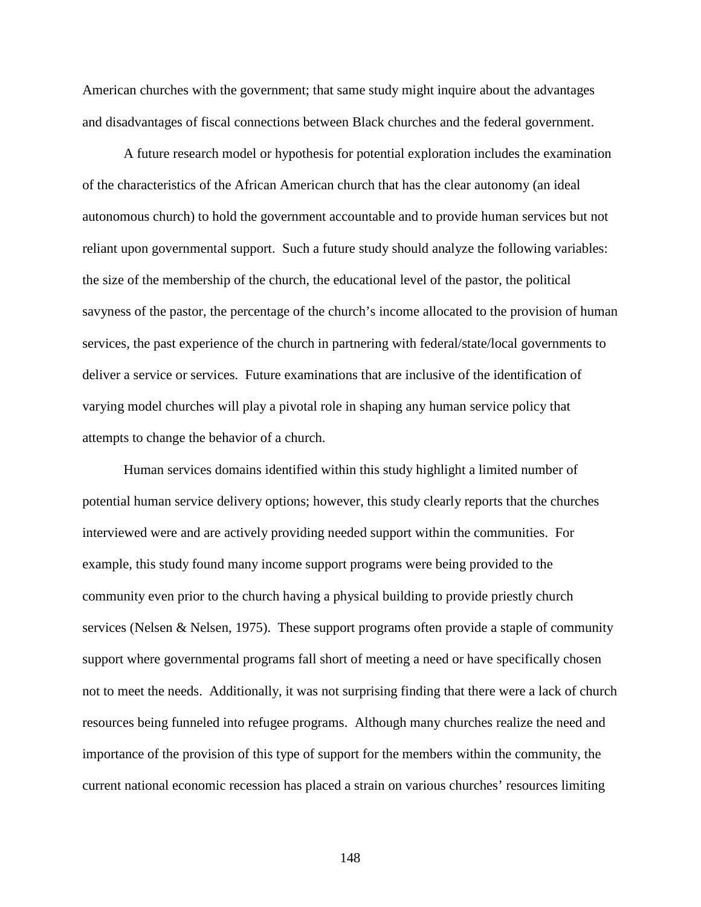American churches with the government; that same study might inquire about the advantages and disadvantages of fiscal connections between Black churches and the federal government.

A future research model or hypothesis for potential exploration includes the examination of the characteristics of the African American church that has the clear autonomy (an ideal autonomous church) to hold the government accountable and to provide human services but not reliant upon governmental support. Such a future study should analyze the following variables: the size of the membership of the church, the educational level of the pastor, the political savvyness of the pastor, the percentage of the church's income allocated to the provision of human services, the past experience of the church in partnering with federal/state/local governments to deliver a service or services. Future examinations that are inclusive of the identification of varying model churches will play a pivotal role in shaping any human service policy that attempts to change the behavior of a church.

Human services domains identified within this study highlight a limited number of potential human service delivery options; however, this study clearly reports that the churches interviewed were and are actively providing needed support within the communities. For example, this study found many income support programs were being provided to the community even prior to the church having a physical building to provide priestly church services (Nelsen & Nelsen, 1975). These support programs often provide a staple of community support where governmental programs fall short of meeting a need or have specifically chosen not to meet the needs. Additionally, it was not surprising finding that there were a lack of church resources being funneled into refugee programs. Although many churches realize the need and importance of the provision of this type of support for the members within the community, the current national economic recession has placed a strain on various churches' resources limiting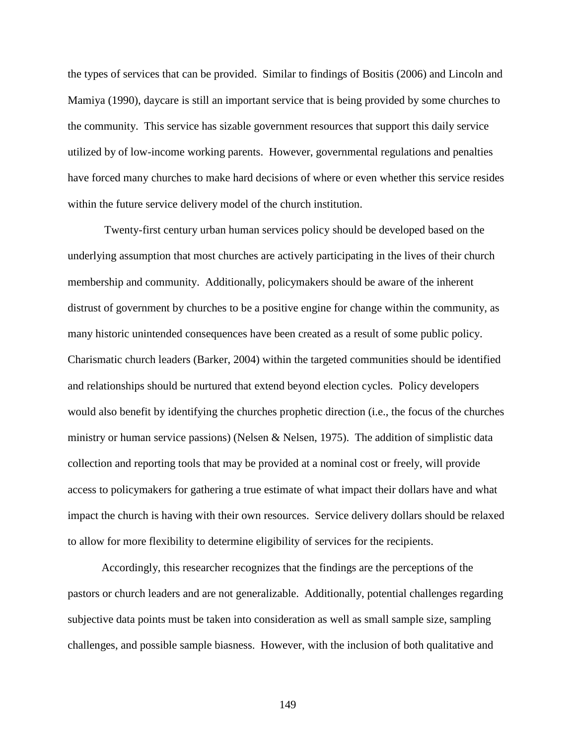the types of services that can be provided. Similar to findings of Bositis (2006) and Lincoln and Mamiya (1990), daycare is still an important service that is being provided by some churches to the community. This service has sizable government resources that support this daily service utilized by of low-income working parents. However, governmental regulations and penalties have forced many churches to make hard decisions of where or even whether this service resides within the future service delivery model of the church institution.

Twenty-first century urban human services policy should be developed based on the underlying assumption that most churches are actively participating in the lives of their church membership and community. Additionally, policymakers should be aware of the inherent distrust of government by churches to be a positive engine for change within the community, as many historic unintended consequences have been created as a result of some public policy. Charismatic church leaders (Barker, 2004) within the targeted communities should be identified and relationships should be nurtured that extend beyond election cycles. Policy developers would also benefit by identifying the churches prophetic direction (i.e., the focus of the churches ministry or human service passions) (Nelsen & Nelsen, 1975). The addition of simplistic data collection and reporting tools that may be provided at a nominal cost or freely, will provide access to policymakers for gathering a true estimate of what impact their dollars have and what impact the church is having with their own resources. Service delivery dollars should be relaxed to allow for more flexibility to determine eligibility of services for the recipients.

Accordingly, this researcher recognizes that the findings are the perceptions of the pastors or church leaders and are not generalizable. Additionally, potential challenges regarding subjective data points must be taken into consideration as well as small sample size, sampling challenges, and possible sample biasness. However, with the inclusion of both qualitative and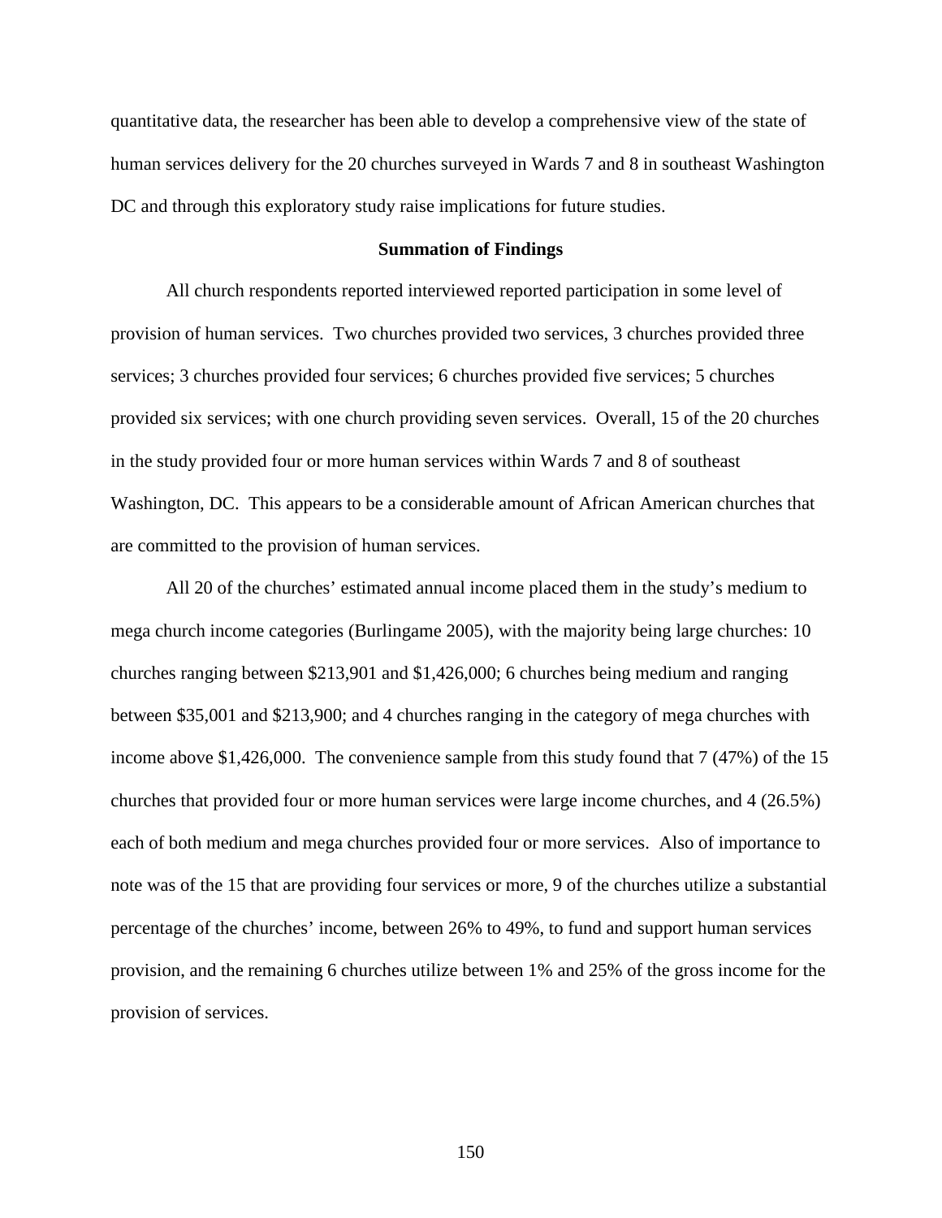quantitative data, the researcher has been able to develop a comprehensive view of the state of human services delivery for the 20 churches surveyed in Wards 7 and 8 in southeast Washington DC and through this exploratory study raise implications for future studies.

## Summation of Findings

All church respondents reported interviewed reported participation in some level of provision of human services. Two churches provided two services, 3 churches provided three services; 3 churches provided four services; 6 churches provided five services; 5 churches provided six services; with one church providing seven services. Overall, 15 of the 20 churches in the study provided four or more human services within Wards 7 and 8 of southeast Washington, DC. This appears to be a considerable amount of African American churches that are committed to the provision of human services.

All 20 of the churches' estimated annual income placed them in the study's medium to mega church income categories (Burlingame 2005), with the majority being large churches: 10 churches ranging between \$213,901 and \$1,426,000; 6 churches being medium and ranging between \$35,001 and \$213,900; and 4 churches ranging in the category of mega churches with income above \$1,426,000. The convenience sample from this study found that 7 (47%) of the 15 churches that provided four or more human services were large income churches, and 4 (26.5%) each of both medium and mega churches provided four or more services. Also of importance to note was of the 15 that are providing four services or more, 9 of the churches utilize a substantial percentage of the churches' income, between 26% to 49%, to fund and support human services provision, and the remaining 6 churches utilize between 1% and 25% of the gross income for the provision of services.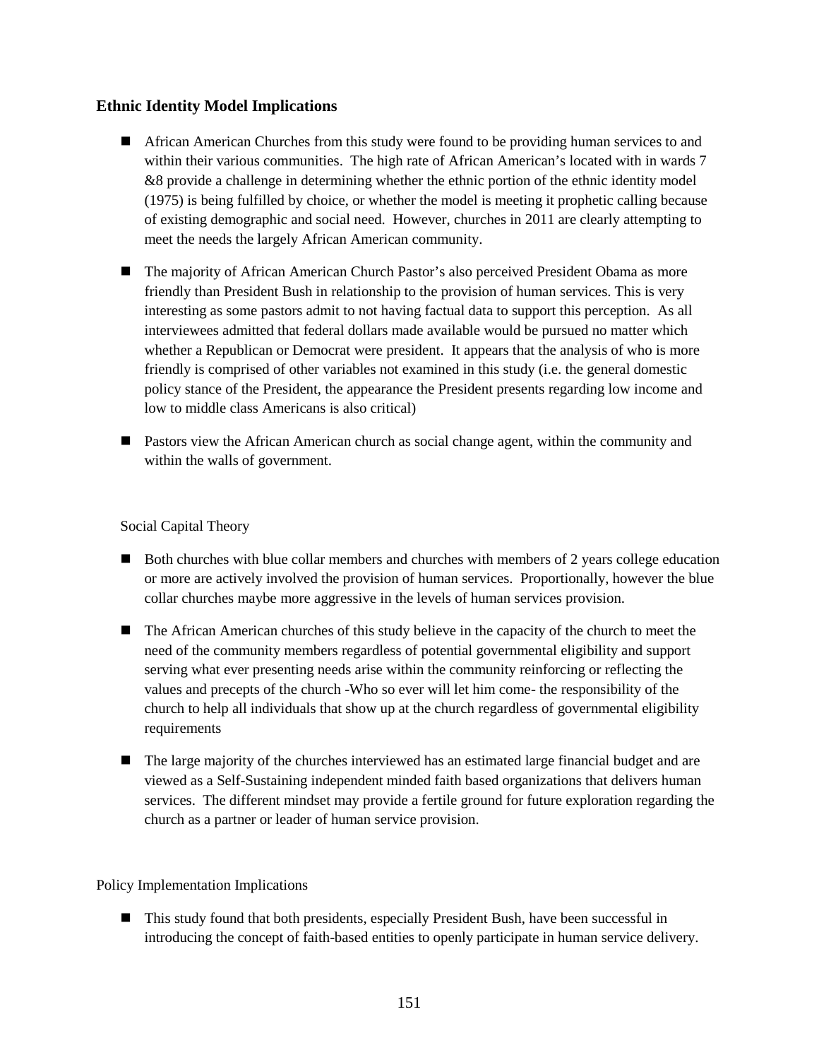## Ethnic Identity Model Implications

- African American Churches from this study were found to be providing human services to and within their various communities. The high rate of African American's located with in wards 7 &8 provide a challenge in determining whether the ethnic portion of the ethnic identity model (1975) is being fulfilled by choice, or whether the model is meeting it prophetic calling because of existing demographic and social need. However, churches in 2011 are clearly attempting to meet the needs the largely African American community.
- The majority of African American Church Pastor's also perceived President Obama as more friendly than President Bush in relationship to the provision of human services. This is very interesting as some pastors admit to not having factual data to support this perception. As all interviewees admitted that federal dollars made available would be pursued no matter which whether a Republican or Democrat were president. It appears that the analysis of who is more friendly is comprised of other variables not examined in this study (i.e. the general domestic policy stance of the President, the appearance the President presents regarding low income and low to middle class Americans is also critical)
- Pastors view the African American church as social change agent, within the community and within the walls of government.

Social Capital Theory

- Both churches with blue collar members and churches with members of 2 years college education or more are actively involved the provision of human services. Proportionally, however the blue collar churches maybe more aggressive in the levels of human services provision.
- The African American churches of this study believe in the capacity of the church to meet the need of the community members regardless of potential governmental eligibility and support serving what ever presenting needs arise within the community reinforcing or reflecting the values and precepts of the church -Who so ever will let him come- the responsibility of the church to help all individuals that show up at the church regardless of governmental eligibility requirements
- The large majority of the churches interviewed has an estimated large financial budget and are viewed as a Self-Sustaining independent minded faith based organizations that delivers human services. The different mindset may provide a fertile ground for future exploration regarding the church as a partner or leader of human service provision.

Policy Implementation Implications

- This study found that both presidents, especially President Bush, have been successful in introducing the concept of faith-based entities to openly participate in human service delivery.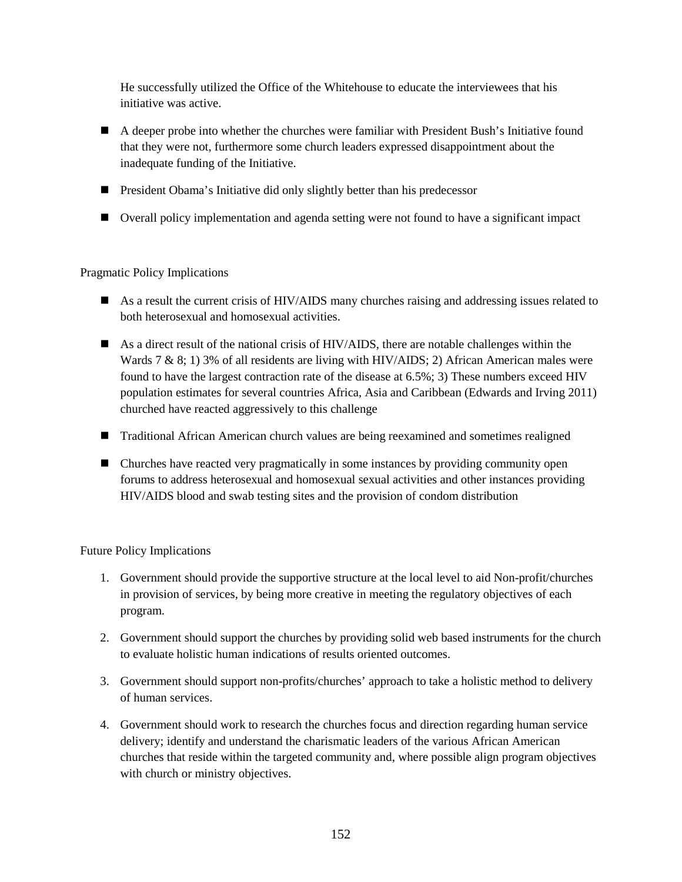He successfully utilized the Office of the Whitehouse to educate the interviewees that his initiative was active.

- A deeper probe into whether the churches were familiar with President Bush's Initiative found that they were not, furthermore some church leaders expressed disappointment about the inadequate funding of the Initiative.
- President Obama's Initiative did only slightly better than his predecessor
- Overall policy implementation and agenda setting were not found to have a significant impact

Pragmatic Policy Implications

- As a result the current crisis of HIV/AIDS many churches raising and addressing issues related to both heterosexual and homosexual activities.
- As a direct result of the national crisis of HIV/AIDS, there are notable challenges within the Wards 7 & 8; 1) 3% of all residents are living with HIV/AIDS; 2) African American males were found to have the largest contraction rate of the disease at 6.5%; 3) These numbers exceed HIV population estimates for several countries Africa, Asia and Caribbean (Edwards and Irving 2011) churched have reacted aggressively to this challenge
- Traditional African American church values are being reexamined and sometimes realigned
- Churches have reacted very pragmatically in some instances by providing community open forums to address heterosexual and homosexual sexual activities and other instances providing HIV/AIDS blood and swab testing sites and the provision of condom distribution

Future Policy Implications

1. Government should provide the supportive structure at the local level to aid Non-profit/churches in provision of services, by being more creative in meeting the regulatory objectives of each program.
2. Government should support the churches by providing solid web based instruments for the church to evaluate holistic human indications of results oriented outcomes.
3. Government should support non-profits/churches' approach to take a holistic method to delivery of human services.
4. Government should work to research the churches focus and direction regarding human service delivery; identify and understand the charismatic leaders of the various African American churches that reside within the targeted community and, where possible align program objectives with church or ministry objectives.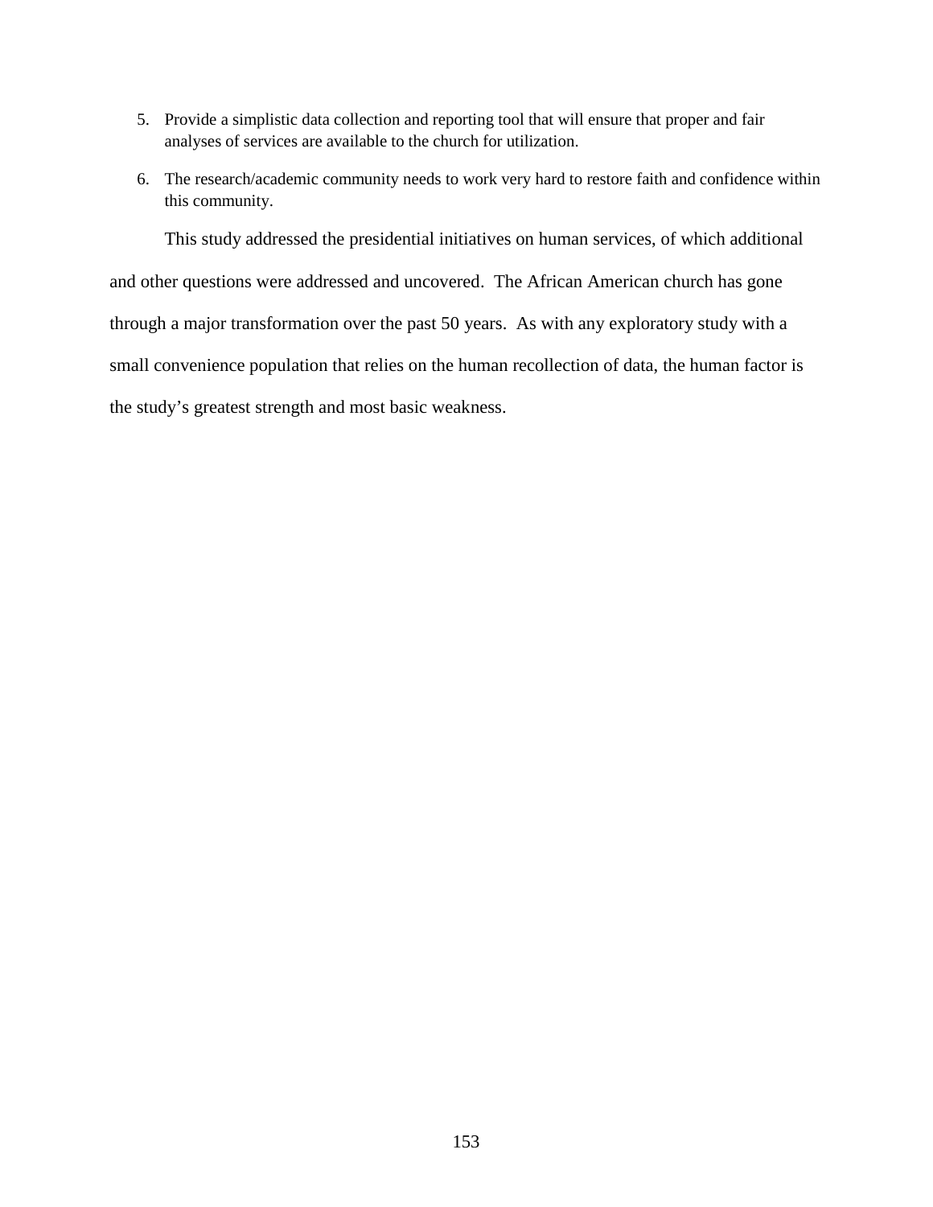5. Provide a simplistic data collection and reporting tool that will ensure that proper and fair analyses of services are available to the church for utilization.
6. The research/academic community needs to work very hard to restore faith and confidence within this community.

This study addressed the presidential initiatives on human services, of which additional and other questions were addressed and uncovered. The African American church has gone through a major transformation over the past 50 years. As with any exploratory study with a small convenience population that relies on the human recollection of data, the human factor is the study's greatest strength and most basic weakness.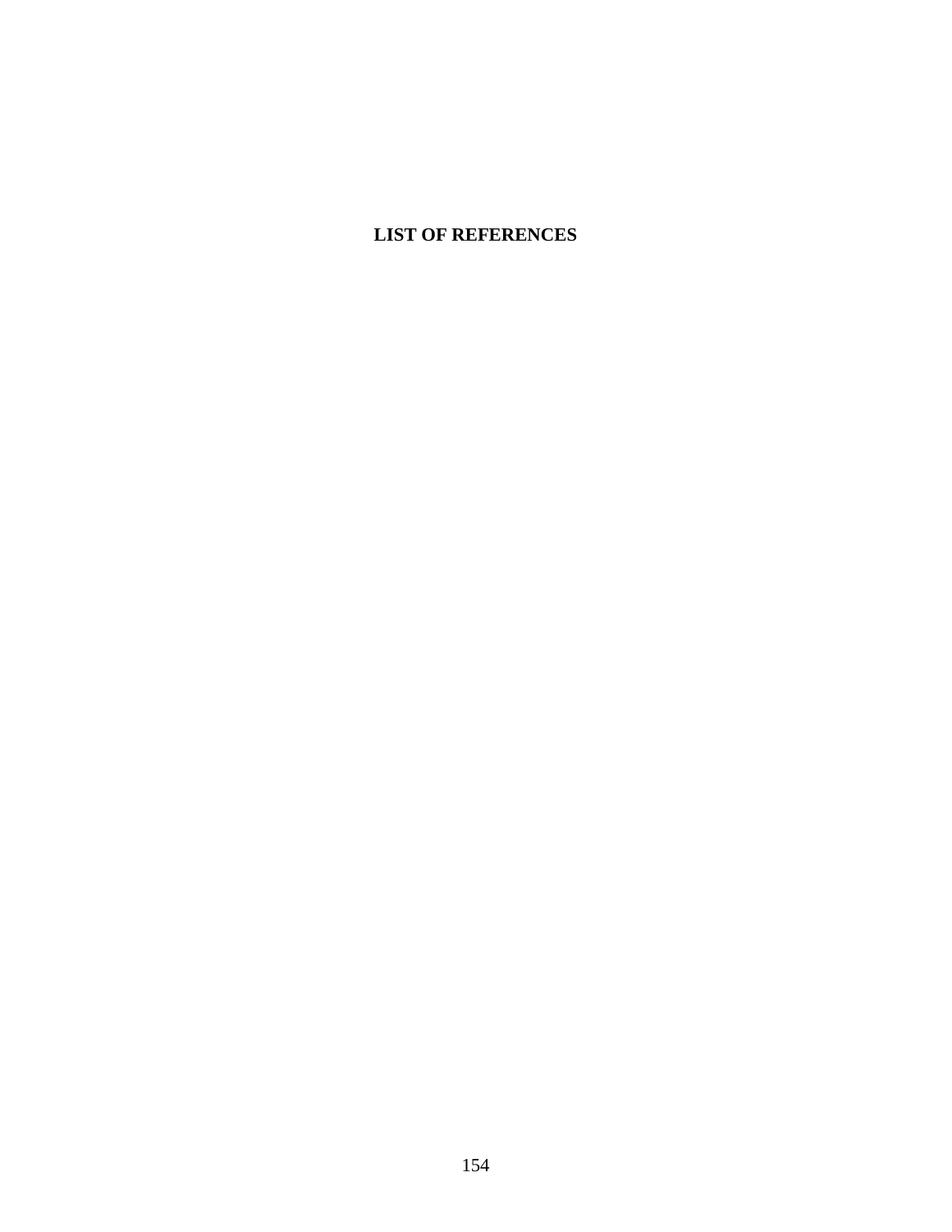# LIST OF REFERENCES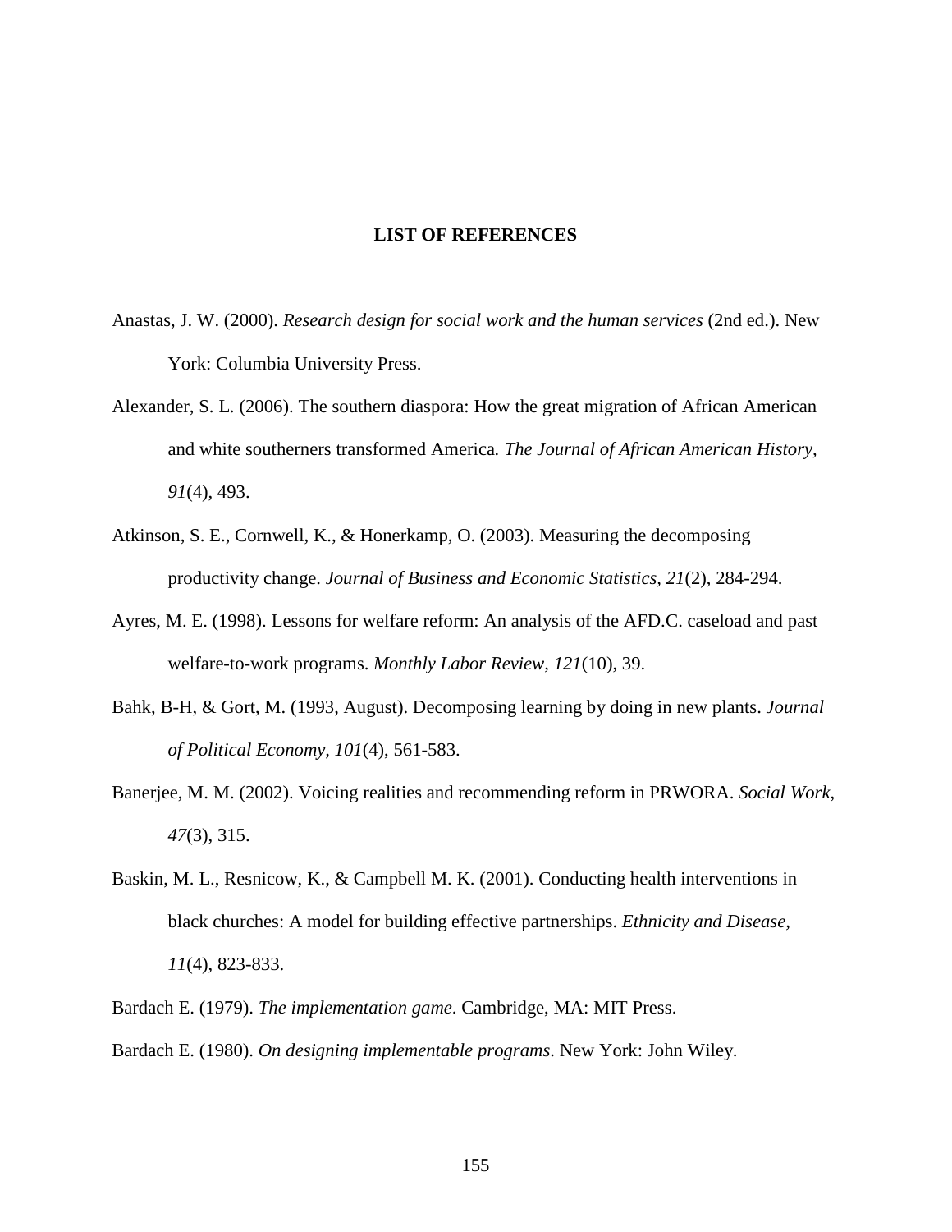## LIST OF REFERENCES

Anastas, J. W. (2000). *Research design for social work and the human services* (2nd ed.). New York: Columbia University Press.

Alexander, S. L. (2006). The southern diaspora: How the great migration of African American and white southerners transformed America*. The Journal of African American History, 91*(4), 493.

Atkinson, S. E., Cornwell, K., & Honerkamp, O. (2003). Measuring the decomposing productivity change. *Journal of Business and Economic Statistics*, *21*(2), 284-294.

Ayres, M. E. (1998). Lessons for welfare reform: An analysis of the AFD.C. caseload and past welfare-to-work programs. *Monthly Labor Review, 121*(10), 39.

Bahk, B-H, & Gort, M. (1993, August). Decomposing learning by doing in new plants. *Journal of Political Economy, 101*(4), 561-583.

Banerjee, M. M. (2002). Voicing realities and recommending reform in PRWORA. *Social Work*, *47*(3), 315.

Baskin, M. L., Resnicow, K., & Campbell M. K. (2001). Conducting health interventions in black churches: A model for building effective partnerships. *Ethnicity and Disease, 11*(4), 823-833.

Bardach E. (1979). *The implementation game*. Cambridge, MA: MIT Press.

Bardach E. (1980). *On designing implementable programs*. New York: John Wiley.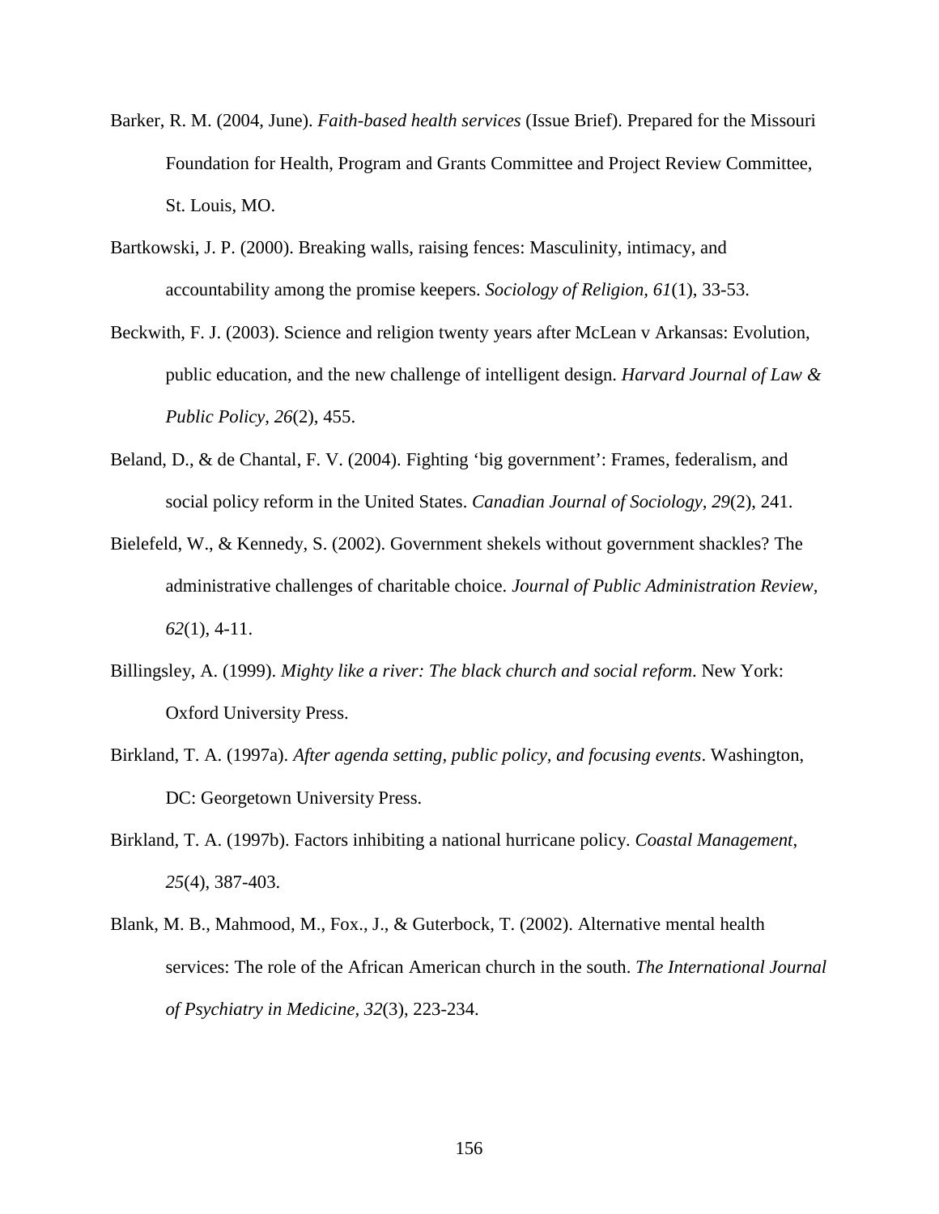Barker, R. M. (2004, June). *Faith-based health services* (Issue Brief). Prepared for the Missouri Foundation for Health, Program and Grants Committee and Project Review Committee, St. Louis, MO.

Bartkowski, J. P. (2000). Breaking walls, raising fences: Masculinity, intimacy, and accountability among the promise keepers. *Sociology of Religion, 61*(1), 33-53.

Beckwith, F. J. (2003). Science and religion twenty years after McLean v Arkansas: Evolution, public education, and the new challenge of intelligent design. *Harvard Journal of Law & Public Policy, 26*(2), 455.

Beland, D., & de Chantal, F. V. (2004). Fighting 'big government': Frames, federalism, and social policy reform in the United States. *Canadian Journal of Sociology, 29*(2), 241.

Bielefeld, W., & Kennedy, S. (2002). Government shekels without government shackles? The administrative challenges of charitable choice. *Journal of Public Administration Review, 62*(1), 4-11.

Billingsley, A. (1999). *Mighty like a river: The black church and social reform*. New York: Oxford University Press.

Birkland, T. A. (1997a). *After agenda setting, public policy, and focusing events*. Washington, DC: Georgetown University Press.

Birkland, T. A. (1997b). Factors inhibiting a national hurricane policy. *Coastal Management*, *25*(4), 387-403.

Blank, M. B., Mahmood, M., Fox., J., & Guterbock, T. (2002). Alternative mental health services: The role of the African American church in the south. *The International Journal of Psychiatry in Medicine, 32*(3), 223-234.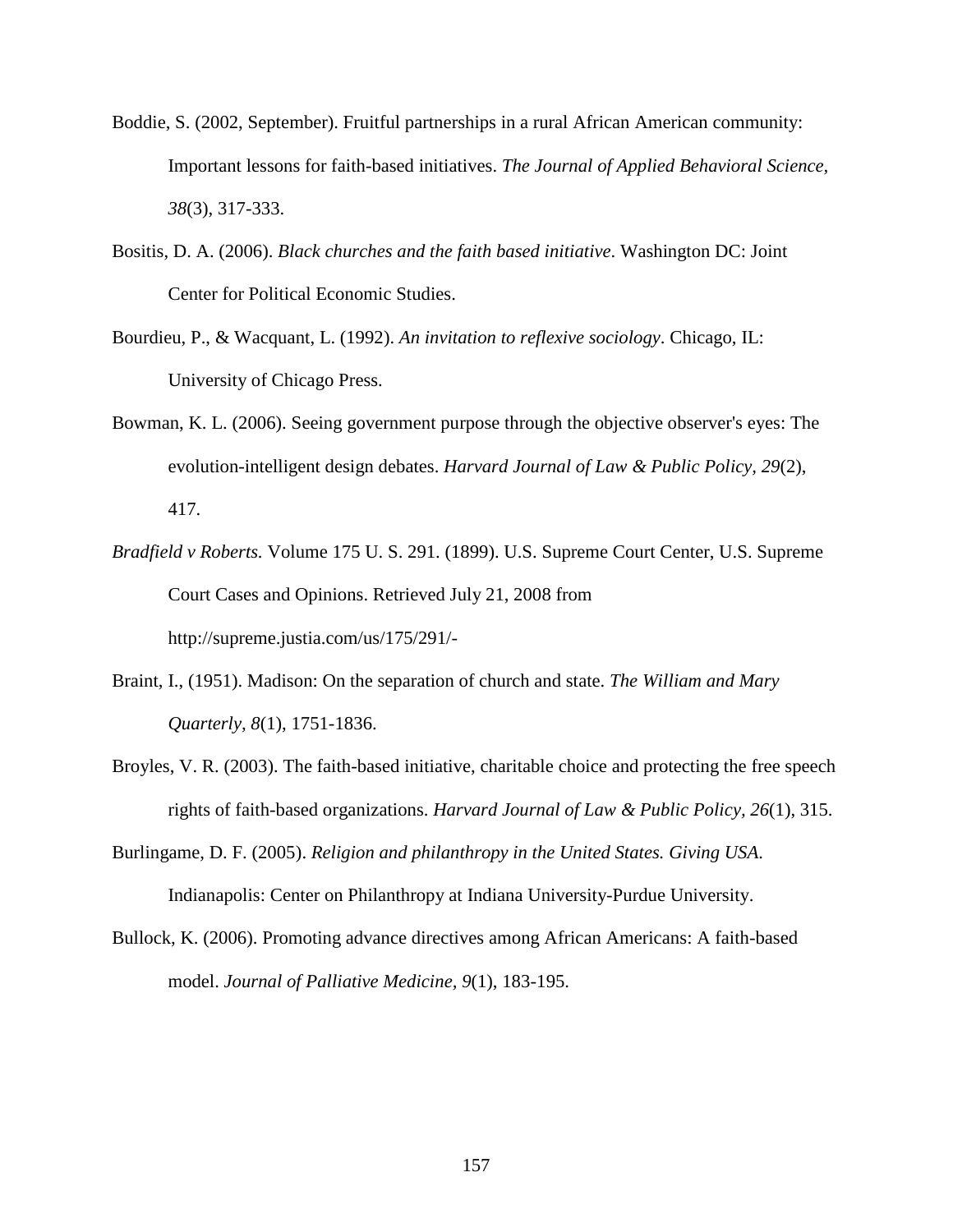Boddie, S. (2002, September). Fruitful partnerships in a rural African American community: Important lessons for faith-based initiatives. *The Journal of Applied Behavioral Science, 38*(3), 317-333.

Bositis, D. A. (2006). *Black churches and the faith based initiative*. Washington DC: Joint Center for Political Economic Studies.

Bourdieu, P., & Wacquant, L. (1992). *An invitation to reflexive sociology*. Chicago, IL: University of Chicago Press.

Bowman, K. L. (2006). Seeing government purpose through the objective observer's eyes: The evolution-intelligent design debates. *Harvard Journal of Law & Public Policy, 29*(2), 417.

*Bradfield v Roberts.* Volume 175 U. S. 291. (1899). U.S. Supreme Court Center, U.S. Supreme Court Cases and Opinions. Retrieved July 21, 2008 from http://supreme.justia.com/us/175/291/-

Braint, I., (1951). Madison: On the separation of church and state. *The William and Mary Quarterly, 8*(1), 1751-1836.

Broyles, V. R. (2003). The faith-based initiative, charitable choice and protecting the free speech rights of faith-based organizations. *Harvard Journal of Law & Public Policy, 26*(1), 315.

Burlingame, D. F. (2005). *Religion and philanthropy in the United States. Giving USA.* Indianapolis: Center on Philanthropy at Indiana University-Purdue University.

Bullock, K. (2006). Promoting advance directives among African Americans: A faith-based model. *Journal of Palliative Medicine, 9*(1), 183-195.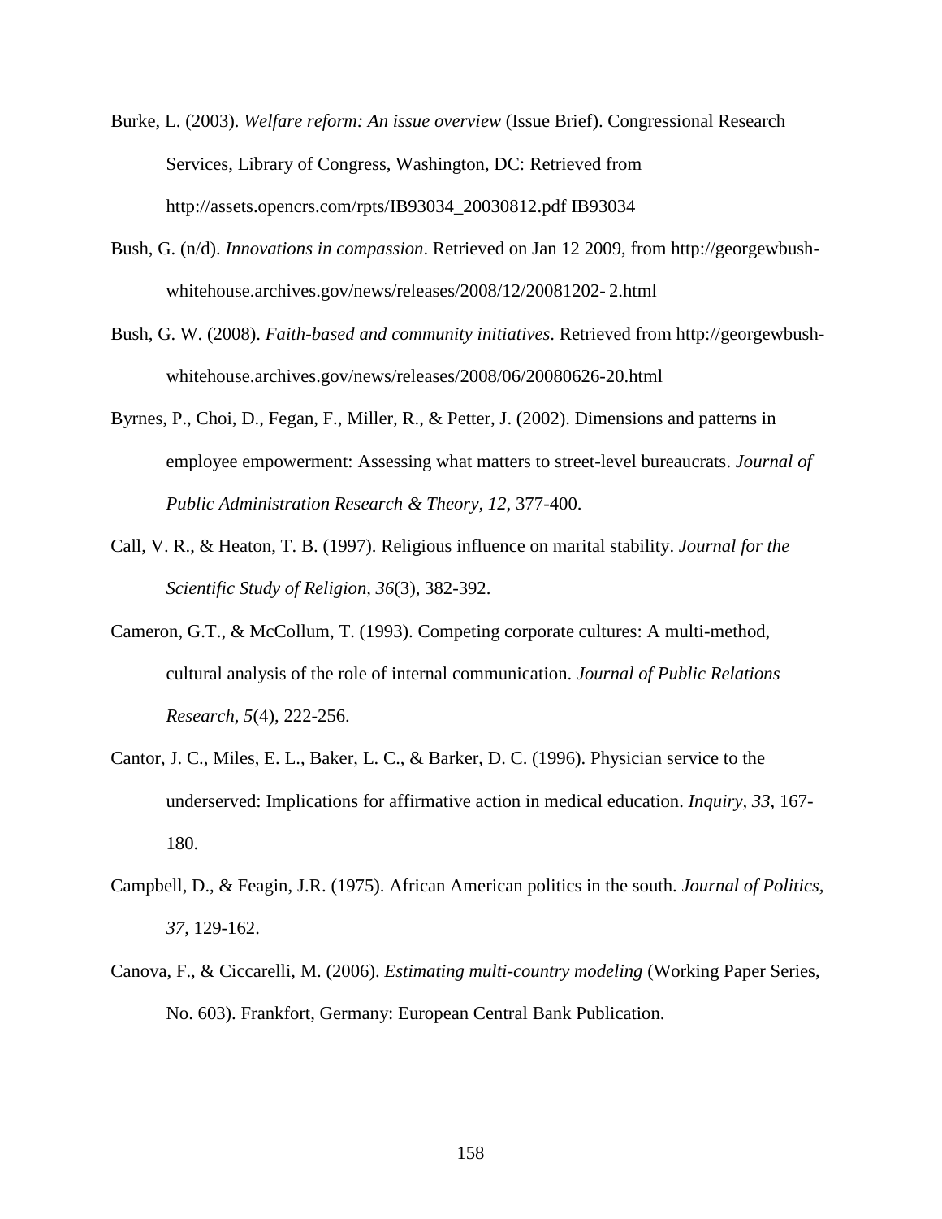Burke, L. (2003). *Welfare reform: An issue overview* (Issue Brief). Congressional Research Services, Library of Congress, Washington, DC: Retrieved from http://assets.opencrs.com/rpts/IB93034_20030812.pdf IB93034

Bush, G. (n/d). *Innovations in compassion*. Retrieved on Jan 12 2009, from http://georgewbush-whitehouse.archives.gov/news/releases/2008/12/20081202- 2.html

Bush, G. W. (2008). *Faith-based and community initiatives*. Retrieved from http://georgewbush-whitehouse.archives.gov/news/releases/2008/06/20080626-20.html

Byrnes, P., Choi, D., Fegan, F., Miller, R., & Petter, J. (2002). Dimensions and patterns in employee empowerment: Assessing what matters to street-level bureaucrats. *Journal of Public Administration Research & Theory, 12*, 377-400.

Call, V. R., & Heaton, T. B. (1997). Religious influence on marital stability. *Journal for the Scientific Study of Religion, 36*(3), 382-392.

Cameron, G.T., & McCollum, T. (1993). Competing corporate cultures: A multi-method, cultural analysis of the role of internal communication. *Journal of Public Relations Research, 5*(4), 222-256.

Cantor, J. C., Miles, E. L., Baker, L. C., & Barker, D. C. (1996). Physician service to the underserved: Implications for affirmative action in medical education. *Inquiry, 33*, 167-180.

Campbell, D., & Feagin, J.R. (1975). African American politics in the south. *Journal of Politics, 37*, 129-162.

Canova, F., & Ciccarelli, M. (2006). *Estimating multi-country modeling* (Working Paper Series, No. 603). Frankfort, Germany: European Central Bank Publication.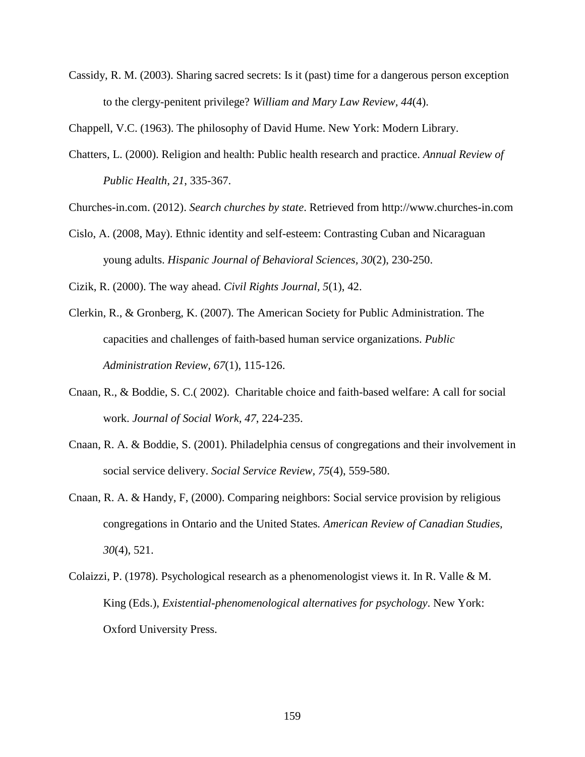Cassidy, R. M. (2003). Sharing sacred secrets: Is it (past) time for a dangerous person exception to the clergy-penitent privilege? *William and Mary Law Review*, *44*(4).

Chappell, V.C. (1963). The philosophy of David Hume. New York: Modern Library.

Chatters, L. (2000). Religion and health: Public health research and practice. *Annual Review of Public Health*, *21*, 335-367.

Churches-in.com. (2012). *Search churches by state*. Retrieved from http://www.churches-in.com

Cislo, A. (2008, May). Ethnic identity and self-esteem: Contrasting Cuban and Nicaraguan young adults. *Hispanic Journal of Behavioral Sciences, 30*(2), 230-250.

Cizik, R. (2000). The way ahead. *Civil Rights Journal, 5*(1), 42.

Clerkin, R., & Gronberg, K. (2007). The American Society for Public Administration. The capacities and challenges of faith-based human service organizations. *Public Administration Review*, *67*(1), 115-126.

Cnaan, R., & Boddie, S. C.( 2002). Charitable choice and faith-based welfare: A call for social work. *Journal of Social Work, 47*, 224-235.

Cnaan, R. A. & Boddie, S. (2001). Philadelphia census of congregations and their involvement in social service delivery. *Social Service Review*, *75*(4), 559-580.

Cnaan, R. A. & Handy, F, (2000). Comparing neighbors: Social service provision by religious congregations in Ontario and the United States. *American Review of Canadian Studies, 30*(4), 521.

Colaizzi, P. (1978). Psychological research as a phenomenologist views it. In R. Valle & M. King (Eds.), *Existential-phenomenological alternatives for psychology*. New York: Oxford University Press.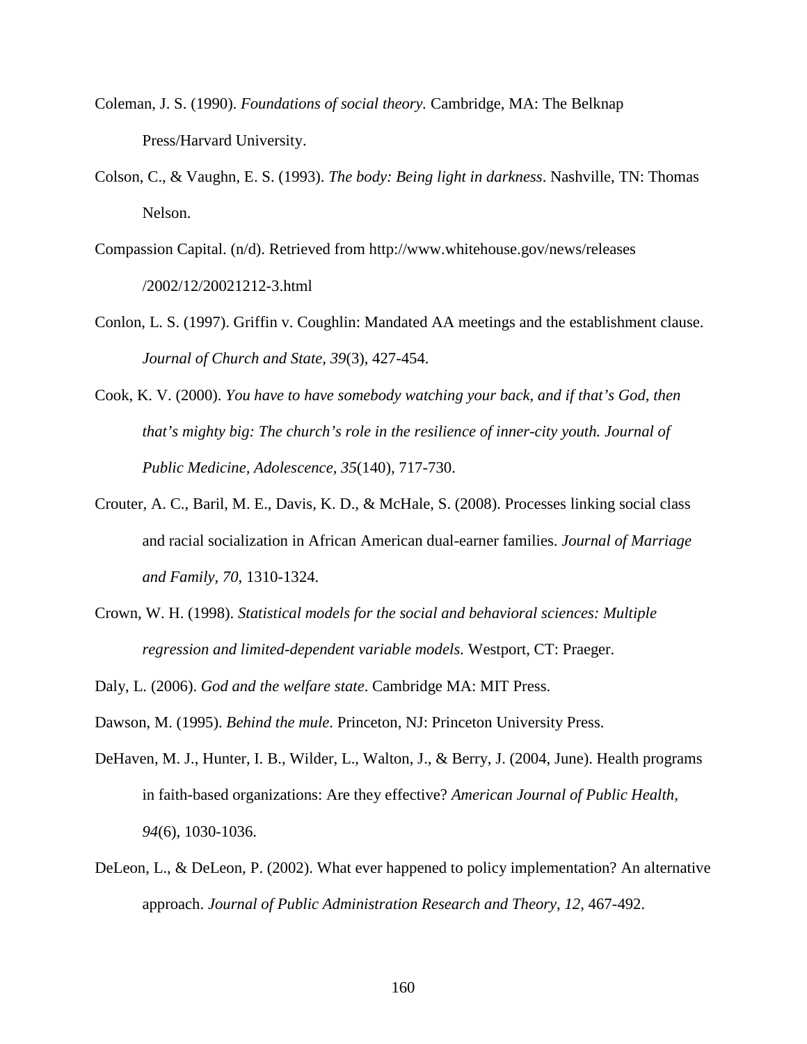Coleman, J. S. (1990). *Foundations of social theory.* Cambridge, MA: The Belknap Press/Harvard University.

Colson, C., & Vaughn, E. S. (1993). *The body: Being light in darkness*. Nashville, TN: Thomas Nelson.

Compassion Capital. (n/d). Retrieved from http://www.whitehouse.gov/news/releases /2002/12/20021212-3.html

Conlon, L. S. (1997). Griffin v. Coughlin: Mandated AA meetings and the establishment clause. *Journal of Church and State, 39*(3), 427-454.

Cook, K. V. (2000). *You have to have somebody watching your back, and if that's God, then that's mighty big: The church's role in the resilience of inner-city youth. Journal of Public Medicine, Adolescence, 35*(140), 717-730.

Crouter, A. C., Baril, M. E., Davis, K. D., & McHale, S. (2008). Processes linking social class and racial socialization in African American dual-earner families. *Journal of Marriage and Family, 70*, 1310-1324.

Crown, W. H. (1998). *Statistical models for the social and behavioral sciences: Multiple regression and limited-dependent variable models.* Westport, CT: Praeger.

Daly, L. (2006). *God and the welfare state*. Cambridge MA: MIT Press.

Dawson, M. (1995). *Behind the mule*. Princeton, NJ: Princeton University Press.

DeHaven, M. J., Hunter, I. B., Wilder, L., Walton, J., & Berry, J. (2004, June). Health programs in faith-based organizations: Are they effective? *American Journal of Public Health, 94*(6), 1030-1036.

DeLeon, L., & DeLeon, P. (2002). What ever happened to policy implementation? An alternative approach. *Journal of Public Administration Research and Theory*, *12*, 467-492.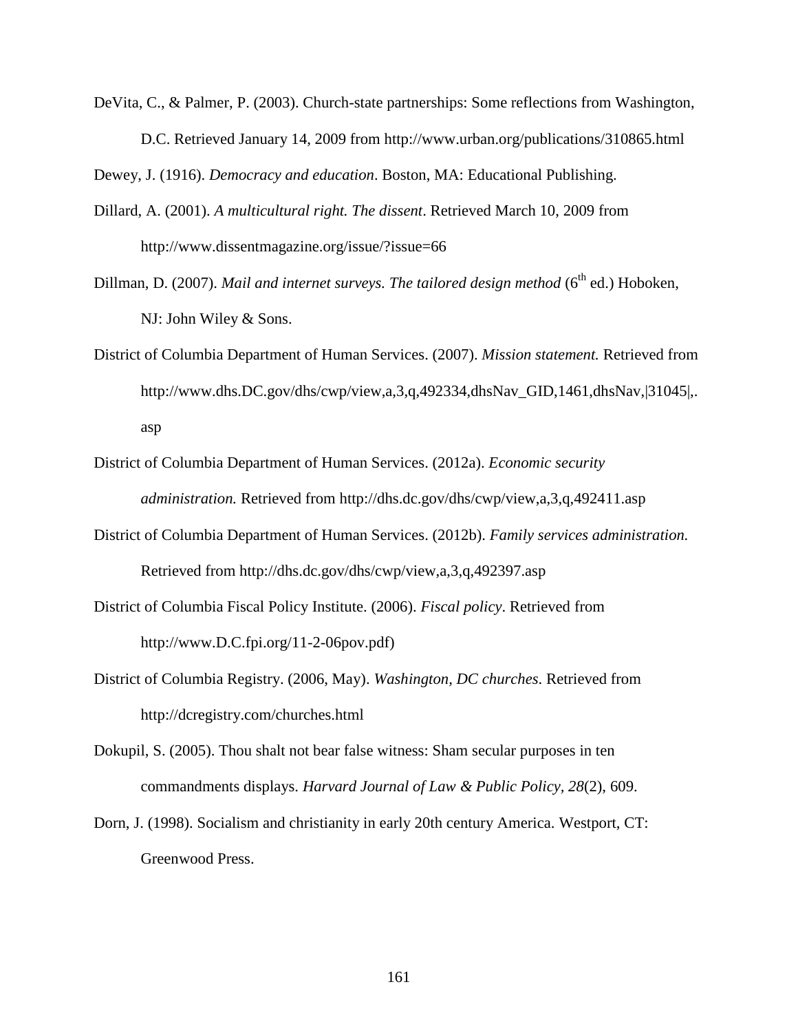DeVita, C., & Palmer, P. (2003). Church-state partnerships: Some reflections from Washington, D.C. Retrieved January 14, 2009 from http://www.urban.org/publications/310865.html

Dewey, J. (1916). *Democracy and education*. Boston, MA: Educational Publishing.

Dillard, A. (2001). *A multicultural right. The dissent*. Retrieved March 10, 2009 from http://www.dissentmagazine.org/issue/?issue=66

Dillman, D. (2007). *Mail and internet surveys. The tailored design method* (6th ed.) Hoboken, NJ: John Wiley & Sons.

District of Columbia Department of Human Services. (2007). *Mission statement.* Retrieved from http://www.dhs.DC.gov/dhs/cwp/view,a,3,q,492334,dhsNav_GID,1461,dhsNav,|31045|,.asp

District of Columbia Department of Human Services. (2012a). *Economic security administration.* Retrieved from http://dhs.dc.gov/dhs/cwp/view,a,3,q,492411.asp

District of Columbia Department of Human Services. (2012b). *Family services administration.* Retrieved from http://dhs.dc.gov/dhs/cwp/view,a,3,q,492397.asp

District of Columbia Fiscal Policy Institute. (2006). *Fiscal policy*. Retrieved from http://www.D.C.fpi.org/11-2-06pov.pdf)

District of Columbia Registry. (2006, May). *Washington, DC churches*. Retrieved from http://dcregistry.com/churches.html

Dokupil, S. (2005). Thou shalt not bear false witness: Sham secular purposes in ten commandments displays. *Harvard Journal of Law & Public Policy, 28*(2), 609.

Dorn, J. (1998). Socialism and christianity in early 20th century America. Westport, CT: Greenwood Press.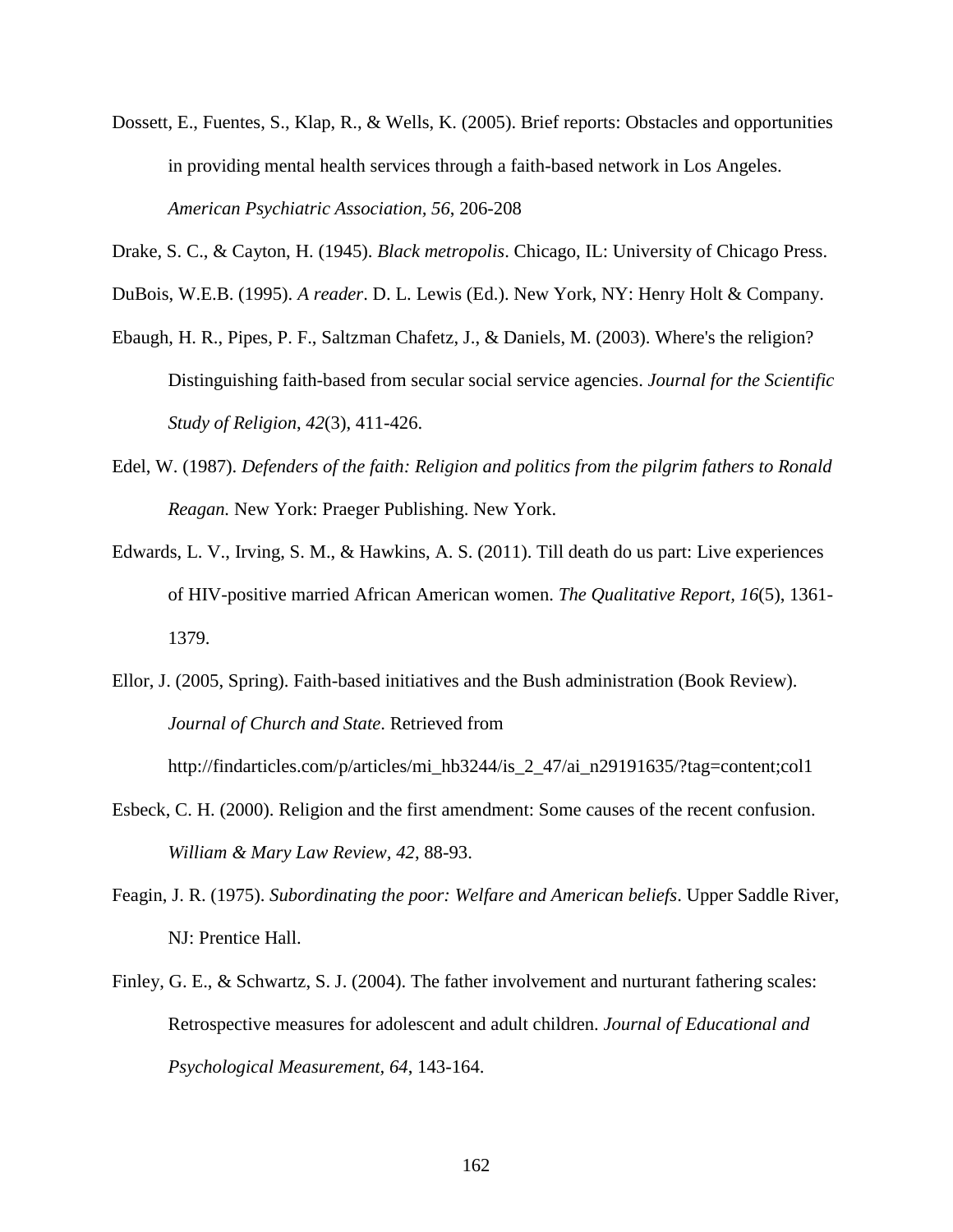Dossett, E., Fuentes, S., Klap, R., & Wells, K. (2005). Brief reports: Obstacles and opportunities in providing mental health services through a faith-based network in Los Angeles. *American Psychiatric Association, 56*, 206-208

Drake, S. C., & Cayton, H. (1945). *Black metropolis*. Chicago, IL: University of Chicago Press.

DuBois, W.E.B. (1995). *A reader*. D. L. Lewis (Ed.). New York, NY: Henry Holt & Company.

Ebaugh, H. R., Pipes, P. F., Saltzman Chafetz, J., & Daniels, M. (2003). Where's the religion? Distinguishing faith-based from secular social service agencies. *Journal for the Scientific Study of Religion, 42*(3), 411-426.

Edel, W. (1987). *Defenders of the faith: Religion and politics from the pilgrim fathers to Ronald Reagan.* New York: Praeger Publishing. New York.

Edwards, L. V., Irving, S. M., & Hawkins, A. S. (2011). Till death do us part: Live experiences of HIV-positive married African American women. *The Qualitative Report, 16*(5), 1361-1379.

Ellor, J. (2005, Spring). Faith-based initiatives and the Bush administration (Book Review). *Journal of Church and State*. Retrieved from http://findarticles.com/p/articles/mi_hb3244/is_2_47/ai_n29191635/?tag=content;col1

Esbeck, C. H. (2000). Religion and the first amendment: Some causes of the recent confusion. *William & Mary Law Review, 42*, 88-93.

Feagin, J. R. (1975). *Subordinating the poor: Welfare and American beliefs*. Upper Saddle River, NJ: Prentice Hall.

Finley, G. E., & Schwartz, S. J. (2004). The father involvement and nurturant fathering scales: Retrospective measures for adolescent and adult children. *Journal of Educational and Psychological Measurement, 64*, 143-164.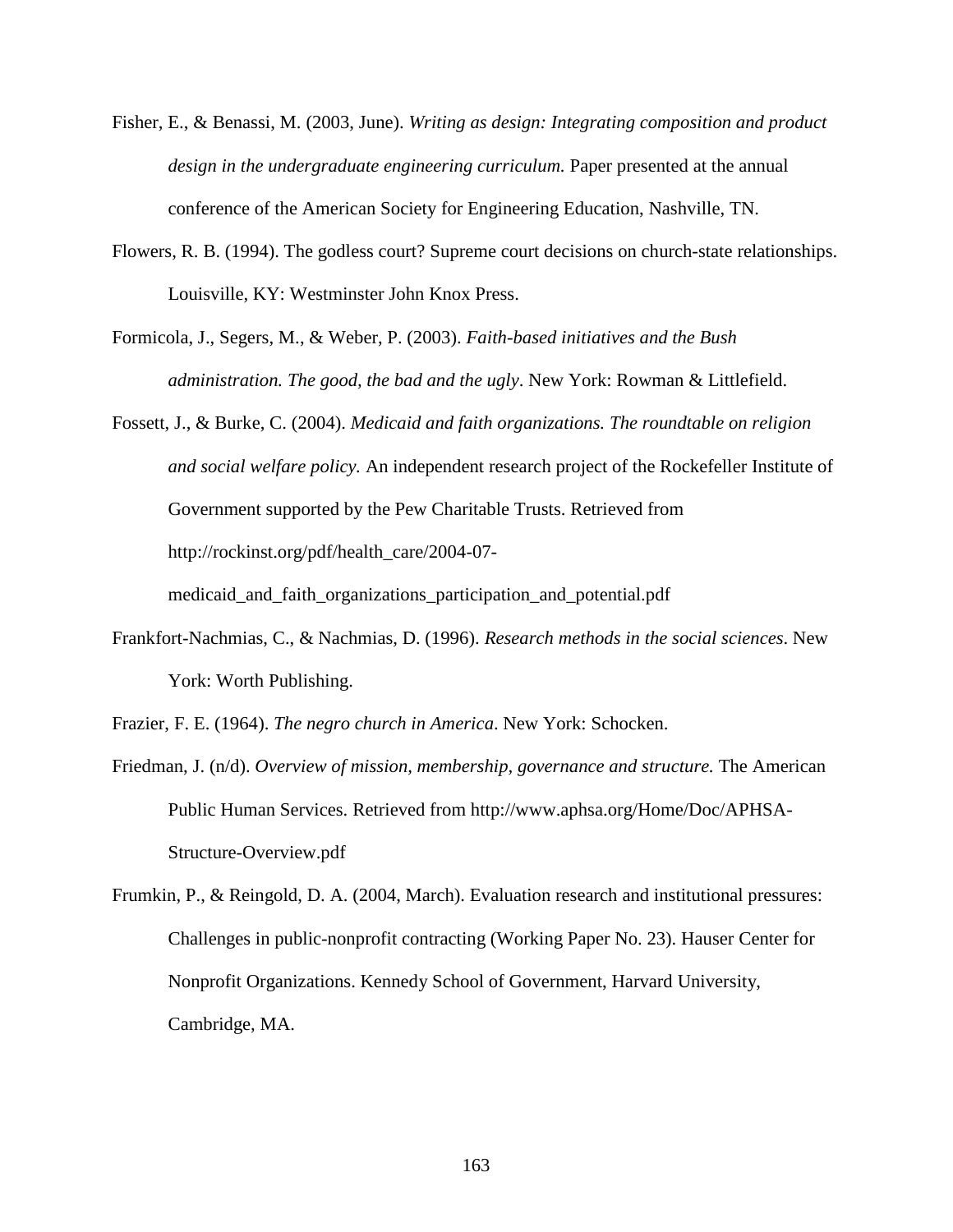Fisher, E., & Benassi, M. (2003, June). *Writing as design: Integrating composition and product design in the undergraduate engineering curriculum.* Paper presented at the annual conference of the American Society for Engineering Education, Nashville, TN.

Flowers, R. B. (1994). The godless court? Supreme court decisions on church-state relationships. Louisville, KY: Westminster John Knox Press.

Formicola, J., Segers, M., & Weber, P. (2003). *Faith-based initiatives and the Bush administration. The good, the bad and the ugly*. New York: Rowman & Littlefield.

Fossett, J., & Burke, C. (2004). *Medicaid and faith organizations. The roundtable on religion and social welfare policy.* An independent research project of the Rockefeller Institute of Government supported by the Pew Charitable Trusts. Retrieved from http://rockinst.org/pdf/health_care/2004-07-medicaid_and_faith_organizations_participation_and_potential.pdf

Frankfort-Nachmias, C., & Nachmias, D. (1996). *Research methods in the social sciences*. New York: Worth Publishing.

Frazier, F. E. (1964). *The negro church in America*. New York: Schocken.

Friedman, J. (n/d). *Overview of mission, membership, governance and structure.* The American Public Human Services. Retrieved from http://www.aphsa.org/Home/Doc/APHSA-Structure-Overview.pdf

Frumkin, P., & Reingold, D. A. (2004, March). Evaluation research and institutional pressures: Challenges in public-nonprofit contracting (Working Paper No. 23). Hauser Center for Nonprofit Organizations. Kennedy School of Government, Harvard University, Cambridge, MA.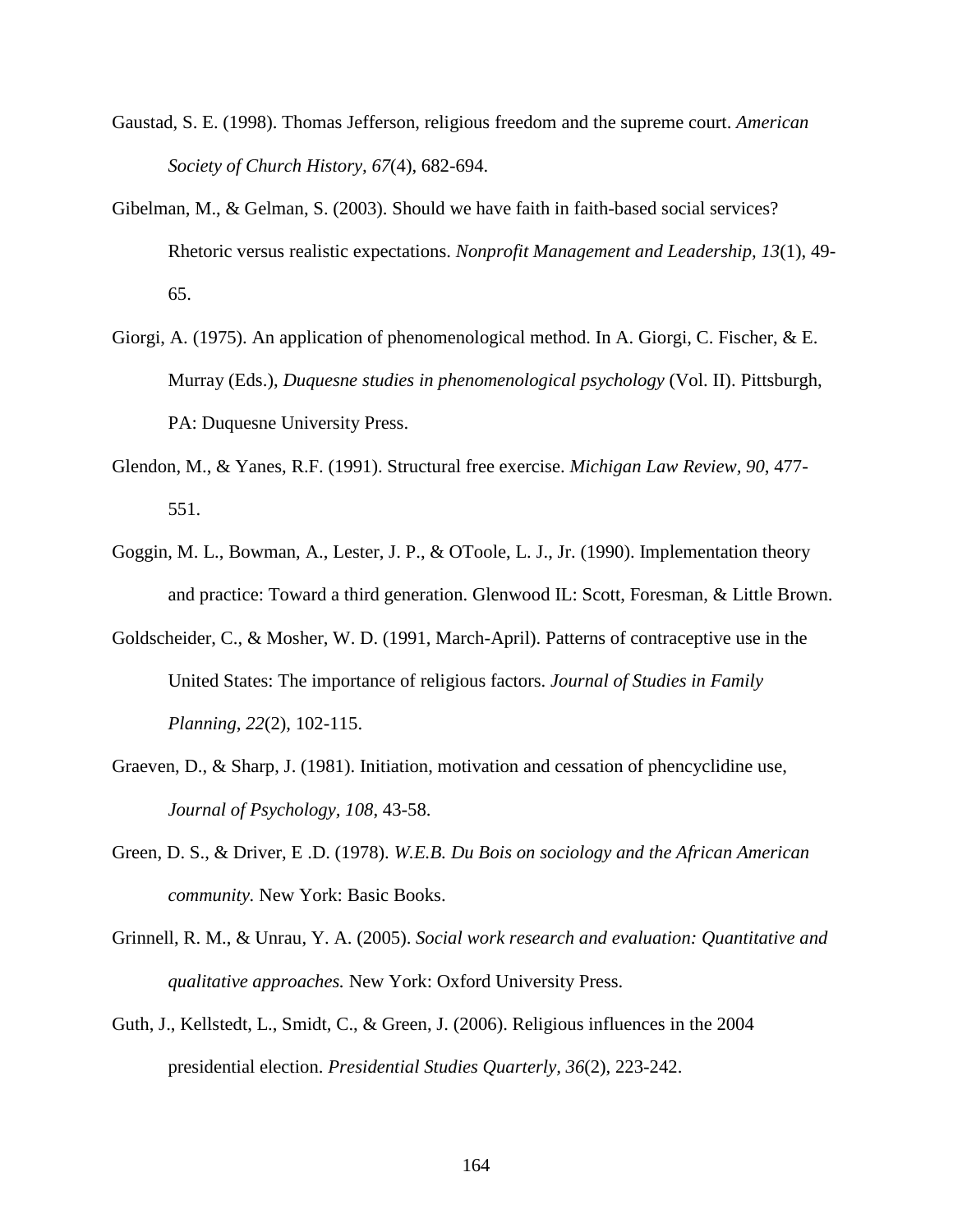Gaustad, S. E. (1998). Thomas Jefferson, religious freedom and the supreme court. *American Society of Church History, 67*(4), 682-694.

Gibelman, M., & Gelman, S. (2003). Should we have faith in faith-based social services? Rhetoric versus realistic expectations. *Nonprofit Management and Leadership, 13*(1), 49-65.

Giorgi, A. (1975). An application of phenomenological method. In A. Giorgi, C. Fischer, & E. Murray (Eds.), *Duquesne studies in phenomenological psychology* (Vol. II). Pittsburgh, PA: Duquesne University Press.

Glendon, M., & Yanes, R.F. (1991). Structural free exercise. *Michigan Law Review, 90*, 477-551.

Goggin, M. L., Bowman, A., Lester, J. P., & OToole, L. J., Jr. (1990). Implementation theory and practice: Toward a third generation. Glenwood IL: Scott, Foresman, & Little Brown.

Goldscheider, C., & Mosher, W. D. (1991, March-April). Patterns of contraceptive use in the United States: The importance of religious factors. *Journal of Studies in Family Planning*, *22*(2), 102-115.

Graeven, D., & Sharp, J. (1981). Initiation, motivation and cessation of phencyclidine use, *Journal of Psychology, 108*, 43-58.

Green, D. S., & Driver, E .D. (1978). *W.E.B. Du Bois on sociology and the African American community.* New York: Basic Books.

Grinnell, R. M., & Unrau, Y. A. (2005). *Social work research and evaluation: Quantitative and qualitative approaches.* New York: Oxford University Press.

Guth, J., Kellstedt, L., Smidt, C., & Green, J. (2006). Religious influences in the 2004 presidential election. *Presidential Studies Quarterly, 36*(2), 223-242.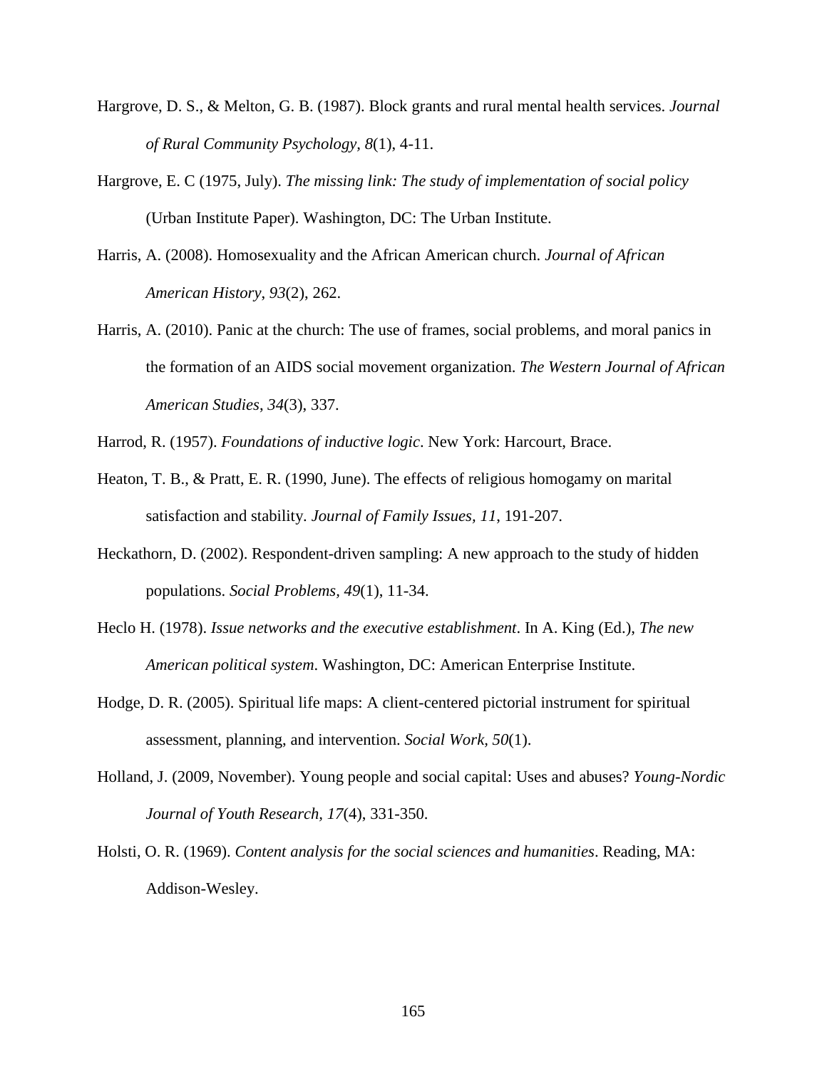Hargrove, D. S., & Melton, G. B. (1987). Block grants and rural mental health services. *Journal of Rural Community Psychology, 8*(1), 4-11.

Hargrove, E. C (1975, July). *The missing link: The study of implementation of social policy* (Urban Institute Paper). Washington, DC: The Urban Institute.

Harris, A. (2008). Homosexuality and the African American church. *Journal of African American History*, *93*(2), 262.

Harris, A. (2010). Panic at the church: The use of frames, social problems, and moral panics in the formation of an AIDS social movement organization. *The Western Journal of African American Studies*, *34*(3), 337.

Harrod, R. (1957). *Foundations of inductive logic*. New York: Harcourt, Brace.

Heaton, T. B., & Pratt, E. R. (1990, June). The effects of religious homogamy on marital satisfaction and stability. *Journal of Family Issues, 11*, 191-207.

Heckathorn, D. (2002). Respondent-driven sampling: A new approach to the study of hidden populations. *Social Problems*, *49*(1), 11-34.

Heclo H. (1978). *Issue networks and the executive establishment*. In A. King (Ed.), *The new American political system*. Washington, DC: American Enterprise Institute.

Hodge, D. R. (2005). Spiritual life maps: A client-centered pictorial instrument for spiritual assessment, planning, and intervention. *Social Work, 50*(1).

Holland, J. (2009, November). Young people and social capital: Uses and abuses? *Young-Nordic Journal of Youth Research, 17*(4), 331-350.

Holsti, O. R. (1969). *Content analysis for the social sciences and humanities*. Reading, MA: Addison-Wesley.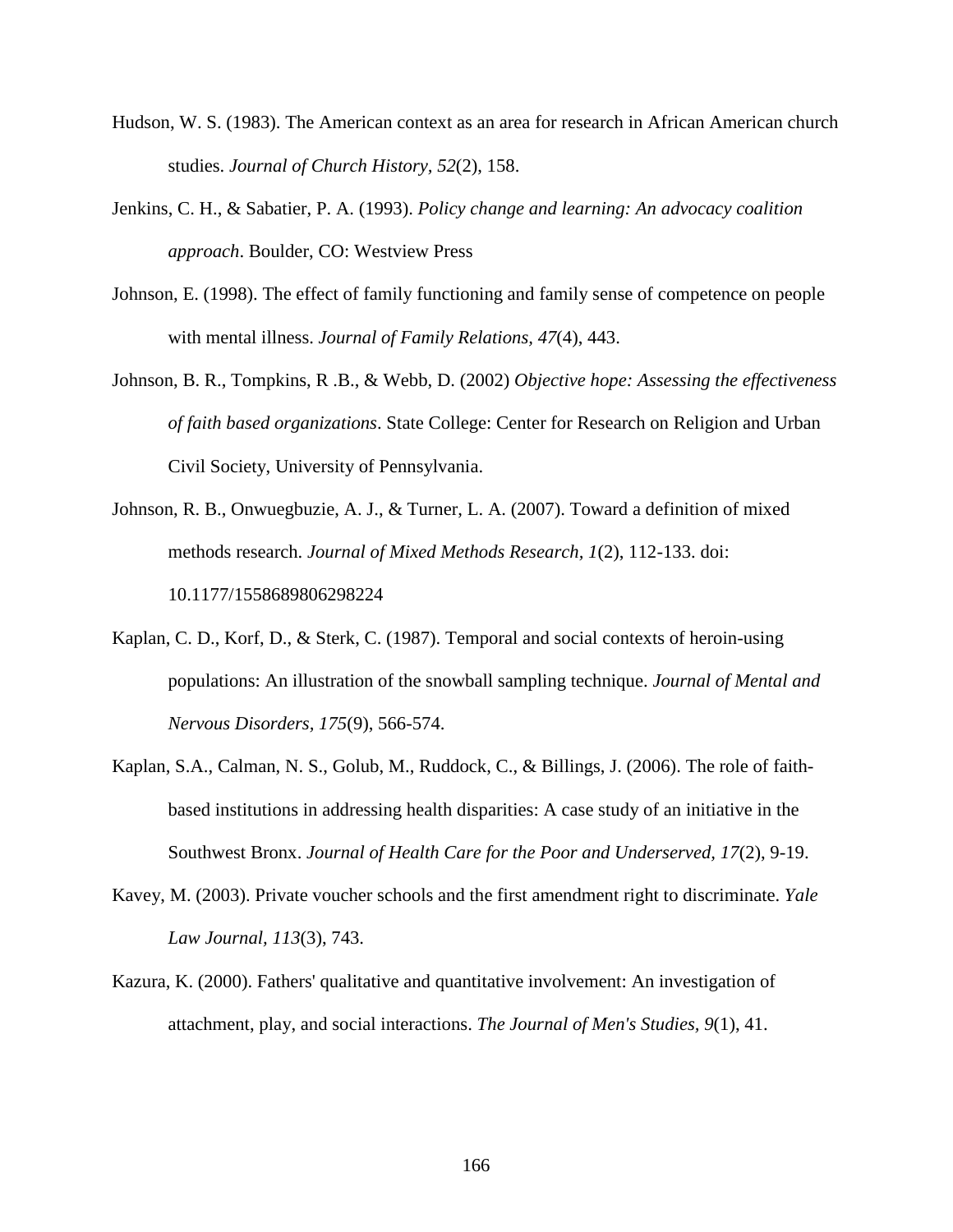Hudson, W. S. (1983). The American context as an area for research in African American church studies. *Journal of Church History, 52*(2), 158.

Jenkins, C. H., & Sabatier, P. A. (1993). *Policy change and learning: An advocacy coalition approach*. Boulder, CO: Westview Press

Johnson, E. (1998). The effect of family functioning and family sense of competence on people with mental illness. *Journal of Family Relations, 47*(4), 443.

Johnson, B. R., Tompkins, R .B., & Webb, D. (2002) *Objective hope: Assessing the effectiveness of faith based organizations*. State College: Center for Research on Religion and Urban Civil Society, University of Pennsylvania.

Johnson, R. B., Onwuegbuzie, A. J., & Turner, L. A. (2007). Toward a definition of mixed methods research. *Journal of Mixed Methods Research, 1*(2), 112-133. doi: 10.1177/1558689806298224

Kaplan, C. D., Korf, D., & Sterk, C. (1987). Temporal and social contexts of heroin-using populations: An illustration of the snowball sampling technique. *Journal of Mental and Nervous Disorders, 175*(9), 566-574.

Kaplan, S.A., Calman, N. S., Golub, M., Ruddock, C., & Billings, J. (2006). The role of faith-based institutions in addressing health disparities: A case study of an initiative in the Southwest Bronx. *Journal of Health Care for the Poor and Underserved, 17*(2), 9-19.

Kavey, M. (2003). Private voucher schools and the first amendment right to discriminate. *Yale Law Journal, 113*(3), 743.

Kazura, K. (2000). Fathers' qualitative and quantitative involvement: An investigation of attachment, play, and social interactions. *The Journal of Men's Studies, 9*(1), 41.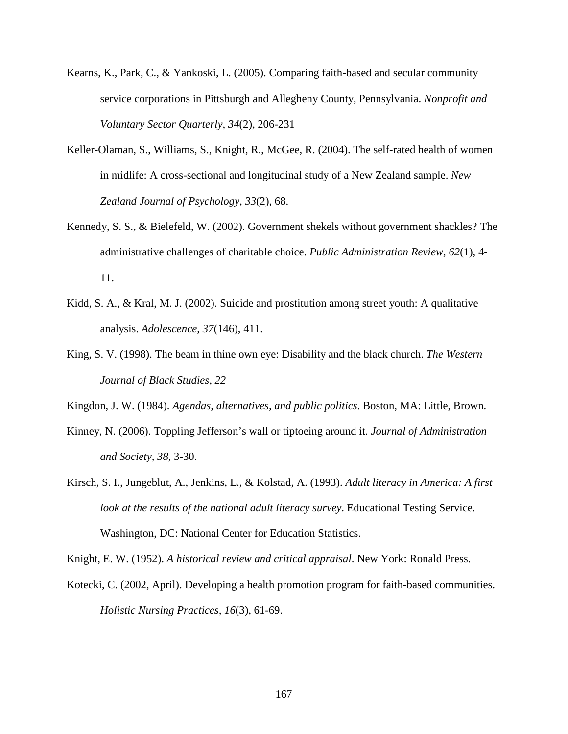Kearns, K., Park, C., & Yankoski, L. (2005). Comparing faith-based and secular community service corporations in Pittsburgh and Allegheny County, Pennsylvania. *Nonprofit and Voluntary Sector Quarterly, 34*(2), 206-231

Keller-Olaman, S., Williams, S., Knight, R., McGee, R. (2004). The self-rated health of women in midlife: A cross-sectional and longitudinal study of a New Zealand sample. *New Zealand Journal of Psychology, 33*(2), 68.

Kennedy, S. S., & Bielefeld, W. (2002). Government shekels without government shackles? The administrative challenges of charitable choice. *Public Administration Review, 62*(1), 4-11.

Kidd, S. A., & Kral, M. J. (2002). Suicide and prostitution among street youth: A qualitative analysis. *Adolescence, 37*(146), 411.

King, S. V. (1998). The beam in thine own eye: Disability and the black church. *The Western Journal of Black Studies, 22*

Kingdon, J. W. (1984). *Agendas, alternatives, and public politics*. Boston, MA: Little, Brown.

Kinney, N. (2006). Toppling Jefferson's wall or tiptoeing around it. *Journal of Administration and Society, 38*, 3-30.

Kirsch, S. I., Jungeblut, A., Jenkins, L., & Kolstad, A. (1993). *Adult literacy in America: A first look at the results of the national adult literacy survey*. Educational Testing Service. Washington, DC: National Center for Education Statistics.

Knight, E. W. (1952). *A historical review and critical appraisal*. New York: Ronald Press.

Kotecki, C. (2002, April). Developing a health promotion program for faith-based communities. *Holistic Nursing Practices, 16*(3), 61-69.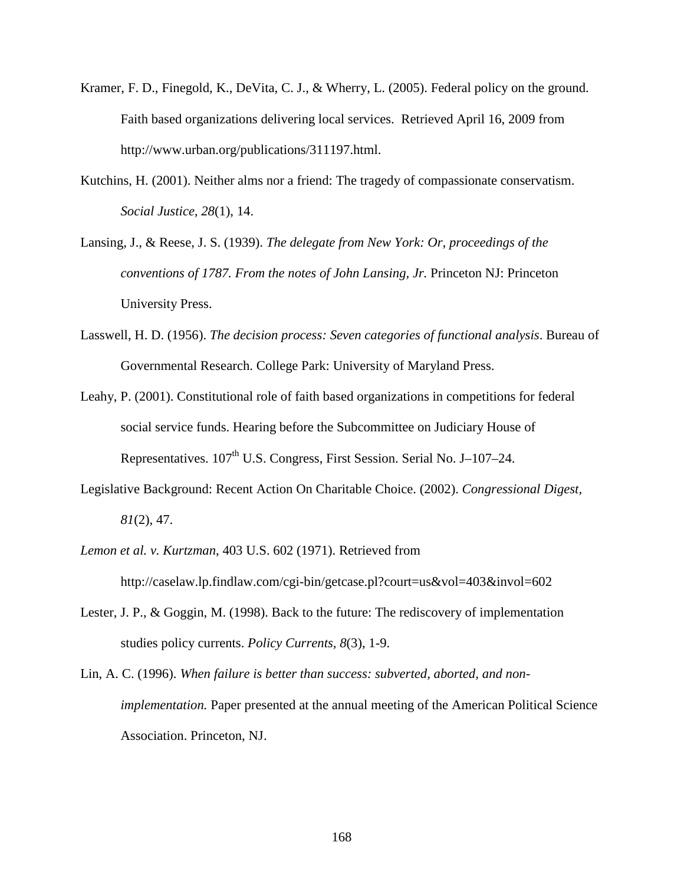Kramer, F. D., Finegold, K., DeVita, C. J., & Wherry, L. (2005). Federal policy on the ground. Faith based organizations delivering local services. Retrieved April 16, 2009 from http://www.urban.org/publications/311197.html.

Kutchins, H. (2001). Neither alms nor a friend: The tragedy of compassionate conservatism. *Social Justice, 28*(1), 14.

Lansing, J., & Reese, J. S. (1939). *The delegate from New York: Or, proceedings of the conventions of 1787. From the notes of John Lansing, Jr.* Princeton NJ: Princeton University Press.

Lasswell, H. D. (1956). *The decision process: Seven categories of functional analysis*. Bureau of Governmental Research. College Park: University of Maryland Press.

Leahy, P. (2001). Constitutional role of faith based organizations in competitions for federal social service funds. Hearing before the Subcommittee on Judiciary House of Representatives. 107th U.S. Congress, First Session. Serial No. J–107–24.

Legislative Background: Recent Action On Charitable Choice. (2002). *Congressional Digest, 81*(2), 47.

*Lemon et al. v. Kurtzman*, 403 U.S. 602 (1971). Retrieved from http://caselaw.lp.findlaw.com/cgi-bin/getcase.pl?court=us&vol=403&invol=602

Lester, J. P., & Goggin, M. (1998). Back to the future: The rediscovery of implementation studies policy currents. *Policy Currents, 8*(3), 1-9.

Lin, A. C. (1996). *When failure is better than success: subverted, aborted, and non-implementation.* Paper presented at the annual meeting of the American Political Science Association. Princeton, NJ.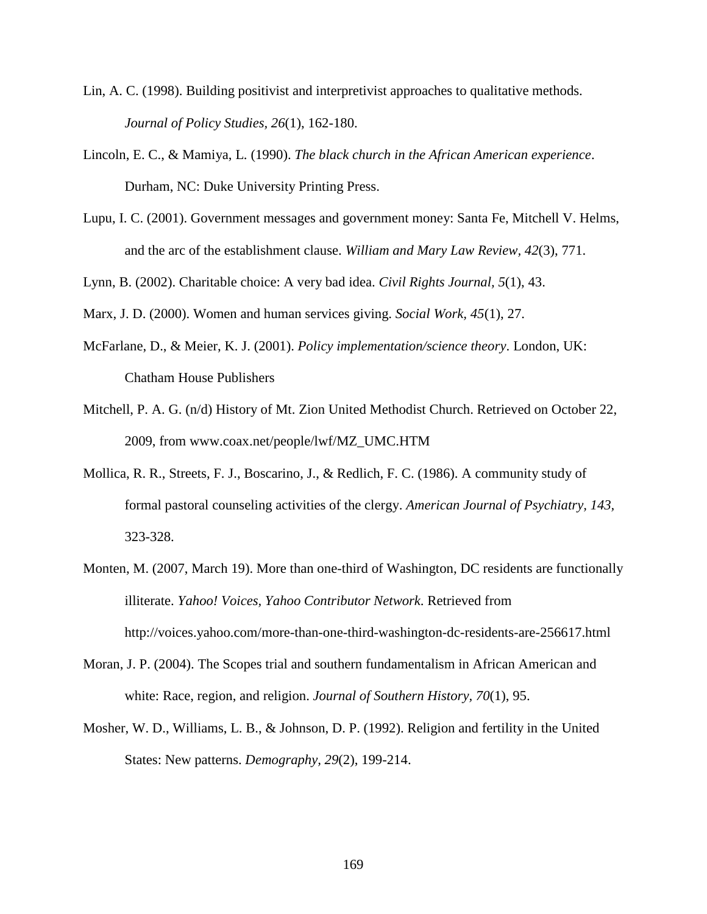Lin, A. C. (1998). Building positivist and interpretivist approaches to qualitative methods. *Journal of Policy Studies*, *26*(1), 162-180.

Lincoln, E. C., & Mamiya, L. (1990). *The black church in the African American experience*. Durham, NC: Duke University Printing Press.

Lupu, I. C. (2001). Government messages and government money: Santa Fe, Mitchell V. Helms, and the arc of the establishment clause. *William and Mary Law Review*, *42*(3), 771.

Lynn, B. (2002). Charitable choice: A very bad idea. *Civil Rights Journal*, *5*(1), 43.

Marx, J. D. (2000). Women and human services giving. *Social Work, 45*(1), 27.

McFarlane, D., & Meier, K. J. (2001). *Policy implementation/science theory*. London, UK: Chatham House Publishers

Mitchell, P. A. G. (n/d) History of Mt. Zion United Methodist Church. Retrieved on October 22, 2009, from www.coax.net/people/lwf/MZ_UMC.HTM

Mollica, R. R., Streets, F. J., Boscarino, J., & Redlich, F. C. (1986). A community study of formal pastoral counseling activities of the clergy. *American Journal of Psychiatry, 143,* 323-328.

Monten, M. (2007, March 19). More than one-third of Washington, DC residents are functionally illiterate. *Yahoo! Voices, Yahoo Contributor Network*. Retrieved from http://voices.yahoo.com/more-than-one-third-washington-dc-residents-are-256617.html

Moran, J. P. (2004). The Scopes trial and southern fundamentalism in African American and white: Race, region, and religion. *Journal of Southern History*, *70*(1), 95.

Mosher, W. D., Williams, L. B., & Johnson, D. P. (1992). Religion and fertility in the United States: New patterns. *Demography*, *29*(2), 199-214.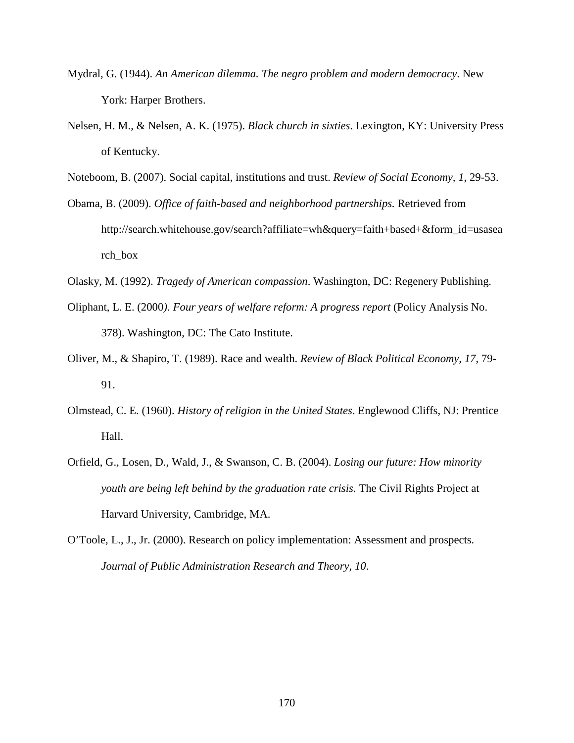Mydral, G. (1944). *An American dilemma. The negro problem and modern democracy*. New York: Harper Brothers.

Nelsen, H. M., & Nelsen, A. K. (1975). *Black church in sixties*. Lexington, KY: University Press of Kentucky.

Noteboom, B. (2007). Social capital, institutions and trust. *Review of Social Economy, 1*, 29-53.

Obama, B. (2009). *Office of faith-based and neighborhood partnerships.* Retrieved from http://search.whitehouse.gov/search?affiliate=wh&query=faith+based+&form_id=usasearch_box

Olasky, M. (1992). *Tragedy of American compassion*. Washington, DC: Regenery Publishing.

Oliphant, L. E. (2000*). Four years of welfare reform: A progress report* (Policy Analysis No. 378). Washington, DC: The Cato Institute.

Oliver, M., & Shapiro, T. (1989). Race and wealth. *Review of Black Political Economy, 17*, 79-91.

Olmstead, C. E. (1960). *History of religion in the United States*. Englewood Cliffs, NJ: Prentice Hall.

Orfield, G., Losen, D., Wald, J., & Swanson, C. B. (2004). *Losing our future: How minority youth are being left behind by the graduation rate crisis.* The Civil Rights Project at Harvard University, Cambridge, MA.

O'Toole, L., J., Jr. (2000). Research on policy implementation: Assessment and prospects. *Journal of Public Administration Research and Theory, 10*.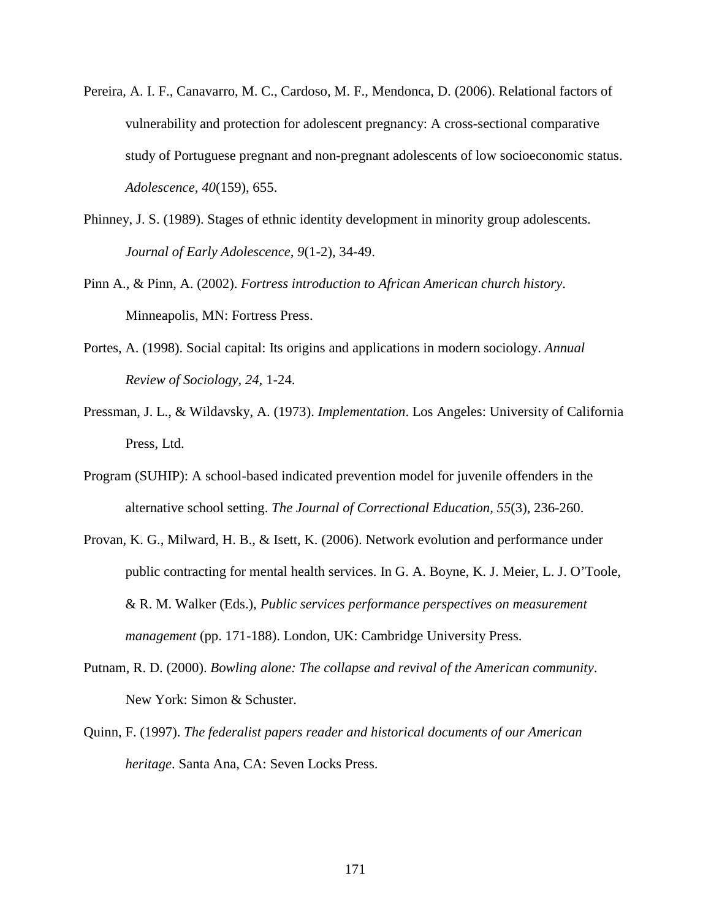Pereira, A. I. F., Canavarro, M. C., Cardoso, M. F., Mendonca, D. (2006). Relational factors of vulnerability and protection for adolescent pregnancy: A cross-sectional comparative study of Portuguese pregnant and non-pregnant adolescents of low socioeconomic status. *Adolescence, 40*(159), 655.

Phinney, J. S. (1989). Stages of ethnic identity development in minority group adolescents. *Journal of Early Adolescence, 9*(1-2), 34-49.

Pinn A., & Pinn, A. (2002). *Fortress introduction to African American church history*. Minneapolis, MN: Fortress Press.

Portes, A. (1998). Social capital: Its origins and applications in modern sociology. *Annual Review of Sociology, 24,* 1-24.

Pressman, J. L., & Wildavsky, A. (1973). *Implementation*. Los Angeles: University of California Press, Ltd.

Program (SUHIP): A school-based indicated prevention model for juvenile offenders in the alternative school setting. *The Journal of Correctional Education, 55*(3), 236-260.

Provan, K. G., Milward, H. B., & Isett, K. (2006). Network evolution and performance under public contracting for mental health services. In G. A. Boyne, K. J. Meier, L. J. O'Toole, & R. M. Walker (Eds.), *Public services performance perspectives on measurement management* (pp. 171-188). London, UK: Cambridge University Press.

Putnam, R. D. (2000). *Bowling alone: The collapse and revival of the American community*. New York: Simon & Schuster.

Quinn, F. (1997). *The federalist papers reader and historical documents of our American heritage*. Santa Ana, CA: Seven Locks Press.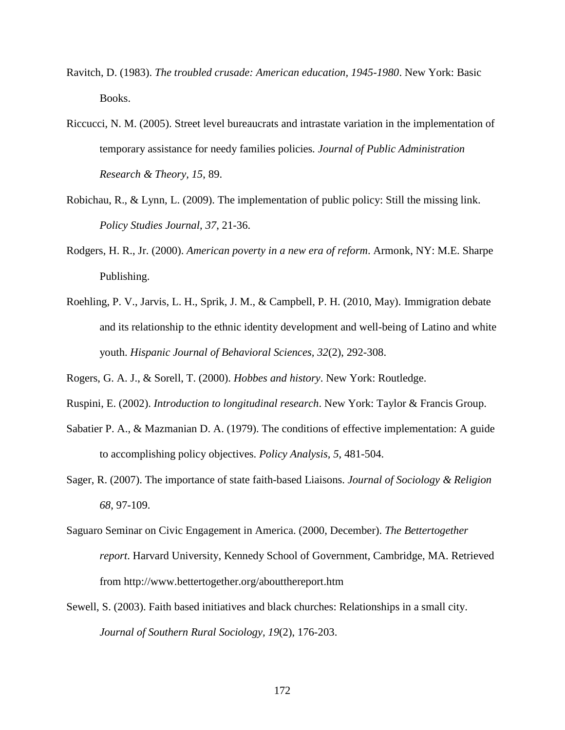Ravitch, D. (1983). *The troubled crusade: American education, 1945-1980*. New York: Basic Books.

Riccucci, N. M. (2005). Street level bureaucrats and intrastate variation in the implementation of temporary assistance for needy families policies*. Journal of Public Administration Research & Theory, 15*, 89.

Robichau, R., & Lynn, L. (2009). The implementation of public policy: Still the missing link. *Policy Studies Journal, 37*, 21-36.

Rodgers, H. R., Jr. (2000). *American poverty in a new era of reform*. Armonk, NY: M.E. Sharpe Publishing.

Roehling, P. V., Jarvis, L. H., Sprik, J. M., & Campbell, P. H. (2010, May). Immigration debate and its relationship to the ethnic identity development and well-being of Latino and white youth. *Hispanic Journal of Behavioral Sciences, 32*(2), 292-308.

Rogers, G. A. J., & Sorell, T. (2000). *Hobbes and history*. New York: Routledge.

Ruspini, E. (2002). *Introduction to longitudinal research*. New York: Taylor & Francis Group.

Sabatier P. A., & Mazmanian D. A. (1979). The conditions of effective implementation: A guide to accomplishing policy objectives. *Policy Analysis, 5*, 481-504.

Sager, R. (2007). The importance of state faith-based Liaisons. *Journal of Sociology & Religion 68*, 97-109.

Saguaro Seminar on Civic Engagement in America. (2000, December). *The Bettertogether report*. Harvard University, Kennedy School of Government, Cambridge, MA. Retrieved from http://www.bettertogether.org/aboutthereport.htm

Sewell, S. (2003). Faith based initiatives and black churches: Relationships in a small city. *Journal of Southern Rural Sociology, 19*(2), 176-203.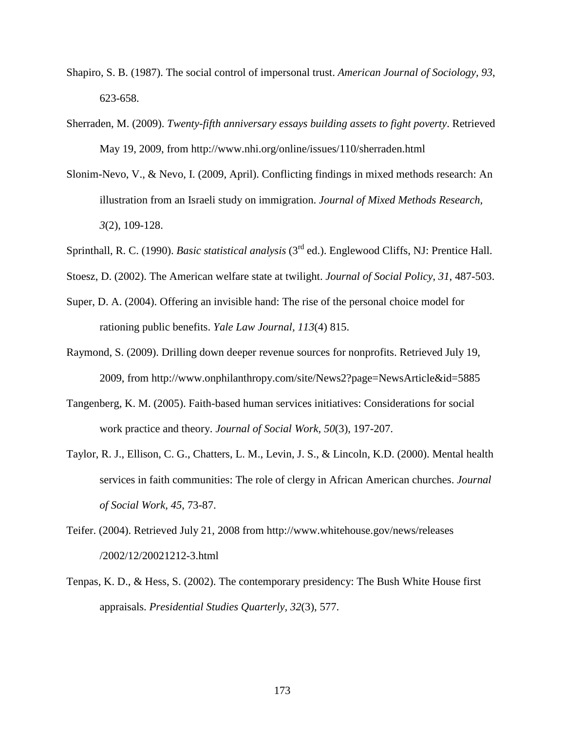Shapiro, S. B. (1987). The social control of impersonal trust. *American Journal of Sociology, 93*, 623-658.

Sherraden, M. (2009). *Twenty-fifth anniversary essays building assets to fight poverty*. Retrieved May 19, 2009, from http://www.nhi.org/online/issues/110/sherraden.html

Slonim-Nevo, V., & Nevo, I. (2009, April). Conflicting findings in mixed methods research: An illustration from an Israeli study on immigration. *Journal of Mixed Methods Research*, *3*(2), 109-128.

Sprinthall, R. C. (1990). *Basic statistical analysis* (3rd ed.). Englewood Cliffs, NJ: Prentice Hall.

Stoesz, D. (2002). The American welfare state at twilight. *Journal of Social Policy, 31*, 487-503.

Super, D. A. (2004). Offering an invisible hand: The rise of the personal choice model for rationing public benefits. *Yale Law Journal, 113*(4) 815.

Raymond, S. (2009). Drilling down deeper revenue sources for nonprofits. Retrieved July 19, 2009, from http://www.onphilanthropy.com/site/News2?page=NewsArticle&id=5885

Tangenberg, K. M. (2005). Faith-based human services initiatives: Considerations for social work practice and theory. *Journal of Social Work, 50*(3), 197-207.

Taylor, R. J., Ellison, C. G., Chatters, L. M., Levin, J. S., & Lincoln, K.D. (2000). Mental health services in faith communities: The role of clergy in African American churches. *Journal of Social Work, 45*, 73-87.

Teifer. (2004). Retrieved July 21, 2008 from http://www.whitehouse.gov/news/releases /2002/12/20021212-3.html

Tenpas, K. D., & Hess, S. (2002). The contemporary presidency: The Bush White House first appraisals. *Presidential Studies Quarterly, 32*(3), 577.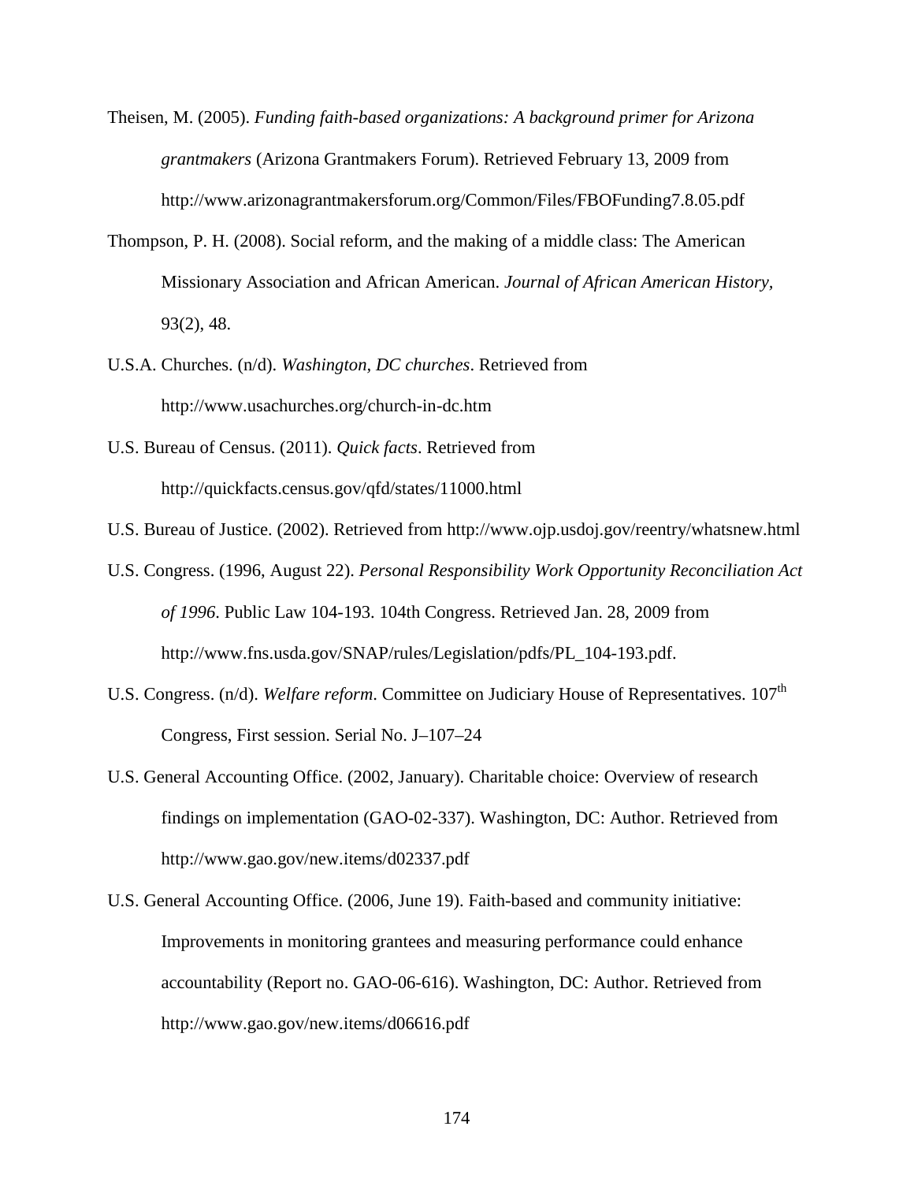Theisen, M. (2005). *Funding faith-based organizations: A background primer for Arizona grantmakers* (Arizona Grantmakers Forum). Retrieved February 13, 2009 from http://www.arizonagrantmakersforum.org/Common/Files/FBOFunding7.8.05.pdf

Thompson, P. H. (2008). Social reform, and the making of a middle class: The American Missionary Association and African American. *Journal of African American History*, 93(2), 48.

U.S.A. Churches. (n/d). *Washington, DC churches*. Retrieved from http://www.usachurches.org/church-in-dc.htm

U.S. Bureau of Census. (2011). *Quick facts*. Retrieved from http://quickfacts.census.gov/qfd/states/11000.html

U.S. Bureau of Justice. (2002). Retrieved from http://www.ojp.usdoj.gov/reentry/whatsnew.html

U.S. Congress. (1996, August 22). *Personal Responsibility Work Opportunity Reconciliation Act of 1996*. Public Law 104-193. 104th Congress. Retrieved Jan. 28, 2009 from http://www.fns.usda.gov/SNAP/rules/Legislation/pdfs/PL_104-193.pdf.

U.S. Congress. (n/d). *Welfare reform*. Committee on Judiciary House of Representatives. 107th Congress, First session. Serial No. J–107–24

U.S. General Accounting Office. (2002, January). Charitable choice: Overview of research findings on implementation (GAO-02-337). Washington, DC: Author. Retrieved from http://www.gao.gov/new.items/d02337.pdf

U.S. General Accounting Office. (2006, June 19). Faith-based and community initiative: Improvements in monitoring grantees and measuring performance could enhance accountability (Report no. GAO-06-616). Washington, DC: Author. Retrieved from http://www.gao.gov/new.items/d06616.pdf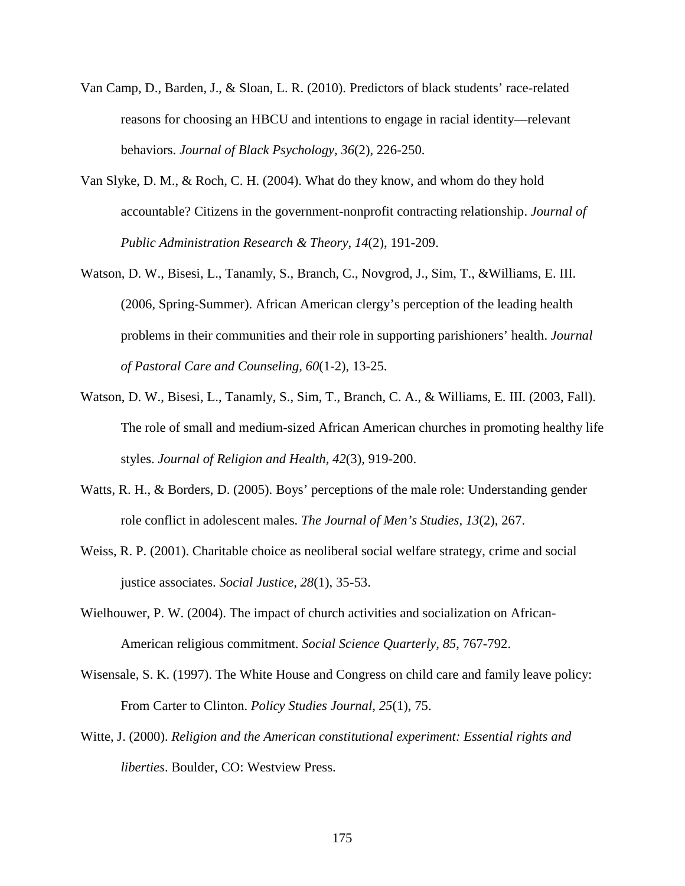Van Camp, D., Barden, J., & Sloan, L. R. (2010). Predictors of black students' race-related reasons for choosing an HBCU and intentions to engage in racial identity—relevant behaviors. *Journal of Black Psychology, 36*(2), 226-250.

Van Slyke, D. M., & Roch, C. H. (2004). What do they know, and whom do they hold accountable? Citizens in the government-nonprofit contracting relationship. *Journal of Public Administration Research & Theory, 14*(2), 191-209.

Watson, D. W., Bisesi, L., Tanamly, S., Branch, C., Novgrod, J., Sim, T., &Williams, E. III. (2006, Spring-Summer). African American clergy's perception of the leading health problems in their communities and their role in supporting parishioners' health. *Journal of Pastoral Care and Counseling, 60*(1-2), 13-25.

Watson, D. W., Bisesi, L., Tanamly, S., Sim, T., Branch, C. A., & Williams, E. III. (2003, Fall). The role of small and medium-sized African American churches in promoting healthy life styles. *Journal of Religion and Health, 42*(3), 919-200.

Watts, R. H., & Borders, D. (2005). Boys' perceptions of the male role: Understanding gender role conflict in adolescent males. *The Journal of Men's Studies, 13*(2), 267.

Weiss, R. P. (2001). Charitable choice as neoliberal social welfare strategy, crime and social justice associates. *Social Justice, 28*(1), 35-53.

Wielhouwer, P. W. (2004). The impact of church activities and socialization on African-American religious commitment. *Social Science Quarterly, 85*, 767-792.

Wisensale, S. K. (1997). The White House and Congress on child care and family leave policy: From Carter to Clinton. *Policy Studies Journal, 25*(1), 75.

Witte, J. (2000). *Religion and the American constitutional experiment: Essential rights and liberties*. Boulder, CO: Westview Press.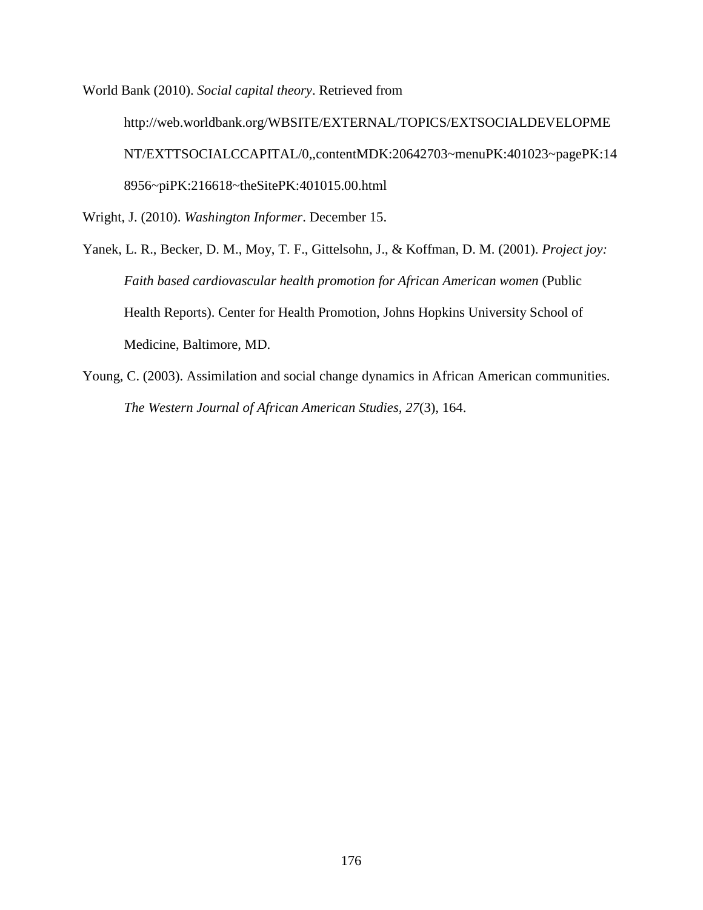World Bank (2010). *Social capital theory*. Retrieved from http://web.worldbank.org/WBSITE/EXTERNAL/TOPICS/EXTSOCIALDEVELOPMENT/EXTTSOCIALCCAPITAL/0,,contentMDK:20642703~menuPK:401023~pagePK:148956~piPK:216618~theSitePK:401015.00.html

Wright, J. (2010). *Washington Informer*. December 15.

Yanek, L. R., Becker, D. M., Moy, T. F., Gittelsohn, J., & Koffman, D. M. (2001). *Project joy: Faith based cardiovascular health promotion for African American women* (Public Health Reports). Center for Health Promotion, Johns Hopkins University School of Medicine, Baltimore, MD.

Young, C. (2003). Assimilation and social change dynamics in African American communities. *The Western Journal of African American Studies, 27*(3), 164.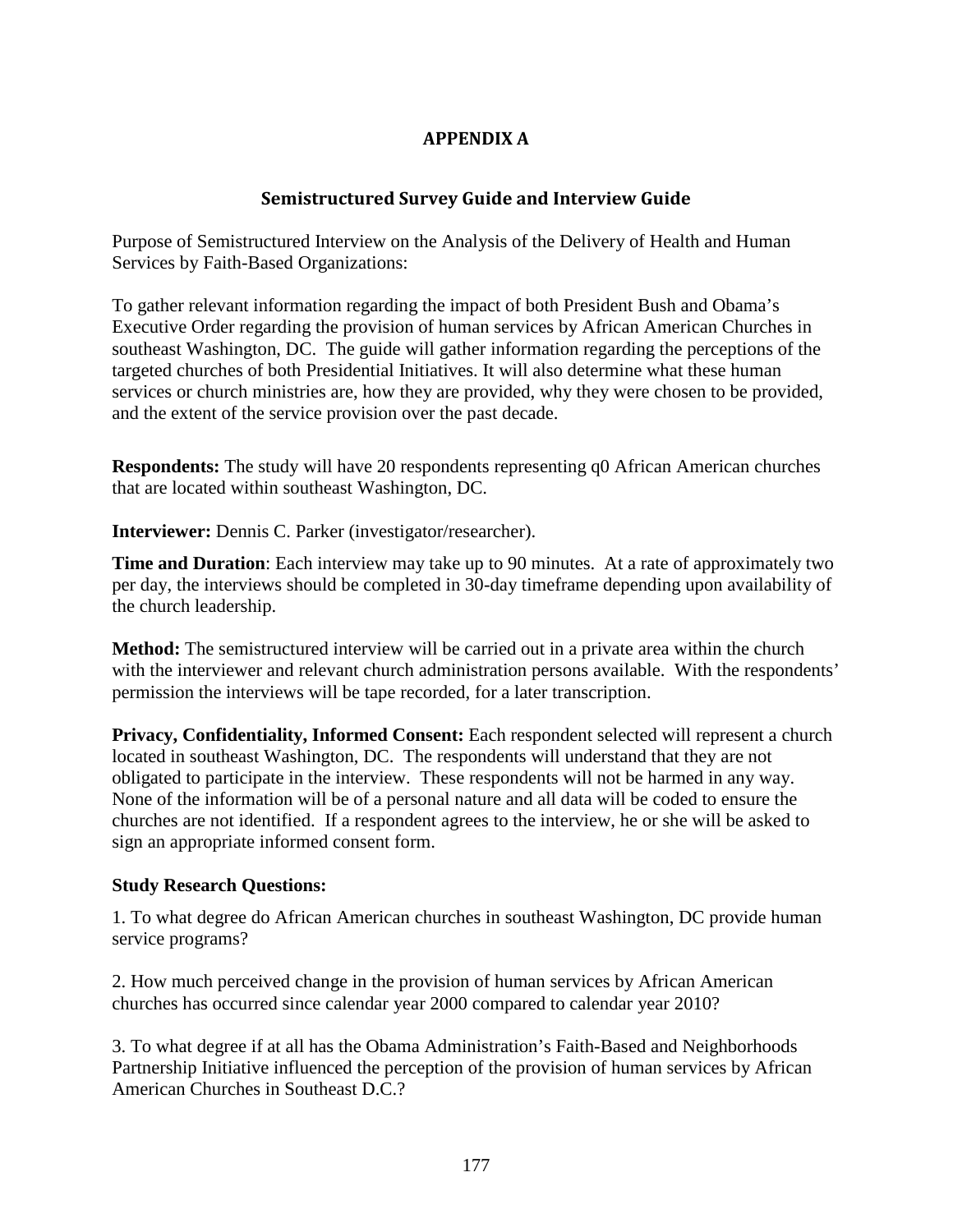# APPENDIX A

## Semistructured Survey Guide and Interview Guide

Purpose of Semistructured Interview on the Analysis of the Delivery of Health and Human Services by Faith-Based Organizations:

To gather relevant information regarding the impact of both President Bush and Obama's Executive Order regarding the provision of human services by African American Churches in southeast Washington, DC. The guide will gather information regarding the perceptions of the targeted churches of both Presidential Initiatives. It will also determine what these human services or church ministries are, how they are provided, why they were chosen to be provided, and the extent of the service provision over the past decade.

**Respondents:** The study will have 20 respondents representing q0 African American churches that are located within southeast Washington, DC.

**Interviewer:** Dennis C. Parker (investigator/researcher).

**Time and Duration**: Each interview may take up to 90 minutes. At a rate of approximately two per day, the interviews should be completed in 30-day timeframe depending upon availability of the church leadership.

**Method:** The semistructured interview will be carried out in a private area within the church with the interviewer and relevant church administration persons available. With the respondents' permission the interviews will be tape recorded, for a later transcription.

**Privacy, Confidentiality, Informed Consent:** Each respondent selected will represent a church located in southeast Washington, DC. The respondents will understand that they are not obligated to participate in the interview. These respondents will not be harmed in any way. None of the information will be of a personal nature and all data will be coded to ensure the churches are not identified. If a respondent agrees to the interview, he or she will be asked to sign an appropriate informed consent form.

**Study Research Questions:**

1. To what degree do African American churches in southeast Washington, DC provide human service programs?

2. How much perceived change in the provision of human services by African American churches has occurred since calendar year 2000 compared to calendar year 2010?

3. To what degree if at all has the Obama Administration's Faith-Based and Neighborhoods Partnership Initiative influenced the perception of the provision of human services by African American Churches in Southeast D.C.?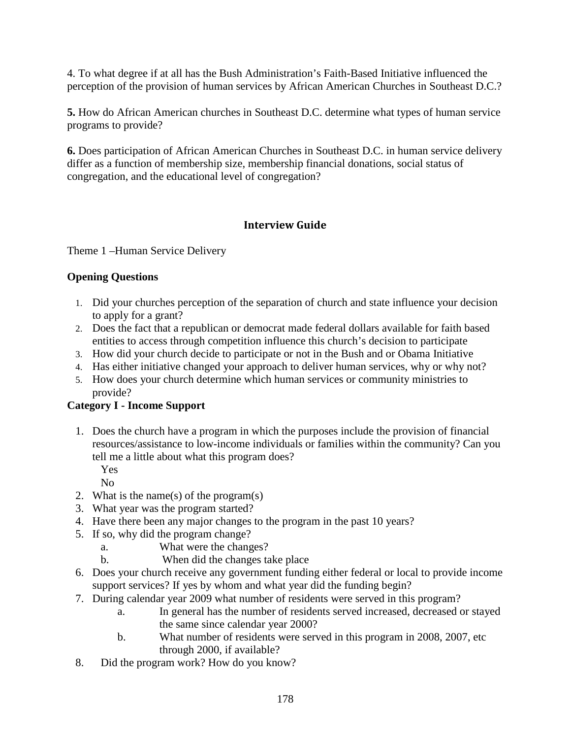4. To what degree if at all has the Bush Administration's Faith-Based Initiative influenced the perception of the provision of human services by African American Churches in Southeast D.C.?

**5.** How do African American churches in Southeast D.C. determine what types of human service programs to provide?

**6.** Does participation of African American Churches in Southeast D.C. in human service delivery differ as a function of membership size, membership financial donations, social status of congregation, and the educational level of congregation?

## Interview Guide

Theme 1 –Human Service Delivery

**Opening Questions**

1. Did your churches perception of the separation of church and state influence your decision to apply for a grant?
2. Does the fact that a republican or democrat made federal dollars available for faith based entities to access through competition influence this church's decision to participate
3. How did your church decide to participate or not in the Bush and or Obama Initiative
4. Has either initiative changed your approach to deliver human services, why or why not?
5. How does your church determine which human services or community ministries to provide?

**Category I - Income Support**

1. Does the church have a program in which the purposes include the provision of financial resources/assistance to low-income individuals or families within the community? Can you tell me a little about what this program does?
   Yes
   No
2. What is the name(s) of the program(s)
3. What year was the program started?
4. Have there been any major changes to the program in the past 10 years?
5. If so, why did the program change?
   a. What were the changes?
   b. When did the changes take place
6. Does your church receive any government funding either federal or local to provide income support services? If yes by whom and what year did the funding begin?
7. During calendar year 2009 what number of residents were served in this program?
   a. In general has the number of residents served increased, decreased or stayed the same since calendar year 2000?
   b. What number of residents were served in this program in 2008, 2007, etc through 2000, if available?
8. Did the program work? How do you know?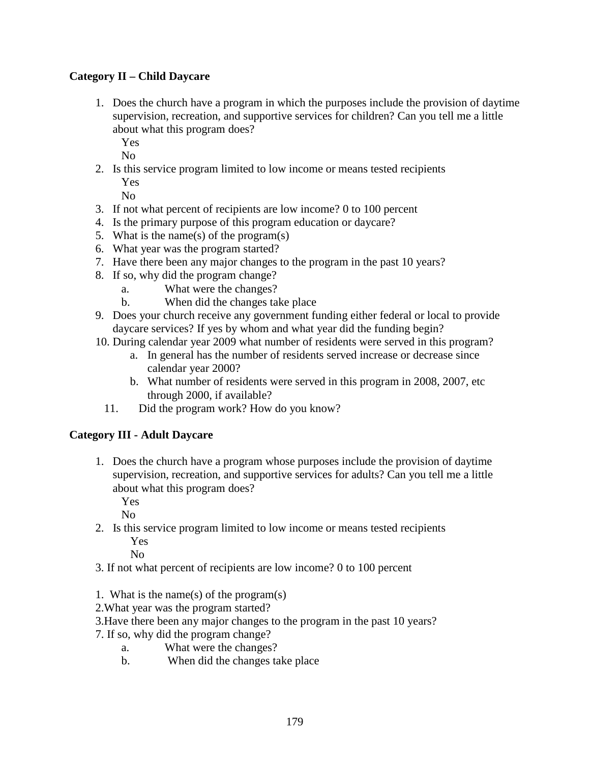**Category II – Child Daycare**

1. Does the church have a program in which the purposes include the provision of daytime supervision, recreation, and supportive services for children? Can you tell me a little about what this program does?
   Yes
   No
2. Is this service program limited to low income or means tested recipients
   Yes
   No
3. If not what percent of recipients are low income? 0 to 100 percent
4. Is the primary purpose of this program education or daycare?
5. What is the name(s) of the program(s)
6. What year was the program started?
7. Have there been any major changes to the program in the past 10 years?
8. If so, why did the program change?
   a. What were the changes?
   b. When did the changes take place
9. Does your church receive any government funding either federal or local to provide daycare services? If yes by whom and what year did the funding begin?
10. During calendar year 2009 what number of residents were served in this program?
    a. In general has the number of residents served increase or decrease since calendar year 2000?
    b. What number of residents were served in this program in 2008, 2007, etc through 2000, if available?
11. Did the program work? How do you know?

**Category III - Adult Daycare**

1. Does the church have a program whose purposes include the provision of daytime supervision, recreation, and supportive services for adults? Can you tell me a little about what this program does?
   Yes
   No
2. Is this service program limited to low income or means tested recipients
   Yes
   No

3. If not what percent of recipients are low income? 0 to 100 percent

1. What is the name(s) of the program(s)
2.What year was the program started?
3.Have there been any major changes to the program in the past 10 years?
7. If so, why did the program change?
   a. What were the changes?
   b. When did the changes take place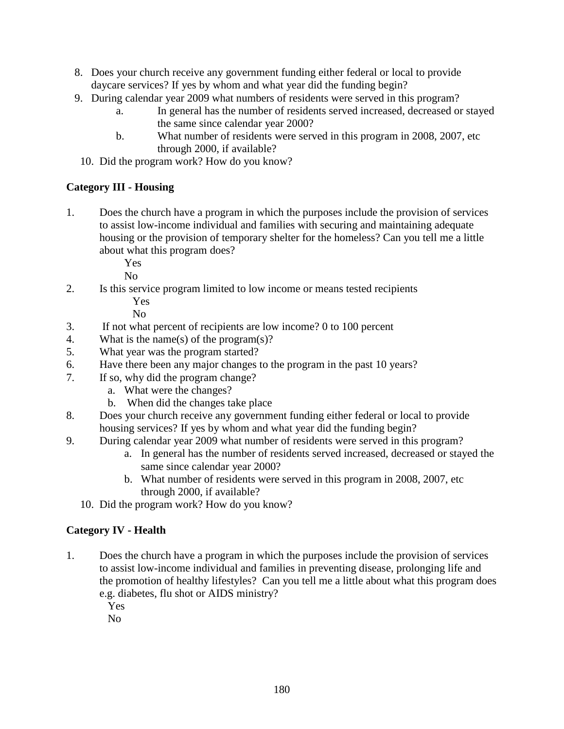8. Does your church receive any government funding either federal or local to provide daycare services? If yes by whom and what year did the funding begin?
9. During calendar year 2009 what numbers of residents were served in this program?
   a. In general has the number of residents served increased, decreased or stayed the same since calendar year 2000?
   b. What number of residents were served in this program in 2008, 2007, etc through 2000, if available?
10. Did the program work? How do you know?

**Category III - Housing**

1. Does the church have a program in which the purposes include the provision of services to assist low-income individual and families with securing and maintaining adequate housing or the provision of temporary shelter for the homeless? Can you tell me a little about what this program does?
   Yes
   No
2. Is this service program limited to low income or means tested recipients
   Yes
   No
3. If not what percent of recipients are low income? 0 to 100 percent
4. What is the name(s) of the program(s)?
5. What year was the program started?
6. Have there been any major changes to the program in the past 10 years?
7. If so, why did the program change?
   a. What were the changes?
   b. When did the changes take place
8. Does your church receive any government funding either federal or local to provide housing services? If yes by whom and what year did the funding begin?
9. During calendar year 2009 what number of residents were served in this program?
   a. In general has the number of residents served increased, decreased or stayed the same since calendar year 2000?
   b. What number of residents were served in this program in 2008, 2007, etc through 2000, if available?
10. Did the program work? How do you know?

**Category IV - Health**

1. Does the church have a program in which the purposes include the provision of services to assist low-income individual and families in preventing disease, prolonging life and the promotion of healthy lifestyles? Can you tell me a little about what this program does e.g. diabetes, flu shot or AIDS ministry?
   Yes
   No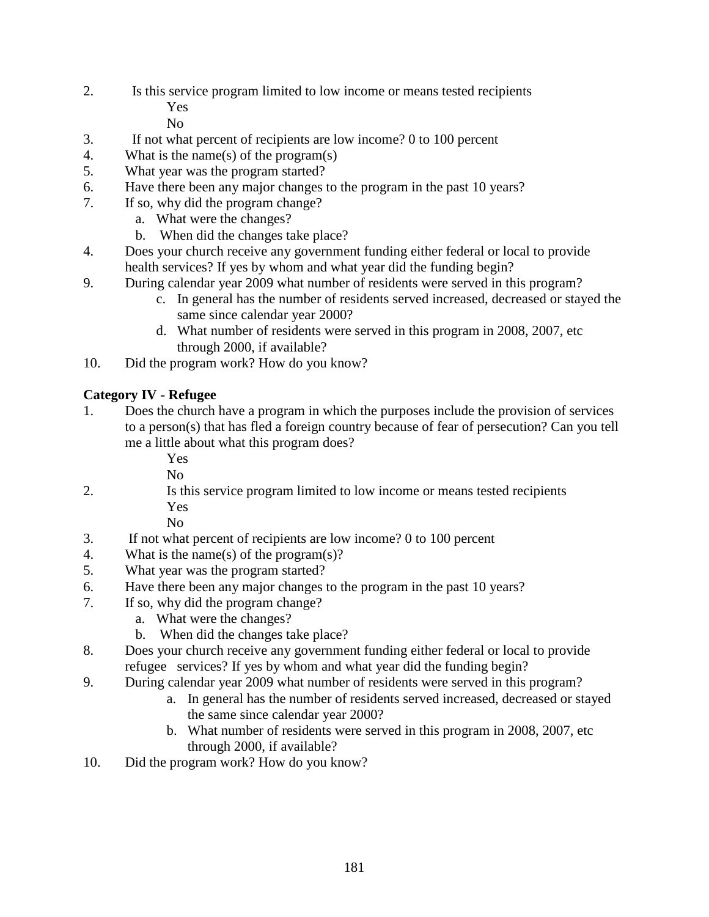2. Is this service program limited to low income or means tested recipients
   - Yes
   - No
3. If not what percent of recipients are low income? 0 to 100 percent
4. What is the name(s) of the program(s)
5. What year was the program started?
6. Have there been any major changes to the program in the past 10 years?
7. If so, why did the program change?
   a. What were the changes?
   b. When did the changes take place?
4. Does your church receive any government funding either federal or local to provide health services? If yes by whom and what year did the funding begin?
9. During calendar year 2009 what number of residents were served in this program?
   c. In general has the number of residents served increased, decreased or stayed the same since calendar year 2000?
   d. What number of residents were served in this program in 2008, 2007, etc through 2000, if available?
10. Did the program work? How do you know?

**Category IV - Refugee**

1. Does the church have a program in which the purposes include the provision of services to a person(s) that has fled a foreign country because of fear of persecution? Can you tell me a little about what this program does?
   - Yes
   - No
2. Is this service program limited to low income or means tested recipients
   - Yes
   - No
3. If not what percent of recipients are low income? 0 to 100 percent
4. What is the name(s) of the program(s)?
5. What year was the program started?
6. Have there been any major changes to the program in the past 10 years?
7. If so, why did the program change?
   a. What were the changes?
   b. When did the changes take place?
8. Does your church receive any government funding either federal or local to provide refugee services? If yes by whom and what year did the funding begin?
9. During calendar year 2009 what number of residents were served in this program?
   a. In general has the number of residents served increased, decreased or stayed the same since calendar year 2000?
   b. What number of residents were served in this program in 2008, 2007, etc through 2000, if available?
10. Did the program work? How do you know?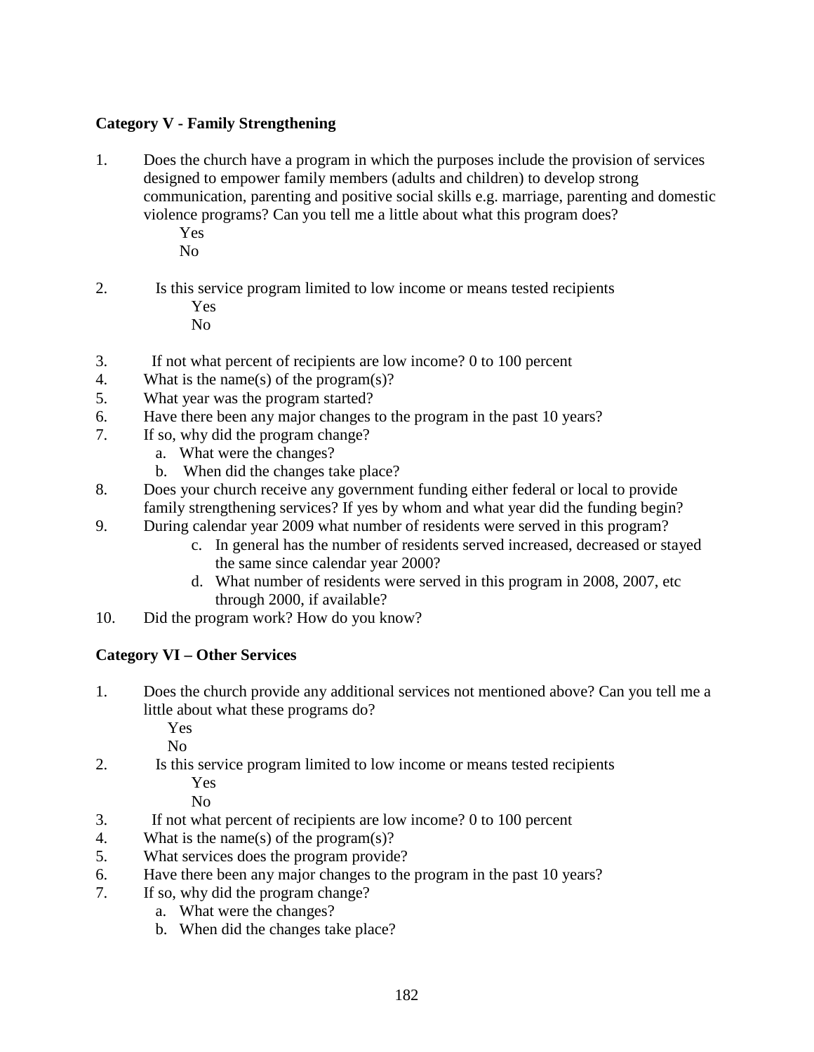**Category V - Family Strengthening**

1. Does the church have a program in which the purposes include the provision of services designed to empower family members (adults and children) to develop strong communication, parenting and positive social skills e.g. marriage, parenting and domestic violence programs? Can you tell me a little about what this program does?
   Yes
   No

2. Is this service program limited to low income or means tested recipients
   Yes
   No

3. If not what percent of recipients are low income? 0 to 100 percent
4. What is the name(s) of the program(s)?
5. What year was the program started?
6. Have there been any major changes to the program in the past 10 years?
7. If so, why did the program change?
   a. What were the changes?
   b. When did the changes take place?
8. Does your church receive any government funding either federal or local to provide family strengthening services? If yes by whom and what year did the funding begin?
9. During calendar year 2009 what number of residents were served in this program?
   c. In general has the number of residents served increased, decreased or stayed the same since calendar year 2000?
   d. What number of residents were served in this program in 2008, 2007, etc through 2000, if available?
10. Did the program work? How do you know?

**Category VI – Other Services**

1. Does the church provide any additional services not mentioned above? Can you tell me a little about what these programs do?
   Yes
   No
2. Is this service program limited to low income or means tested recipients
   Yes
   No
3. If not what percent of recipients are low income? 0 to 100 percent
4. What is the name(s) of the program(s)?
5. What services does the program provide?
6. Have there been any major changes to the program in the past 10 years?
7. If so, why did the program change?
   a. What were the changes?
   b. When did the changes take place?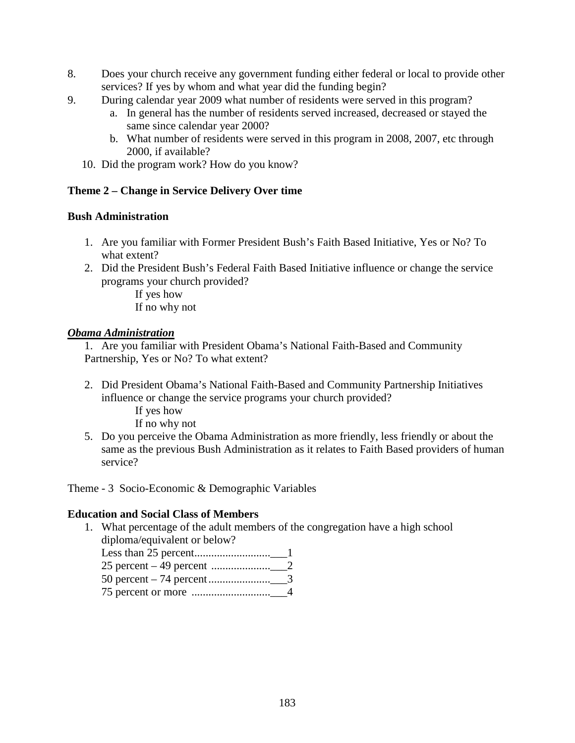8. Does your church receive any government funding either federal or local to provide other services? If yes by whom and what year did the funding begin?
9. During calendar year 2009 what number of residents were served in this program?
   a. In general has the number of residents served increased, decreased or stayed the same since calendar year 2000?
   b. What number of residents were served in this program in 2008, 2007, etc through 2000, if available?
10. Did the program work? How do you know?

**Theme 2 – Change in Service Delivery Over time**

**Bush Administration**

1. Are you familiar with Former President Bush's Faith Based Initiative, Yes or No? To what extent?
2. Did the President Bush's Federal Faith Based Initiative influence or change the service programs your church provided?
   If yes how
   If no why not

***Obama Administration***

1. Are you familiar with President Obama's National Faith-Based and Community Partnership, Yes or No? To what extent?

2. Did President Obama's National Faith-Based and Community Partnership Initiatives influence or change the service programs your church provided?
   If yes how
   If no why not
5. Do you perceive the Obama Administration as more friendly, less friendly or about the same as the previous Bush Administration as it relates to Faith Based providers of human service?

Theme - 3 Socio-Economic & Demographic Variables

**Education and Social Class of Members**

1. What percentage of the adult members of the congregation have a high school diploma/equivalent or below?
   Less than 25 percent...........................___1
   25 percent – 49 percent .....................___2
   50 percent – 74 percent......................___3
   75 percent or more ............................___4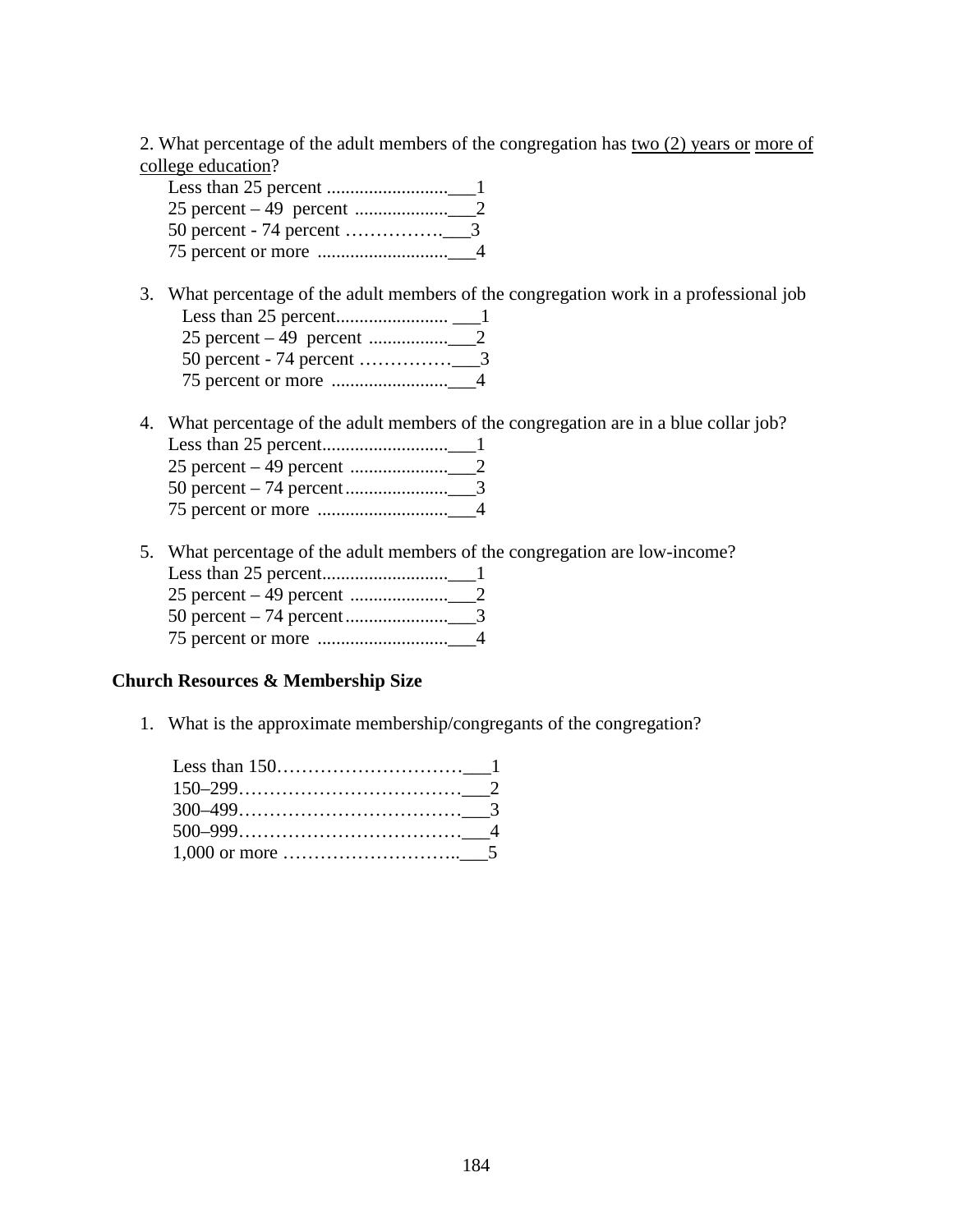2. What percentage of the adult members of the congregation has <u>two (2) years or</u> <u>more of college education</u>?

Less than 25 percent ..........................___1
25 percent – 49 percent ....................___2
50 percent - 74 percent …………….___3
75 percent or more ............................___4

3. What percentage of the adult members of the congregation work in a professional job

Less than 25 percent........................ ___1
25 percent – 49 percent .................___2
50 percent - 74 percent ……………___3
75 percent or more .........................___4

4. What percentage of the adult members of the congregation are in a blue collar job?

Less than 25 percent...........................___1
25 percent – 49 percent .....................___2
50 percent – 74 percent......................___3
75 percent or more ............................___4

5. What percentage of the adult members of the congregation are low-income?

Less than 25 percent...........................___1
25 percent – 49 percent .....................___2
50 percent – 74 percent......................___3
75 percent or more ............................___4

**Church Resources & Membership Size**

1. What is the approximate membership/congregants of the congregation?

Less than 150…………………………___1
150–299………………………………___2
300–499………………………………___3
500–999………………………………___4
1,000 or more ………………………..___5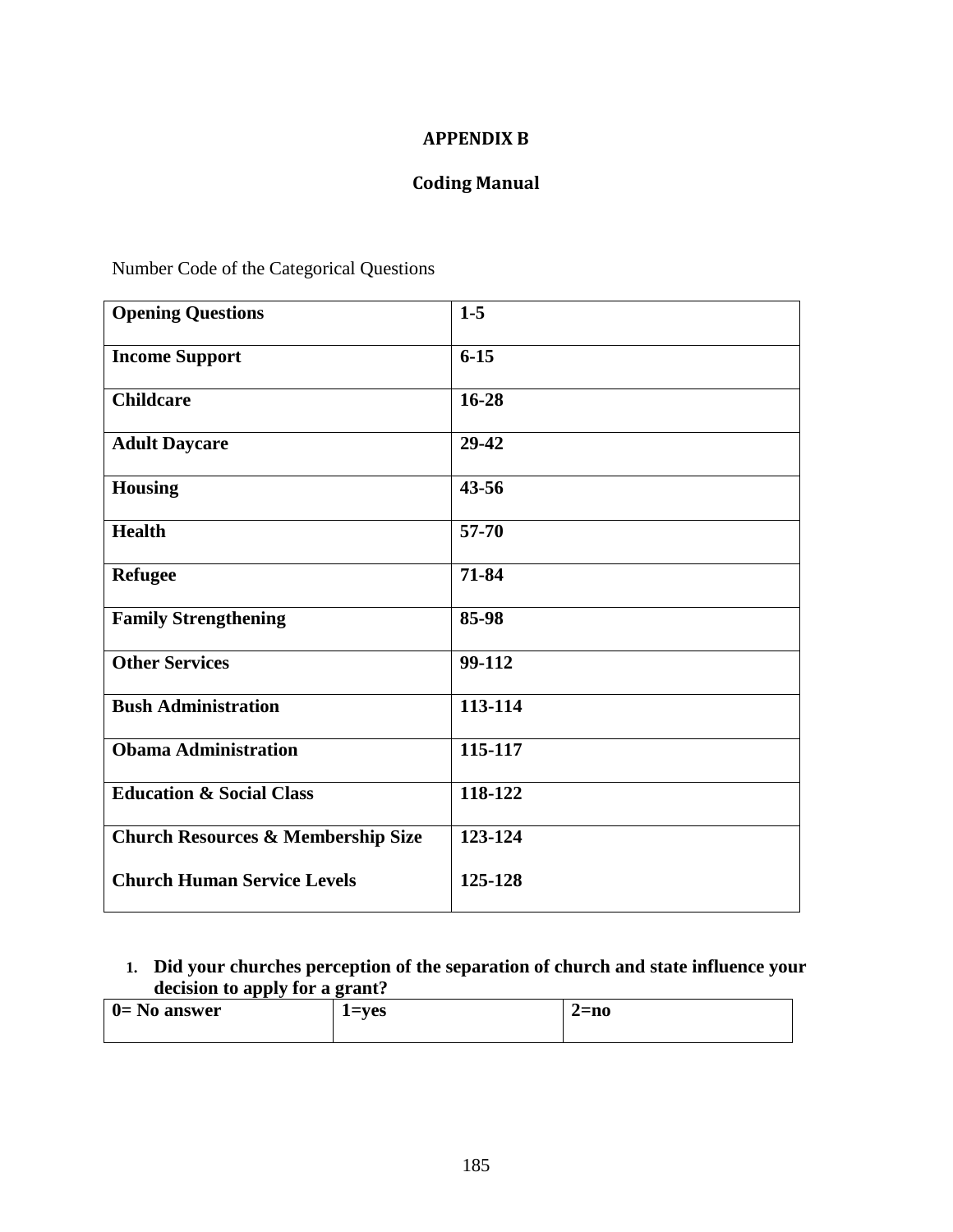# APPENDIX B

## Coding Manual

Number Code of the Categorical Questions

| **Opening Questions** | **1-5** |
|---|---|
| **Income Support** | **6-15** |
| **Childcare** | **16-28** |
| **Adult Daycare** | **29-42** |
| **Housing** | **43-56** |
| **Health** | **57-70** |
| **Refugee** | **71-84** |
| **Family Strengthening** | **85-98** |
| **Other Services** | **99-112** |
| **Bush Administration** | **113-114** |
| **Obama Administration** | **115-117** |
| **Education & Social Class** | **118-122** |
| **Church Resources & Membership Size** | **123-124** |
| **Church Human Service Levels** | **125-128** |

1. **Did your churches perception of the separation of church and state influence your decision to apply for a grant?**

| **0= No answer** | **1=yes** | **2=no** |
|---|---|---|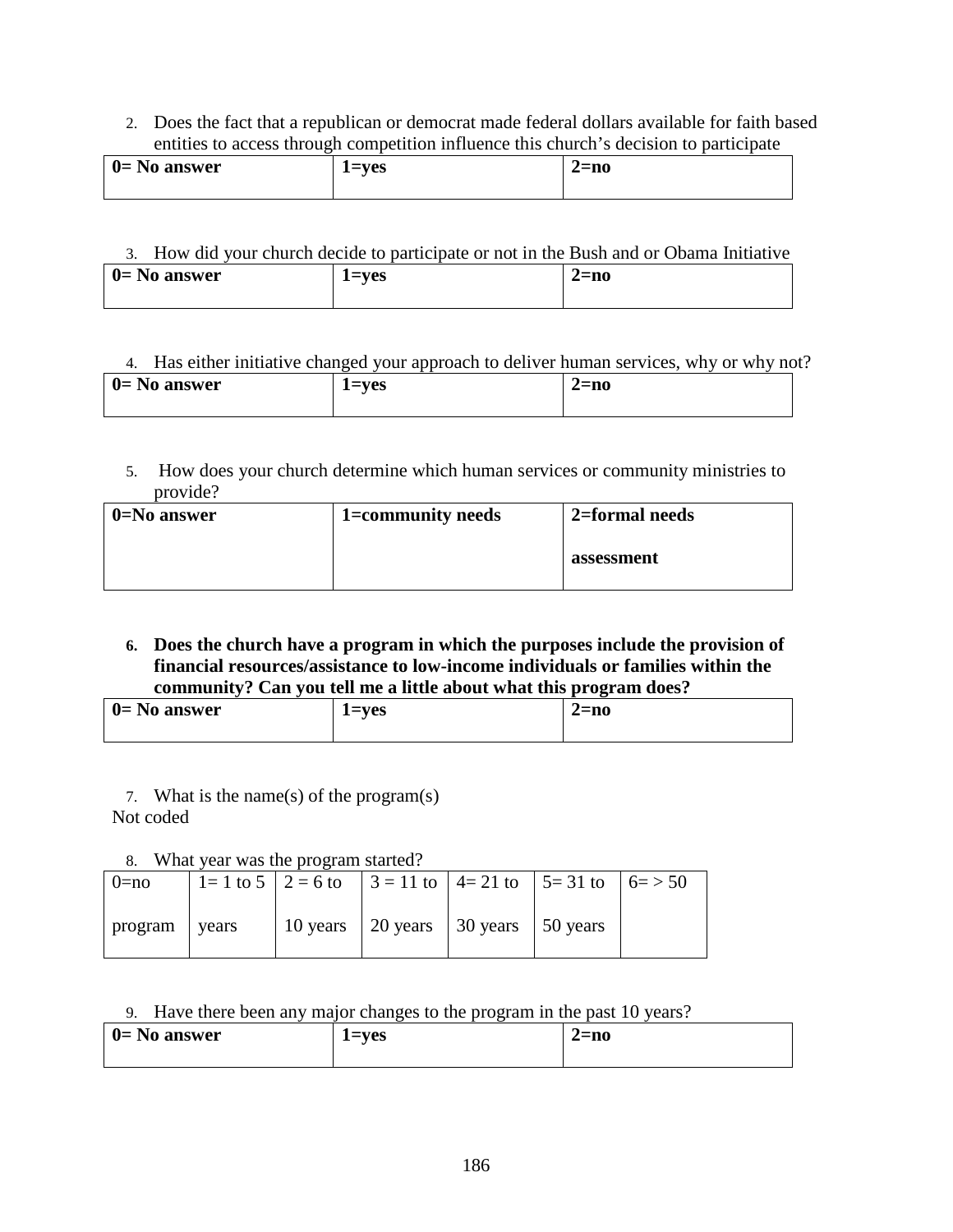2. Does the fact that a republican or democrat made federal dollars available for faith based entities to access through competition influence this church's decision to participate

| **0= No answer** | **1=yes** | **2=no** |
|---|---|---|

3. How did your church decide to participate or not in the Bush and or Obama Initiative

| **0= No answer** | **1=yes** | **2=no** |
|---|---|---|

4. Has either initiative changed your approach to deliver human services, why or why not?

| **0= No answer** | **1=yes** | **2=no** |
|---|---|---|

5. How does your church determine which human services or community ministries to provide?

| **0=No answer** | **1=community needs** | **2=formal needs assessment** |
|---|---|---|

6. **Does the church have a program in which the purposes include the provision of financial resources/assistance to low-income individuals or families within the community? Can you tell me a little about what this program does?**

| **0= No answer** | **1=yes** | **2=no** |
|---|---|---|

7. What is the name(s) of the program(s)

Not coded

8. What year was the program started?

| 0=no program | 1= 1 to 5 years | 2 = 6 to 10 years | 3 = 11 to 20 years | 4= 21 to 30 years | 5= 31 to 50 years | 6= > 50 |
|---|---|---|---|---|---|---|

9. Have there been any major changes to the program in the past 10 years?

| **0= No answer** | **1=yes** | **2=no** |
|---|---|---|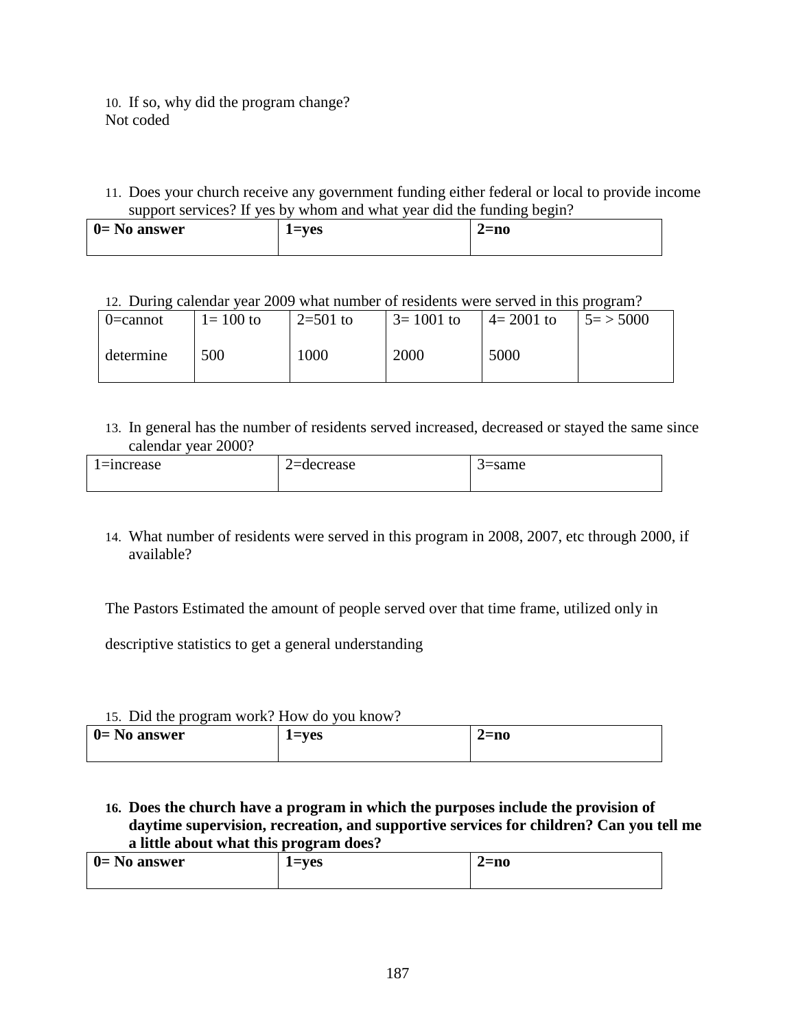10. If so, why did the program change?

Not coded

11. Does your church receive any government funding either federal or local to provide income support services? If yes by whom and what year did the funding begin?

| **0= No answer** | **1=yes** | **2=no** |
|---|---|---|

12. During calendar year 2009 what number of residents were served in this program?

| 0=cannot determine | 1= 100 to 500 | 2=501 to 1000 | 3= 1001 to 2000 | 4= 2001 to 5000 | 5= > 5000 |
|---|---|---|---|---|---|

13. In general has the number of residents served increased, decreased or stayed the same since calendar year 2000?

| 1=increase | 2=decrease | 3=same |
|---|---|---|

14. What number of residents were served in this program in 2008, 2007, etc through 2000, if available?

The Pastors Estimated the amount of people served over that time frame, utilized only in descriptive statistics to get a general understanding

15. Did the program work? How do you know?

| **0= No answer** | **1=yes** | **2=no** |
|---|---|---|

**16. Does the church have a program in which the purposes include the provision of daytime supervision, recreation, and supportive services for children? Can you tell me a little about what this program does?**

| **0= No answer** | **1=yes** | **2=no** |
|---|---|---|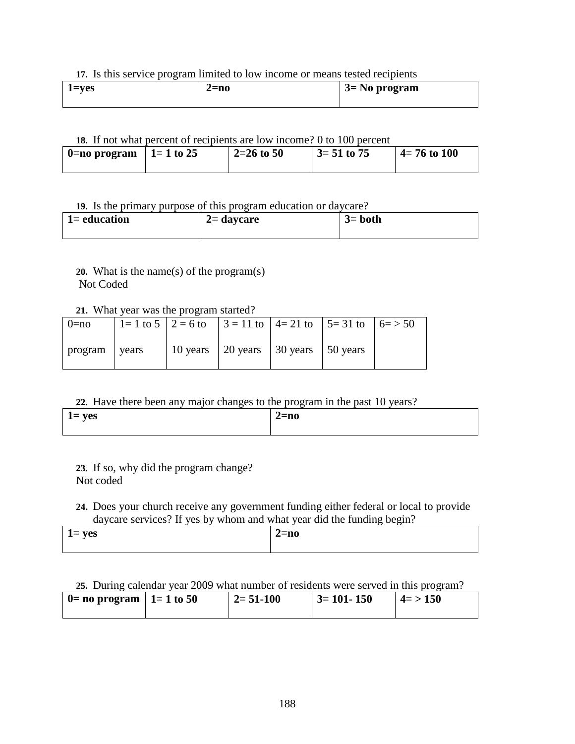**17.** Is this service program limited to low income or means tested recipients

| **1=yes** | **2=no** | **3= No program** |
|---|---|---|

**18.** If not what percent of recipients are low income? 0 to 100 percent

| **0=no program** | **1= 1 to 25** | **2=26 to 50** | **3= 51 to 75** | **4= 76 to 100** |
|---|---|---|---|---|

**19.** Is the primary purpose of this program education or daycare?

| **1= education** | **2= daycare** | **3= both** |
|---|---|---|

**20.** What is the name(s) of the program(s)
Not Coded

**21.** What year was the program started?

| 0=no program | 1= 1 to 5 years | 2 = 6 to 10 years | 3 = 11 to 20 years | 4= 21 to 30 years | 5= 31 to 50 years | 6= > 50 |
|---|---|---|---|---|---|---|

**22.** Have there been any major changes to the program in the past 10 years?

| **1= yes** | **2=no** |
|---|---|

**23.** If so, why did the program change?
Not coded

**24.** Does your church receive any government funding either federal or local to provide daycare services? If yes by whom and what year did the funding begin?

| **1= yes** | **2=no** |
|---|---|

**25.** During calendar year 2009 what number of residents were served in this program?

| **0= no program** | **1= 1 to 50** | **2= 51-100** | **3= 101- 150** | **4= > 150** |
|---|---|---|---|---|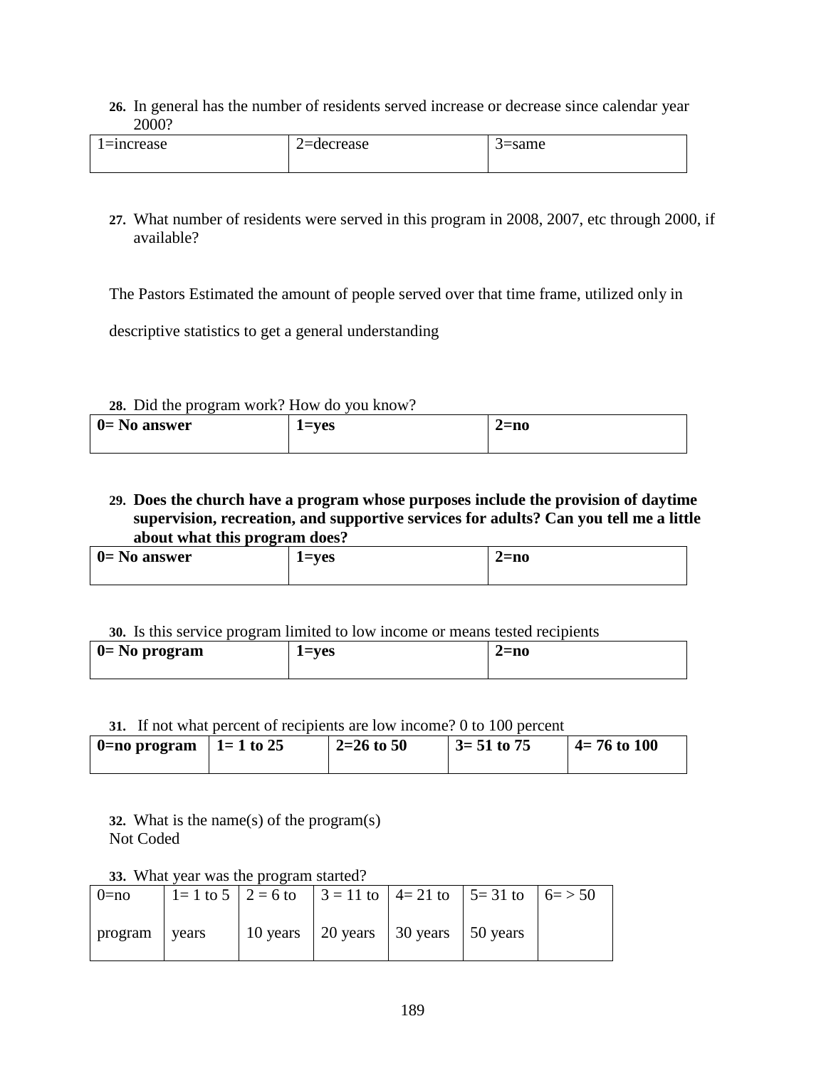26. In general has the number of residents served increase or decrease since calendar year 2000?

| 1=increase | 2=decrease | 3=same |
|---|---|---|

27. What number of residents were served in this program in 2008, 2007, etc through 2000, if available?

The Pastors Estimated the amount of people served over that time frame, utilized only in descriptive statistics to get a general understanding

28. Did the program work? How do you know?

| **0= No answer** | **1=yes** | **2=no** |
|---|---|---|

29. **Does the church have a program whose purposes include the provision of daytime supervision, recreation, and supportive services for adults? Can you tell me a little about what this program does?**

| **0= No answer** | **1=yes** | **2=no** |
|---|---|---|

30. Is this service program limited to low income or means tested recipients

| **0= No program** | **1=yes** | **2=no** |
|---|---|---|

31. If not what percent of recipients are low income? 0 to 100 percent

| **0=no program** | **1= 1 to 25** | **2=26 to 50** | **3= 51 to 75** | **4= 76 to 100** |
|---|---|---|---|---|

32. What is the name(s) of the program(s)
Not Coded

33. What year was the program started?

| 0=no program | 1= 1 to 5 years | 2 = 6 to 10 years | 3 = 11 to 20 years | 4= 21 to 30 years | 5= 31 to 50 years | 6= > 50 |
|---|---|---|---|---|---|---|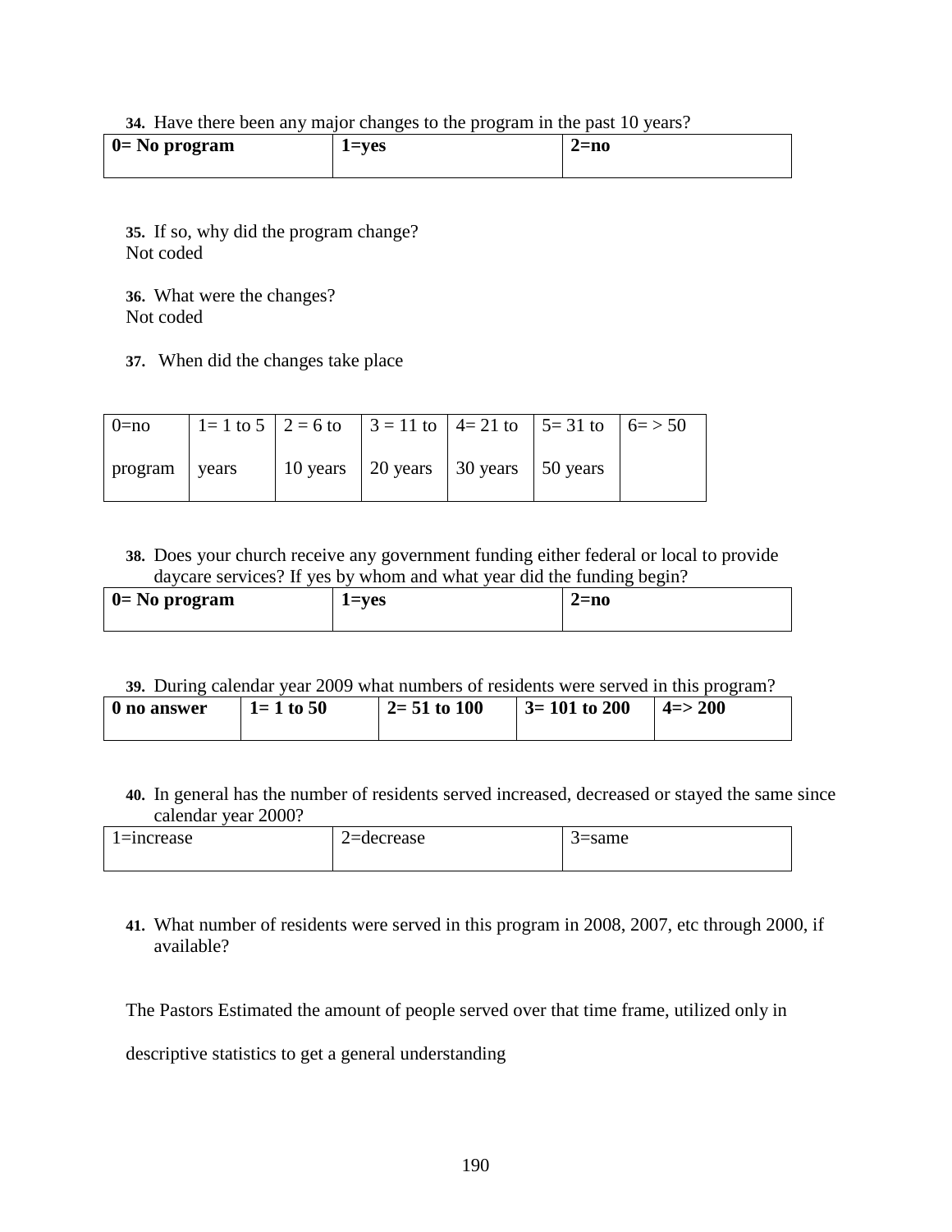**34.** Have there been any major changes to the program in the past 10 years?

| **0= No program** | **1=yes** | **2=no** |
|---|---|---|

**35.** If so, why did the program change?
Not coded

**36.** What were the changes?
Not coded

**37.** When did the changes take place

| 0=no program | 1= 1 to 5 years | 2 = 6 to 10 years | 3 = 11 to 20 years | 4= 21 to 30 years | 5= 31 to 50 years | 6= > 50 |
|---|---|---|---|---|---|---|

**38.** Does your church receive any government funding either federal or local to provide daycare services? If yes by whom and what year did the funding begin?

| **0= No program** | **1=yes** | **2=no** |
|---|---|---|

**39.** During calendar year 2009 what numbers of residents were served in this program?

| **0 no answer** | **1= 1 to 50** | **2= 51 to 100** | **3= 101 to 200** | **4=> 200** |
|---|---|---|---|---|

**40.** In general has the number of residents served increased, decreased or stayed the same since calendar year 2000?

| 1=increase | 2=decrease | 3=same |
|---|---|---|

**41.** What number of residents were served in this program in 2008, 2007, etc through 2000, if available?

The Pastors Estimated the amount of people served over that time frame, utilized only in descriptive statistics to get a general understanding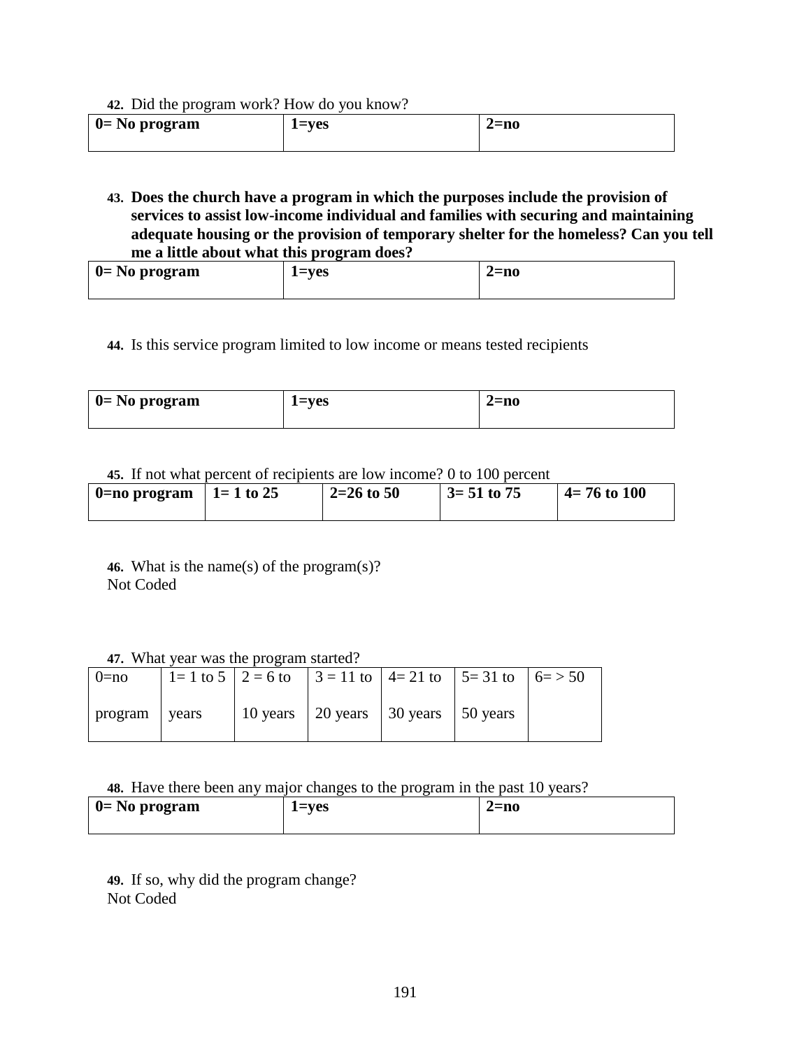**42.** Did the program work? How do you know?

| **0= No program** | **1=yes** | **2=no** |
|---|---|---|

**43. Does the church have a program in which the purposes include the provision of services to assist low-income individual and families with securing and maintaining adequate housing or the provision of temporary shelter for the homeless? Can you tell me a little about what this program does?**

| **0= No program** | **1=yes** | **2=no** |
|---|---|---|

**44.** Is this service program limited to low income or means tested recipients

| **0= No program** | **1=yes** | **2=no** |
|---|---|---|

**45.** If not what percent of recipients are low income? 0 to 100 percent

| **0=no program** | **1= 1 to 25** | **2=26 to 50** | **3= 51 to 75** | **4= 76 to 100** |
|---|---|---|---|---|

**46.** What is the name(s) of the program(s)?
Not Coded

**47.** What year was the program started?

| 0=no program | 1= 1 to 5 years | 2 = 6 to 10 years | 3 = 11 to 20 years | 4= 21 to 30 years | 5= 31 to 50 years | 6= > 50 |
|---|---|---|---|---|---|---|

**48.** Have there been any major changes to the program in the past 10 years?

| **0= No program** | **1=yes** | **2=no** |
|---|---|---|

**49.** If so, why did the program change?
Not Coded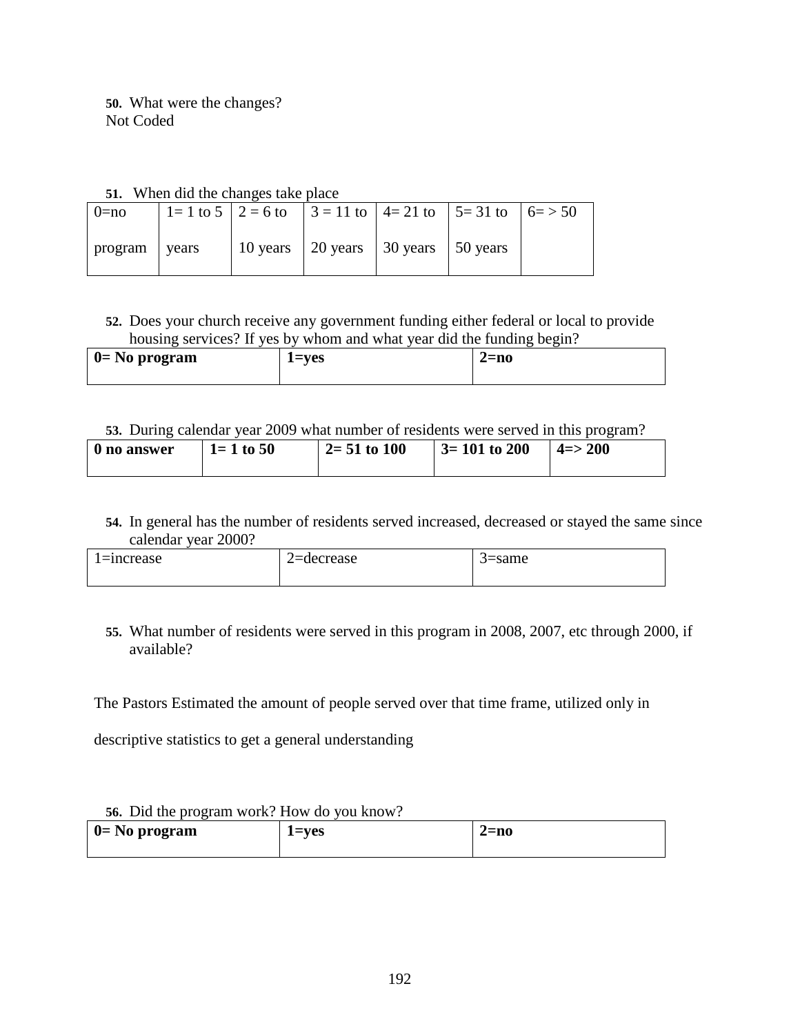**50.** What were the changes?
Not Coded

**51.** When did the changes take place

| 0=no program | 1= 1 to 5 years | 2 = 6 to 10 years | 3 = 11 to 20 years | 4= 21 to 30 years | 5= 31 to 50 years | 6= > 50 |
|---|---|---|---|---|---|---|

**52.** Does your church receive any government funding either federal or local to provide housing services? If yes by whom and what year did the funding begin?

| **0= No program** | **1=yes** | **2=no** |
|---|---|---|

**53.** During calendar year 2009 what number of residents were served in this program?

| **0 no answer** | **1= 1 to 50** | **2= 51 to 100** | **3= 101 to 200** | **4=> 200** |
|---|---|---|---|---|

**54.** In general has the number of residents served increased, decreased or stayed the same since calendar year 2000?

| 1=increase | 2=decrease | 3=same |
|---|---|---|

**55.** What number of residents were served in this program in 2008, 2007, etc through 2000, if available?

The Pastors Estimated the amount of people served over that time frame, utilized only in descriptive statistics to get a general understanding

**56.** Did the program work? How do you know?

| **0= No program** | **1=yes** | **2=no** |
|---|---|---|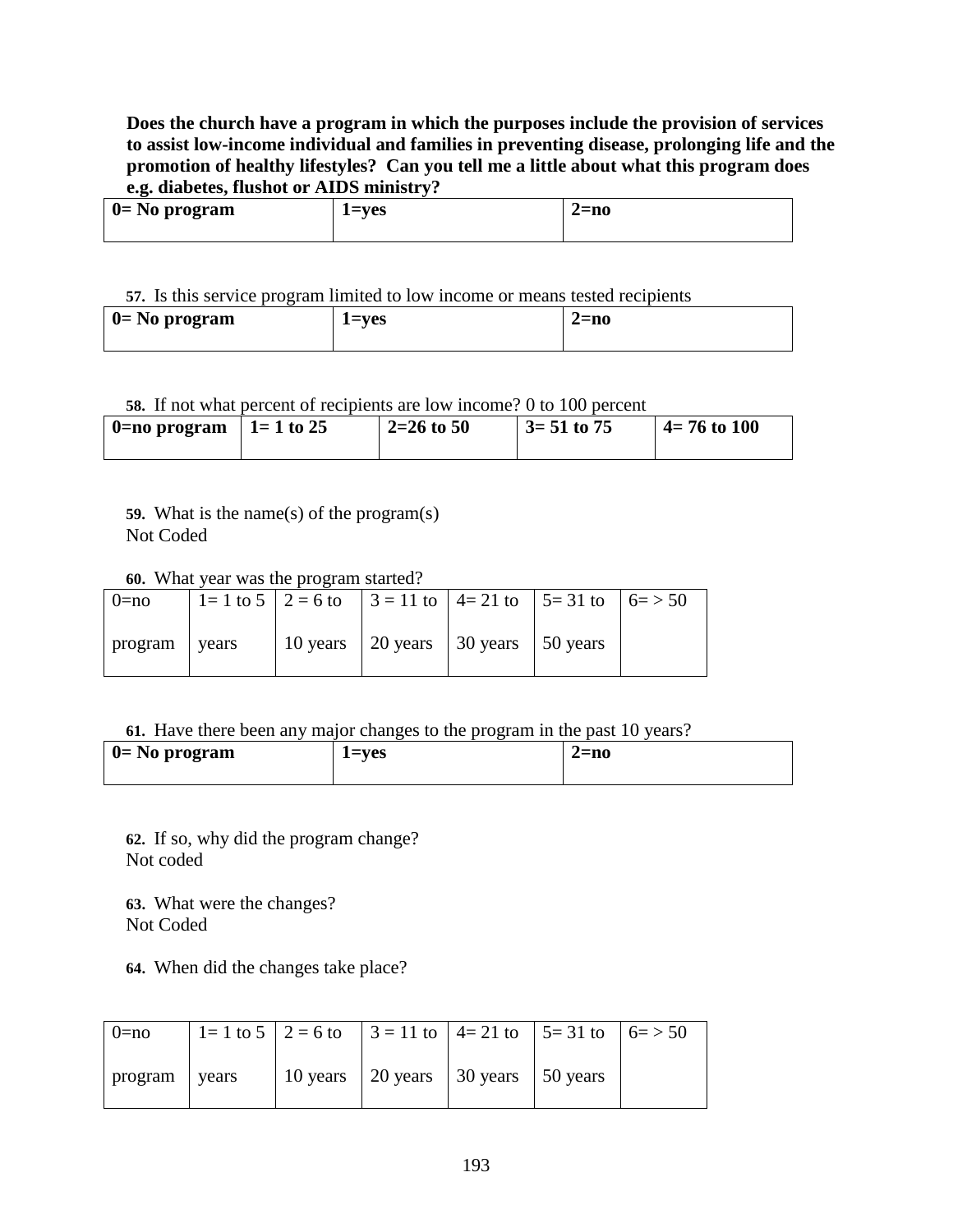**Does the church have a program in which the purposes include the provision of services to assist low-income individual and families in preventing disease, prolonging life and the promotion of healthy lifestyles? Can you tell me a little about what this program does e.g. diabetes, flushot or AIDS ministry?**

| **0= No program** | **1=yes** | **2=no** |
|---|---|---|

**57.** Is this service program limited to low income or means tested recipients

| **0= No program** | **1=yes** | **2=no** |
|---|---|---|

**58.** If not what percent of recipients are low income? 0 to 100 percent

| **0=no program** | **1= 1 to 25** | **2=26 to 50** | **3= 51 to 75** | **4= 76 to 100** |
|---|---|---|---|---|

**59.** What is the name(s) of the program(s)
Not Coded

**60.** What year was the program started?

| 0=no program | 1= 1 to 5 years | 2 = 6 to 10 years | 3 = 11 to 20 years | 4= 21 to 30 years | 5= 31 to 50 years | 6= > 50 |
|---|---|---|---|---|---|---|

**61.** Have there been any major changes to the program in the past 10 years?

| **0= No program** | **1=yes** | **2=no** |
|---|---|---|

**62.** If so, why did the program change?
Not coded

**63.** What were the changes?
Not Coded

**64.** When did the changes take place?

| 0=no program | 1= 1 to 5 years | 2 = 6 to 10 years | 3 = 11 to 20 years | 4= 21 to 30 years | 5= 31 to 50 years | 6= > 50 |
|---|---|---|---|---|---|---|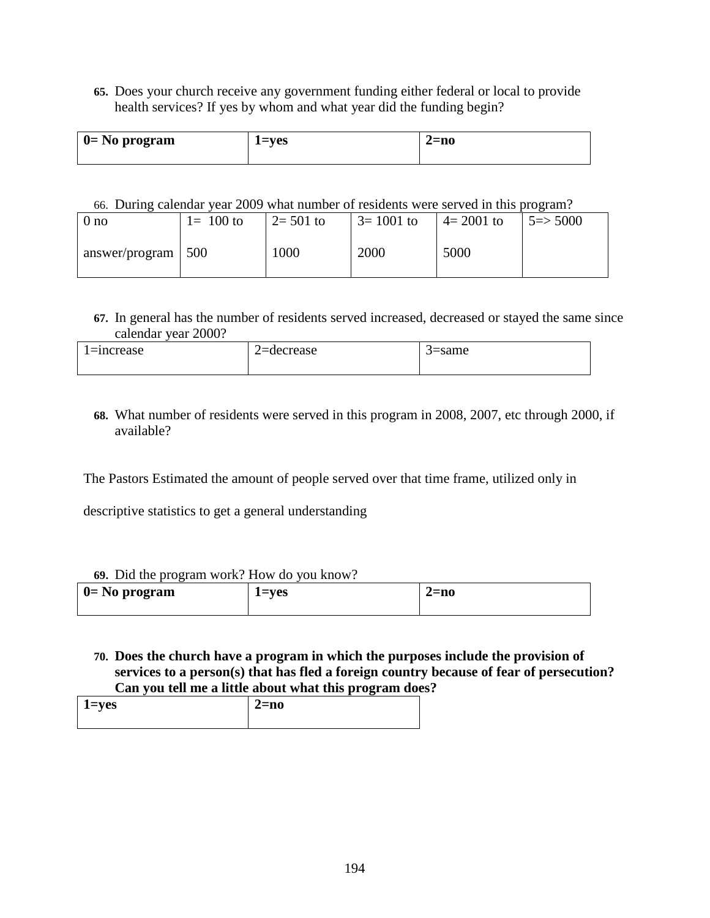65. Does your church receive any government funding either federal or local to provide health services? If yes by whom and what year did the funding begin?

| **0= No program** | **1=yes** | **2=no** |
|---|---|---|

66. During calendar year 2009 what number of residents were served in this program?

| 0 no answer/program | 1= 100 to 500 | 2= 501 to 1000 | 3= 1001 to 2000 | 4= 2001 to 5000 | 5=> 5000 |
|---|---|---|---|---|---|

67. In general has the number of residents served increased, decreased or stayed the same since calendar year 2000?

| 1=increase | 2=decrease | 3=same |
|---|---|---|

68. What number of residents were served in this program in 2008, 2007, etc through 2000, if available?

The Pastors Estimated the amount of people served over that time frame, utilized only in descriptive statistics to get a general understanding

69. Did the program work? How do you know?

| **0= No program** | **1=yes** | **2=no** |
|---|---|---|

**70. Does the church have a program in which the purposes include the provision of services to a person(s) that has fled a foreign country because of fear of persecution? Can you tell me a little about what this program does?**

| **1=yes** | **2=no** |
|---|---|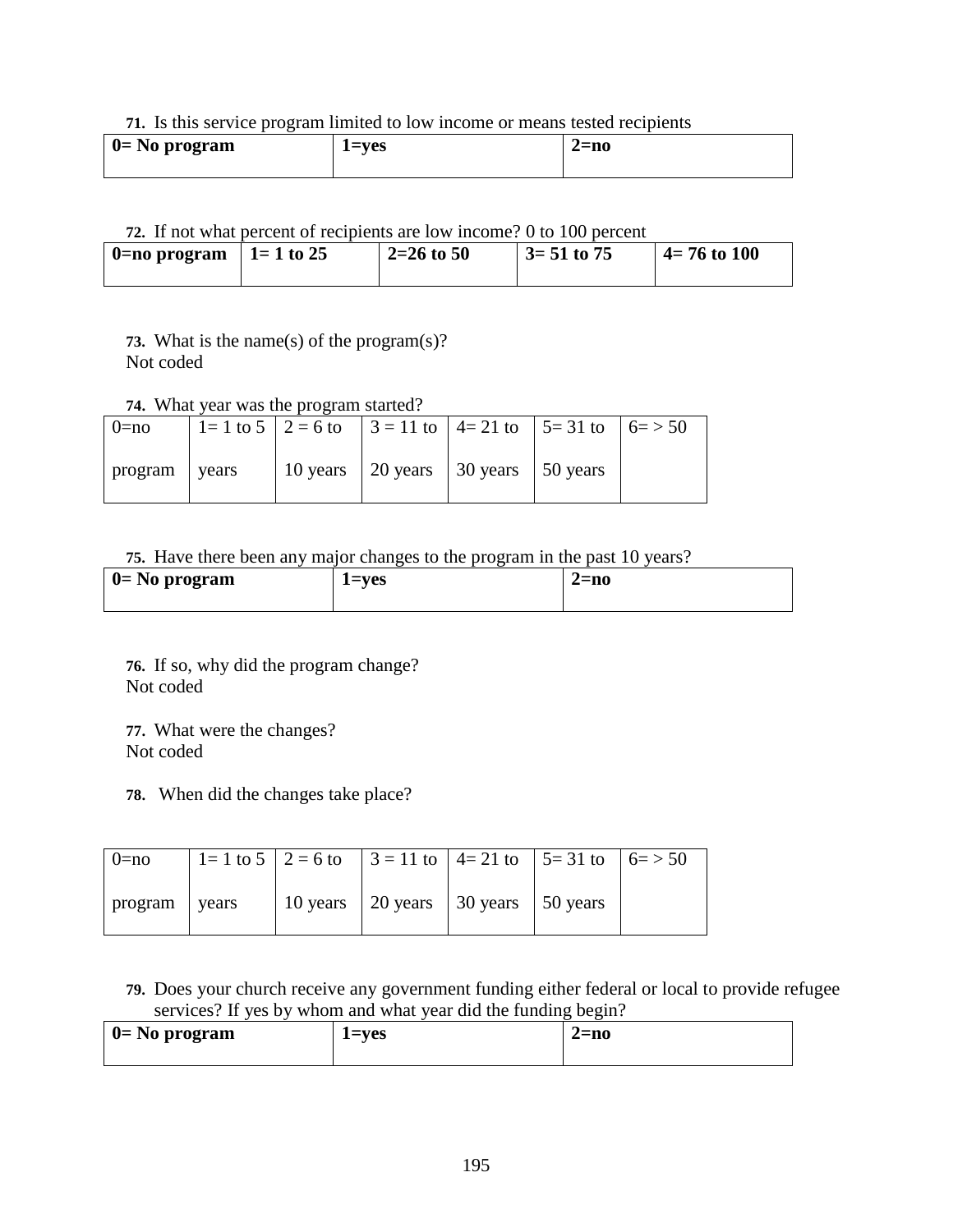71. Is this service program limited to low income or means tested recipients

| 0= No program | 1=yes | 2=no |
|---|---|---|

72. If not what percent of recipients are low income? 0 to 100 percent

| 0=no program | 1= 1 to 25 | 2=26 to 50 | 3= 51 to 75 | 4= 76 to 100 |
|---|---|---|---|---|

73. What is the name(s) of the program(s)?
Not coded

74. What year was the program started?

| 0=no program | 1= 1 to 5 years | 2 = 6 to 10 years | 3 = 11 to 20 years | 4= 21 to 30 years | 5= 31 to 50 years | 6= > 50 |
|---|---|---|---|---|---|---|

75. Have there been any major changes to the program in the past 10 years?

| 0= No program | 1=yes | 2=no |
|---|---|---|

76. If so, why did the program change?
Not coded

77. What were the changes?
Not coded

78. When did the changes take place?

| 0=no program | 1= 1 to 5 years | 2 = 6 to 10 years | 3 = 11 to 20 years | 4= 21 to 30 years | 5= 31 to 50 years | 6= > 50 |
|---|---|---|---|---|---|---|

79. Does your church receive any government funding either federal or local to provide refugee services? If yes by whom and what year did the funding begin?

| 0= No program | 1=yes | 2=no |
|---|---|---|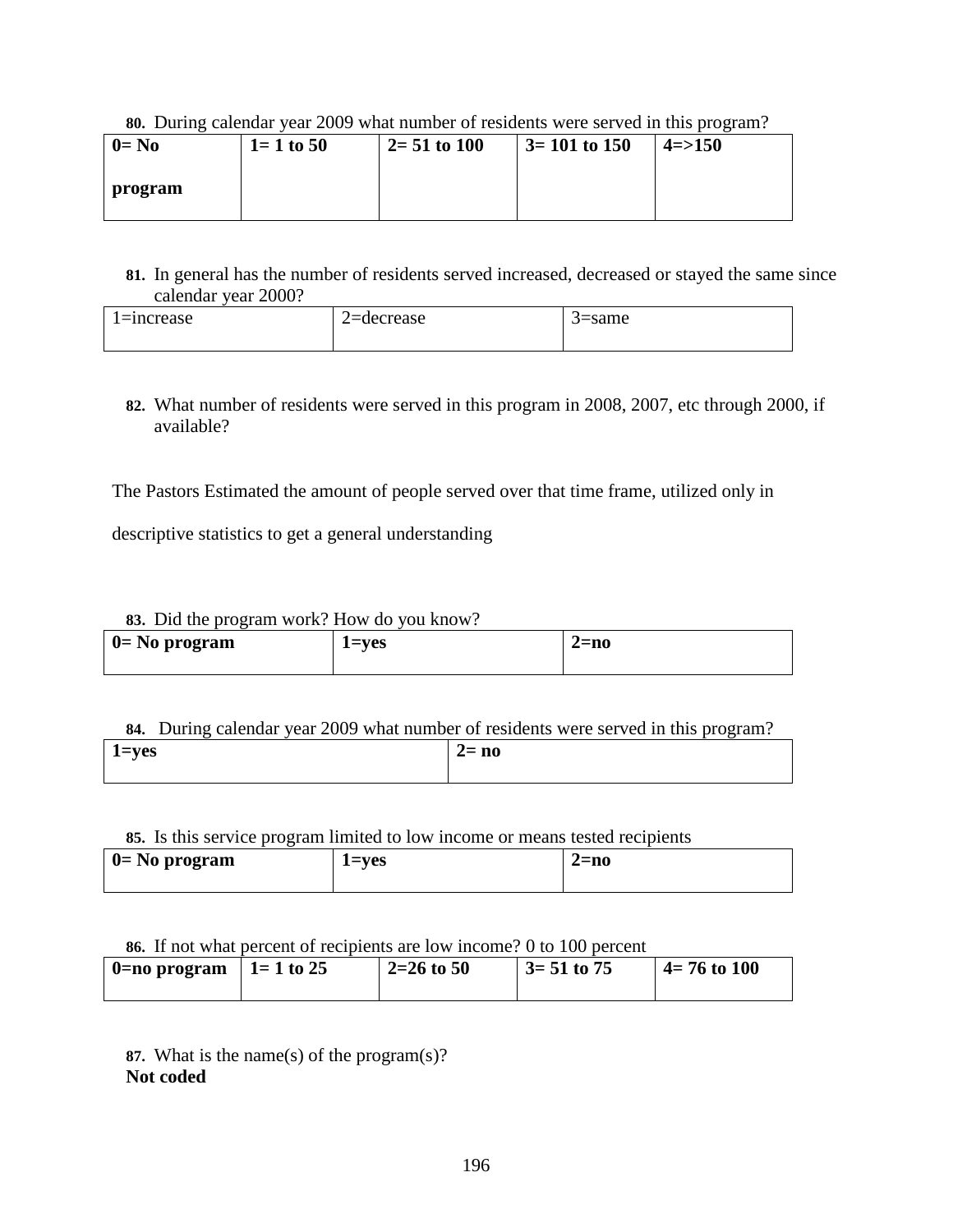**80.** During calendar year 2009 what number of residents were served in this program?

| **0= No program** | **1= 1 to 50** | **2= 51 to 100** | **3= 101 to 150** | **4=>150** |
|---|---|---|---|---|

**81.** In general has the number of residents served increased, decreased or stayed the same since calendar year 2000?

| 1=increase | 2=decrease | 3=same |
|---|---|---|

**82.** What number of residents were served in this program in 2008, 2007, etc through 2000, if available?

The Pastors Estimated the amount of people served over that time frame, utilized only in descriptive statistics to get a general understanding

**83.** Did the program work? How do you know?

| **0= No program** | **1=yes** | **2=no** |
|---|---|---|

**84.** During calendar year 2009 what number of residents were served in this program?

| **1=yes** | **2= no** |
|---|---|

**85.** Is this service program limited to low income or means tested recipients

| **0= No program** | **1=yes** | **2=no** |
|---|---|---|

**86.** If not what percent of recipients are low income? 0 to 100 percent

| **0=no program** | **1= 1 to 25** | **2=26 to 50** | **3= 51 to 75** | **4= 76 to 100** |
|---|---|---|---|---|

**87.** What is the name(s) of the program(s)?
**Not coded**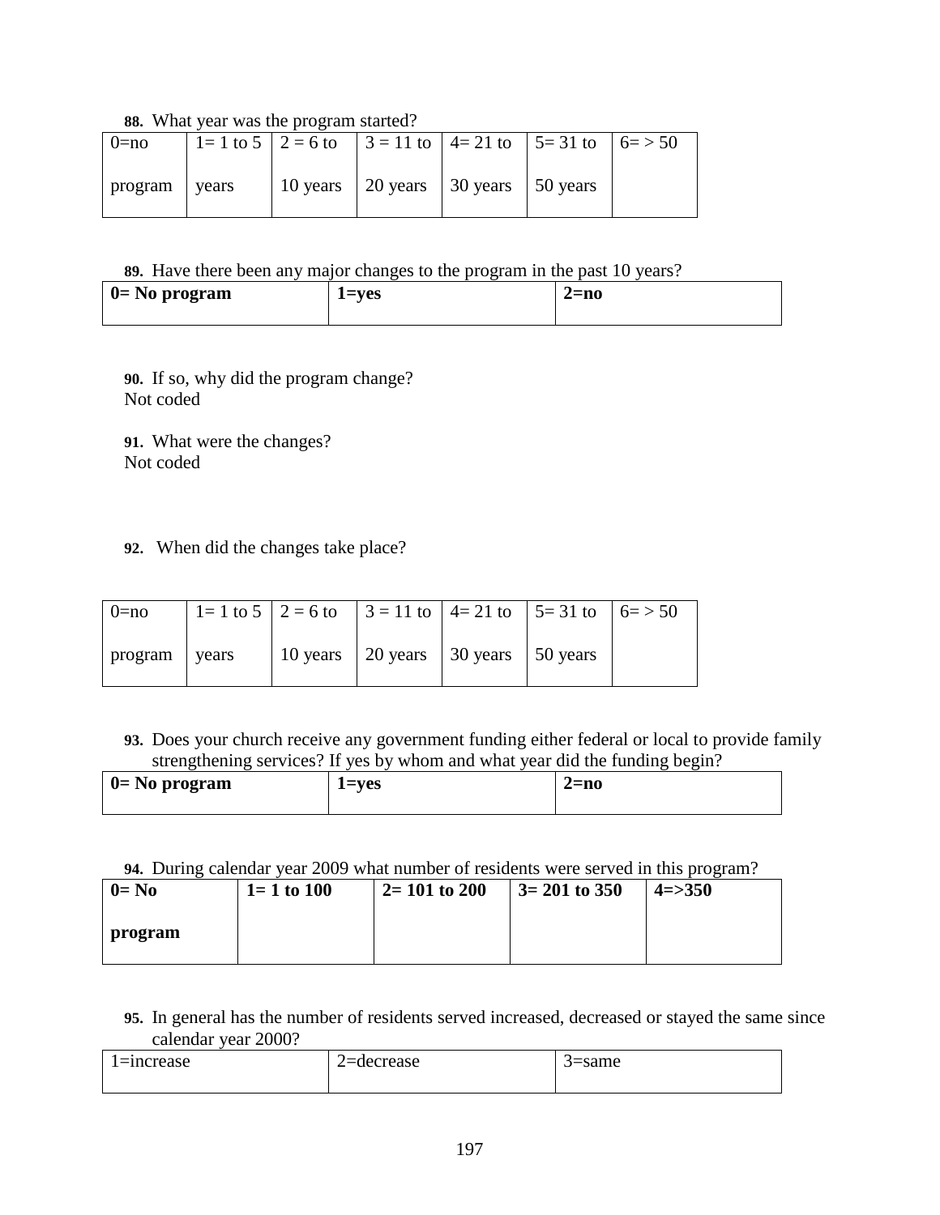**88.** What year was the program started?

| 0=no program | 1= 1 to 5 years | 2 = 6 to 10 years | 3 = 11 to 20 years | 4= 21 to 30 years | 5= 31 to 50 years | 6= > 50 |
|---|---|---|---|---|---|---|

**89.** Have there been any major changes to the program in the past 10 years?

| **0= No program** | **1=yes** | **2=no** |
|---|---|---|

**90.** If so, why did the program change?
Not coded

**91.** What were the changes?
Not coded

**92.** When did the changes take place?

| 0=no program | 1= 1 to 5 years | 2 = 6 to 10 years | 3 = 11 to 20 years | 4= 21 to 30 years | 5= 31 to 50 years | 6= > 50 |
|---|---|---|---|---|---|---|

**93.** Does your church receive any government funding either federal or local to provide family strengthening services? If yes by whom and what year did the funding begin?

| **0= No program** | **1=yes** | **2=no** |
|---|---|---|

**94.** During calendar year 2009 what number of residents were served in this program?

| **0= No program** | **1= 1 to 100** | **2= 101 to 200** | **3= 201 to 350** | **4=>350** |
|---|---|---|---|---|

**95.** In general has the number of residents served increased, decreased or stayed the same since calendar year 2000?

| 1=increase | 2=decrease | 3=same |
|---|---|---|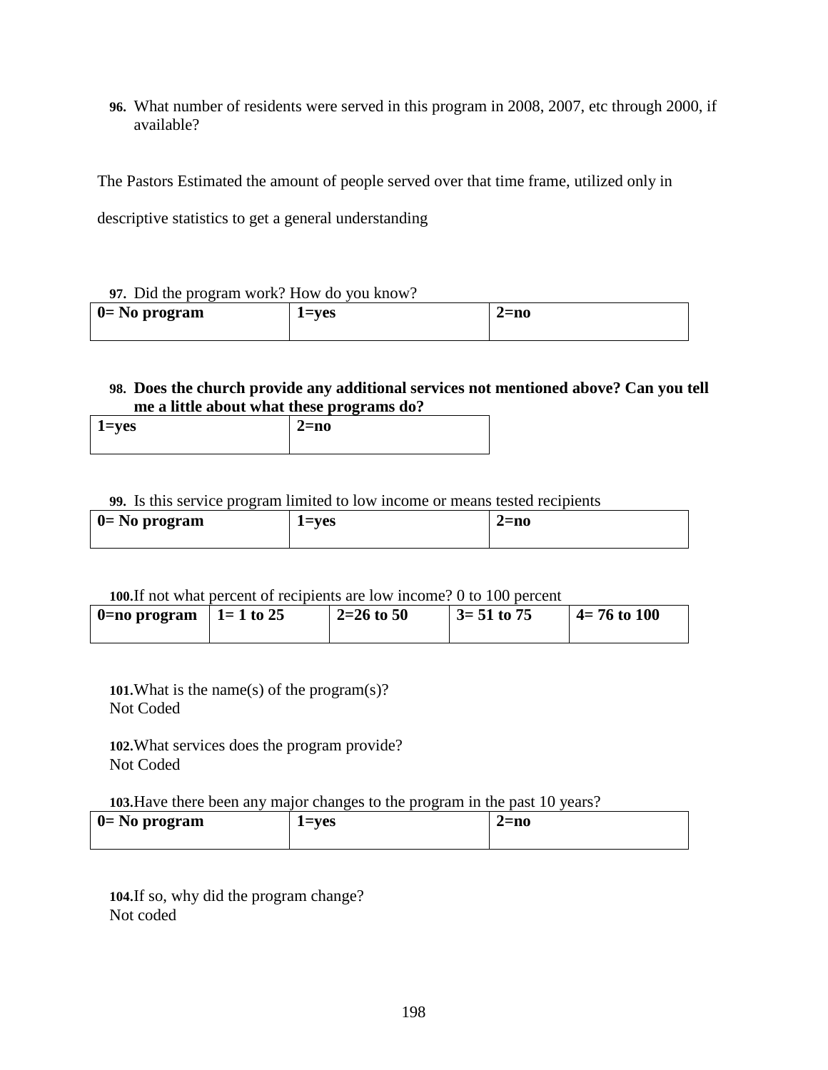**96.** What number of residents were served in this program in 2008, 2007, etc through 2000, if available?

The Pastors Estimated the amount of people served over that time frame, utilized only in descriptive statistics to get a general understanding

**97.** Did the program work? How do you know?

| 0= No program | 1=yes | 2=no |
|---|---|---|

**98. Does the church provide any additional services not mentioned above? Can you tell me a little about what these programs do?**

| 1=yes | 2=no |
|---|---|

**99.** Is this service program limited to low income or means tested recipients

| 0= No program | 1=yes | 2=no |
|---|---|---|

**100.** If not what percent of recipients are low income? 0 to 100 percent

| 0=no program | 1= 1 to 25 | 2=26 to 50 | 3= 51 to 75 | 4= 76 to 100 |
|---|---|---|---|---|

**101.** What is the name(s) of the program(s)?
Not Coded

**102.** What services does the program provide?
Not Coded

**103.** Have there been any major changes to the program in the past 10 years?

| 0= No program | 1=yes | 2=no |
|---|---|---|

**104.** If so, why did the program change?
Not coded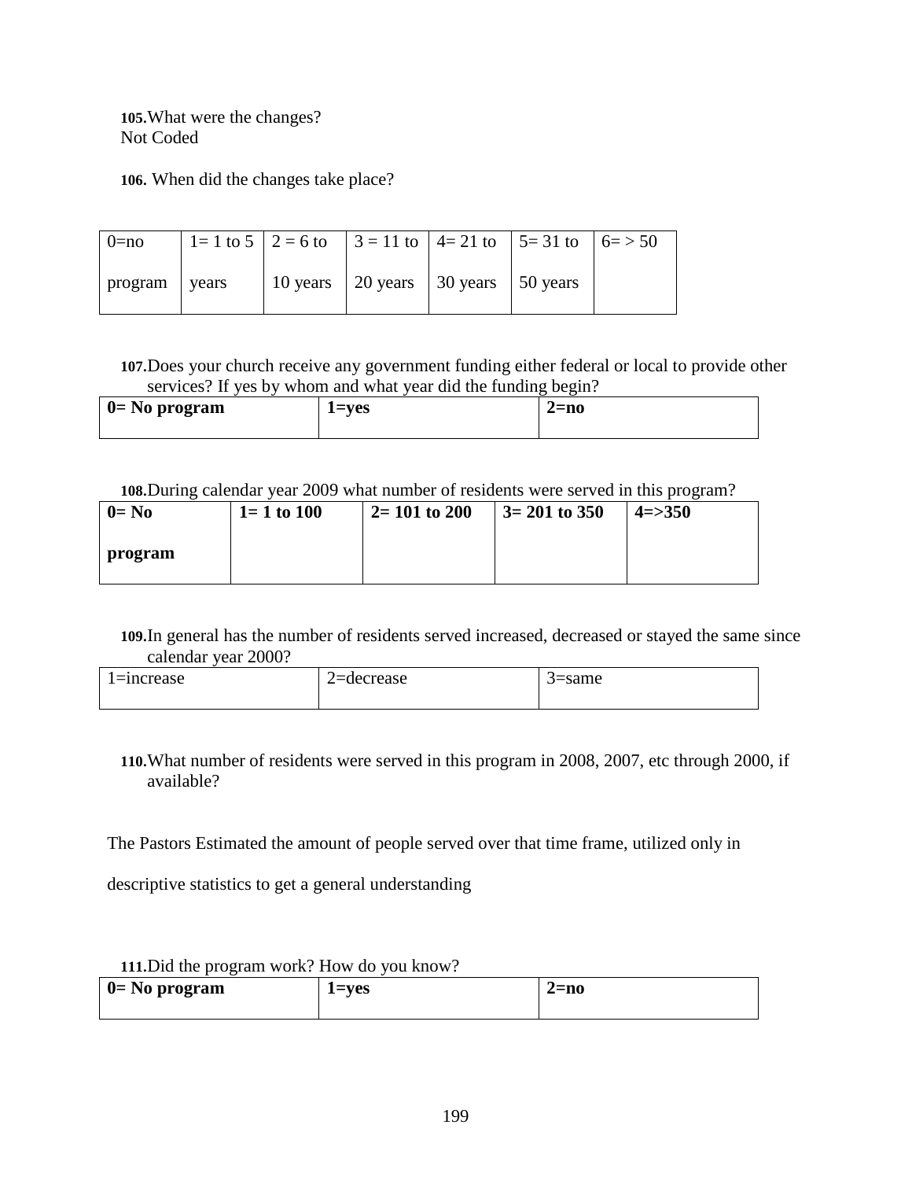**105.**What were the changes?
Not Coded

**106.** When did the changes take place?

| 0=no program | 1= 1 to 5 years | 2 = 6 to 10 years | 3 = 11 to 20 years | 4= 21 to 30 years | 5= 31 to 50 years | 6= > 50 |
|---|---|---|---|---|---|---|

**107.**Does your church receive any government funding either federal or local to provide other services? If yes by whom and what year did the funding begin?

| **0= No program** | **1=yes** | **2=no** |
|---|---|---|

**108.**During calendar year 2009 what number of residents were served in this program?

| **0= No program** | **1= 1 to 100** | **2= 101 to 200** | **3= 201 to 350** | **4=>350** |
|---|---|---|---|---|

**109.**In general has the number of residents served increased, decreased or stayed the same since calendar year 2000?

| 1=increase | 2=decrease | 3=same |
|---|---|---|

**110.**What number of residents were served in this program in 2008, 2007, etc through 2000, if available?

The Pastors Estimated the amount of people served over that time frame, utilized only in descriptive statistics to get a general understanding

**111.**Did the program work? How do you know?

| **0= No program** | **1=yes** | **2=no** |
|---|---|---|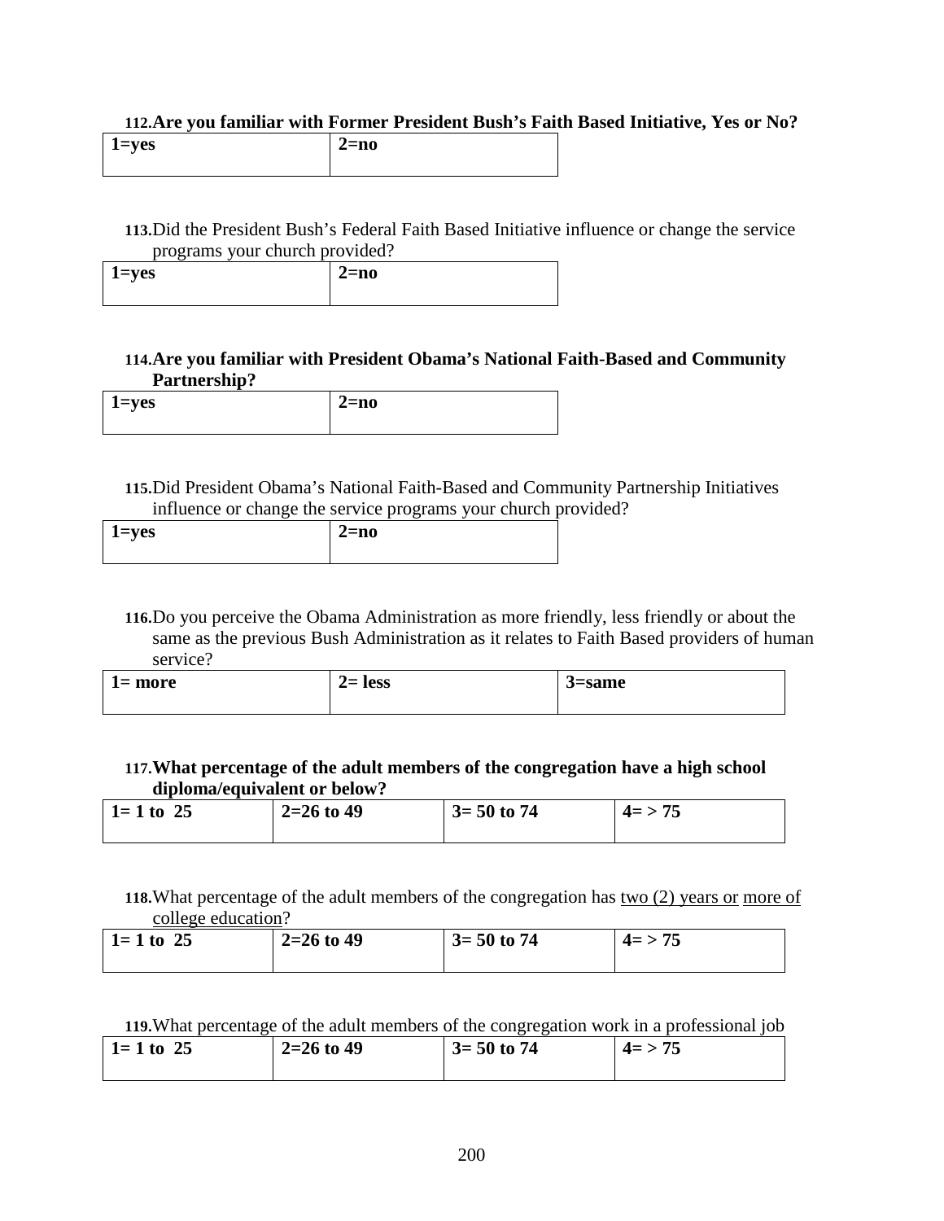**112.Are you familiar with Former President Bush's Faith Based Initiative, Yes or No?**

| 1=yes | 2=no |
| --- | --- |

**113.**Did the President Bush's Federal Faith Based Initiative influence or change the service programs your church provided?

| 1=yes | 2=no |
| --- | --- |

**114.Are you familiar with President Obama's National Faith-Based and Community Partnership?**

| 1=yes | 2=no |
| --- | --- |

**115.**Did President Obama's National Faith-Based and Community Partnership Initiatives influence or change the service programs your church provided?

| 1=yes | 2=no |
| --- | --- |

**116.**Do you perceive the Obama Administration as more friendly, less friendly or about the same as the previous Bush Administration as it relates to Faith Based providers of human service?

| 1= more | 2= less | 3=same |
| --- | --- | --- |

**117.What percentage of the adult members of the congregation have a high school diploma/equivalent or below?**

| 1= 1 to 25 | 2=26 to 49 | 3= 50 to 74 | 4= > 75 |
| --- | --- | --- | --- |

**118.**What percentage of the adult members of the congregation has two (2) years or more of college education?

| 1= 1 to 25 | 2=26 to 49 | 3= 50 to 74 | 4= > 75 |
| --- | --- | --- | --- |

**119.**What percentage of the adult members of the congregation work in a professional job

| 1= 1 to 25 | 2=26 to 49 | 3= 50 to 74 | 4= > 75 |
| --- | --- | --- | --- |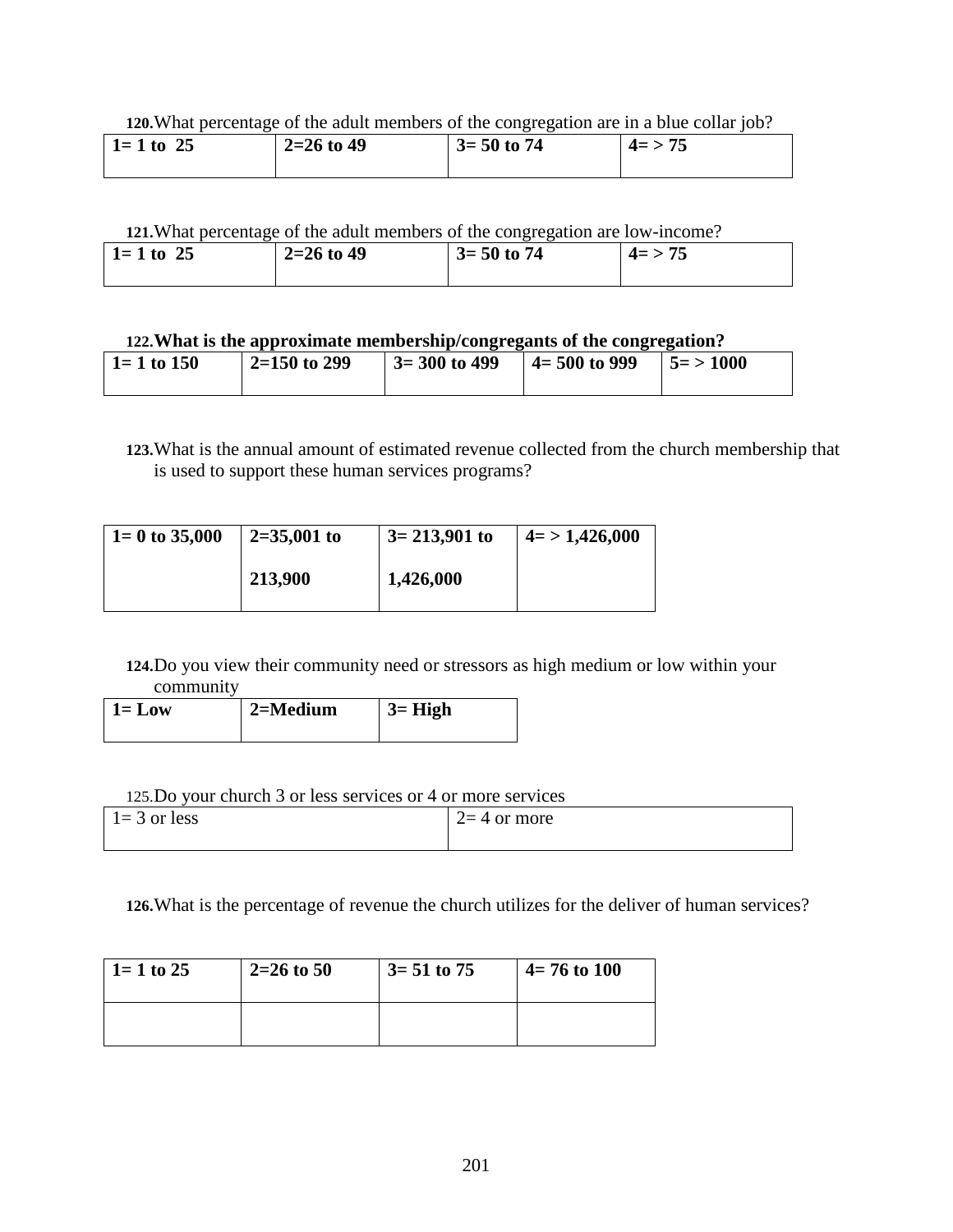**120.**What percentage of the adult members of the congregation are in a blue collar job?

| 1= 1 to 25 | 2=26 to 49 | 3= 50 to 74 | 4= > 75 |
|---|---|---|---|

**121.**What percentage of the adult members of the congregation are low-income?

| 1= 1 to 25 | 2=26 to 49 | 3= 50 to 74 | 4= > 75 |
|---|---|---|---|

**122.What is the approximate membership/congregants of the congregation?**

| 1= 1 to 150 | 2=150 to 299 | 3= 300 to 499 | 4= 500 to 999 | 5= > 1000 |
|---|---|---|---|---|

**123.**What is the annual amount of estimated revenue collected from the church membership that is used to support these human services programs?

| 1= 0 to 35,000 | 2=35,001 to 213,900 | 3= 213,901 to 1,426,000 | 4= > 1,426,000 |
|---|---|---|---|

**124.**Do you view their community need or stressors as high medium or low within your community

| 1= Low | 2=Medium | 3= High |
|---|---|---|

125.Do your church 3 or less services or 4 or more services

| 1= 3 or less | 2= 4 or more |
|---|---|

**126.**What is the percentage of revenue the church utilizes for the deliver of human services?

| 1= 1 to 25 | 2=26 to 50 | 3= 51 to 75 | 4= 76 to 100 |
|---|---|---|---|
| | | | |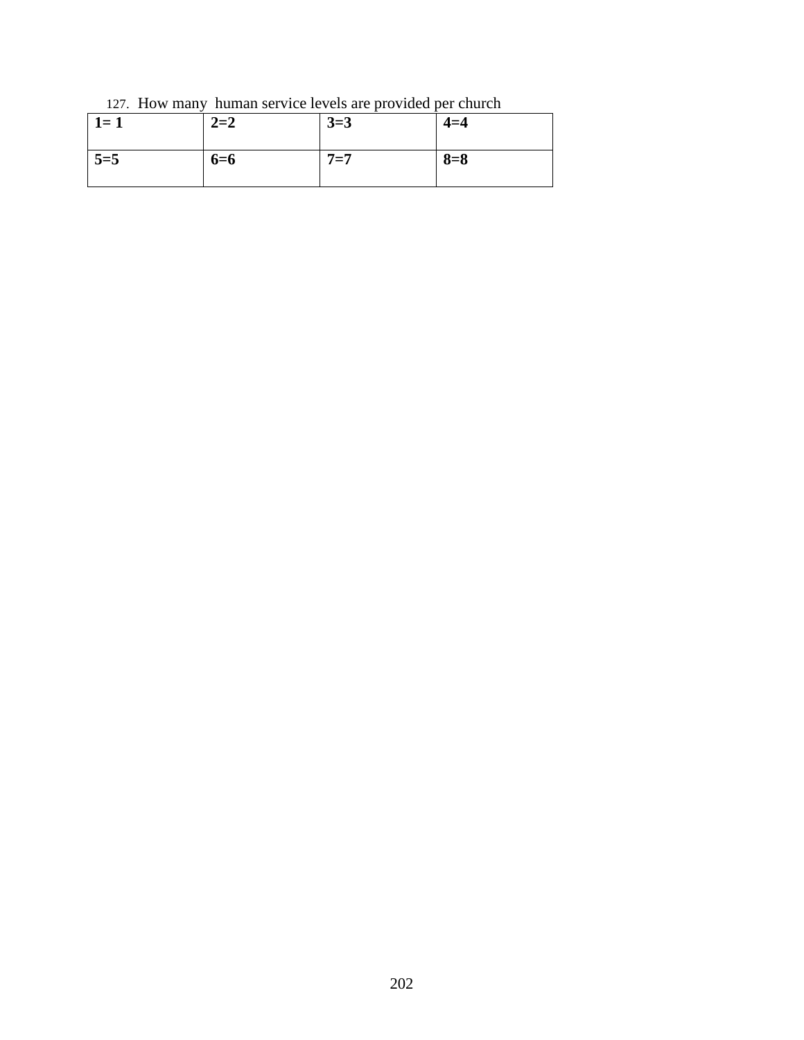127. How many human service levels are provided per church

| **1= 1** | **2=2** | **3=3** | **4=4** |
|---|---|---|---|
| **5=5** | **6=6** | **7=7** | **8=8** |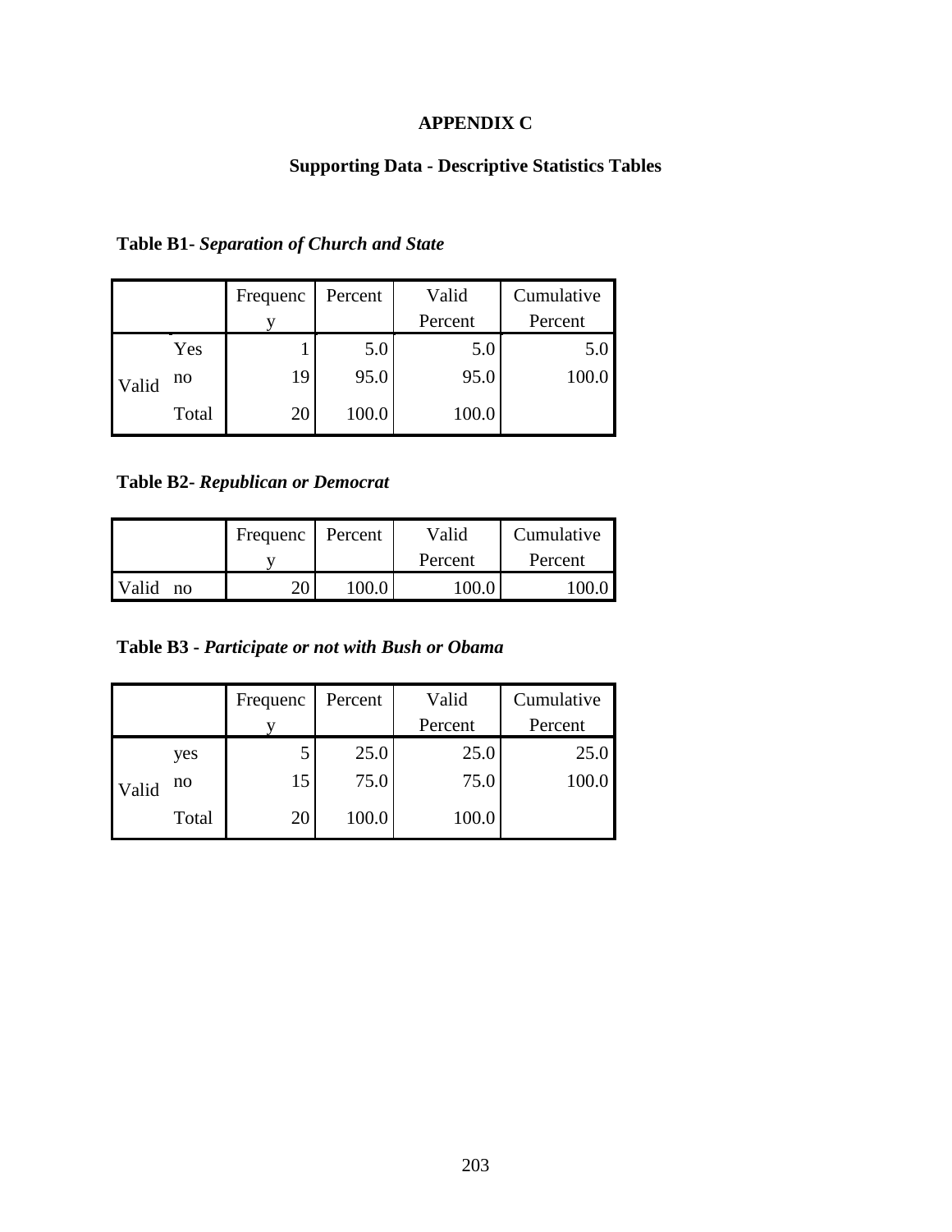**APPENDIX C**

**Supporting Data - Descriptive Statistics Tables**

**Table B1-** ***Separation of Church and State***

| | | Frequency | Percent | Valid Percent | Cumulative Percent |
|---|---|---|---|---|---|
| Valid | Yes | 1 | 5.0 | 5.0 | 5.0 |
| | no | 19 | 95.0 | 95.0 | 100.0 |
| | Total | 20 | 100.0 | 100.0 | |

**Table B2-** ***Republican or Democrat***

| | | Frequency | Percent | Valid Percent | Cumulative Percent |
|---|---|---|---|---|---|
| Valid | no | 20 | 100.0 | 100.0 | 100.0 |

**Table B3 -** ***Participate or not with Bush or Obama***

| | | Frequency | Percent | Valid Percent | Cumulative Percent |
|---|---|---|---|---|---|
| Valid | yes | 5 | 25.0 | 25.0 | 25.0 |
| | no | 15 | 75.0 | 75.0 | 100.0 |
| | Total | 20 | 100.0 | 100.0 | |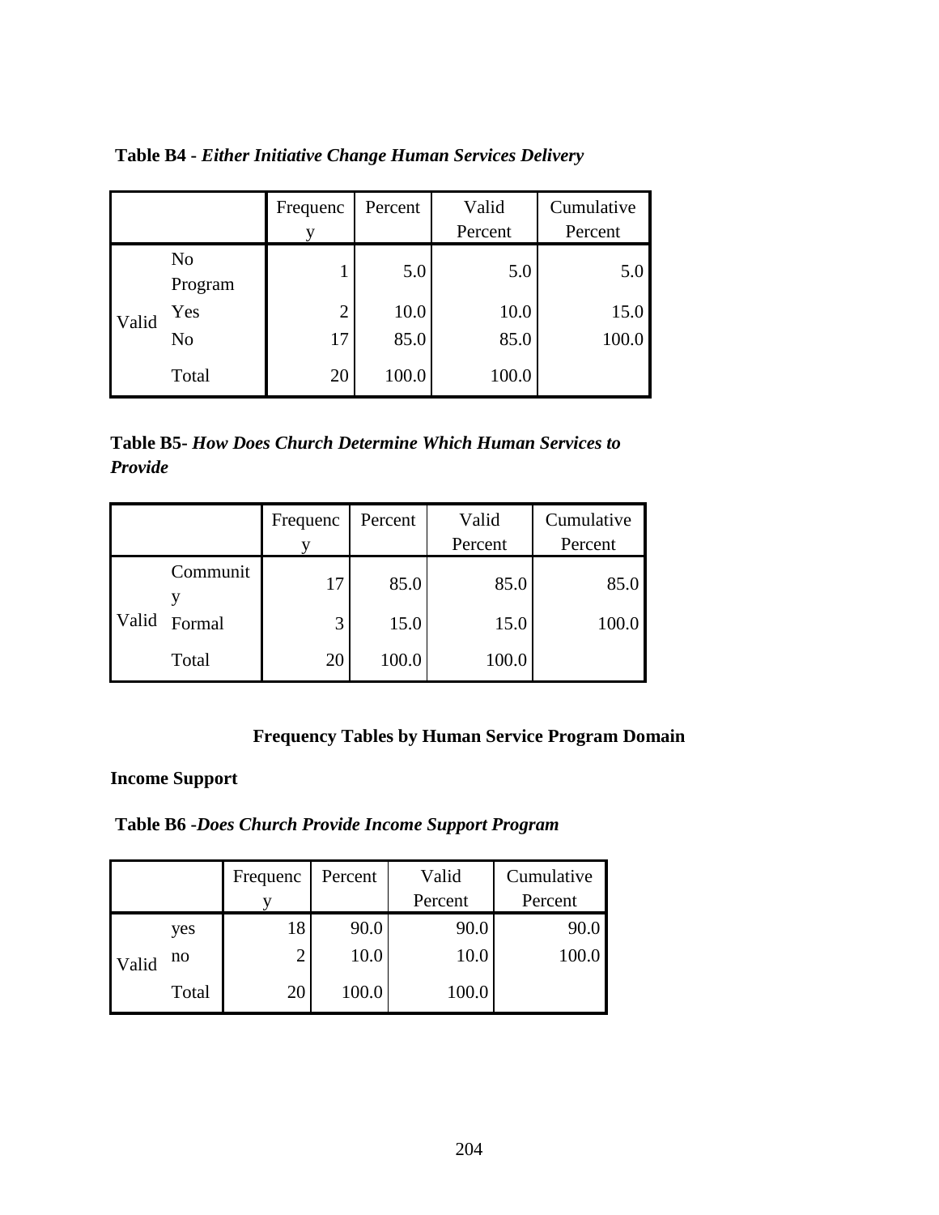**Table B4 -** ***Either Initiative Change Human Services Delivery***

| | | Frequency | Percent | Valid Percent | Cumulative Percent |
|---|---|---|---|---|---|
| Valid | No Program | 1 | 5.0 | 5.0 | 5.0 |
| | Yes | 2 | 10.0 | 10.0 | 15.0 |
| | No | 17 | 85.0 | 85.0 | 100.0 |
| | Total | 20 | 100.0 | 100.0 | |

**Table B5-** ***How Does Church Determine Which Human Services to Provide***

| | | Frequency | Percent | Valid Percent | Cumulative Percent |
|---|---|---|---|---|---|
| Valid | Community | 17 | 85.0 | 85.0 | 85.0 |
| | Formal | 3 | 15.0 | 15.0 | 100.0 |
| | Total | 20 | 100.0 | 100.0 | |

## Frequency Tables by Human Service Program Domain

### Income Support

**Table B6 -*****Does Church Provide Income Support Program***

| | | Frequency | Percent | Valid Percent | Cumulative Percent |
|---|---|---|---|---|---|
| Valid | yes | 18 | 90.0 | 90.0 | 90.0 |
| | no | 2 | 10.0 | 10.0 | 100.0 |
| | Total | 20 | 100.0 | 100.0 | |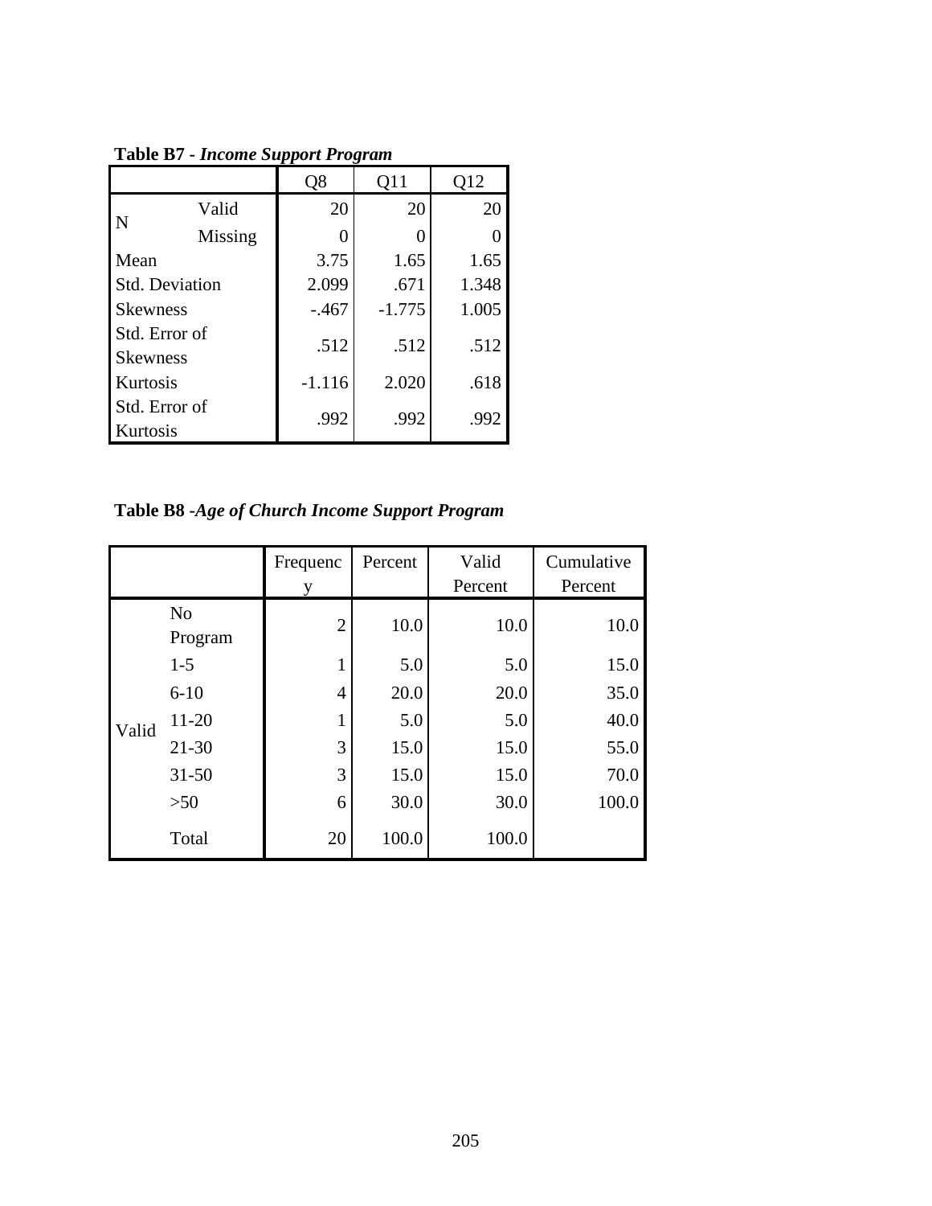**Table B7 - *Income Support Program***

| | | Q8 | Q11 | Q12 |
|---|---|---|---|---|
| N | Valid | 20 | 20 | 20 |
| | Missing | 0 | 0 | 0 |
| Mean | | 3.75 | 1.65 | 1.65 |
| Std. Deviation | | 2.099 | .671 | 1.348 |
| Skewness | | -.467 | -1.775 | 1.005 |
| Std. Error of Skewness | | .512 | .512 | .512 |
| Kurtosis | | -1.116 | 2.020 | .618 |
| Std. Error of Kurtosis | | .992 | .992 | .992 |

**Table B8 -*Age of Church Income Support Program***

| | | Frequency | Percent | Valid Percent | Cumulative Percent |
|---|---|---|---|---|---|
| Valid | No Program | 2 | 10.0 | 10.0 | 10.0 |
| | 1-5 | 1 | 5.0 | 5.0 | 15.0 |
| | 6-10 | 4 | 20.0 | 20.0 | 35.0 |
| | 11-20 | 1 | 5.0 | 5.0 | 40.0 |
| | 21-30 | 3 | 15.0 | 15.0 | 55.0 |
| | 31-50 | 3 | 15.0 | 15.0 | 70.0 |
| | >50 | 6 | 30.0 | 30.0 | 100.0 |
| | Total | 20 | 100.0 | 100.0 | |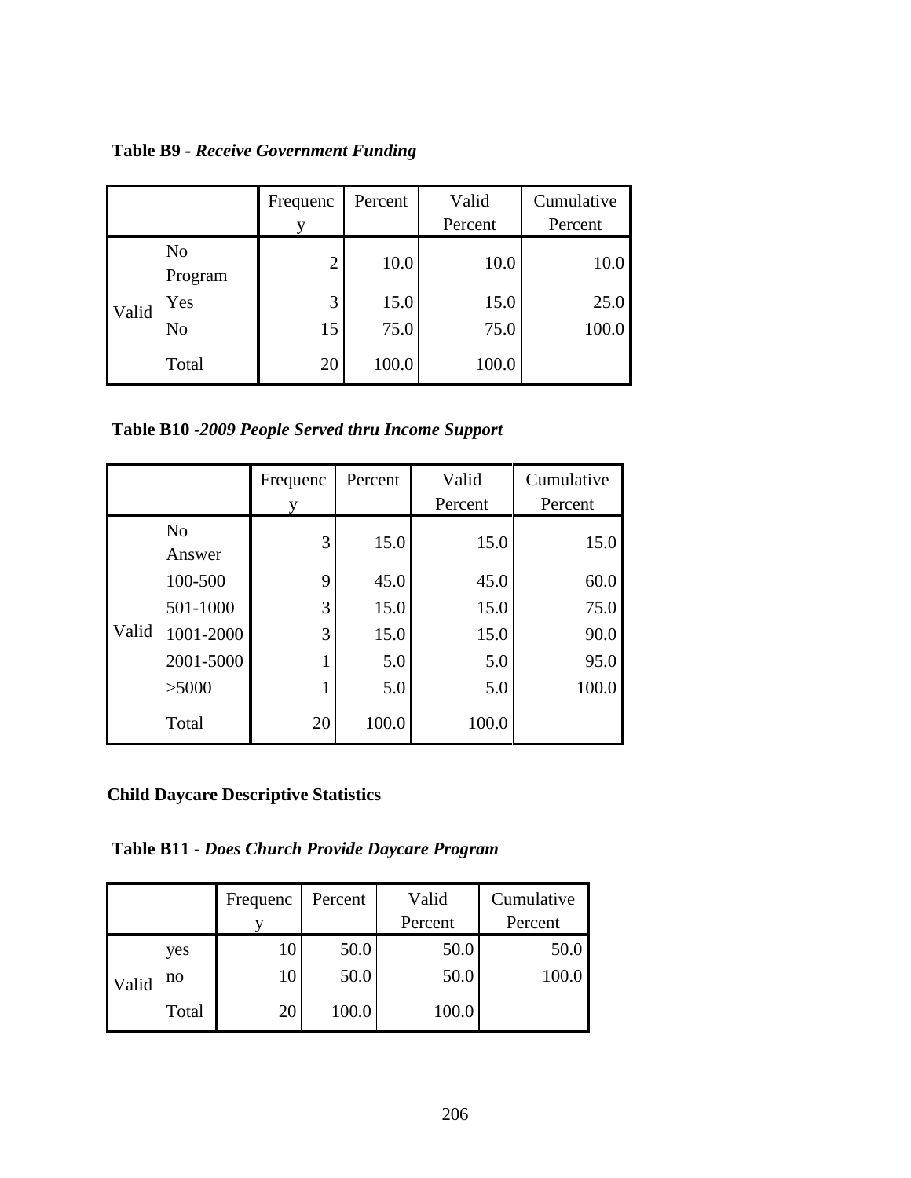**Table B9 -** ***Receive Government Funding***

| | | Frequency | Percent | Valid Percent | Cumulative Percent |
|---|---|---|---|---|---|
| Valid | No Program | 2 | 10.0 | 10.0 | 10.0 |
| | Yes | 3 | 15.0 | 15.0 | 25.0 |
| | No | 15 | 75.0 | 75.0 | 100.0 |
| | Total | 20 | 100.0 | 100.0 | |

**Table B10 -*****2009 People Served thru Income Support***

| | | Frequency | Percent | Valid Percent | Cumulative Percent |
|---|---|---|---|---|---|
| Valid | No Answer | 3 | 15.0 | 15.0 | 15.0 |
| | 100-500 | 9 | 45.0 | 45.0 | 60.0 |
| | 501-1000 | 3 | 15.0 | 15.0 | 75.0 |
| | 1001-2000 | 3 | 15.0 | 15.0 | 90.0 |
| | 2001-5000 | 1 | 5.0 | 5.0 | 95.0 |
| | >5000 | 1 | 5.0 | 5.0 | 100.0 |
| | Total | 20 | 100.0 | 100.0 | |

**Child Daycare Descriptive Statistics**

**Table B11 -** ***Does Church Provide Daycare Program***

| | | Frequency | Percent | Valid Percent | Cumulative Percent |
|---|---|---|---|---|---|
| Valid | yes | 10 | 50.0 | 50.0 | 50.0 |
| | no | 10 | 50.0 | 50.0 | 100.0 |
| | Total | 20 | 100.0 | 100.0 | |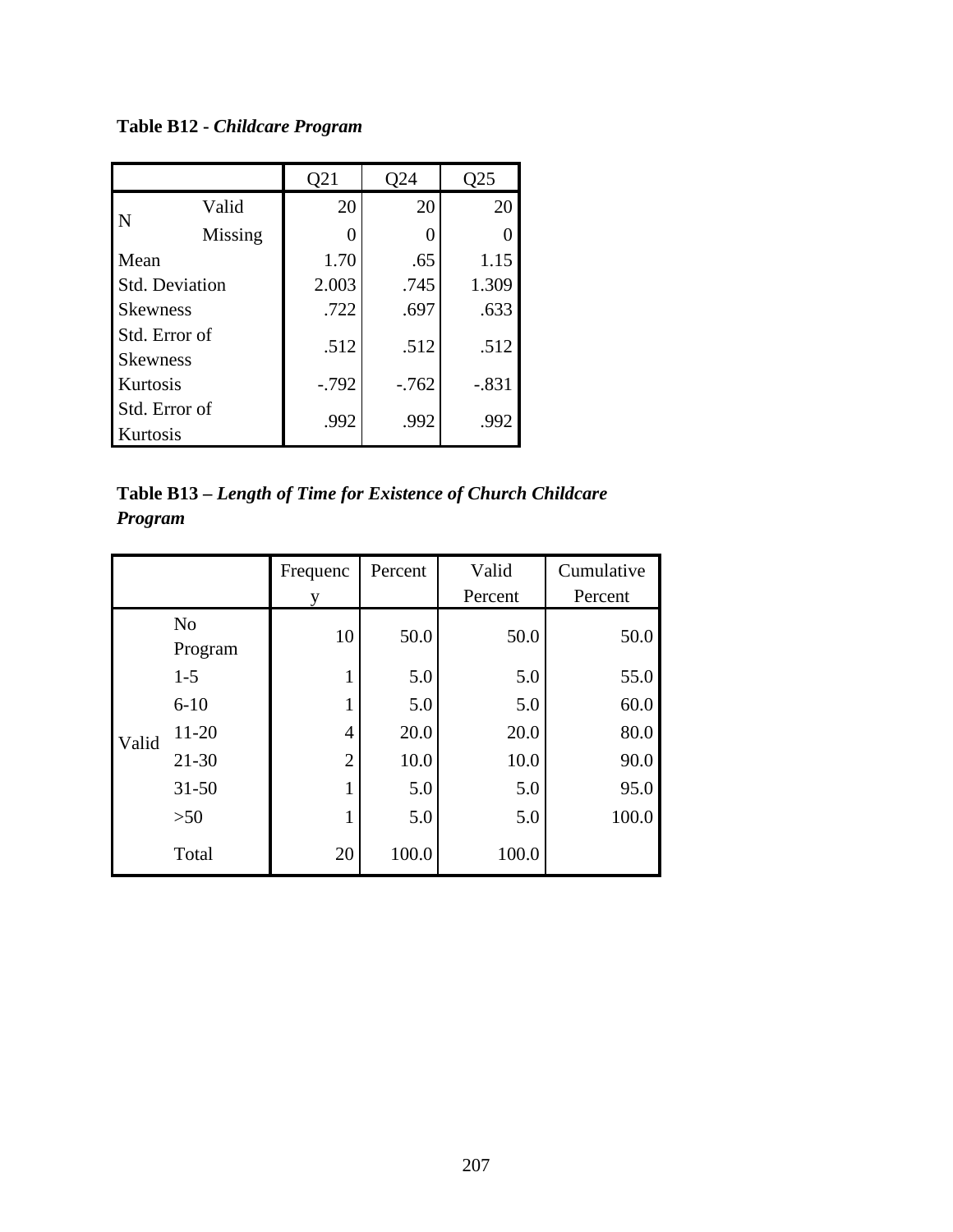**Table B12 - *Childcare Program***

| | | Q21 | Q24 | Q25 |
|---|---|---|---|---|
| N | Valid | 20 | 20 | 20 |
| | Missing | 0 | 0 | 0 |
| Mean | | 1.70 | .65 | 1.15 |
| Std. Deviation | | 2.003 | .745 | 1.309 |
| Skewness | | .722 | .697 | .633 |
| Std. Error of Skewness | | .512 | .512 | .512 |
| Kurtosis | | -.792 | -.762 | -.831 |
| Std. Error of Kurtosis | | .992 | .992 | .992 |

**Table B13 – *Length of Time for Existence of Church Childcare Program***

| | | Frequency | Percent | Valid Percent | Cumulative Percent |
|---|---|---|---|---|---|
| Valid | No Program | 10 | 50.0 | 50.0 | 50.0 |
| | 1-5 | 1 | 5.0 | 5.0 | 55.0 |
| | 6-10 | 1 | 5.0 | 5.0 | 60.0 |
| | 11-20 | 4 | 20.0 | 20.0 | 80.0 |
| | 21-30 | 2 | 10.0 | 10.0 | 90.0 |
| | 31-50 | 1 | 5.0 | 5.0 | 95.0 |
| | >50 | 1 | 5.0 | 5.0 | 100.0 |
| | Total | 20 | 100.0 | 100.0 | |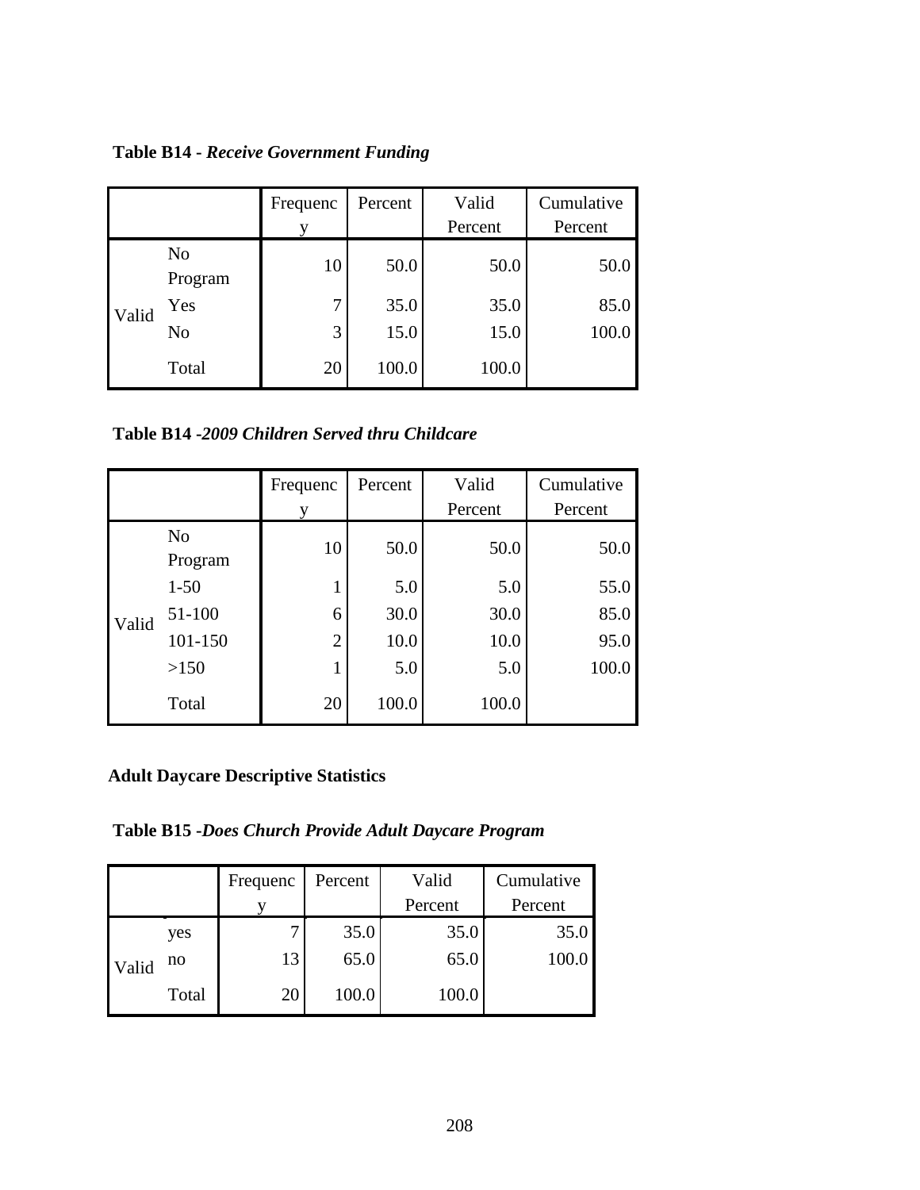**Table B14 -** ***Receive Government Funding***

| | | Frequency | Percent | Valid Percent | Cumulative Percent |
|---|---|---|---|---|---|
| Valid | No Program | 10 | 50.0 | 50.0 | 50.0 |
| | Yes | 7 | 35.0 | 35.0 | 85.0 |
| | No | 3 | 15.0 | 15.0 | 100.0 |
| | Total | 20 | 100.0 | 100.0 | |

**Table B14 -*****2009 Children Served thru Childcare***

| | | Frequency | Percent | Valid Percent | Cumulative Percent |
|---|---|---|---|---|---|
| Valid | No Program | 10 | 50.0 | 50.0 | 50.0 |
| | 1-50 | 1 | 5.0 | 5.0 | 55.0 |
| | 51-100 | 6 | 30.0 | 30.0 | 85.0 |
| | 101-150 | 2 | 10.0 | 10.0 | 95.0 |
| | >150 | 1 | 5.0 | 5.0 | 100.0 |
| | Total | 20 | 100.0 | 100.0 | |

**Adult Daycare Descriptive Statistics**

**Table B15 -*****Does Church Provide Adult Daycare Program***

| | | Frequency | Percent | Valid Percent | Cumulative Percent |
|---|---|---|---|---|---|
| Valid | yes | 7 | 35.0 | 35.0 | 35.0 |
| | no | 13 | 65.0 | 65.0 | 100.0 |
| | Total | 20 | 100.0 | 100.0 | |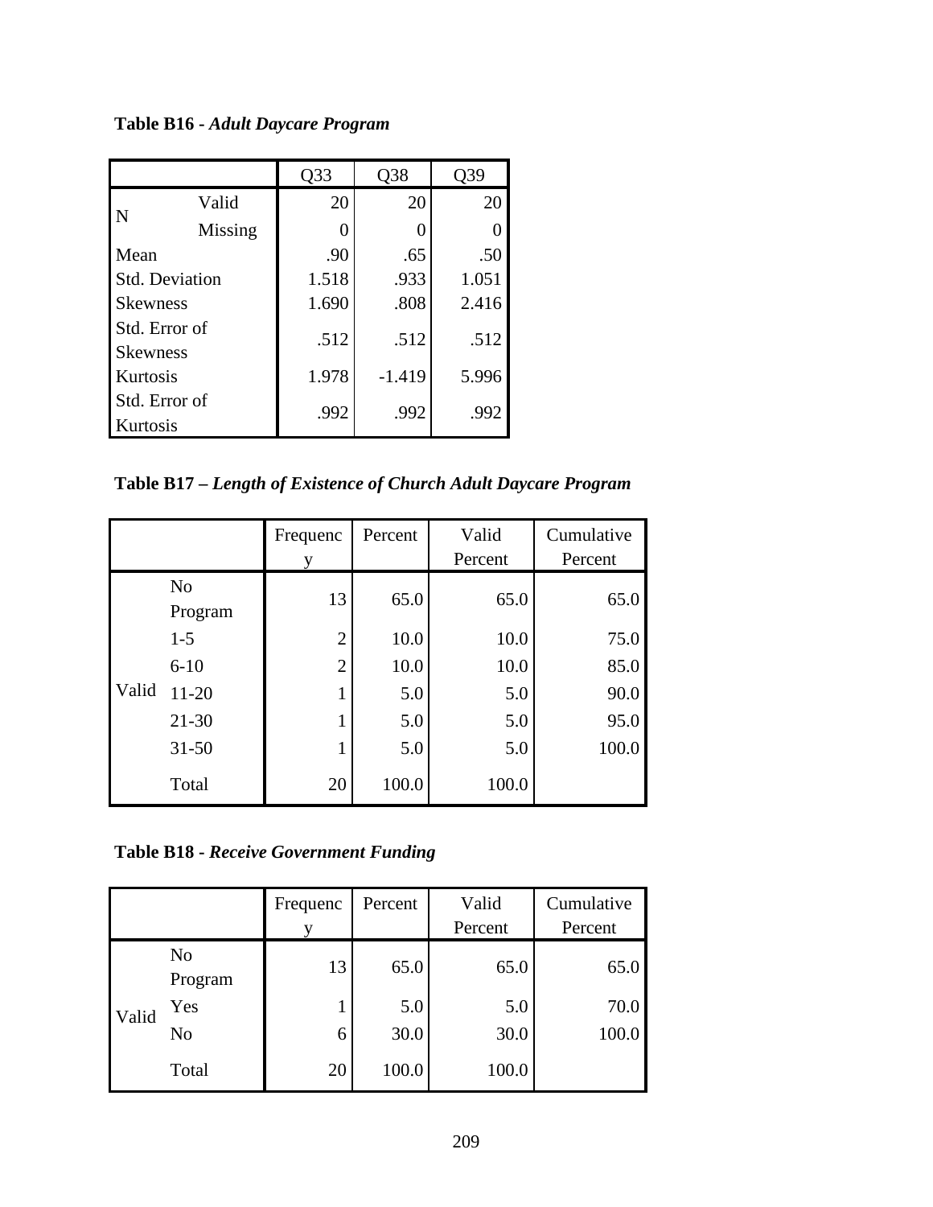**Table B16 -** ***Adult Daycare Program***

| | | Q33 | Q38 | Q39 |
|---|---|---|---|---|
| N | Valid | 20 | 20 | 20 |
| | Missing | 0 | 0 | 0 |
| Mean | | .90 | .65 | .50 |
| Std. Deviation | | 1.518 | .933 | 1.051 |
| Skewness | | 1.690 | .808 | 2.416 |
| Std. Error of Skewness | | .512 | .512 | .512 |
| Kurtosis | | 1.978 | -1.419 | 5.996 |
| Std. Error of Kurtosis | | .992 | .992 | .992 |

**Table B17 –** ***Length of Existence of Church Adult Daycare Program***

| | | Frequency | Percent | Valid Percent | Cumulative Percent |
|---|---|---|---|---|---|
| Valid | No Program | 13 | 65.0 | 65.0 | 65.0 |
| | 1-5 | 2 | 10.0 | 10.0 | 75.0 |
| | 6-10 | 2 | 10.0 | 10.0 | 85.0 |
| | 11-20 | 1 | 5.0 | 5.0 | 90.0 |
| | 21-30 | 1 | 5.0 | 5.0 | 95.0 |
| | 31-50 | 1 | 5.0 | 5.0 | 100.0 |
| | Total | 20 | 100.0 | 100.0 | |

**Table B18 -** ***Receive Government Funding***

| | | Frequency | Percent | Valid Percent | Cumulative Percent |
|---|---|---|---|---|---|
| Valid | No Program | 13 | 65.0 | 65.0 | 65.0 |
| | Yes | 1 | 5.0 | 5.0 | 70.0 |
| | No | 6 | 30.0 | 30.0 | 100.0 |
| | Total | 20 | 100.0 | 100.0 | |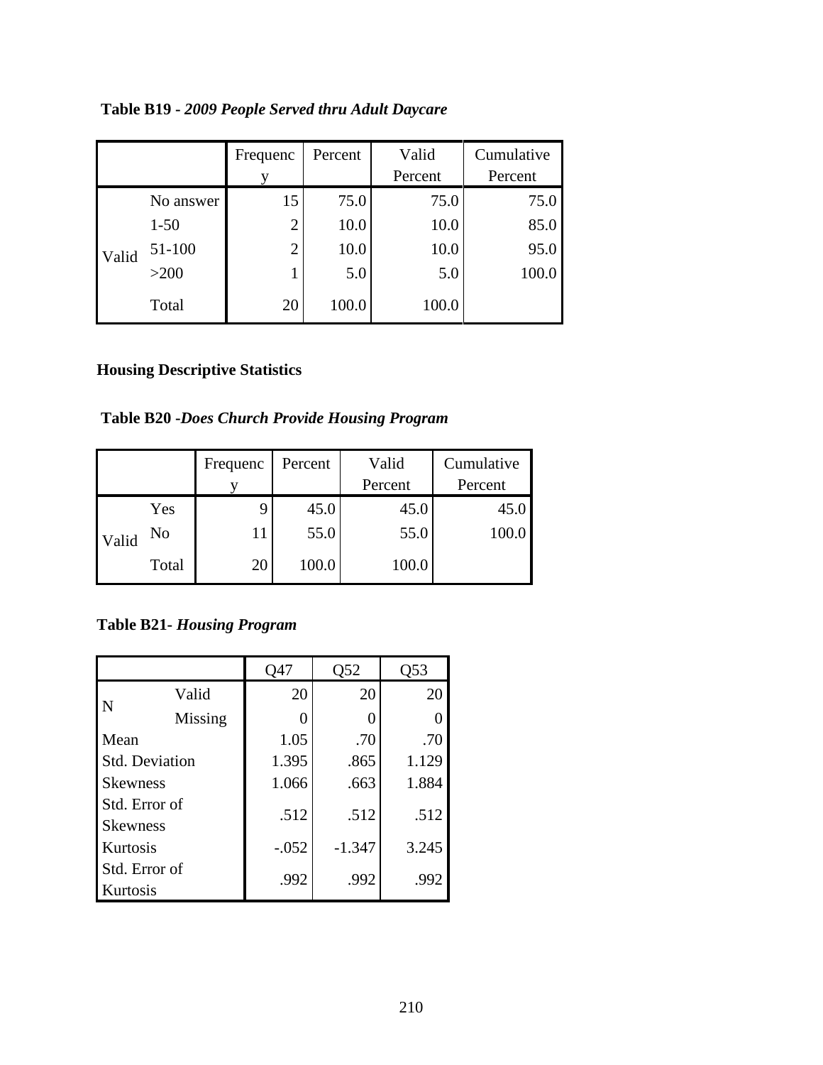**Table B19 -** ***2009 People Served thru Adult Daycare***

| | | Frequency | Percent | Valid Percent | Cumulative Percent |
|---|---|---|---|---|---|
| Valid | No answer | 15 | 75.0 | 75.0 | 75.0 |
| | 1-50 | 2 | 10.0 | 10.0 | 85.0 |
| | 51-100 | 2 | 10.0 | 10.0 | 95.0 |
| | >200 | 1 | 5.0 | 5.0 | 100.0 |
| | Total | 20 | 100.0 | 100.0 | |

**Housing Descriptive Statistics**

**Table B20 -*Does Church Provide Housing Program***

| | | Frequency | Percent | Valid Percent | Cumulative Percent |
|---|---|---|---|---|---|
| Valid | Yes | 9 | 45.0 | 45.0 | 45.0 |
| | No | 11 | 55.0 | 55.0 | 100.0 |
| | Total | 20 | 100.0 | 100.0 | |

**Table B21- *Housing Program***

| | | Q47 | Q52 | Q53 |
|---|---|---|---|---|
| N | Valid | 20 | 20 | 20 |
| | Missing | 0 | 0 | 0 |
| Mean | | 1.05 | .70 | .70 |
| Std. Deviation | | 1.395 | .865 | 1.129 |
| Skewness | | 1.066 | .663 | 1.884 |
| Std. Error of Skewness | | .512 | .512 | .512 |
| Kurtosis | | -.052 | -1.347 | 3.245 |
| Std. Error of Kurtosis | | .992 | .992 | .992 |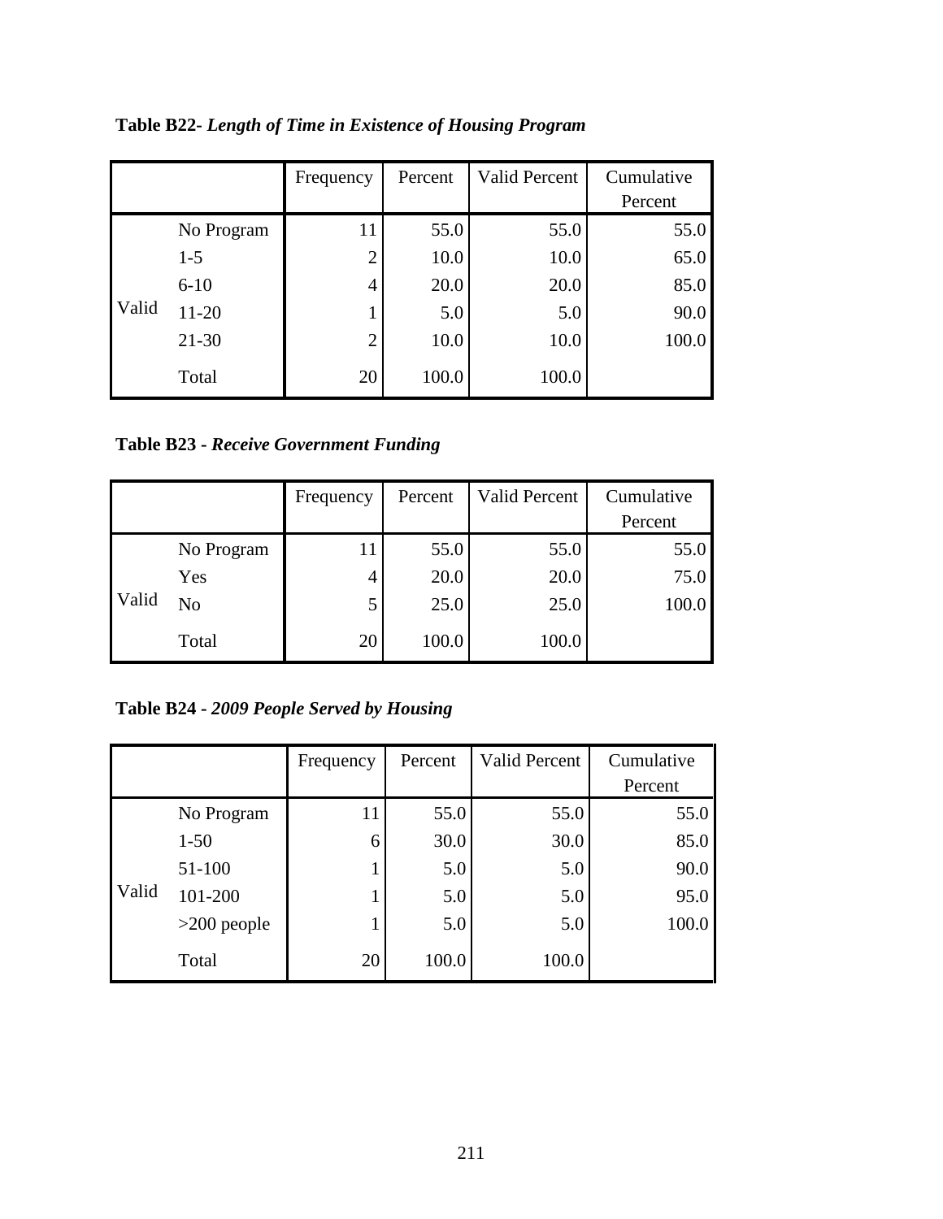**Table B22-** ***Length of Time in Existence of Housing Program***

| | | Frequency | Percent | Valid Percent | Cumulative Percent |
|---|---|---|---|---|---|
| Valid | No Program | 11 | 55.0 | 55.0 | 55.0 |
| | 1-5 | 2 | 10.0 | 10.0 | 65.0 |
| | 6-10 | 4 | 20.0 | 20.0 | 85.0 |
| | 11-20 | 1 | 5.0 | 5.0 | 90.0 |
| | 21-30 | 2 | 10.0 | 10.0 | 100.0 |
| | Total | 20 | 100.0 | 100.0 | |

**Table B23 -** ***Receive Government Funding***

| | | Frequency | Percent | Valid Percent | Cumulative Percent |
|---|---|---|---|---|---|
| Valid | No Program | 11 | 55.0 | 55.0 | 55.0 |
| | Yes | 4 | 20.0 | 20.0 | 75.0 |
| | No | 5 | 25.0 | 25.0 | 100.0 |
| | Total | 20 | 100.0 | 100.0 | |

**Table B24 -** ***2009 People Served by Housing***

| | | Frequency | Percent | Valid Percent | Cumulative Percent |
|---|---|---|---|---|---|
| Valid | No Program | 11 | 55.0 | 55.0 | 55.0 |
| | 1-50 | 6 | 30.0 | 30.0 | 85.0 |
| | 51-100 | 1 | 5.0 | 5.0 | 90.0 |
| | 101-200 | 1 | 5.0 | 5.0 | 95.0 |
| | >200 people | 1 | 5.0 | 5.0 | 100.0 |
| | Total | 20 | 100.0 | 100.0 | |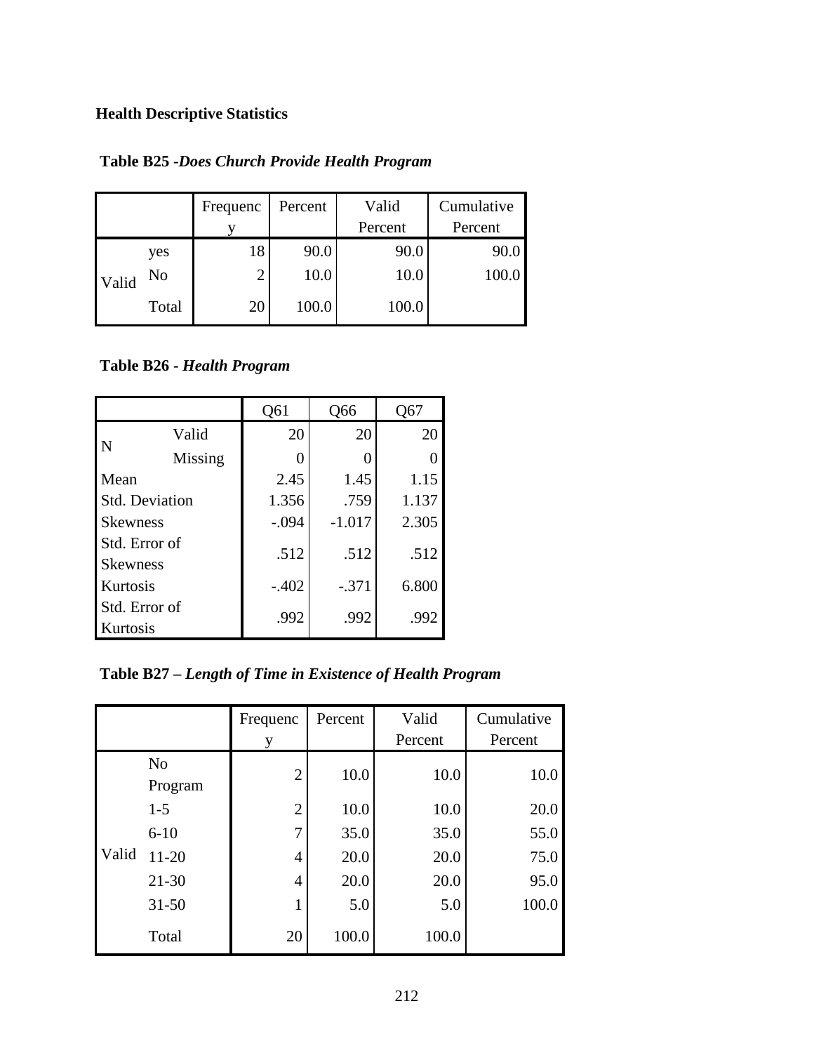**Health Descriptive Statistics**

**Table B25 -*Does Church Provide Health Program***

| | | Frequency | Percent | Valid Percent | Cumulative Percent |
|---|---|---|---|---|---|
| Valid | yes | 18 | 90.0 | 90.0 | 90.0 |
| | No | 2 | 10.0 | 10.0 | 100.0 |
| | Total | 20 | 100.0 | 100.0 | |

**Table B26 - *Health Program***

| | | Q61 | Q66 | Q67 |
|---|---|---|---|---|
| N | Valid | 20 | 20 | 20 |
| | Missing | 0 | 0 | 0 |
| Mean | | 2.45 | 1.45 | 1.15 |
| Std. Deviation | | 1.356 | .759 | 1.137 |
| Skewness | | -.094 | -1.017 | 2.305 |
| Std. Error of Skewness | | .512 | .512 | .512 |
| Kurtosis | | -.402 | -.371 | 6.800 |
| Std. Error of Kurtosis | | .992 | .992 | .992 |

**Table B27 – *Length of Time in Existence of Health Program***

| | | Frequency | Percent | Valid Percent | Cumulative Percent |
|---|---|---|---|---|---|
| Valid | No Program | 2 | 10.0 | 10.0 | 10.0 |
| | 1-5 | 2 | 10.0 | 10.0 | 20.0 |
| | 6-10 | 7 | 35.0 | 35.0 | 55.0 |
| | 11-20 | 4 | 20.0 | 20.0 | 75.0 |
| | 21-30 | 4 | 20.0 | 20.0 | 95.0 |
| | 31-50 | 1 | 5.0 | 5.0 | 100.0 |
| | Total | 20 | 100.0 | 100.0 | |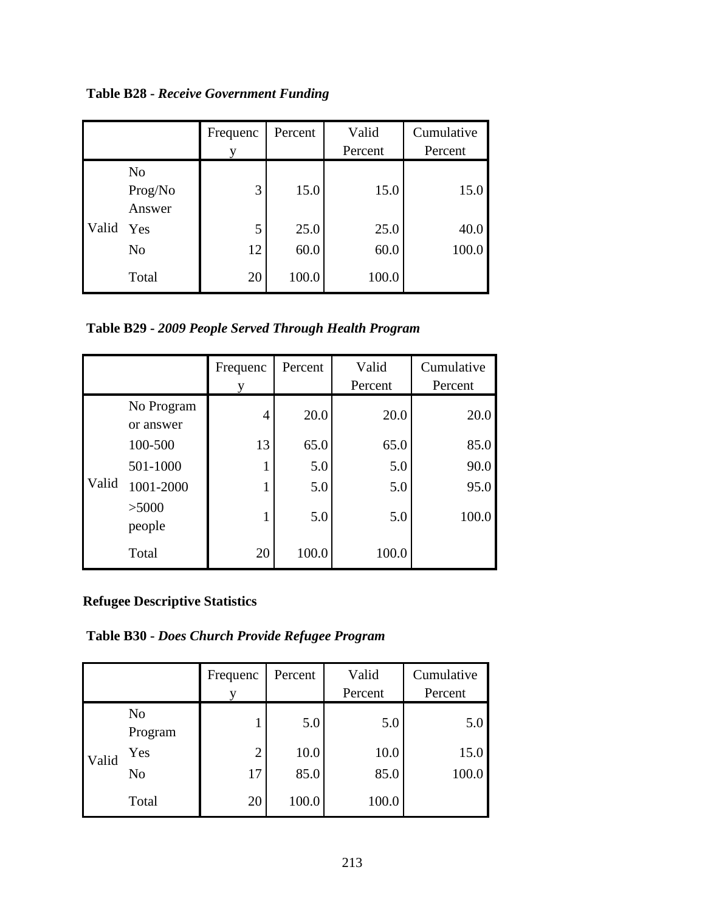**Table B28 -** ***Receive Government Funding***

| | | Frequency | Percent | Valid Percent | Cumulative Percent |
|---|---|---|---|---|---|
| Valid | No Prog/No Answer | 3 | 15.0 | 15.0 | 15.0 |
| | Yes | 5 | 25.0 | 25.0 | 40.0 |
| | No | 12 | 60.0 | 60.0 | 100.0 |
| | Total | 20 | 100.0 | 100.0 | |

**Table B29 -** ***2009 People Served Through Health Program***

| | | Frequency | Percent | Valid Percent | Cumulative Percent |
|---|---|---|---|---|---|
| Valid | No Program or answer | 4 | 20.0 | 20.0 | 20.0 |
| | 100-500 | 13 | 65.0 | 65.0 | 85.0 |
| | 501-1000 | 1 | 5.0 | 5.0 | 90.0 |
| | 1001-2000 | 1 | 5.0 | 5.0 | 95.0 |
| | >5000 people | 1 | 5.0 | 5.0 | 100.0 |
| | Total | 20 | 100.0 | 100.0 | |

**Refugee Descriptive Statistics**

**Table B30 -** ***Does Church Provide Refugee Program***

| | | Frequency | Percent | Valid Percent | Cumulative Percent |
|---|---|---|---|---|---|
| Valid | No Program | 1 | 5.0 | 5.0 | 5.0 |
| | Yes | 2 | 10.0 | 10.0 | 15.0 |
| | No | 17 | 85.0 | 85.0 | 100.0 |
| | Total | 20 | 100.0 | 100.0 | |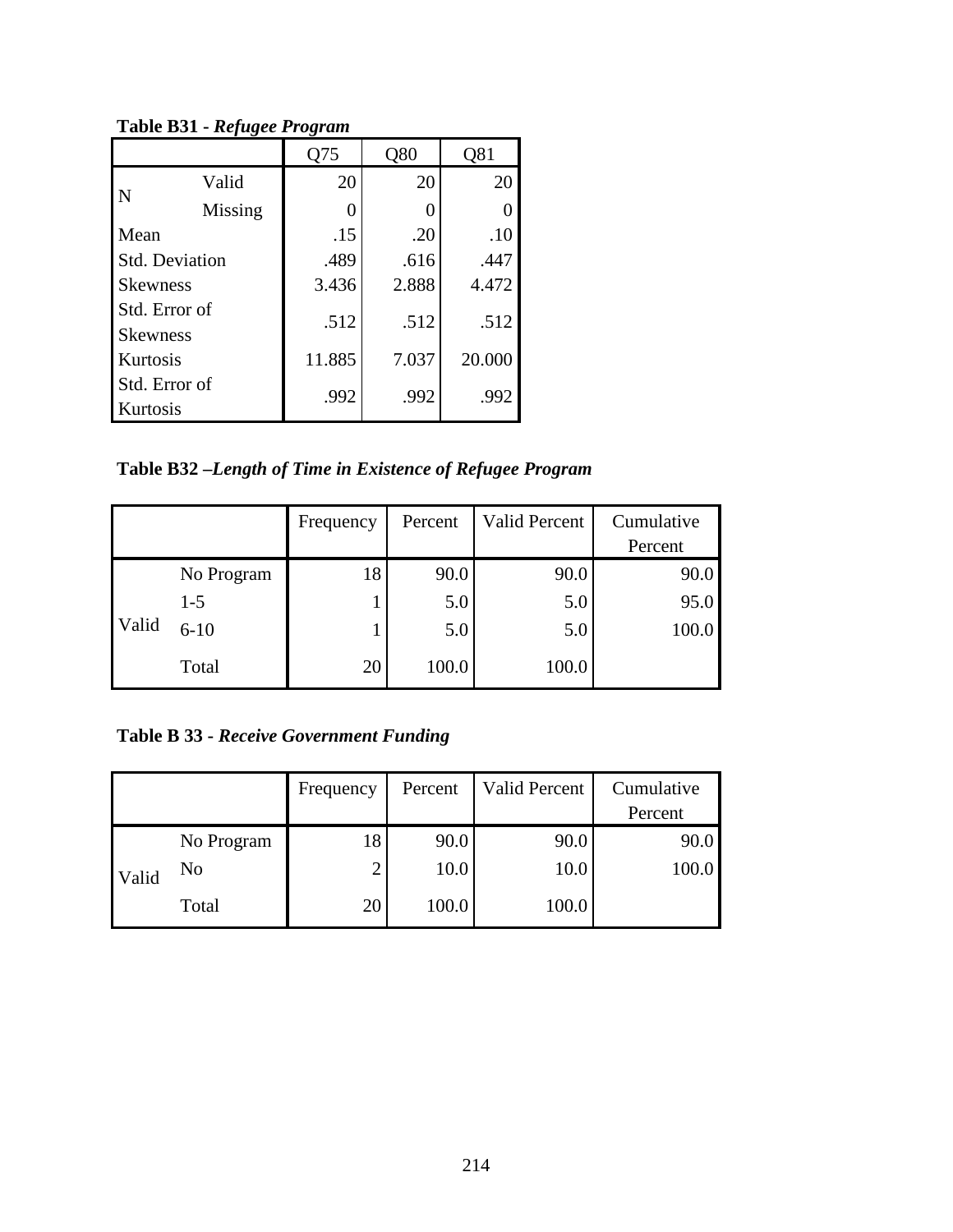**Table B31 - *Refugee Program***

| | | Q75 | Q80 | Q81 |
|---|---|---|---|---|
| N | Valid | 20 | 20 | 20 |
| | Missing | 0 | 0 | 0 |
| Mean | | .15 | .20 | .10 |
| Std. Deviation | | .489 | .616 | .447 |
| Skewness | | 3.436 | 2.888 | 4.472 |
| Std. Error of Skewness | | .512 | .512 | .512 |
| Kurtosis | | 11.885 | 7.037 | 20.000 |
| Std. Error of Kurtosis | | .992 | .992 | .992 |

**Table B32 –*Length of Time in Existence of Refugee Program***

| | | Frequency | Percent | Valid Percent | Cumulative Percent |
|---|---|---|---|---|---|
| Valid | No Program | 18 | 90.0 | 90.0 | 90.0 |
| | 1-5 | 1 | 5.0 | 5.0 | 95.0 |
| | 6-10 | 1 | 5.0 | 5.0 | 100.0 |
| | Total | 20 | 100.0 | 100.0 | |

**Table B 33 - *Receive Government Funding***

| | | Frequency | Percent | Valid Percent | Cumulative Percent |
|---|---|---|---|---|---|
| Valid | No Program | 18 | 90.0 | 90.0 | 90.0 |
| | No | 2 | 10.0 | 10.0 | 100.0 |
| | Total | 20 | 100.0 | 100.0 | |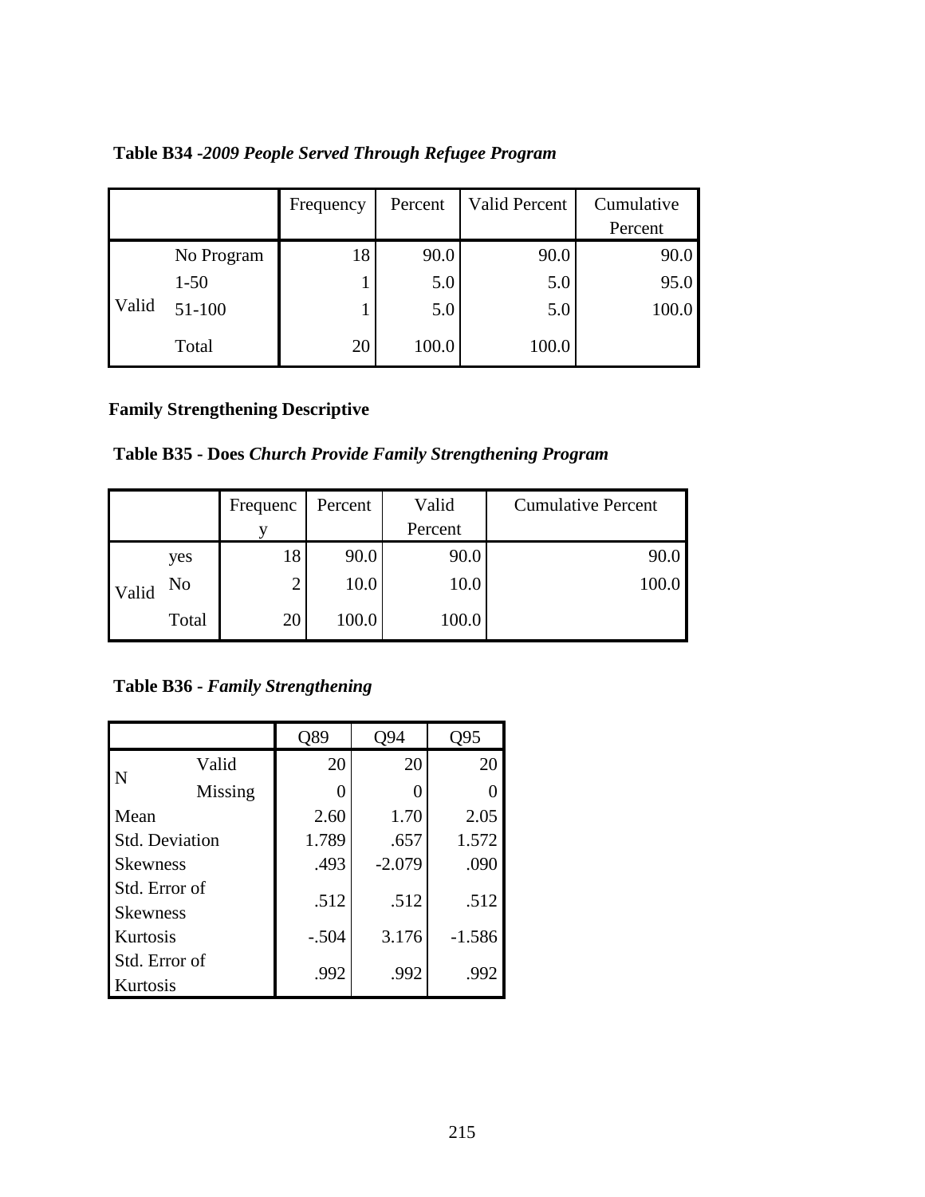**Table B34 -*2009 People Served Through Refugee Program***

| | | Frequency | Percent | Valid Percent | Cumulative Percent |
|---|---|---|---|---|---|
| Valid | No Program | 18 | 90.0 | 90.0 | 90.0 |
| | 1-50 | 1 | 5.0 | 5.0 | 95.0 |
| | 51-100 | 1 | 5.0 | 5.0 | 100.0 |
| | Total | 20 | 100.0 | 100.0 | |

**Family Strengthening Descriptive**

**Table B35 - Does *Church Provide Family Strengthening Program***

| | | Frequency | Percent | Valid Percent | Cumulative Percent |
|---|---|---|---|---|---|
| Valid | yes | 18 | 90.0 | 90.0 | 90.0 |
| | No | 2 | 10.0 | 10.0 | 100.0 |
| | Total | 20 | 100.0 | 100.0 | |

**Table B36 - *Family Strengthening***

| | | Q89 | Q94 | Q95 |
|---|---|---|---|---|
| N | Valid | 20 | 20 | 20 |
| | Missing | 0 | 0 | 0 |
| Mean | | 2.60 | 1.70 | 2.05 |
| Std. Deviation | | 1.789 | .657 | 1.572 |
| Skewness | | .493 | -2.079 | .090 |
| Std. Error of Skewness | | .512 | .512 | .512 |
| Kurtosis | | -.504 | 3.176 | -1.586 |
| Std. Error of Kurtosis | | .992 | .992 | .992 |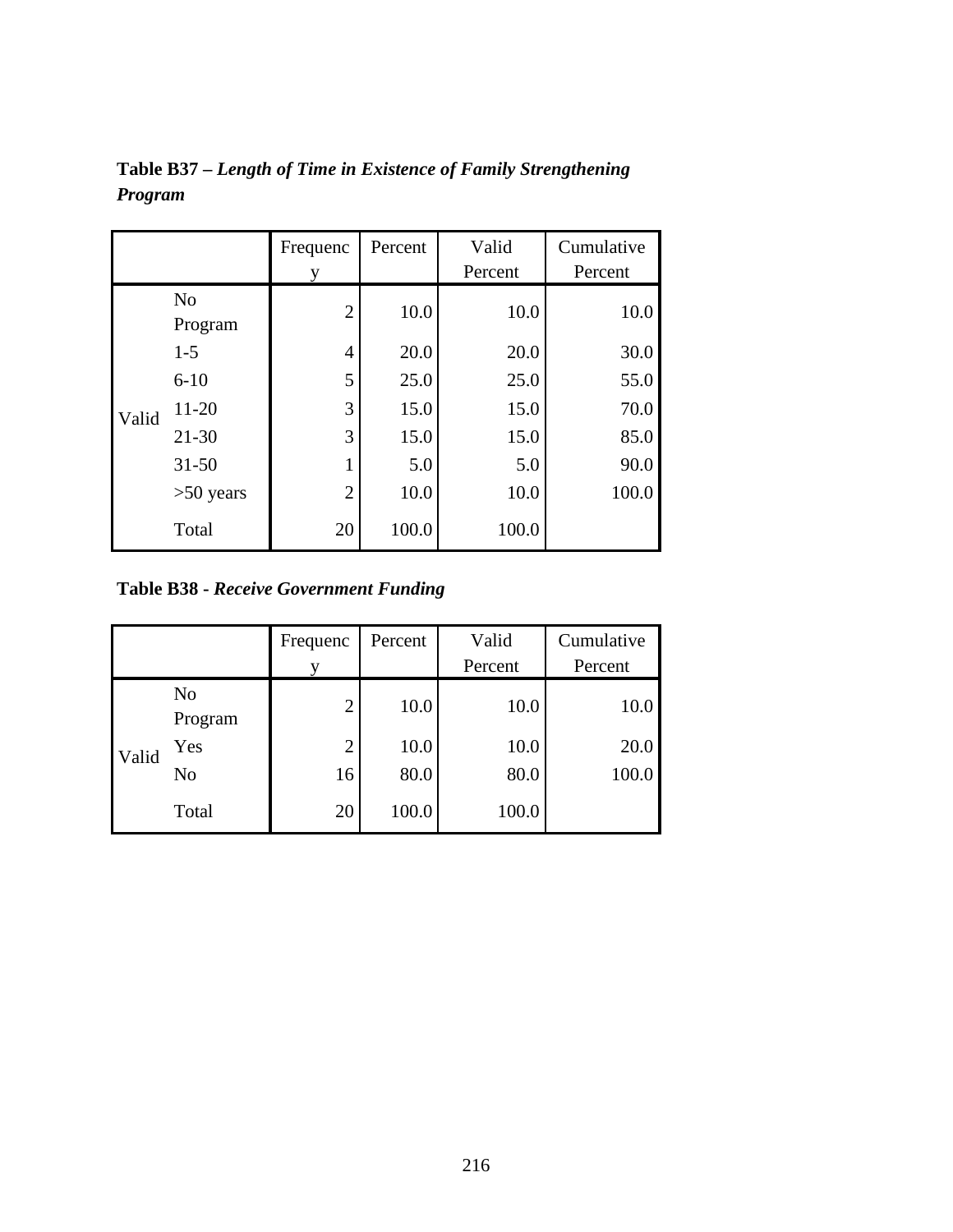**Table B37 –** ***Length of Time in Existence of Family Strengthening Program***

| | | Frequency | Percent | Valid Percent | Cumulative Percent |
|---|---|---|---|---|---|
| Valid | No Program | 2 | 10.0 | 10.0 | 10.0 |
| | 1-5 | 4 | 20.0 | 20.0 | 30.0 |
| | 6-10 | 5 | 25.0 | 25.0 | 55.0 |
| | 11-20 | 3 | 15.0 | 15.0 | 70.0 |
| | 21-30 | 3 | 15.0 | 15.0 | 85.0 |
| | 31-50 | 1 | 5.0 | 5.0 | 90.0 |
| | >50 years | 2 | 10.0 | 10.0 | 100.0 |
| | Total | 20 | 100.0 | 100.0 | |

**Table B38 -** ***Receive Government Funding***

| | | Frequency | Percent | Valid Percent | Cumulative Percent |
|---|---|---|---|---|---|
| Valid | No Program | 2 | 10.0 | 10.0 | 10.0 |
| | Yes | 2 | 10.0 | 10.0 | 20.0 |
| | No | 16 | 80.0 | 80.0 | 100.0 |
| | Total | 20 | 100.0 | 100.0 | |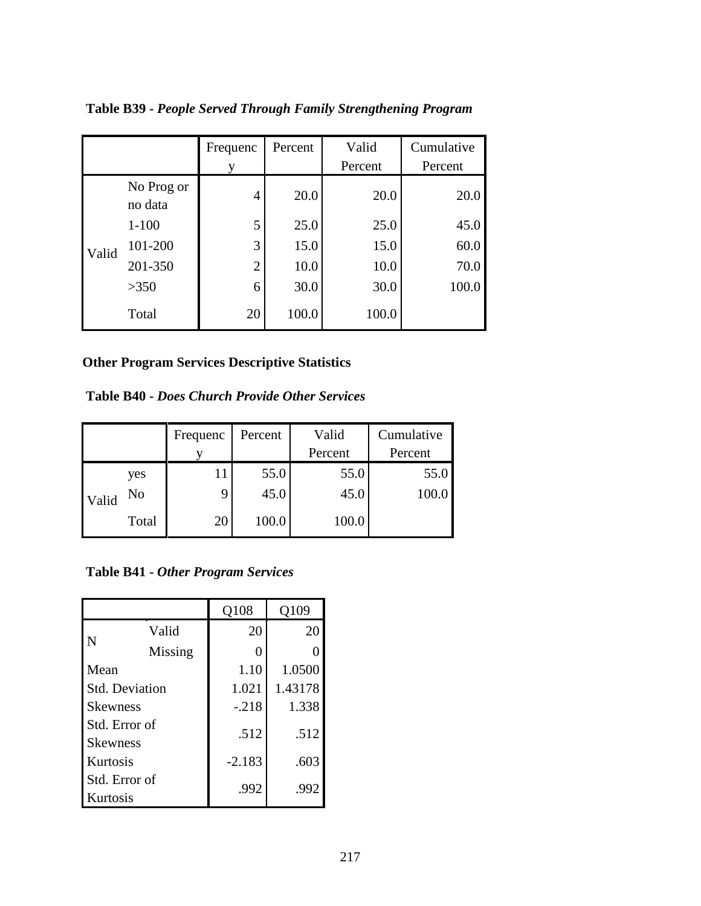**Table B39 -** ***People Served Through Family Strengthening Program***

| | | Frequency | Percent | Valid Percent | Cumulative Percent |
|---|---|---|---|---|---|
| Valid | No Prog or no data | 4 | 20.0 | 20.0 | 20.0 |
| | 1-100 | 5 | 25.0 | 25.0 | 45.0 |
| | 101-200 | 3 | 15.0 | 15.0 | 60.0 |
| | 201-350 | 2 | 10.0 | 10.0 | 70.0 |
| | >350 | 6 | 30.0 | 30.0 | 100.0 |
| | Total | 20 | 100.0 | 100.0 | |

**Other Program Services Descriptive Statistics**

**Table B40 -** ***Does Church Provide Other Services***

| | | Frequency | Percent | Valid Percent | Cumulative Percent |
|---|---|---|---|---|---|
| Valid | yes | 11 | 55.0 | 55.0 | 55.0 |
| | No | 9 | 45.0 | 45.0 | 100.0 |
| | Total | 20 | 100.0 | 100.0 | |

**Table B41 -** ***Other Program Services***

| | | Q108 | Q109 |
|---|---|---|---|
| N | Valid | 20 | 20 |
| | Missing | 0 | 0 |
| Mean | | 1.10 | 1.0500 |
| Std. Deviation | | 1.021 | 1.43178 |
| Skewness | | -.218 | 1.338 |
| Std. Error of Skewness | | .512 | .512 |
| Kurtosis | | -2.183 | .603 |
| Std. Error of Kurtosis | | .992 | .992 |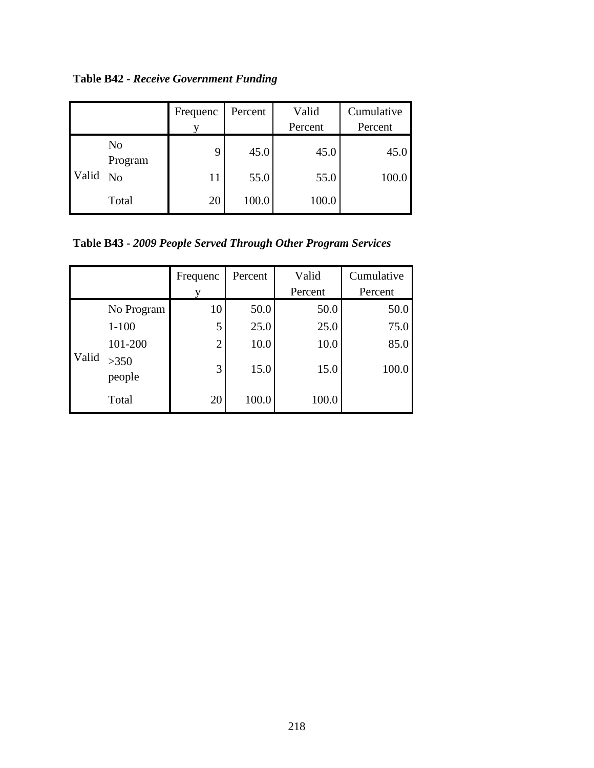**Table B42 -** ***Receive Government Funding***

| | | Frequency | Percent | Valid Percent | Cumulative Percent |
|---|---|---|---|---|---|
| Valid | No Program | 9 | 45.0 | 45.0 | 45.0 |
| | No | 11 | 55.0 | 55.0 | 100.0 |
| | Total | 20 | 100.0 | 100.0 | |

**Table B43 -** ***2009 People Served Through Other Program Services***

| | | Frequency | Percent | Valid Percent | Cumulative Percent |
|---|---|---|---|---|---|
| Valid | No Program | 10 | 50.0 | 50.0 | 50.0 |
| | 1-100 | 5 | 25.0 | 25.0 | 75.0 |
| | 101-200 | 2 | 10.0 | 10.0 | 85.0 |
| | >350 people | 3 | 15.0 | 15.0 | 100.0 |
| | Total | 20 | 100.0 | 100.0 | |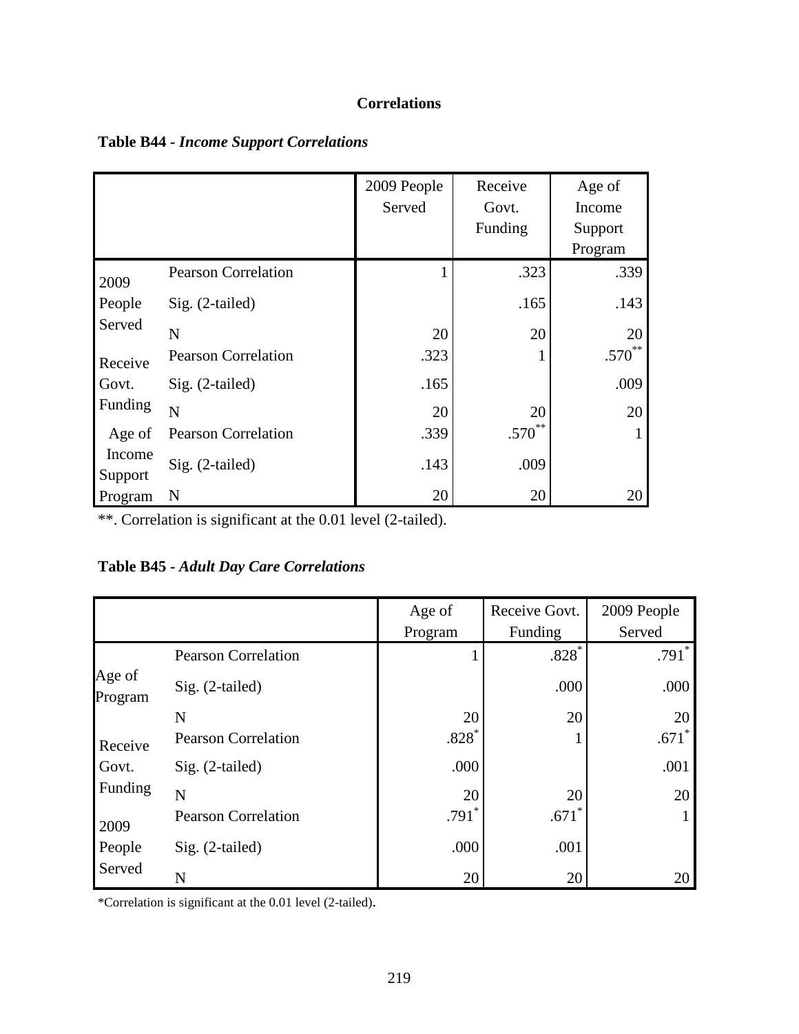**Correlations**

**Table B44 -** ***Income Support Correlations***

| | | 2009 People Served | Receive Govt. Funding | Age of Income Support Program |
|---|---|---|---|---|
| 2009 People Served | Pearson Correlation | 1 | .323 | .339 |
| | Sig. (2-tailed) | | .165 | .143 |
| | N | 20 | 20 | 20 |
| Receive Govt. Funding | Pearson Correlation | .323 | 1 | .570** |
| | Sig. (2-tailed) | .165 | | .009 |
| | N | 20 | 20 | 20 |
| Age of Income Support Program | Pearson Correlation | .339 | .570** | 1 |
| | Sig. (2-tailed) | .143 | .009 | |
| | N | 20 | 20 | 20 |

**. Correlation is significant at the 0.01 level (2-tailed).

**Table B45 -** ***Adult Day Care Correlations***

| | | Age of Program | Receive Govt. Funding | 2009 People Served |
|---|---|---|---|---|
| Age of Program | Pearson Correlation | 1 | .828* | .791* |
| | Sig. (2-tailed) | | .000 | .000 |
| | N | 20 | 20 | 20 |
| Receive Govt. Funding | Pearson Correlation | .828* | 1 | .671* |
| | Sig. (2-tailed) | .000 | | .001 |
| | N | 20 | 20 | 20 |
| 2009 People Served | Pearson Correlation | .791* | .671* | 1 |
| | Sig. (2-tailed) | .000 | .001 | |
| | N | 20 | 20 | 20 |

*Correlation is significant at the 0.01 level (2-tailed).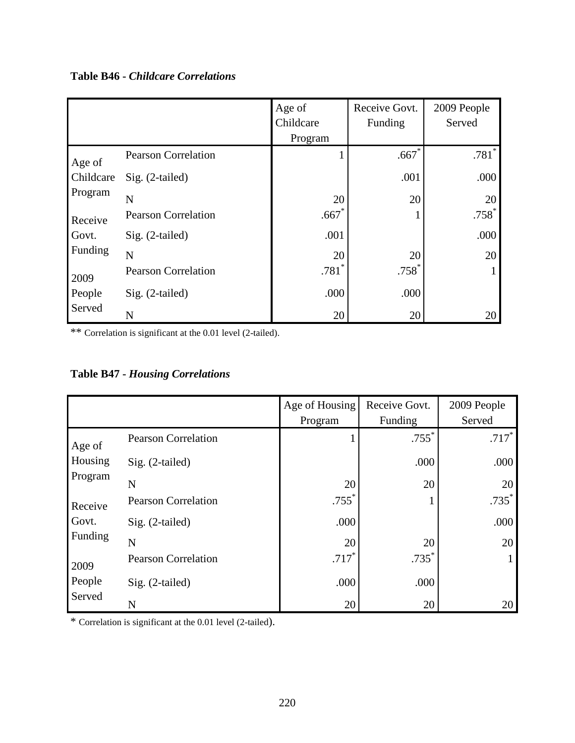**Table B46 -** ***Childcare Correlations***

| | | Age of Childcare Program | Receive Govt. Funding | 2009 People Served |
|---|---|---|---|---|
| Age of Childcare Program | Pearson Correlation | 1 | .667* | .781* |
| | Sig. (2-tailed) | | .001 | .000 |
| | N | 20 | 20 | 20 |
| Receive Govt. Funding | Pearson Correlation | .667* | 1 | .758* |
| | Sig. (2-tailed) | .001 | | .000 |
| | N | 20 | 20 | 20 |
| 2009 People Served | Pearson Correlation | .781* | .758* | 1 |
| | Sig. (2-tailed) | .000 | .000 | |
| | N | 20 | 20 | 20 |

** Correlation is significant at the 0.01 level (2-tailed).

**Table B47 -** ***Housing Correlations***

| | | Age of Housing Program | Receive Govt. Funding | 2009 People Served |
|---|---|---|---|---|
| Age of Housing Program | Pearson Correlation | 1 | .755* | .717* |
| | Sig. (2-tailed) | | .000 | .000 |
| | N | 20 | 20 | 20 |
| Receive Govt. Funding | Pearson Correlation | .755* | 1 | .735* |
| | Sig. (2-tailed) | .000 | | .000 |
| | N | 20 | 20 | 20 |
| 2009 People Served | Pearson Correlation | .717* | .735* | 1 |
| | Sig. (2-tailed) | .000 | .000 | |
| | N | 20 | 20 | 20 |

* Correlation is significant at the 0.01 level (2-tailed).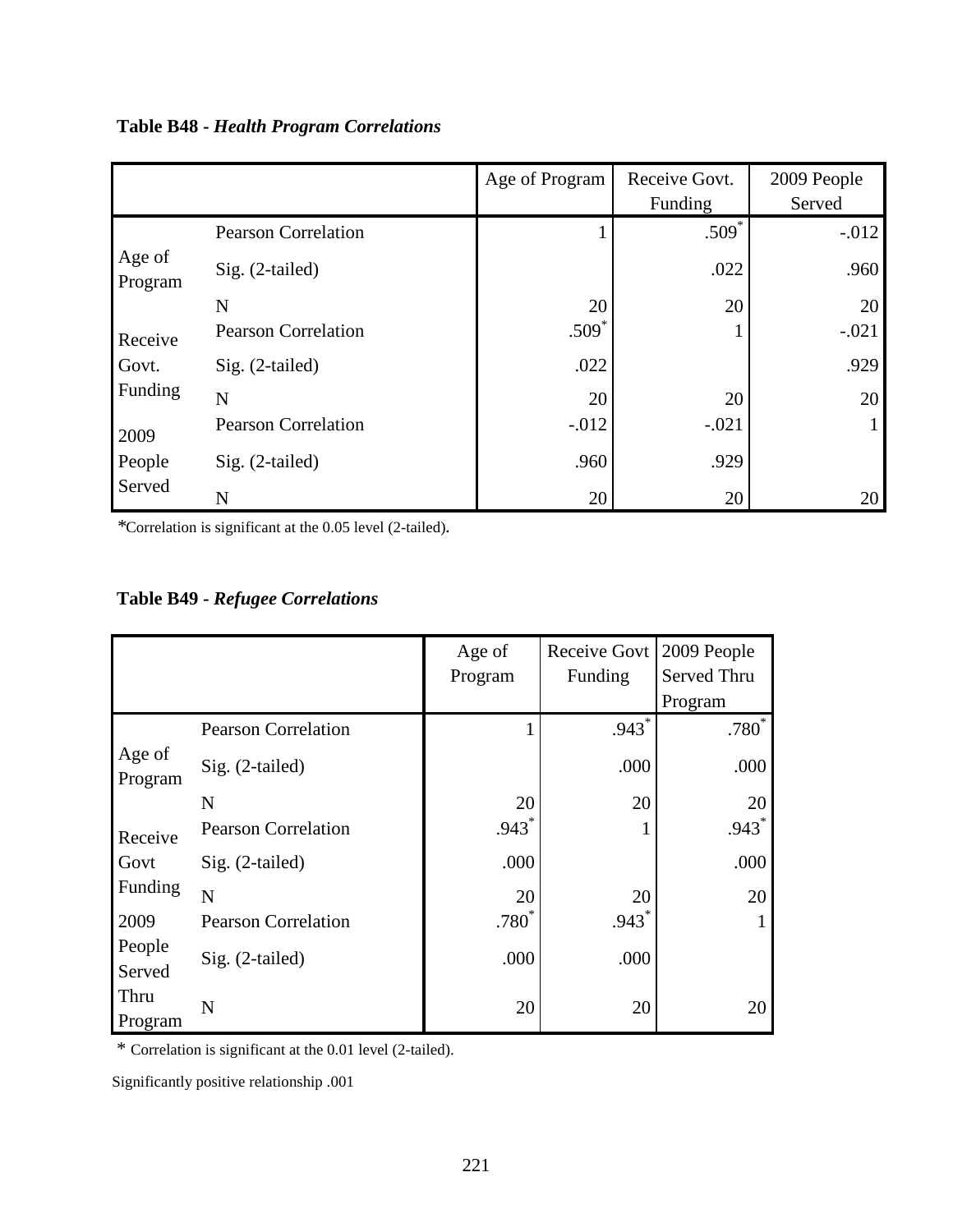**Table B48 -** ***Health Program Correlations***

| | | Age of Program | Receive Govt. Funding | 2009 People Served |
|---|---|---|---|---|
| Age of Program | Pearson Correlation | 1 | .509* | -.012 |
| | Sig. (2-tailed) | | .022 | .960 |
| | N | 20 | 20 | 20 |
| Receive Govt. Funding | Pearson Correlation | .509* | 1 | -.021 |
| | Sig. (2-tailed) | .022 | | .929 |
| | N | 20 | 20 | 20 |
| 2009 People Served | Pearson Correlation | -.012 | -.021 | 1 |
| | Sig. (2-tailed) | .960 | .929 | |
| | N | 20 | 20 | 20 |

*Correlation is significant at the 0.05 level (2-tailed).

**Table B49 -** ***Refugee Correlations***

| | | Age of Program | Receive Govt Funding | 2009 People Served Thru Program |
|---|---|---|---|---|
| Age of Program | Pearson Correlation | 1 | .943* | .780* |
| | Sig. (2-tailed) | | .000 | .000 |
| | N | 20 | 20 | 20 |
| Receive Govt Funding | Pearson Correlation | .943* | 1 | .943* |
| | Sig. (2-tailed) | .000 | | .000 |
| | N | 20 | 20 | 20 |
| 2009 People Served Thru Program | Pearson Correlation | .780* | .943* | 1 |
| | Sig. (2-tailed) | .000 | .000 | |
| | N | 20 | 20 | 20 |

* Correlation is significant at the 0.01 level (2-tailed).

Significantly positive relationship .001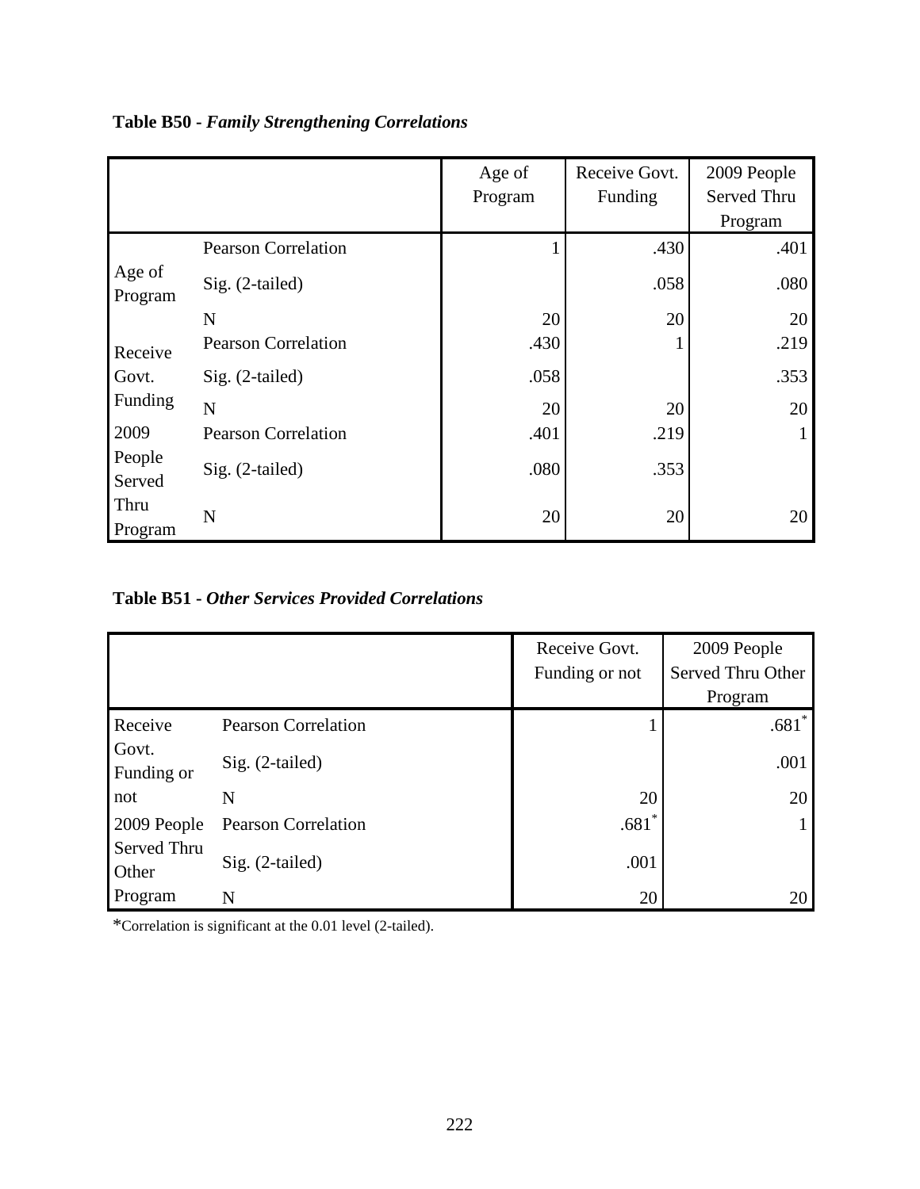**Table B50 -** ***Family Strengthening Correlations***

| | | Age of Program | Receive Govt. Funding | 2009 People Served Thru Program |
|---|---|---|---|---|
| Age of Program | Pearson Correlation | 1 | .430 | .401 |
| | Sig. (2-tailed) | | .058 | .080 |
| | N | 20 | 20 | 20 |
| Receive Govt. Funding | Pearson Correlation | .430 | 1 | .219 |
| | Sig. (2-tailed) | .058 | | .353 |
| | N | 20 | 20 | 20 |
| 2009 People Served Thru Program | Pearson Correlation | .401 | .219 | 1 |
| | Sig. (2-tailed) | .080 | .353 | |
| | N | 20 | 20 | 20 |

**Table B51 -** ***Other Services Provided Correlations***

| | | Receive Govt. Funding or not | 2009 People Served Thru Other Program |
|---|---|---|---|
| Receive Govt. Funding or not | Pearson Correlation | 1 | .681* |
| | Sig. (2-tailed) | | .001 |
| | N | 20 | 20 |
| 2009 People Served Thru Other Program | Pearson Correlation | .681* | 1 |
| | Sig. (2-tailed) | .001 | |
| | N | 20 | 20 |

*Correlation is significant at the 0.01 level (2-tailed).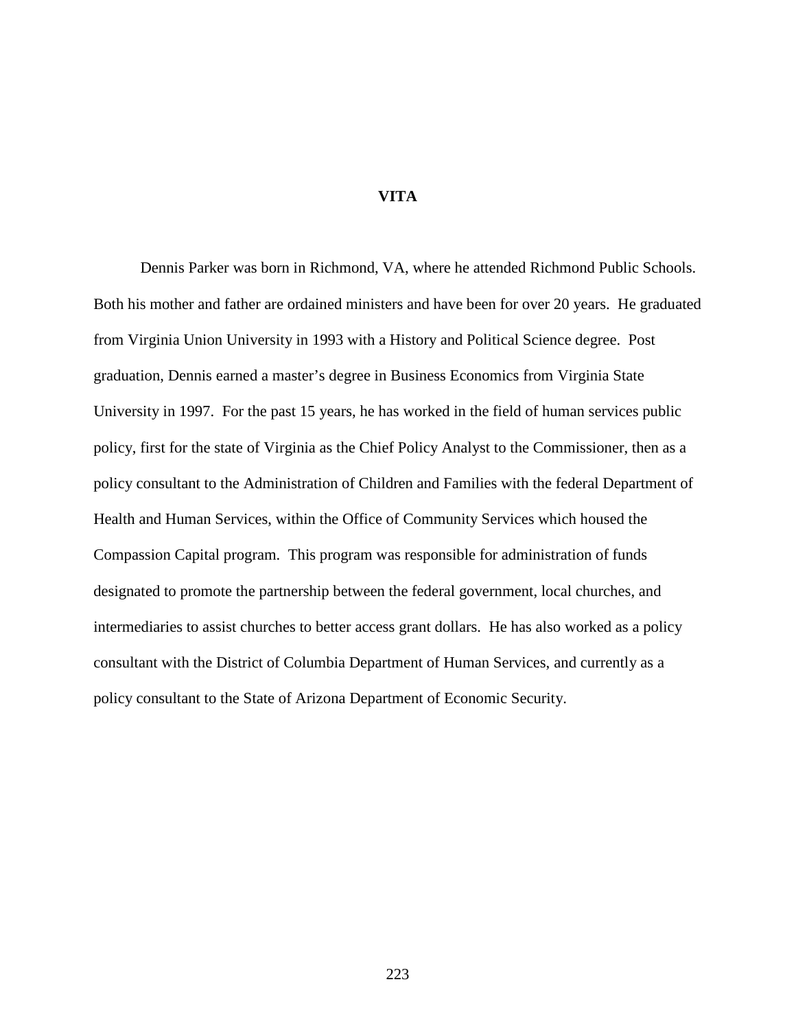# VITA

Dennis Parker was born in Richmond, VA, where he attended Richmond Public Schools. Both his mother and father are ordained ministers and have been for over 20 years. He graduated from Virginia Union University in 1993 with a History and Political Science degree. Post graduation, Dennis earned a master's degree in Business Economics from Virginia State University in 1997. For the past 15 years, he has worked in the field of human services public policy, first for the state of Virginia as the Chief Policy Analyst to the Commissioner, then as a policy consultant to the Administration of Children and Families with the federal Department of Health and Human Services, within the Office of Community Services which housed the Compassion Capital program. This program was responsible for administration of funds designated to promote the partnership between the federal government, local churches, and intermediaries to assist churches to better access grant dollars. He has also worked as a policy consultant with the District of Columbia Department of Human Services, and currently as a policy consultant to the State of Arizona Department of Economic Security.